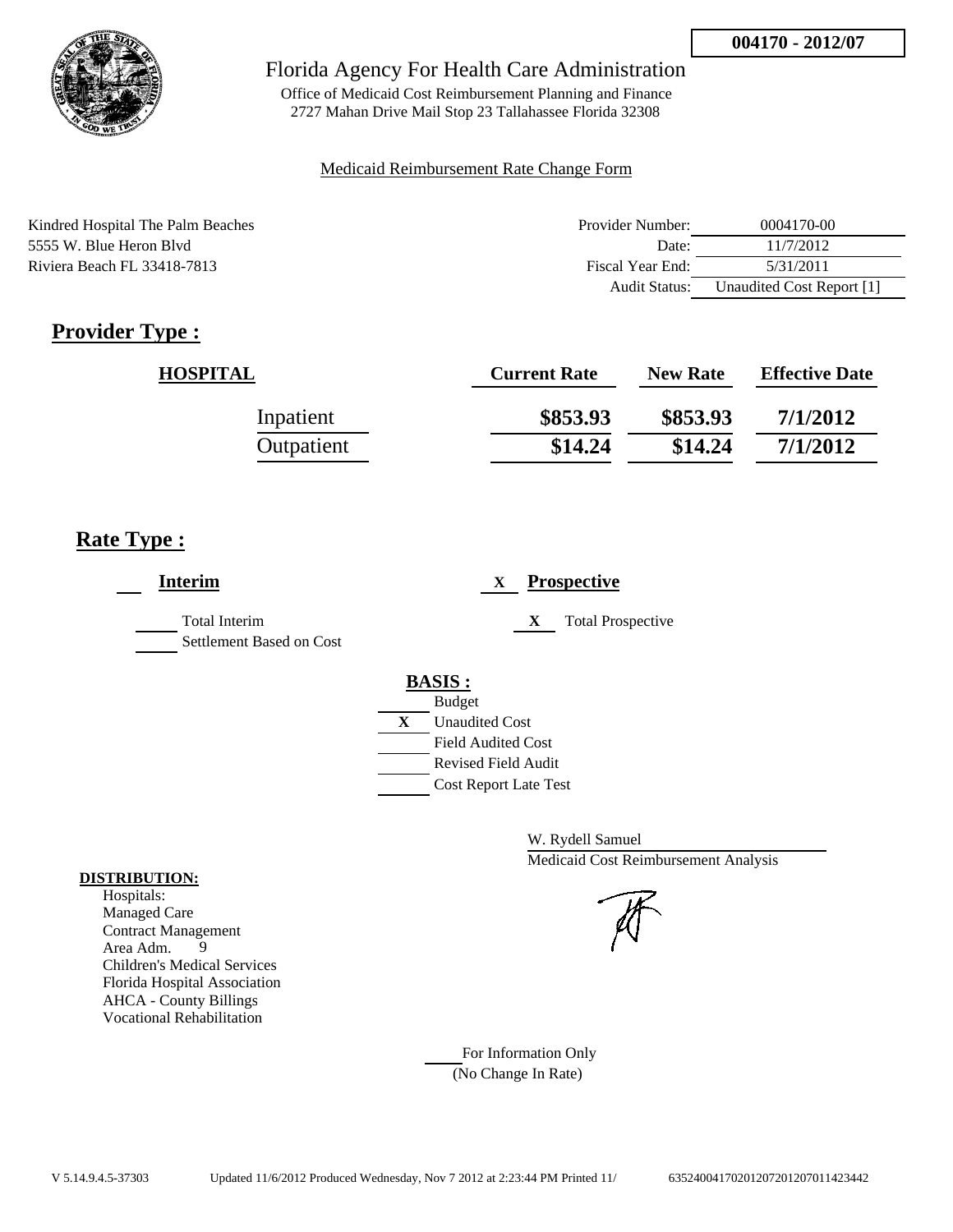**004170 - 2012/07**

Florida Agency For Health Care Administration

Office of Medicaid Cost Reimbursement Planning and Finance
2727 Mahan Drive Mail Stop 23 Tallahassee Florida 32308

Medicaid Reimbursement Rate Change Form

Kindred Hospital The Palm Beaches
5555 W. Blue Heron Blvd
Riviera Beach FL 33418-7813

| | |
|---|---|
| Provider Number: | 0004170-00 |
| Date: | 11/7/2012 |
| Fiscal Year End: | 5/31/2011 |
| Audit Status: | Unaudited Cost Report [1] |

## Provider Type :

| HOSPITAL | Current Rate | New Rate | Effective Date |
|---|---|---|---|
| Inpatient | \$853.93 | \$853.93 | 7/1/2012 |
| Outpatient | \$14.24 | \$14.24 | 7/1/2012 |

## Rate Type :

___ **Interim**

___ Total Interim
___ Settlement Based on Cost

X **Prospective**

X Total Prospective

**BASIS :**

___ Budget
X Unaudited Cost
___ Field Audited Cost
___ Revised Field Audit
___ Cost Report Late Test

W. Rydell Samuel
Medicaid Cost Reimbursement Analysis

**DISTRIBUTION:**
Hospitals:
Managed Care
Contract Management
Area Adm. 9
Children's Medical Services
Florida Hospital Association
AHCA - County Billings
Vocational Rehabilitation

___ For Information Only
(No Change In Rate)

V 5.14.9.4.5-37303 Updated 11/6/2012 Produced Wednesday, Nov 7 2012 at 2:23:44 PM Printed 11/ 635240041702012072012070114234​42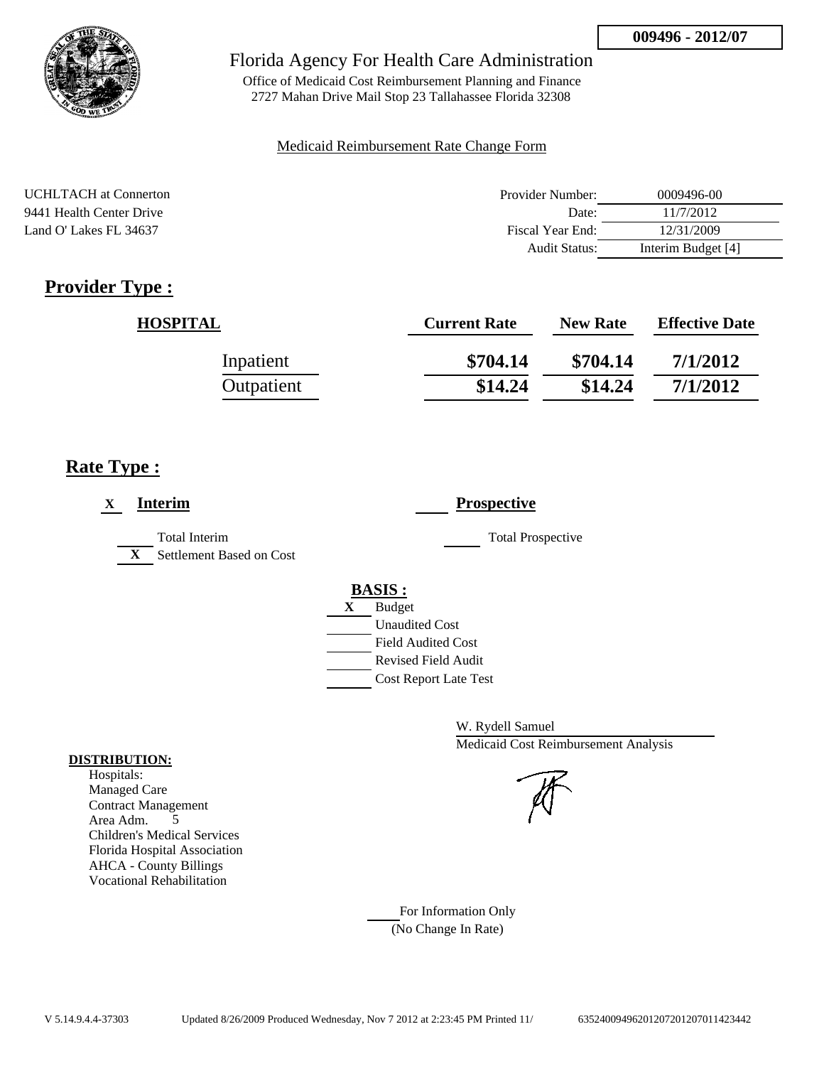**009496 - 2012/07**

Florida Agency For Health Care Administration

Office of Medicaid Cost Reimbursement Planning and Finance
2727 Mahan Drive Mail Stop 23 Tallahassee Florida 32308

Medicaid Reimbursement Rate Change Form

UCHLTACH at Connerton
9441 Health Center Drive
Land O' Lakes FL 34637

| | |
|---|---|
| Provider Number: | 0009496-00 |
| Date: | 11/7/2012 |
| Fiscal Year End: | 12/31/2009 |
| Audit Status: | Interim Budget [4] |

## Provider Type :

| HOSPITAL | Current Rate | New Rate | Effective Date |
|---|---|---|---|
| Inpatient | $704.14 | $704.14 | 7/1/2012 |
| Outpatient | $14.24 | $14.24 | 7/1/2012 |

## Rate Type :

X **Interim**

___ Total Interim

X Settlement Based on Cost

___ **Prospective**

___ Total Prospective

**BASIS :**

X Budget

___ Unaudited Cost

___ Field Audited Cost

___ Revised Field Audit

___ Cost Report Late Test

W. Rydell Samuel
Medicaid Cost Reimbursement Analysis

**DISTRIBUTION:**

Hospitals:
Managed Care
Contract Management
Area Adm. 5
Children's Medical Services
Florida Hospital Association
AHCA - County Billings
Vocational Rehabilitation

___ For Information Only
(No Change In Rate)

V 5.14.9.4.4-37303 Updated 8/26/2009 Produced Wednesday, Nov 7 2012 at 2:23:45 PM Printed 11/ 635240094962012072012070114234442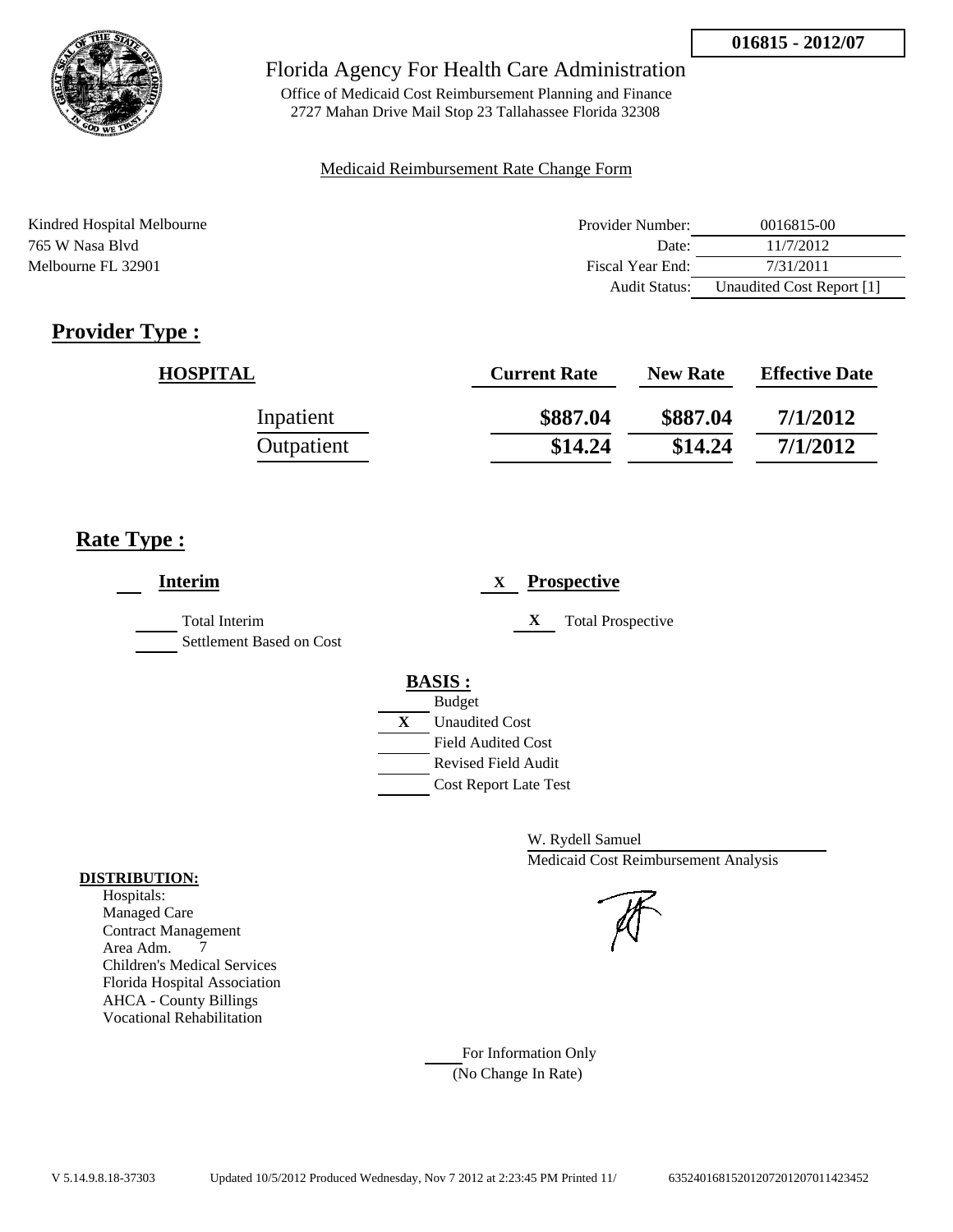**016815 - 2012/07**

# Florida Agency For Health Care Administration

Office of Medicaid Cost Reimbursement Planning and Finance
2727 Mahan Drive Mail Stop 23 Tallahassee Florida 32308

Medicaid Reimbursement Rate Change Form

Kindred Hospital Melbourne
765 W Nasa Blvd
Melbourne FL 32901

| | |
|---|---|
| Provider Number: | 0016815-00 |
| Date: | 11/7/2012 |
| Fiscal Year End: | 7/31/2011 |
| Audit Status: | Unaudited Cost Report [1] |

## Provider Type :

| HOSPITAL | Current Rate | New Rate | Effective Date |
|---|---|---|---|
| Inpatient | \$887.04 | \$887.04 | 7/1/2012 |
| Outpatient | \$14.24 | \$14.24 | 7/1/2012 |

## Rate Type :

___ **Interim**

_____ Total Interim
_____ Settlement Based on Cost

X **Prospective**

X Total Prospective

**BASIS :**

_____ Budget
X Unaudited Cost
_____ Field Audited Cost
_____ Revised Field Audit
_____ Cost Report Late Test

W. Rydell Samuel
Medicaid Cost Reimbursement Analysis

**DISTRIBUTION:**

Hospitals:
Managed Care
Contract Management
Area Adm. 7
Children's Medical Services
Florida Hospital Association
AHCA - County Billings
Vocational Rehabilitation

_____ For Information Only
(No Change In Rate)

V 5.14.9.8.18-37303 Updated 10/5/2012 Produced Wednesday, Nov 7 2012 at 2:23:45 PM Printed 11/ 635240168152012072012070114234522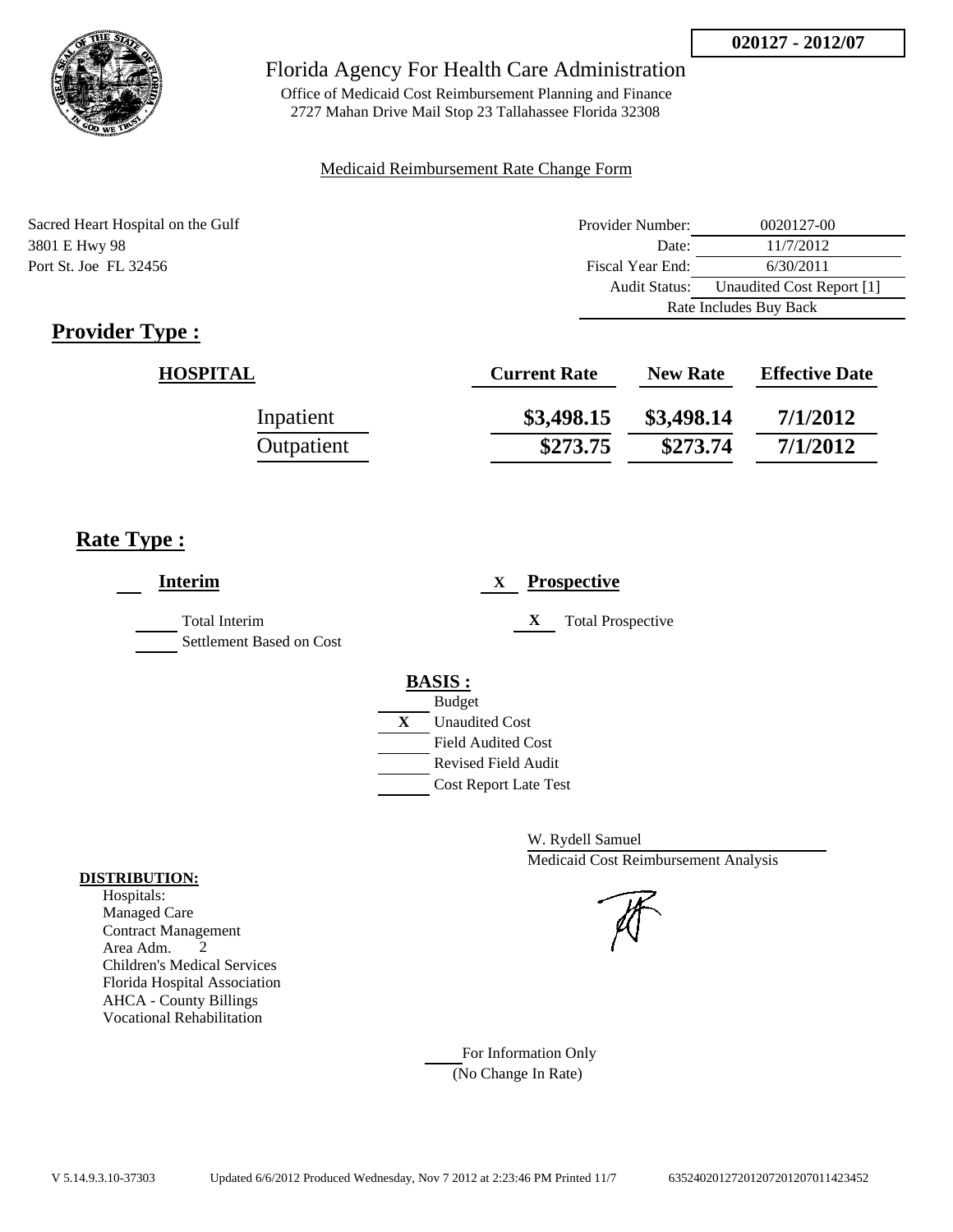020127 - 2012/07

# Florida Agency For Health Care Administration

Office of Medicaid Cost Reimbursement Planning and Finance
2727 Mahan Drive Mail Stop 23 Tallahassee Florida 32308

Medicaid Reimbursement Rate Change Form

Sacred Heart Hospital on the Gulf
3801 E Hwy 98
Port St. Joe FL 32456

| | |
|---|---|
| Provider Number: | 0020127-00 |
| Date: | 11/7/2012 |
| Fiscal Year End: | 6/30/2011 |
| Audit Status: | Unaudited Cost Report [1] |
| Rate Includes Buy Back | |

## Provider Type :

| HOSPITAL | Current Rate | New Rate | Effective Date |
|---|---|---|---|
| Inpatient | $3,498.15 | $3,498.14 | 7/1/2012 |
| Outpatient | $273.75 | $273.74 | 7/1/2012 |

## Rate Type :

___ **Interim**

___ Total Interim
___ Settlement Based on Cost

X **Prospective**

X Total Prospective

**BASIS :**

___ Budget
X Unaudited Cost
___ Field Audited Cost
___ Revised Field Audit
___ Cost Report Late Test

W. Rydell Samuel
Medicaid Cost Reimbursement Analysis

**DISTRIBUTION:**

Hospitals:
Managed Care
Contract Management
Area Adm. 2
Children's Medical Services
Florida Hospital Association
AHCA - County Billings
Vocational Rehabilitation

___ For Information Only
(No Change In Rate)

V 5.14.9.3.10-37303 Updated 6/6/2012 Produced Wednesday, Nov 7 2012 at 2:23:46 PM Printed 11/7 635240201272012072012070114234 52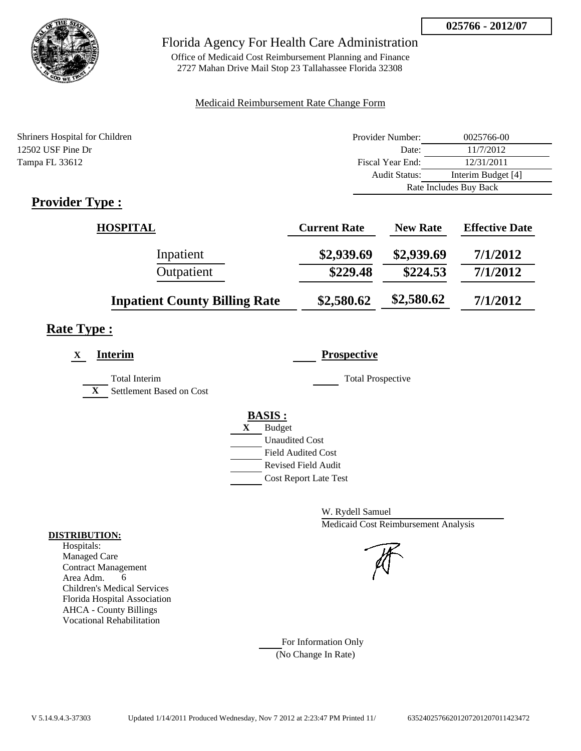**025766 - 2012/07**

# Florida Agency For Health Care Administration

Office of Medicaid Cost Reimbursement Planning and Finance
2727 Mahan Drive Mail Stop 23 Tallahassee Florida 32308

Medicaid Reimbursement Rate Change Form

Shriners Hospital for Children
12502 USF Pine Dr
Tampa FL 33612

| | |
|---|---|
| Provider Number: | 0025766-00 |
| Date: | 11/7/2012 |
| Fiscal Year End: | 12/31/2011 |
| Audit Status: | Interim Budget [4] |
| | Rate Includes Buy Back |

## Provider Type :

| HOSPITAL | Current Rate | New Rate | Effective Date |
|---|---|---|---|
| Inpatient | $2,939.69 | $2,939.69 | 7/1/2012 |
| Outpatient | $229.48 | $224.53 | 7/1/2012 |
| **Inpatient County Billing Rate** | $2,580.62 | $2,580.62 | 7/1/2012 |

## Rate Type :

X **Interim**

___ Total Interim
X Settlement Based on Cost

___ **Prospective**

___ Total Prospective

**BASIS :**

X Budget
___ Unaudited Cost
___ Field Audited Cost
___ Revised Field Audit
___ Cost Report Late Test

W. Rydell Samuel
Medicaid Cost Reimbursement Analysis

**DISTRIBUTION:**
Hospitals:
Managed Care
Contract Management
Area Adm. 6
Children's Medical Services
Florida Hospital Association
AHCA - County Billings
Vocational Rehabilitation

___ For Information Only
(No Change In Rate)

V 5.14.9.4.3-37303 Updated 1/14/2011 Produced Wednesday, Nov 7 2012 at 2:23:47 PM Printed 11/ 635240257662012072012070114423472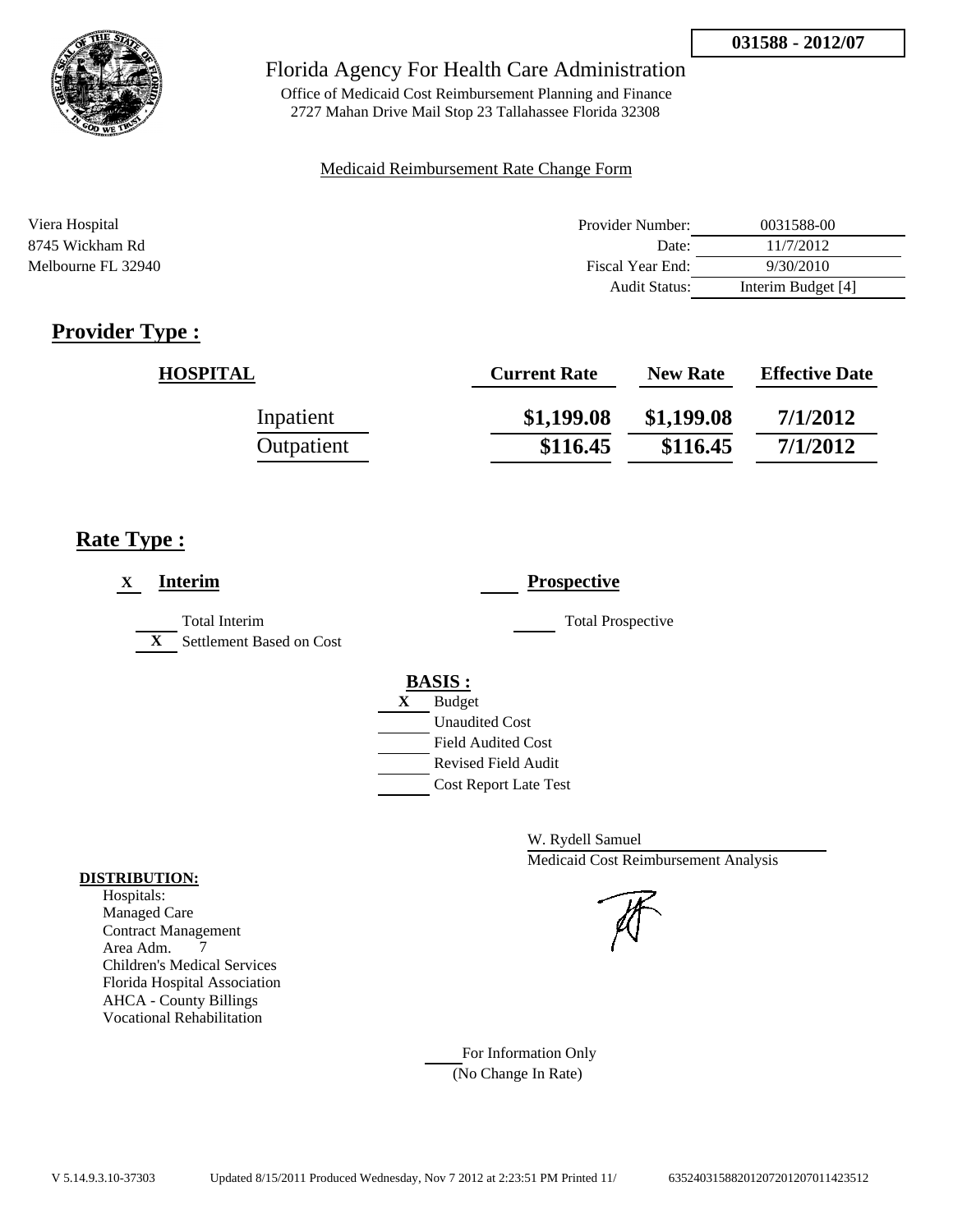**031588 - 2012/07**

Florida Agency For Health Care Administration

Office of Medicaid Cost Reimbursement Planning and Finance
2727 Mahan Drive Mail Stop 23 Tallahassee Florida 32308

Medicaid Reimbursement Rate Change Form

Viera Hospital
8745 Wickham Rd
Melbourne FL 32940

| | |
|---|---|
| Provider Number: | 0031588-00 |
| Date: | 11/7/2012 |
| Fiscal Year End: | 9/30/2010 |
| Audit Status: | Interim Budget [4] |

## Provider Type :

| HOSPITAL | Current Rate | New Rate | Effective Date |
|---|---|---|---|
| Inpatient | $1,199.08 | $1,199.08 | 7/1/2012 |
| Outpatient | $116.45 | $116.45 | 7/1/2012 |

## Rate Type :

X **Interim**

___ Total Interim

X Settlement Based on Cost

___ **Prospective**

___ Total Prospective

**BASIS :**

X Budget

___ Unaudited Cost

___ Field Audited Cost

___ Revised Field Audit

___ Cost Report Late Test

W. Rydell Samuel

Medicaid Cost Reimbursement Analysis

**DISTRIBUTION:**

Hospitals:
Managed Care
Contract Management
Area Adm. 7
Children's Medical Services
Florida Hospital Association
AHCA - County Billings
Vocational Rehabilitation

___ For Information Only
(No Change In Rate)

V 5.14.9.3.10-37303 Updated 8/15/2011 Produced Wednesday, Nov 7 2012 at 2:23:51 PM Printed 11/ 635240315882012072012070114235​12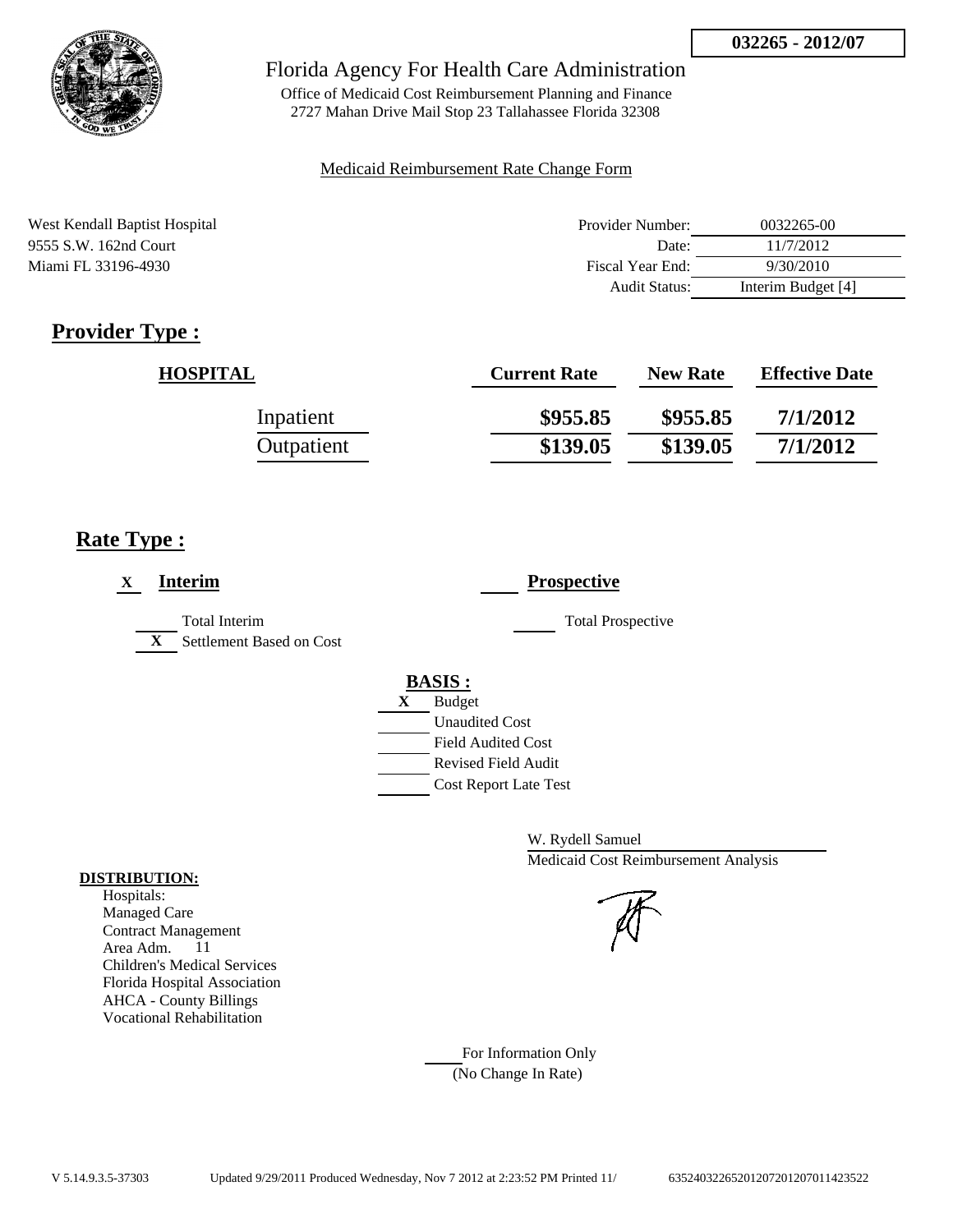**032265 - 2012/07**

Florida Agency For Health Care Administration

Office of Medicaid Cost Reimbursement Planning and Finance
2727 Mahan Drive Mail Stop 23 Tallahassee Florida 32308

Medicaid Reimbursement Rate Change Form

West Kendall Baptist Hospital
9555 S.W. 162nd Court
Miami FL 33196-4930

| | |
|---|---|
| Provider Number: | 0032265-00 |
| Date: | 11/7/2012 |
| Fiscal Year End: | 9/30/2010 |
| Audit Status: | Interim Budget [4] |

## Provider Type :

| HOSPITAL | Current Rate | New Rate | Effective Date |
|---|---|---|---|
| Inpatient | $955.85 | $955.85 | 7/1/2012 |
| Outpatient | $139.05 | $139.05 | 7/1/2012 |

## Rate Type :

X **Interim**

___ Total Interim
X Settlement Based on Cost

___ **Prospective**

___ Total Prospective

**BASIS :**

X Budget
___ Unaudited Cost
___ Field Audited Cost
___ Revised Field Audit
___ Cost Report Late Test

W. Rydell Samuel
Medicaid Cost Reimbursement Analysis

**DISTRIBUTION:**

Hospitals:
Managed Care
Contract Management
Area Adm. 11
Children's Medical Services
Florida Hospital Association
AHCA - County Billings
Vocational Rehabilitation

___ For Information Only
(No Change In Rate)

V 5.14.9.3.5-37303 Updated 9/29/2011 Produced Wednesday, Nov 7 2012 at 2:23:52 PM Printed 11/ 635240322652012072012070114235 22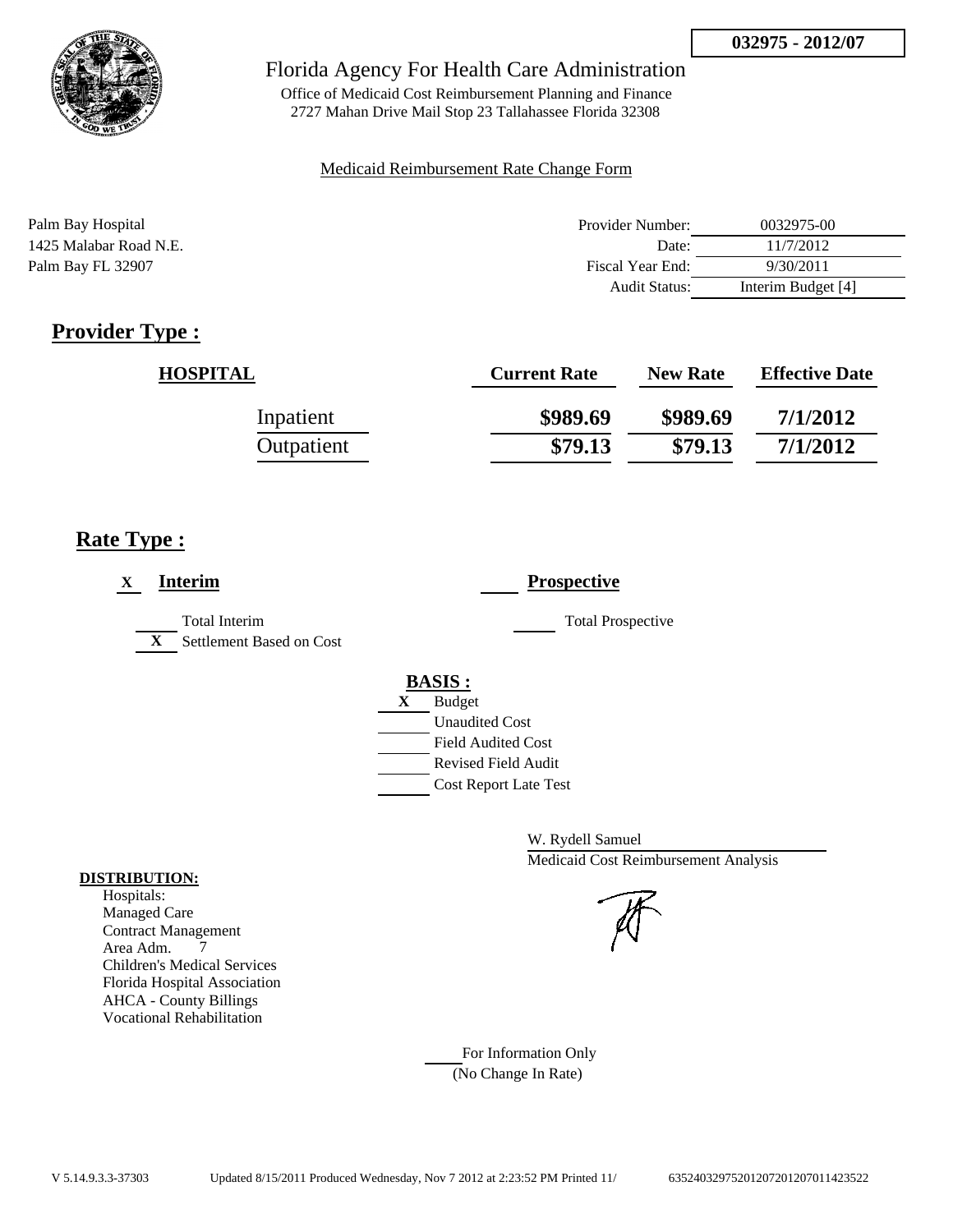032975 - 2012/07

Florida Agency For Health Care Administration

Office of Medicaid Cost Reimbursement Planning and Finance
2727 Mahan Drive Mail Stop 23 Tallahassee Florida 32308

Medicaid Reimbursement Rate Change Form

Palm Bay Hospital
1425 Malabar Road N.E.
Palm Bay FL 32907

| | |
|---|---|
| Provider Number: | 0032975-00 |
| Date: | 11/7/2012 |
| Fiscal Year End: | 9/30/2011 |
| Audit Status: | Interim Budget [4] |

## Provider Type :

| HOSPITAL | Current Rate | New Rate | Effective Date |
|---|---|---|---|
| Inpatient | $989.69 | $989.69 | 7/1/2012 |
| Outpatient | $79.13 | $79.13 | 7/1/2012 |

## Rate Type :

X **Interim**

____ Total Interim

X Settlement Based on Cost

____ **Prospective**

____ Total Prospective

**BASIS :**

X Budget

____ Unaudited Cost

____ Field Audited Cost

____ Revised Field Audit

____ Cost Report Late Test

W. Rydell Samuel
Medicaid Cost Reimbursement Analysis

**DISTRIBUTION:**
Hospitals:
Managed Care
Contract Management
Area Adm. 7
Children's Medical Services
Florida Hospital Association
AHCA - County Billings
Vocational Rehabilitation

____ For Information Only
(No Change In Rate)

V 5.14.9.3.3-37303 Updated 8/15/2011 Produced Wednesday, Nov 7 2012 at 2:23:52 PM Printed 11/ 635240329752012072012070114235 22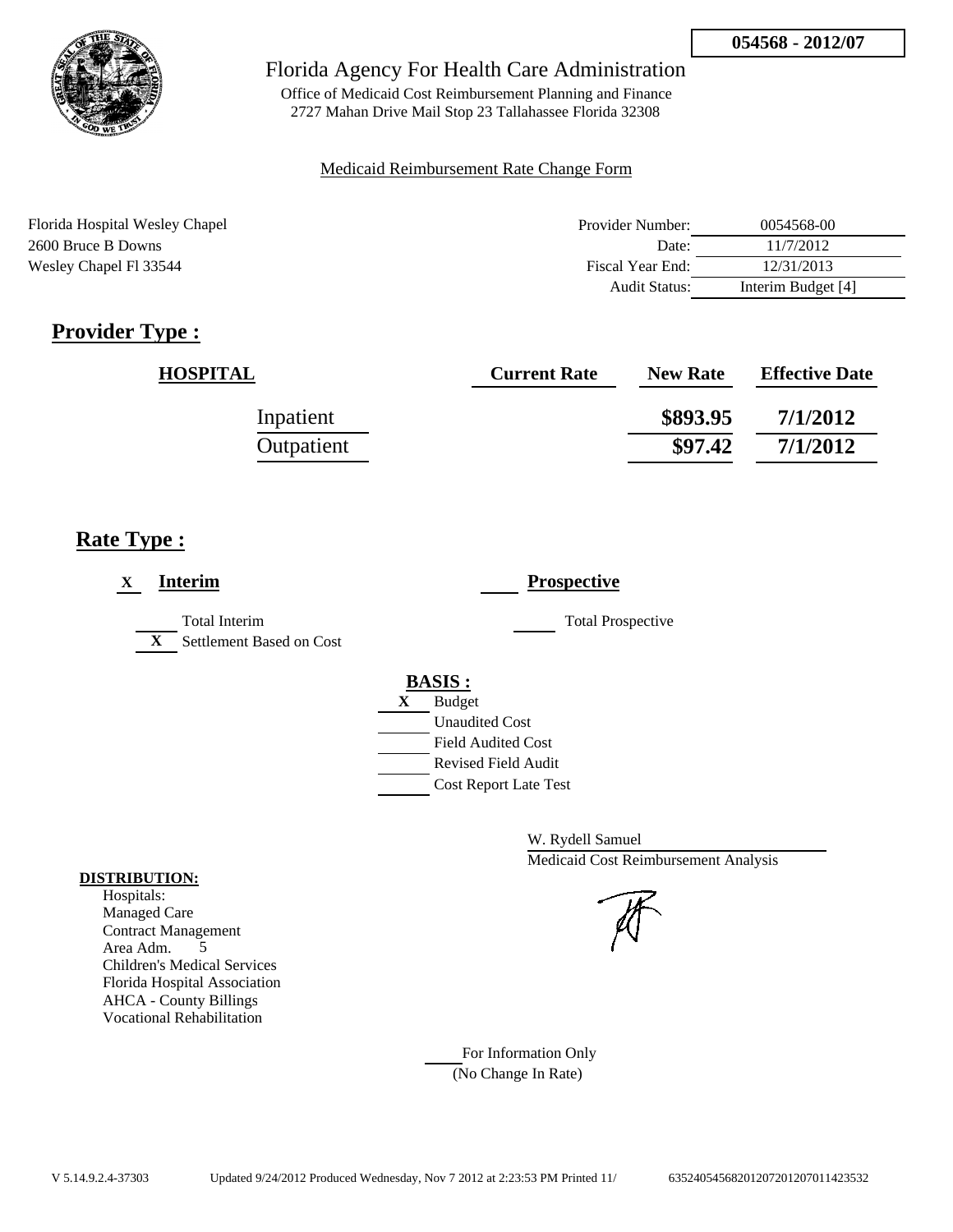**054568 - 2012/07**

# Florida Agency For Health Care Administration

Office of Medicaid Cost Reimbursement Planning and Finance
2727 Mahan Drive Mail Stop 23 Tallahassee Florida 32308

Medicaid Reimbursement Rate Change Form

Florida Hospital Wesley Chapel
2600 Bruce B Downs
Wesley Chapel Fl 33544

| | |
|---|---|
| Provider Number: | 0054568-00 |
| Date: | 11/7/2012 |
| Fiscal Year End: | 12/31/2013 |
| Audit Status: | Interim Budget [4] |

## Provider Type :

| HOSPITAL | Current Rate | New Rate | Effective Date |
|---|---|---|---|
| Inpatient | | $893.95 | 7/1/2012 |
| Outpatient | | $97.42 | 7/1/2012 |

## Rate Type :

X **Interim**

___ Total Interim
X Settlement Based on Cost

___ **Prospective**

___ Total Prospective

**BASIS :**

X Budget
___ Unaudited Cost
___ Field Audited Cost
___ Revised Field Audit
___ Cost Report Late Test

W. Rydell Samuel
Medicaid Cost Reimbursement Analysis

**DISTRIBUTION:**
Hospitals:
Managed Care
Contract Management
Area Adm. 5
Children's Medical Services
Florida Hospital Association
AHCA - County Billings
Vocational Rehabilitation

___ For Information Only
(No Change In Rate)

V 5.14.9.2.4-37303 Updated 9/24/2012 Produced Wednesday, Nov 7 2012 at 2:23:53 PM Printed 11/ 63524054568201207201207011423532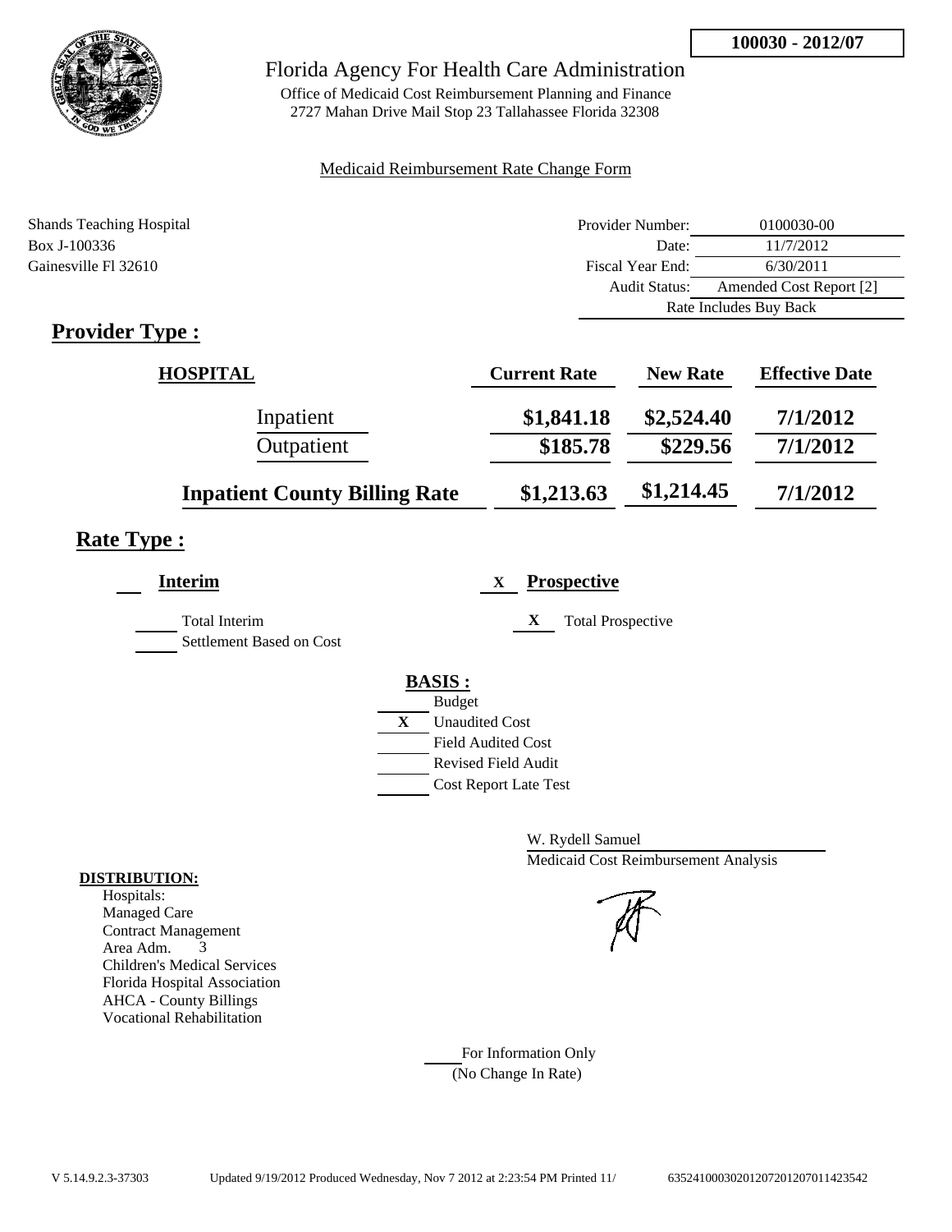**100030 - 2012/07**

# Florida Agency For Health Care Administration

Office of Medicaid Cost Reimbursement Planning and Finance
2727 Mahan Drive Mail Stop 23 Tallahassee Florida 32308

Medicaid Reimbursement Rate Change Form

Shands Teaching Hospital
Box J-100336
Gainesville Fl 32610

| | |
|---|---|
| Provider Number: | 0100030-00 |
| Date: | 11/7/2012 |
| Fiscal Year End: | 6/30/2011 |
| Audit Status: | Amended Cost Report [2] |
| | Rate Includes Buy Back |

## Provider Type :

| HOSPITAL | Current Rate | New Rate | Effective Date |
|---|---|---|---|
| Inpatient | $1,841.18 | $2,524.40 | 7/1/2012 |
| Outpatient | $185.78 | $229.56 | 7/1/2012 |
| **Inpatient County Billing Rate** | $1,213.63 | $1,214.45 | 7/1/2012 |

## Rate Type :

**Interim**

- Total Interim
- Settlement Based on Cost

X **Prospective**

- X Total Prospective

**BASIS :**

- Budget
- X Unaudited Cost
- Field Audited Cost
- Revised Field Audit
- Cost Report Late Test

W. Rydell Samuel
Medicaid Cost Reimbursement Analysis

**DISTRIBUTION:**

Hospitals:
Managed Care
Contract Management
Area Adm. 3
Children's Medical Services
Florida Hospital Association
AHCA - County Billings
Vocational Rehabilitation

For Information Only
(No Change In Rate)

V 5.14.9.2.3-37303 Updated 9/19/2012 Produced Wednesday, Nov 7 2012 at 2:23:54 PM Printed 11/ 635241000302012072012070114235​42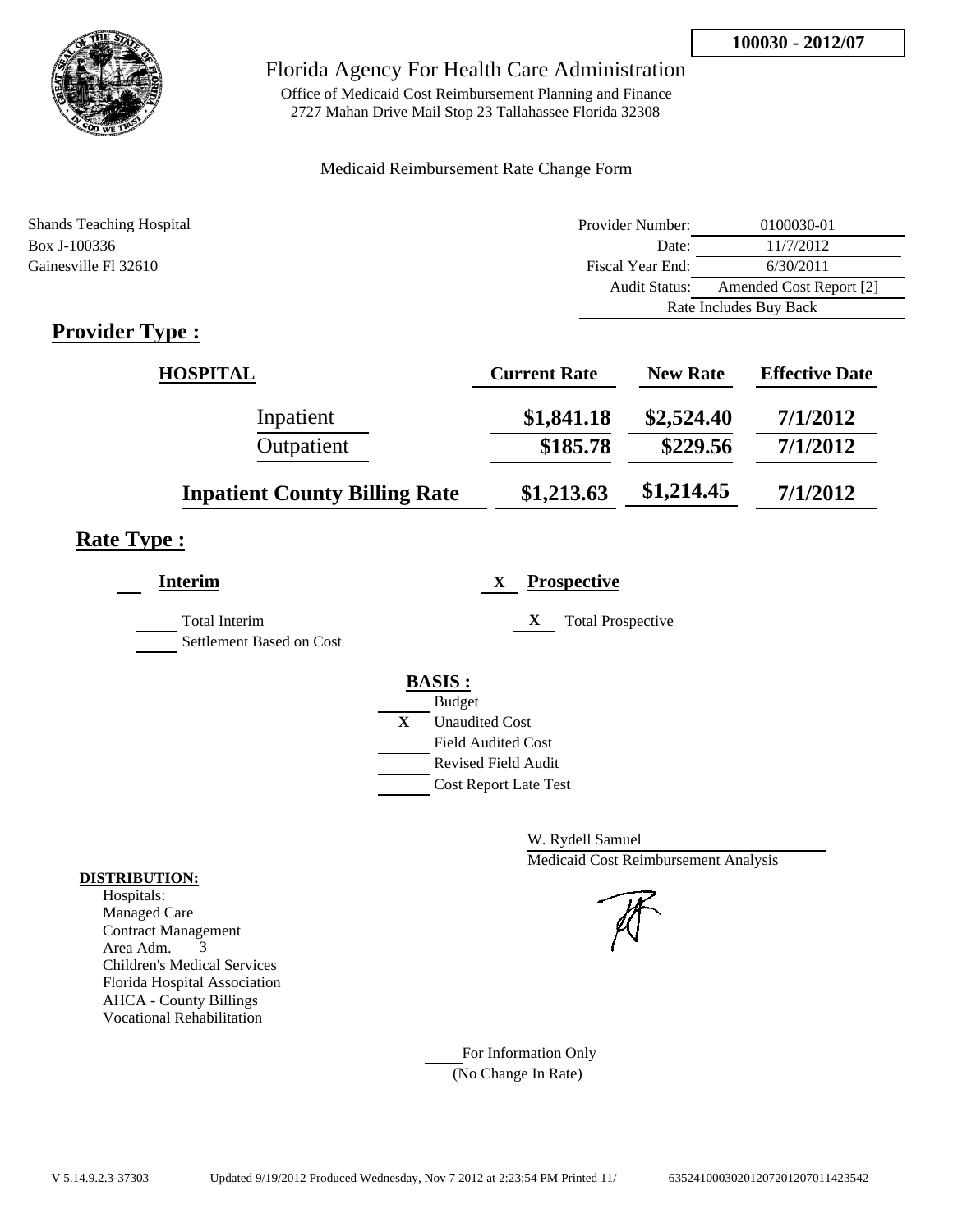**100030 - 2012/07**

# Florida Agency For Health Care Administration

Office of Medicaid Cost Reimbursement Planning and Finance
2727 Mahan Drive Mail Stop 23 Tallahassee Florida 32308

Medicaid Reimbursement Rate Change Form

Shands Teaching Hospital
Box J-100336
Gainesville Fl 32610

| | |
|---|---|
| Provider Number: | 0100030-01 |
| Date: | 11/7/2012 |
| Fiscal Year End: | 6/30/2011 |
| Audit Status: | Amended Cost Report [2] |
| | Rate Includes Buy Back |

## Provider Type :

| HOSPITAL | Current Rate | New Rate | Effective Date |
|---|---|---|---|
| Inpatient | $1,841.18 | $2,524.40 | 7/1/2012 |
| Outpatient | $185.78 | $229.56 | 7/1/2012 |
| **Inpatient County Billing Rate** | $1,213.63 | $1,214.45 | 7/1/2012 |

## Rate Type :

**Interim**

- Total Interim
- Settlement Based on Cost

X **Prospective**

- X Total Prospective

**BASIS :**

- Budget
- X Unaudited Cost
- Field Audited Cost
- Revised Field Audit
- Cost Report Late Test

W. Rydell Samuel
Medicaid Cost Reimbursement Analysis

**DISTRIBUTION:**
Hospitals:
Managed Care
Contract Management
Area Adm. 3
Children's Medical Services
Florida Hospital Association
AHCA - County Billings
Vocational Rehabilitation

For Information Only
(No Change In Rate)

V 5.14.9.2.3-37303 Updated 9/19/2012 Produced Wednesday, Nov 7 2012 at 2:23:54 PM Printed 11/ 635241000302012072012070114235​42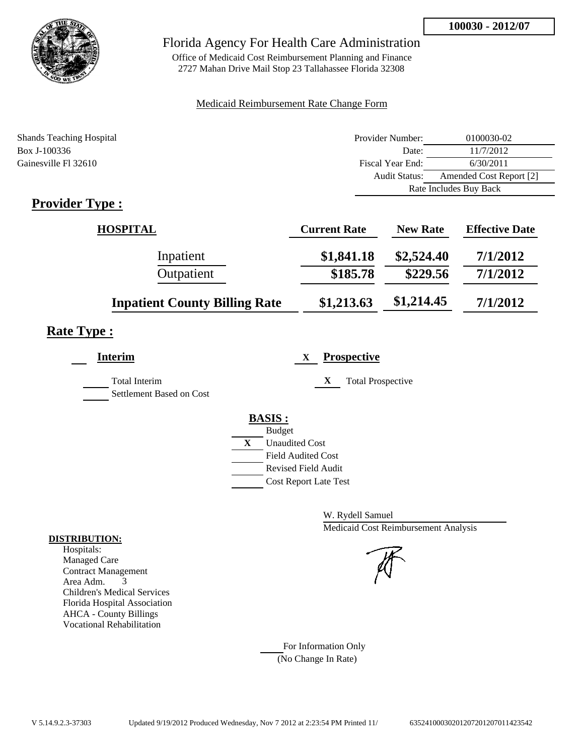**100030 - 2012/07**

# Florida Agency For Health Care Administration

Office of Medicaid Cost Reimbursement Planning and Finance
2727 Mahan Drive Mail Stop 23 Tallahassee Florida 32308

Medicaid Reimbursement Rate Change Form

Shands Teaching Hospital
Box J-100336
Gainesville Fl 32610

| | |
|---|---|
| Provider Number: | 0100030-02 |
| Date: | 11/7/2012 |
| Fiscal Year End: | 6/30/2011 |
| Audit Status: | Amended Cost Report [2] |
| | Rate Includes Buy Back |

## Provider Type :

| HOSPITAL | Current Rate | New Rate | Effective Date |
|---|---|---|---|
| Inpatient | $1,841.18 | $2,524.40 | 7/1/2012 |
| Outpatient | $185.78 | $229.56 | 7/1/2012 |
| **Inpatient County Billing Rate** | $1,213.63 | $1,214.45 | 7/1/2012 |

## Rate Type :

**Interim**

Total Interim
Settlement Based on Cost

X **Prospective**

X Total Prospective

**BASIS :**

- Budget
- X Unaudited Cost
- Field Audited Cost
- Revised Field Audit
- Cost Report Late Test

W. Rydell Samuel
Medicaid Cost Reimbursement Analysis

**DISTRIBUTION:**

Hospitals:
Managed Care
Contract Management
Area Adm. 3
Children's Medical Services
Florida Hospital Association
AHCA - County Billings
Vocational Rehabilitation

For Information Only
(No Change In Rate)

V 5.14.9.2.3-37303 Updated 9/19/2012 Produced Wednesday, Nov 7 2012 at 2:23:54 PM Printed 11/ 635241000302012072012070114235 42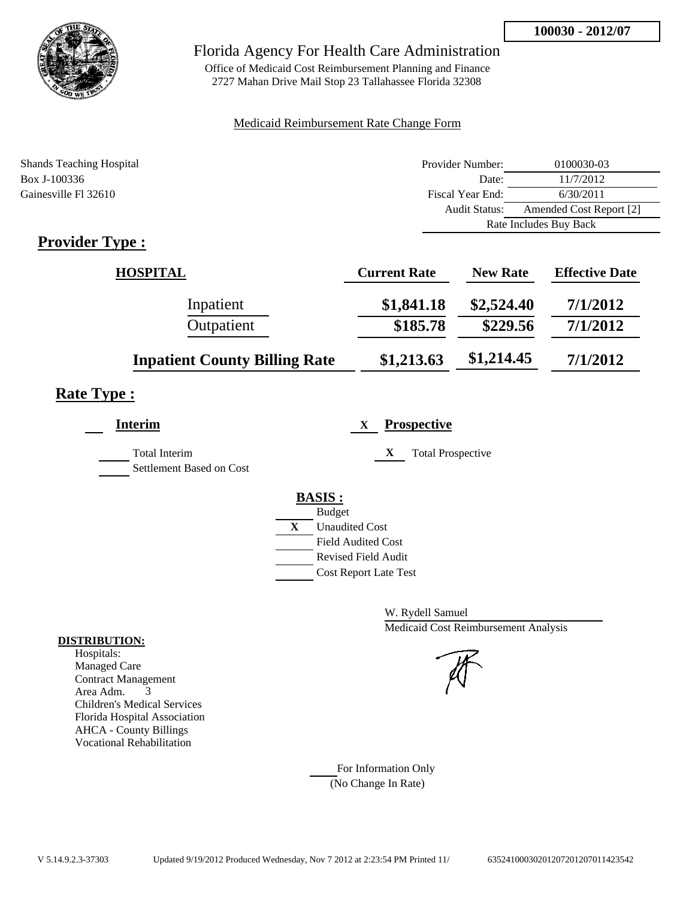**100030 - 2012/07**

# Florida Agency For Health Care Administration

Office of Medicaid Cost Reimbursement Planning and Finance
2727 Mahan Drive Mail Stop 23 Tallahassee Florida 32308

Medicaid Reimbursement Rate Change Form

Shands Teaching Hospital
Box J-100336
Gainesville Fl 32610

| | |
|---|---|
| Provider Number: | 0100030-03 |
| Date: | 11/7/2012 |
| Fiscal Year End: | 6/30/2011 |
| Audit Status: | Amended Cost Report [2] |
| | Rate Includes Buy Back |

## Provider Type :

| HOSPITAL | Current Rate | New Rate | Effective Date |
|---|---|---|---|
| Inpatient | $1,841.18 | $2,524.40 | 7/1/2012 |
| Outpatient | $185.78 | $229.56 | 7/1/2012 |
| **Inpatient County Billing Rate** | $1,213.63 | $1,214.45 | 7/1/2012 |

## Rate Type :

___ **Interim**

___ Total Interim

___ Settlement Based on Cost

X **Prospective**

X Total Prospective

**BASIS :**

___ Budget
X Unaudited Cost
___ Field Audited Cost
___ Revised Field Audit
___ Cost Report Late Test

W. Rydell Samuel
Medicaid Cost Reimbursement Analysis

**DISTRIBUTION:**
Hospitals:
Managed Care
Contract Management
Area Adm. 3
Children's Medical Services
Florida Hospital Association
AHCA - County Billings
Vocational Rehabilitation

___ For Information Only
(No Change In Rate)

V 5.14.9.2.3-37303 Updated 9/19/2012 Produced Wednesday, Nov 7 2012 at 2:23:54 PM Printed 11/ 635241000302012072012070114235542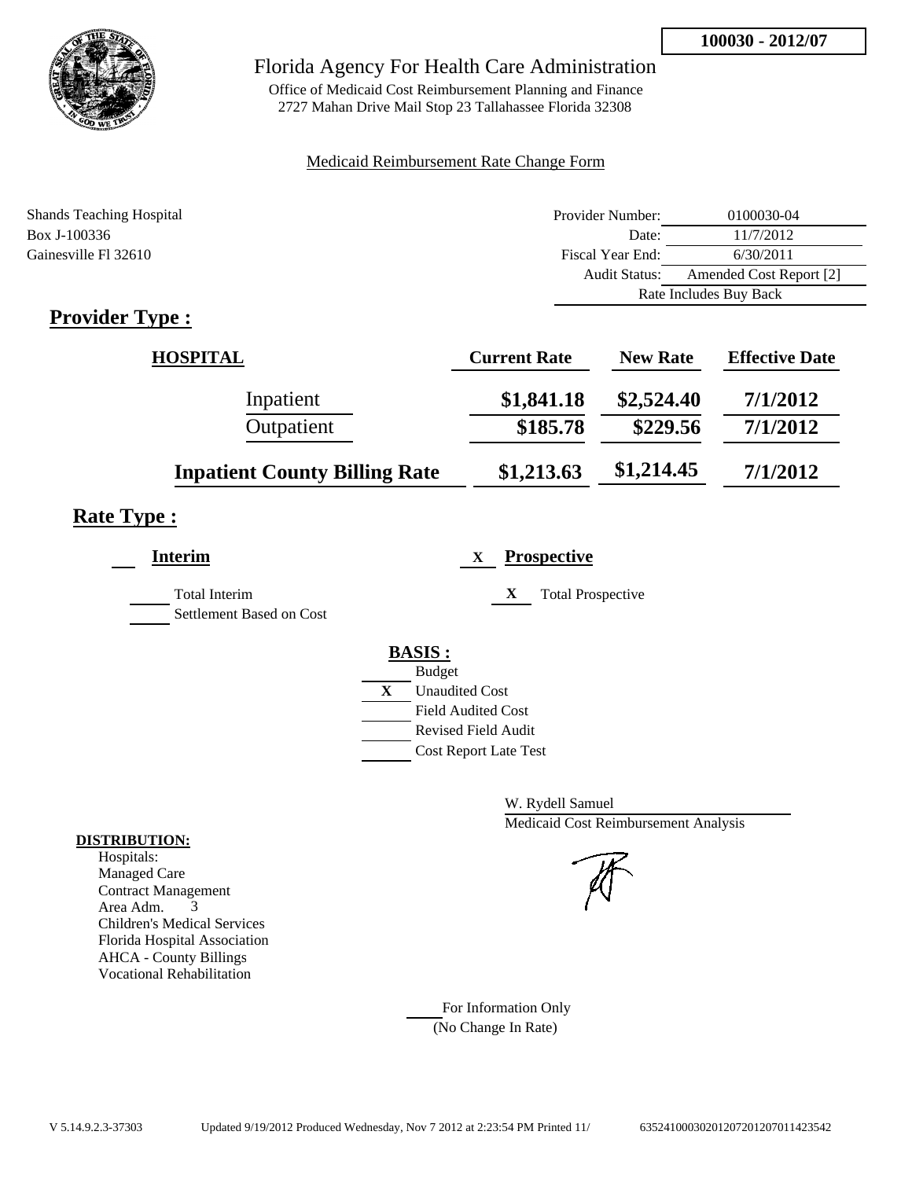**100030 - 2012/07**

# Florida Agency For Health Care Administration

Office of Medicaid Cost Reimbursement Planning and Finance
2727 Mahan Drive Mail Stop 23 Tallahassee Florida 32308

Medicaid Reimbursement Rate Change Form

Shands Teaching Hospital
Box J-100336
Gainesville Fl 32610

| | |
|---|---|
| Provider Number: | 0100030-04 |
| Date: | 11/7/2012 |
| Fiscal Year End: | 6/30/2011 |
| Audit Status: | Amended Cost Report [2] |
| | Rate Includes Buy Back |

## Provider Type :

| HOSPITAL | Current Rate | New Rate | Effective Date |
|---|---|---|---|
| Inpatient | $1,841.18 | $2,524.40 | 7/1/2012 |
| Outpatient | $185.78 | $229.56 | 7/1/2012 |
| **Inpatient County Billing Rate** | $1,213.63 | $1,214.45 | 7/1/2012 |

## Rate Type :

___ **Interim**

___ Total Interim

___ Settlement Based on Cost

X **Prospective**

X Total Prospective

**BASIS :**

___ Budget

X Unaudited Cost

___ Field Audited Cost

___ Revised Field Audit

___ Cost Report Late Test

W. Rydell Samuel
Medicaid Cost Reimbursement Analysis

**DISTRIBUTION:**

Hospitals:
Managed Care
Contract Management
Area Adm. 3
Children's Medical Services
Florida Hospital Association
AHCA - County Billings
Vocational Rehabilitation

___ For Information Only
(No Change In Rate)

V 5.14.9.2.3-37303 Updated 9/19/2012 Produced Wednesday, Nov 7 2012 at 2:23:54 PM Printed 11/ 635241000302012072012070114235 42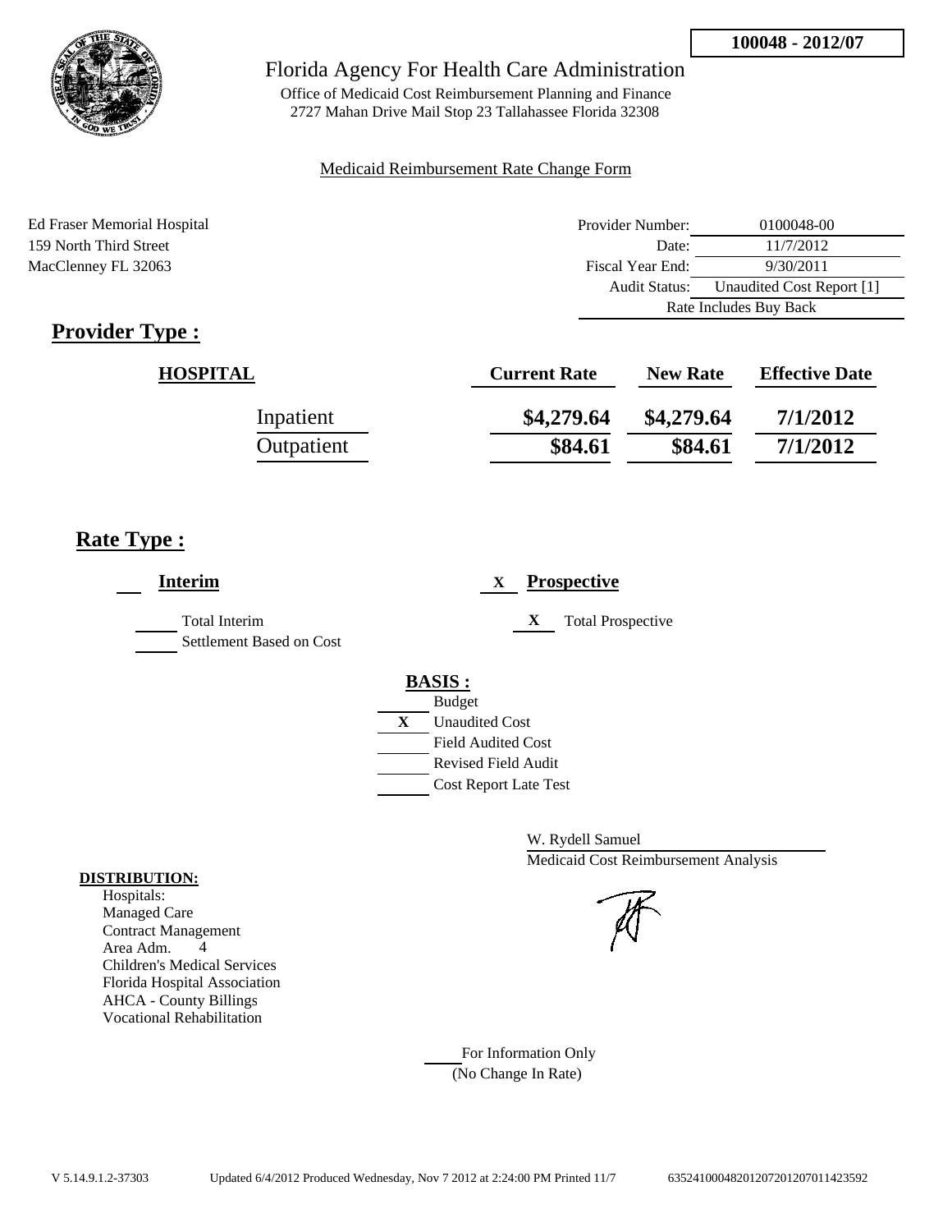100048 - 2012/07

Florida Agency For Health Care Administration

Office of Medicaid Cost Reimbursement Planning and Finance
2727 Mahan Drive Mail Stop 23 Tallahassee Florida 32308

Medicaid Reimbursement Rate Change Form

Ed Fraser Memorial Hospital
159 North Third Street
MacClenney FL 32063

| | |
|---|---|
| Provider Number: | 0100048-00 |
| Date: | 11/7/2012 |
| Fiscal Year End: | 9/30/2011 |
| Audit Status: | Unaudited Cost Report [1] |
| Rate Includes Buy Back | |

## Provider Type :

| HOSPITAL | Current Rate | New Rate | Effective Date |
|---|---|---|---|
| Inpatient | \$4,279.64 | \$4,279.64 | 7/1/2012 |
| Outpatient | \$84.61 | \$84.61 | 7/1/2012 |

## Rate Type :

**Interim**

- ___ Total Interim
- ___ Settlement Based on Cost

X **Prospective**

- X Total Prospective

**BASIS :**

- ___ Budget
- X Unaudited Cost
- ___ Field Audited Cost
- ___ Revised Field Audit
- ___ Cost Report Late Test

W. Rydell Samuel
Medicaid Cost Reimbursement Analysis

**DISTRIBUTION:**

Hospitals:
Managed Care
Contract Management
Area Adm. 4
Children's Medical Services
Florida Hospital Association
AHCA - County Billings
Vocational Rehabilitation

___ For Information Only
(No Change In Rate)

V 5.14.9.1.2-37303 Updated 6/4/2012 Produced Wednesday, Nov 7 2012 at 2:24:00 PM Printed 11/7 635241000482012072012070114235592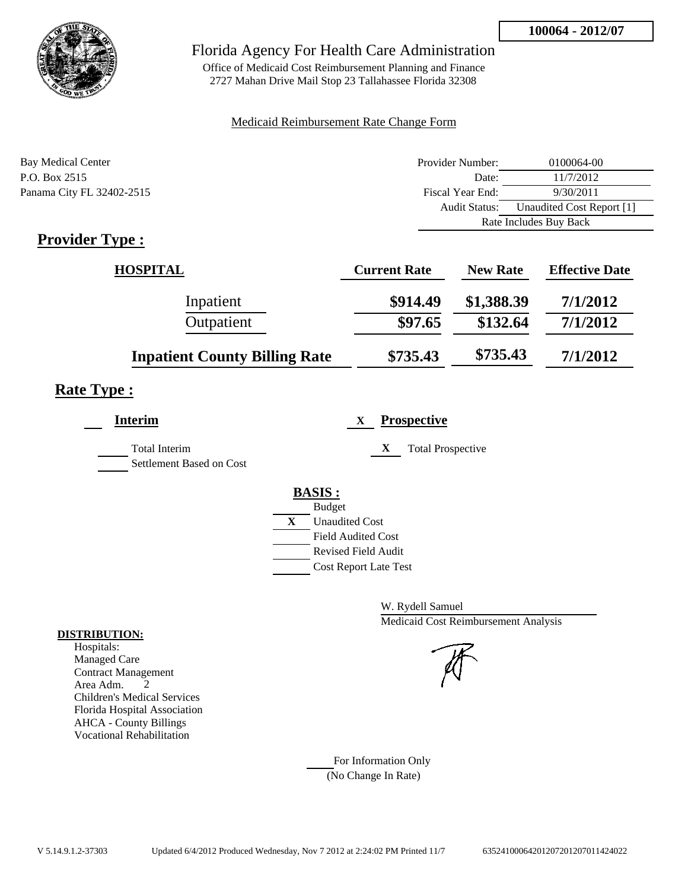**100064 - 2012/07**

Florida Agency For Health Care Administration

Office of Medicaid Cost Reimbursement Planning and Finance
2727 Mahan Drive Mail Stop 23 Tallahassee Florida 32308

Medicaid Reimbursement Rate Change Form

Bay Medical Center
P.O. Box 2515
Panama City FL 32402-2515

| | |
|---|---|
| Provider Number: | 0100064-00 |
| Date: | 11/7/2012 |
| Fiscal Year End: | 9/30/2011 |
| Audit Status: | Unaudited Cost Report [1] |
| | Rate Includes Buy Back |

## Provider Type :

| HOSPITAL | Current Rate | New Rate | Effective Date |
|---|---|---|---|
| Inpatient | $914.49 | $1,388.39 | 7/1/2012 |
| Outpatient | $97.65 | $132.64 | 7/1/2012 |
| Inpatient County Billing Rate | $735.43 | $735.43 | 7/1/2012 |

## Rate Type :

**Interim**

Total Interim
Settlement Based on Cost

X **Prospective**

X Total Prospective

**BASIS :**

Budget
X Unaudited Cost
Field Audited Cost
Revised Field Audit
Cost Report Late Test

W. Rydell Samuel
Medicaid Cost Reimbursement Analysis

**DISTRIBUTION:**
Hospitals:
Managed Care
Contract Management
Area Adm. 2
Children's Medical Services
Florida Hospital Association
AHCA - County Billings
Vocational Rehabilitation

For Information Only
(No Change In Rate)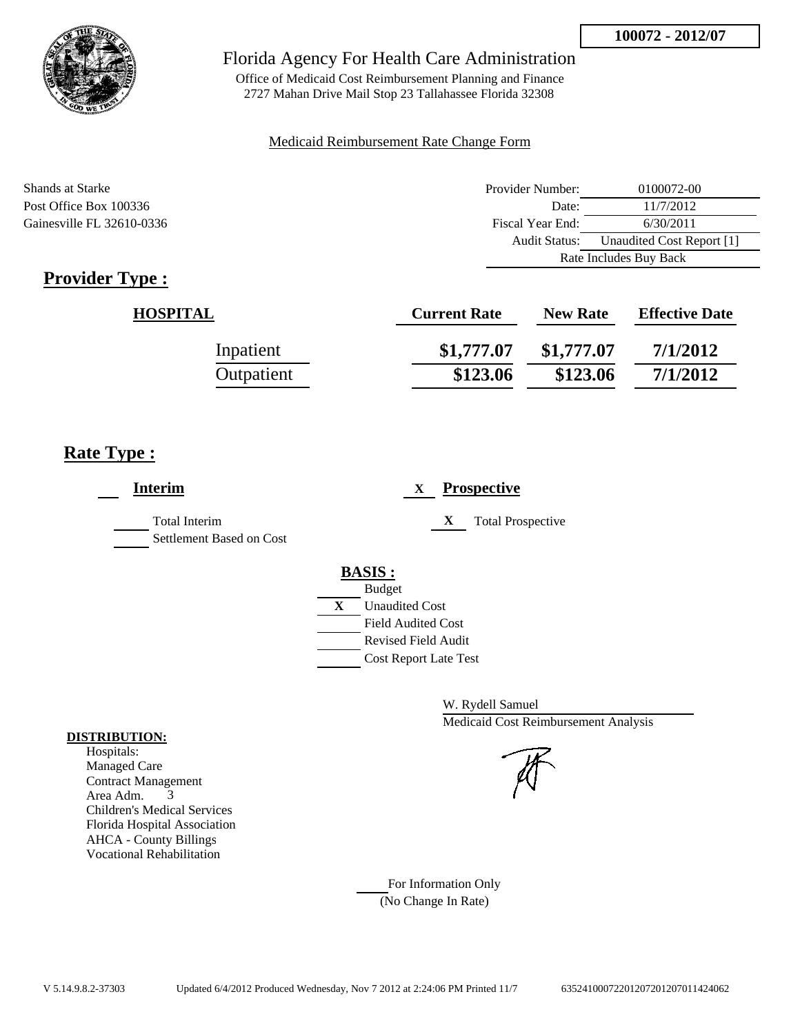**100072 - 2012/07**

# Florida Agency For Health Care Administration

Office of Medicaid Cost Reimbursement Planning and Finance
2727 Mahan Drive Mail Stop 23 Tallahassee Florida 32308

Medicaid Reimbursement Rate Change Form

Shands at Starke
Post Office Box 100336
Gainesville FL 32610-0336

| | |
|---|---|
| Provider Number: | 0100072-00 |
| Date: | 11/7/2012 |
| Fiscal Year End: | 6/30/2011 |
| Audit Status: | Unaudited Cost Report [1] |
| Rate Includes Buy Back | |

## Provider Type :

| HOSPITAL | Current Rate | New Rate | Effective Date |
|---|---|---|---|
| Inpatient | $1,777.07 | $1,777.07 | 7/1/2012 |
| Outpatient | $123.06 | $123.06 | 7/1/2012 |

## Rate Type :

**Interim**

Total Interim
Settlement Based on Cost

X **Prospective**

X Total Prospective

**BASIS :**

- Budget
- X Unaudited Cost
- Field Audited Cost
- Revised Field Audit
- Cost Report Late Test

W. Rydell Samuel
Medicaid Cost Reimbursement Analysis

**DISTRIBUTION:**

Hospitals:
Managed Care
Contract Management
Area Adm. 3
Children's Medical Services
Florida Hospital Association
AHCA - County Billings
Vocational Rehabilitation

For Information Only
(No Change In Rate)

V 5.14.9.8.2-37303 Updated 6/4/2012 Produced Wednesday, Nov 7 2012 at 2:24:06 PM Printed 11/7 635241000722012072012070114240 62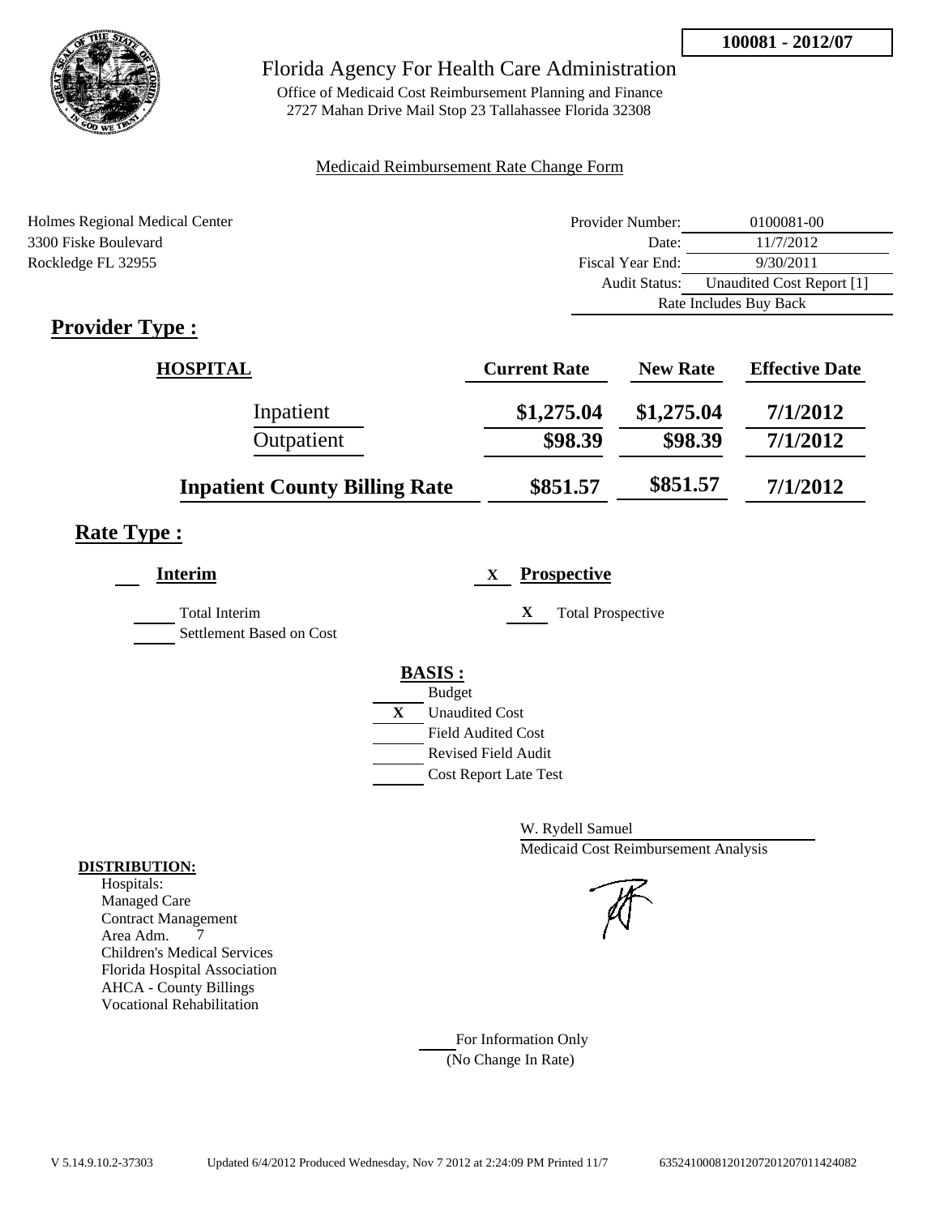**100081 - 2012/07**

# Florida Agency For Health Care Administration

Office of Medicaid Cost Reimbursement Planning and Finance
2727 Mahan Drive Mail Stop 23 Tallahassee Florida 32308

Medicaid Reimbursement Rate Change Form

Holmes Regional Medical Center
3300 Fiske Boulevard
Rockledge FL 32955

| | |
|---|---|
| Provider Number: | 0100081-00 |
| Date: | 11/7/2012 |
| Fiscal Year End: | 9/30/2011 |
| Audit Status: | Unaudited Cost Report [1] |
| | Rate Includes Buy Back |

## Provider Type :

| HOSPITAL | Current Rate | New Rate | Effective Date |
|---|---|---|---|
| Inpatient | $1,275.04 | $1,275.04 | 7/1/2012 |
| Outpatient | $98.39 | $98.39 | 7/1/2012 |
| **Inpatient County Billing Rate** | $851.57 | $851.57 | 7/1/2012 |

## Rate Type :

**Interim**

Total Interim
Settlement Based on Cost

X **Prospective**

X Total Prospective

**BASIS :**

- Budget
- X Unaudited Cost
- Field Audited Cost
- Revised Field Audit
- Cost Report Late Test

W. Rydell Samuel
Medicaid Cost Reimbursement Analysis

**DISTRIBUTION:**

Hospitals:
Managed Care
Contract Management
Area Adm. 7
Children's Medical Services
Florida Hospital Association
AHCA - County Billings
Vocational Rehabilitation

For Information Only
(No Change In Rate)

V 5.14.9.10.2-37303 Updated 6/4/2012 Produced Wednesday, Nov 7 2012 at 2:24:09 PM Printed 11/7 63524100081201207201207011424082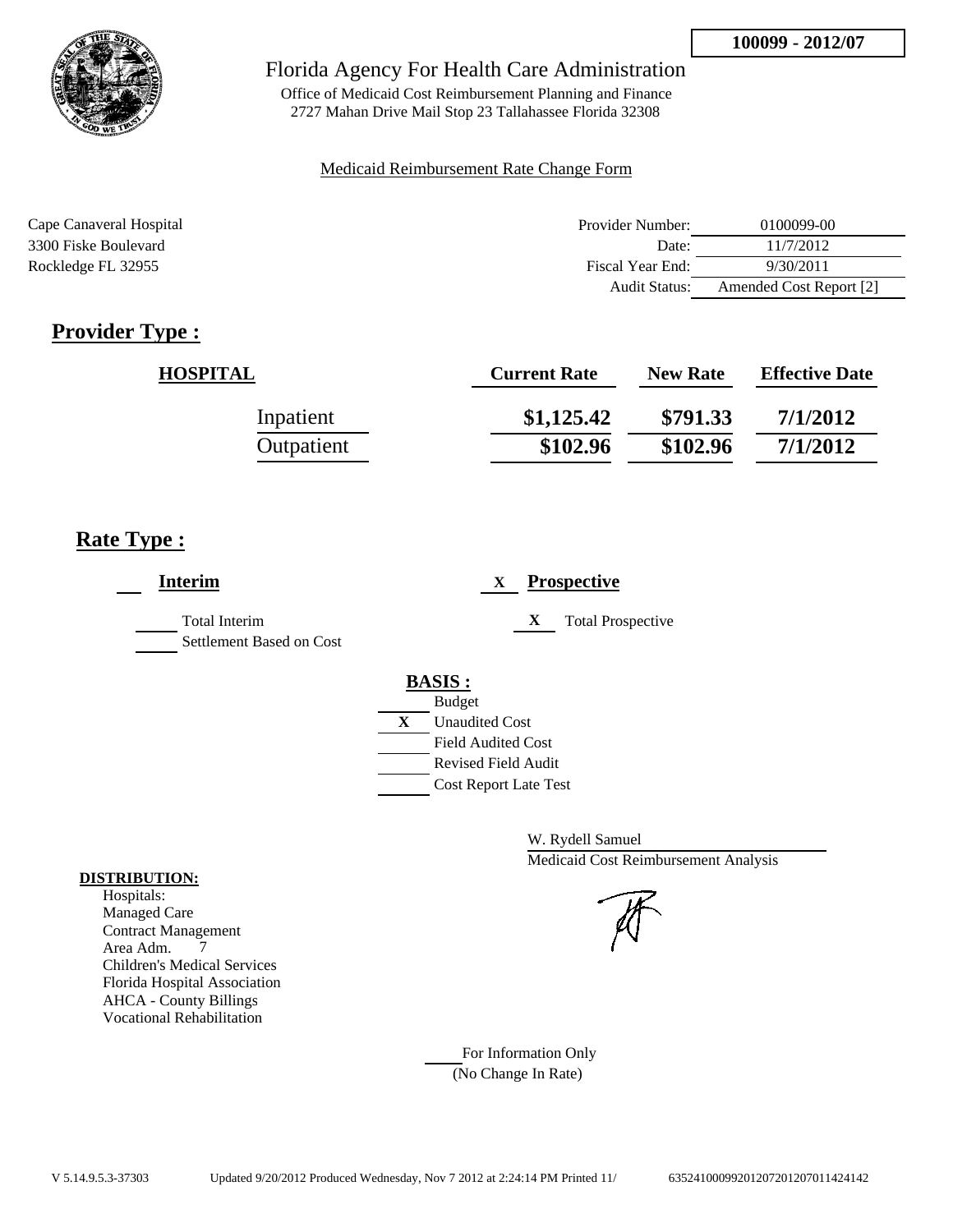**100099 - 2012/07**

# Florida Agency For Health Care Administration

Office of Medicaid Cost Reimbursement Planning and Finance
2727 Mahan Drive Mail Stop 23 Tallahassee Florida 32308

Medicaid Reimbursement Rate Change Form

Cape Canaveral Hospital
3300 Fiske Boulevard
Rockledge FL 32955

| | |
|---|---|
| Provider Number: | 0100099-00 |
| Date: | 11/7/2012 |
| Fiscal Year End: | 9/30/2011 |
| Audit Status: | Amended Cost Report [2] |

## Provider Type :

| HOSPITAL | Current Rate | New Rate | Effective Date |
|---|---|---|---|
| Inpatient | $1,125.42 | $791.33 | 7/1/2012 |
| Outpatient | $102.96 | $102.96 | 7/1/2012 |

## Rate Type :

___ **Interim**

___ Total Interim
___ Settlement Based on Cost

X **Prospective**

X Total Prospective

**BASIS :**

___ Budget
X Unaudited Cost
___ Field Audited Cost
___ Revised Field Audit
___ Cost Report Late Test

W. Rydell Samuel
Medicaid Cost Reimbursement Analysis

**DISTRIBUTION:**

Hospitals:
Managed Care
Contract Management
Area Adm. 7
Children's Medical Services
Florida Hospital Association
AHCA - County Billings
Vocational Rehabilitation

___ For Information Only
(No Change In Rate)

V 5.14.9.5.3-37303 Updated 9/20/2012 Produced Wednesday, Nov 7 2012 at 2:24:14 PM Printed 11/ 6352410009920120720120701142414​2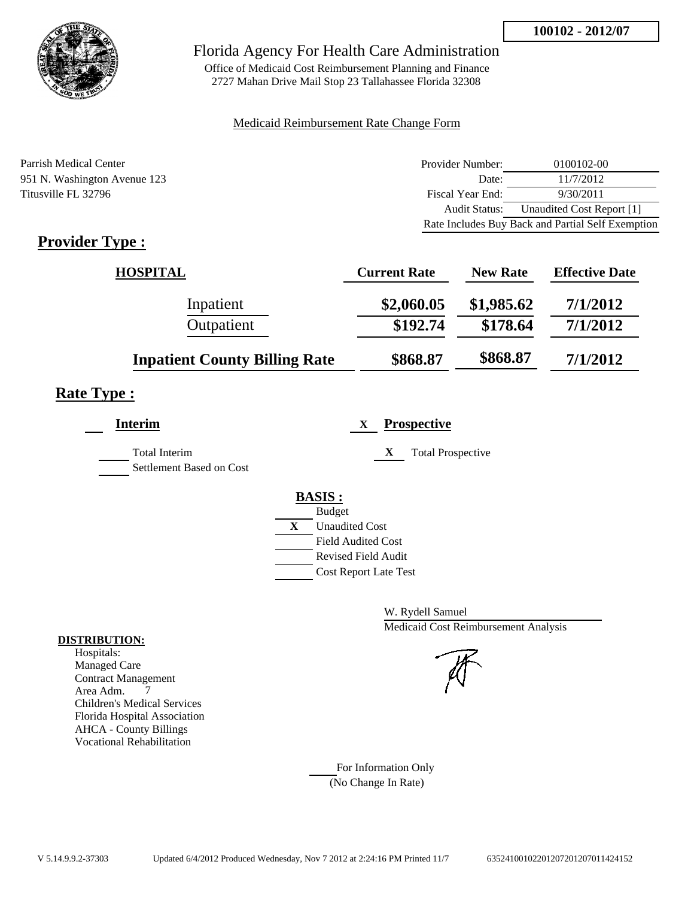100102 - 2012/07

# Florida Agency For Health Care Administration

Office of Medicaid Cost Reimbursement Planning and Finance
2727 Mahan Drive Mail Stop 23 Tallahassee Florida 32308

Medicaid Reimbursement Rate Change Form

Parrish Medical Center
951 N. Washington Avenue 123
Titusville FL 32796

| | |
|---|---|
| Provider Number: | 0100102-00 |
| Date: | 11/7/2012 |
| Fiscal Year End: | 9/30/2011 |
| Audit Status: | Unaudited Cost Report [1] |
| Rate Includes Buy Back and Partial Self Exemption | |

## Provider Type :

| HOSPITAL | Current Rate | New Rate | Effective Date |
|---|---|---|---|
| Inpatient | $2,060.05 | $1,985.62 | 7/1/2012 |
| Outpatient | $192.74 | $178.64 | 7/1/2012 |
| **Inpatient County Billing Rate** | $868.87 | $868.87 | 7/1/2012 |

## Rate Type :

**Interim**

Total Interim
Settlement Based on Cost

X **Prospective**

X Total Prospective

**BASIS :**

- Budget
- X Unaudited Cost
- Field Audited Cost
- Revised Field Audit
- Cost Report Late Test

W. Rydell Samuel
Medicaid Cost Reimbursement Analysis

**DISTRIBUTION:**
Hospitals:
Managed Care
Contract Management
Area Adm. 7
Children's Medical Services
Florida Hospital Association
AHCA - County Billings
Vocational Rehabilitation

For Information Only
(No Change In Rate)

V 5.14.9.9.2-37303 Updated 6/4/2012 Produced Wednesday, Nov 7 2012 at 2:24:16 PM Printed 11/7 635241001022012072012070114244152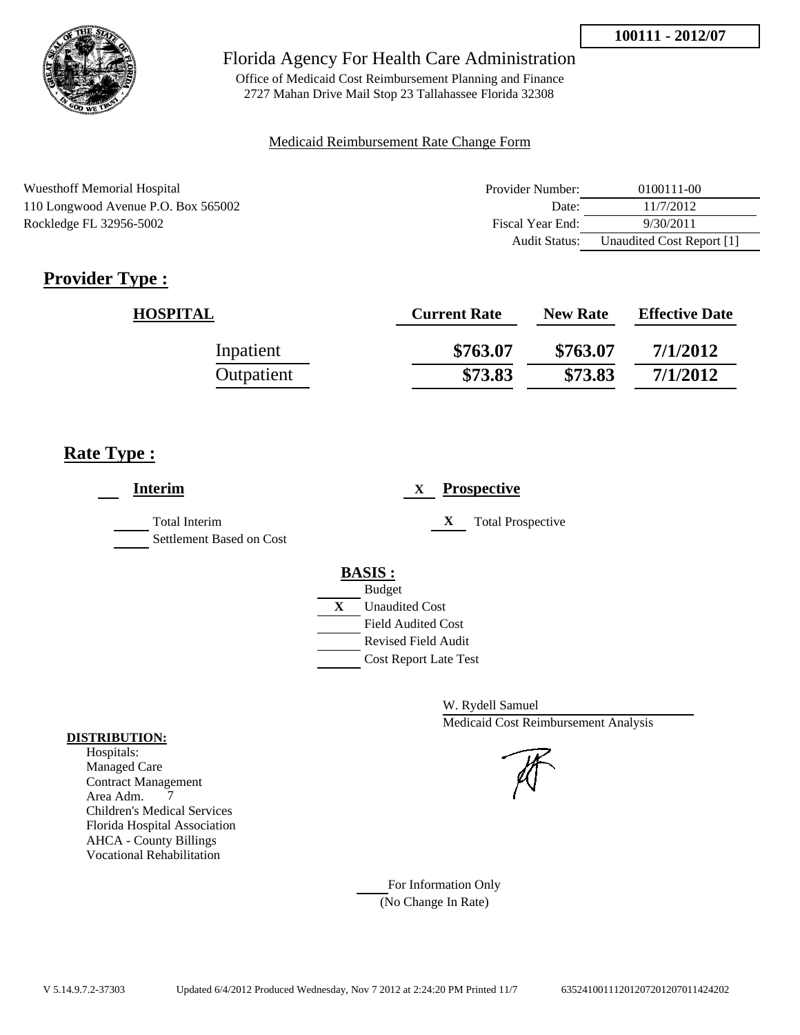**100111 - 2012/07**

Florida Agency For Health Care Administration

Office of Medicaid Cost Reimbursement Planning and Finance
2727 Mahan Drive Mail Stop 23 Tallahassee Florida 32308

Medicaid Reimbursement Rate Change Form

Wuesthoff Memorial Hospital
110 Longwood Avenue P.O. Box 565002
Rockledge FL 32956-5002

| | |
|---|---|
| Provider Number: | 0100111-00 |
| Date: | 11/7/2012 |
| Fiscal Year End: | 9/30/2011 |
| Audit Status: | Unaudited Cost Report [1] |

## Provider Type :

| HOSPITAL | Current Rate | New Rate | Effective Date |
|---|---|---|---|
| Inpatient | $763.07 | $763.07 | 7/1/2012 |
| Outpatient | $73.83 | $73.83 | 7/1/2012 |

## Rate Type :

**Interim**

- Total Interim
- Settlement Based on Cost

X **Prospective**

- X Total Prospective

**BASIS :**

- Budget
- X Unaudited Cost
- Field Audited Cost
- Revised Field Audit
- Cost Report Late Test

W. Rydell Samuel
Medicaid Cost Reimbursement Analysis

**DISTRIBUTION:**
Hospitals:
Managed Care
Contract Management
Area Adm. 7
Children's Medical Services
Florida Hospital Association
AHCA - County Billings
Vocational Rehabilitation

For Information Only
(No Change In Rate)

V 5.14.9.7.2-37303 Updated 6/4/2012 Produced Wednesday, Nov 7 2012 at 2:24:20 PM Printed 11/7 635241001112012072012070114242O2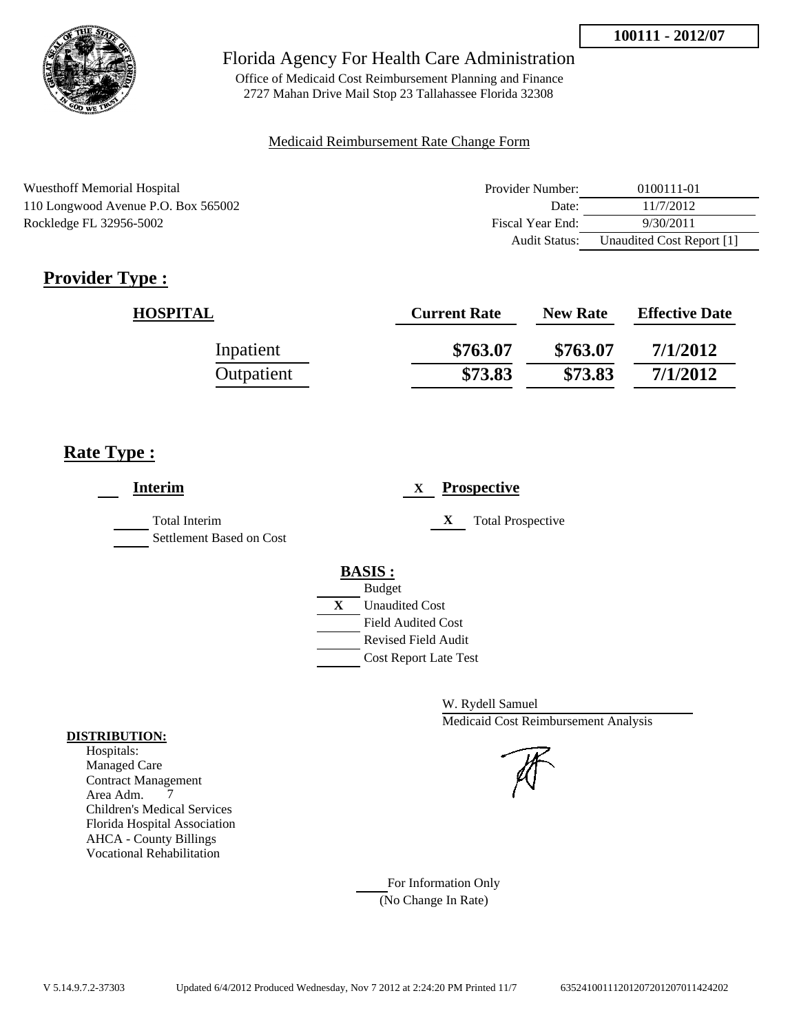100111 - 2012/07

# Florida Agency For Health Care Administration

Office of Medicaid Cost Reimbursement Planning and Finance
2727 Mahan Drive Mail Stop 23 Tallahassee Florida 32308

Medicaid Reimbursement Rate Change Form

Wuesthoff Memorial Hospital
110 Longwood Avenue P.O. Box 565002
Rockledge FL 32956-5002

| | |
|---|---|
| Provider Number: | 0100111-01 |
| Date: | 11/7/2012 |
| Fiscal Year End: | 9/30/2011 |
| Audit Status: | Unaudited Cost Report [1] |

## Provider Type :

| HOSPITAL | Current Rate | New Rate | Effective Date |
|---|---|---|---|
| Inpatient | $763.07 | $763.07 | 7/1/2012 |
| Outpatient | $73.83 | $73.83 | 7/1/2012 |

## Rate Type :

___ **Interim**

_____ Total Interim
_____ Settlement Based on Cost

X **Prospective**

X Total Prospective

**BASIS :**

_____ Budget
X Unaudited Cost
_____ Field Audited Cost
_____ Revised Field Audit
_____ Cost Report Late Test

W. Rydell Samuel
Medicaid Cost Reimbursement Analysis

**DISTRIBUTION:**

Hospitals:
Managed Care
Contract Management
Area Adm. 7
Children's Medical Services
Florida Hospital Association
AHCA - County Billings
Vocational Rehabilitation

_____ For Information Only
(No Change In Rate)

V 5.14.9.7.2-37303 Updated 6/4/2012 Produced Wednesday, Nov 7 2012 at 2:24:20 PM Printed 11/7 635241001112012072012070114242002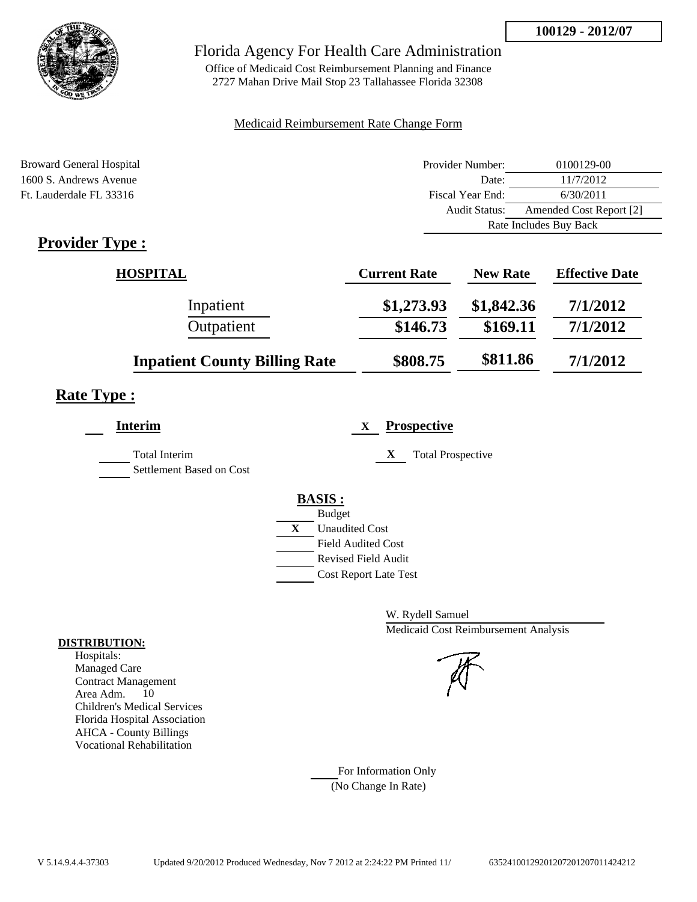**100129 - 2012/07**

# Florida Agency For Health Care Administration

Office of Medicaid Cost Reimbursement Planning and Finance
2727 Mahan Drive Mail Stop 23 Tallahassee Florida 32308

Medicaid Reimbursement Rate Change Form

Broward General Hospital
1600 S. Andrews Avenue
Ft. Lauderdale FL 33316

| | |
|---|---|
| Provider Number: | 0100129-00 |
| Date: | 11/7/2012 |
| Fiscal Year End: | 6/30/2011 |
| Audit Status: | Amended Cost Report [2] |
| | Rate Includes Buy Back |

## Provider Type :

| HOSPITAL | Current Rate | New Rate | Effective Date |
|---|---|---|---|
| Inpatient | $1,273.93 | $1,842.36 | 7/1/2012 |
| Outpatient | $146.73 | $169.11 | 7/1/2012 |
| **Inpatient County Billing Rate** | $808.75 | $811.86 | 7/1/2012 |

## Rate Type :

**Interim**

___ Total Interim
___ Settlement Based on Cost

X **Prospective**

X Total Prospective

**BASIS :**

___ Budget
X Unaudited Cost
___ Field Audited Cost
___ Revised Field Audit
___ Cost Report Late Test

W. Rydell Samuel
Medicaid Cost Reimbursement Analysis

**DISTRIBUTION:**
Hospitals:
Managed Care
Contract Management
Area Adm. 10
Children's Medical Services
Florida Hospital Association
AHCA - County Billings
Vocational Rehabilitation

___ For Information Only
(No Change In Rate)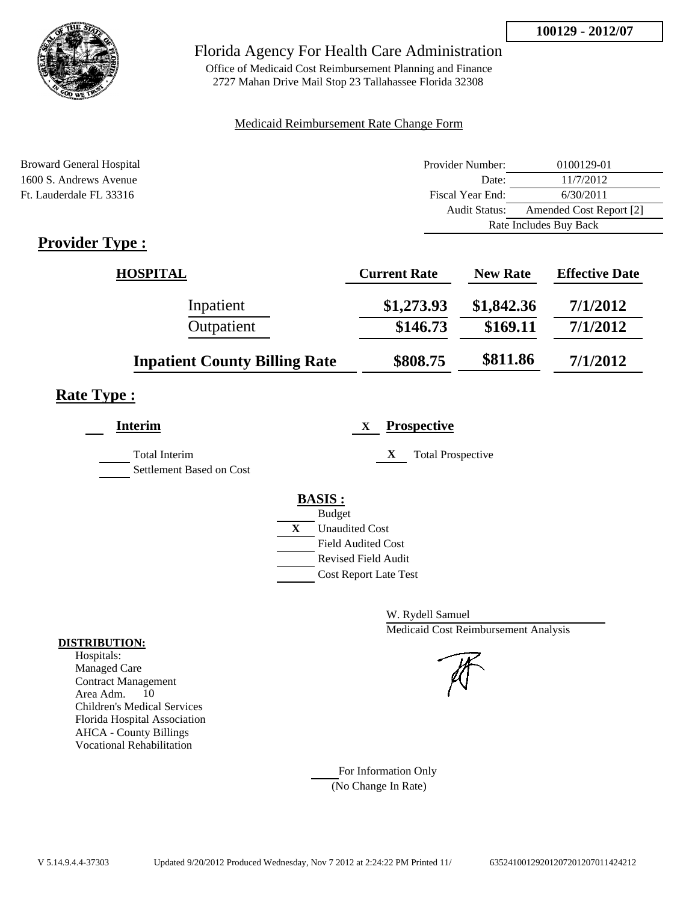100129 - 2012/07

# Florida Agency For Health Care Administration

Office of Medicaid Cost Reimbursement Planning and Finance
2727 Mahan Drive Mail Stop 23 Tallahassee Florida 32308

Medicaid Reimbursement Rate Change Form

Broward General Hospital
1600 S. Andrews Avenue
Ft. Lauderdale FL 33316

| | |
|---|---|
| Provider Number: | 0100129-01 |
| Date: | 11/7/2012 |
| Fiscal Year End: | 6/30/2011 |
| Audit Status: | Amended Cost Report [2] |
| | Rate Includes Buy Back |

## Provider Type :

| HOSPITAL | Current Rate | New Rate | Effective Date |
|---|---|---|---|
| Inpatient | $1,273.93 | $1,842.36 | 7/1/2012 |
| Outpatient | $146.73 | $169.11 | 7/1/2012 |
| **Inpatient County Billing Rate** | $808.75 | $811.86 | 7/1/2012 |

## Rate Type :

**Interim**

- [ ] Total Interim
- [ ] Settlement Based on Cost

X **Prospective**

- [X] Total Prospective

**BASIS :**

- [ ] Budget
- [X] Unaudited Cost
- [ ] Field Audited Cost
- [ ] Revised Field Audit
- [ ] Cost Report Late Test

W. Rydell Samuel
Medicaid Cost Reimbursement Analysis

**DISTRIBUTION:**

Hospitals:
Managed Care
Contract Management
Area Adm. 10
Children's Medical Services
Florida Hospital Association
AHCA - County Billings
Vocational Rehabilitation

For Information Only
(No Change In Rate)

V 5.14.9.4.4-37303 Updated 9/20/2012 Produced Wednesday, Nov 7 2012 at 2:24:22 PM Printed 11/ 635241001292012072012070114242​12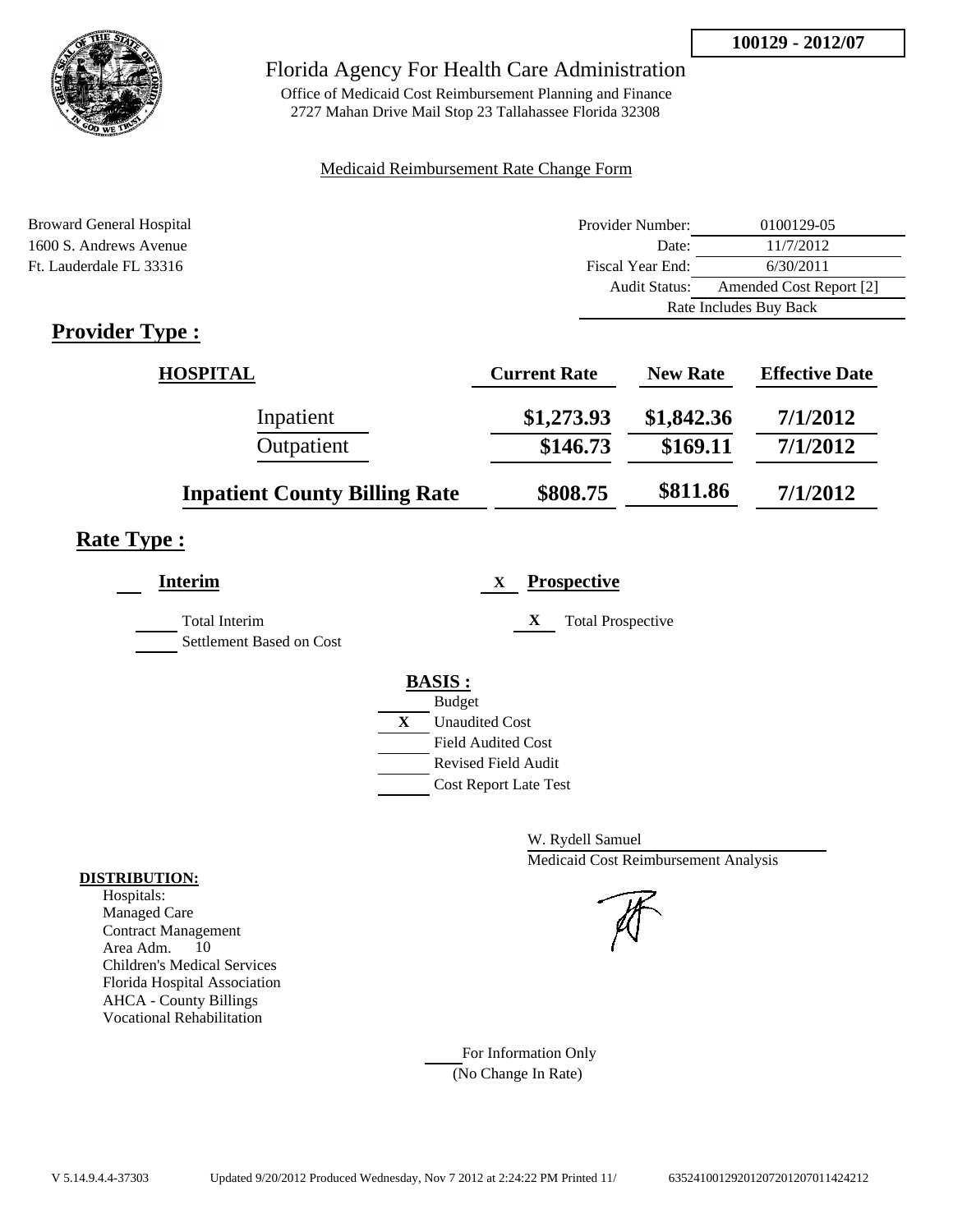**100129 - 2012/07**

# Florida Agency For Health Care Administration

Office of Medicaid Cost Reimbursement Planning and Finance
2727 Mahan Drive Mail Stop 23 Tallahassee Florida 32308

Medicaid Reimbursement Rate Change Form

Broward General Hospital
1600 S. Andrews Avenue
Ft. Lauderdale FL 33316

| | |
|---|---|
| Provider Number: | 0100129-05 |
| Date: | 11/7/2012 |
| Fiscal Year End: | 6/30/2011 |
| Audit Status: | Amended Cost Report [2] |
| | Rate Includes Buy Back |

## Provider Type :

| HOSPITAL | Current Rate | New Rate | Effective Date |
|---|---|---|---|
| Inpatient | $1,273.93 | $1,842.36 | 7/1/2012 |
| Outpatient | $146.73 | $169.11 | 7/1/2012 |
| **Inpatient County Billing Rate** | $808.75 | $811.86 | 7/1/2012 |

## Rate Type :

**Interim**

___ Total Interim
___ Settlement Based on Cost

X **Prospective**

X Total Prospective

**BASIS :**

___ Budget
X Unaudited Cost
___ Field Audited Cost
___ Revised Field Audit
___ Cost Report Late Test

W. Rydell Samuel
Medicaid Cost Reimbursement Analysis

**DISTRIBUTION:**
Hospitals:
Managed Care
Contract Management
Area Adm. 10
Children's Medical Services
Florida Hospital Association
AHCA - County Billings
Vocational Rehabilitation

___ For Information Only
(No Change In Rate)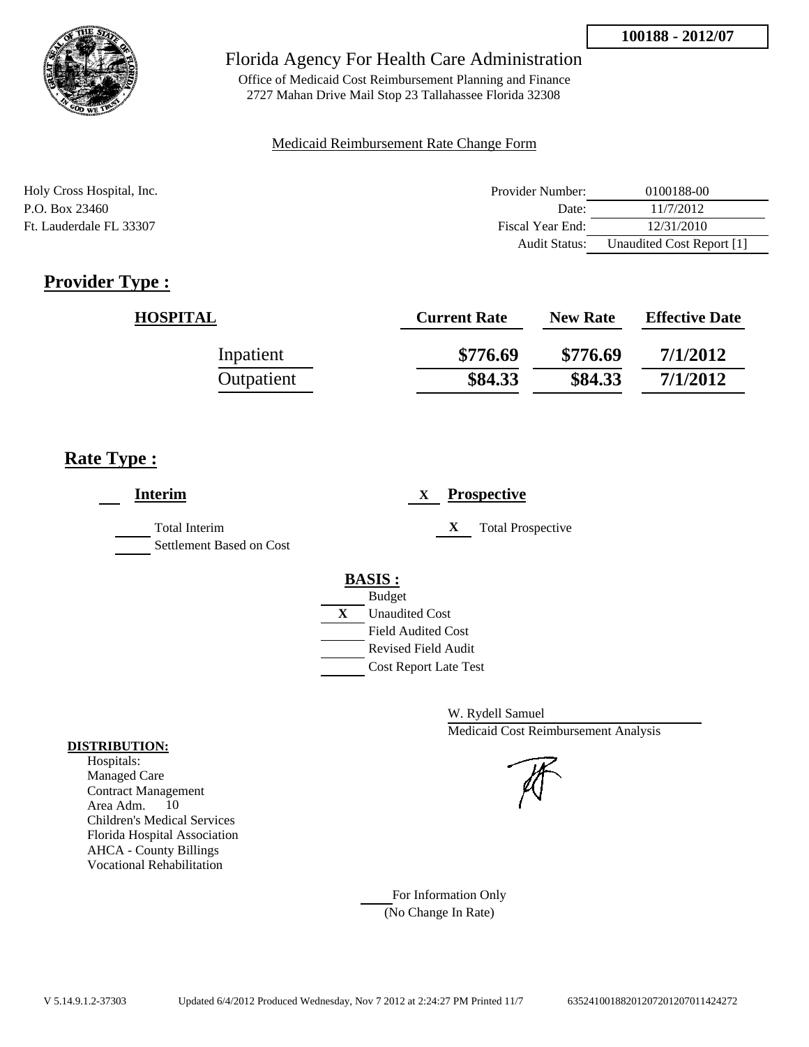100188 - 2012/07

Florida Agency For Health Care Administration

Office of Medicaid Cost Reimbursement Planning and Finance
2727 Mahan Drive Mail Stop 23 Tallahassee Florida 32308

Medicaid Reimbursement Rate Change Form

Holy Cross Hospital, Inc.
P.O. Box 23460
Ft. Lauderdale FL 33307

| | |
|---|---|
| Provider Number: | 0100188-00 |
| Date: | 11/7/2012 |
| Fiscal Year End: | 12/31/2010 |
| Audit Status: | Unaudited Cost Report [1] |

## Provider Type :

| HOSPITAL | Current Rate | New Rate | Effective Date |
|---|---|---|---|
| Inpatient | $776.69 | $776.69 | 7/1/2012 |
| Outpatient | $84.33 | $84.33 | 7/1/2012 |

## Rate Type :

**Interim**

Total Interim
Settlement Based on Cost

X **Prospective**

X Total Prospective

**BASIS :**

- Budget
- X Unaudited Cost
- Field Audited Cost
- Revised Field Audit
- Cost Report Late Test

W. Rydell Samuel
Medicaid Cost Reimbursement Analysis

**DISTRIBUTION:**

Hospitals:
Managed Care
Contract Management
Area Adm. 10
Children's Medical Services
Florida Hospital Association
AHCA - County Billings
Vocational Rehabilitation

For Information Only
(No Change In Rate)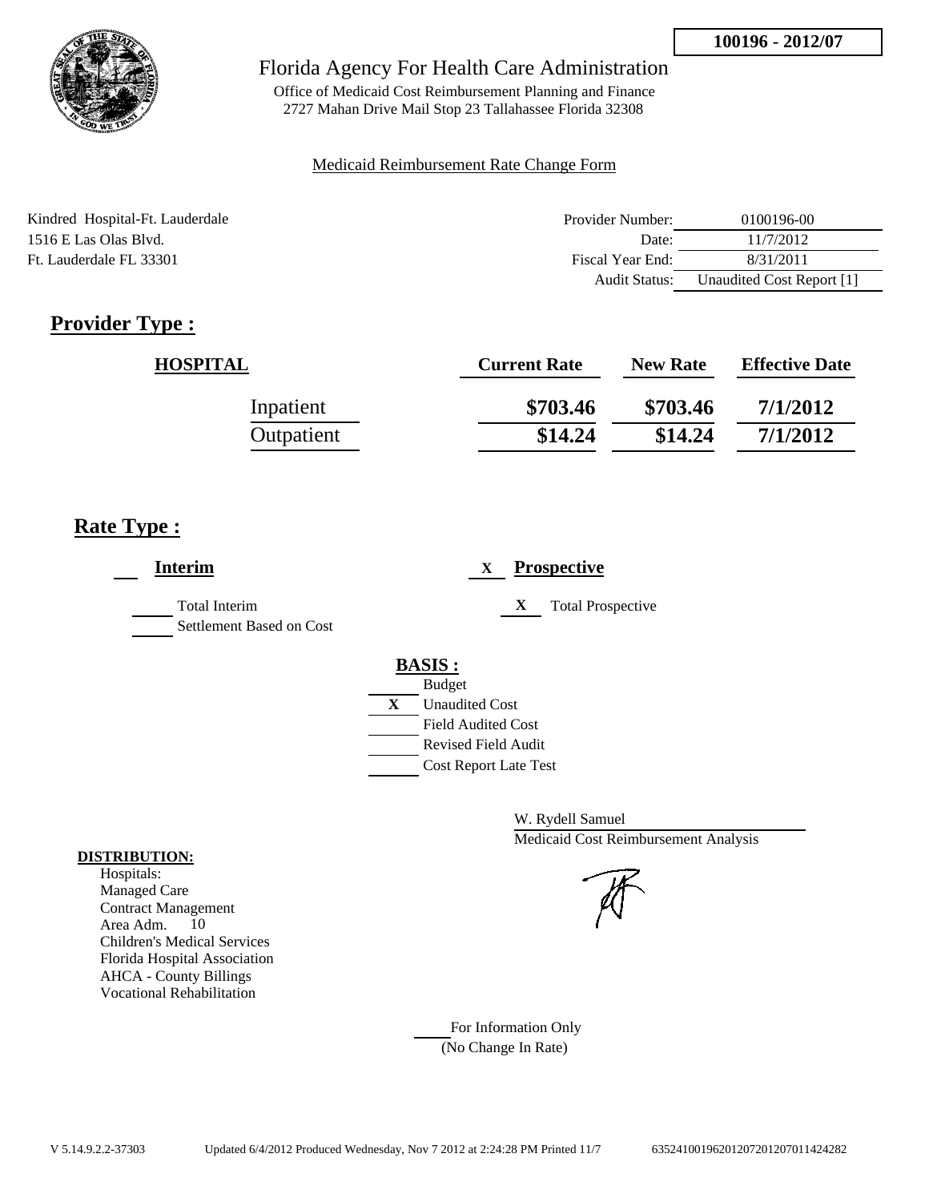100196 - 2012/07

# Florida Agency For Health Care Administration

Office of Medicaid Cost Reimbursement Planning and Finance
2727 Mahan Drive Mail Stop 23 Tallahassee Florida 32308

Medicaid Reimbursement Rate Change Form

Kindred Hospital-Ft. Lauderdale
1516 E Las Olas Blvd.
Ft. Lauderdale FL 33301

| | |
|---|---|
| Provider Number: | 0100196-00 |
| Date: | 11/7/2012 |
| Fiscal Year End: | 8/31/2011 |
| Audit Status: | Unaudited Cost Report [1] |

## Provider Type :

| HOSPITAL | Current Rate | New Rate | Effective Date |
|---|---|---|---|
| Inpatient | $703.46 | $703.46 | 7/1/2012 |
| Outpatient | $14.24 | $14.24 | 7/1/2012 |

## Rate Type :

___ **Interim**

___ Total Interim
___ Settlement Based on Cost

X **Prospective**

X Total Prospective

**BASIS :**

___ Budget
X Unaudited Cost
___ Field Audited Cost
___ Revised Field Audit
___ Cost Report Late Test

W. Rydell Samuel
Medicaid Cost Reimbursement Analysis

**DISTRIBUTION:**
Hospitals:
Managed Care
Contract Management
Area Adm. 10
Children's Medical Services
Florida Hospital Association
AHCA - County Billings
Vocational Rehabilitation

___ For Information Only
(No Change In Rate)

V 5.14.9.2.2-37303 Updated 6/4/2012 Produced Wednesday, Nov 7 2012 at 2:24:28 PM Printed 11/7 635241001962012072012070114242 82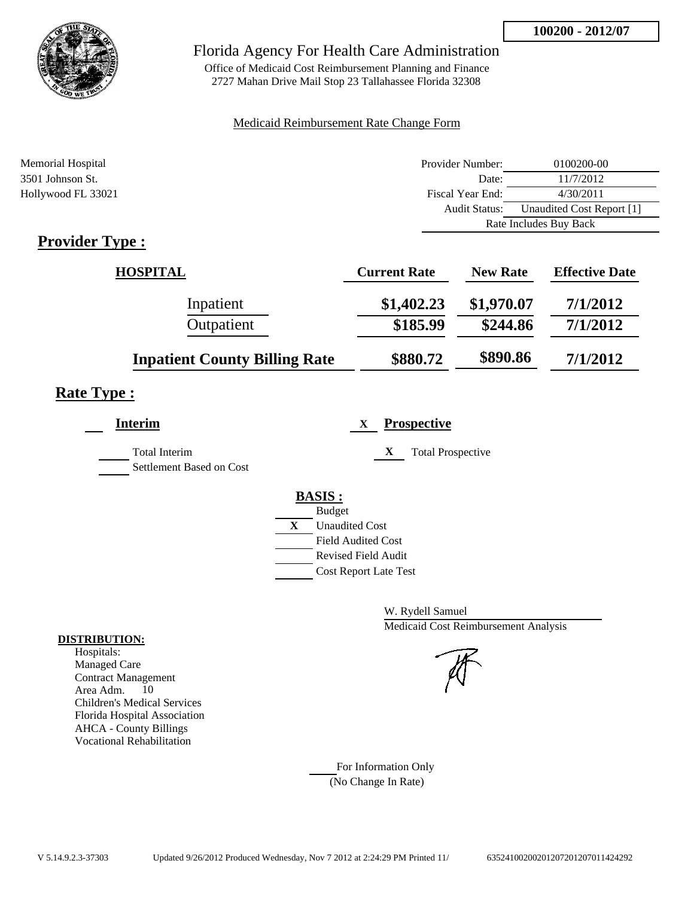**100200 - 2012/07**

# Florida Agency For Health Care Administration

Office of Medicaid Cost Reimbursement Planning and Finance
2727 Mahan Drive Mail Stop 23 Tallahassee Florida 32308

Medicaid Reimbursement Rate Change Form

Memorial Hospital
3501 Johnson St.
Hollywood FL 33021

| | |
|---|---|
| Provider Number: | 0100200-00 |
| Date: | 11/7/2012 |
| Fiscal Year End: | 4/30/2011 |
| Audit Status: | Unaudited Cost Report [1] |
| | Rate Includes Buy Back |

## Provider Type :

| HOSPITAL | Current Rate | New Rate | Effective Date |
|---|---|---|---|
| Inpatient | $1,402.23 | $1,970.07 | 7/1/2012 |
| Outpatient | $185.99 | $244.86 | 7/1/2012 |
| **Inpatient County Billing Rate** | $880.72 | $890.86 | 7/1/2012 |

## Rate Type :

___ **Interim**

___ Total Interim
___ Settlement Based on Cost

X **Prospective**

X Total Prospective

**BASIS :**

___ Budget
X Unaudited Cost
___ Field Audited Cost
___ Revised Field Audit
___ Cost Report Late Test

W. Rydell Samuel
Medicaid Cost Reimbursement Analysis

**DISTRIBUTION:**

Hospitals:
Managed Care
Contract Management
Area Adm. 10
Children's Medical Services
Florida Hospital Association
AHCA - County Billings
Vocational Rehabilitation

___ For Information Only
(No Change In Rate)

V 5.14.9.2.3-37303 Updated 9/26/2012 Produced Wednesday, Nov 7 2012 at 2:24:29 PM Printed 11/ 635241002002012072012070114 24292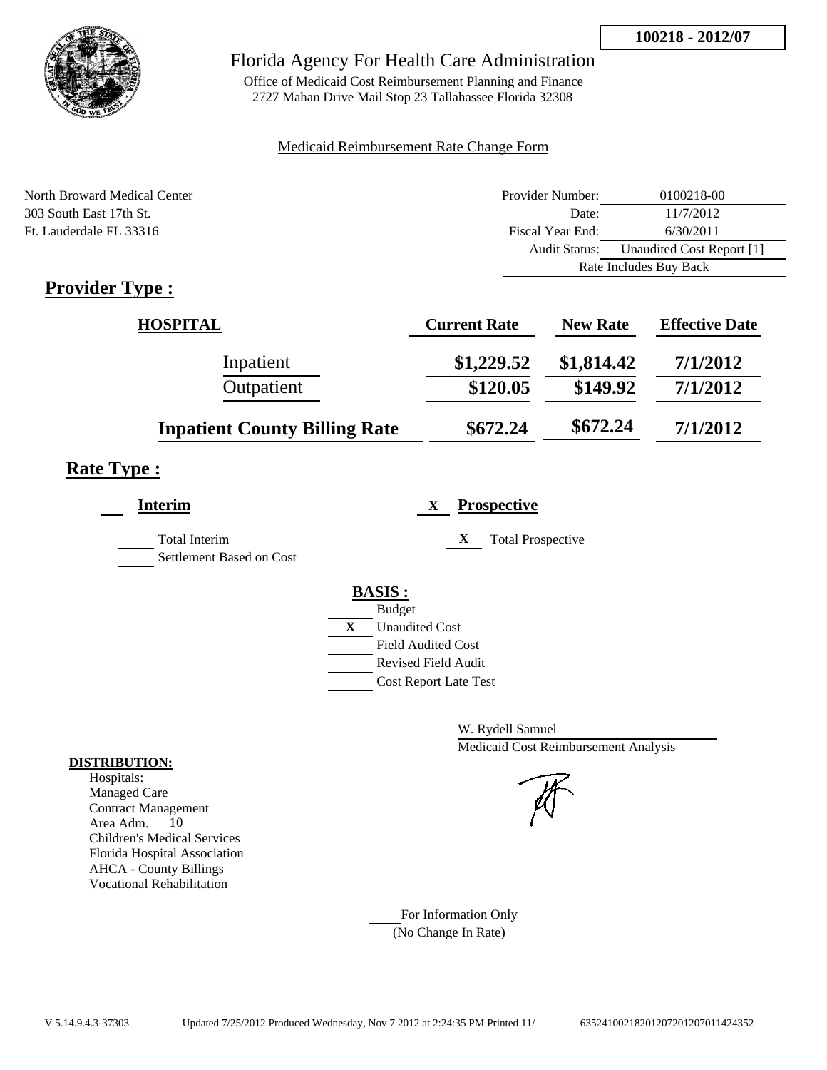**100218 - 2012/07**

# Florida Agency For Health Care Administration

Office of Medicaid Cost Reimbursement Planning and Finance
2727 Mahan Drive Mail Stop 23 Tallahassee Florida 32308

Medicaid Reimbursement Rate Change Form

North Broward Medical Center
303 South East 17th St.
Ft. Lauderdale FL 33316

| | |
|---|---|
| Provider Number: | 0100218-00 |
| Date: | 11/7/2012 |
| Fiscal Year End: | 6/30/2011 |
| Audit Status: | Unaudited Cost Report [1] |
| | Rate Includes Buy Back |

## Provider Type :

| HOSPITAL | Current Rate | New Rate | Effective Date |
|---|---|---|---|
| Inpatient | $1,229.52 | $1,814.42 | 7/1/2012 |
| Outpatient | $120.05 | $149.92 | 7/1/2012 |
| **Inpatient County Billing Rate** | $672.24 | $672.24 | 7/1/2012 |

## Rate Type :

**Interim**

- ___ Total Interim
- ___ Settlement Based on Cost

X **Prospective**

- X Total Prospective

**BASIS :**

- ___ Budget
- X Unaudited Cost
- ___ Field Audited Cost
- ___ Revised Field Audit
- ___ Cost Report Late Test

W. Rydell Samuel
Medicaid Cost Reimbursement Analysis

**DISTRIBUTION:**
Hospitals:
Managed Care
Contract Management
Area Adm. 10
Children's Medical Services
Florida Hospital Association
AHCA - County Billings
Vocational Rehabilitation

___ For Information Only
(No Change In Rate)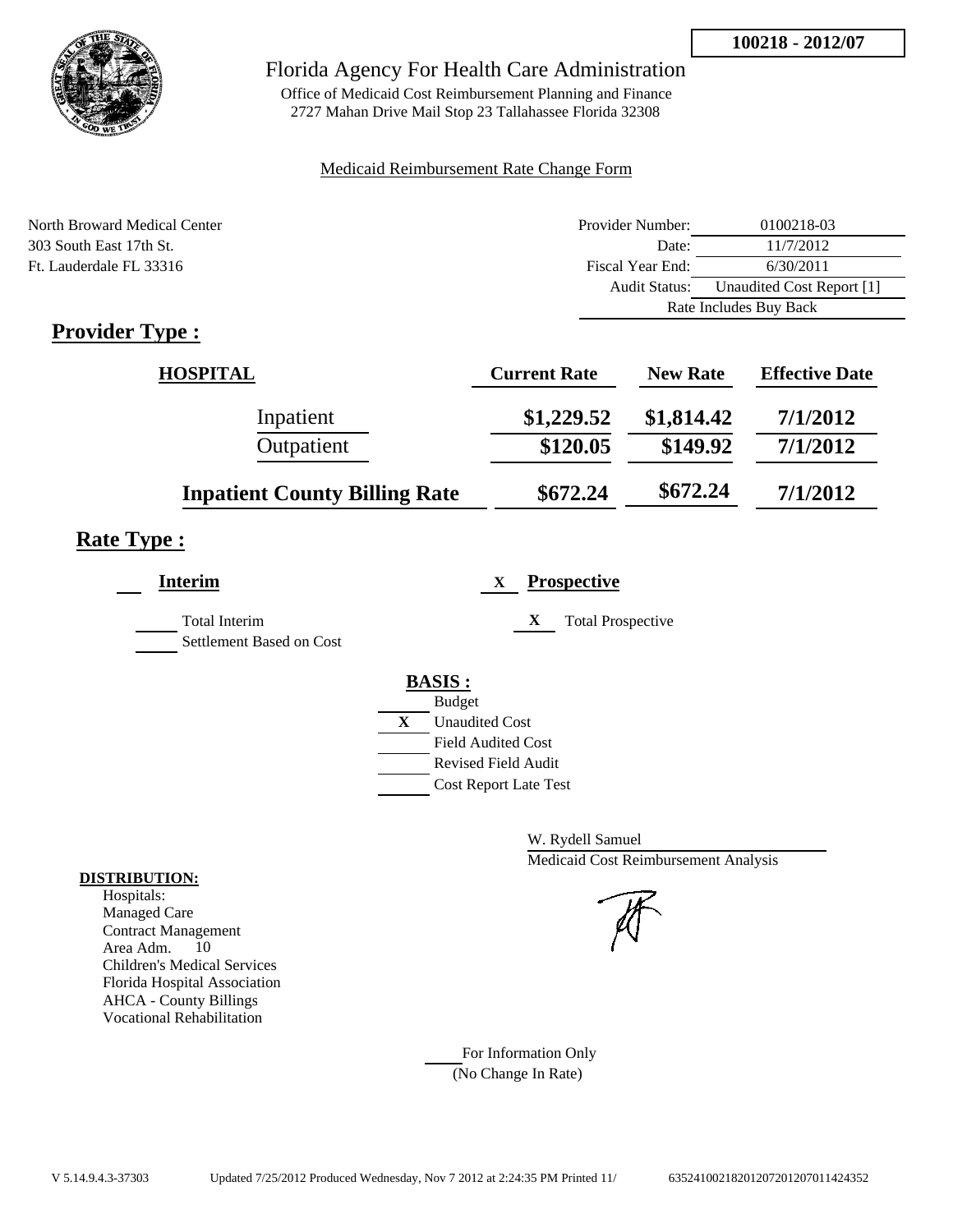**100218 - 2012/07**

# Florida Agency For Health Care Administration

Office of Medicaid Cost Reimbursement Planning and Finance
2727 Mahan Drive Mail Stop 23 Tallahassee Florida 32308

Medicaid Reimbursement Rate Change Form

North Broward Medical Center
303 South East 17th St.
Ft. Lauderdale FL 33316

| | |
|---|---|
| Provider Number: | 0100218-03 |
| Date: | 11/7/2012 |
| Fiscal Year End: | 6/30/2011 |
| Audit Status: | Unaudited Cost Report [1] |
| | Rate Includes Buy Back |

## Provider Type :

| HOSPITAL | Current Rate | New Rate | Effective Date |
|---|---|---|---|
| Inpatient | $1,229.52 | $1,814.42 | 7/1/2012 |
| Outpatient | $120.05 | $149.92 | 7/1/2012 |
| **Inpatient County Billing Rate** | $672.24 | $672.24 | 7/1/2012 |

## Rate Type :

**Interim**

- ___ Total Interim
- ___ Settlement Based on Cost

X **Prospective**

- X Total Prospective

**BASIS :**

- ___ Budget
- X Unaudited Cost
- ___ Field Audited Cost
- ___ Revised Field Audit
- ___ Cost Report Late Test

W. Rydell Samuel
Medicaid Cost Reimbursement Analysis

**DISTRIBUTION:**
Hospitals:
Managed Care
Contract Management
Area Adm. 10
Children's Medical Services
Florida Hospital Association
AHCA - County Billings
Vocational Rehabilitation

___ For Information Only
(No Change In Rate)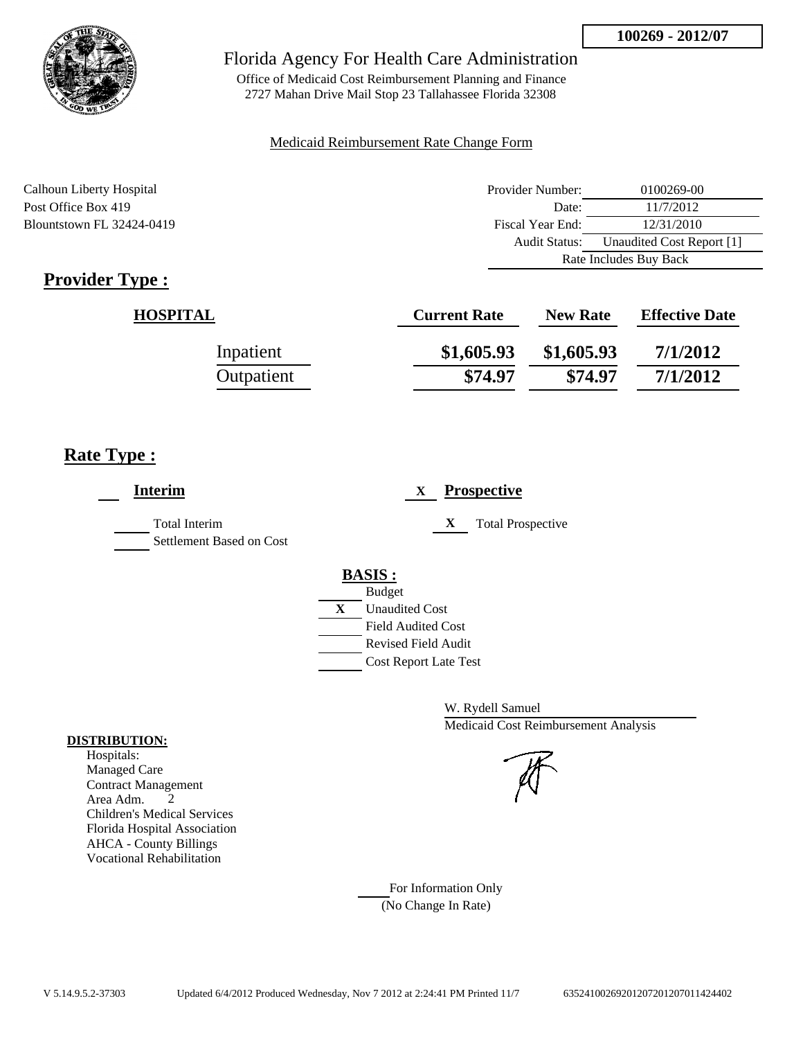**100269 - 2012/07**

# Florida Agency For Health Care Administration

Office of Medicaid Cost Reimbursement Planning and Finance
2727 Mahan Drive Mail Stop 23 Tallahassee Florida 32308

Medicaid Reimbursement Rate Change Form

Calhoun Liberty Hospital
Post Office Box 419
Blountstown FL 32424-0419

| | |
|---|---|
| Provider Number: | 0100269-00 |
| Date: | 11/7/2012 |
| Fiscal Year End: | 12/31/2010 |
| Audit Status: | Unaudited Cost Report [1] |
| Rate Includes Buy Back | |

## Provider Type :

| HOSPITAL | Current Rate | New Rate | Effective Date |
|---|---|---|---|
| Inpatient | $1,605.93 | $1,605.93 | 7/1/2012 |
| Outpatient | $74.97 | $74.97 | 7/1/2012 |

## Rate Type :

**Interim**

- Total Interim
- Settlement Based on Cost

X **Prospective**

- X Total Prospective

**BASIS :**

- Budget
- X Unaudited Cost
- Field Audited Cost
- Revised Field Audit
- Cost Report Late Test

W. Rydell Samuel
Medicaid Cost Reimbursement Analysis

**DISTRIBUTION:**
Hospitals:
Managed Care
Contract Management
Area Adm. 2
Children's Medical Services
Florida Hospital Association
AHCA - County Billings
Vocational Rehabilitation

For Information Only
(No Change In Rate)

V 5.14.9.5.2-37303 Updated 6/4/2012 Produced Wednesday, Nov 7 2012 at 2:24:41 PM Printed 11/7 635241002692012072012070114244402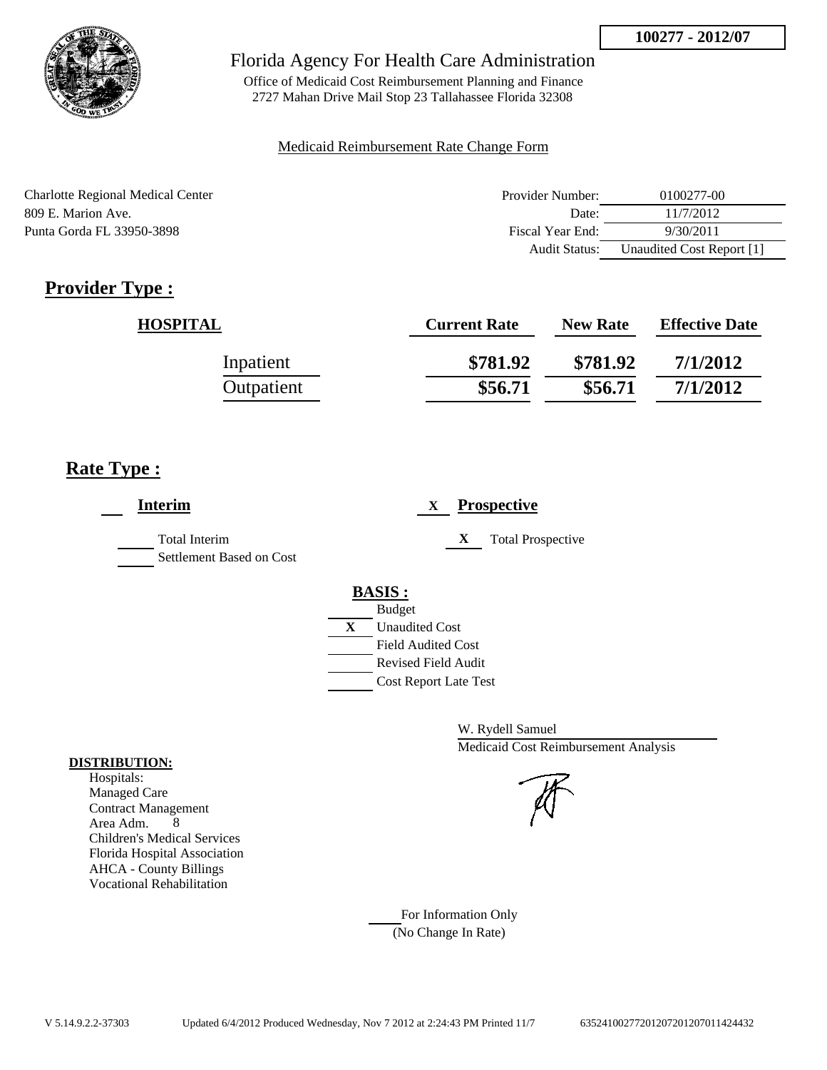100277 - 2012/07

# Florida Agency For Health Care Administration

Office of Medicaid Cost Reimbursement Planning and Finance
2727 Mahan Drive Mail Stop 23 Tallahassee Florida 32308

Medicaid Reimbursement Rate Change Form

Charlotte Regional Medical Center
809 E. Marion Ave.
Punta Gorda FL 33950-3898

| | |
|---|---|
| Provider Number: | 0100277-00 |
| Date: | 11/7/2012 |
| Fiscal Year End: | 9/30/2011 |
| Audit Status: | Unaudited Cost Report [1] |

## Provider Type :

| HOSPITAL | Current Rate | New Rate | Effective Date |
|---|---|---|---|
| Inpatient | $781.92 | $781.92 | 7/1/2012 |
| Outpatient | $56.71 | $56.71 | 7/1/2012 |

## Rate Type :

___ **Interim**

___ Total Interim
___ Settlement Based on Cost

X **Prospective**

X Total Prospective

**BASIS :**

___ Budget
X Unaudited Cost
___ Field Audited Cost
___ Revised Field Audit
___ Cost Report Late Test

W. Rydell Samuel
Medicaid Cost Reimbursement Analysis

**DISTRIBUTION:**
Hospitals:
Managed Care
Contract Management
Area Adm. 8
Children's Medical Services
Florida Hospital Association
AHCA - County Billings
Vocational Rehabilitation

___ For Information Only
(No Change In Rate)

V 5.14.9.2.2-37303 Updated 6/4/2012 Produced Wednesday, Nov 7 2012 at 2:24:43 PM Printed 11/7 635241002772012072012070114244 32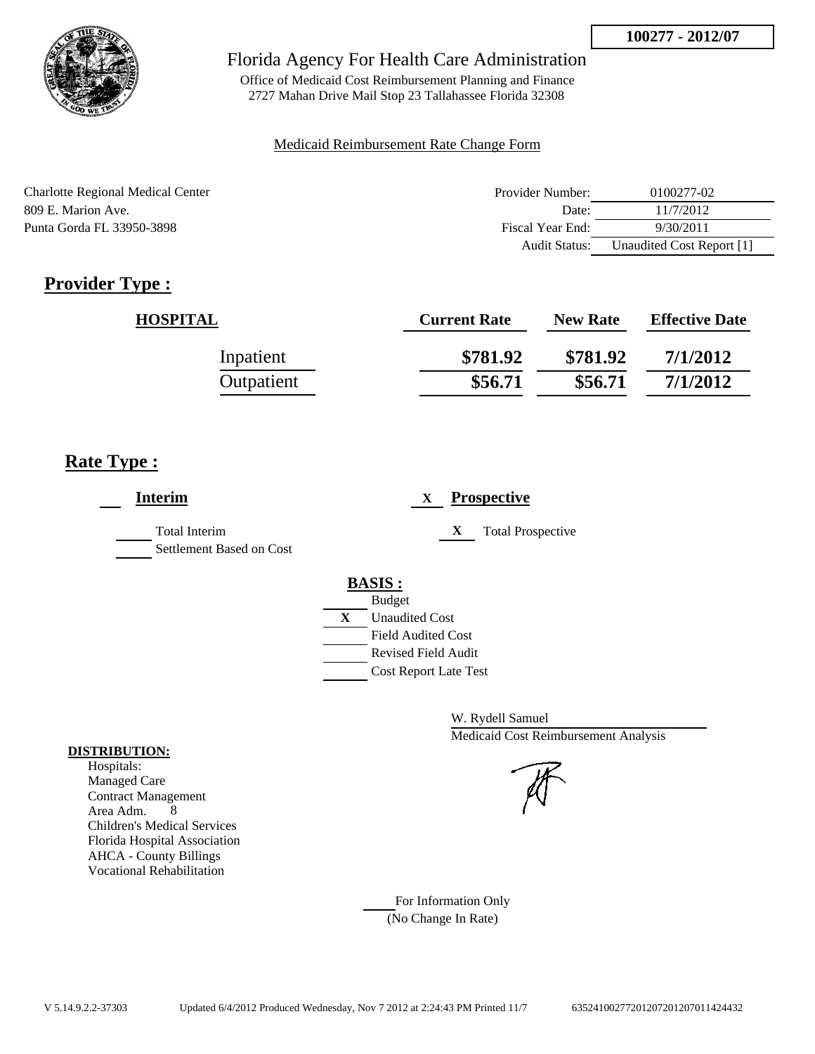**100277 - 2012/07**

Florida Agency For Health Care Administration

Office of Medicaid Cost Reimbursement Planning and Finance
2727 Mahan Drive Mail Stop 23 Tallahassee Florida 32308

Medicaid Reimbursement Rate Change Form

Charlotte Regional Medical Center
809 E. Marion Ave.
Punta Gorda FL 33950-3898

| | |
|---|---|
| Provider Number: | 0100277-02 |
| Date: | 11/7/2012 |
| Fiscal Year End: | 9/30/2011 |
| Audit Status: | Unaudited Cost Report [1] |

## Provider Type :

| HOSPITAL | Current Rate | New Rate | Effective Date |
|---|---|---|---|
| Inpatient | $781.92 | $781.92 | 7/1/2012 |
| Outpatient | $56.71 | $56.71 | 7/1/2012 |

## Rate Type :

___ **Interim**

_____ Total Interim
_____ Settlement Based on Cost

X **Prospective**

X Total Prospective

**BASIS :**

_____ Budget
X Unaudited Cost
_____ Field Audited Cost
_____ Revised Field Audit
_____ Cost Report Late Test

W. Rydell Samuel
Medicaid Cost Reimbursement Analysis

**DISTRIBUTION:**
Hospitals:
Managed Care
Contract Management
Area Adm. 8
Children's Medical Services
Florida Hospital Association
AHCA - County Billings
Vocational Rehabilitation

_____ For Information Only
(No Change In Rate)

V 5.14.9.2.2-37303 Updated 6/4/2012 Produced Wednesday, Nov 7 2012 at 2:24:43 PM Printed 11/7 635241002772012072012070114244 32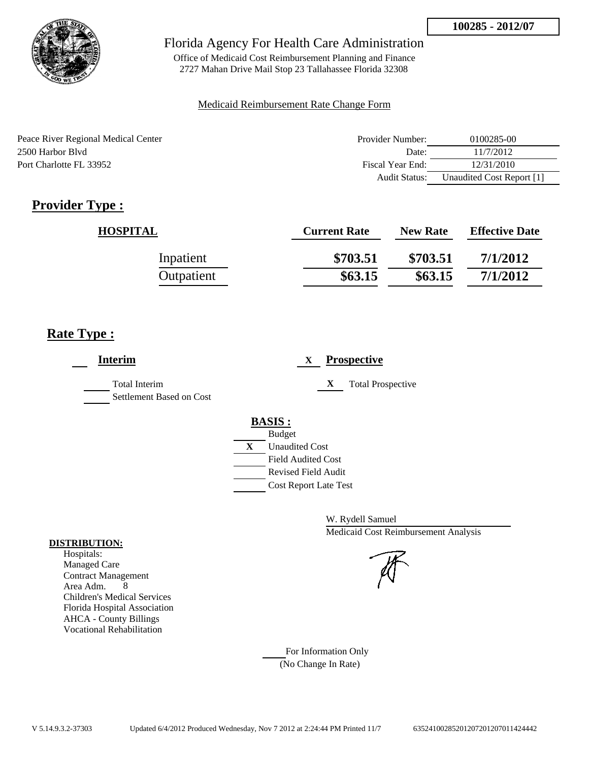**100285 - 2012/07**

Florida Agency For Health Care Administration

Office of Medicaid Cost Reimbursement Planning and Finance
2727 Mahan Drive Mail Stop 23 Tallahassee Florida 32308

Medicaid Reimbursement Rate Change Form

Peace River Regional Medical Center
2500 Harbor Blvd
Port Charlotte FL 33952

| | |
|---|---|
| Provider Number: | 0100285-00 |
| Date: | 11/7/2012 |
| Fiscal Year End: | 12/31/2010 |
| Audit Status: | Unaudited Cost Report [1] |

## Provider Type :

| HOSPITAL | Current Rate | New Rate | Effective Date |
|---|---|---|---|
| Inpatient | $703.51 | $703.51 | 7/1/2012 |
| Outpatient | $63.15 | $63.15 | 7/1/2012 |

## Rate Type :

**Interim**

- Total Interim
- Settlement Based on Cost

X **Prospective**

- X Total Prospective

**BASIS :**

- Budget
- X Unaudited Cost
- Field Audited Cost
- Revised Field Audit
- Cost Report Late Test

W. Rydell Samuel
Medicaid Cost Reimbursement Analysis

**DISTRIBUTION:**

Hospitals:
Managed Care
Contract Management
Area Adm. 8
Children's Medical Services
Florida Hospital Association
AHCA - County Billings
Vocational Rehabilitation

For Information Only
(No Change In Rate)

V 5.14.9.3.2-37303 Updated 6/4/2012 Produced Wednesday, Nov 7 2012 at 2:24:44 PM Printed 11/7 6352410028520120720120701142444 2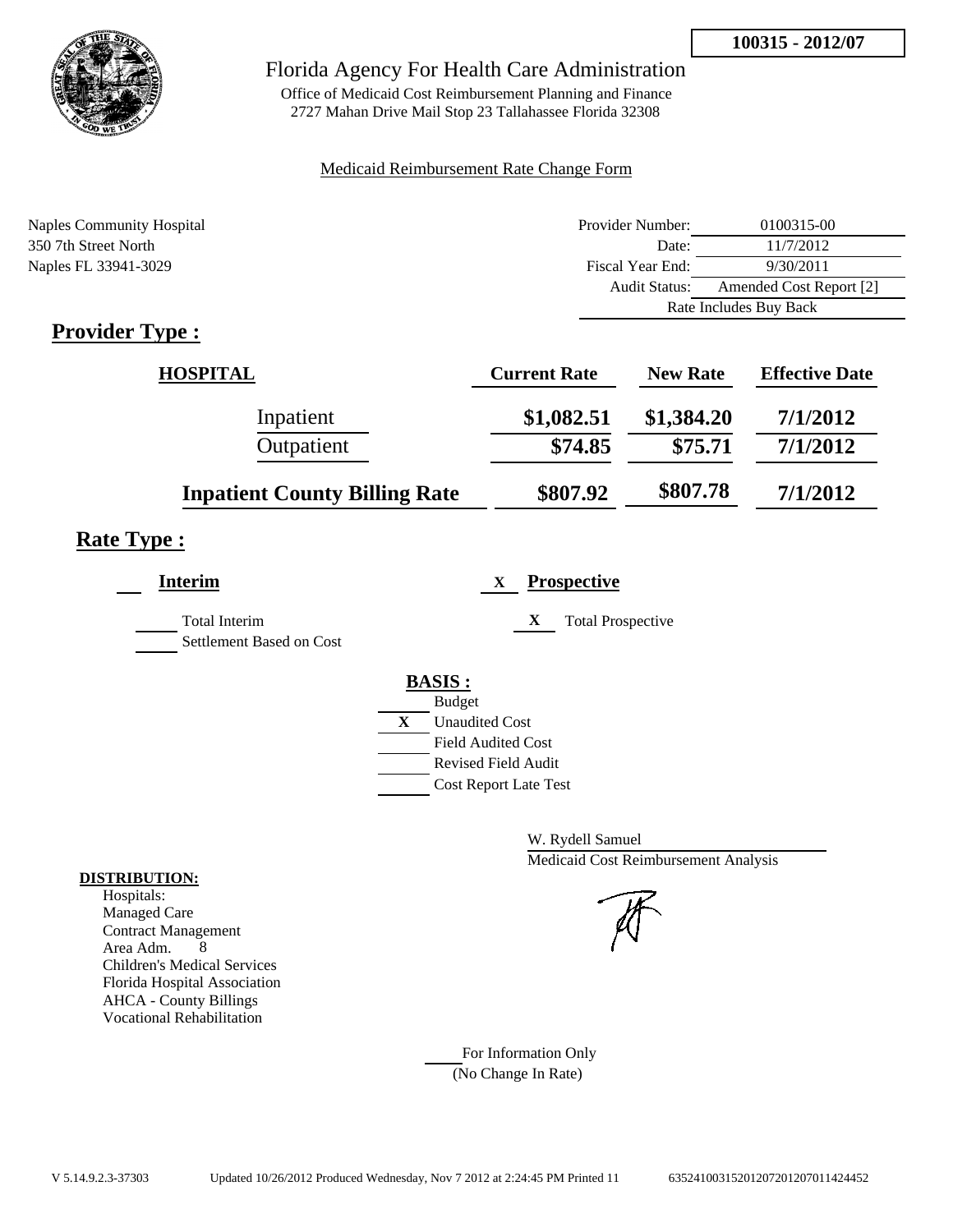**100315 - 2012/07**

# Florida Agency For Health Care Administration

Office of Medicaid Cost Reimbursement Planning and Finance
2727 Mahan Drive Mail Stop 23 Tallahassee Florida 32308

Medicaid Reimbursement Rate Change Form

Naples Community Hospital
350 7th Street North
Naples FL 33941-3029

| | |
|---|---|
| Provider Number: | 0100315-00 |
| Date: | 11/7/2012 |
| Fiscal Year End: | 9/30/2011 |
| Audit Status: | Amended Cost Report [2] |
| | Rate Includes Buy Back |

## Provider Type :

| HOSPITAL | Current Rate | New Rate | Effective Date |
|---|---|---|---|
| Inpatient | $1,082.51 | $1,384.20 | 7/1/2012 |
| Outpatient | $74.85 | $75.71 | 7/1/2012 |
| **Inpatient County Billing Rate** | $807.92 | $807.78 | 7/1/2012 |

## Rate Type :

___ **Interim**

___ Total Interim
___ Settlement Based on Cost

X **Prospective**

X Total Prospective

**BASIS :**

___ Budget
X Unaudited Cost
___ Field Audited Cost
___ Revised Field Audit
___ Cost Report Late Test

W. Rydell Samuel
Medicaid Cost Reimbursement Analysis

**DISTRIBUTION:**

Hospitals:
Managed Care
Contract Management
Area Adm. 8
Children's Medical Services
Florida Hospital Association
AHCA - County Billings
Vocational Rehabilitation

___ For Information Only
(No Change In Rate)

V 5.14.9.2.3-37303 Updated 10/26/2012 Produced Wednesday, Nov 7 2012 at 2:24:45 PM Printed 11 635241003152012072012070114244452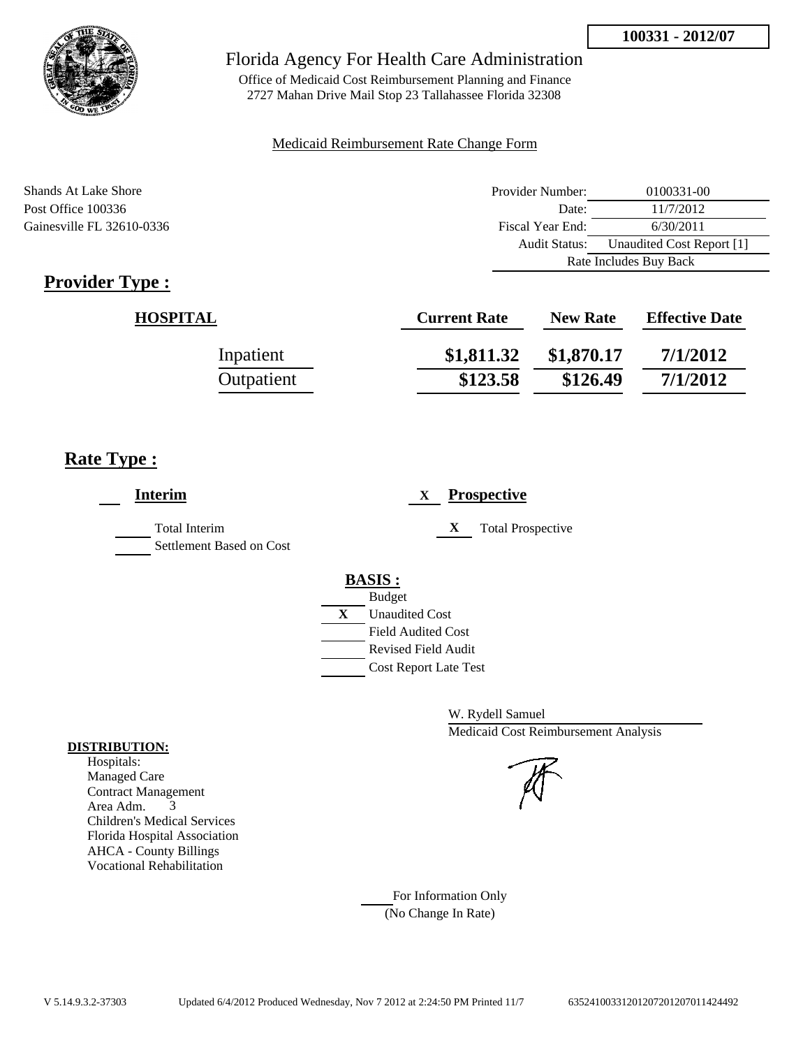**100331 - 2012/07**

# Florida Agency For Health Care Administration

Office of Medicaid Cost Reimbursement Planning and Finance
2727 Mahan Drive Mail Stop 23 Tallahassee Florida 32308

Medicaid Reimbursement Rate Change Form

Shands At Lake Shore
Post Office 100336
Gainesville FL 32610-0336

| | |
|---|---|
| Provider Number: | 0100331-00 |
| Date: | 11/7/2012 |
| Fiscal Year End: | 6/30/2011 |
| Audit Status: | Unaudited Cost Report [1] |
| Rate Includes Buy Back | |

## Provider Type :

| HOSPITAL | Current Rate | New Rate | Effective Date |
|---|---|---|---|
| Inpatient | \$1,811.32 | \$1,870.17 | 7/1/2012 |
| Outpatient | \$123.58 | \$126.49 | 7/1/2012 |

## Rate Type :

___ **Interim**

_____ Total Interim
_____ Settlement Based on Cost

X **Prospective**

X Total Prospective

**BASIS :**

_____ Budget
X Unaudited Cost
_____ Field Audited Cost
_____ Revised Field Audit
_____ Cost Report Late Test

W. Rydell Samuel
Medicaid Cost Reimbursement Analysis

**DISTRIBUTION:**

Hospitals:
Managed Care
Contract Management
Area Adm. 3
Children's Medical Services
Florida Hospital Association
AHCA - County Billings
Vocational Rehabilitation

_____ For Information Only
(No Change In Rate)

V 5.14.9.3.2-37303 Updated 6/4/2012 Produced Wednesday, Nov 7 2012 at 2:24:50 PM Printed 11/7 63524100331201207201207011424492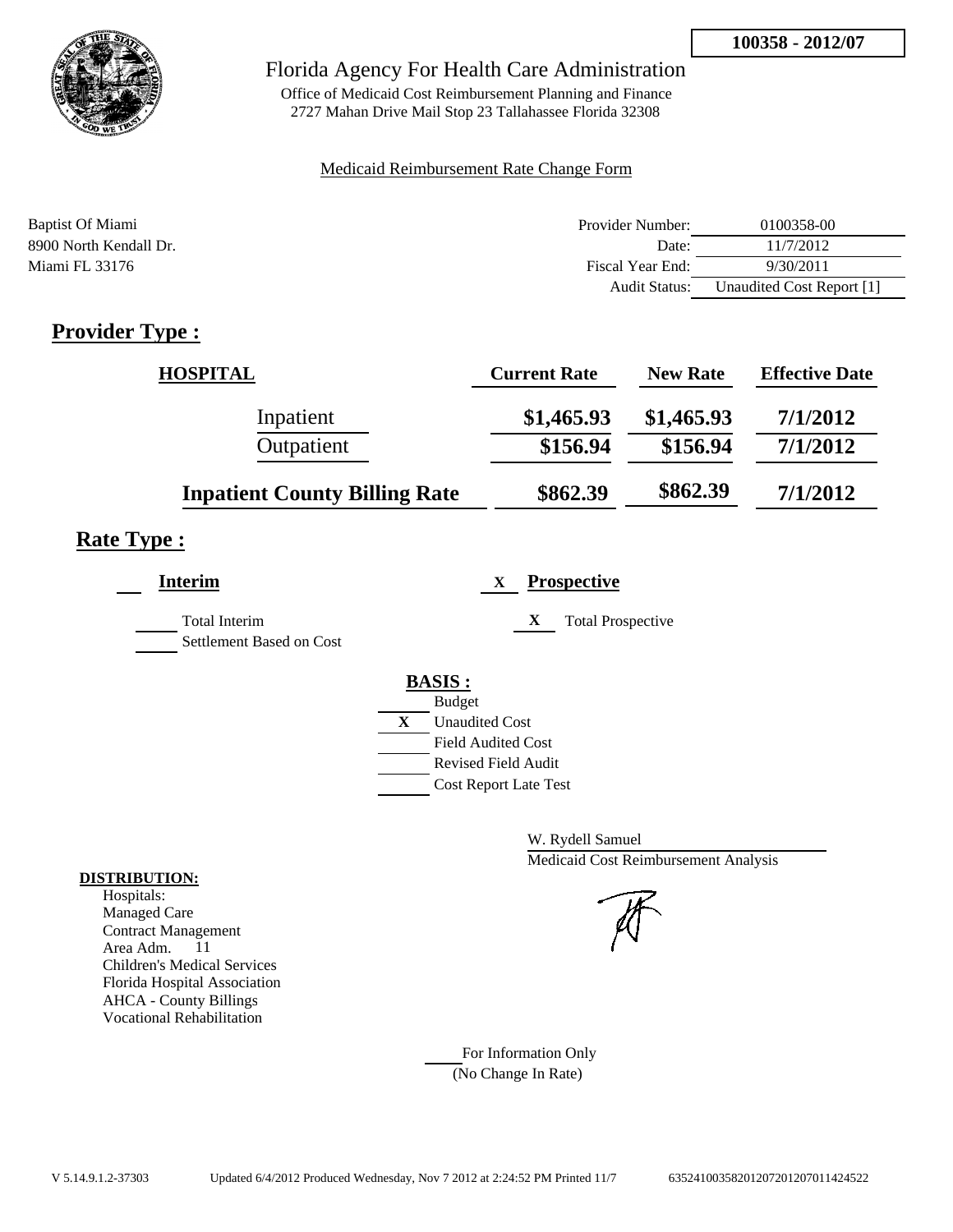**100358 - 2012/07**

Florida Agency For Health Care Administration

Office of Medicaid Cost Reimbursement Planning and Finance
2727 Mahan Drive Mail Stop 23 Tallahassee Florida 32308

Medicaid Reimbursement Rate Change Form

Baptist Of Miami
8900 North Kendall Dr.
Miami FL 33176

| | |
|---|---|
| Provider Number: | 0100358-00 |
| Date: | 11/7/2012 |
| Fiscal Year End: | 9/30/2011 |
| Audit Status: | Unaudited Cost Report [1] |

## Provider Type :

| HOSPITAL | Current Rate | New Rate | Effective Date |
|---|---|---|---|
| Inpatient | $1,465.93 | $1,465.93 | 7/1/2012 |
| Outpatient | $156.94 | $156.94 | 7/1/2012 |
| **Inpatient County Billing Rate** | $862.39 | $862.39 | 7/1/2012 |

## Rate Type :

**Interim**

Total Interim
Settlement Based on Cost

X **Prospective**

X Total Prospective

**BASIS :**

Budget
X Unaudited Cost
Field Audited Cost
Revised Field Audit
Cost Report Late Test

W. Rydell Samuel
Medicaid Cost Reimbursement Analysis

**DISTRIBUTION:**

Hospitals:
Managed Care
Contract Management
Area Adm. 11
Children's Medical Services
Florida Hospital Association
AHCA - County Billings
Vocational Rehabilitation

For Information Only
(No Change In Rate)

V 5.14.9.1.2-37303 Updated 6/4/2012 Produced Wednesday, Nov 7 2012 at 2:24:52 PM Printed 11/7 635241003582012072012070114245 22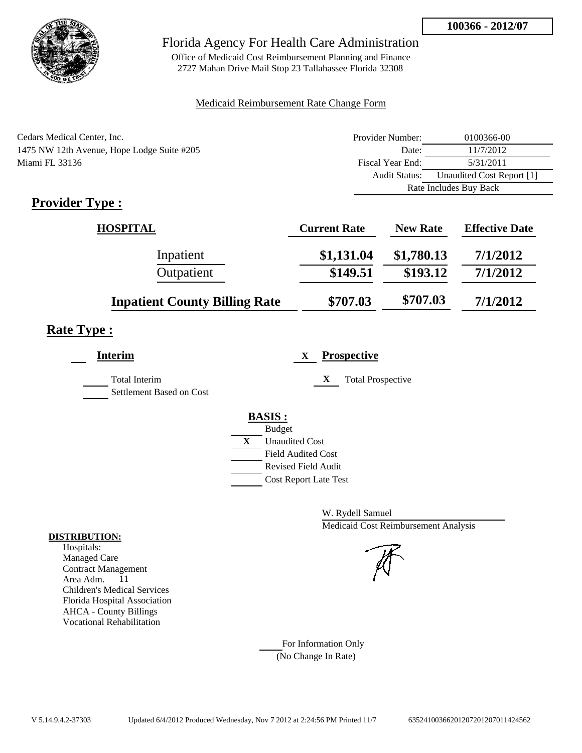**100366 - 2012/07**

# Florida Agency For Health Care Administration

Office of Medicaid Cost Reimbursement Planning and Finance
2727 Mahan Drive Mail Stop 23 Tallahassee Florida 32308

Medicaid Reimbursement Rate Change Form

Cedars Medical Center, Inc.
1475 NW 12th Avenue, Hope Lodge Suite #205
Miami FL 33136

| | |
|---|---|
| Provider Number: | 0100366-00 |
| Date: | 11/7/2012 |
| Fiscal Year End: | 5/31/2011 |
| Audit Status: | Unaudited Cost Report [1] |
| | Rate Includes Buy Back |

## Provider Type :

| HOSPITAL | Current Rate | New Rate | Effective Date |
|---|---|---|---|
| Inpatient | $1,131.04 | $1,780.13 | 7/1/2012 |
| Outpatient | $149.51 | $193.12 | 7/1/2012 |
| **Inpatient County Billing Rate** | $707.03 | $707.03 | 7/1/2012 |

## Rate Type :

___ **Interim**

___ Total Interim
___ Settlement Based on Cost

X **Prospective**

X Total Prospective

**BASIS :**

___ Budget
X Unaudited Cost
___ Field Audited Cost
___ Revised Field Audit
___ Cost Report Late Test

W. Rydell Samuel
Medicaid Cost Reimbursement Analysis

**DISTRIBUTION:**
Hospitals:
Managed Care
Contract Management
Area Adm. 11
Children's Medical Services
Florida Hospital Association
AHCA - County Billings
Vocational Rehabilitation

___ For Information Only
(No Change In Rate)

V 5.14.9.4.2-37303 Updated 6/4/2012 Produced Wednesday, Nov 7 2012 at 2:24:56 PM Printed 11/7 635241003662012072012070114245562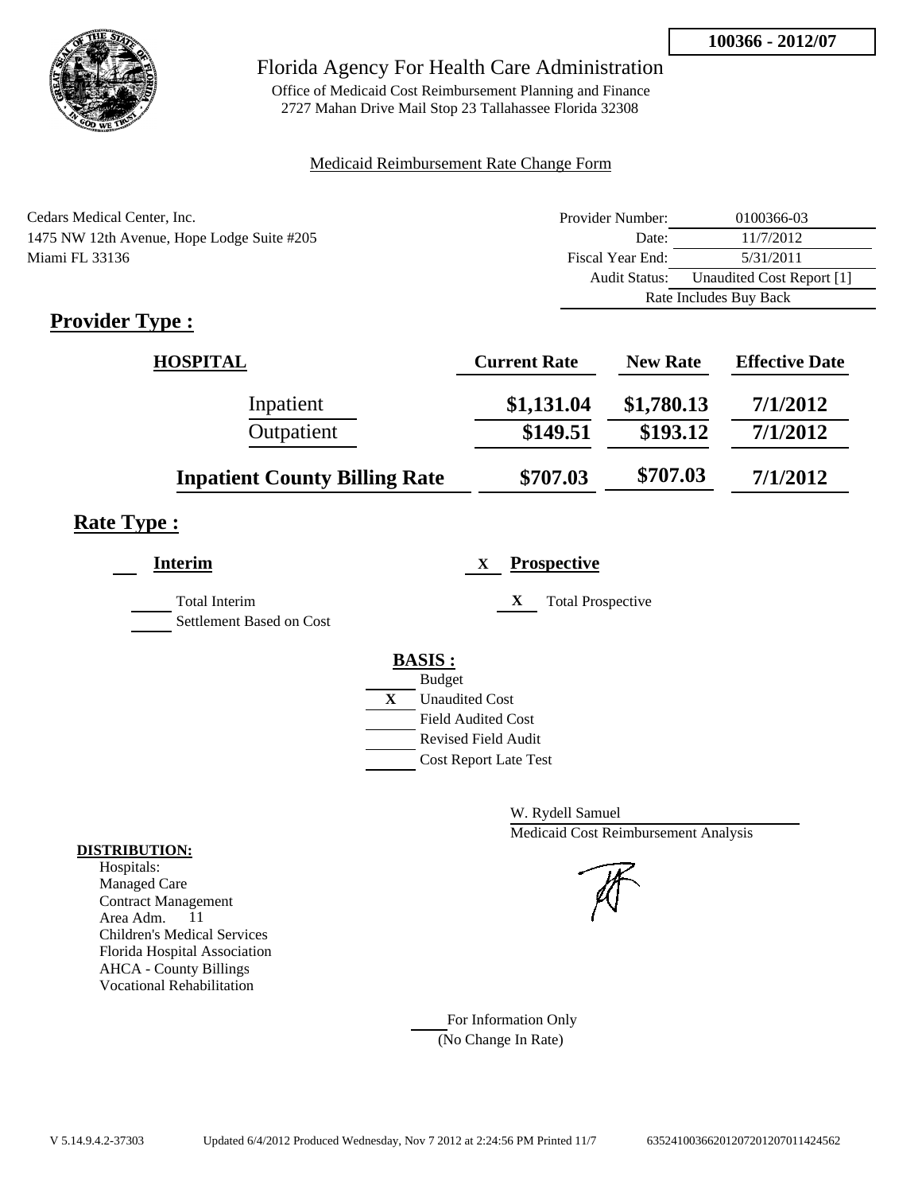**100366 - 2012/07**

# Florida Agency For Health Care Administration

Office of Medicaid Cost Reimbursement Planning and Finance
2727 Mahan Drive Mail Stop 23 Tallahassee Florida 32308

Medicaid Reimbursement Rate Change Form

Cedars Medical Center, Inc.
1475 NW 12th Avenue, Hope Lodge Suite #205
Miami FL 33136

| | |
|---|---|
| Provider Number: | 0100366-03 |
| Date: | 11/7/2012 |
| Fiscal Year End: | 5/31/2011 |
| Audit Status: | Unaudited Cost Report [1] |
| Rate Includes Buy Back | |

## Provider Type :

| HOSPITAL | Current Rate | New Rate | Effective Date |
|---|---|---|---|
| Inpatient | $1,131.04 | $1,780.13 | 7/1/2012 |
| Outpatient | $149.51 | $193.12 | 7/1/2012 |
| **Inpatient County Billing Rate** | $707.03 | $707.03 | 7/1/2012 |

## Rate Type :

___ **Interim**

___ Total Interim

___ Settlement Based on Cost

X **Prospective**

X Total Prospective

**BASIS :**

___ Budget

X Unaudited Cost

___ Field Audited Cost

___ Revised Field Audit

___ Cost Report Late Test

W. Rydell Samuel
Medicaid Cost Reimbursement Analysis

**DISTRIBUTION:**
Hospitals:
Managed Care
Contract Management
Area Adm. 11
Children's Medical Services
Florida Hospital Association
AHCA - County Billings
Vocational Rehabilitation

___ For Information Only
(No Change In Rate)

V 5.14.9.4.2-37303 Updated 6/4/2012 Produced Wednesday, Nov 7 2012 at 2:24:56 PM Printed 11/7 635241003662012072012070114245​62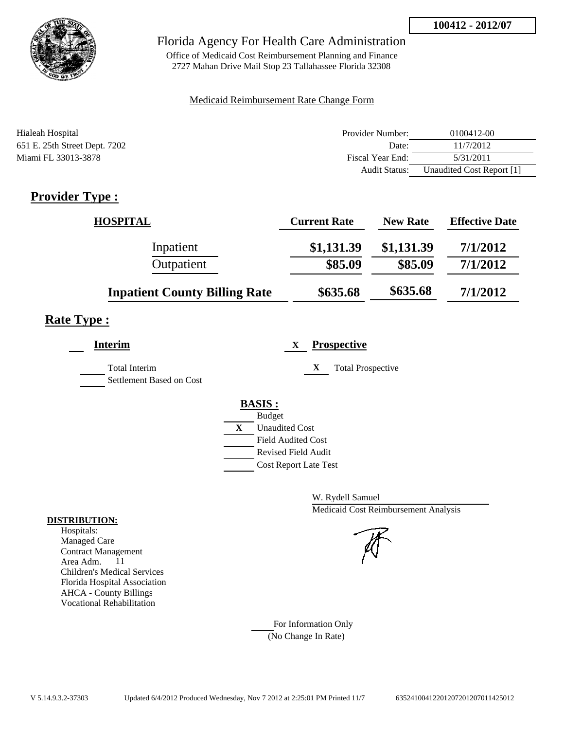**100412 - 2012/07**

# Florida Agency For Health Care Administration

Office of Medicaid Cost Reimbursement Planning and Finance
2727 Mahan Drive Mail Stop 23 Tallahassee Florida 32308

Medicaid Reimbursement Rate Change Form

Hialeah Hospital
651 E. 25th Street Dept. 7202
Miami FL 33013-3878

| | |
|---|---|
| Provider Number: | 0100412-00 |
| Date: | 11/7/2012 |
| Fiscal Year End: | 5/31/2011 |
| Audit Status: | Unaudited Cost Report [1] |

## Provider Type :

| HOSPITAL | Current Rate | New Rate | Effective Date |
|---|---|---|---|
| Inpatient | $1,131.39 | $1,131.39 | 7/1/2012 |
| Outpatient | $85.09 | $85.09 | 7/1/2012 |
| **Inpatient County Billing Rate** | $635.68 | $635.68 | 7/1/2012 |

## Rate Type :

___ **Interim**

___ Total Interim
___ Settlement Based on Cost

X **Prospective**

X Total Prospective

**BASIS :**

___ Budget
X Unaudited Cost
___ Field Audited Cost
___ Revised Field Audit
___ Cost Report Late Test

W. Rydell Samuel
Medicaid Cost Reimbursement Analysis

**DISTRIBUTION:**

Hospitals:
Managed Care
Contract Management
Area Adm. 11
Children's Medical Services
Florida Hospital Association
AHCA - County Billings
Vocational Rehabilitation

___ For Information Only
(No Change In Rate)

V 5.14.9.3.2-37303 Updated 6/4/2012 Produced Wednesday, Nov 7 2012 at 2:25:01 PM Printed 11/7 6352410041220120720120701142501​2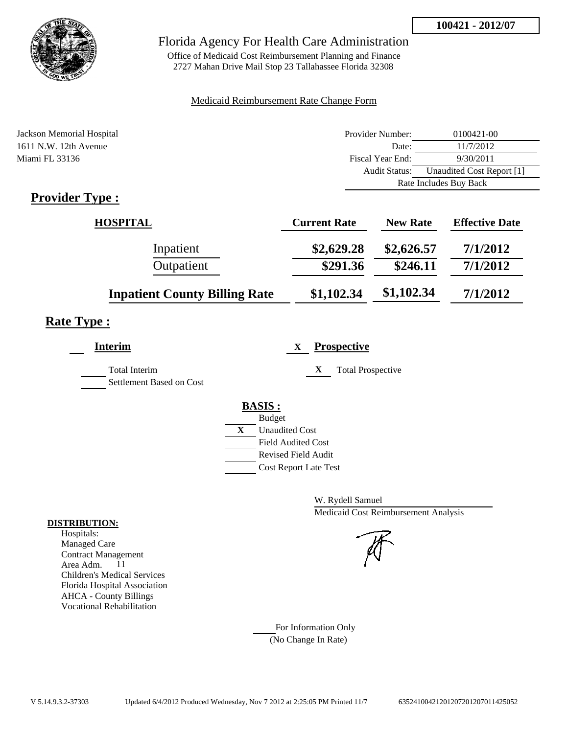**100421 - 2012/07**

# Florida Agency For Health Care Administration

Office of Medicaid Cost Reimbursement Planning and Finance
2727 Mahan Drive Mail Stop 23 Tallahassee Florida 32308

Medicaid Reimbursement Rate Change Form

Jackson Memorial Hospital
1611 N.W. 12th Avenue
Miami FL 33136

| | |
|---|---|
| Provider Number: | 0100421-00 |
| Date: | 11/7/2012 |
| Fiscal Year End: | 9/30/2011 |
| Audit Status: | Unaudited Cost Report [1] |
| | Rate Includes Buy Back |

## Provider Type :

| HOSPITAL | Current Rate | New Rate | Effective Date |
|---|---|---|---|
| Inpatient | $2,629.28 | $2,626.57 | 7/1/2012 |
| Outpatient | $291.36 | $246.11 | 7/1/2012 |
| **Inpatient County Billing Rate** | $1,102.34 | $1,102.34 | 7/1/2012 |

## Rate Type :

___ **Interim**

___ Total Interim
___ Settlement Based on Cost

X **Prospective**

X Total Prospective

**BASIS :**

___ Budget
X Unaudited Cost
___ Field Audited Cost
___ Revised Field Audit
___ Cost Report Late Test

W. Rydell Samuel
Medicaid Cost Reimbursement Analysis

**DISTRIBUTION:**
Hospitals:
Managed Care
Contract Management
Area Adm. 11
Children's Medical Services
Florida Hospital Association
AHCA - County Billings
Vocational Rehabilitation

___ For Information Only
(No Change In Rate)

V 5.14.9.3.2-37303 Updated 6/4/2012 Produced Wednesday, Nov 7 2012 at 2:25:05 PM Printed 11/7 63524100421201207201207011425052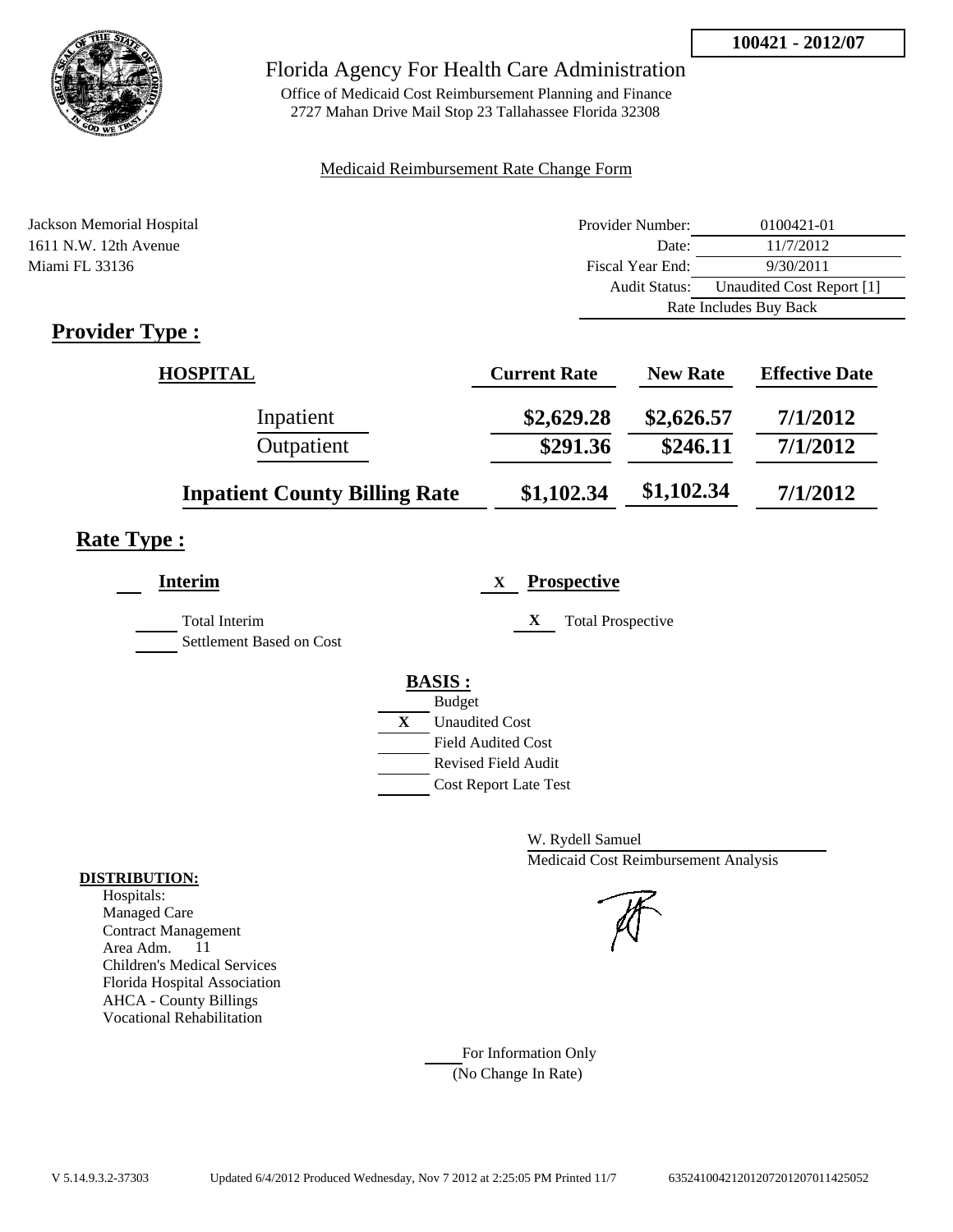**100421 - 2012/07**

# Florida Agency For Health Care Administration

Office of Medicaid Cost Reimbursement Planning and Finance
2727 Mahan Drive Mail Stop 23 Tallahassee Florida 32308

Medicaid Reimbursement Rate Change Form

Jackson Memorial Hospital
1611 N.W. 12th Avenue
Miami FL 33136

| | |
|---|---|
| Provider Number: | 0100421-01 |
| Date: | 11/7/2012 |
| Fiscal Year End: | 9/30/2011 |
| Audit Status: | Unaudited Cost Report [1] |
| | Rate Includes Buy Back |

## Provider Type :

| HOSPITAL | Current Rate | New Rate | Effective Date |
|---|---|---|---|
| Inpatient | $2,629.28 | $2,626.57 | 7/1/2012 |
| Outpatient | $291.36 | $246.11 | 7/1/2012 |
| **Inpatient County Billing Rate** | $1,102.34 | $1,102.34 | 7/1/2012 |

## Rate Type :

___ **Interim** X **Prospective**

___ Total Interim
___ Settlement Based on Cost

X Total Prospective

**BASIS :**

___ Budget
X Unaudited Cost
___ Field Audited Cost
___ Revised Field Audit
___ Cost Report Late Test

W. Rydell Samuel
Medicaid Cost Reimbursement Analysis

**DISTRIBUTION:**
Hospitals:
Managed Care
Contract Management
Area Adm. 11
Children's Medical Services
Florida Hospital Association
AHCA - County Billings
Vocational Rehabilitation

___ For Information Only
(No Change In Rate)

V 5.14.9.3.2-37303 Updated 6/4/2012 Produced Wednesday, Nov 7 2012 at 2:25:05 PM Printed 11/7 635241004212012072012070114250​52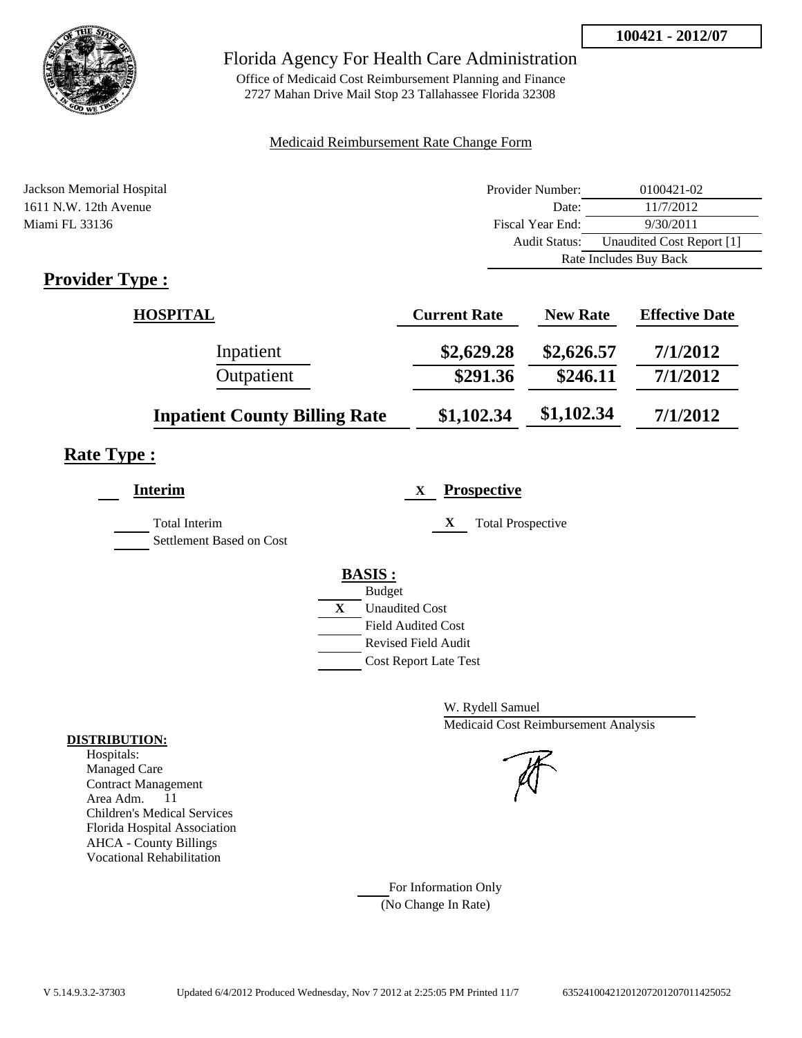**100421 - 2012/07**

# Florida Agency For Health Care Administration

Office of Medicaid Cost Reimbursement Planning and Finance
2727 Mahan Drive Mail Stop 23 Tallahassee Florida 32308

Medicaid Reimbursement Rate Change Form

Jackson Memorial Hospital
1611 N.W. 12th Avenue
Miami FL 33136

| | |
|---|---|
| Provider Number: | 0100421-02 |
| Date: | 11/7/2012 |
| Fiscal Year End: | 9/30/2011 |
| Audit Status: | Unaudited Cost Report [1] |
| Rate Includes Buy Back | |

## Provider Type :

| HOSPITAL | Current Rate | New Rate | Effective Date |
|---|---|---|---|
| Inpatient | $2,629.28 | $2,626.57 | 7/1/2012 |
| Outpatient | $291.36 | $246.11 | 7/1/2012 |
| **Inpatient County Billing Rate** | $1,102.34 | $1,102.34 | 7/1/2012 |

## Rate Type :

**Interim**

Total Interim
Settlement Based on Cost

X **Prospective**

X Total Prospective

**BASIS :**

Budget
X Unaudited Cost
Field Audited Cost
Revised Field Audit
Cost Report Late Test

W. Rydell Samuel
Medicaid Cost Reimbursement Analysis

**DISTRIBUTION:**

Hospitals:
Managed Care
Contract Management
Area Adm. 11
Children's Medical Services
Florida Hospital Association
AHCA - County Billings
Vocational Rehabilitation

For Information Only
(No Change In Rate)

V 5.14.9.3.2-37303 Updated 6/4/2012 Produced Wednesday, Nov 7 2012 at 2:25:05 PM Printed 11/7 635241004212012072012070114250​52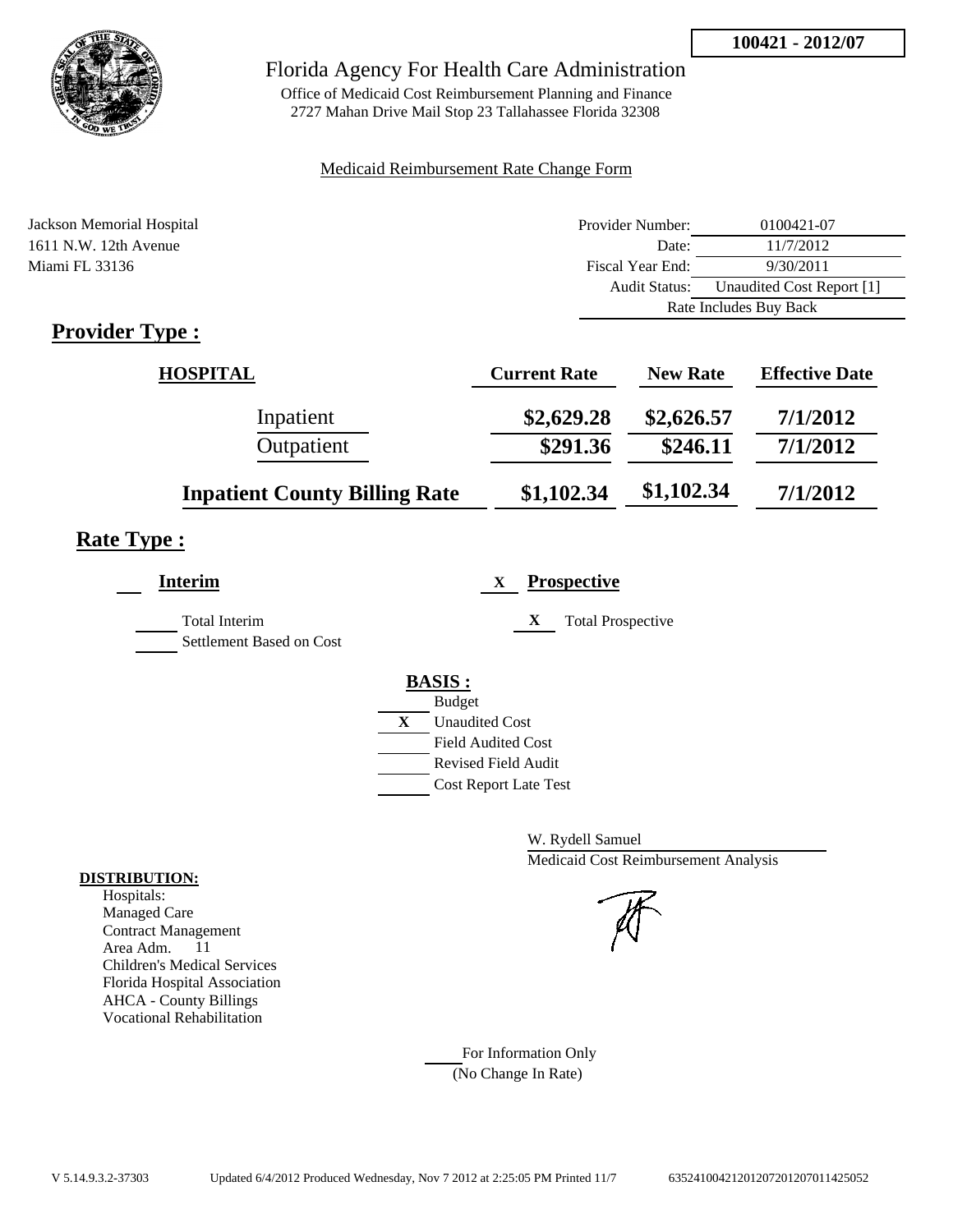100421 - 2012/07

# Florida Agency For Health Care Administration

Office of Medicaid Cost Reimbursement Planning and Finance
2727 Mahan Drive Mail Stop 23 Tallahassee Florida 32308

Medicaid Reimbursement Rate Change Form

Jackson Memorial Hospital
1611 N.W. 12th Avenue
Miami FL 33136

| | |
|---|---|
| Provider Number: | 0100421-07 |
| Date: | 11/7/2012 |
| Fiscal Year End: | 9/30/2011 |
| Audit Status: | Unaudited Cost Report [1] |
| Rate Includes Buy Back | |

## Provider Type :

| HOSPITAL | Current Rate | New Rate | Effective Date |
|---|---|---|---|
| Inpatient | $2,629.28 | $2,626.57 | 7/1/2012 |
| Outpatient | $291.36 | $246.11 | 7/1/2012 |
| **Inpatient County Billing Rate** | $1,102.34 | $1,102.34 | 7/1/2012 |

## Rate Type :

___ **Interim**

___ Total Interim
___ Settlement Based on Cost

X **Prospective**

X Total Prospective

**BASIS :**

___ Budget
X Unaudited Cost
___ Field Audited Cost
___ Revised Field Audit
___ Cost Report Late Test

W. Rydell Samuel
Medicaid Cost Reimbursement Analysis

**DISTRIBUTION:**
Hospitals:
Managed Care
Contract Management
Area Adm. 11
Children's Medical Services
Florida Hospital Association
AHCA - County Billings
Vocational Rehabilitation

___ For Information Only
(No Change In Rate)

V 5.14.9.3.2-37303 Updated 6/4/2012 Produced Wednesday, Nov 7 2012 at 2:25:05 PM Printed 11/7 635241004212012072012070114 25052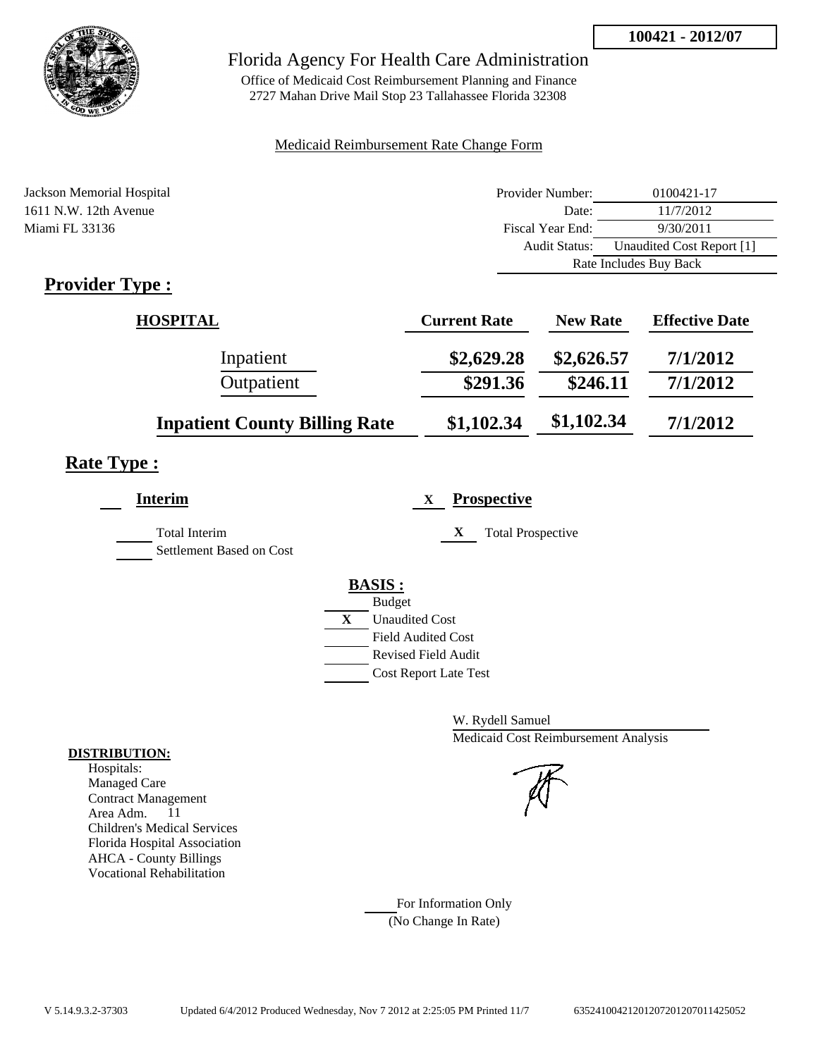**100421 - 2012/07**

# Florida Agency For Health Care Administration

Office of Medicaid Cost Reimbursement Planning and Finance
2727 Mahan Drive Mail Stop 23 Tallahassee Florida 32308

Medicaid Reimbursement Rate Change Form

Jackson Memorial Hospital
1611 N.W. 12th Avenue
Miami FL 33136

| | |
|---|---|
| Provider Number: | 0100421-17 |
| Date: | 11/7/2012 |
| Fiscal Year End: | 9/30/2011 |
| Audit Status: | Unaudited Cost Report [1] |
| Rate Includes Buy Back | |

## Provider Type :

| HOSPITAL | Current Rate | New Rate | Effective Date |
|---|---|---|---|
| Inpatient | $2,629.28 | $2,626.57 | 7/1/2012 |
| Outpatient | $291.36 | $246.11 | 7/1/2012 |
| **Inpatient County Billing Rate** | $1,102.34 | $1,102.34 | 7/1/2012 |

## Rate Type :

**Interim**

- [ ] Total Interim
- [ ] Settlement Based on Cost

X **Prospective**

- X Total Prospective

**BASIS :**

- [ ] Budget
- X Unaudited Cost
- [ ] Field Audited Cost
- [ ] Revised Field Audit
- [ ] Cost Report Late Test

W. Rydell Samuel
Medicaid Cost Reimbursement Analysis

**DISTRIBUTION:**

Hospitals:
Managed Care
Contract Management
Area Adm. 11
Children's Medical Services
Florida Hospital Association
AHCA - County Billings
Vocational Rehabilitation

For Information Only
(No Change In Rate)

V 5.14.9.3.2-37303 Updated 6/4/2012 Produced Wednesday, Nov 7 2012 at 2:25:05 PM Printed 11/7 635241004212012072012070114250​52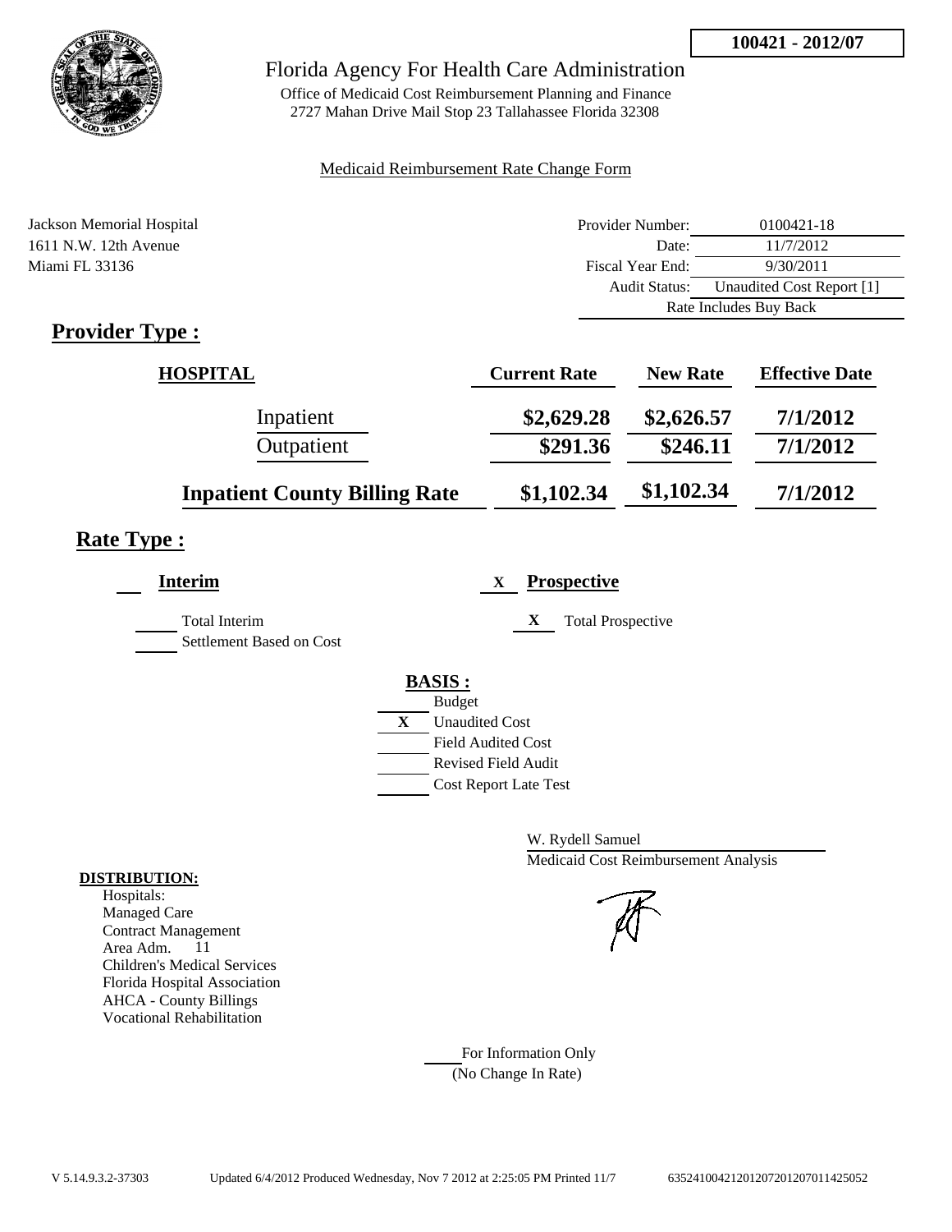100421 - 2012/07

# Florida Agency For Health Care Administration

Office of Medicaid Cost Reimbursement Planning and Finance
2727 Mahan Drive Mail Stop 23 Tallahassee Florida 32308

Medicaid Reimbursement Rate Change Form

Jackson Memorial Hospital
1611 N.W. 12th Avenue
Miami FL 33136

| | |
|---|---|
| Provider Number: | 0100421-18 |
| Date: | 11/7/2012 |
| Fiscal Year End: | 9/30/2011 |
| Audit Status: | Unaudited Cost Report [1] |
| Rate Includes Buy Back | |

## Provider Type :

| HOSPITAL | Current Rate | New Rate | Effective Date |
|---|---|---|---|
| Inpatient | $2,629.28 | $2,626.57 | 7/1/2012 |
| Outpatient | $291.36 | $246.11 | 7/1/2012 |
| **Inpatient County Billing Rate** | $1,102.34 | $1,102.34 | 7/1/2012 |

## Rate Type :

**Interim**

Total Interim
Settlement Based on Cost

X **Prospective**

X Total Prospective

**BASIS :**

Budget
X Unaudited Cost
Field Audited Cost
Revised Field Audit
Cost Report Late Test

W. Rydell Samuel
Medicaid Cost Reimbursement Analysis

**DISTRIBUTION:**
Hospitals:
Managed Care
Contract Management
Area Adm. 11
Children's Medical Services
Florida Hospital Association
AHCA - County Billings
Vocational Rehabilitation

For Information Only
(No Change In Rate)

V 5.14.9.3.2-37303 Updated 6/4/2012 Produced Wednesday, Nov 7 2012 at 2:25:05 PM Printed 11/7 635241004212012072012070114250 52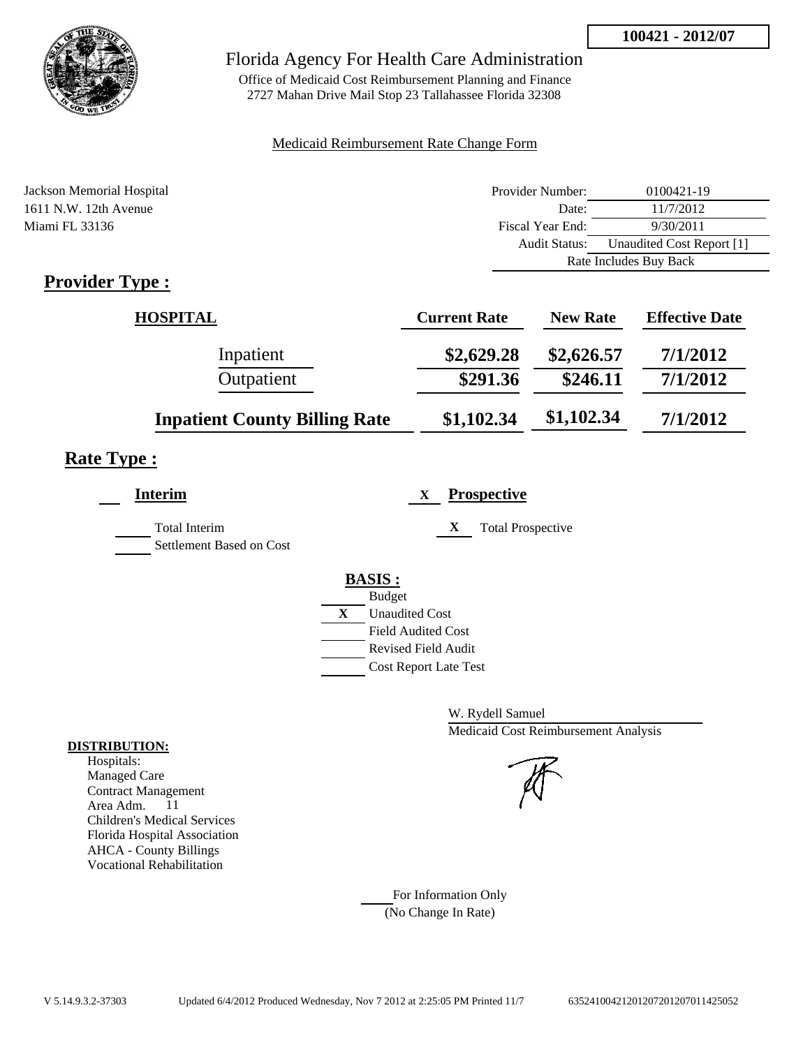**100421 - 2012/07**

# Florida Agency For Health Care Administration

Office of Medicaid Cost Reimbursement Planning and Finance
2727 Mahan Drive Mail Stop 23 Tallahassee Florida 32308

Medicaid Reimbursement Rate Change Form

Jackson Memorial Hospital
1611 N.W. 12th Avenue
Miami FL 33136

| | |
|---|---|
| Provider Number: | 0100421-19 |
| Date: | 11/7/2012 |
| Fiscal Year End: | 9/30/2011 |
| Audit Status: | Unaudited Cost Report [1] |
| | Rate Includes Buy Back |

## Provider Type :

| HOSPITAL | Current Rate | New Rate | Effective Date |
|---|---|---|---|
| Inpatient | $2,629.28 | $2,626.57 | 7/1/2012 |
| Outpatient | $291.36 | $246.11 | 7/1/2012 |
| **Inpatient County Billing Rate** | $1,102.34 | $1,102.34 | 7/1/2012 |

## Rate Type :

___ **Interim**

___ Total Interim
___ Settlement Based on Cost

X **Prospective**

X Total Prospective

**BASIS :**

___ Budget
X Unaudited Cost
___ Field Audited Cost
___ Revised Field Audit
___ Cost Report Late Test

W. Rydell Samuel
Medicaid Cost Reimbursement Analysis

**DISTRIBUTION:**
Hospitals:
Managed Care
Contract Management
Area Adm. 11
Children's Medical Services
Florida Hospital Association
AHCA - County Billings
Vocational Rehabilitation

___ For Information Only
(No Change In Rate)

V 5.14.9.3.2-37303 Updated 6/4/2012 Produced Wednesday, Nov 7 2012 at 2:25:05 PM Printed 11/7 635241004212012072012070114250052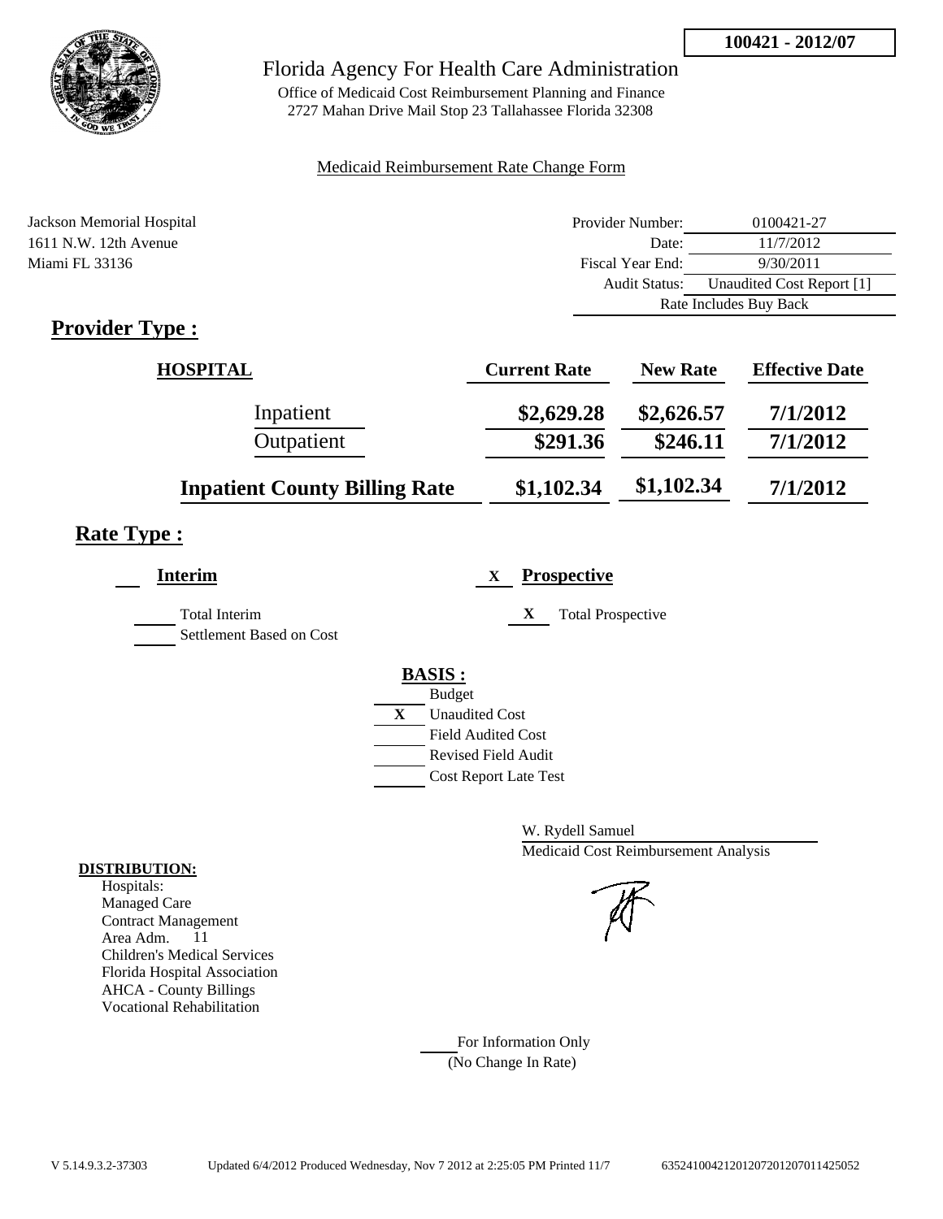**100421 - 2012/07**

Florida Agency For Health Care Administration

Office of Medicaid Cost Reimbursement Planning and Finance
2727 Mahan Drive Mail Stop 23 Tallahassee Florida 32308

Medicaid Reimbursement Rate Change Form

Jackson Memorial Hospital
1611 N.W. 12th Avenue
Miami FL 33136

| | |
|---|---|
| Provider Number: | 0100421-27 |
| Date: | 11/7/2012 |
| Fiscal Year End: | 9/30/2011 |
| Audit Status: | Unaudited Cost Report [1] |
| Rate Includes Buy Back | |

## Provider Type :

| HOSPITAL | Current Rate | New Rate | Effective Date |
|---|---|---|---|
| Inpatient | $2,629.28 | $2,626.57 | 7/1/2012 |
| Outpatient | $291.36 | $246.11 | 7/1/2012 |
| **Inpatient County Billing Rate** | $1,102.34 | $1,102.34 | 7/1/2012 |

## Rate Type :

**Interim**

Total Interim
Settlement Based on Cost

X **Prospective**

X Total Prospective

**BASIS :**

- Budget
- X Unaudited Cost
- Field Audited Cost
- Revised Field Audit
- Cost Report Late Test

W. Rydell Samuel
Medicaid Cost Reimbursement Analysis

**DISTRIBUTION:**

Hospitals:
Managed Care
Contract Management
Area Adm. 11
Children's Medical Services
Florida Hospital Association
AHCA - County Billings
Vocational Rehabilitation

For Information Only
(No Change In Rate)

V 5.14.9.3.2-37303 Updated 6/4/2012 Produced Wednesday, Nov 7 2012 at 2:25:05 PM Printed 11/7 635241004212012072012070114250​52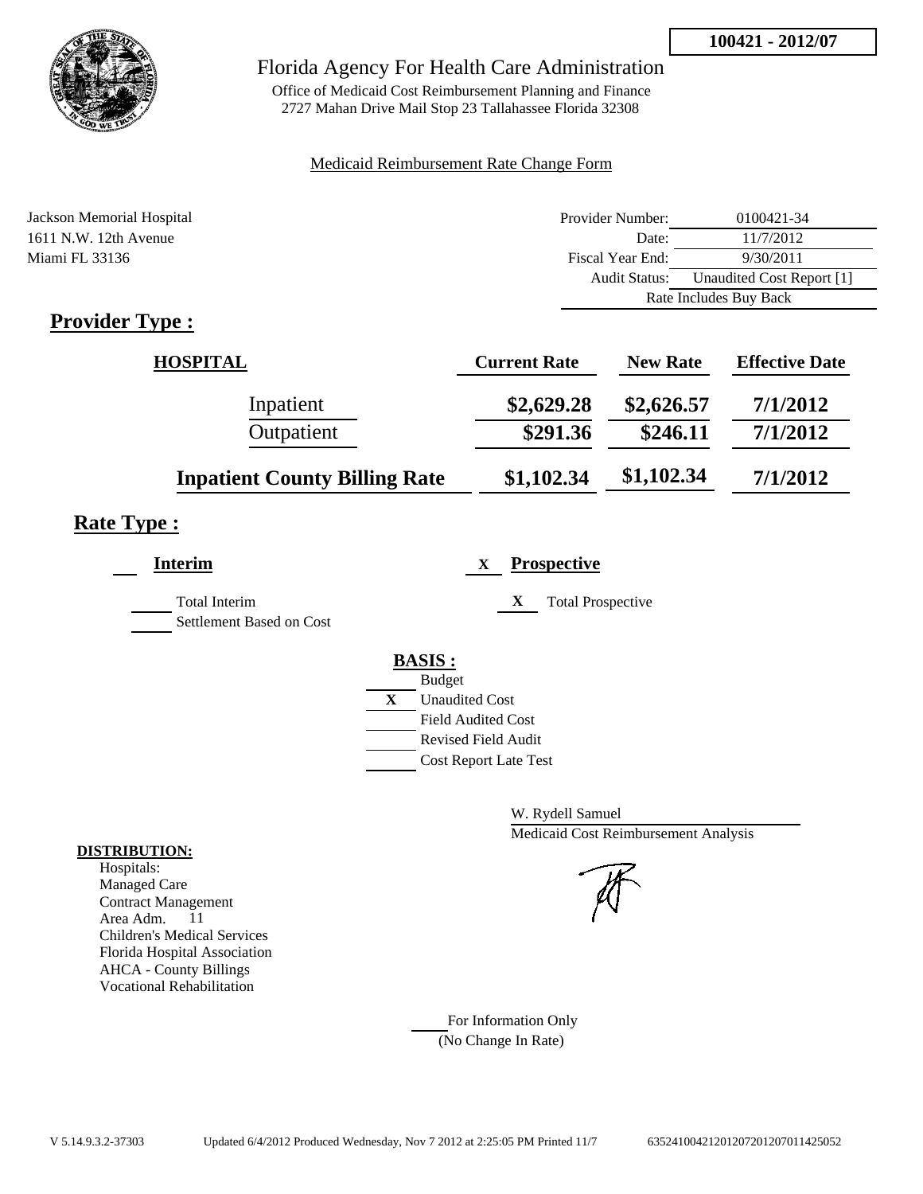**100421 - 2012/07**

# Florida Agency For Health Care Administration

Office of Medicaid Cost Reimbursement Planning and Finance
2727 Mahan Drive Mail Stop 23 Tallahassee Florida 32308

Medicaid Reimbursement Rate Change Form

Jackson Memorial Hospital
1611 N.W. 12th Avenue
Miami FL 33136

| | |
|---|---|
| Provider Number: | 0100421-34 |
| Date: | 11/7/2012 |
| Fiscal Year End: | 9/30/2011 |
| Audit Status: | Unaudited Cost Report [1] |
| | Rate Includes Buy Back |

## Provider Type :

| HOSPITAL | Current Rate | New Rate | Effective Date |
|---|---|---|---|
| Inpatient | $2,629.28 | $2,626.57 | 7/1/2012 |
| Outpatient | $291.36 | $246.11 | 7/1/2012 |
| Inpatient County Billing Rate | $1,102.34 | $1,102.34 | 7/1/2012 |

## Rate Type :

**Interim** — Total Interim; Settlement Based on Cost

X **Prospective** — X Total Prospective

**BASIS :**
- Budget
- X Unaudited Cost
- Field Audited Cost
- Revised Field Audit
- Cost Report Late Test

W. Rydell Samuel
Medicaid Cost Reimbursement Analysis

**DISTRIBUTION:**
Hospitals:
Managed Care
Contract Management
Area Adm. 11
Children's Medical Services
Florida Hospital Association
AHCA - County Billings
Vocational Rehabilitation

For Information Only
(No Change In Rate)

V 5.14.9.3.2-37303 Updated 6/4/2012 Produced Wednesday, Nov 7 2012 at 2:25:05 PM Printed 11/7 635241004212012072012070114250​52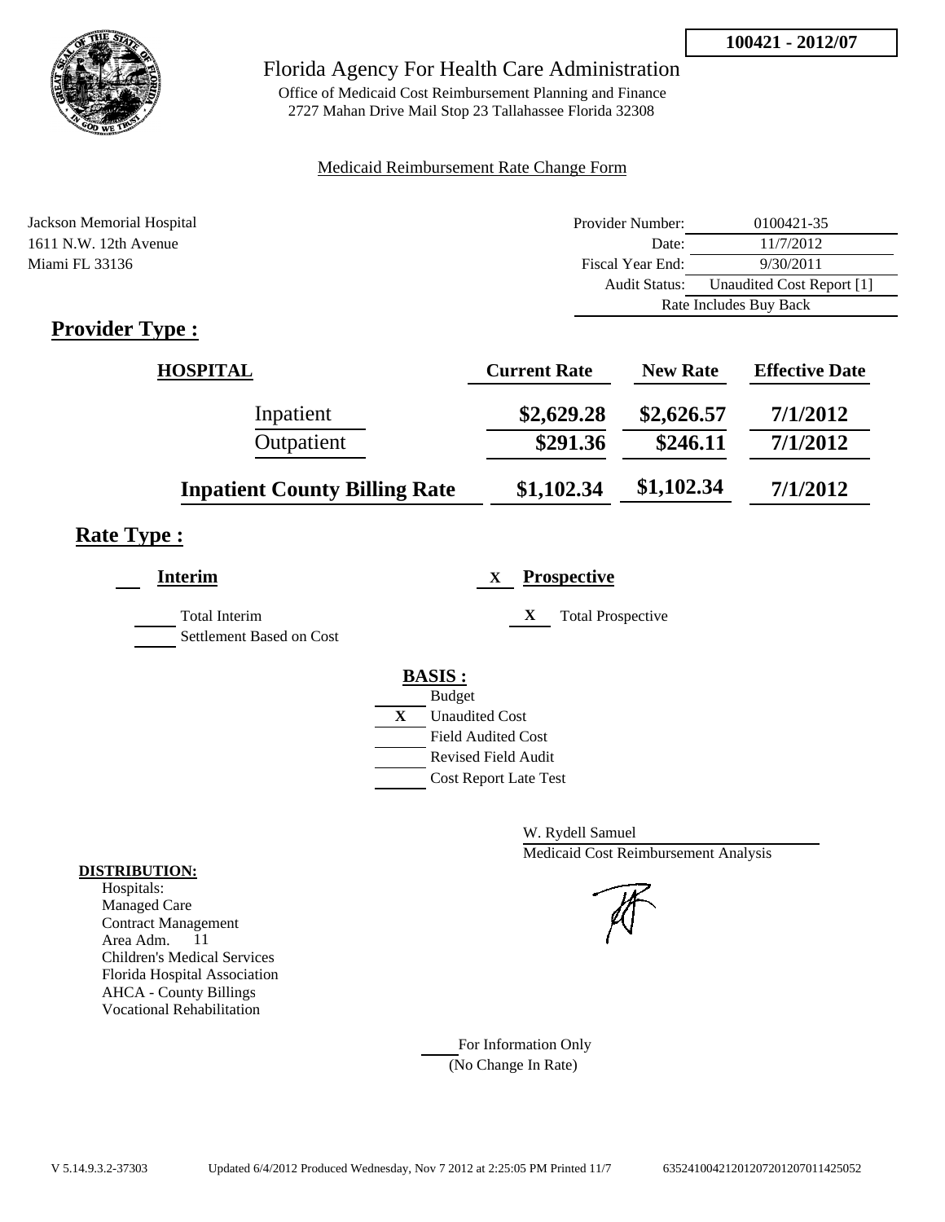**100421 - 2012/07**

# Florida Agency For Health Care Administration

Office of Medicaid Cost Reimbursement Planning and Finance
2727 Mahan Drive Mail Stop 23 Tallahassee Florida 32308

Medicaid Reimbursement Rate Change Form

Jackson Memorial Hospital
1611 N.W. 12th Avenue
Miami FL 33136

| | |
|---|---|
| Provider Number: | 0100421-35 |
| Date: | 11/7/2012 |
| Fiscal Year End: | 9/30/2011 |
| Audit Status: | Unaudited Cost Report [1] |
| | Rate Includes Buy Back |

## Provider Type :

| HOSPITAL | Current Rate | New Rate | Effective Date |
|---|---|---|---|
| Inpatient | $2,629.28 | $2,626.57 | 7/1/2012 |
| Outpatient | $291.36 | $246.11 | 7/1/2012 |
| **Inpatient County Billing Rate** | $1,102.34 | $1,102.34 | 7/1/2012 |

## Rate Type :

___ **Interim**

___ Total Interim
___ Settlement Based on Cost

X **Prospective**

X Total Prospective

**BASIS :**

___ Budget
X Unaudited Cost
___ Field Audited Cost
___ Revised Field Audit
___ Cost Report Late Test

W. Rydell Samuel
Medicaid Cost Reimbursement Analysis

**DISTRIBUTION:**
Hospitals:
Managed Care
Contract Management
Area Adm. 11
Children's Medical Services
Florida Hospital Association
AHCA - County Billings
Vocational Rehabilitation

___ For Information Only
(No Change In Rate)

V 5.14.9.3.2-37303 Updated 6/4/2012 Produced Wednesday, Nov 7 2012 at 2:25:05 PM Printed 11/7 63524100421201207201207011425052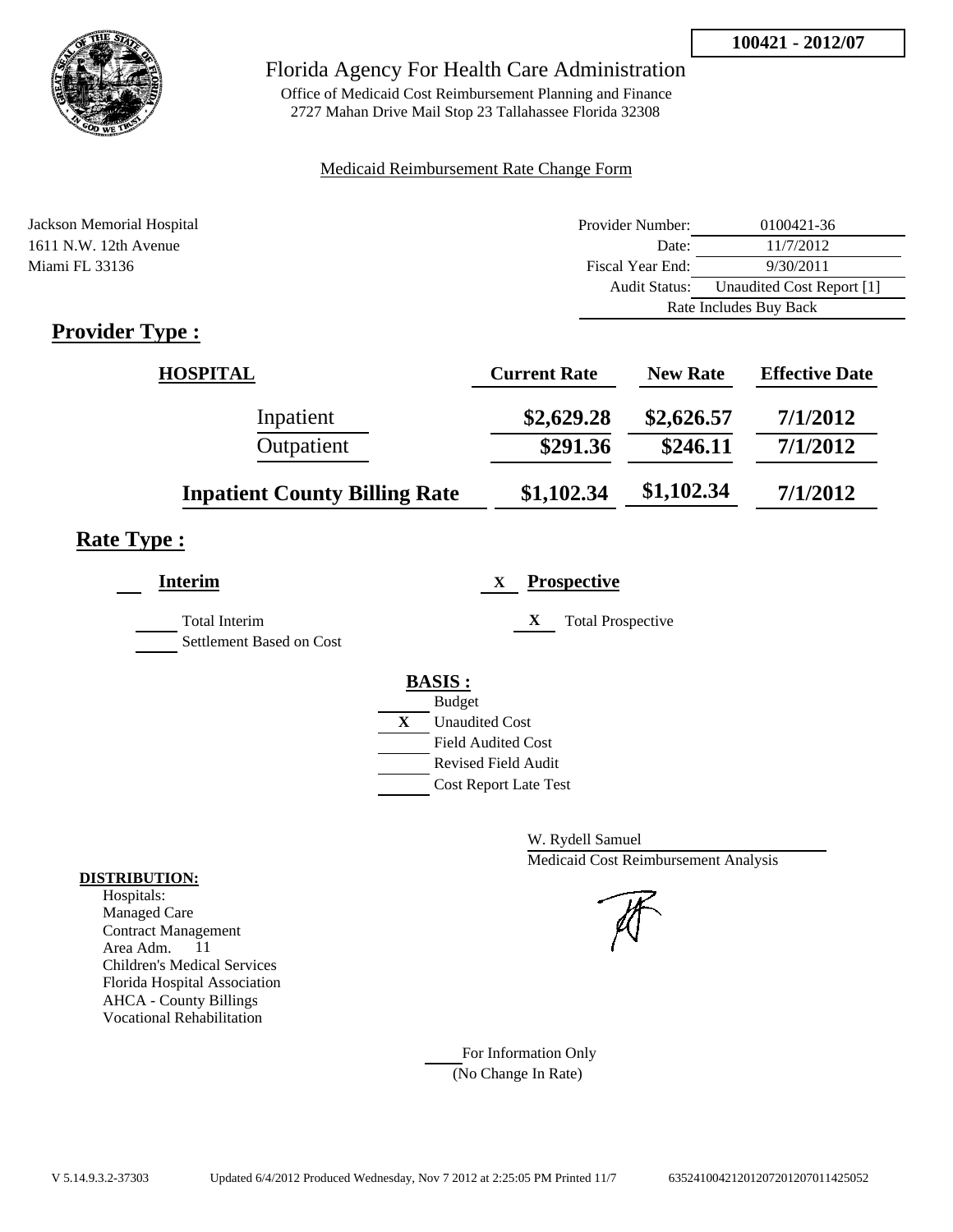**100421 - 2012/07**

Florida Agency For Health Care Administration

Office of Medicaid Cost Reimbursement Planning and Finance
2727 Mahan Drive Mail Stop 23 Tallahassee Florida 32308

Medicaid Reimbursement Rate Change Form

Jackson Memorial Hospital
1611 N.W. 12th Avenue
Miami FL 33136

| | |
|---|---|
| Provider Number: | 0100421-36 |
| Date: | 11/7/2012 |
| Fiscal Year End: | 9/30/2011 |
| Audit Status: | Unaudited Cost Report [1] |
| | Rate Includes Buy Back |

## Provider Type :

| HOSPITAL | Current Rate | New Rate | Effective Date |
|---|---|---|---|
| Inpatient | $2,629.28 | $2,626.57 | 7/1/2012 |
| Outpatient | $291.36 | $246.11 | 7/1/2012 |
| **Inpatient County Billing Rate** | **$1,102.34** | **$1,102.34** | **7/1/2012** |

## Rate Type :

**Interim**

Total Interim

Settlement Based on Cost

X **Prospective**

X Total Prospective

**BASIS :**

Budget

X Unaudited Cost

Field Audited Cost

Revised Field Audit

Cost Report Late Test

W. Rydell Samuel
Medicaid Cost Reimbursement Analysis

**DISTRIBUTION:**

Hospitals:
Managed Care
Contract Management
Area Adm. 11
Children's Medical Services
Florida Hospital Association
AHCA - County Billings
Vocational Rehabilitation

For Information Only
(No Change In Rate)

V 5.14.9.3.2-37303 Updated 6/4/2012 Produced Wednesday, Nov 7 2012 at 2:25:05 PM Printed 11/7 635241004212012072012070114250​52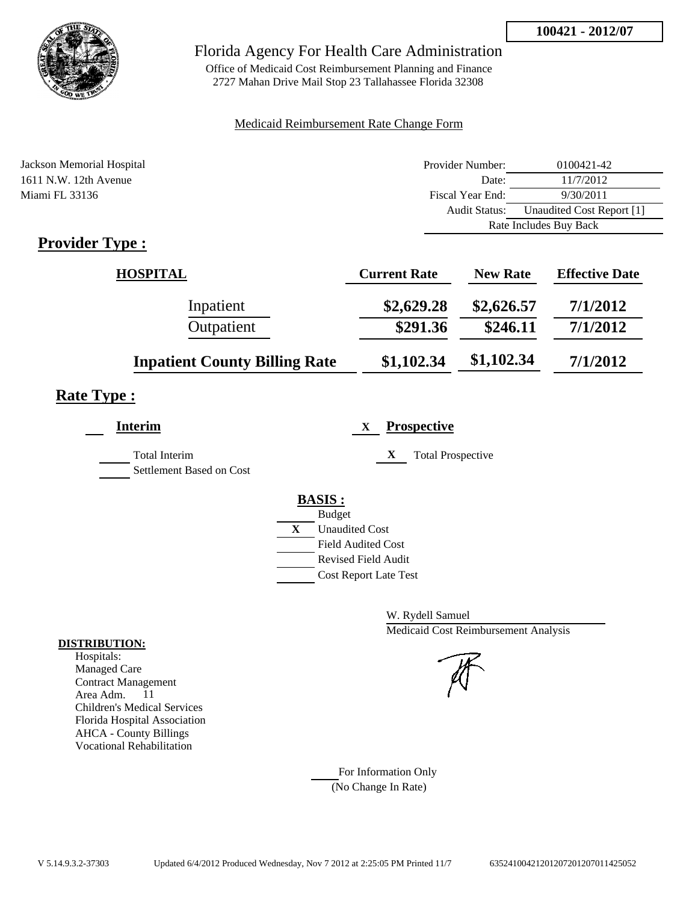**100421 - 2012/07**

# Florida Agency For Health Care Administration

Office of Medicaid Cost Reimbursement Planning and Finance
2727 Mahan Drive Mail Stop 23 Tallahassee Florida 32308

Medicaid Reimbursement Rate Change Form

Jackson Memorial Hospital
1611 N.W. 12th Avenue
Miami FL 33136

| | |
|---|---|
| Provider Number: | 0100421-42 |
| Date: | 11/7/2012 |
| Fiscal Year End: | 9/30/2011 |
| Audit Status: | Unaudited Cost Report [1] |
| | Rate Includes Buy Back |

## Provider Type :

| HOSPITAL | Current Rate | New Rate | Effective Date |
|---|---|---|---|
| Inpatient | $2,629.28 | $2,626.57 | 7/1/2012 |
| Outpatient | $291.36 | $246.11 | 7/1/2012 |
| **Inpatient County Billing Rate** | $1,102.34 | $1,102.34 | 7/1/2012 |

## Rate Type :

___ **Interim** &nbsp;&nbsp;&nbsp; X **Prospective**

___ Total Interim &nbsp;&nbsp;&nbsp; X Total Prospective
___ Settlement Based on Cost

**BASIS :**

___ Budget
X Unaudited Cost
___ Field Audited Cost
___ Revised Field Audit
___ Cost Report Late Test

W. Rydell Samuel
Medicaid Cost Reimbursement Analysis

**DISTRIBUTION:**
Hospitals:
Managed Care
Contract Management
Area Adm. 11
Children's Medical Services
Florida Hospital Association
AHCA - County Billings
Vocational Rehabilitation

___ For Information Only
(No Change In Rate)

V 5.14.9.3.2-37303 &nbsp;&nbsp; Updated 6/4/2012 Produced Wednesday, Nov 7 2012 at 2:25:05 PM Printed 11/7 &nbsp;&nbsp; 635241004212012072012070114250 52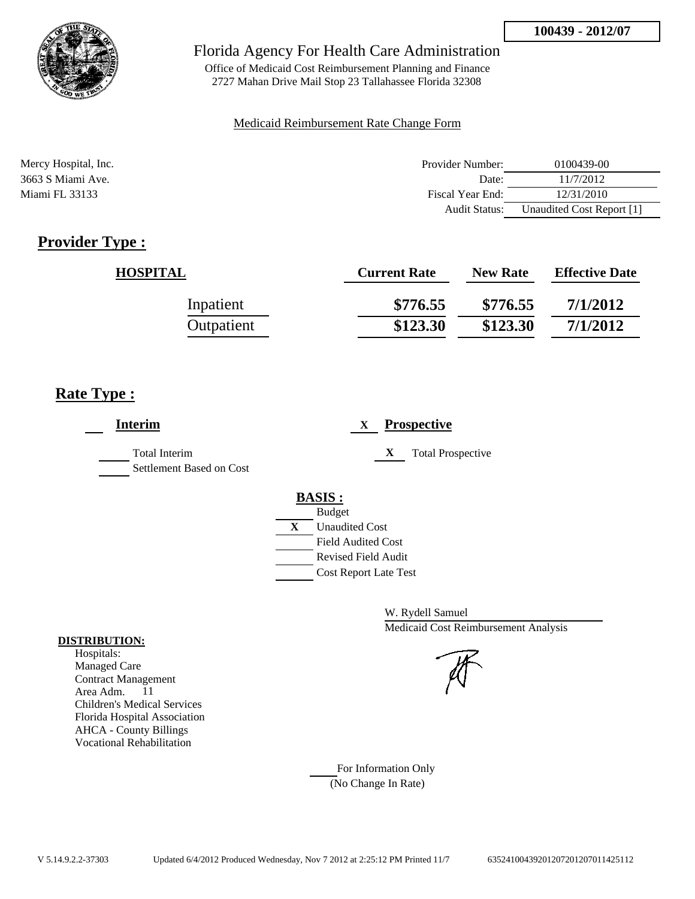**100439 - 2012/07**

Florida Agency For Health Care Administration

Office of Medicaid Cost Reimbursement Planning and Finance
2727 Mahan Drive Mail Stop 23 Tallahassee Florida 32308

Medicaid Reimbursement Rate Change Form

Mercy Hospital, Inc.
3663 S Miami Ave.
Miami FL 33133

| | |
|---|---|
| Provider Number: | 0100439-00 |
| Date: | 11/7/2012 |
| Fiscal Year End: | 12/31/2010 |
| Audit Status: | Unaudited Cost Report [1] |

## Provider Type :

| HOSPITAL | Current Rate | New Rate | Effective Date |
|---|---|---|---|
| Inpatient | $776.55 | $776.55 | 7/1/2012 |
| Outpatient | $123.30 | $123.30 | 7/1/2012 |

## Rate Type :

___ **Interim**

___ Total Interim
___ Settlement Based on Cost

X **Prospective**

X Total Prospective

**BASIS :**

___ Budget
X Unaudited Cost
___ Field Audited Cost
___ Revised Field Audit
___ Cost Report Late Test

W. Rydell Samuel
Medicaid Cost Reimbursement Analysis

**DISTRIBUTION:**

Hospitals:
Managed Care
Contract Management
Area Adm. 11
Children's Medical Services
Florida Hospital Association
AHCA - County Billings
Vocational Rehabilitation

___ For Information Only
(No Change In Rate)

V 5.14.9.2.2-37303 Updated 6/4/2012 Produced Wednesday, Nov 7 2012 at 2:25:12 PM Printed 11/7 635241004392012072012070114251​12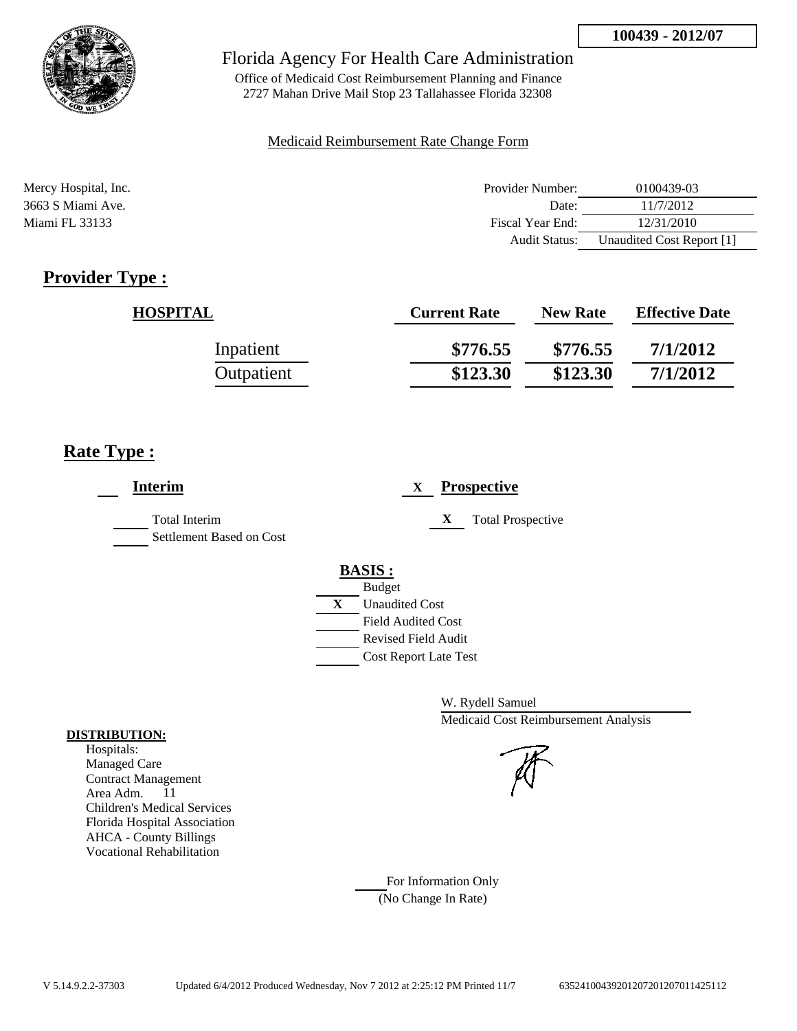**100439 - 2012/07**

# Florida Agency For Health Care Administration

Office of Medicaid Cost Reimbursement Planning and Finance
2727 Mahan Drive Mail Stop 23 Tallahassee Florida 32308

Medicaid Reimbursement Rate Change Form

Mercy Hospital, Inc.
3663 S Miami Ave.
Miami FL 33133

| | |
|---|---|
| Provider Number: | 0100439-03 |
| Date: | 11/7/2012 |
| Fiscal Year End: | 12/31/2010 |
| Audit Status: | Unaudited Cost Report [1] |

## Provider Type :

| HOSPITAL | Current Rate | New Rate | Effective Date |
|---|---|---|---|
| Inpatient | $776.55 | $776.55 | 7/1/2012 |
| Outpatient | $123.30 | $123.30 | 7/1/2012 |

## Rate Type :

___ **Interim**

___ Total Interim
___ Settlement Based on Cost

X **Prospective**

X Total Prospective

**BASIS :**

___ Budget
X Unaudited Cost
___ Field Audited Cost
___ Revised Field Audit
___ Cost Report Late Test

W. Rydell Samuel
Medicaid Cost Reimbursement Analysis

**DISTRIBUTION:**
Hospitals:
Managed Care
Contract Management
Area Adm. 11
Children's Medical Services
Florida Hospital Association
AHCA - County Billings
Vocational Rehabilitation

___ For Information Only
(No Change In Rate)

V 5.14.9.2.2-37303 Updated 6/4/2012 Produced Wednesday, Nov 7 2012 at 2:25:12 PM Printed 11/7 635241004392012072012070114251​12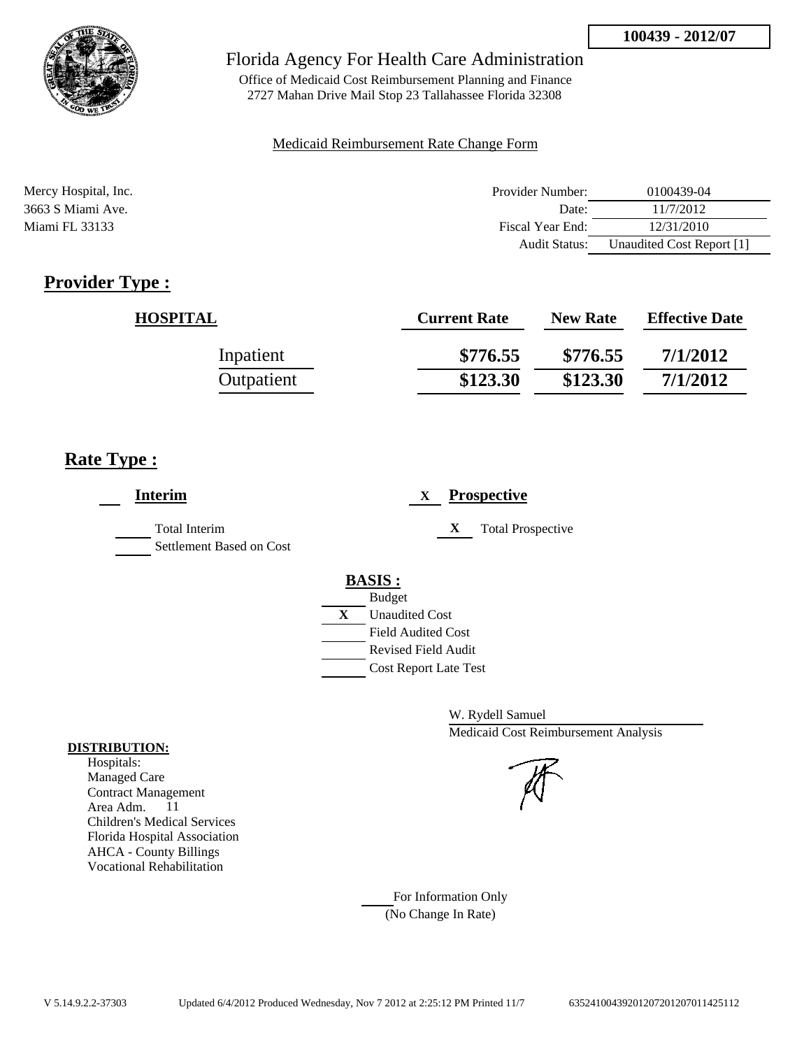**100439 - 2012/07**

Florida Agency For Health Care Administration

Office of Medicaid Cost Reimbursement Planning and Finance
2727 Mahan Drive Mail Stop 23 Tallahassee Florida 32308

Medicaid Reimbursement Rate Change Form

Mercy Hospital, Inc.
3663 S Miami Ave.
Miami FL 33133

| | |
|---|---|
| Provider Number: | 0100439-04 |
| Date: | 11/7/2012 |
| Fiscal Year End: | 12/31/2010 |
| Audit Status: | Unaudited Cost Report [1] |

## Provider Type :

| HOSPITAL | Current Rate | New Rate | Effective Date |
|---|---|---|---|
| Inpatient | $776.55 | $776.55 | 7/1/2012 |
| Outpatient | $123.30 | $123.30 | 7/1/2012 |

## Rate Type :

___ **Interim**

___ Total Interim
___ Settlement Based on Cost

X **Prospective**

X Total Prospective

**BASIS :**

___ Budget
X Unaudited Cost
___ Field Audited Cost
___ Revised Field Audit
___ Cost Report Late Test

W. Rydell Samuel
Medicaid Cost Reimbursement Analysis

**DISTRIBUTION:**
Hospitals:
Managed Care
Contract Management
Area Adm. 11
Children's Medical Services
Florida Hospital Association
AHCA - County Billings
Vocational Rehabilitation

___ For Information Only
(No Change In Rate)

V 5.14.9.2.2-37303 Updated 6/4/2012 Produced Wednesday, Nov 7 2012 at 2:25:12 PM Printed 11/7 635241004392012072012070114251​12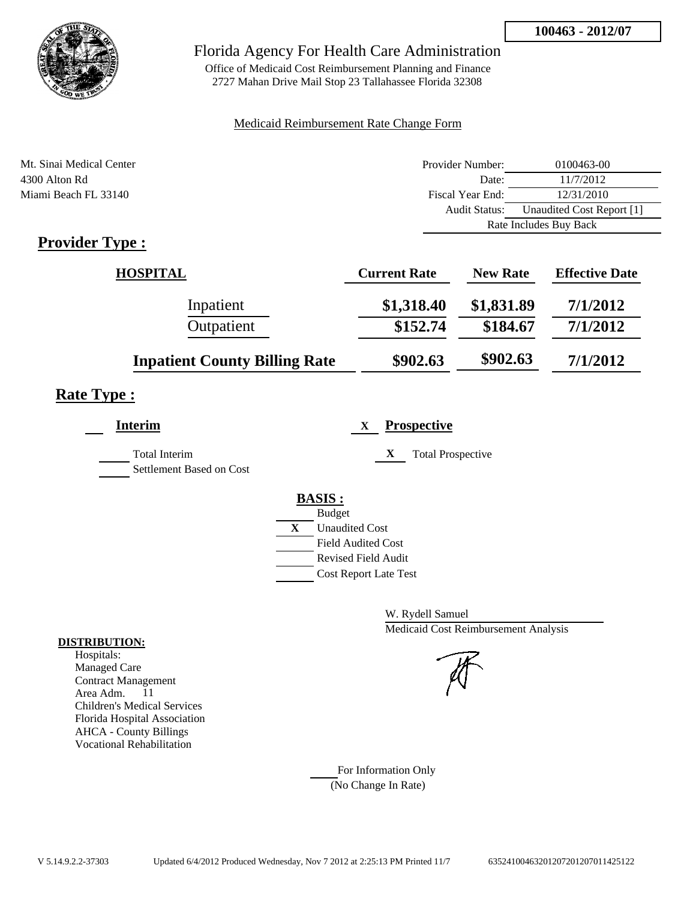**100463 - 2012/07**

# Florida Agency For Health Care Administration

Office of Medicaid Cost Reimbursement Planning and Finance
2727 Mahan Drive Mail Stop 23 Tallahassee Florida 32308

Medicaid Reimbursement Rate Change Form

Mt. Sinai Medical Center
4300 Alton Rd
Miami Beach FL 33140

| | |
|---|---|
| Provider Number: | 0100463-00 |
| Date: | 11/7/2012 |
| Fiscal Year End: | 12/31/2010 |
| Audit Status: | Unaudited Cost Report [1] |
| Rate Includes Buy Back | |

## Provider Type :

| HOSPITAL | Current Rate | New Rate | Effective Date |
|---|---|---|---|
| Inpatient | $1,318.40 | $1,831.89 | 7/1/2012 |
| Outpatient | $152.74 | $184.67 | 7/1/2012 |
| **Inpatient County Billing Rate** | $902.63 | $902.63 | 7/1/2012 |

## Rate Type :

___ **Interim**

___ Total Interim

___ Settlement Based on Cost

X **Prospective**

X Total Prospective

**BASIS :**

___ Budget
X Unaudited Cost
___ Field Audited Cost
___ Revised Field Audit
___ Cost Report Late Test

W. Rydell Samuel
Medicaid Cost Reimbursement Analysis

**DISTRIBUTION:**
Hospitals:
Managed Care
Contract Management
Area Adm. 11
Children's Medical Services
Florida Hospital Association
AHCA - County Billings
Vocational Rehabilitation

___ For Information Only
(No Change In Rate)

V 5.14.9.2.2-37303 Updated 6/4/2012 Produced Wednesday, Nov 7 2012 at 2:25:13 PM Printed 11/7 635241004632012072012070114251​22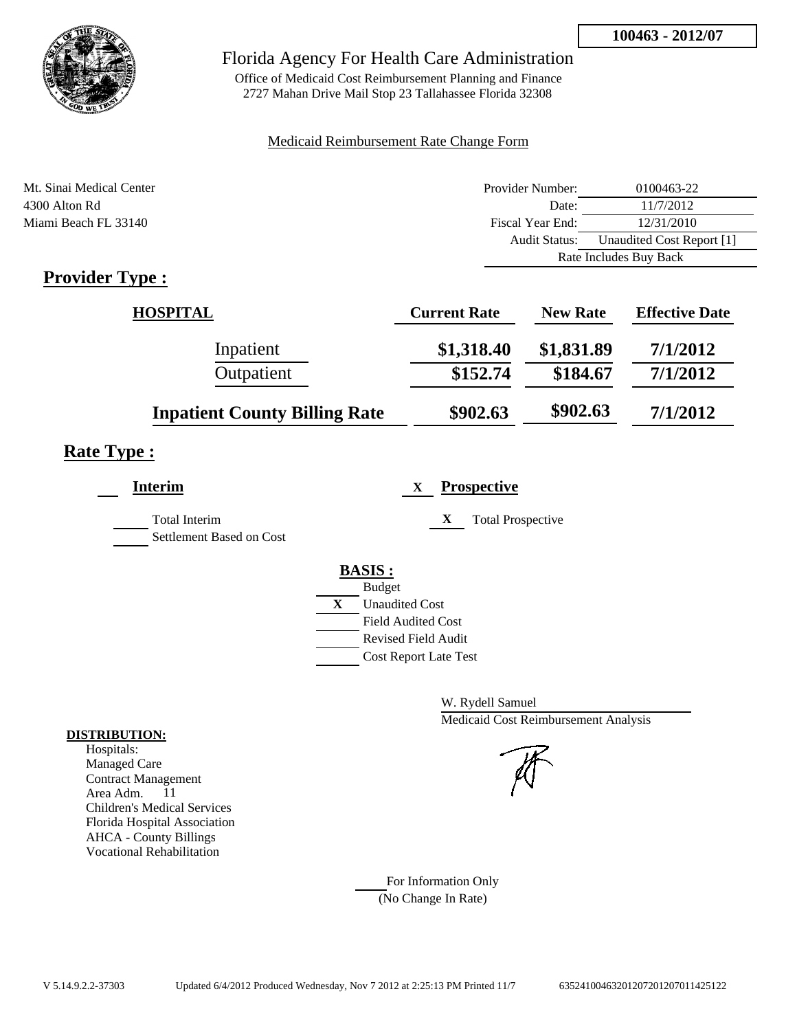**100463 - 2012/07**

# Florida Agency For Health Care Administration

Office of Medicaid Cost Reimbursement Planning and Finance
2727 Mahan Drive Mail Stop 23 Tallahassee Florida 32308

Medicaid Reimbursement Rate Change Form

Mt. Sinai Medical Center
4300 Alton Rd
Miami Beach FL 33140

| | |
|---|---|
| Provider Number: | 0100463-22 |
| Date: | 11/7/2012 |
| Fiscal Year End: | 12/31/2010 |
| Audit Status: | Unaudited Cost Report [1] |
| | Rate Includes Buy Back |

## Provider Type :

| HOSPITAL | Current Rate | New Rate | Effective Date |
|---|---|---|---|
| Inpatient | $1,318.40 | $1,831.89 | 7/1/2012 |
| Outpatient | $152.74 | $184.67 | 7/1/2012 |
| **Inpatient County Billing Rate** | $902.63 | $902.63 | 7/1/2012 |

## Rate Type :

**Interim**

- Total Interim
- Settlement Based on Cost

X **Prospective**

- X Total Prospective

**BASIS :**

- Budget
- X Unaudited Cost
- Field Audited Cost
- Revised Field Audit
- Cost Report Late Test

W. Rydell Samuel
Medicaid Cost Reimbursement Analysis

**DISTRIBUTION:**
Hospitals:
Managed Care
Contract Management
Area Adm. 11
Children's Medical Services
Florida Hospital Association
AHCA - County Billings
Vocational Rehabilitation

For Information Only
(No Change In Rate)

V 5.14.9.2.2-37303 Updated 6/4/2012 Produced Wednesday, Nov 7 2012 at 2:25:13 PM Printed 11/7 63524100463201207201207011425122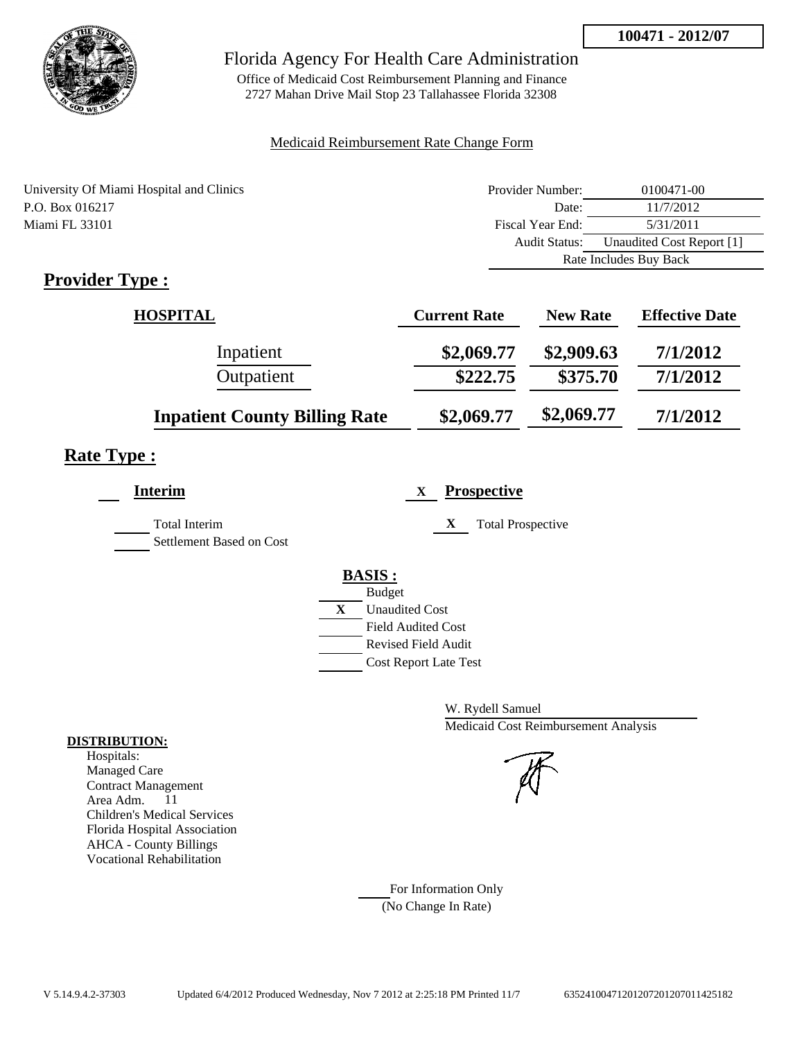**100471 - 2012/07**

Florida Agency For Health Care Administration

Office of Medicaid Cost Reimbursement Planning and Finance
2727 Mahan Drive Mail Stop 23 Tallahassee Florida 32308

Medicaid Reimbursement Rate Change Form

University Of Miami Hospital and Clinics
P.O. Box 016217
Miami FL 33101

| | |
|---|---|
| Provider Number: | 0100471-00 |
| Date: | 11/7/2012 |
| Fiscal Year End: | 5/31/2011 |
| Audit Status: | Unaudited Cost Report [1] |
| | Rate Includes Buy Back |

## Provider Type :

| HOSPITAL | Current Rate | New Rate | Effective Date |
|---|---|---|---|
| Inpatient | $2,069.77 | $2,909.63 | 7/1/2012 |
| Outpatient | $222.75 | $375.70 | 7/1/2012 |
| Inpatient County Billing Rate | $2,069.77 | $2,069.77 | 7/1/2012 |

## Rate Type :

___ **Interim**

___ Total Interim
___ Settlement Based on Cost

X **Prospective**

X Total Prospective

**BASIS :**

___ Budget
X Unaudited Cost
___ Field Audited Cost
___ Revised Field Audit
___ Cost Report Late Test

W. Rydell Samuel
Medicaid Cost Reimbursement Analysis

**DISTRIBUTION:**
Hospitals:
Managed Care
Contract Management
Area Adm. 11
Children's Medical Services
Florida Hospital Association
AHCA - County Billings
Vocational Rehabilitation

___ For Information Only
(No Change In Rate)

V 5.14.9.4.2-37303 Updated 6/4/2012 Produced Wednesday, Nov 7 2012 at 2:25:18 PM Printed 11/7 635241004712012072012070114251​82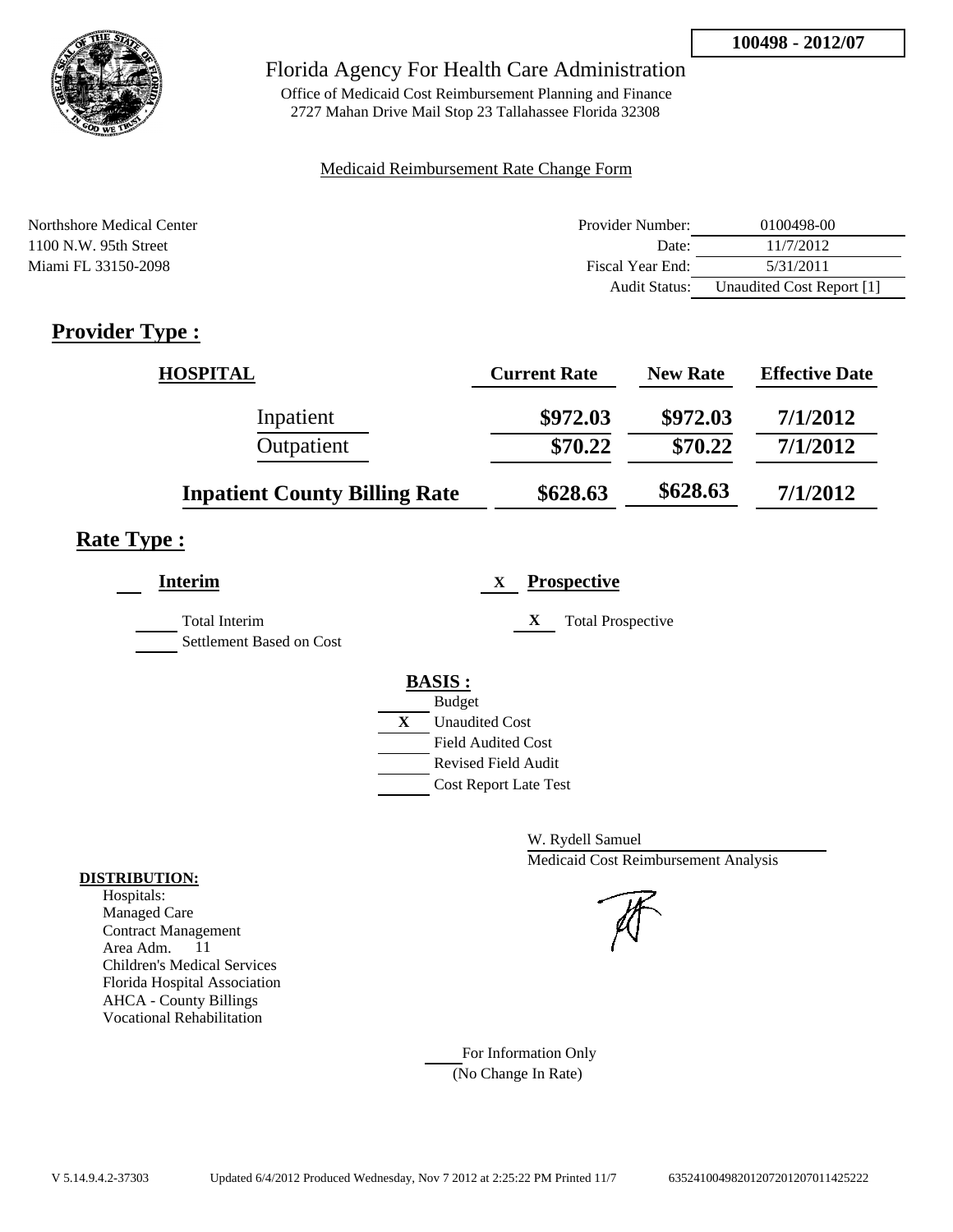100498 - 2012/07

Florida Agency For Health Care Administration

Office of Medicaid Cost Reimbursement Planning and Finance
2727 Mahan Drive Mail Stop 23 Tallahassee Florida 32308

Medicaid Reimbursement Rate Change Form

Northshore Medical Center
1100 N.W. 95th Street
Miami FL 33150-2098

| | |
|---|---|
| Provider Number: | 0100498-00 |
| Date: | 11/7/2012 |
| Fiscal Year End: | 5/31/2011 |
| Audit Status: | Unaudited Cost Report [1] |

## Provider Type :

| HOSPITAL | Current Rate | New Rate | Effective Date |
|---|---|---|---|
| Inpatient | $972.03 | $972.03 | 7/1/2012 |
| Outpatient | $70.22 | $70.22 | 7/1/2012 |
| Inpatient County Billing Rate | $628.63 | $628.63 | 7/1/2012 |

## Rate Type :

___ **Interim**

___ Total Interim
___ Settlement Based on Cost

X **Prospective**

X Total Prospective

**BASIS :**

___ Budget
X Unaudited Cost
___ Field Audited Cost
___ Revised Field Audit
___ Cost Report Late Test

W. Rydell Samuel
Medicaid Cost Reimbursement Analysis

**DISTRIBUTION:**
Hospitals:
Managed Care
Contract Management
Area Adm. 11
Children's Medical Services
Florida Hospital Association
AHCA - County Billings
Vocational Rehabilitation

___ For Information Only
(No Change In Rate)

V 5.14.9.4.2-37303 Updated 6/4/2012 Produced Wednesday, Nov 7 2012 at 2:25:22 PM Printed 11/7 635241004982012072012070114252222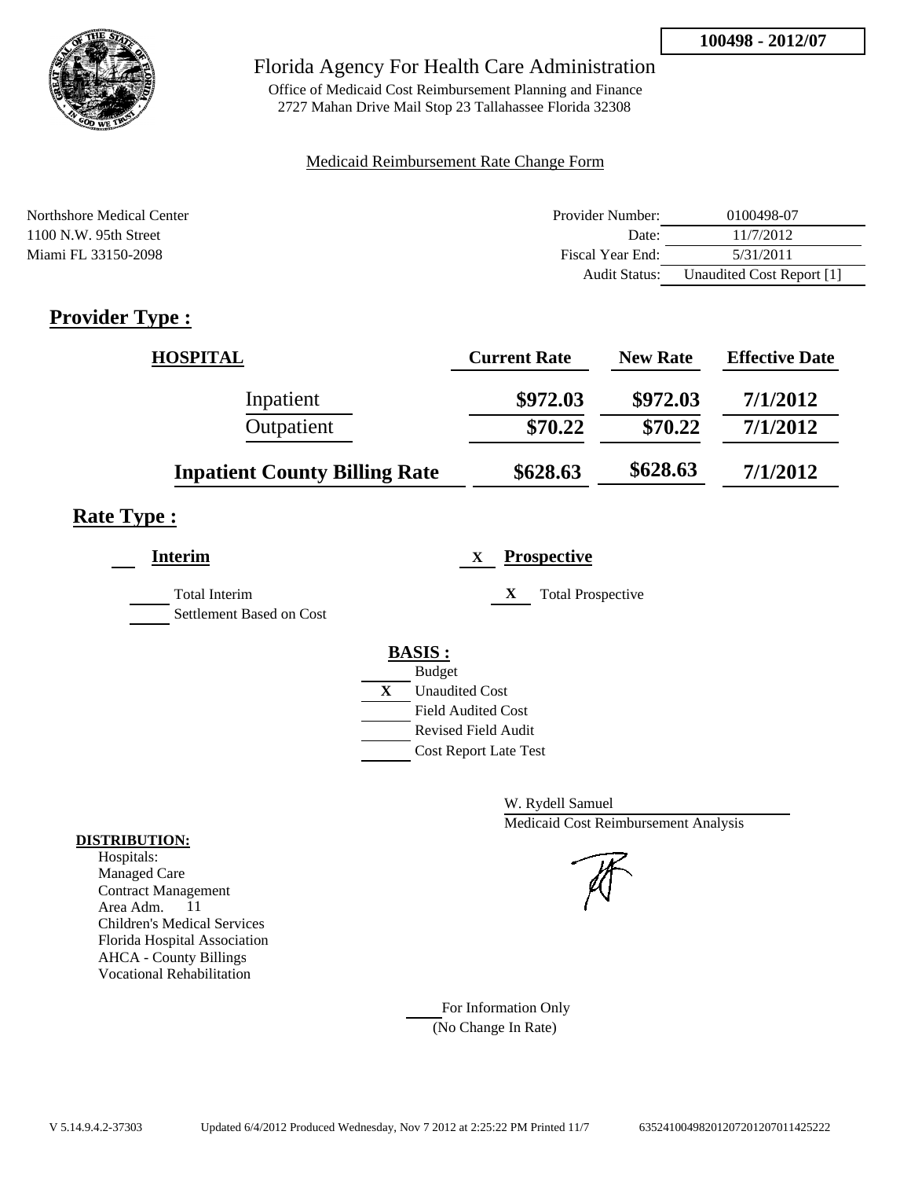**100498 - 2012/07**

Florida Agency For Health Care Administration

Office of Medicaid Cost Reimbursement Planning and Finance
2727 Mahan Drive Mail Stop 23 Tallahassee Florida 32308

Medicaid Reimbursement Rate Change Form

Northshore Medical Center
1100 N.W. 95th Street
Miami FL 33150-2098

| | |
|---|---|
| Provider Number: | 0100498-07 |
| Date: | 11/7/2012 |
| Fiscal Year End: | 5/31/2011 |
| Audit Status: | Unaudited Cost Report [1] |

## Provider Type :

| HOSPITAL | Current Rate | New Rate | Effective Date |
|---|---|---|---|
| Inpatient | $972.03 | $972.03 | 7/1/2012 |
| Outpatient | $70.22 | $70.22 | 7/1/2012 |
| **Inpatient County Billing Rate** | $628.63 | $628.63 | 7/1/2012 |

## Rate Type :

___ **Interim**

___ Total Interim
___ Settlement Based on Cost

X **Prospective**

X Total Prospective

**BASIS :**

___ Budget
X Unaudited Cost
___ Field Audited Cost
___ Revised Field Audit
___ Cost Report Late Test

W. Rydell Samuel
Medicaid Cost Reimbursement Analysis

**DISTRIBUTION:**
Hospitals:
Managed Care
Contract Management
Area Adm. 11
Children's Medical Services
Florida Hospital Association
AHCA - County Billings
Vocational Rehabilitation

___ For Information Only
(No Change In Rate)

V 5.14.9.4.2-37303 Updated 6/4/2012 Produced Wednesday, Nov 7 2012 at 2:25:22 PM Printed 11/7 635241004982012072012070114225222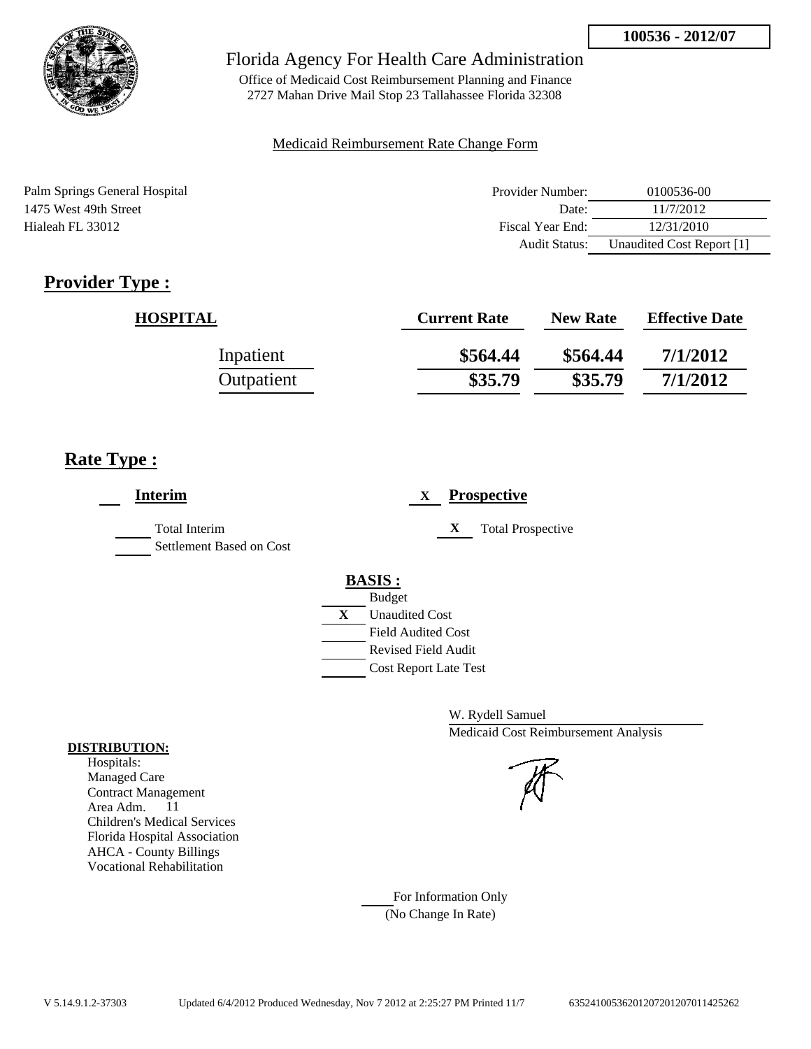100536 - 2012/07

Florida Agency For Health Care Administration

Office of Medicaid Cost Reimbursement Planning and Finance
2727 Mahan Drive Mail Stop 23 Tallahassee Florida 32308

Medicaid Reimbursement Rate Change Form

Palm Springs General Hospital
1475 West 49th Street
Hialeah FL 33012

| | |
|---|---|
| Provider Number: | 0100536-00 |
| Date: | 11/7/2012 |
| Fiscal Year End: | 12/31/2010 |
| Audit Status: | Unaudited Cost Report [1] |

## Provider Type :

| HOSPITAL | Current Rate | New Rate | Effective Date |
|---|---|---|---|
| Inpatient | \$564.44 | \$564.44 | 7/1/2012 |
| Outpatient | \$35.79 | \$35.79 | 7/1/2012 |

## Rate Type :

___ **Interim**

___ Total Interim
___ Settlement Based on Cost

X **Prospective**

X Total Prospective

**BASIS :**

___ Budget
X Unaudited Cost
___ Field Audited Cost
___ Revised Field Audit
___ Cost Report Late Test

W. Rydell Samuel
Medicaid Cost Reimbursement Analysis

**DISTRIBUTION:**
Hospitals:
Managed Care
Contract Management
Area Adm. 11
Children's Medical Services
Florida Hospital Association
AHCA - County Billings
Vocational Rehabilitation

___ For Information Only
(No Change In Rate)

V 5.14.9.1.2-37303 Updated 6/4/2012 Produced Wednesday, Nov 7 2012 at 2:25:27 PM Printed 11/7 635241005362012072012070114252662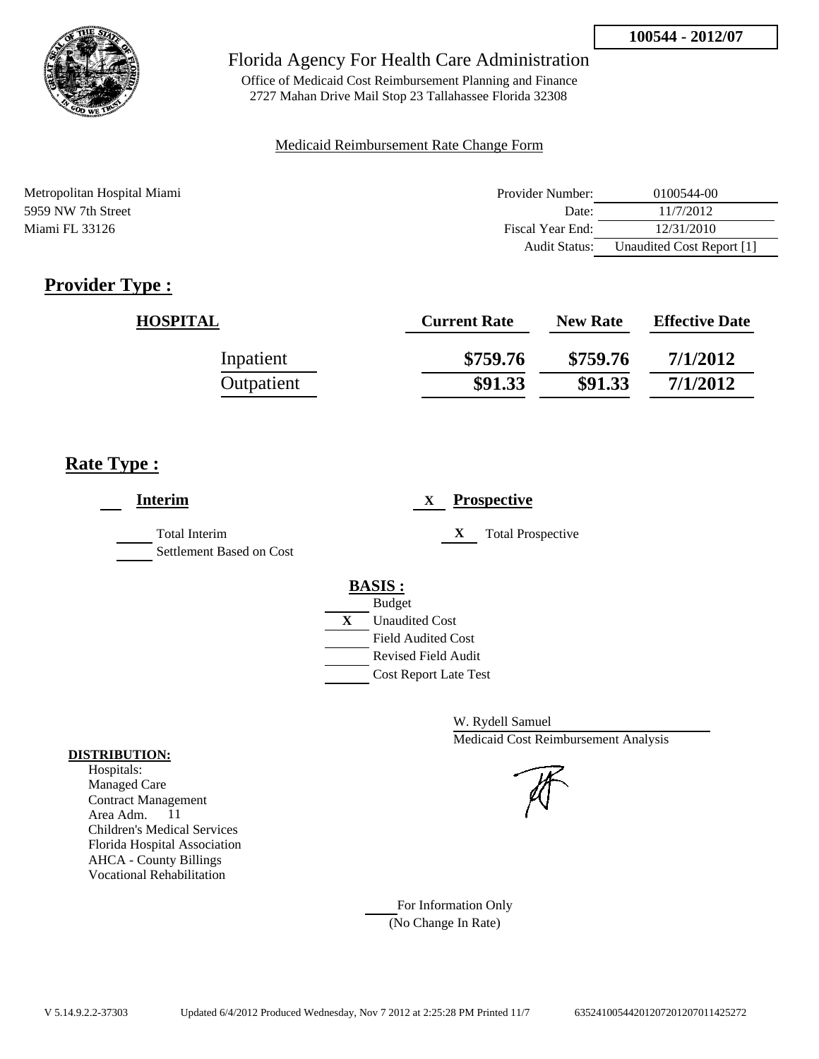**100544 - 2012/07**

# Florida Agency For Health Care Administration

Office of Medicaid Cost Reimbursement Planning and Finance
2727 Mahan Drive Mail Stop 23 Tallahassee Florida 32308

Medicaid Reimbursement Rate Change Form

Metropolitan Hospital Miami
5959 NW 7th Street
Miami FL 33126

| | |
|---|---|
| Provider Number: | 0100544-00 |
| Date: | 11/7/2012 |
| Fiscal Year End: | 12/31/2010 |
| Audit Status: | Unaudited Cost Report [1] |

## Provider Type :

| HOSPITAL | Current Rate | New Rate | Effective Date |
|---|---|---|---|
| Inpatient | $759.76 | $759.76 | 7/1/2012 |
| Outpatient | $91.33 | $91.33 | 7/1/2012 |

## Rate Type :

___ **Interim**

___ Total Interim
___ Settlement Based on Cost

X **Prospective**

X Total Prospective

**BASIS :**

___ Budget
X Unaudited Cost
___ Field Audited Cost
___ Revised Field Audit
___ Cost Report Late Test

W. Rydell Samuel
Medicaid Cost Reimbursement Analysis

**DISTRIBUTION:**
Hospitals:
Managed Care
Contract Management
Area Adm. 11
Children's Medical Services
Florida Hospital Association
AHCA - County Billings
Vocational Rehabilitation

___ For Information Only
(No Change In Rate)

V 5.14.9.2.2-37303 Updated 6/4/2012 Produced Wednesday, Nov 7 2012 at 2:25:28 PM Printed 11/7 635241005442012072012070114252​72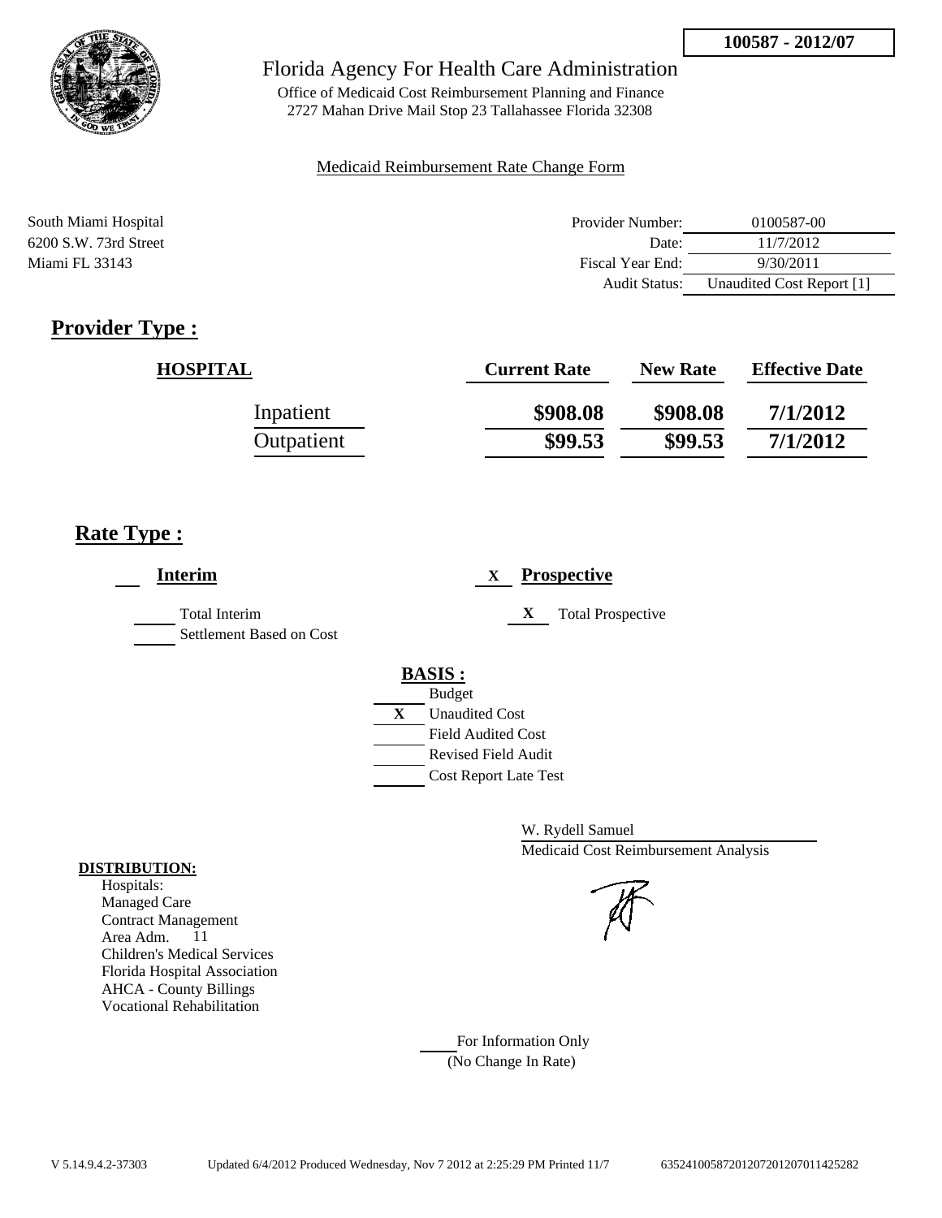100587 - 2012/07

Florida Agency For Health Care Administration

Office of Medicaid Cost Reimbursement Planning and Finance
2727 Mahan Drive Mail Stop 23 Tallahassee Florida 32308

Medicaid Reimbursement Rate Change Form

South Miami Hospital
6200 S.W. 73rd Street
Miami FL 33143

| | |
|---|---|
| Provider Number: | 0100587-00 |
| Date: | 11/7/2012 |
| Fiscal Year End: | 9/30/2011 |
| Audit Status: | Unaudited Cost Report [1] |

## Provider Type :

| HOSPITAL | Current Rate | New Rate | Effective Date |
|---|---|---|---|
| Inpatient | $908.08 | $908.08 | 7/1/2012 |
| Outpatient | $99.53 | $99.53 | 7/1/2012 |

## Rate Type :

___ **Interim**

- ___ Total Interim
- ___ Settlement Based on Cost

X **Prospective**

- X Total Prospective

**BASIS :**

- ___ Budget
- X Unaudited Cost
- ___ Field Audited Cost
- ___ Revised Field Audit
- ___ Cost Report Late Test

W. Rydell Samuel
Medicaid Cost Reimbursement Analysis

**DISTRIBUTION:**

Hospitals:
Managed Care
Contract Management
Area Adm. 11
Children's Medical Services
Florida Hospital Association
AHCA - County Billings
Vocational Rehabilitation

___ For Information Only
(No Change In Rate)

V 5.14.9.4.2-37303 Updated 6/4/2012 Produced Wednesday, Nov 7 2012 at 2:25:29 PM Printed 11/7 635241005872012072012070114252​82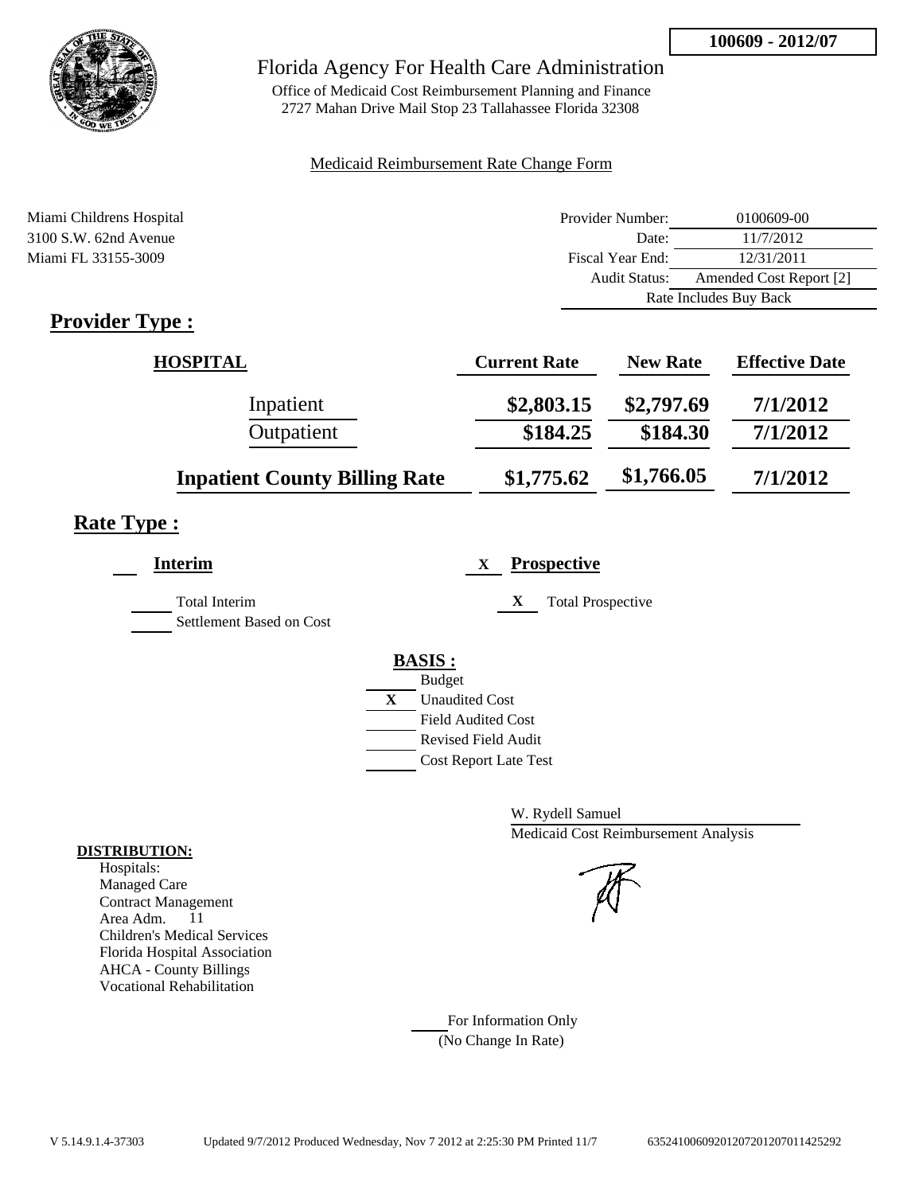**100609 - 2012/07**

# Florida Agency For Health Care Administration

Office of Medicaid Cost Reimbursement Planning and Finance
2727 Mahan Drive Mail Stop 23 Tallahassee Florida 32308

Medicaid Reimbursement Rate Change Form

Miami Childrens Hospital
3100 S.W. 62nd Avenue
Miami FL 33155-3009

| | |
|---|---|
| Provider Number: | 0100609-00 |
| Date: | 11/7/2012 |
| Fiscal Year End: | 12/31/2011 |
| Audit Status: | Amended Cost Report [2] |
| | Rate Includes Buy Back |

## Provider Type :

| HOSPITAL | Current Rate | New Rate | Effective Date |
|---|---|---|---|
| Inpatient | $2,803.15 | $2,797.69 | 7/1/2012 |
| Outpatient | $184.25 | $184.30 | 7/1/2012 |
| **Inpatient County Billing Rate** | $1,775.62 | $1,766.05 | 7/1/2012 |

## Rate Type :

**Interim**

___ Total Interim
___ Settlement Based on Cost

X **Prospective**

X Total Prospective

**BASIS :**

___ Budget
X Unaudited Cost
___ Field Audited Cost
___ Revised Field Audit
___ Cost Report Late Test

W. Rydell Samuel
Medicaid Cost Reimbursement Analysis

**DISTRIBUTION:**
Hospitals:
Managed Care
Contract Management
Area Adm. 11
Children's Medical Services
Florida Hospital Association
AHCA - County Billings
Vocational Rehabilitation

___ For Information Only
(No Change In Rate)

V 5.14.9.1.4-37303 Updated 9/7/2012 Produced Wednesday, Nov 7 2012 at 2:25:30 PM Printed 11/7 635241006092012072012070114252​92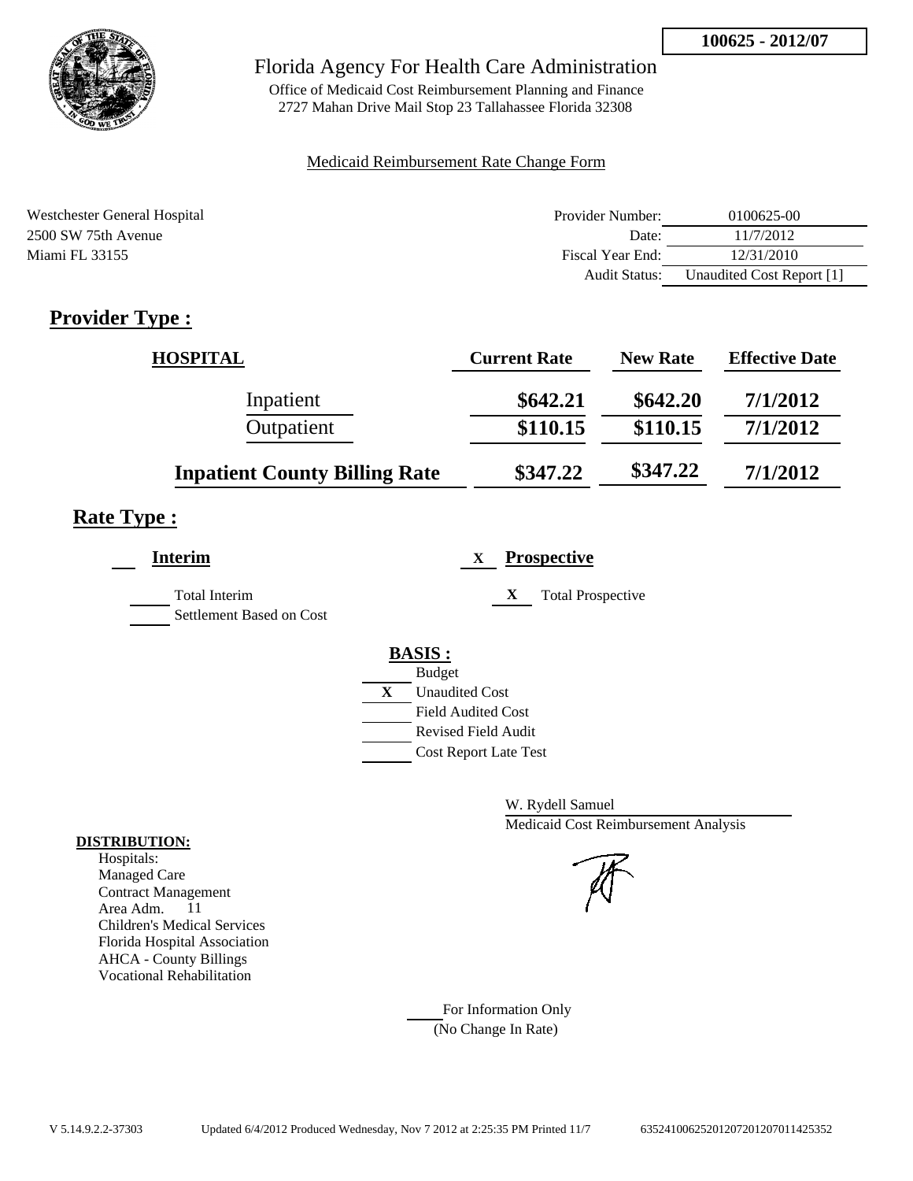**100625 - 2012/07**

Florida Agency For Health Care Administration

Office of Medicaid Cost Reimbursement Planning and Finance
2727 Mahan Drive Mail Stop 23 Tallahassee Florida 32308

Medicaid Reimbursement Rate Change Form

Westchester General Hospital
2500 SW 75th Avenue
Miami FL 33155

| | |
|---|---|
| Provider Number: | 0100625-00 |
| Date: | 11/7/2012 |
| Fiscal Year End: | 12/31/2010 |
| Audit Status: | Unaudited Cost Report [1] |

## Provider Type :

| HOSPITAL | Current Rate | New Rate | Effective Date |
|---|---|---|---|
| Inpatient | $642.21 | $642.20 | 7/1/2012 |
| Outpatient | $110.15 | $110.15 | 7/1/2012 |
| **Inpatient County Billing Rate** | $347.22 | $347.22 | 7/1/2012 |

## Rate Type :

___ **Interim**

___ Total Interim
___ Settlement Based on Cost

X **Prospective**

X Total Prospective

**BASIS :**

___ Budget
X Unaudited Cost
___ Field Audited Cost
___ Revised Field Audit
___ Cost Report Late Test

W. Rydell Samuel
Medicaid Cost Reimbursement Analysis

**DISTRIBUTION:**
Hospitals:
Managed Care
Contract Management
Area Adm. 11
Children's Medical Services
Florida Hospital Association
AHCA - County Billings
Vocational Rehabilitation

___ For Information Only
(No Change In Rate)

V 5.14.9.2.2-37303 Updated 6/4/2012 Produced Wednesday, Nov 7 2012 at 2:25:35 PM Printed 11/7 635241006252012072012070114253552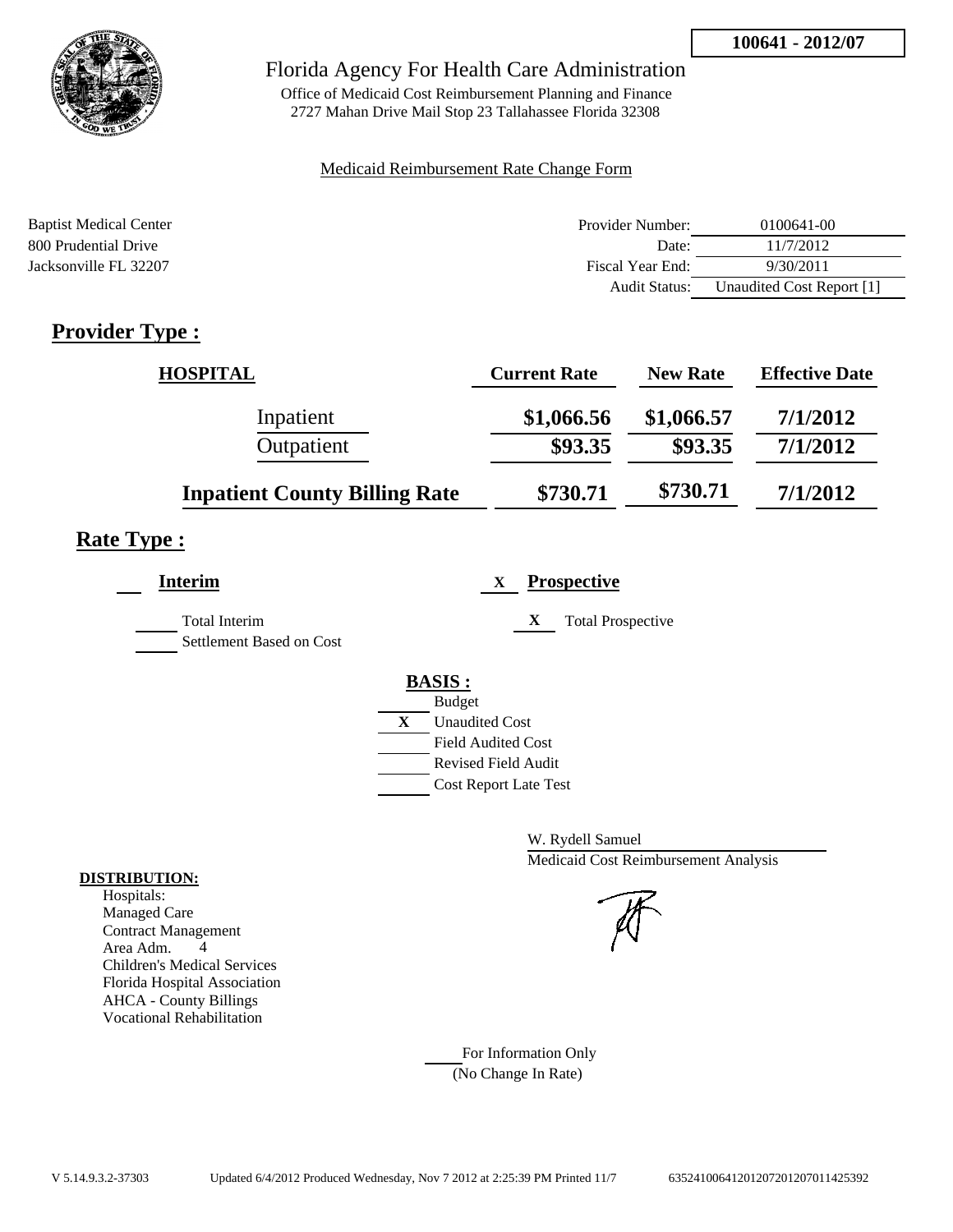100641 - 2012/07

Florida Agency For Health Care Administration

Office of Medicaid Cost Reimbursement Planning and Finance
2727 Mahan Drive Mail Stop 23 Tallahassee Florida 32308

Medicaid Reimbursement Rate Change Form

Baptist Medical Center
800 Prudential Drive
Jacksonville FL 32207

| | |
|---|---|
| Provider Number: | 0100641-00 |
| Date: | 11/7/2012 |
| Fiscal Year End: | 9/30/2011 |
| Audit Status: | Unaudited Cost Report [1] |

## Provider Type :

| HOSPITAL | Current Rate | New Rate | Effective Date |
|---|---|---|---|
| Inpatient | $1,066.56 | $1,066.57 | 7/1/2012 |
| Outpatient | $93.35 | $93.35 | 7/1/2012 |
| **Inpatient County Billing Rate** | $730.71 | $730.71 | 7/1/2012 |

## Rate Type :

**Interim**

- [ ] Total Interim
- [ ] Settlement Based on Cost

X **Prospective**

- X Total Prospective

**BASIS :**

- [ ] Budget
- X Unaudited Cost
- [ ] Field Audited Cost
- [ ] Revised Field Audit
- [ ] Cost Report Late Test

W. Rydell Samuel
Medicaid Cost Reimbursement Analysis

**DISTRIBUTION:**
Hospitals:
Managed Care
Contract Management
Area Adm. 4
Children's Medical Services
Florida Hospital Association
AHCA - County Billings
Vocational Rehabilitation

For Information Only
(No Change In Rate)

V 5.14.9.3.2-37303 Updated 6/4/2012 Produced Wednesday, Nov 7 2012 at 2:25:39 PM Printed 11/7 635241006412012072012070114 25392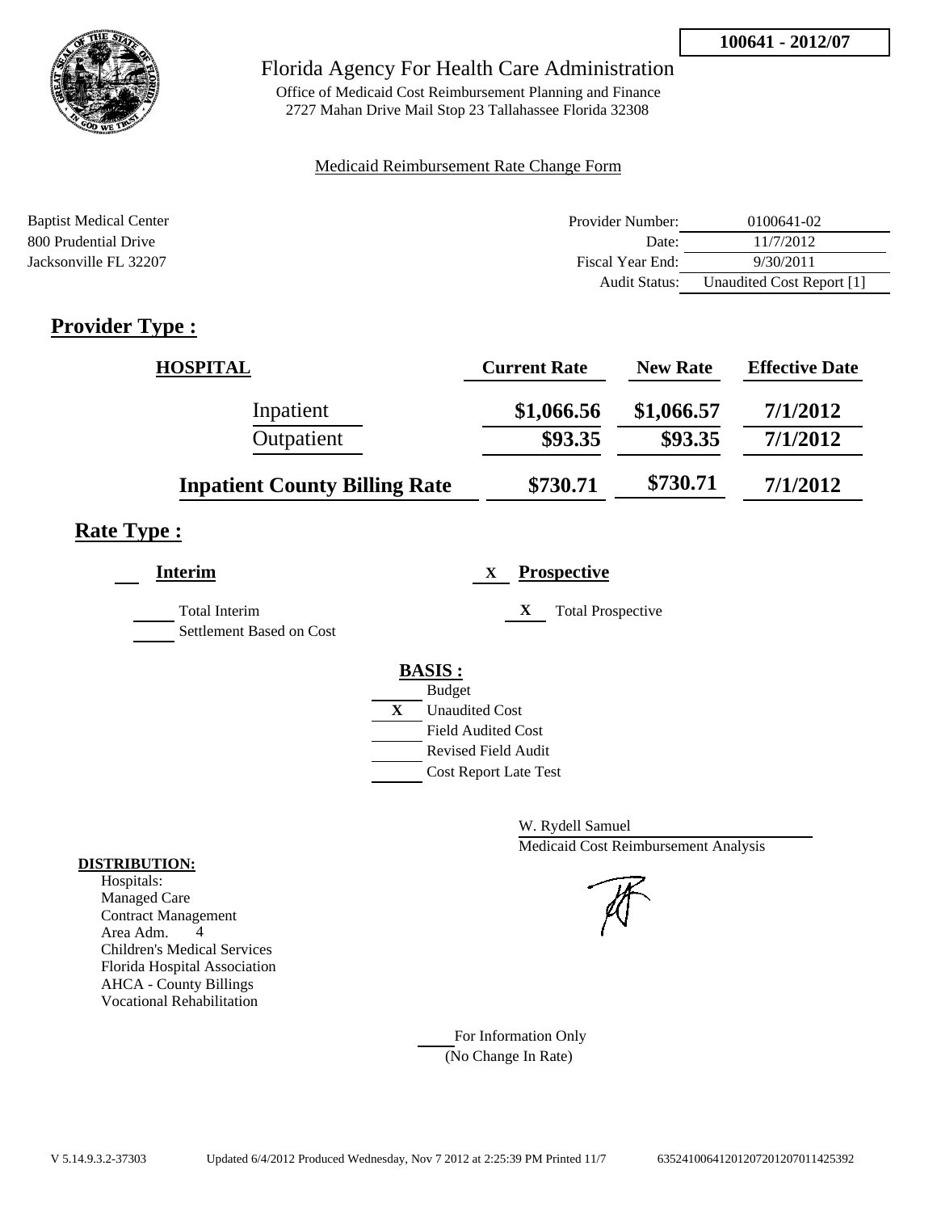100641 - 2012/07

Florida Agency For Health Care Administration

Office of Medicaid Cost Reimbursement Planning and Finance
2727 Mahan Drive Mail Stop 23 Tallahassee Florida 32308

Medicaid Reimbursement Rate Change Form

Baptist Medical Center
800 Prudential Drive
Jacksonville FL 32207

| | |
|---|---|
| Provider Number: | 0100641-02 |
| Date: | 11/7/2012 |
| Fiscal Year End: | 9/30/2011 |
| Audit Status: | Unaudited Cost Report [1] |

## Provider Type :

| HOSPITAL | Current Rate | New Rate | Effective Date |
|---|---|---|---|
| Inpatient | $1,066.56 | $1,066.57 | 7/1/2012 |
| Outpatient | $93.35 | $93.35 | 7/1/2012 |
| **Inpatient County Billing Rate** | $730.71 | $730.71 | 7/1/2012 |

## Rate Type :

___ **Interim**

___ Total Interim
___ Settlement Based on Cost

X **Prospective**

X Total Prospective

**BASIS :**

___ Budget
X Unaudited Cost
___ Field Audited Cost
___ Revised Field Audit
___ Cost Report Late Test

W. Rydell Samuel
Medicaid Cost Reimbursement Analysis

**DISTRIBUTION:**
Hospitals:
Managed Care
Contract Management
Area Adm. 4
Children's Medical Services
Florida Hospital Association
AHCA - County Billings
Vocational Rehabilitation

___ For Information Only
(No Change In Rate)

V 5.14.9.3.2-37303 Updated 6/4/2012 Produced Wednesday, Nov 7 2012 at 2:25:39 PM Printed 11/7 635241006412012072012070114425392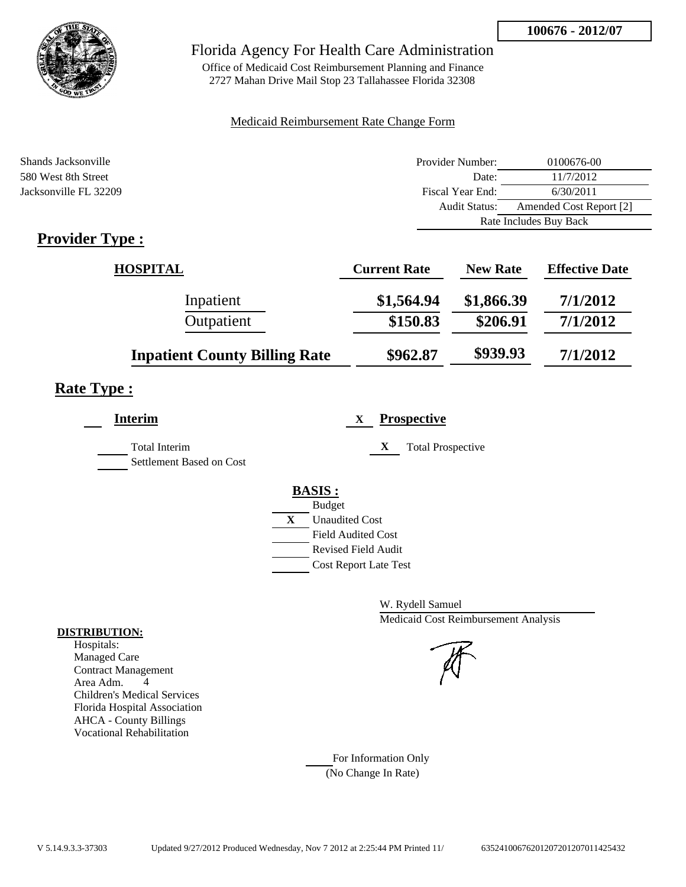**100676 - 2012/07**

# Florida Agency For Health Care Administration

Office of Medicaid Cost Reimbursement Planning and Finance
2727 Mahan Drive Mail Stop 23 Tallahassee Florida 32308

Medicaid Reimbursement Rate Change Form

Shands Jacksonville
580 West 8th Street
Jacksonville FL 32209

| | |
|---|---|
| Provider Number: | 0100676-00 |
| Date: | 11/7/2012 |
| Fiscal Year End: | 6/30/2011 |
| Audit Status: | Amended Cost Report [2] |
| Rate Includes Buy Back | |

## Provider Type :

| HOSPITAL | Current Rate | New Rate | Effective Date |
|---|---|---|---|
| Inpatient | $1,564.94 | $1,866.39 | 7/1/2012 |
| Outpatient | $150.83 | $206.91 | 7/1/2012 |
| **Inpatient County Billing Rate** | $962.87 | $939.93 | 7/1/2012 |

## Rate Type :

**Interim**

- Total Interim
- Settlement Based on Cost

X **Prospective**

- X Total Prospective

**BASIS :**

- Budget
- X Unaudited Cost
- Field Audited Cost
- Revised Field Audit
- Cost Report Late Test

W. Rydell Samuel
Medicaid Cost Reimbursement Analysis

**DISTRIBUTION:**

Hospitals:
Managed Care
Contract Management
Area Adm. 4
Children's Medical Services
Florida Hospital Association
AHCA - County Billings
Vocational Rehabilitation

For Information Only
(No Change In Rate)

V 5.14.9.3.3-37303 Updated 9/27/2012 Produced Wednesday, Nov 7 2012 at 2:25:44 PM Printed 11/ 6352410067620120720120701l425432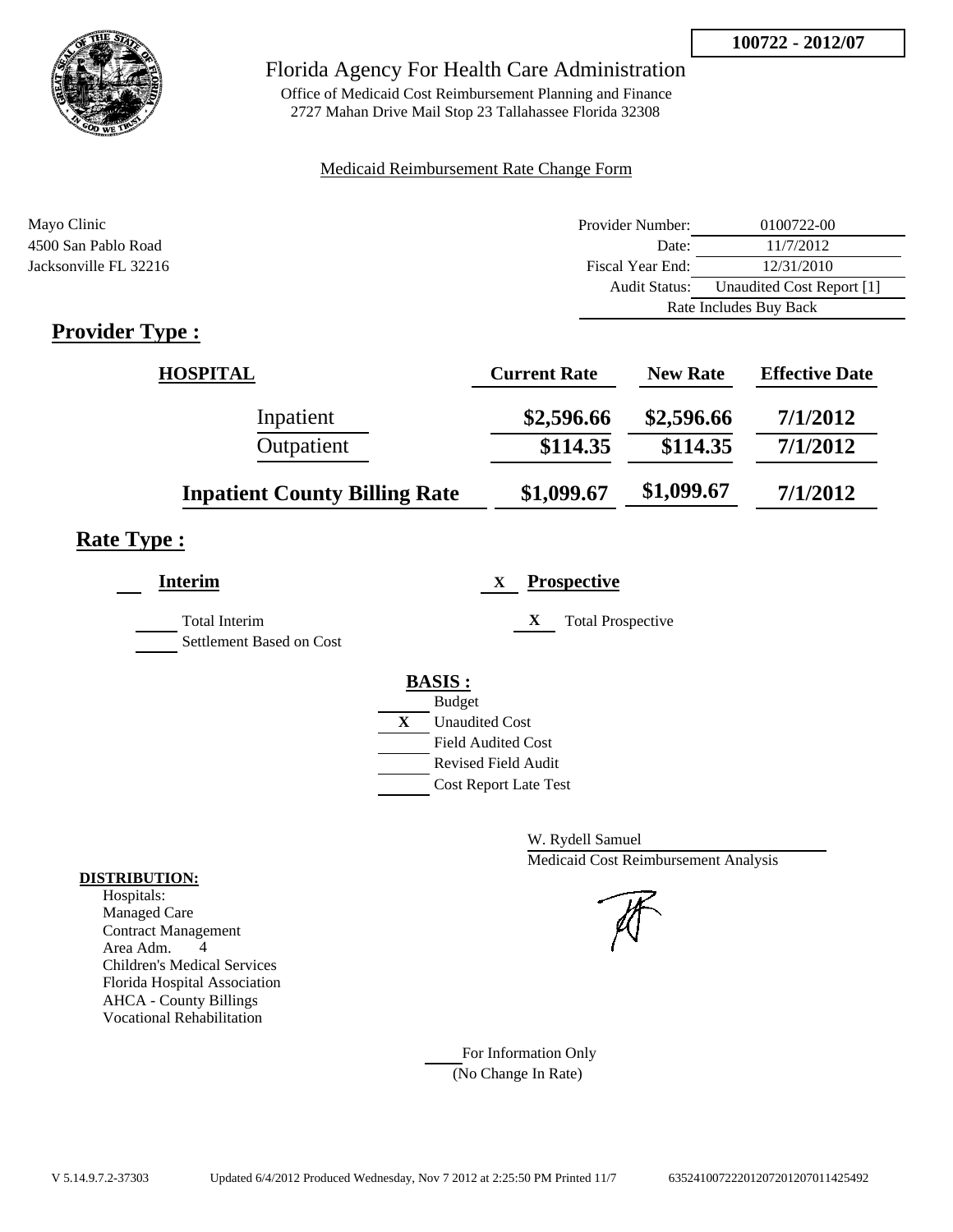100722 - 2012/07

# Florida Agency For Health Care Administration

Office of Medicaid Cost Reimbursement Planning and Finance
2727 Mahan Drive Mail Stop 23 Tallahassee Florida 32308

Medicaid Reimbursement Rate Change Form

Mayo Clinic
4500 San Pablo Road
Jacksonville FL 32216

| | |
|---|---|
| Provider Number: | 0100722-00 |
| Date: | 11/7/2012 |
| Fiscal Year End: | 12/31/2010 |
| Audit Status: | Unaudited Cost Report [1] |
| | Rate Includes Buy Back |

## Provider Type :

| HOSPITAL | Current Rate | New Rate | Effective Date |
|---|---|---|---|
| Inpatient | $2,596.66 | $2,596.66 | 7/1/2012 |
| Outpatient | $114.35 | $114.35 | 7/1/2012 |
| **Inpatient County Billing Rate** | $1,099.67 | $1,099.67 | 7/1/2012 |

## Rate Type :

**Interim**

___ Total Interim
___ Settlement Based on Cost

X **Prospective**

X Total Prospective

**BASIS :**

___ Budget
X Unaudited Cost
___ Field Audited Cost
___ Revised Field Audit
___ Cost Report Late Test

W. Rydell Samuel
Medicaid Cost Reimbursement Analysis

**DISTRIBUTION:**

Hospitals:
Managed Care
Contract Management
Area Adm. 4
Children's Medical Services
Florida Hospital Association
AHCA - County Billings
Vocational Rehabilitation

___ For Information Only
(No Change In Rate)

V 5.14.9.7.2-37303 Updated 6/4/2012 Produced Wednesday, Nov 7 2012 at 2:25:50 PM Printed 11/7 635241007222012072012070114254 92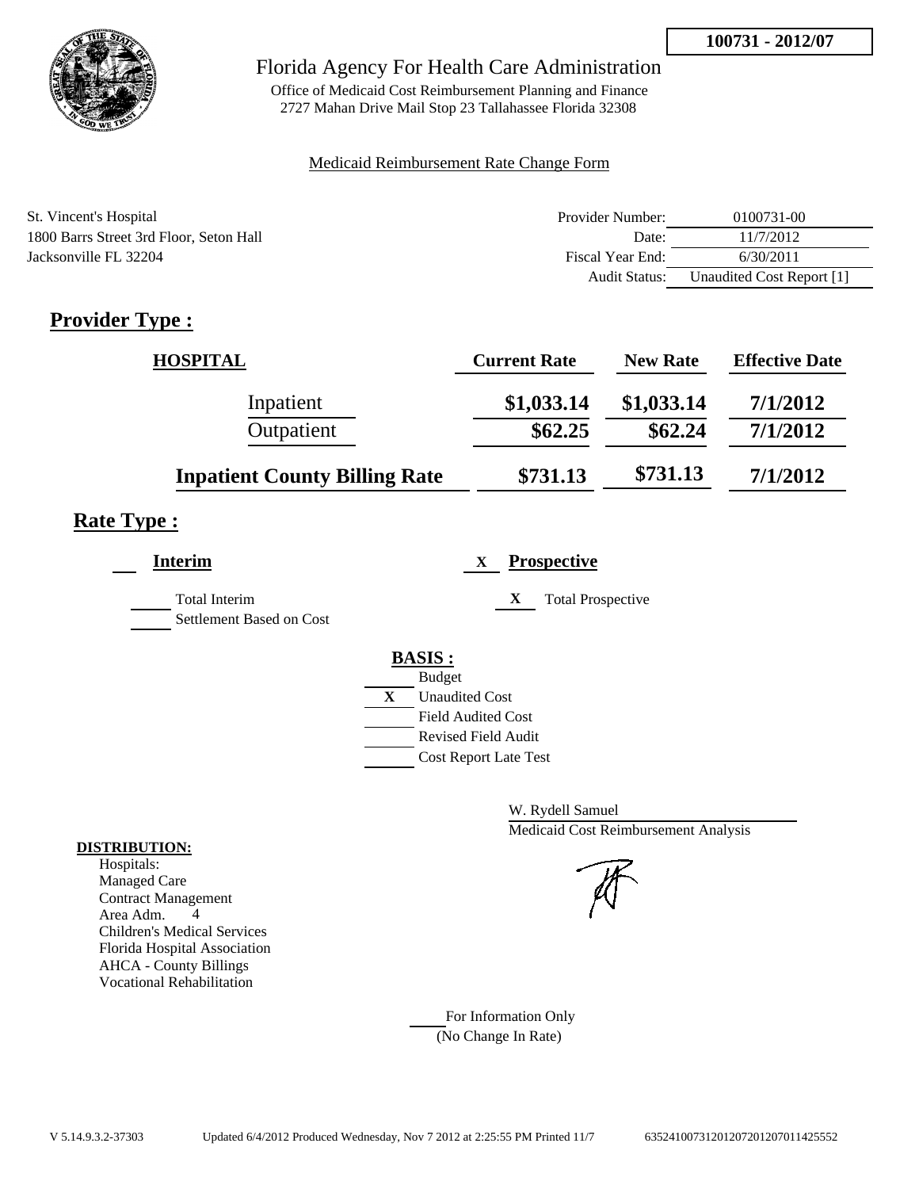**100731 - 2012/07**

Florida Agency For Health Care Administration

Office of Medicaid Cost Reimbursement Planning and Finance
2727 Mahan Drive Mail Stop 23 Tallahassee Florida 32308

Medicaid Reimbursement Rate Change Form

St. Vincent's Hospital
1800 Barrs Street 3rd Floor, Seton Hall
Jacksonville FL 32204

| | |
|---|---|
| Provider Number: | 0100731-00 |
| Date: | 11/7/2012 |
| Fiscal Year End: | 6/30/2011 |
| Audit Status: | Unaudited Cost Report [1] |

## Provider Type :

| HOSPITAL | Current Rate | New Rate | Effective Date |
|---|---|---|---|
| Inpatient | $1,033.14 | $1,033.14 | 7/1/2012 |
| Outpatient | $62.25 | $62.24 | 7/1/2012 |
| **Inpatient County Billing Rate** | $731.13 | $731.13 | 7/1/2012 |

## Rate Type :

___ **Interim**

___ Total Interim
___ Settlement Based on Cost

X **Prospective**

X Total Prospective

**BASIS :**

___ Budget
X Unaudited Cost
___ Field Audited Cost
___ Revised Field Audit
___ Cost Report Late Test

W. Rydell Samuel
Medicaid Cost Reimbursement Analysis

**DISTRIBUTION:**

Hospitals:
Managed Care
Contract Management
Area Adm. 4
Children's Medical Services
Florida Hospital Association
AHCA - County Billings
Vocational Rehabilitation

___ For Information Only
(No Change In Rate)

V 5.14.9.3.2-37303 Updated 6/4/2012 Produced Wednesday, Nov 7 2012 at 2:25:55 PM Printed 11/7 635241007312012072012070114255552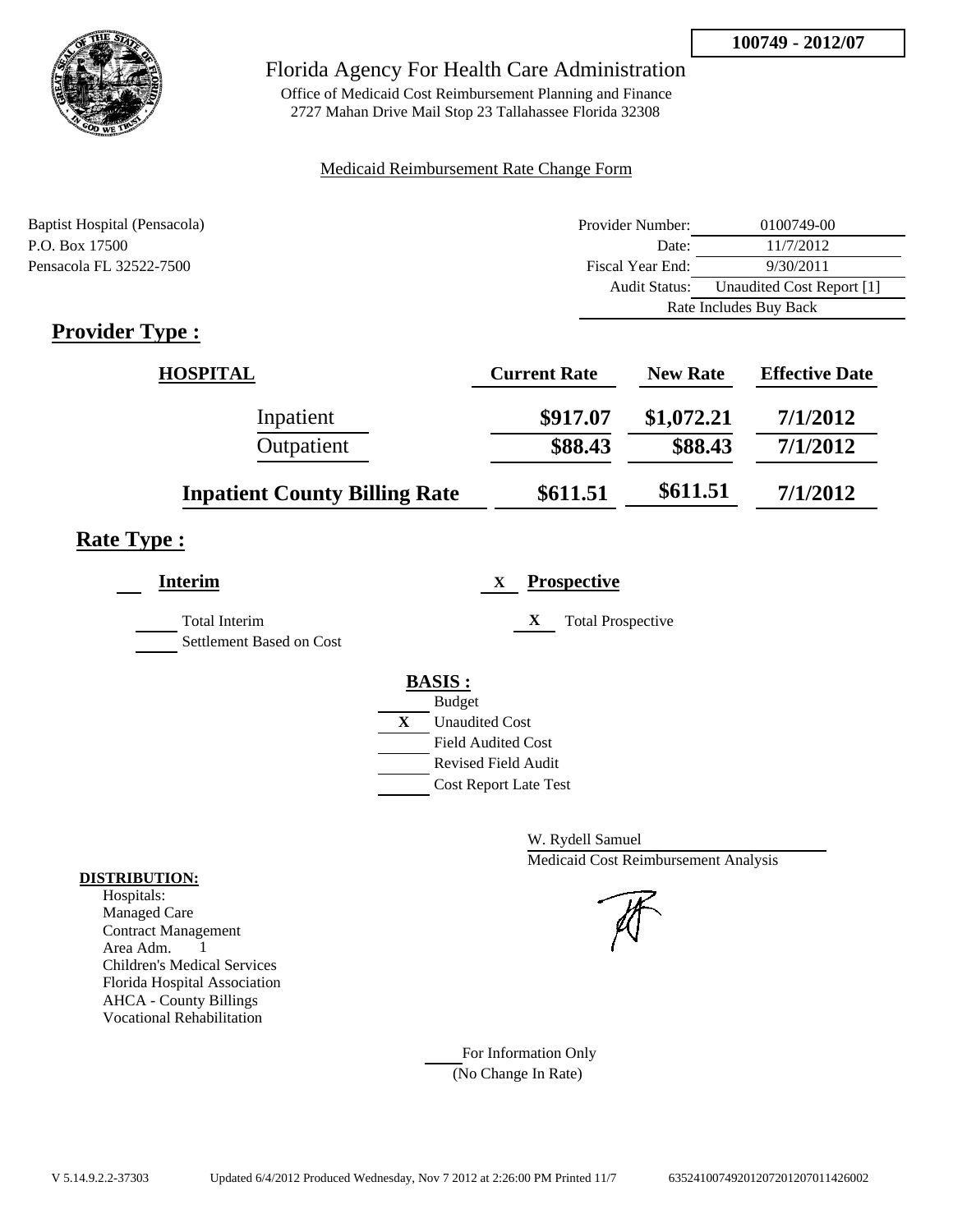**100749 - 2012/07**

# Florida Agency For Health Care Administration

Office of Medicaid Cost Reimbursement Planning and Finance
2727 Mahan Drive Mail Stop 23 Tallahassee Florida 32308

Medicaid Reimbursement Rate Change Form

Baptist Hospital (Pensacola)
P.O. Box 17500
Pensacola FL 32522-7500

| | |
|---|---|
| Provider Number: | 0100749-00 |
| Date: | 11/7/2012 |
| Fiscal Year End: | 9/30/2011 |
| Audit Status: | Unaudited Cost Report [1] |
| | Rate Includes Buy Back |

## Provider Type :

| HOSPITAL | Current Rate | New Rate | Effective Date |
|---|---|---|---|
| Inpatient | $917.07 | $1,072.21 | 7/1/2012 |
| Outpatient | $88.43 | $88.43 | 7/1/2012 |
| **Inpatient County Billing Rate** | $611.51 | $611.51 | 7/1/2012 |

## Rate Type :

**Interim**

Total Interim
Settlement Based on Cost

X **Prospective**

X Total Prospective

**BASIS :**

Budget
X Unaudited Cost
Field Audited Cost
Revised Field Audit
Cost Report Late Test

W. Rydell Samuel
Medicaid Cost Reimbursement Analysis

**DISTRIBUTION:**
Hospitals:
Managed Care
Contract Management
Area Adm. 1
Children's Medical Services
Florida Hospital Association
AHCA - County Billings
Vocational Rehabilitation

For Information Only
(No Change In Rate)

V 5.14.9.2.2-37303 Updated 6/4/2012 Produced Wednesday, Nov 7 2012 at 2:26:00 PM Printed 11/7 635241007492012072012070114260002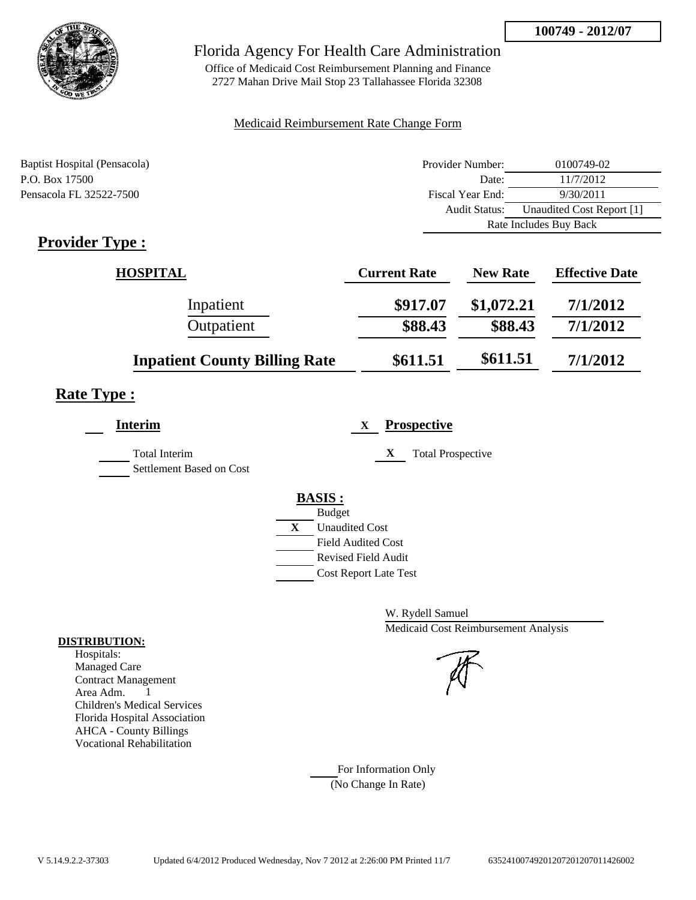100749 - 2012/07

Florida Agency For Health Care Administration

Office of Medicaid Cost Reimbursement Planning and Finance
2727 Mahan Drive Mail Stop 23 Tallahassee Florida 32308

Medicaid Reimbursement Rate Change Form

Baptist Hospital (Pensacola)
P.O. Box 17500
Pensacola FL 32522-7500

| | |
|---|---|
| Provider Number: | 0100749-02 |
| Date: | 11/7/2012 |
| Fiscal Year End: | 9/30/2011 |
| Audit Status: | Unaudited Cost Report [1] |
| Rate Includes Buy Back | |

## Provider Type :

| HOSPITAL | Current Rate | New Rate | Effective Date |
|---|---|---|---|
| Inpatient | $917.07 | $1,072.21 | 7/1/2012 |
| Outpatient | $88.43 | $88.43 | 7/1/2012 |
| **Inpatient County Billing Rate** | $611.51 | $611.51 | 7/1/2012 |

## Rate Type :

**Interim**

- Total Interim
- Settlement Based on Cost

X **Prospective**

- X Total Prospective

**BASIS :**

- Budget
- X Unaudited Cost
- Field Audited Cost
- Revised Field Audit
- Cost Report Late Test

W. Rydell Samuel
Medicaid Cost Reimbursement Analysis

**DISTRIBUTION:**

Hospitals:
Managed Care
Contract Management
Area Adm. 1
Children's Medical Services
Florida Hospital Association
AHCA - County Billings
Vocational Rehabilitation

For Information Only
(No Change In Rate)

V 5.14.9.2.2-37303 Updated 6/4/2012 Produced Wednesday, Nov 7 2012 at 2:26:00 PM Printed 11/7 635241007492012072012070114260 02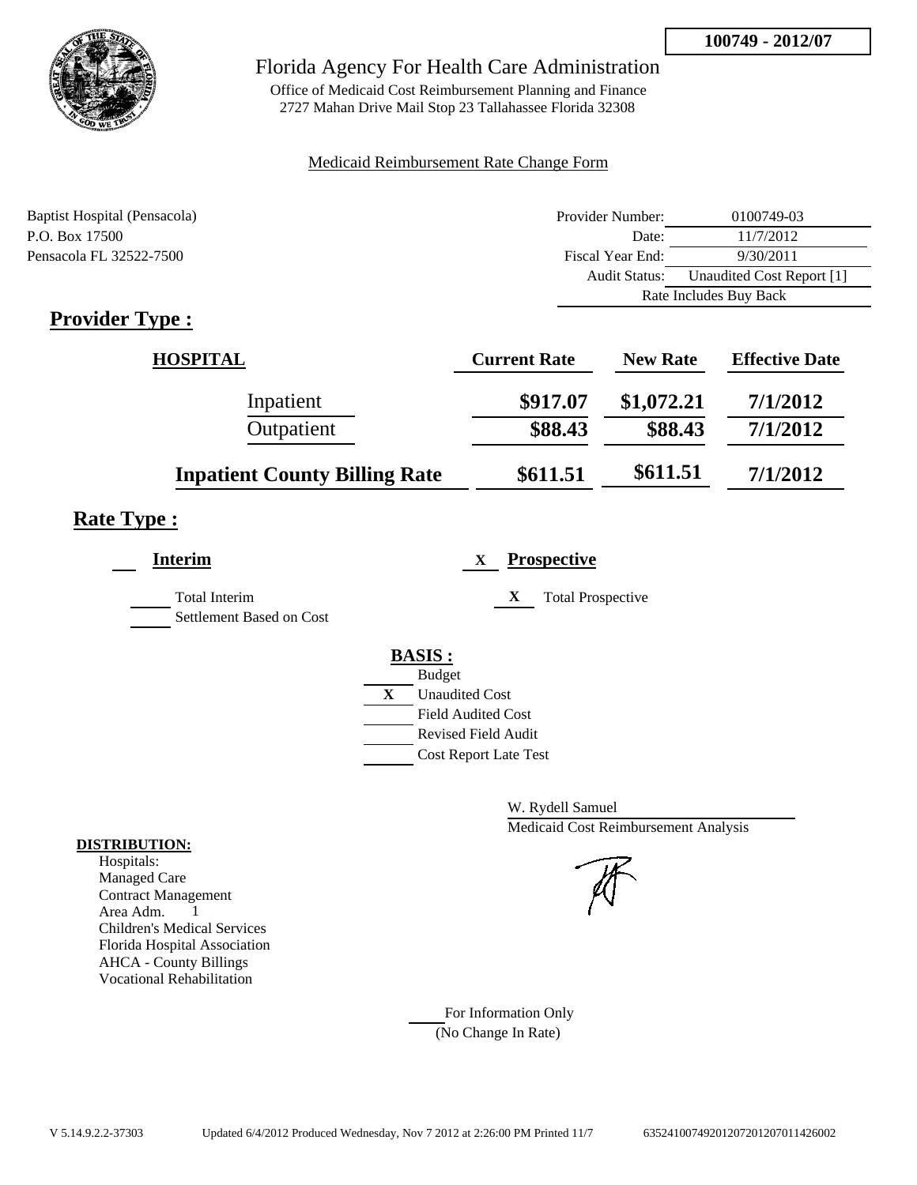**100749 - 2012/07**

# Florida Agency For Health Care Administration

Office of Medicaid Cost Reimbursement Planning and Finance
2727 Mahan Drive Mail Stop 23 Tallahassee Florida 32308

Medicaid Reimbursement Rate Change Form

Baptist Hospital (Pensacola)
P.O. Box 17500
Pensacola FL 32522-7500

| | |
|---|---|
| Provider Number: | 0100749-03 |
| Date: | 11/7/2012 |
| Fiscal Year End: | 9/30/2011 |
| Audit Status: | Unaudited Cost Report [1] |
| | Rate Includes Buy Back |

## Provider Type :

| HOSPITAL | Current Rate | New Rate | Effective Date |
|---|---|---|---|
| Inpatient | $917.07 | $1,072.21 | 7/1/2012 |
| Outpatient | $88.43 | $88.43 | 7/1/2012 |
| **Inpatient County Billing Rate** | $611.51 | $611.51 | 7/1/2012 |

## Rate Type :

**Interim**

- ___ Total Interim
- ___ Settlement Based on Cost

X **Prospective**

- X Total Prospective

**BASIS :**

- ___ Budget
- X Unaudited Cost
- ___ Field Audited Cost
- ___ Revised Field Audit
- ___ Cost Report Late Test

W. Rydell Samuel
Medicaid Cost Reimbursement Analysis

**DISTRIBUTION:**
Hospitals:
Managed Care
Contract Management
Area Adm. 1
Children's Medical Services
Florida Hospital Association
AHCA - County Billings
Vocational Rehabilitation

___ For Information Only
(No Change In Rate)

V 5.14.9.2.2-37303 Updated 6/4/2012 Produced Wednesday, Nov 7 2012 at 2:26:00 PM Printed 11/7 63524100749201207201207011426002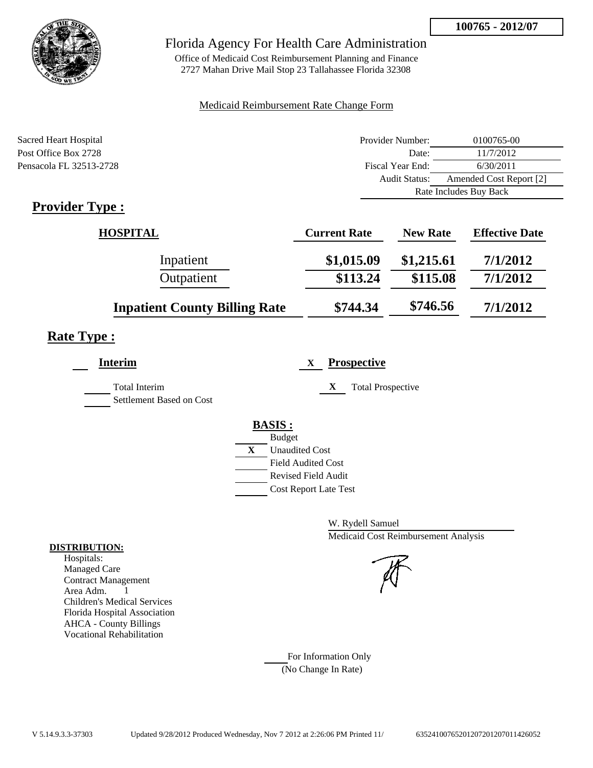**100765 - 2012/07**

# Florida Agency For Health Care Administration

Office of Medicaid Cost Reimbursement Planning and Finance
2727 Mahan Drive Mail Stop 23 Tallahassee Florida 32308

Medicaid Reimbursement Rate Change Form

Sacred Heart Hospital
Post Office Box 2728
Pensacola FL 32513-2728

| | |
|---|---|
| Provider Number: | 0100765-00 |
| Date: | 11/7/2012 |
| Fiscal Year End: | 6/30/2011 |
| Audit Status: | Amended Cost Report [2] |
| | Rate Includes Buy Back |

## Provider Type :

| HOSPITAL | Current Rate | New Rate | Effective Date |
|---|---|---|---|
| Inpatient | $1,015.09 | $1,215.61 | 7/1/2012 |
| Outpatient | $113.24 | $115.08 | 7/1/2012 |
| **Inpatient County Billing Rate** | $744.34 | $746.56 | 7/1/2012 |

## Rate Type :

___ **Interim**

___ Total Interim
___ Settlement Based on Cost

X **Prospective**

X Total Prospective

**BASIS :**

___ Budget
X Unaudited Cost
___ Field Audited Cost
___ Revised Field Audit
___ Cost Report Late Test

W. Rydell Samuel
Medicaid Cost Reimbursement Analysis

**DISTRIBUTION:**
Hospitals:
Managed Care
Contract Management
Area Adm. 1
Children's Medical Services
Florida Hospital Association
AHCA - County Billings
Vocational Rehabilitation

___ For Information Only
(No Change In Rate)

V 5.14.9.3.3-37303 Updated 9/28/2012 Produced Wednesday, Nov 7 2012 at 2:26:06 PM Printed 11/ 635241007652012072012070114260 52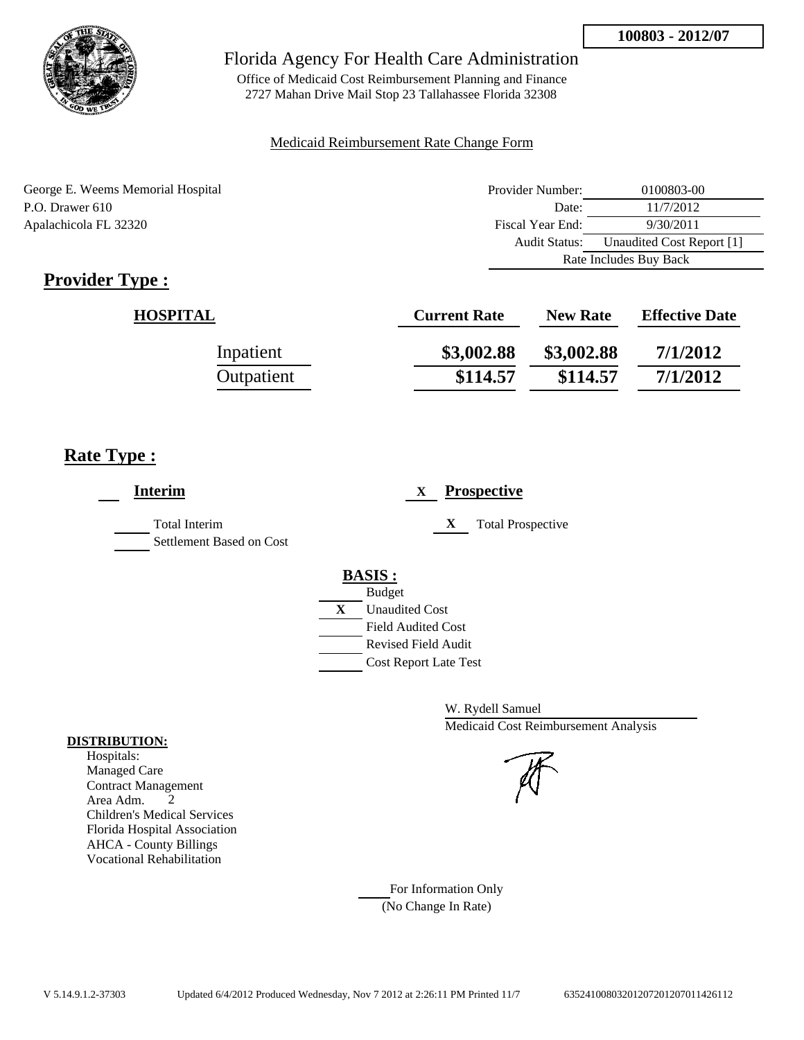**100803 - 2012/07**

# Florida Agency For Health Care Administration

Office of Medicaid Cost Reimbursement Planning and Finance
2727 Mahan Drive Mail Stop 23 Tallahassee Florida 32308

Medicaid Reimbursement Rate Change Form

George E. Weems Memorial Hospital
P.O. Drawer 610
Apalachicola FL 32320

| | |
|---|---|
| Provider Number: | 0100803-00 |
| Date: | 11/7/2012 |
| Fiscal Year End: | 9/30/2011 |
| Audit Status: | Unaudited Cost Report [1] |
| Rate Includes Buy Back | |

## Provider Type :

| HOSPITAL | Current Rate | New Rate | Effective Date |
|---|---|---|---|
| Inpatient | \$3,002.88 | \$3,002.88 | 7/1/2012 |
| Outpatient | \$114.57 | \$114.57 | 7/1/2012 |

## Rate Type :

___ **Interim**

___ Total Interim
___ Settlement Based on Cost

X **Prospective**

X Total Prospective

**BASIS :**

___ Budget
X Unaudited Cost
___ Field Audited Cost
___ Revised Field Audit
___ Cost Report Late Test

W. Rydell Samuel
Medicaid Cost Reimbursement Analysis

**DISTRIBUTION:**

Hospitals:
Managed Care
Contract Management
Area Adm. 2
Children's Medical Services
Florida Hospital Association
AHCA - County Billings
Vocational Rehabilitation

___ For Information Only
(No Change In Rate)

V 5.14.9.1.2-37303 Updated 6/4/2012 Produced Wednesday, Nov 7 2012 at 2:26:11 PM Printed 11/7 63524100803201207201207011426112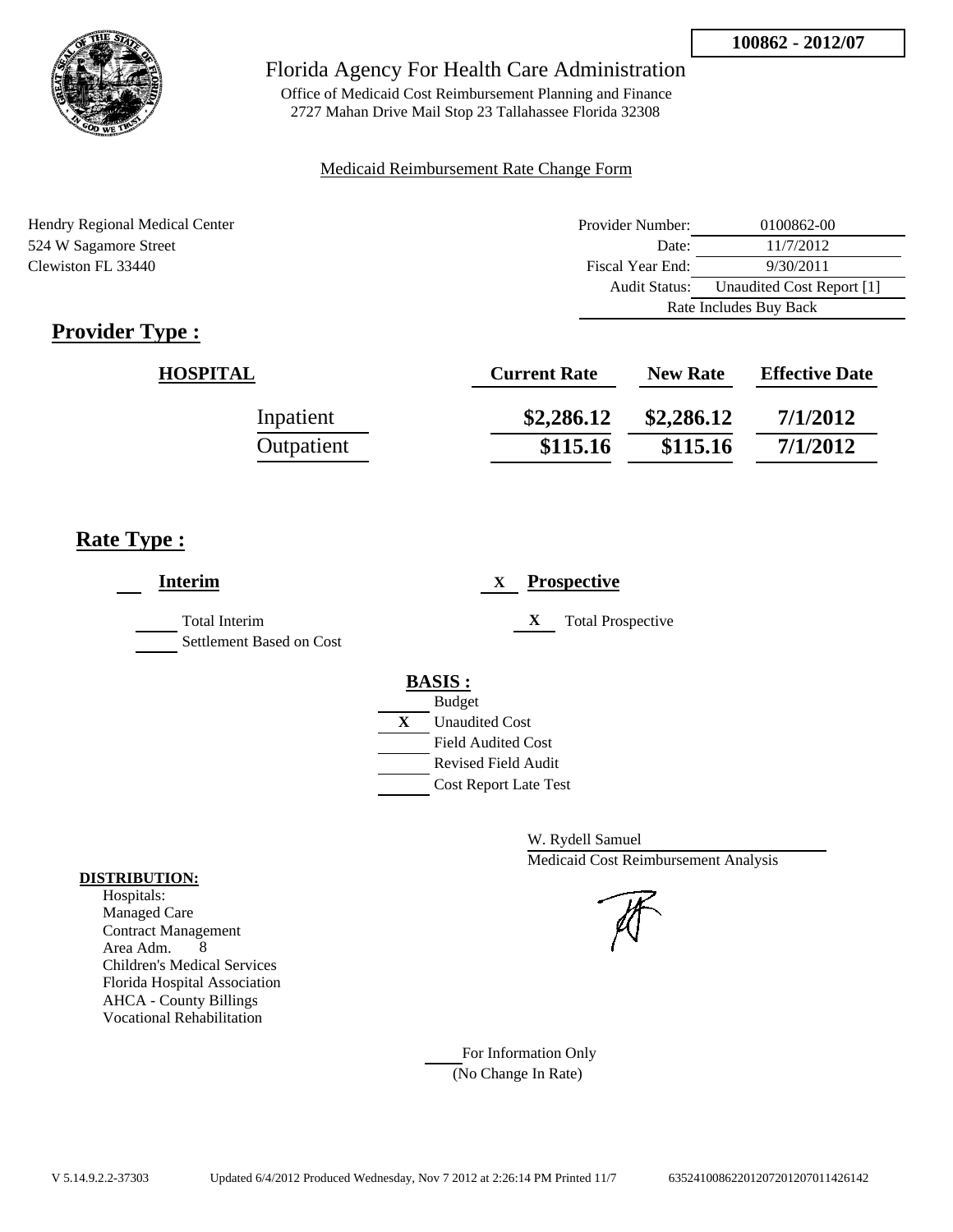**100862 - 2012/07**

# Florida Agency For Health Care Administration

Office of Medicaid Cost Reimbursement Planning and Finance
2727 Mahan Drive Mail Stop 23 Tallahassee Florida 32308

Medicaid Reimbursement Rate Change Form

Hendry Regional Medical Center
524 W Sagamore Street
Clewiston FL 33440

| | |
|---|---|
| Provider Number: | 0100862-00 |
| Date: | 11/7/2012 |
| Fiscal Year End: | 9/30/2011 |
| Audit Status: | Unaudited Cost Report [1] |
| | Rate Includes Buy Back |

## Provider Type :

| HOSPITAL | Current Rate | New Rate | Effective Date |
|---|---|---|---|
| Inpatient | $2,286.12 | $2,286.12 | 7/1/2012 |
| Outpatient | $115.16 | $115.16 | 7/1/2012 |

## Rate Type :

___ **Interim**

___ Total Interim
___ Settlement Based on Cost

X **Prospective**

X Total Prospective

**BASIS :**
___ Budget
X Unaudited Cost
___ Field Audited Cost
___ Revised Field Audit
___ Cost Report Late Test

W. Rydell Samuel
Medicaid Cost Reimbursement Analysis

**DISTRIBUTION:**
Hospitals:
Managed Care
Contract Management
Area Adm. 8
Children's Medical Services
Florida Hospital Association
AHCA - County Billings
Vocational Rehabilitation

___ For Information Only
(No Change In Rate)

V 5.14.9.2.2-37303 Updated 6/4/2012 Produced Wednesday, Nov 7 2012 at 2:26:14 PM Printed 11/7 635241008622012072012070114261​42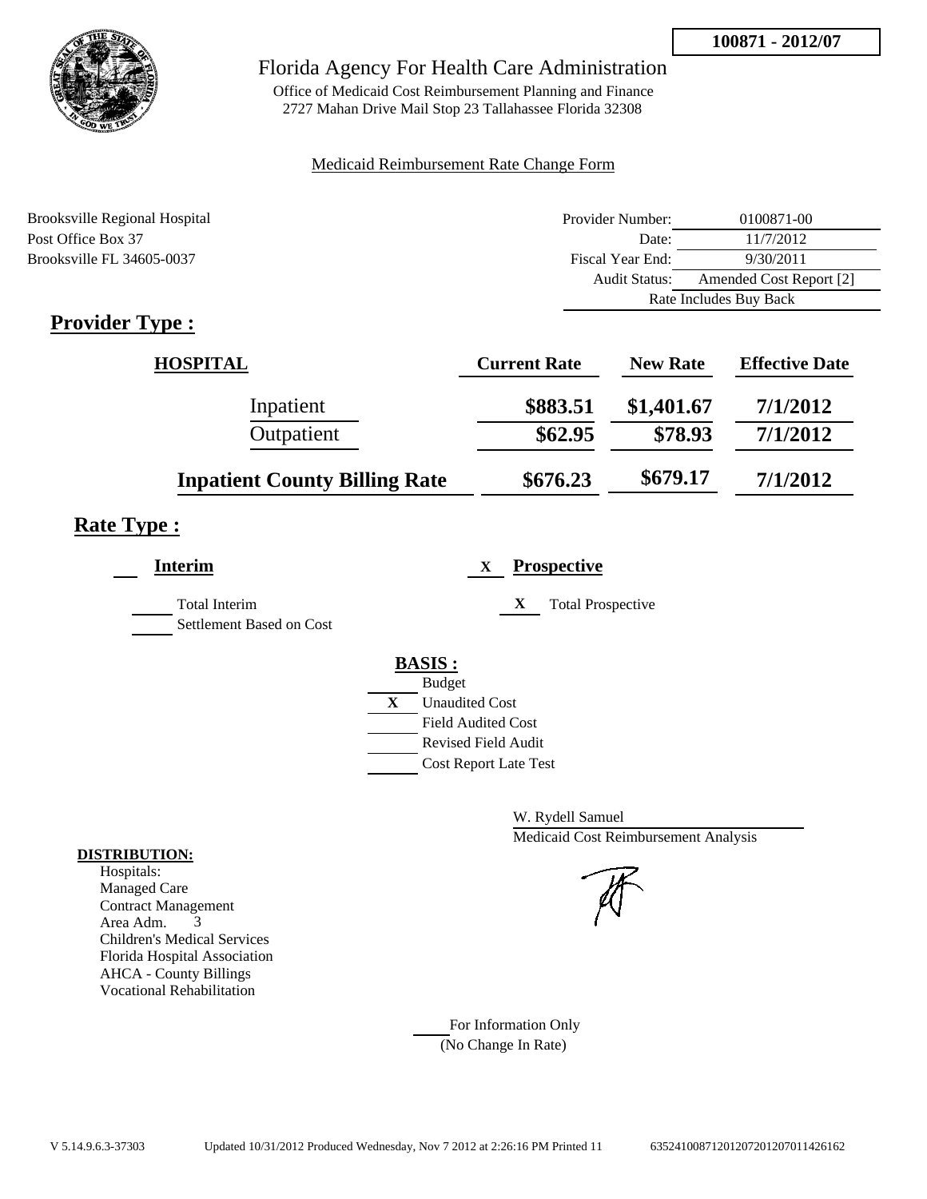**100871 - 2012/07**

# Florida Agency For Health Care Administration

Office of Medicaid Cost Reimbursement Planning and Finance
2727 Mahan Drive Mail Stop 23 Tallahassee Florida 32308

Medicaid Reimbursement Rate Change Form

Brooksville Regional Hospital
Post Office Box 37
Brooksville FL 34605-0037

| | |
|---|---|
| Provider Number: | 0100871-00 |
| Date: | 11/7/2012 |
| Fiscal Year End: | 9/30/2011 |
| Audit Status: | Amended Cost Report [2] |
| | Rate Includes Buy Back |

## Provider Type :

| HOSPITAL | Current Rate | New Rate | Effective Date |
|---|---|---|---|
| Inpatient | $883.51 | $1,401.67 | 7/1/2012 |
| Outpatient | $62.95 | $78.93 | 7/1/2012 |
| **Inpatient County Billing Rate** | $676.23 | $679.17 | 7/1/2012 |

## Rate Type :

**Interim**

Total Interim
Settlement Based on Cost

X **Prospective**

X Total Prospective

**BASIS :**

- Budget
- X Unaudited Cost
- Field Audited Cost
- Revised Field Audit
- Cost Report Late Test

W. Rydell Samuel
Medicaid Cost Reimbursement Analysis

**DISTRIBUTION:**
Hospitals:
Managed Care
Contract Management
Area Adm. 3
Children's Medical Services
Florida Hospital Association
AHCA - County Billings
Vocational Rehabilitation

For Information Only
(No Change In Rate)

V 5.14.9.6.3-37303 Updated 10/31/2012 Produced Wednesday, Nov 7 2012 at 2:26:16 PM Printed 11 635241008712012072012070114261​62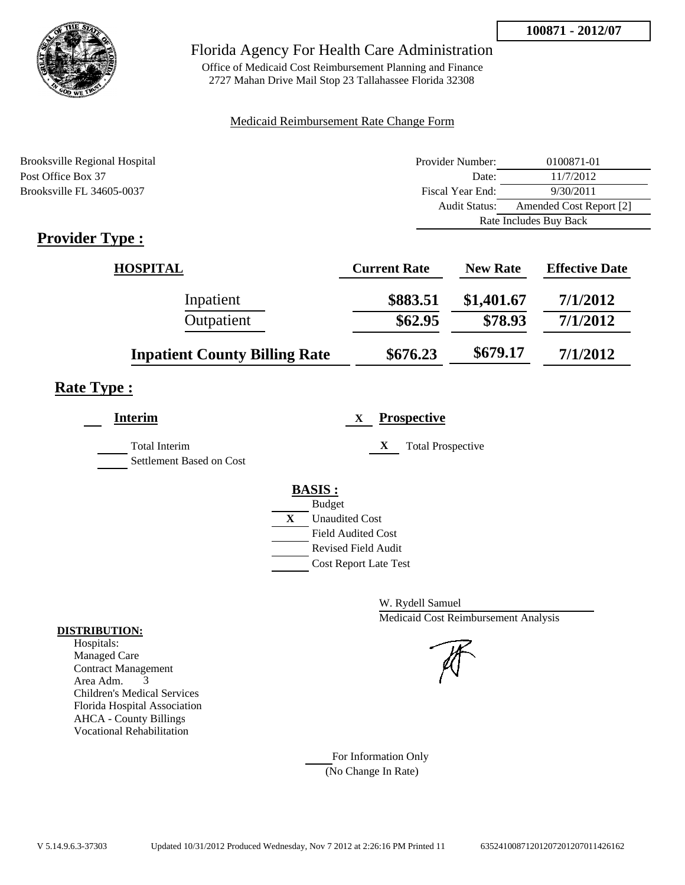**100871 - 2012/07**

# Florida Agency For Health Care Administration

Office of Medicaid Cost Reimbursement Planning and Finance
2727 Mahan Drive Mail Stop 23 Tallahassee Florida 32308

Medicaid Reimbursement Rate Change Form

Brooksville Regional Hospital
Post Office Box 37
Brooksville FL 34605-0037

| | |
|---|---|
| Provider Number: | 0100871-01 |
| Date: | 11/7/2012 |
| Fiscal Year End: | 9/30/2011 |
| Audit Status: | Amended Cost Report [2] |
| | Rate Includes Buy Back |

## Provider Type :

| HOSPITAL | Current Rate | New Rate | Effective Date |
|---|---|---|---|
| Inpatient | $883.51 | $1,401.67 | 7/1/2012 |
| Outpatient | $62.95 | $78.93 | 7/1/2012 |
| **Inpatient County Billing Rate** | $676.23 | $679.17 | 7/1/2012 |

## Rate Type :

___ **Interim**

___ Total Interim
___ Settlement Based on Cost

X **Prospective**

X Total Prospective

**BASIS :**

___ Budget
X Unaudited Cost
___ Field Audited Cost
___ Revised Field Audit
___ Cost Report Late Test

W. Rydell Samuel
Medicaid Cost Reimbursement Analysis

**DISTRIBUTION:**
Hospitals:
Managed Care
Contract Management
Area Adm. 3
Children's Medical Services
Florida Hospital Association
AHCA - County Billings
Vocational Rehabilitation

___ For Information Only
(No Change In Rate)

V 5.14.9.6.3-37303 Updated 10/31/2012 Produced Wednesday, Nov 7 2012 at 2:26:16 PM Printed 11 635241008712012072012070114426162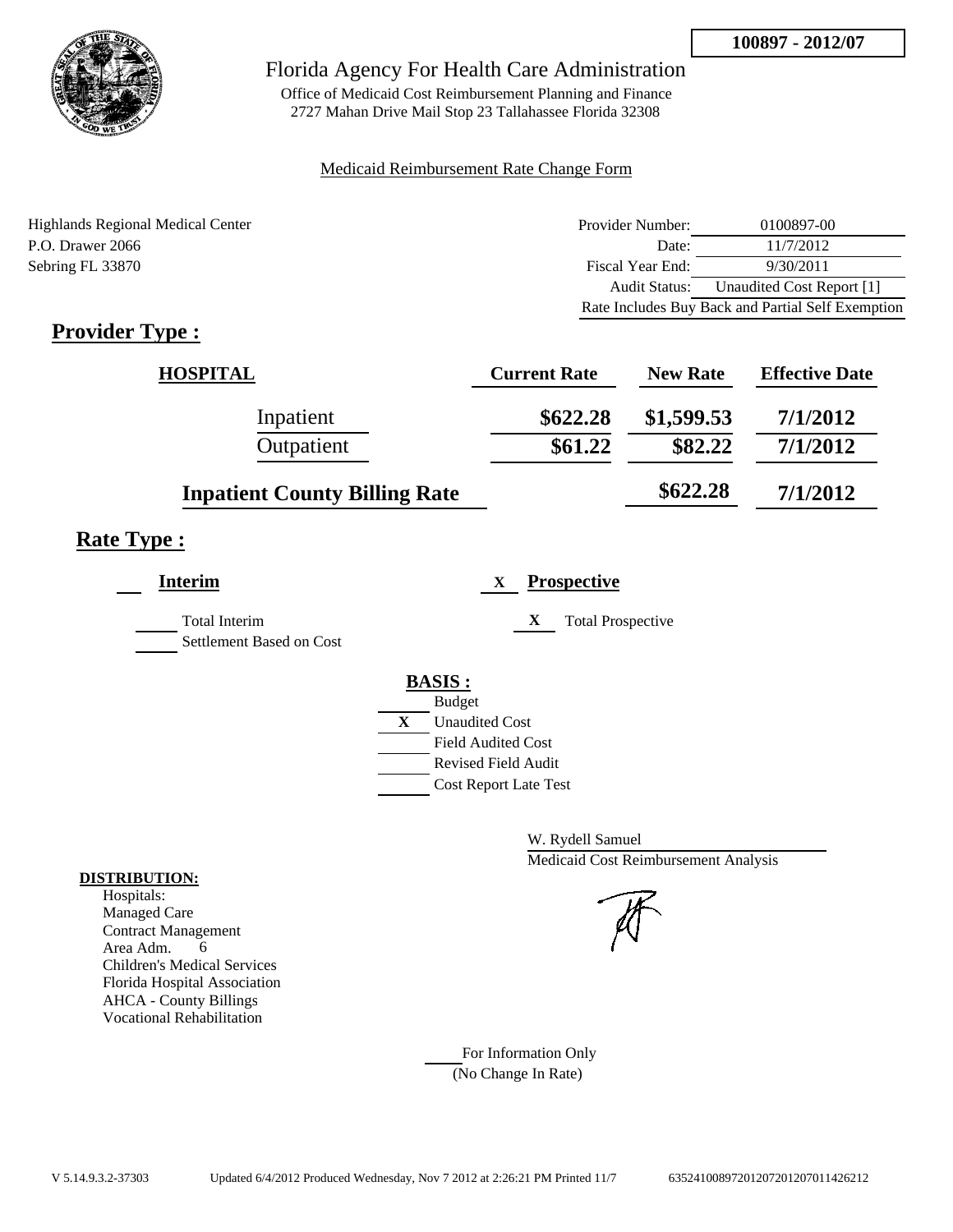**100897 - 2012/07**

# Florida Agency For Health Care Administration

Office of Medicaid Cost Reimbursement Planning and Finance
2727 Mahan Drive Mail Stop 23 Tallahassee Florida 32308

Medicaid Reimbursement Rate Change Form

Highlands Regional Medical Center
P.O. Drawer 2066
Sebring FL 33870

| | |
|---|---|
| Provider Number: | 0100897-00 |
| Date: | 11/7/2012 |
| Fiscal Year End: | 9/30/2011 |
| Audit Status: | Unaudited Cost Report [1] |
| | Rate Includes Buy Back and Partial Self Exemption |

## Provider Type :

| HOSPITAL | Current Rate | New Rate | Effective Date |
|---|---|---|---|
| Inpatient | $622.28 | $1,599.53 | 7/1/2012 |
| Outpatient | $61.22 | $82.22 | 7/1/2012 |
| Inpatient County Billing Rate | | $622.28 | 7/1/2012 |

## Rate Type :

___ **Interim**

___ Total Interim
___ Settlement Based on Cost

X **Prospective**

X Total Prospective

**BASIS :**

___ Budget
X Unaudited Cost
___ Field Audited Cost
___ Revised Field Audit
___ Cost Report Late Test

W. Rydell Samuel
Medicaid Cost Reimbursement Analysis

**DISTRIBUTION:**
Hospitals:
Managed Care
Contract Management
Area Adm. 6
Children's Medical Services
Florida Hospital Association
AHCA - County Billings
Vocational Rehabilitation

___ For Information Only
(No Change In Rate)

V 5.14.9.3.2-37303 Updated 6/4/2012 Produced Wednesday, Nov 7 2012 at 2:26:21 PM Printed 11/7 635241008972012072012070114226212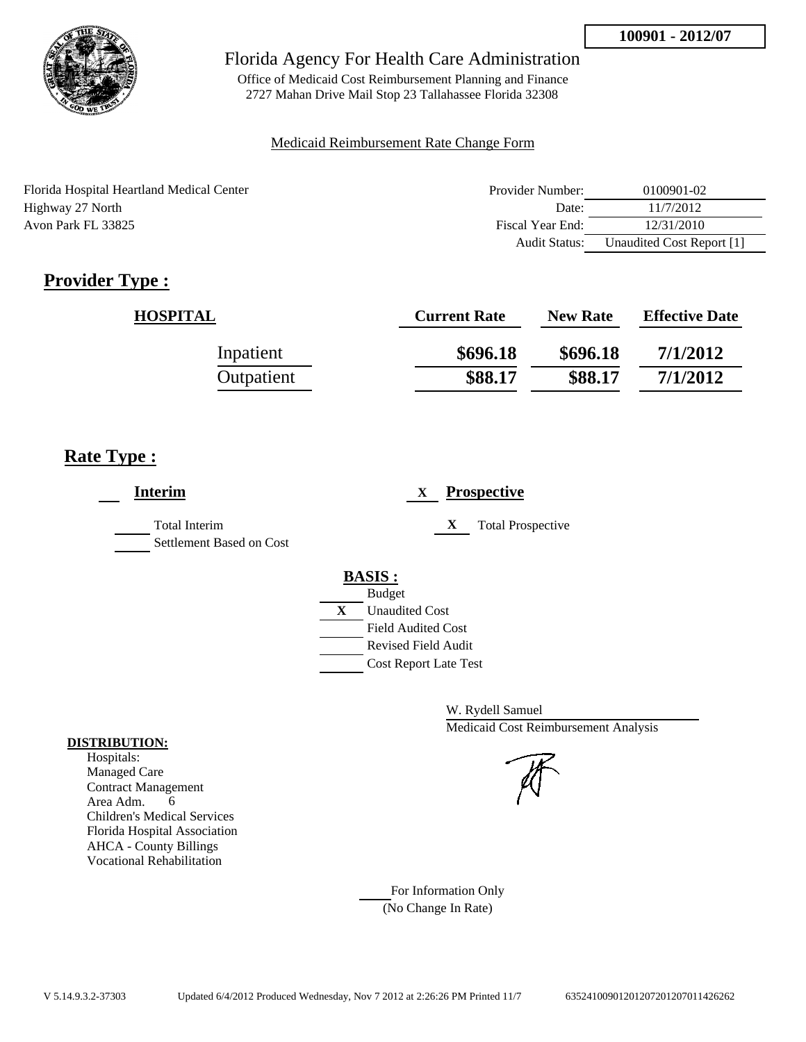**100901 - 2012/07**

# Florida Agency For Health Care Administration

Office of Medicaid Cost Reimbursement Planning and Finance
2727 Mahan Drive Mail Stop 23 Tallahassee Florida 32308

Medicaid Reimbursement Rate Change Form

Florida Hospital Heartland Medical Center
Highway 27 North
Avon Park FL 33825

| | |
|---|---|
| Provider Number: | 0100901-02 |
| Date: | 11/7/2012 |
| Fiscal Year End: | 12/31/2010 |
| Audit Status: | Unaudited Cost Report [1] |

## Provider Type :

| HOSPITAL | Current Rate | New Rate | Effective Date |
|---|---|---|---|
| Inpatient | $696.18 | $696.18 | 7/1/2012 |
| Outpatient | $88.17 | $88.17 | 7/1/2012 |

## Rate Type :

___ **Interim**

_____ Total Interim
_____ Settlement Based on Cost

X **Prospective**

X Total Prospective

**BASIS :**

- ___ Budget
- X Unaudited Cost
- ___ Field Audited Cost
- ___ Revised Field Audit
- ___ Cost Report Late Test

W. Rydell Samuel
Medicaid Cost Reimbursement Analysis

**DISTRIBUTION:**
Hospitals:
Managed Care
Contract Management
Area Adm. 6
Children's Medical Services
Florida Hospital Association
AHCA - County Billings
Vocational Rehabilitation

_____ For Information Only
(No Change In Rate)

V 5.14.9.3.2-37303 Updated 6/4/2012 Produced Wednesday, Nov 7 2012 at 2:26:26 PM Printed 11/7 63524100901201207201207011426262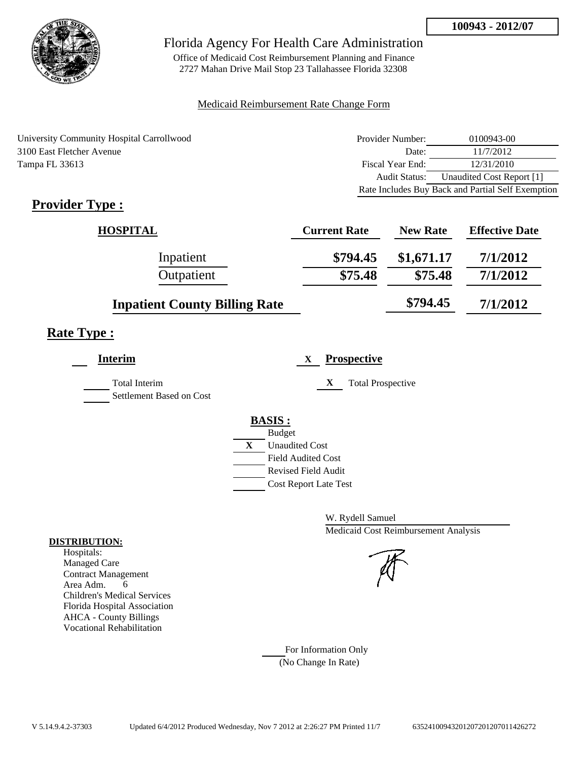**100943 - 2012/07**

# Florida Agency For Health Care Administration

Office of Medicaid Cost Reimbursement Planning and Finance
2727 Mahan Drive Mail Stop 23 Tallahassee Florida 32308

Medicaid Reimbursement Rate Change Form

University Community Hospital Carrollwood
3100 East Fletcher Avenue
Tampa FL 33613

| | |
|---|---|
| Provider Number: | 0100943-00 |
| Date: | 11/7/2012 |
| Fiscal Year End: | 12/31/2010 |
| Audit Status: | Unaudited Cost Report [1] |
| Rate Includes Buy Back and Partial Self Exemption | |

## Provider Type :

| HOSPITAL | Current Rate | New Rate | Effective Date |
|---|---|---|---|
| Inpatient | $794.45 | $1,671.17 | 7/1/2012 |
| Outpatient | $75.48 | $75.48 | 7/1/2012 |
| **Inpatient County Billing Rate** | | $794.45 | 7/1/2012 |

## Rate Type :

**Interim**

___ Total Interim
___ Settlement Based on Cost

X **Prospective**

X Total Prospective

**BASIS :**

___ Budget
X Unaudited Cost
___ Field Audited Cost
___ Revised Field Audit
___ Cost Report Late Test

W. Rydell Samuel
Medicaid Cost Reimbursement Analysis

**DISTRIBUTION:**

Hospitals:
Managed Care
Contract Management
Area Adm. 6
Children's Medical Services
Florida Hospital Association
AHCA - County Billings
Vocational Rehabilitation

___ For Information Only
(No Change In Rate)

V 5.14.9.4.2-37303 Updated 6/4/2012 Produced Wednesday, Nov 7 2012 at 2:26:27 PM Printed 11/7 635241009432012072012070114262​72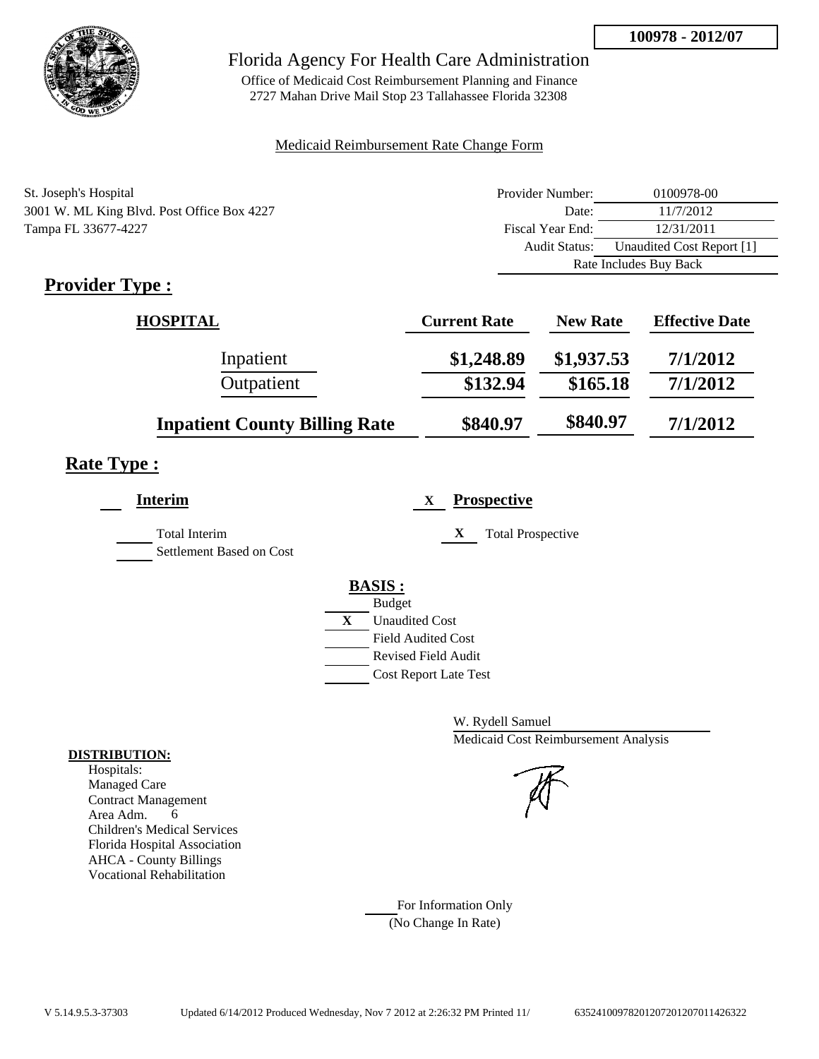**100978 - 2012/07**

# Florida Agency For Health Care Administration

Office of Medicaid Cost Reimbursement Planning and Finance
2727 Mahan Drive Mail Stop 23 Tallahassee Florida 32308

Medicaid Reimbursement Rate Change Form

St. Joseph's Hospital
3001 W. ML King Blvd. Post Office Box 4227
Tampa FL 33677-4227

| | |
|---|---|
| Provider Number: | 0100978-00 |
| Date: | 11/7/2012 |
| Fiscal Year End: | 12/31/2011 |
| Audit Status: | Unaudited Cost Report [1] |
| | Rate Includes Buy Back |

## Provider Type :

| HOSPITAL | Current Rate | New Rate | Effective Date |
|---|---|---|---|
| Inpatient | $1,248.89 | $1,937.53 | 7/1/2012 |
| Outpatient | $132.94 | $165.18 | 7/1/2012 |
| **Inpatient County Billing Rate** | $840.97 | $840.97 | 7/1/2012 |

## Rate Type :

**Interim**

- Total Interim
- Settlement Based on Cost

X **Prospective**

- X Total Prospective

**BASIS :**

- Budget
- X Unaudited Cost
- Field Audited Cost
- Revised Field Audit
- Cost Report Late Test

W. Rydell Samuel
Medicaid Cost Reimbursement Analysis

**DISTRIBUTION:**
Hospitals:
Managed Care
Contract Management
Area Adm. 6
Children's Medical Services
Florida Hospital Association
AHCA - County Billings
Vocational Rehabilitation

For Information Only
(No Change In Rate)

V 5.14.9.5.3-37303 Updated 6/14/2012 Produced Wednesday, Nov 7 2012 at 2:26:32 PM Printed 11/ 635241009782012072012070114263​22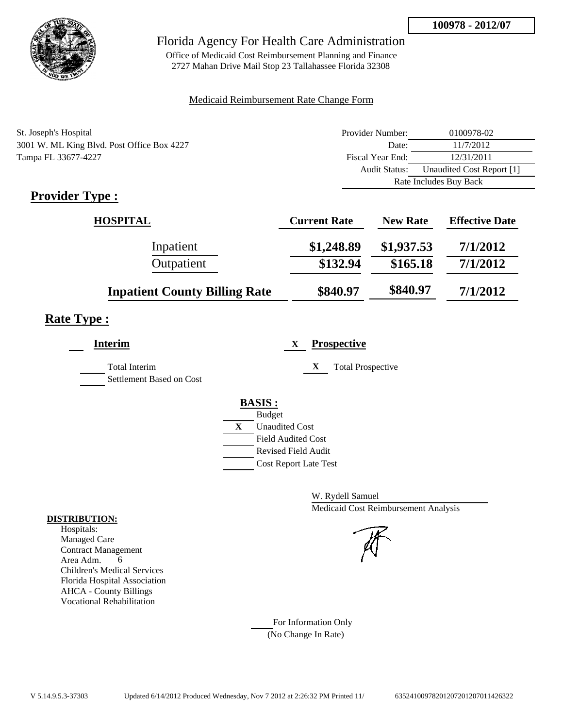**100978 - 2012/07**

# Florida Agency For Health Care Administration

Office of Medicaid Cost Reimbursement Planning and Finance
2727 Mahan Drive Mail Stop 23 Tallahassee Florida 32308

Medicaid Reimbursement Rate Change Form

St. Joseph's Hospital
3001 W. ML King Blvd. Post Office Box 4227
Tampa FL 33677-4227

| | |
|---|---|
| Provider Number: | 0100978-02 |
| Date: | 11/7/2012 |
| Fiscal Year End: | 12/31/2011 |
| Audit Status: | Unaudited Cost Report [1] |
| | Rate Includes Buy Back |

## Provider Type :

| HOSPITAL | Current Rate | New Rate | Effective Date |
|---|---|---|---|
| Inpatient | $1,248.89 | $1,937.53 | 7/1/2012 |
| Outpatient | $132.94 | $165.18 | 7/1/2012 |
| **Inpatient County Billing Rate** | $840.97 | $840.97 | 7/1/2012 |

## Rate Type :

**Interim**

Total Interim
Settlement Based on Cost

X **Prospective**

X Total Prospective

**BASIS :**

- Budget
- X Unaudited Cost
- Field Audited Cost
- Revised Field Audit
- Cost Report Late Test

W. Rydell Samuel
Medicaid Cost Reimbursement Analysis

**DISTRIBUTION:**

Hospitals:
Managed Care
Contract Management
Area Adm. 6
Children's Medical Services
Florida Hospital Association
AHCA - County Billings
Vocational Rehabilitation

For Information Only
(No Change In Rate)

V 5.14.9.5.3-37303 Updated 6/14/2012 Produced Wednesday, Nov 7 2012 at 2:26:32 PM Printed 11/ 635241009782012072012070114263222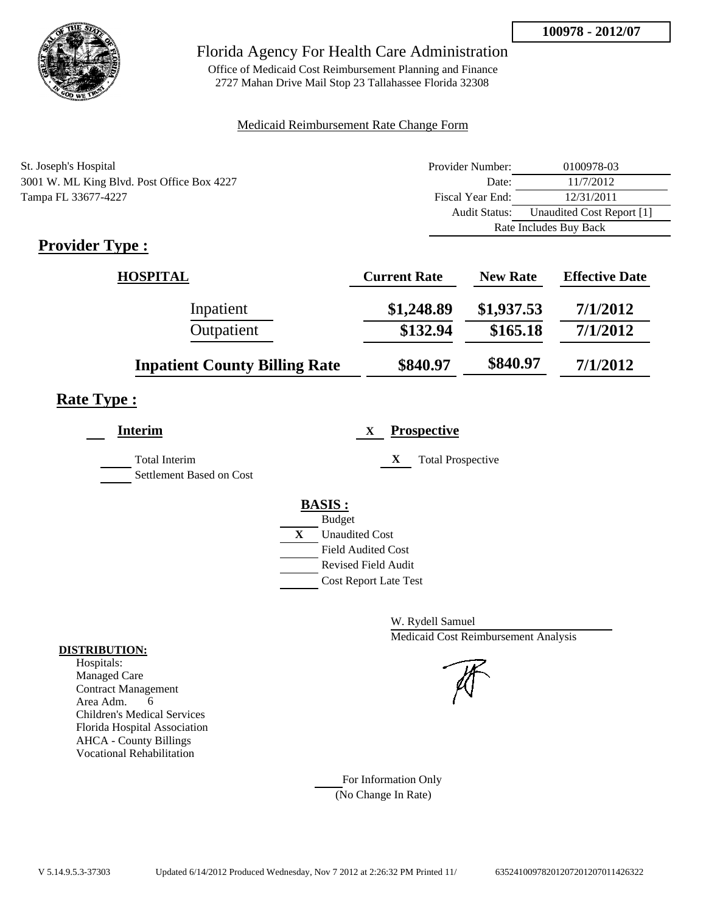**100978 - 2012/07**

Florida Agency For Health Care Administration

Office of Medicaid Cost Reimbursement Planning and Finance
2727 Mahan Drive Mail Stop 23 Tallahassee Florida 32308

Medicaid Reimbursement Rate Change Form

St. Joseph's Hospital
3001 W. ML King Blvd. Post Office Box 4227
Tampa FL 33677-4227

| | |
|---|---|
| Provider Number: | 0100978-03 |
| Date: | 11/7/2012 |
| Fiscal Year End: | 12/31/2011 |
| Audit Status: | Unaudited Cost Report [1] |
| | Rate Includes Buy Back |

## Provider Type :

| HOSPITAL | Current Rate | New Rate | Effective Date |
|---|---|---|---|
| Inpatient | $1,248.89 | $1,937.53 | 7/1/2012 |
| Outpatient | $132.94 | $165.18 | 7/1/2012 |
| **Inpatient County Billing Rate** | $840.97 | $840.97 | 7/1/2012 |

## Rate Type :

**Interim**

- Total Interim
- Settlement Based on Cost

X **Prospective**

- X Total Prospective

**BASIS :**

- Budget
- X Unaudited Cost
- Field Audited Cost
- Revised Field Audit
- Cost Report Late Test

W. Rydell Samuel
Medicaid Cost Reimbursement Analysis

**DISTRIBUTION:**
Hospitals:
Managed Care
Contract Management
Area Adm. 6
Children's Medical Services
Florida Hospital Association
AHCA - County Billings
Vocational Rehabilitation

For Information Only
(No Change In Rate)

V 5.14.9.5.3-37303 Updated 6/14/2012 Produced Wednesday, Nov 7 2012 at 2:26:32 PM Printed 11/ 635241009782012072012070114263 22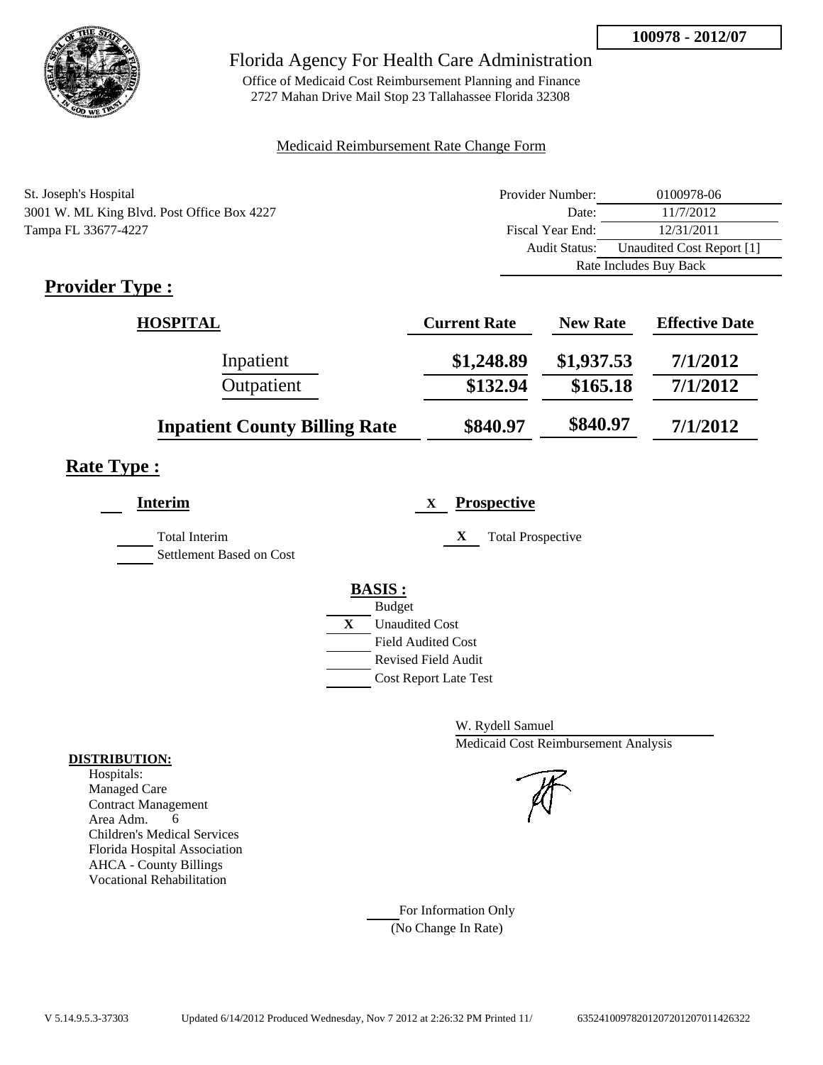**100978 - 2012/07**

Florida Agency For Health Care Administration

Office of Medicaid Cost Reimbursement Planning and Finance
2727 Mahan Drive Mail Stop 23 Tallahassee Florida 32308

Medicaid Reimbursement Rate Change Form

St. Joseph's Hospital
3001 W. ML King Blvd. Post Office Box 4227
Tampa FL 33677-4227

| | |
|---|---|
| Provider Number: | 0100978-06 |
| Date: | 11/7/2012 |
| Fiscal Year End: | 12/31/2011 |
| Audit Status: | Unaudited Cost Report [1] |
| | Rate Includes Buy Back |

## Provider Type :

| HOSPITAL | Current Rate | New Rate | Effective Date |
|---|---|---|---|
| Inpatient | $1,248.89 | $1,937.53 | 7/1/2012 |
| Outpatient | $132.94 | $165.18 | 7/1/2012 |
| **Inpatient County Billing Rate** | $840.97 | $840.97 | 7/1/2012 |

## Rate Type :

**Interim**

Total Interim
Settlement Based on Cost

X **Prospective**

X Total Prospective

**BASIS :**

- Budget
- X Unaudited Cost
- Field Audited Cost
- Revised Field Audit
- Cost Report Late Test

W. Rydell Samuel
Medicaid Cost Reimbursement Analysis

**DISTRIBUTION:**
Hospitals:
Managed Care
Contract Management
Area Adm. 6
Children's Medical Services
Florida Hospital Association
AHCA - County Billings
Vocational Rehabilitation

For Information Only
(No Change In Rate)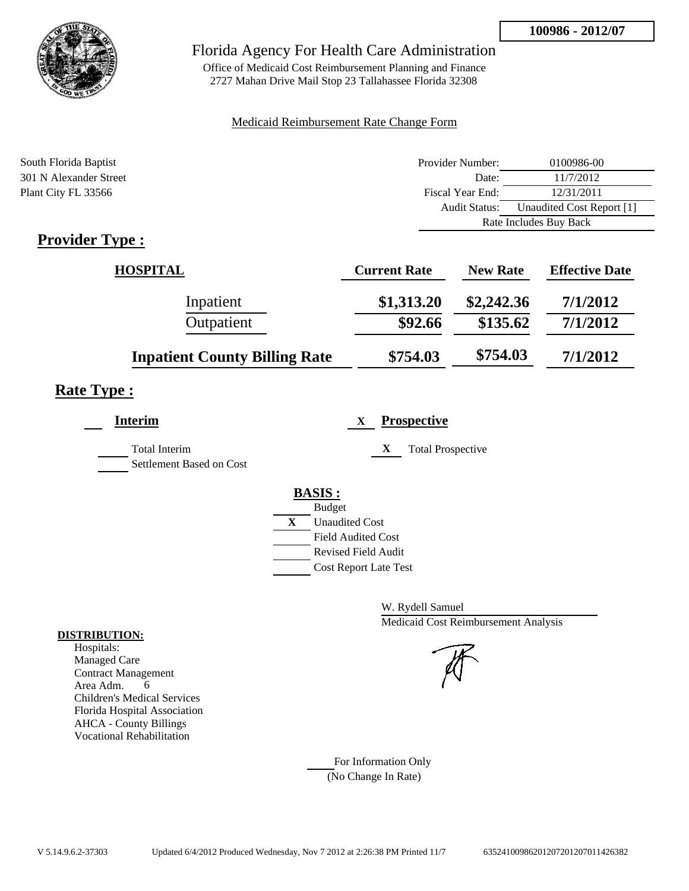**100986 - 2012/07**

Florida Agency For Health Care Administration

Office of Medicaid Cost Reimbursement Planning and Finance
2727 Mahan Drive Mail Stop 23 Tallahassee Florida 32308

Medicaid Reimbursement Rate Change Form

South Florida Baptist
301 N Alexander Street
Plant City FL 33566

| | |
|---|---|
| Provider Number: | 0100986-00 |
| Date: | 11/7/2012 |
| Fiscal Year End: | 12/31/2011 |
| Audit Status: | Unaudited Cost Report [1] |
| | Rate Includes Buy Back |

## Provider Type :

| HOSPITAL | Current Rate | New Rate | Effective Date |
|---|---|---|---|
| Inpatient | $1,313.20 | $2,242.36 | 7/1/2012 |
| Outpatient | $92.66 | $135.62 | 7/1/2012 |
| Inpatient County Billing Rate | $754.03 | $754.03 | 7/1/2012 |

## Rate Type :

___ **Interim**

___ Total Interim

___ Settlement Based on Cost

X **Prospective**

X Total Prospective

**BASIS :**

___ Budget

X Unaudited Cost

___ Field Audited Cost

___ Revised Field Audit

___ Cost Report Late Test

W. Rydell Samuel

Medicaid Cost Reimbursement Analysis

**DISTRIBUTION:**

Hospitals:
Managed Care
Contract Management
Area Adm. 6
Children's Medical Services
Florida Hospital Association
AHCA - County Billings
Vocational Rehabilitation

___ For Information Only
(No Change In Rate)

V 5.14.9.6.2-37303 Updated 6/4/2012 Produced Wednesday, Nov 7 2012 at 2:26:38 PM Printed 11/7 635241009862012072012070114263​82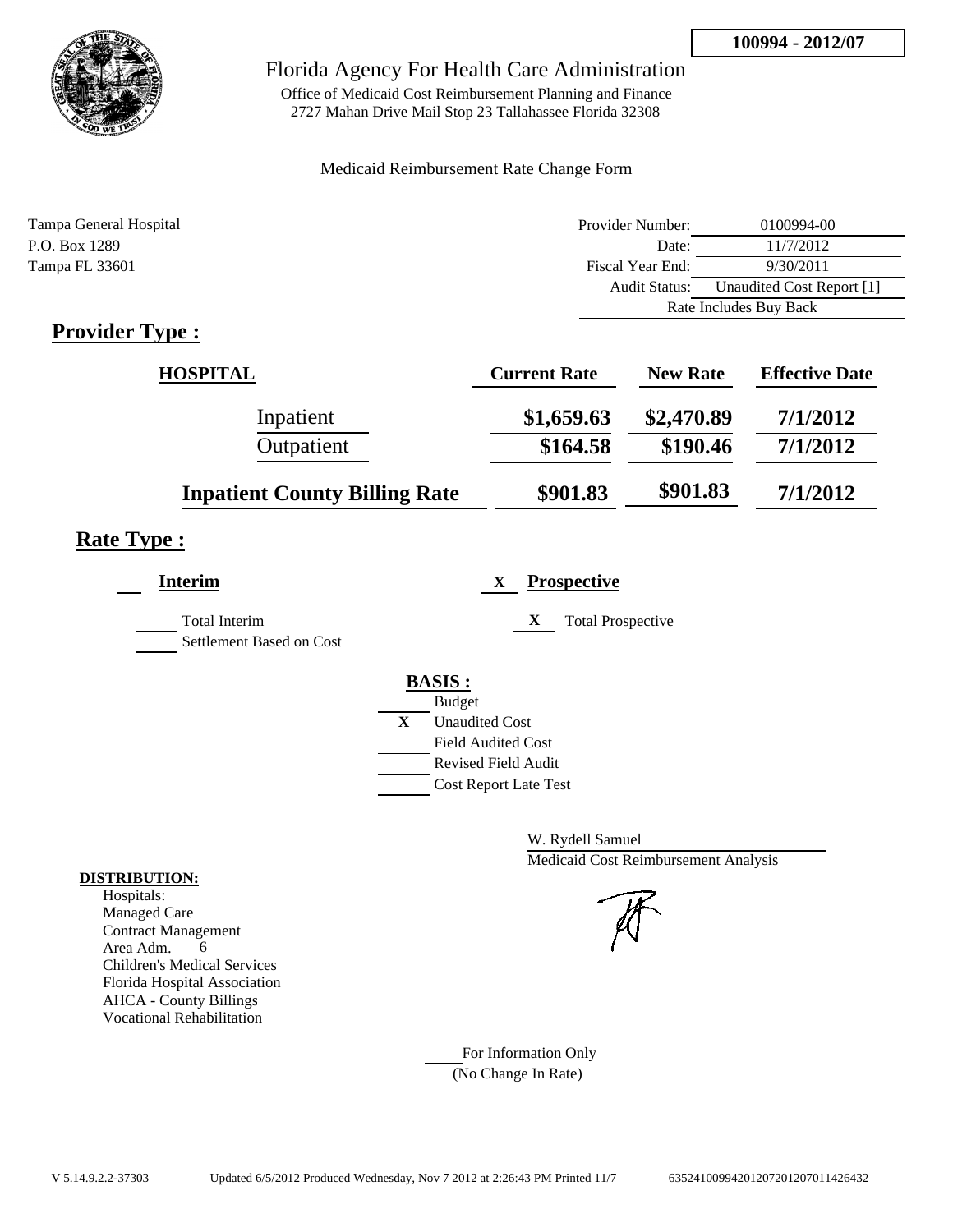**100994 - 2012/07**

# Florida Agency For Health Care Administration

Office of Medicaid Cost Reimbursement Planning and Finance
2727 Mahan Drive Mail Stop 23 Tallahassee Florida 32308

Medicaid Reimbursement Rate Change Form

Tampa General Hospital
P.O. Box 1289
Tampa FL 33601

| | |
|---|---|
| Provider Number: | 0100994-00 |
| Date: | 11/7/2012 |
| Fiscal Year End: | 9/30/2011 |
| Audit Status: | Unaudited Cost Report [1] |
| | Rate Includes Buy Back |

## Provider Type :

| HOSPITAL | Current Rate | New Rate | Effective Date |
|---|---|---|---|
| Inpatient | $1,659.63 | $2,470.89 | 7/1/2012 |
| Outpatient | $164.58 | $190.46 | 7/1/2012 |
| **Inpatient County Billing Rate** | $901.83 | $901.83 | 7/1/2012 |

## Rate Type :

**Interim**

- Total Interim
- Settlement Based on Cost

X **Prospective**

- X Total Prospective

**BASIS :**

- Budget
- X Unaudited Cost
- Field Audited Cost
- Revised Field Audit
- Cost Report Late Test

W. Rydell Samuel
Medicaid Cost Reimbursement Analysis

**DISTRIBUTION:**

Hospitals:
Managed Care
Contract Management
Area Adm. 6
Children's Medical Services
Florida Hospital Association
AHCA - County Billings
Vocational Rehabilitation

For Information Only
(No Change In Rate)

V 5.14.9.2.2-37303 Updated 6/5/2012 Produced Wednesday, Nov 7 2012 at 2:26:43 PM Printed 11/7 6352410099420120720120701142643​2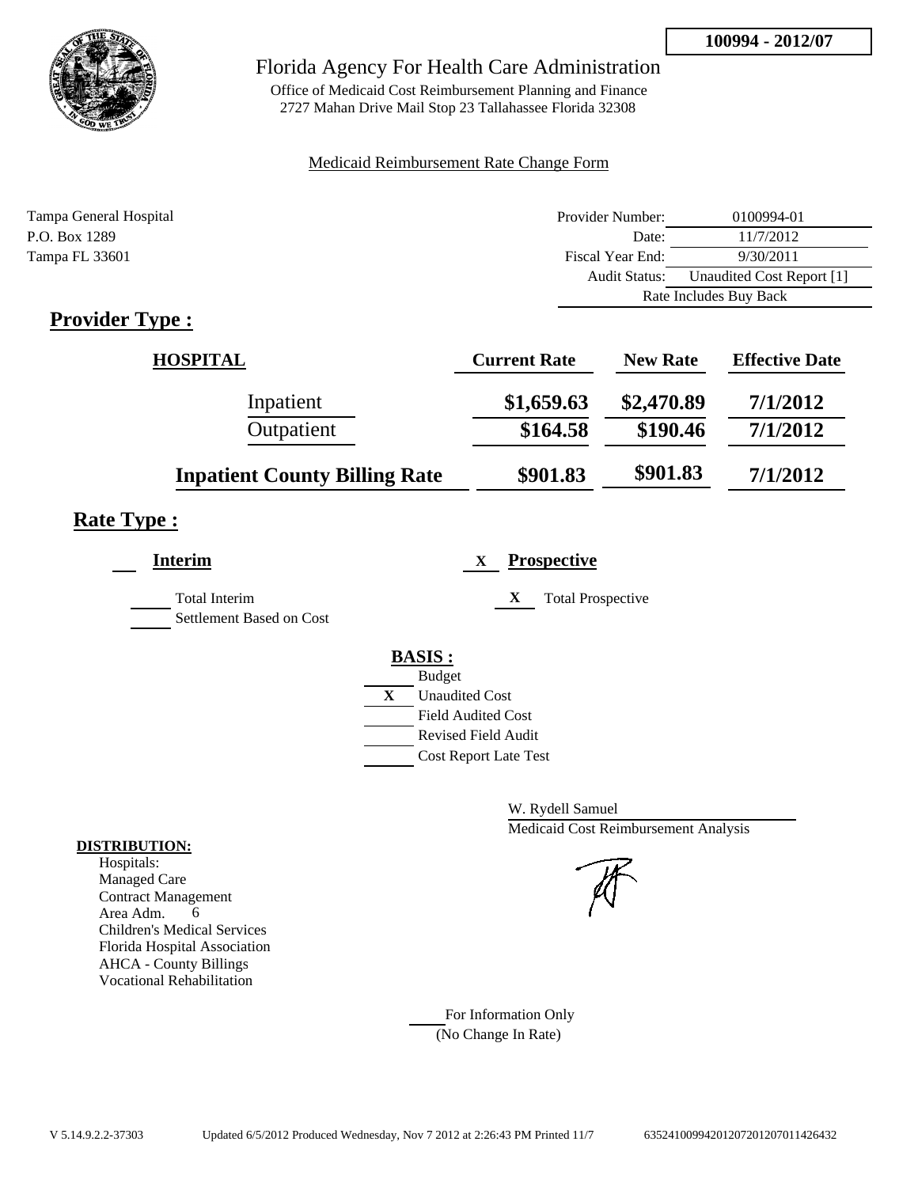**100994 - 2012/07**

# Florida Agency For Health Care Administration

Office of Medicaid Cost Reimbursement Planning and Finance
2727 Mahan Drive Mail Stop 23 Tallahassee Florida 32308

Medicaid Reimbursement Rate Change Form

Tampa General Hospital
P.O. Box 1289
Tampa FL 33601

| | |
|---|---|
| Provider Number: | 0100994-01 |
| Date: | 11/7/2012 |
| Fiscal Year End: | 9/30/2011 |
| Audit Status: | Unaudited Cost Report [1] |
| | Rate Includes Buy Back |

## Provider Type :

| HOSPITAL | Current Rate | New Rate | Effective Date |
|---|---|---|---|
| Inpatient | $1,659.63 | $2,470.89 | 7/1/2012 |
| Outpatient | $164.58 | $190.46 | 7/1/2012 |
| **Inpatient County Billing Rate** | $901.83 | $901.83 | 7/1/2012 |

## Rate Type :

**Interim**

- [ ] Total Interim
- [ ] Settlement Based on Cost

X **Prospective**

- X Total Prospective

**BASIS :**

- [ ] Budget
- X Unaudited Cost
- [ ] Field Audited Cost
- [ ] Revised Field Audit
- [ ] Cost Report Late Test

W. Rydell Samuel
Medicaid Cost Reimbursement Analysis

**DISTRIBUTION:**
Hospitals:
Managed Care
Contract Management
Area Adm. 6
Children's Medical Services
Florida Hospital Association
AHCA - County Billings
Vocational Rehabilitation

For Information Only
(No Change In Rate)

V 5.14.9.2.2-37303 Updated 6/5/2012 Produced Wednesday, Nov 7 2012 at 2:26:43 PM Printed 11/7 635241009942012072012070114264​32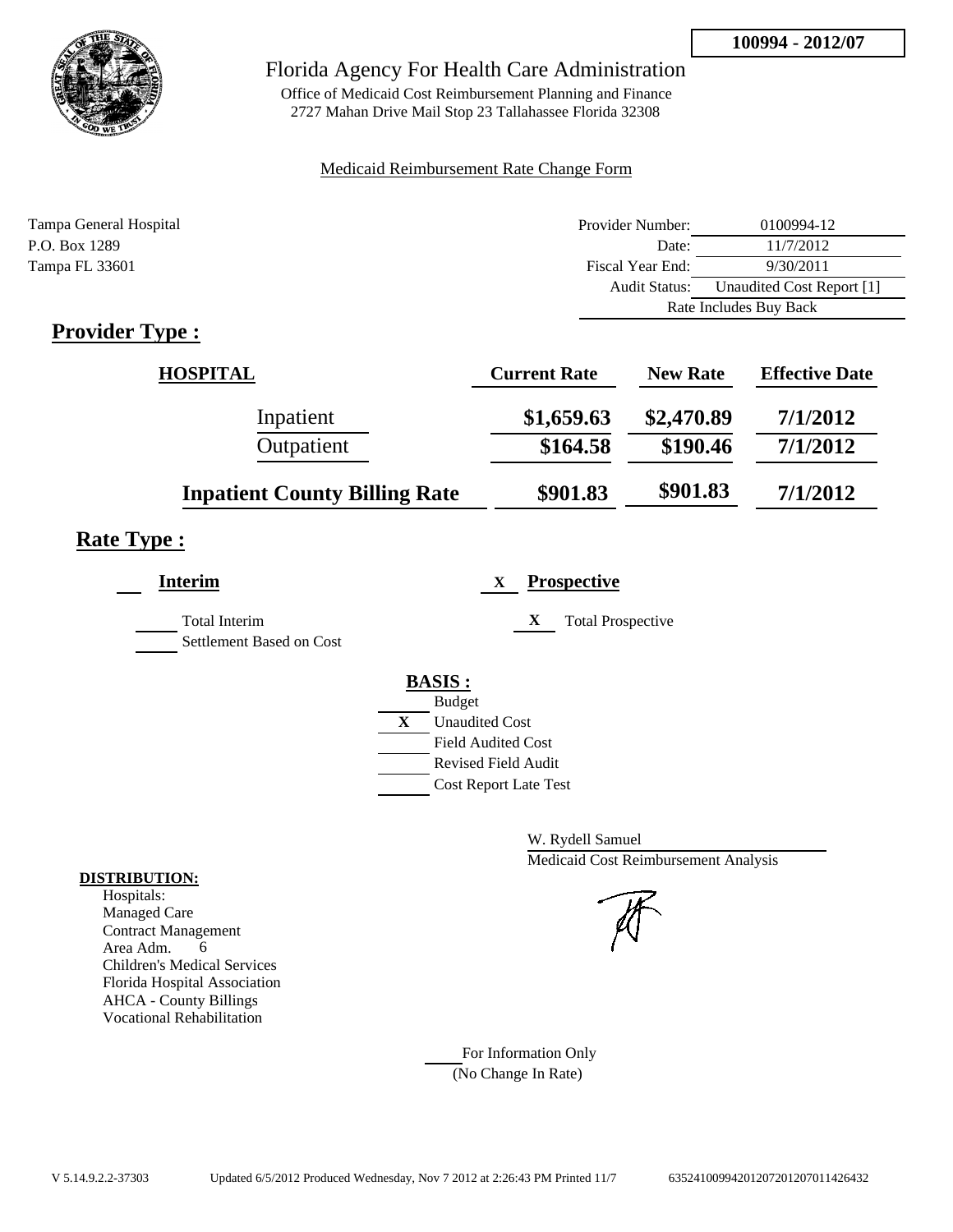**100994 - 2012/07**

# Florida Agency For Health Care Administration

Office of Medicaid Cost Reimbursement Planning and Finance
2727 Mahan Drive Mail Stop 23 Tallahassee Florida 32308

Medicaid Reimbursement Rate Change Form

Tampa General Hospital
P.O. Box 1289
Tampa FL 33601

| | |
|---|---|
| Provider Number: | 0100994-12 |
| Date: | 11/7/2012 |
| Fiscal Year End: | 9/30/2011 |
| Audit Status: | Unaudited Cost Report [1] |
| | Rate Includes Buy Back |

## Provider Type :

| HOSPITAL | Current Rate | New Rate | Effective Date |
|---|---|---|---|
| Inpatient | $1,659.63 | $2,470.89 | 7/1/2012 |
| Outpatient | $164.58 | $190.46 | 7/1/2012 |
| **Inpatient County Billing Rate** | $901.83 | $901.83 | 7/1/2012 |

## Rate Type :

___ **Interim**

___ Total Interim
___ Settlement Based on Cost

X **Prospective**

X Total Prospective

**BASIS :**

___ Budget
X Unaudited Cost
___ Field Audited Cost
___ Revised Field Audit
___ Cost Report Late Test

W. Rydell Samuel
Medicaid Cost Reimbursement Analysis

**DISTRIBUTION:**

Hospitals:
Managed Care
Contract Management
Area Adm. 6
Children's Medical Services
Florida Hospital Association
AHCA - County Billings
Vocational Rehabilitation

___ For Information Only
(No Change In Rate)

V 5.14.9.2.2-37303 Updated 6/5/2012 Produced Wednesday, Nov 7 2012 at 2:26:43 PM Printed 11/7 635241009942012072012070114264­32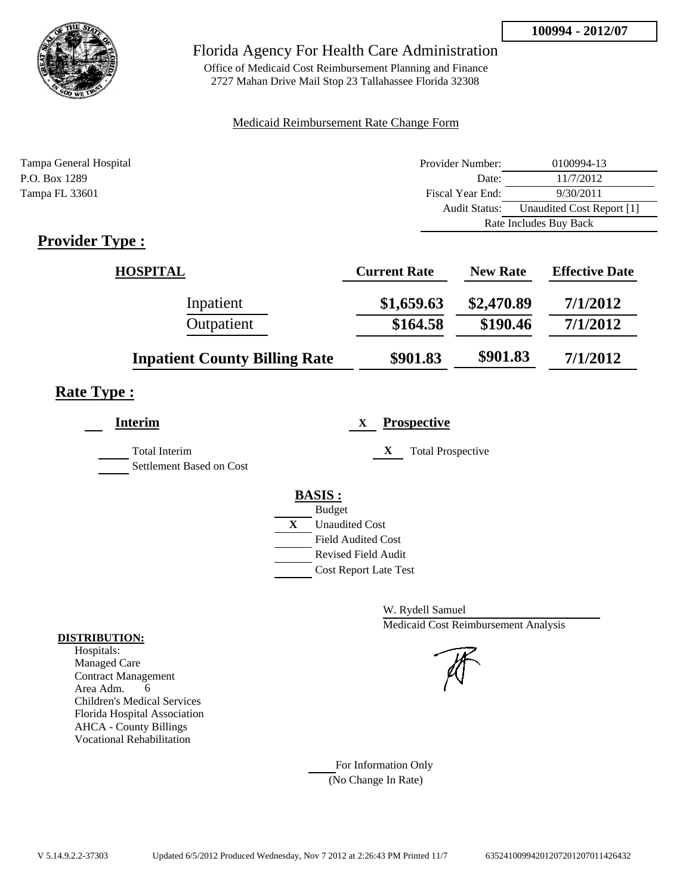**100994 - 2012/07**

# Florida Agency For Health Care Administration

Office of Medicaid Cost Reimbursement Planning and Finance
2727 Mahan Drive Mail Stop 23 Tallahassee Florida 32308

Medicaid Reimbursement Rate Change Form

Tampa General Hospital
P.O. Box 1289
Tampa FL 33601

| | |
|---|---|
| Provider Number: | 0100994-13 |
| Date: | 11/7/2012 |
| Fiscal Year End: | 9/30/2011 |
| Audit Status: | Unaudited Cost Report [1] |
| | Rate Includes Buy Back |

## Provider Type :

| HOSPITAL | Current Rate | New Rate | Effective Date |
|---|---|---|---|
| Inpatient | $1,659.63 | $2,470.89 | 7/1/2012 |
| Outpatient | $164.58 | $190.46 | 7/1/2012 |
| **Inpatient County Billing Rate** | $901.83 | $901.83 | 7/1/2012 |

## Rate Type :

___ **Interim**

___ Total Interim
___ Settlement Based on Cost

X **Prospective**

X Total Prospective

**BASIS :**

___ Budget
X Unaudited Cost
___ Field Audited Cost
___ Revised Field Audit
___ Cost Report Late Test

W. Rydell Samuel
Medicaid Cost Reimbursement Analysis

**DISTRIBUTION:**
Hospitals:
Managed Care
Contract Management
Area Adm. 6
Children's Medical Services
Florida Hospital Association
AHCA - County Billings
Vocational Rehabilitation

___ For Information Only
(No Change In Rate)

V 5.14.9.2.2-37303 Updated 6/5/2012 Produced Wednesday, Nov 7 2012 at 2:26:43 PM Printed 11/7 635241009942012072012070114264 32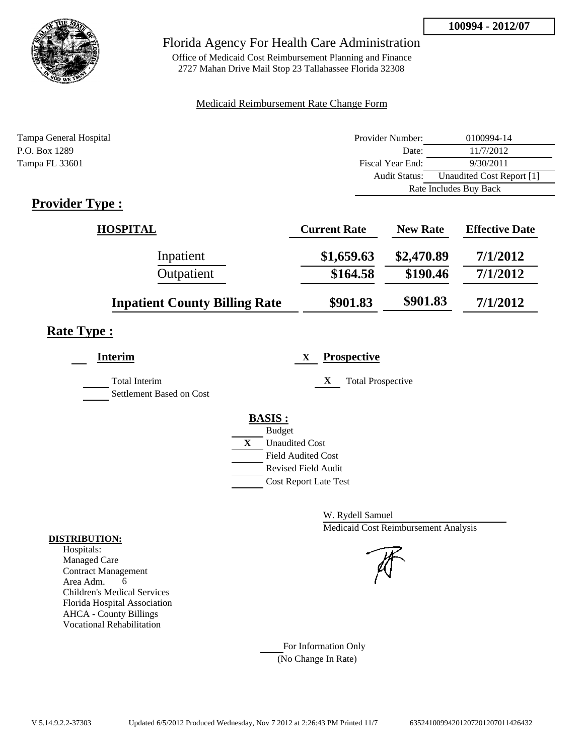**100994 - 2012/07**

# Florida Agency For Health Care Administration

Office of Medicaid Cost Reimbursement Planning and Finance
2727 Mahan Drive Mail Stop 23 Tallahassee Florida 32308

Medicaid Reimbursement Rate Change Form

Tampa General Hospital
P.O. Box 1289
Tampa FL 33601

| | |
|---|---|
| Provider Number: | 0100994-14 |
| Date: | 11/7/2012 |
| Fiscal Year End: | 9/30/2011 |
| Audit Status: | Unaudited Cost Report [1] |
| Rate Includes Buy Back | |

## Provider Type :

| HOSPITAL | Current Rate | New Rate | Effective Date |
|---|---|---|---|
| Inpatient | $1,659.63 | $2,470.89 | 7/1/2012 |
| Outpatient | $164.58 | $190.46 | 7/1/2012 |
| **Inpatient County Billing Rate** | $901.83 | $901.83 | 7/1/2012 |

## Rate Type :

**Interim**

- ___ Total Interim
- ___ Settlement Based on Cost

X **Prospective**

- X Total Prospective

**BASIS :**

- ___ Budget
- X Unaudited Cost
- ___ Field Audited Cost
- ___ Revised Field Audit
- ___ Cost Report Late Test

W. Rydell Samuel
Medicaid Cost Reimbursement Analysis

**DISTRIBUTION:**

Hospitals:
Managed Care
Contract Management
Area Adm. 6
Children's Medical Services
Florida Hospital Association
AHCA - County Billings
Vocational Rehabilitation

___ For Information Only
(No Change In Rate)

V 5.14.9.2.2-37303 Updated 6/5/2012 Produced Wednesday, Nov 7 2012 at 2:26:43 PM Printed 11/7 635241009942012072012070114264321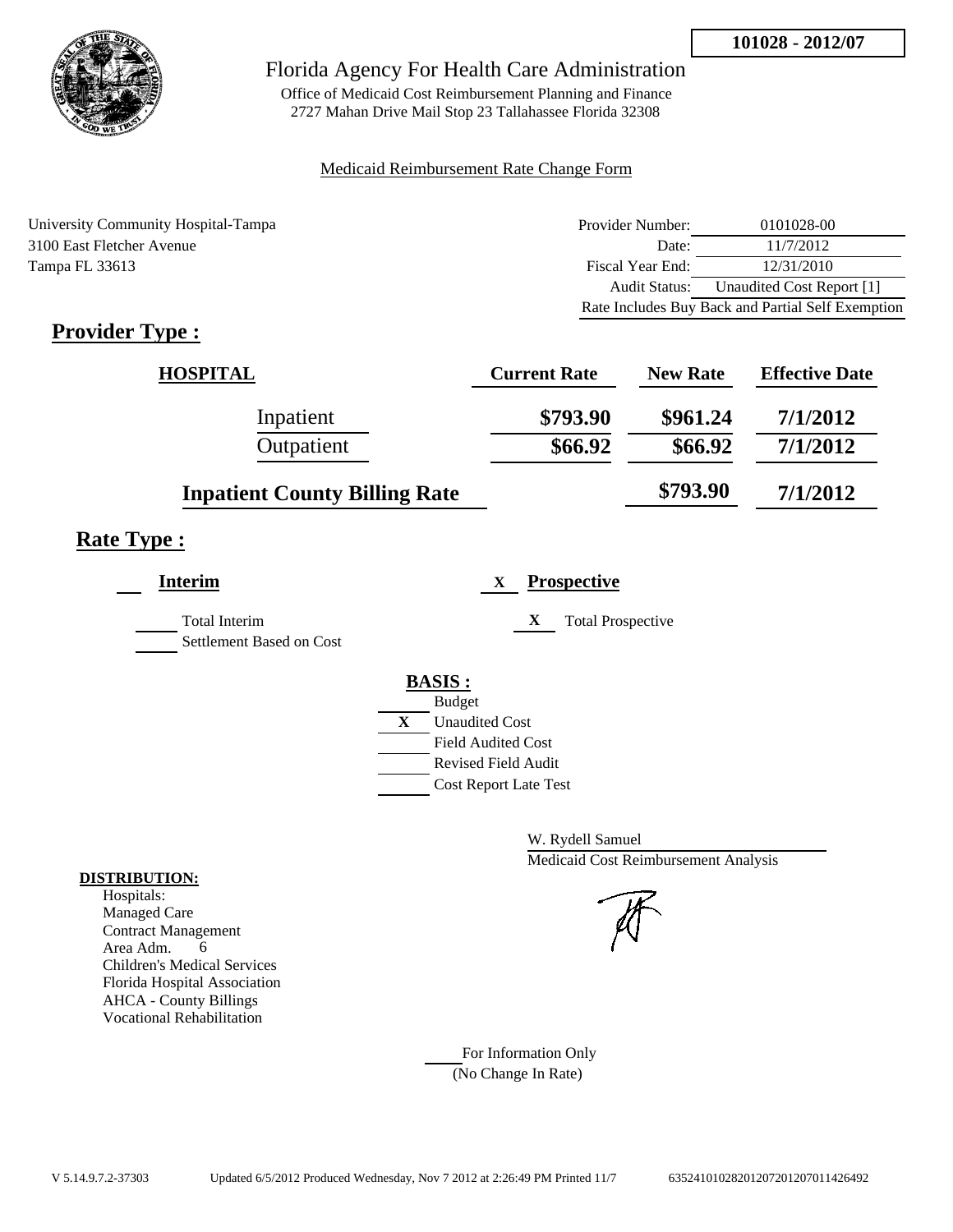**101028 - 2012/07**

Florida Agency For Health Care Administration

Office of Medicaid Cost Reimbursement Planning and Finance
2727 Mahan Drive Mail Stop 23 Tallahassee Florida 32308

Medicaid Reimbursement Rate Change Form

University Community Hospital-Tampa
3100 East Fletcher Avenue
Tampa FL 33613

| | |
|---|---|
| Provider Number: | 0101028-00 |
| Date: | 11/7/2012 |
| Fiscal Year End: | 12/31/2010 |
| Audit Status: | Unaudited Cost Report [1] |
| Rate Includes Buy Back and Partial Self Exemption | |

## Provider Type :

| HOSPITAL | Current Rate | New Rate | Effective Date |
|---|---|---|---|
| Inpatient | **\$793.90** | **\$961.24** | **7/1/2012** |
| Outpatient | **\$66.92** | **\$66.92** | **7/1/2012** |
| **Inpatient County Billing Rate** | | **\$793.90** | **7/1/2012** |

## Rate Type :

**Interim**

Total Interim
Settlement Based on Cost

X **Prospective**

X Total Prospective

**BASIS :**

- Budget
- X Unaudited Cost
- Field Audited Cost
- Revised Field Audit
- Cost Report Late Test

W. Rydell Samuel
Medicaid Cost Reimbursement Analysis

**DISTRIBUTION:**
Hospitals:
Managed Care
Contract Management
Area Adm. 6
Children's Medical Services
Florida Hospital Association
AHCA - County Billings
Vocational Rehabilitation

For Information Only
(No Change In Rate)

V 5.14.9.7.2-37303 Updated 6/5/2012 Produced Wednesday, Nov 7 2012 at 2:26:49 PM Printed 11/7 635241010282012072012070114264 92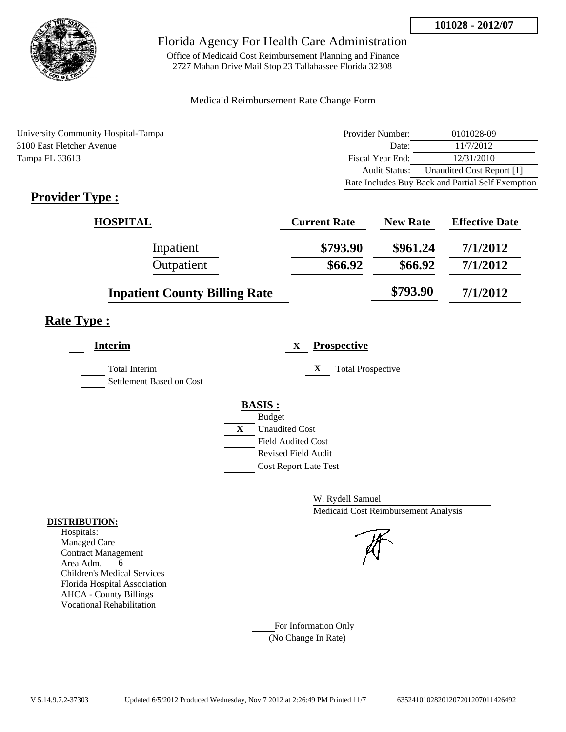**101028 - 2012/07**

# Florida Agency For Health Care Administration

Office of Medicaid Cost Reimbursement Planning and Finance
2727 Mahan Drive Mail Stop 23 Tallahassee Florida 32308

Medicaid Reimbursement Rate Change Form

University Community Hospital-Tampa
3100 East Fletcher Avenue
Tampa FL 33613

| | |
|---|---|
| Provider Number: | 0101028-09 |
| Date: | 11/7/2012 |
| Fiscal Year End: | 12/31/2010 |
| Audit Status: | Unaudited Cost Report [1] |
| Rate Includes Buy Back and Partial Self Exemption | |

## Provider Type :

| HOSPITAL | Current Rate | New Rate | Effective Date |
|---|---|---|---|
| Inpatient | $793.90 | $961.24 | 7/1/2012 |
| Outpatient | $66.92 | $66.92 | 7/1/2012 |
| Inpatient County Billing Rate | | $793.90 | 7/1/2012 |

## Rate Type :

**Interim**

Total Interim
Settlement Based on Cost

X **Prospective**

X Total Prospective

**BASIS :**

- Budget
- X Unaudited Cost
- Field Audited Cost
- Revised Field Audit
- Cost Report Late Test

W. Rydell Samuel
Medicaid Cost Reimbursement Analysis

**DISTRIBUTION:**
Hospitals:
Managed Care
Contract Management
Area Adm. 6
Children's Medical Services
Florida Hospital Association
AHCA - County Billings
Vocational Rehabilitation

For Information Only
(No Change In Rate)

V 5.14.9.7.2-37303 Updated 6/5/2012 Produced Wednesday, Nov 7 2012 at 2:26:49 PM Printed 11/7 63524101028201207201207011426492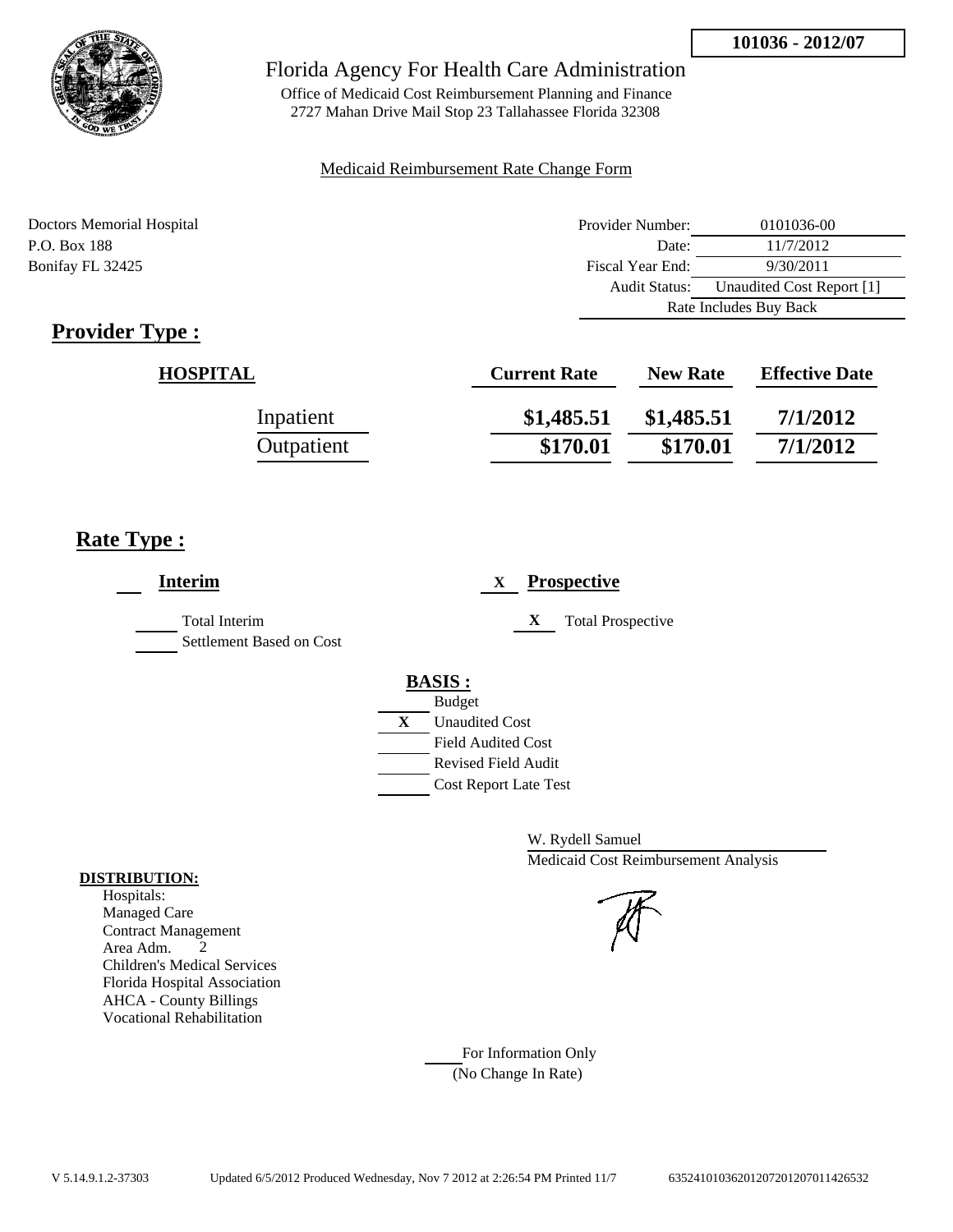101036 - 2012/07

# Florida Agency For Health Care Administration

Office of Medicaid Cost Reimbursement Planning and Finance
2727 Mahan Drive Mail Stop 23 Tallahassee Florida 32308

Medicaid Reimbursement Rate Change Form

Doctors Memorial Hospital
P.O. Box 188
Bonifay FL 32425

| | |
|---|---|
| Provider Number: | 0101036-00 |
| Date: | 11/7/2012 |
| Fiscal Year End: | 9/30/2011 |
| Audit Status: | Unaudited Cost Report [1] |
| | Rate Includes Buy Back |

## Provider Type :

| HOSPITAL | Current Rate | New Rate | Effective Date |
|---|---|---|---|
| Inpatient | $1,485.51 | $1,485.51 | 7/1/2012 |
| Outpatient | $170.01 | $170.01 | 7/1/2012 |

## Rate Type :

**Interim**

- Total Interim
- Settlement Based on Cost

X **Prospective**

- X Total Prospective

**BASIS :**

- Budget
- X Unaudited Cost
- Field Audited Cost
- Revised Field Audit
- Cost Report Late Test

W. Rydell Samuel
Medicaid Cost Reimbursement Analysis

**DISTRIBUTION:**

Hospitals:
Managed Care
Contract Management
Area Adm. 2
Children's Medical Services
Florida Hospital Association
AHCA - County Billings
Vocational Rehabilitation

For Information Only
(No Change In Rate)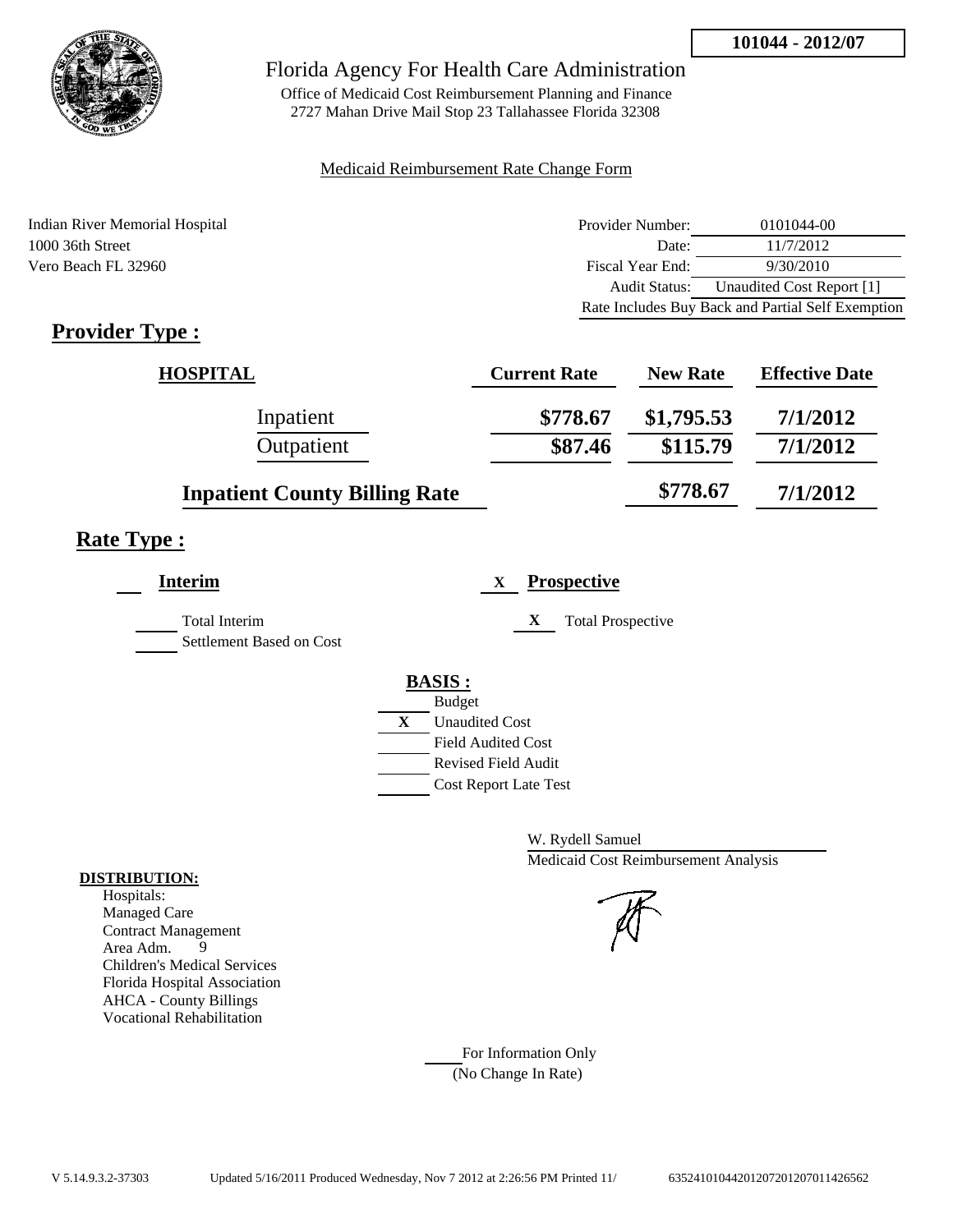**101044 - 2012/07**

# Florida Agency For Health Care Administration

Office of Medicaid Cost Reimbursement Planning and Finance
2727 Mahan Drive Mail Stop 23 Tallahassee Florida 32308

Medicaid Reimbursement Rate Change Form

Indian River Memorial Hospital
1000 36th Street
Vero Beach FL 32960

| | |
|---|---|
| Provider Number: | 0101044-00 |
| Date: | 11/7/2012 |
| Fiscal Year End: | 9/30/2010 |
| Audit Status: | Unaudited Cost Report [1] |
| Rate Includes Buy Back and Partial Self Exemption | |

## Provider Type :

| HOSPITAL | Current Rate | New Rate | Effective Date |
|---|---|---|---|
| Inpatient | $778.67 | $1,795.53 | 7/1/2012 |
| Outpatient | $87.46 | $115.79 | 7/1/2012 |
| Inpatient County Billing Rate | | $778.67 | 7/1/2012 |

## Rate Type :

__ **Interim**

___ Total Interim
___ Settlement Based on Cost

X **Prospective**

X Total Prospective

**BASIS :**

___ Budget
X Unaudited Cost
___ Field Audited Cost
___ Revised Field Audit
___ Cost Report Late Test

W. Rydell Samuel
Medicaid Cost Reimbursement Analysis

**DISTRIBUTION:**
Hospitals:
Managed Care
Contract Management
Area Adm. 9
Children's Medical Services
Florida Hospital Association
AHCA - County Billings
Vocational Rehabilitation

___ For Information Only
(No Change In Rate)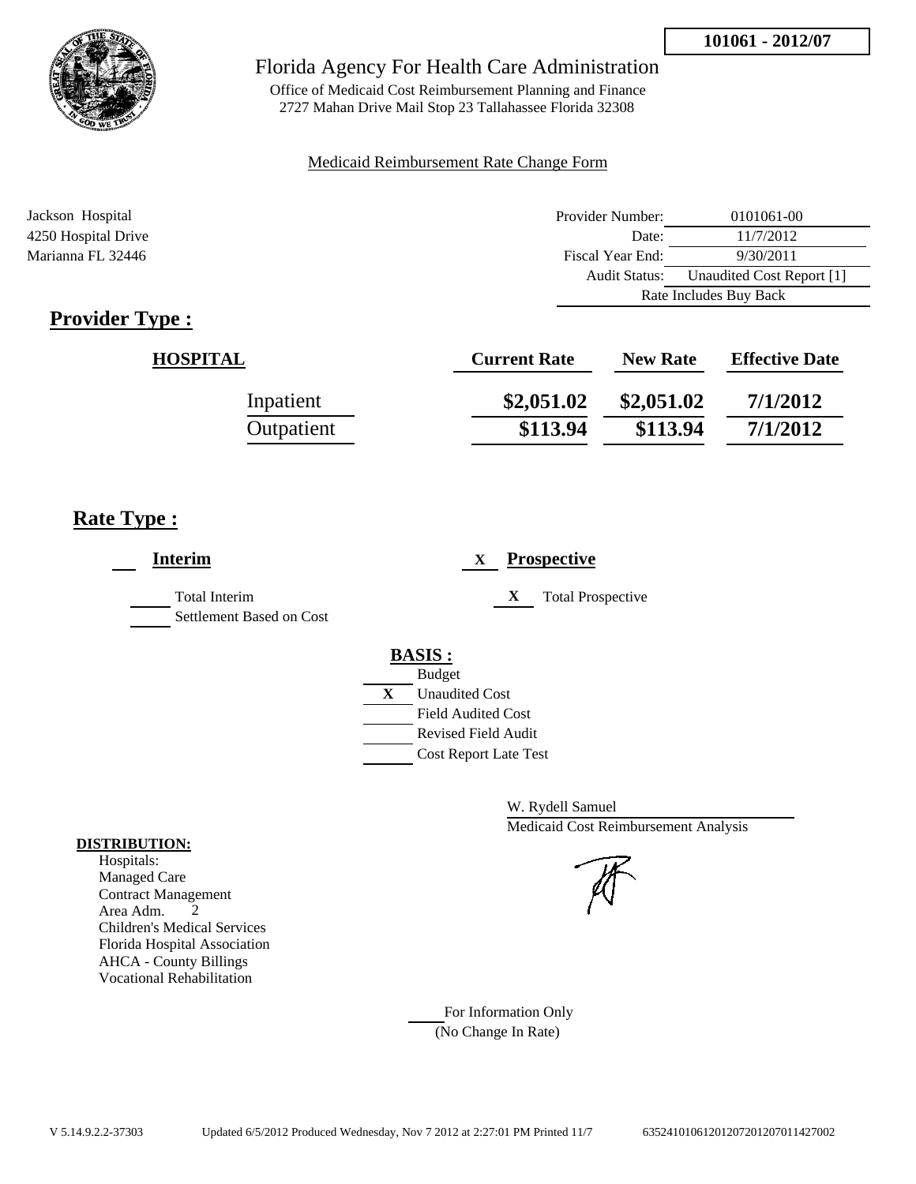101061 - 2012/07

Florida Agency For Health Care Administration

Office of Medicaid Cost Reimbursement Planning and Finance
2727 Mahan Drive Mail Stop 23 Tallahassee Florida 32308

Medicaid Reimbursement Rate Change Form

Jackson Hospital
4250 Hospital Drive
Marianna FL 32446

| | |
|---|---|
| Provider Number: | 0101061-00 |
| Date: | 11/7/2012 |
| Fiscal Year End: | 9/30/2011 |
| Audit Status: | Unaudited Cost Report [1] |
| Rate Includes Buy Back | |

## Provider Type :

| HOSPITAL | Current Rate | New Rate | Effective Date |
|---|---|---|---|
| Inpatient | $2,051.02 | $2,051.02 | 7/1/2012 |
| Outpatient | $113.94 | $113.94 | 7/1/2012 |

## Rate Type :

___ **Interim**

___ Total Interim
___ Settlement Based on Cost

X **Prospective**

X Total Prospective

**BASIS :**

___ Budget
X Unaudited Cost
___ Field Audited Cost
___ Revised Field Audit
___ Cost Report Late Test

W. Rydell Samuel
Medicaid Cost Reimbursement Analysis

**DISTRIBUTION:**
Hospitals:
Managed Care
Contract Management
Area Adm. 2
Children's Medical Services
Florida Hospital Association
AHCA - County Billings
Vocational Rehabilitation

___ For Information Only
(No Change In Rate)

V 5.14.9.2.2-37303 Updated 6/5/2012 Produced Wednesday, Nov 7 2012 at 2:27:01 PM Printed 11/7 63524101061201207201207011427002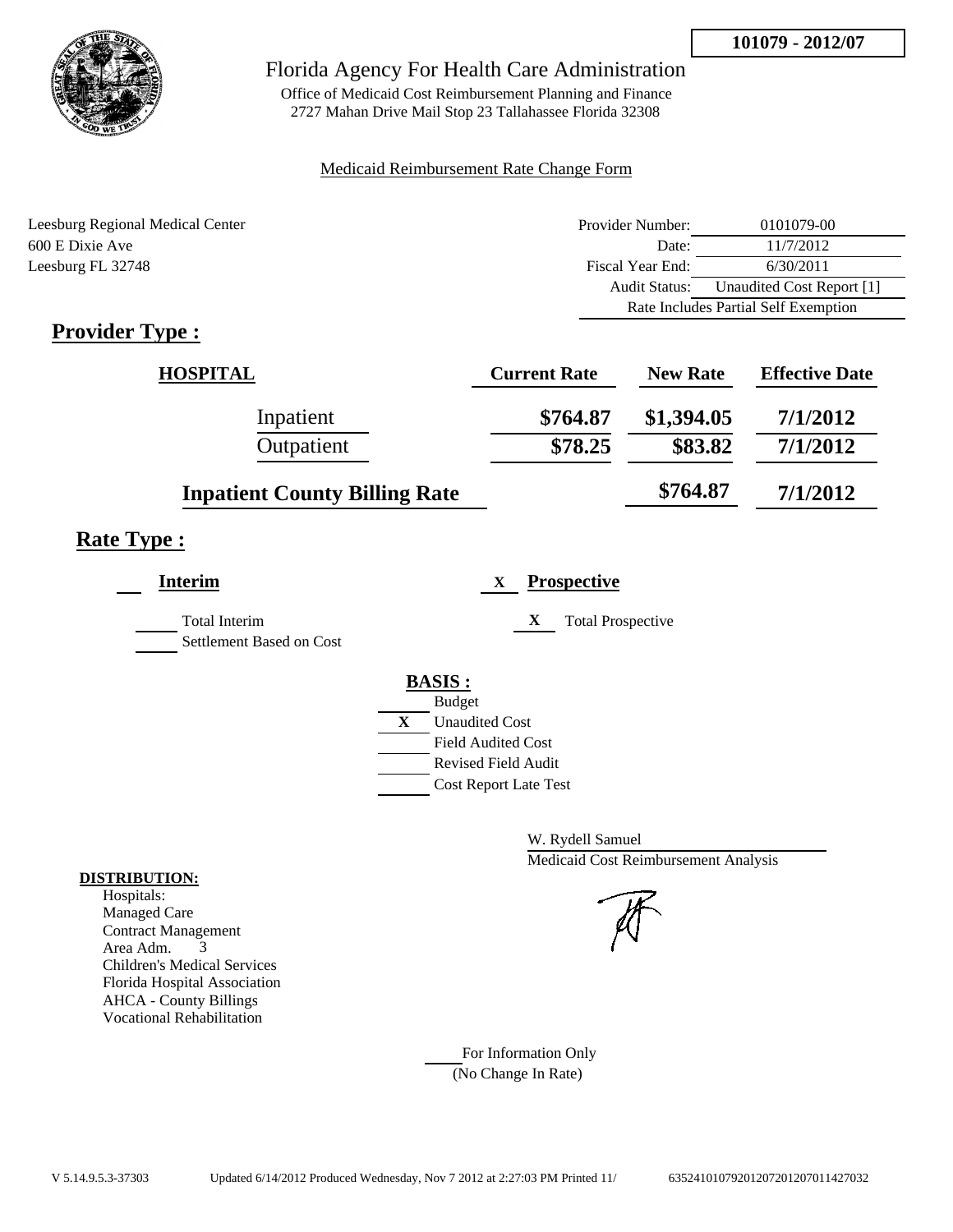**101079 - 2012/07**

Florida Agency For Health Care Administration

Office of Medicaid Cost Reimbursement Planning and Finance
2727 Mahan Drive Mail Stop 23 Tallahassee Florida 32308

Medicaid Reimbursement Rate Change Form

Leesburg Regional Medical Center
600 E Dixie Ave
Leesburg FL 32748

| | |
|---|---|
| Provider Number: | 0101079-00 |
| Date: | 11/7/2012 |
| Fiscal Year End: | 6/30/2011 |
| Audit Status: | Unaudited Cost Report [1] |
| Rate Includes Partial Self Exemption | |

## Provider Type :

| HOSPITAL | Current Rate | New Rate | Effective Date |
|---|---|---|---|
| Inpatient | $764.87 | $1,394.05 | 7/1/2012 |
| Outpatient | $78.25 | $83.82 | 7/1/2012 |
| Inpatient County Billing Rate | | $764.87 | 7/1/2012 |

## Rate Type :

**Interim**

Total Interim
Settlement Based on Cost

X **Prospective**

X Total Prospective

**BASIS :**

- Budget
- X Unaudited Cost
- Field Audited Cost
- Revised Field Audit
- Cost Report Late Test

W. Rydell Samuel
Medicaid Cost Reimbursement Analysis

**DISTRIBUTION:**

Hospitals:
Managed Care
Contract Management
Area Adm. 3
Children's Medical Services
Florida Hospital Association
AHCA - County Billings
Vocational Rehabilitation

For Information Only
(No Change In Rate)

V 5.14.9.5.3-37303 Updated 6/14/2012 Produced Wednesday, Nov 7 2012 at 2:27:03 PM Printed 11/ 6352410107920120720120701142703​2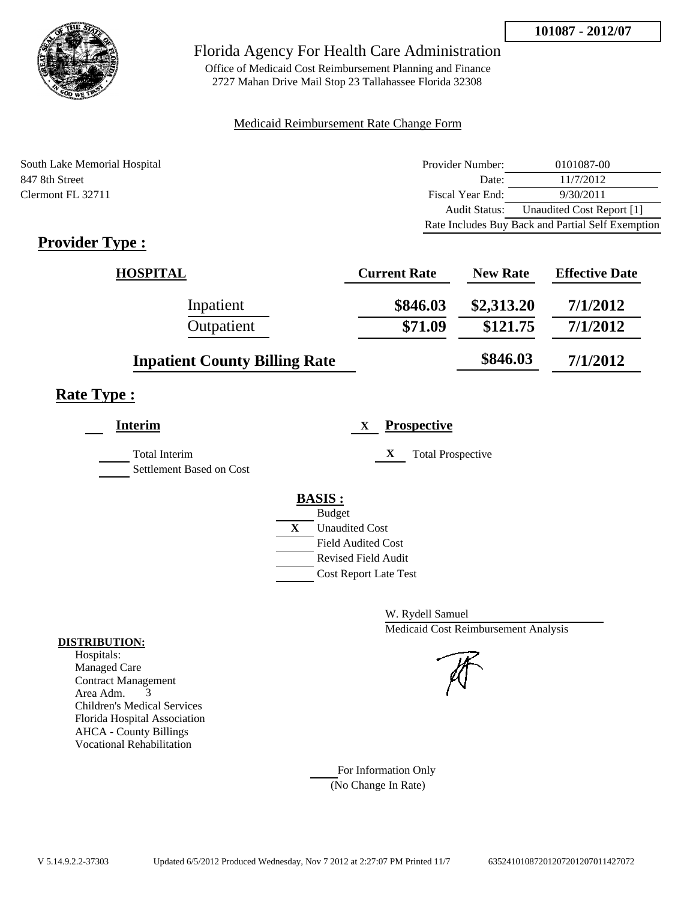**101087 - 2012/07**

Florida Agency For Health Care Administration

Office of Medicaid Cost Reimbursement Planning and Finance
2727 Mahan Drive Mail Stop 23 Tallahassee Florida 32308

Medicaid Reimbursement Rate Change Form

South Lake Memorial Hospital
847 8th Street
Clermont FL 32711

| | |
|---|---|
| Provider Number: | 0101087-00 |
| Date: | 11/7/2012 |
| Fiscal Year End: | 9/30/2011 |
| Audit Status: | Unaudited Cost Report [1] |
| Rate Includes Buy Back and Partial Self Exemption | |

## Provider Type :

| HOSPITAL | Current Rate | New Rate | Effective Date |
|---|---|---|---|
| Inpatient | **$846.03** | **$2,313.20** | **7/1/2012** |
| Outpatient | **$71.09** | **$121.75** | **7/1/2012** |
| **Inpatient County Billing Rate** | | **$846.03** | **7/1/2012** |

## Rate Type :

**Interim**

Total Interim

Settlement Based on Cost

X **Prospective**

X Total Prospective

**BASIS :**

Budget

X Unaudited Cost

Field Audited Cost

Revised Field Audit

Cost Report Late Test

W. Rydell Samuel

Medicaid Cost Reimbursement Analysis

**DISTRIBUTION:**

Hospitals:
Managed Care
Contract Management
Area Adm. 3
Children's Medical Services
Florida Hospital Association
AHCA - County Billings
Vocational Rehabilitation

For Information Only
(No Change In Rate)

V 5.14.9.2.2-37303 Updated 6/5/2012 Produced Wednesday, Nov 7 2012 at 2:27:07 PM Printed 11/7 635241010872012072012070114270 72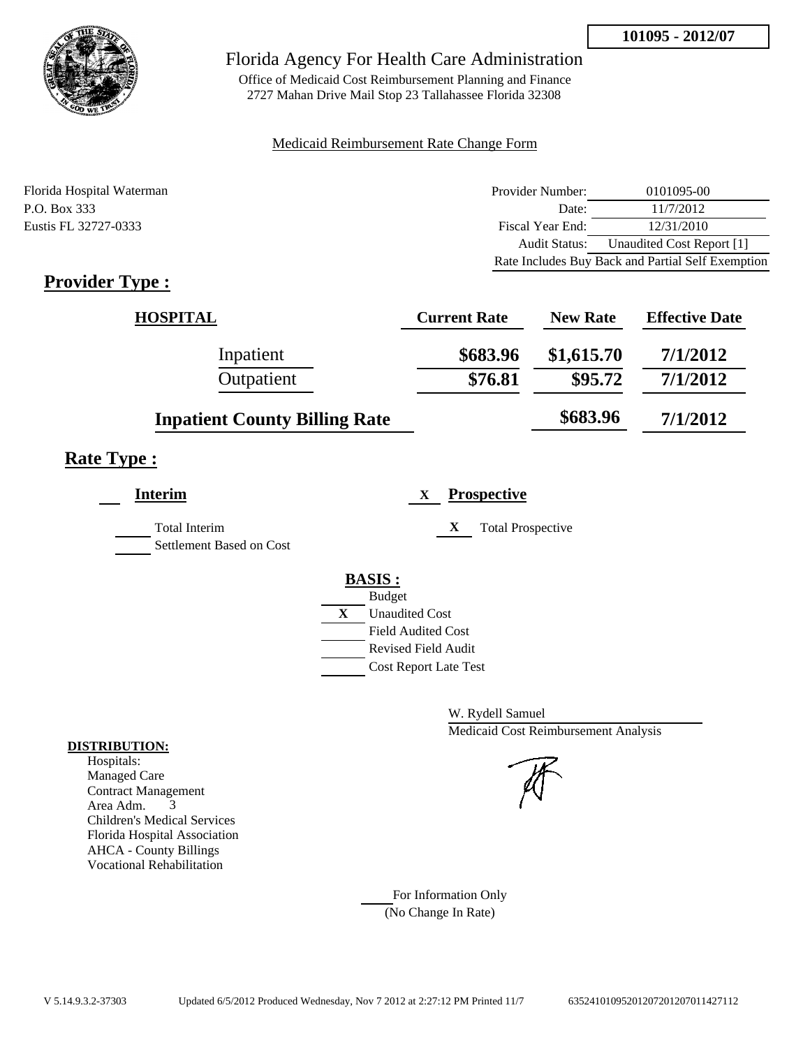**101095 - 2012/07**

# Florida Agency For Health Care Administration

Office of Medicaid Cost Reimbursement Planning and Finance
2727 Mahan Drive Mail Stop 23 Tallahassee Florida 32308

Medicaid Reimbursement Rate Change Form

Florida Hospital Waterman
P.O. Box 333
Eustis FL 32727-0333

| | |
|---|---|
| Provider Number: | 0101095-00 |
| Date: | 11/7/2012 |
| Fiscal Year End: | 12/31/2010 |
| Audit Status: | Unaudited Cost Report [1] |
| Rate Includes Buy Back and Partial Self Exemption | |

## Provider Type :

| HOSPITAL | Current Rate | New Rate | Effective Date |
|---|---|---|---|
| Inpatient | $683.96 | $1,615.70 | 7/1/2012 |
| Outpatient | $76.81 | $95.72 | 7/1/2012 |
| Inpatient County Billing Rate | | $683.96 | 7/1/2012 |

## Rate Type :

___ **Interim**

___ Total Interim
___ Settlement Based on Cost

X **Prospective**

X Total Prospective

**BASIS :**

___ Budget
X Unaudited Cost
___ Field Audited Cost
___ Revised Field Audit
___ Cost Report Late Test

W. Rydell Samuel
Medicaid Cost Reimbursement Analysis

**DISTRIBUTION:**
Hospitals:
Managed Care
Contract Management
Area Adm. 3
Children's Medical Services
Florida Hospital Association
AHCA - County Billings
Vocational Rehabilitation

___ For Information Only
(No Change In Rate)

V 5.14.9.3.2-37303 Updated 6/5/2012 Produced Wednesday, Nov 7 2012 at 2:27:12 PM Printed 11/7 6352410109520120720120701142711​2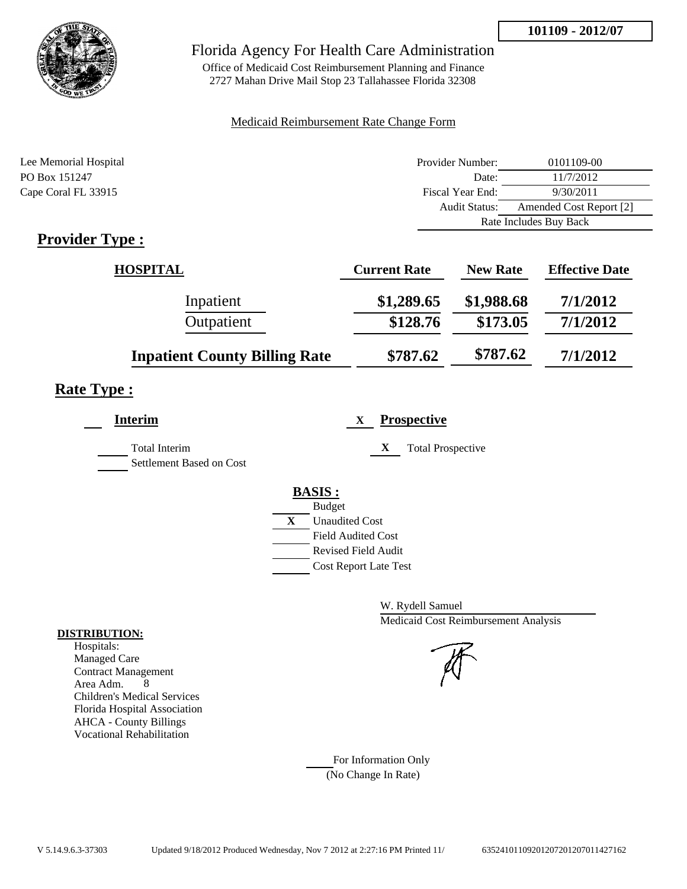101109 - 2012/07

Florida Agency For Health Care Administration

Office of Medicaid Cost Reimbursement Planning and Finance
2727 Mahan Drive Mail Stop 23 Tallahassee Florida 32308

Medicaid Reimbursement Rate Change Form

Lee Memorial Hospital
PO Box 151247
Cape Coral FL 33915

| | |
|---|---|
| Provider Number: | 0101109-00 |
| Date: | 11/7/2012 |
| Fiscal Year End: | 9/30/2011 |
| Audit Status: | Amended Cost Report [2] |
| | Rate Includes Buy Back |

## Provider Type :

| HOSPITAL | Current Rate | New Rate | Effective Date |
|---|---|---|---|
| Inpatient | $1,289.65 | $1,988.68 | 7/1/2012 |
| Outpatient | $128.76 | $173.05 | 7/1/2012 |
| **Inpatient County Billing Rate** | $787.62 | $787.62 | 7/1/2012 |

## Rate Type :

___ **Interim**

___ Total Interim

___ Settlement Based on Cost

X **Prospective**

X Total Prospective

**BASIS :**

___ Budget

X Unaudited Cost

___ Field Audited Cost

___ Revised Field Audit

___ Cost Report Late Test

W. Rydell Samuel
Medicaid Cost Reimbursement Analysis

**DISTRIBUTION:**

Hospitals:
Managed Care
Contract Management
Area Adm. 8
Children's Medical Services
Florida Hospital Association
AHCA - County Billings
Vocational Rehabilitation

___ For Information Only
(No Change In Rate)

V 5.14.9.6.3-37303 Updated 9/18/2012 Produced Wednesday, Nov 7 2012 at 2:27:16 PM Printed 11/ 635241011092012072012070114271​62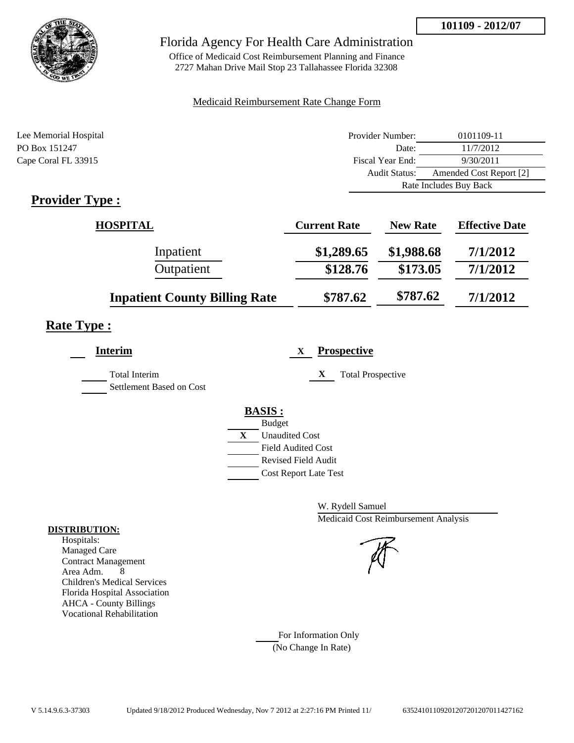**101109 - 2012/07**

# Florida Agency For Health Care Administration

Office of Medicaid Cost Reimbursement Planning and Finance
2727 Mahan Drive Mail Stop 23 Tallahassee Florida 32308

Medicaid Reimbursement Rate Change Form

Lee Memorial Hospital
PO Box 151247
Cape Coral FL 33915

| | |
|---|---|
| Provider Number: | 0101109-11 |
| Date: | 11/7/2012 |
| Fiscal Year End: | 9/30/2011 |
| Audit Status: | Amended Cost Report [2] |
| | Rate Includes Buy Back |

## Provider Type :

| HOSPITAL | Current Rate | New Rate | Effective Date |
|---|---|---|---|
| Inpatient | $1,289.65 | $1,988.68 | 7/1/2012 |
| Outpatient | $128.76 | $173.05 | 7/1/2012 |
| **Inpatient County Billing Rate** | $787.62 | $787.62 | 7/1/2012 |

## Rate Type :

**Interim**

Total Interim
Settlement Based on Cost

X **Prospective**

X Total Prospective

**BASIS :**

- Budget
- X Unaudited Cost
- Field Audited Cost
- Revised Field Audit
- Cost Report Late Test

W. Rydell Samuel
Medicaid Cost Reimbursement Analysis

**DISTRIBUTION:**

Hospitals:
Managed Care
Contract Management
Area Adm. 8
Children's Medical Services
Florida Hospital Association
AHCA - County Billings
Vocational Rehabilitation

For Information Only
(No Change In Rate)

V 5.14.9.6.3-37303 Updated 9/18/2012 Produced Wednesday, Nov 7 2012 at 2:27:16 PM Printed 11/ 635241011092012072012070114271 62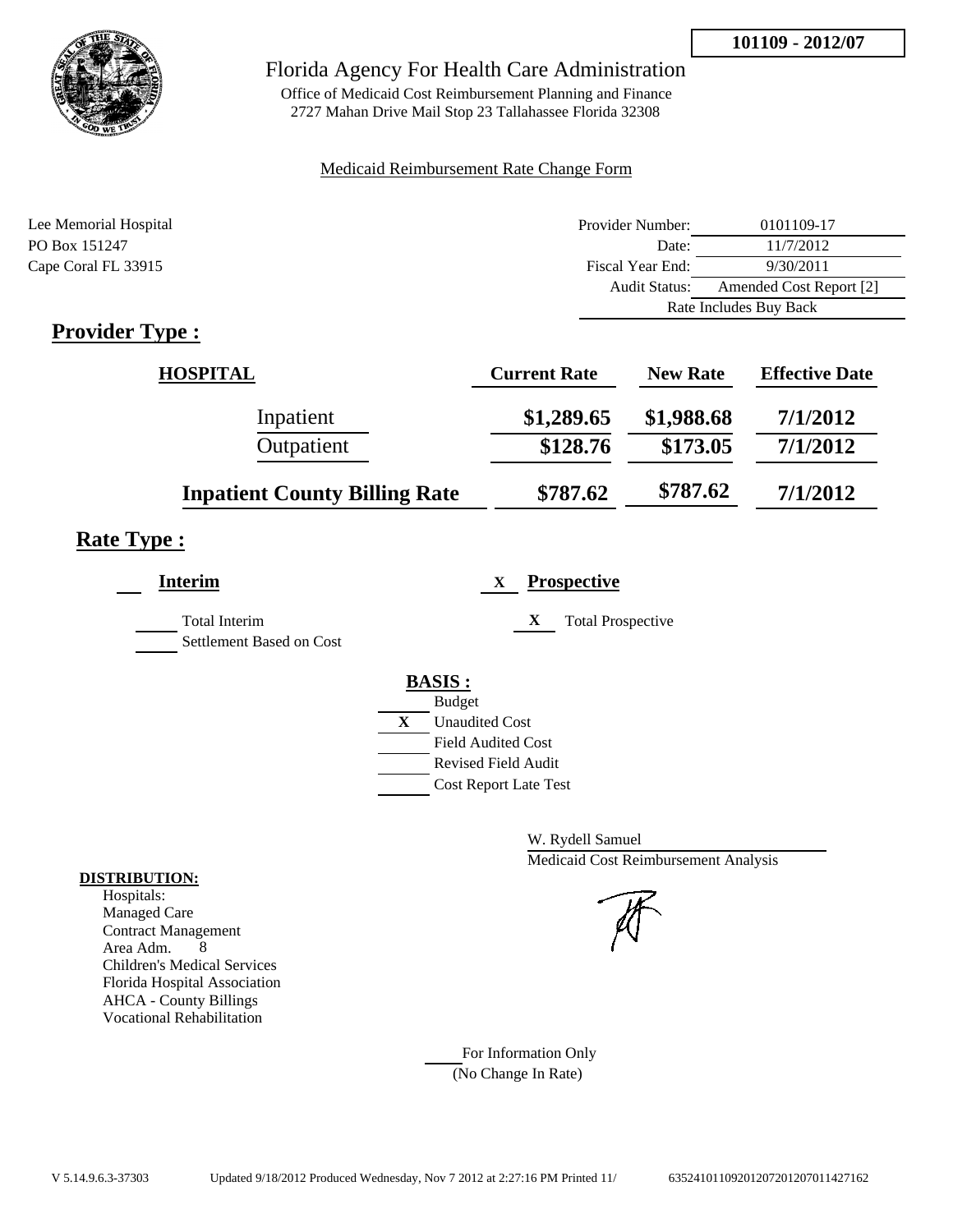**101109 - 2012/07**

# Florida Agency For Health Care Administration

Office of Medicaid Cost Reimbursement Planning and Finance
2727 Mahan Drive Mail Stop 23 Tallahassee Florida 32308

Medicaid Reimbursement Rate Change Form

Lee Memorial Hospital
PO Box 151247
Cape Coral FL 33915

| | |
|---|---|
| Provider Number: | 0101109-17 |
| Date: | 11/7/2012 |
| Fiscal Year End: | 9/30/2011 |
| Audit Status: | Amended Cost Report [2] |
| | Rate Includes Buy Back |

## Provider Type :

| HOSPITAL | Current Rate | New Rate | Effective Date |
|---|---|---|---|
| Inpatient | $1,289.65 | $1,988.68 | 7/1/2012 |
| Outpatient | $128.76 | $173.05 | 7/1/2012 |
| **Inpatient County Billing Rate** | $787.62 | $787.62 | 7/1/2012 |

## Rate Type :

**Interim**

- Total Interim
- Settlement Based on Cost

X **Prospective**

- X Total Prospective

**BASIS :**

- Budget
- X Unaudited Cost
- Field Audited Cost
- Revised Field Audit
- Cost Report Late Test

W. Rydell Samuel
Medicaid Cost Reimbursement Analysis

**DISTRIBUTION:**
Hospitals:
Managed Care
Contract Management
Area Adm. 8
Children's Medical Services
Florida Hospital Association
AHCA - County Billings
Vocational Rehabilitation

For Information Only
(No Change In Rate)

V 5.14.9.6.3-37303 Updated 9/18/2012 Produced Wednesday, Nov 7 2012 at 2:27:16 PM Printed 11/ 635241011092012072012070114271 62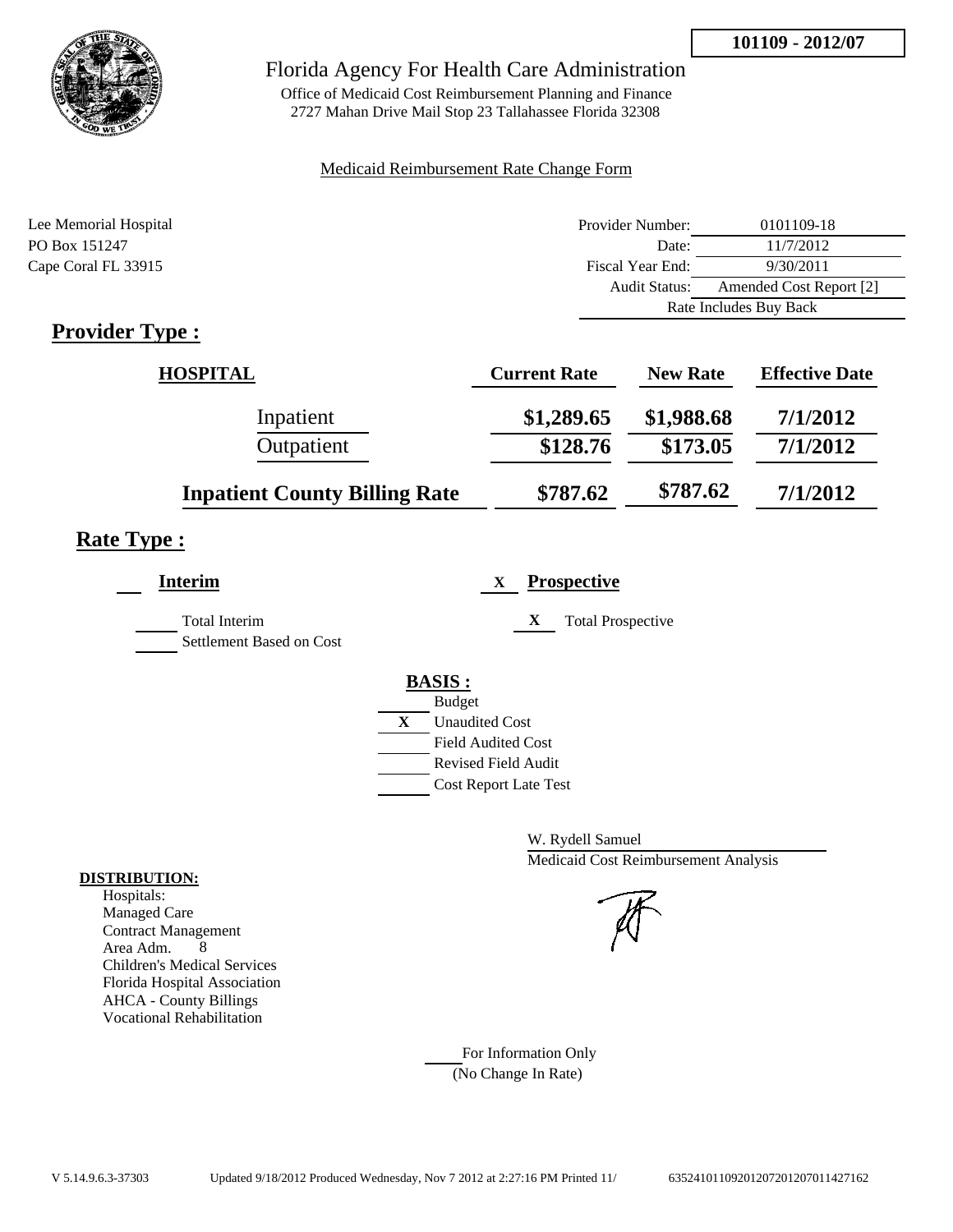101109 - 2012/07

# Florida Agency For Health Care Administration

Office of Medicaid Cost Reimbursement Planning and Finance
2727 Mahan Drive Mail Stop 23 Tallahassee Florida 32308

Medicaid Reimbursement Rate Change Form

Lee Memorial Hospital
PO Box 151247
Cape Coral FL 33915

| | |
|---|---|
| Provider Number: | 0101109-18 |
| Date: | 11/7/2012 |
| Fiscal Year End: | 9/30/2011 |
| Audit Status: | Amended Cost Report [2] |
| | Rate Includes Buy Back |

## Provider Type :

| HOSPITAL | Current Rate | New Rate | Effective Date |
|---|---|---|---|
| Inpatient | $1,289.65 | $1,988.68 | 7/1/2012 |
| Outpatient | $128.76 | $173.05 | 7/1/2012 |
| **Inpatient County Billing Rate** | $787.62 | $787.62 | 7/1/2012 |

## Rate Type :

**Interim**

Total Interim
Settlement Based on Cost

X **Prospective**

X Total Prospective

**BASIS :**

- Budget
- X Unaudited Cost
- Field Audited Cost
- Revised Field Audit
- Cost Report Late Test

W. Rydell Samuel
Medicaid Cost Reimbursement Analysis

**DISTRIBUTION:**

Hospitals:
Managed Care
Contract Management
Area Adm. 8
Children's Medical Services
Florida Hospital Association
AHCA - County Billings
Vocational Rehabilitation

For Information Only
(No Change In Rate)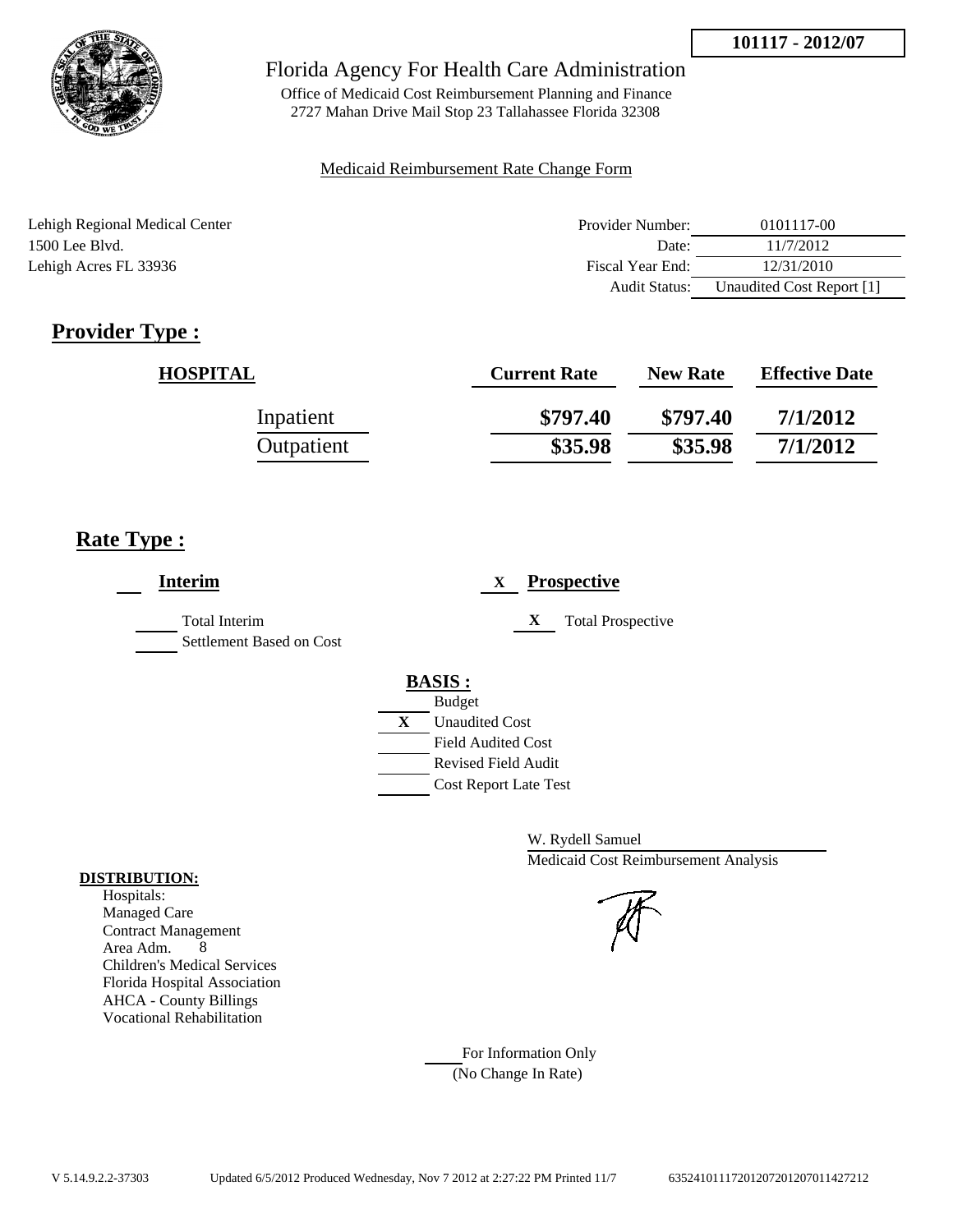**101117 - 2012/07**

# Florida Agency For Health Care Administration

Office of Medicaid Cost Reimbursement Planning and Finance
2727 Mahan Drive Mail Stop 23 Tallahassee Florida 32308

Medicaid Reimbursement Rate Change Form

Lehigh Regional Medical Center
1500 Lee Blvd.
Lehigh Acres FL 33936

| | |
|---|---|
| Provider Number: | 0101117-00 |
| Date: | 11/7/2012 |
| Fiscal Year End: | 12/31/2010 |
| Audit Status: | Unaudited Cost Report [1] |

## Provider Type :

| HOSPITAL | Current Rate | New Rate | Effective Date |
|---|---|---|---|
| Inpatient | $797.40 | $797.40 | 7/1/2012 |
| Outpatient | $35.98 | $35.98 | 7/1/2012 |

## Rate Type :

___ **Interim**

- ___ Total Interim
- ___ Settlement Based on Cost

X **Prospective**

- X Total Prospective

**BASIS :**

- ___ Budget
- X Unaudited Cost
- ___ Field Audited Cost
- ___ Revised Field Audit
- ___ Cost Report Late Test

W. Rydell Samuel
Medicaid Cost Reimbursement Analysis

**DISTRIBUTION:**

Hospitals:
Managed Care
Contract Management
Area Adm. 8
Children's Medical Services
Florida Hospital Association
AHCA - County Billings
Vocational Rehabilitation

___ For Information Only
(No Change In Rate)

V 5.14.9.2.2-37303 Updated 6/5/2012 Produced Wednesday, Nov 7 2012 at 2:27:22 PM Printed 11/7 6352410111720120720120701142721​2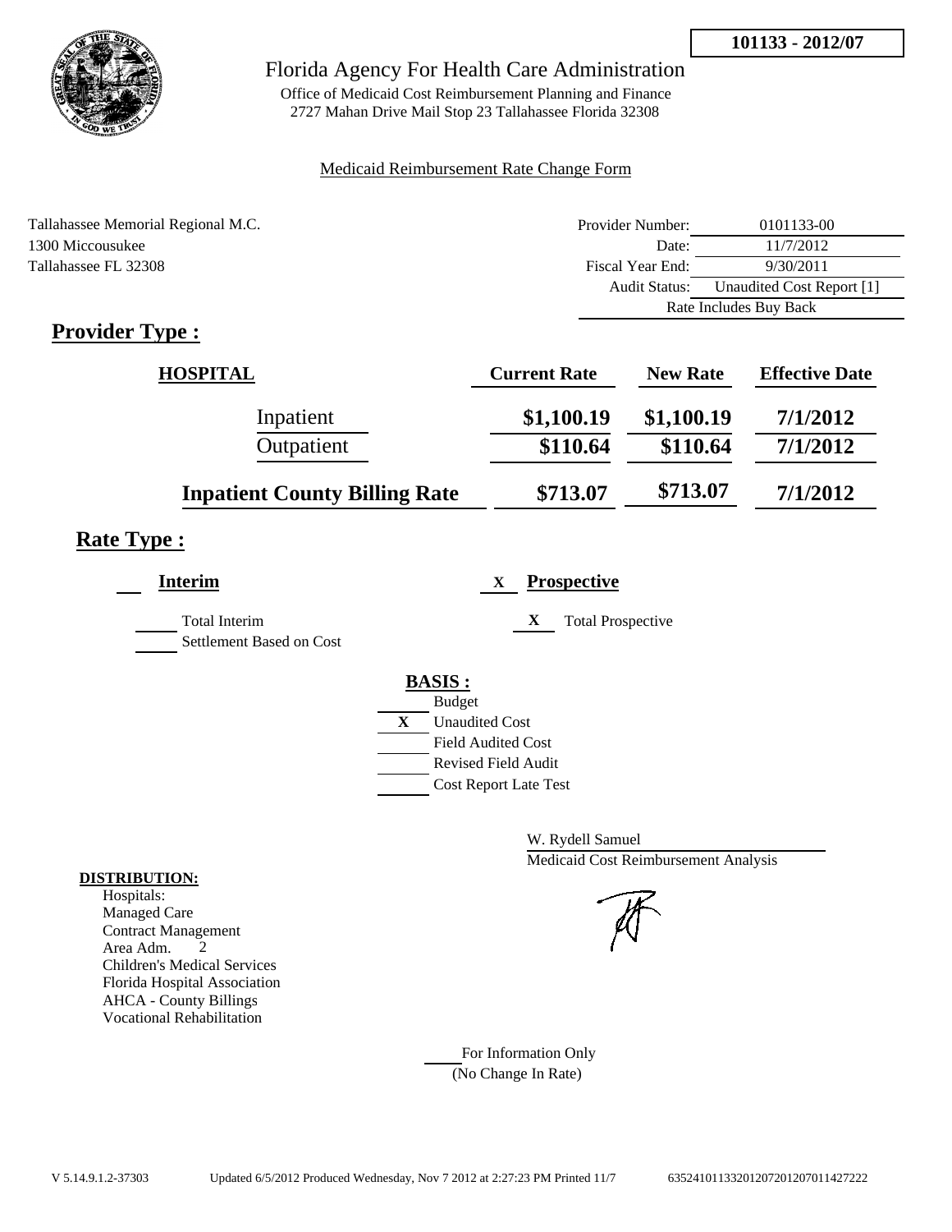**101133 - 2012/07**

# Florida Agency For Health Care Administration

Office of Medicaid Cost Reimbursement Planning and Finance
2727 Mahan Drive Mail Stop 23 Tallahassee Florida 32308

Medicaid Reimbursement Rate Change Form

Tallahassee Memorial Regional M.C.
1300 Miccousukee
Tallahassee FL 32308

| | |
|---|---|
| Provider Number: | 0101133-00 |
| Date: | 11/7/2012 |
| Fiscal Year End: | 9/30/2011 |
| Audit Status: | Unaudited Cost Report [1] |
| Rate Includes Buy Back | |

## Provider Type :

| HOSPITAL | Current Rate | New Rate | Effective Date |
|---|---|---|---|
| Inpatient | $1,100.19 | $1,100.19 | 7/1/2012 |
| Outpatient | $110.64 | $110.64 | 7/1/2012 |
| **Inpatient County Billing Rate** | $713.07 | $713.07 | 7/1/2012 |

## Rate Type :

___ **Interim**

___ Total Interim

___ Settlement Based on Cost

X **Prospective**

X Total Prospective

**BASIS :**

___ Budget
X Unaudited Cost
___ Field Audited Cost
___ Revised Field Audit
___ Cost Report Late Test

W. Rydell Samuel
Medicaid Cost Reimbursement Analysis

**DISTRIBUTION:**
Hospitals:
Managed Care
Contract Management
Area Adm. 2
Children's Medical Services
Florida Hospital Association
AHCA - County Billings
Vocational Rehabilitation

___ For Information Only
(No Change In Rate)

V 5.14.9.1.2-37303 Updated 6/5/2012 Produced Wednesday, Nov 7 2012 at 2:27:23 PM Printed 11/7 635241011332012072012070114272​22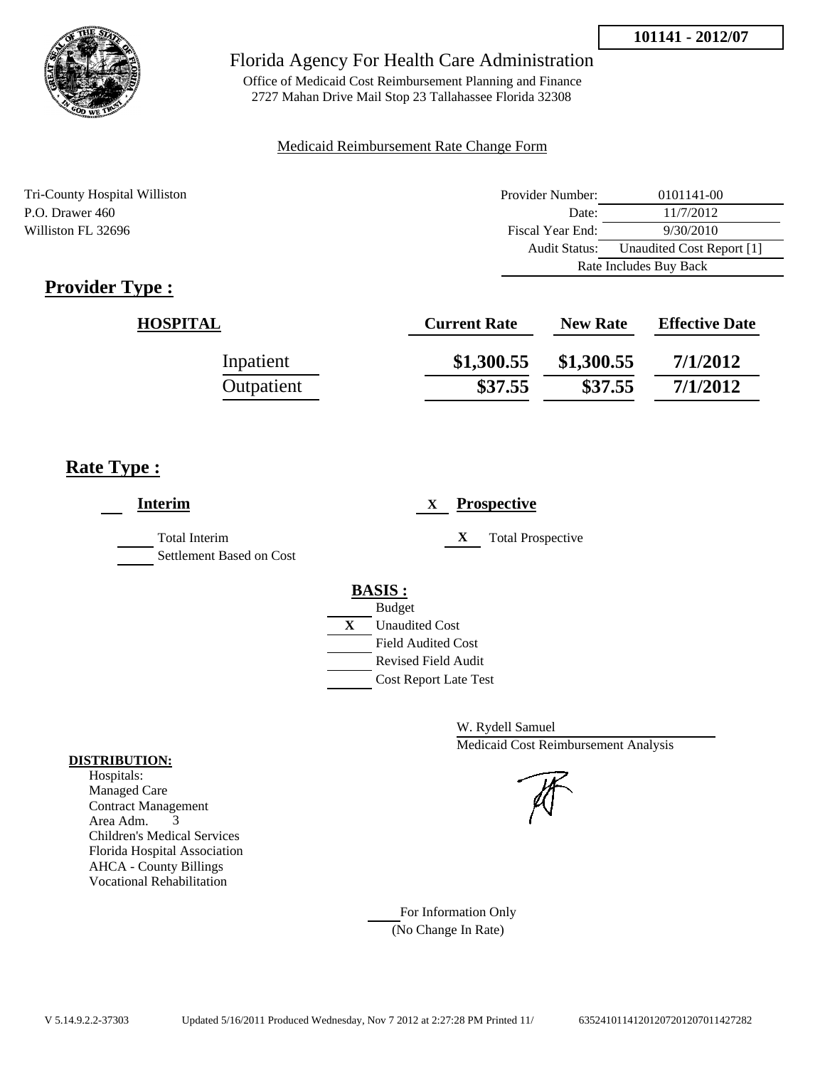**101141 - 2012/07**

# Florida Agency For Health Care Administration

Office of Medicaid Cost Reimbursement Planning and Finance
2727 Mahan Drive Mail Stop 23 Tallahassee Florida 32308

Medicaid Reimbursement Rate Change Form

Tri-County Hospital Williston
P.O. Drawer 460
Williston FL 32696

| | |
|---|---|
| Provider Number: | 0101141-00 |
| Date: | 11/7/2012 |
| Fiscal Year End: | 9/30/2010 |
| Audit Status: | Unaudited Cost Report [1] |
| | Rate Includes Buy Back |

## Provider Type :

| HOSPITAL | Current Rate | New Rate | Effective Date |
|---|---|---|---|
| Inpatient | $1,300.55 | $1,300.55 | 7/1/2012 |
| Outpatient | $37.55 | $37.55 | 7/1/2012 |

## Rate Type :

___ **Interim**

___ Total Interim
___ Settlement Based on Cost

X **Prospective**

X Total Prospective

**BASIS :**

___ Budget
X Unaudited Cost
___ Field Audited Cost
___ Revised Field Audit
___ Cost Report Late Test

W. Rydell Samuel
Medicaid Cost Reimbursement Analysis

**DISTRIBUTION:**

Hospitals:
Managed Care
Contract Management
Area Adm. 3
Children's Medical Services
Florida Hospital Association
AHCA - County Billings
Vocational Rehabilitation

___ For Information Only
(No Change In Rate)

V 5.14.9.2.2-37303 Updated 5/16/2011 Produced Wednesday, Nov 7 2012 at 2:27:28 PM Printed 11/ 635241011412012072012070114272 82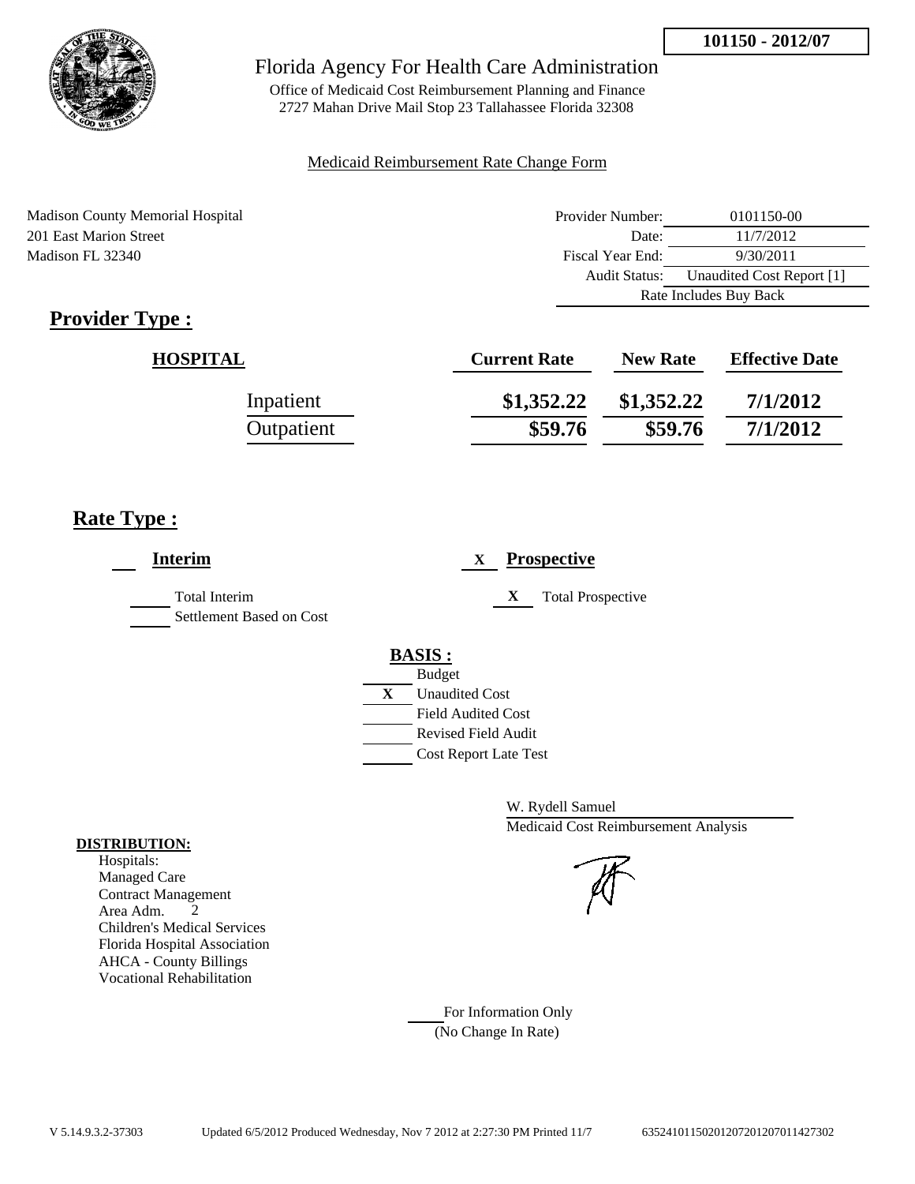**101150 - 2012/07**

Florida Agency For Health Care Administration

Office of Medicaid Cost Reimbursement Planning and Finance
2727 Mahan Drive Mail Stop 23 Tallahassee Florida 32308

Medicaid Reimbursement Rate Change Form

Madison County Memorial Hospital
201 East Marion Street
Madison FL 32340

| | |
|---|---|
| Provider Number: | 0101150-00 |
| Date: | 11/7/2012 |
| Fiscal Year End: | 9/30/2011 |
| Audit Status: | Unaudited Cost Report [1] |
| | Rate Includes Buy Back |

## Provider Type :

| HOSPITAL | Current Rate | New Rate | Effective Date |
|---|---|---|---|
| Inpatient | $1,352.22 | $1,352.22 | 7/1/2012 |
| Outpatient | $59.76 | $59.76 | 7/1/2012 |

## Rate Type :

___ **Interim**

___ Total Interim
___ Settlement Based on Cost

X **Prospective**

X Total Prospective

**BASIS :**

___ Budget
X Unaudited Cost
___ Field Audited Cost
___ Revised Field Audit
___ Cost Report Late Test

W. Rydell Samuel
Medicaid Cost Reimbursement Analysis

**DISTRIBUTION:**
Hospitals:
Managed Care
Contract Management
Area Adm. 2
Children's Medical Services
Florida Hospital Association
AHCA - County Billings
Vocational Rehabilitation

___ For Information Only
(No Change In Rate)

V 5.14.9.3.2-37303 Updated 6/5/2012 Produced Wednesday, Nov 7 2012 at 2:27:30 PM Printed 11/7 635241011502012072012070114273​02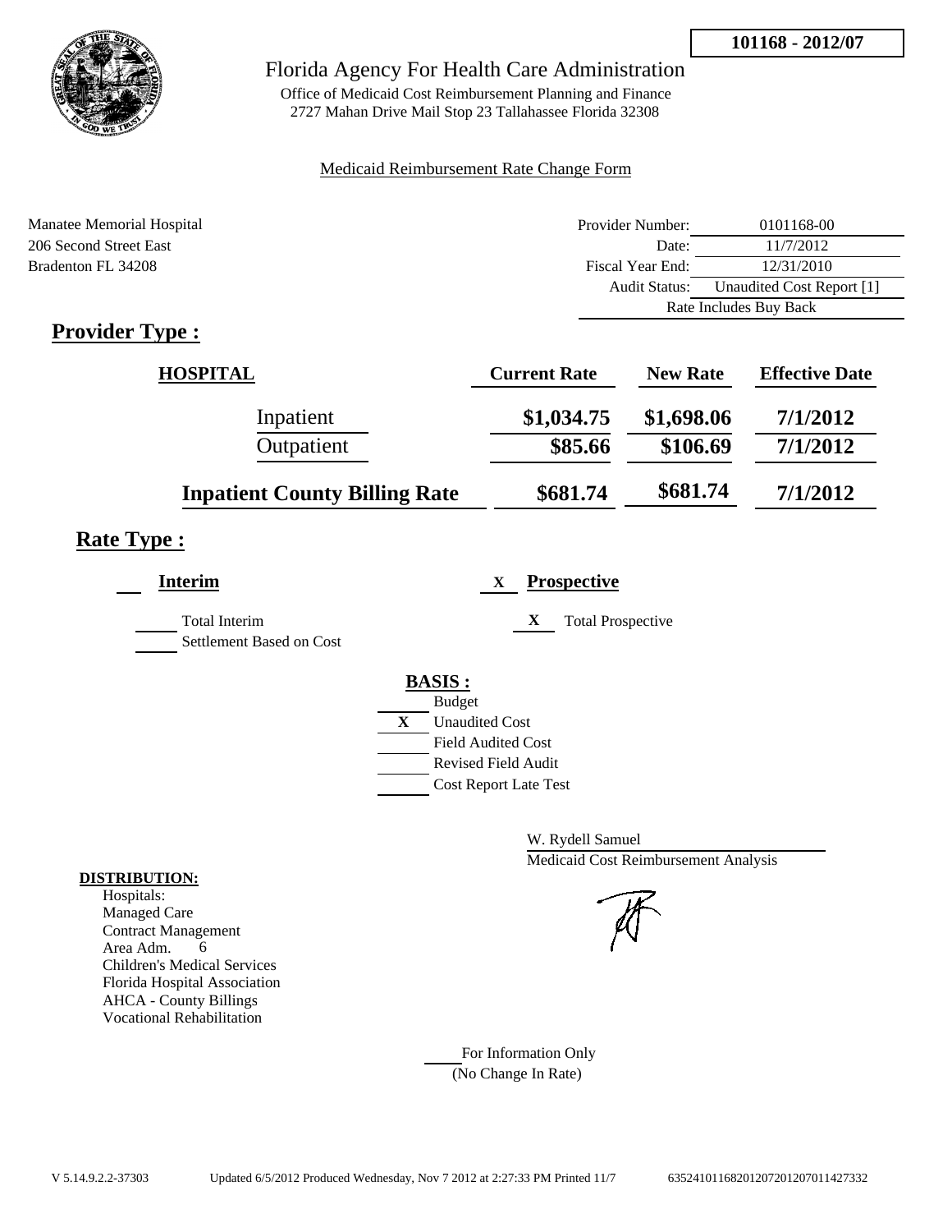**101168 - 2012/07**

# Florida Agency For Health Care Administration

Office of Medicaid Cost Reimbursement Planning and Finance
2727 Mahan Drive Mail Stop 23 Tallahassee Florida 32308

Medicaid Reimbursement Rate Change Form

Manatee Memorial Hospital
206 Second Street East
Bradenton FL 34208

| | |
|---|---|
| Provider Number: | 0101168-00 |
| Date: | 11/7/2012 |
| Fiscal Year End: | 12/31/2010 |
| Audit Status: | Unaudited Cost Report [1] |
| | Rate Includes Buy Back |

## Provider Type :

| HOSPITAL | Current Rate | New Rate | Effective Date |
|---|---|---|---|
| Inpatient | $1,034.75 | $1,698.06 | 7/1/2012 |
| Outpatient | $85.66 | $106.69 | 7/1/2012 |
| **Inpatient County Billing Rate** | **$681.74** | **$681.74** | **7/1/2012** |

## Rate Type :

**Interim**

- ___ Total Interim
- ___ Settlement Based on Cost

X **Prospective**

- X Total Prospective

**BASIS :**

- ___ Budget
- X Unaudited Cost
- ___ Field Audited Cost
- ___ Revised Field Audit
- ___ Cost Report Late Test

W. Rydell Samuel
Medicaid Cost Reimbursement Analysis

**DISTRIBUTION:**
Hospitals:
Managed Care
Contract Management
Area Adm. 6
Children's Medical Services
Florida Hospital Association
AHCA - County Billings
Vocational Rehabilitation

___ For Information Only
(No Change In Rate)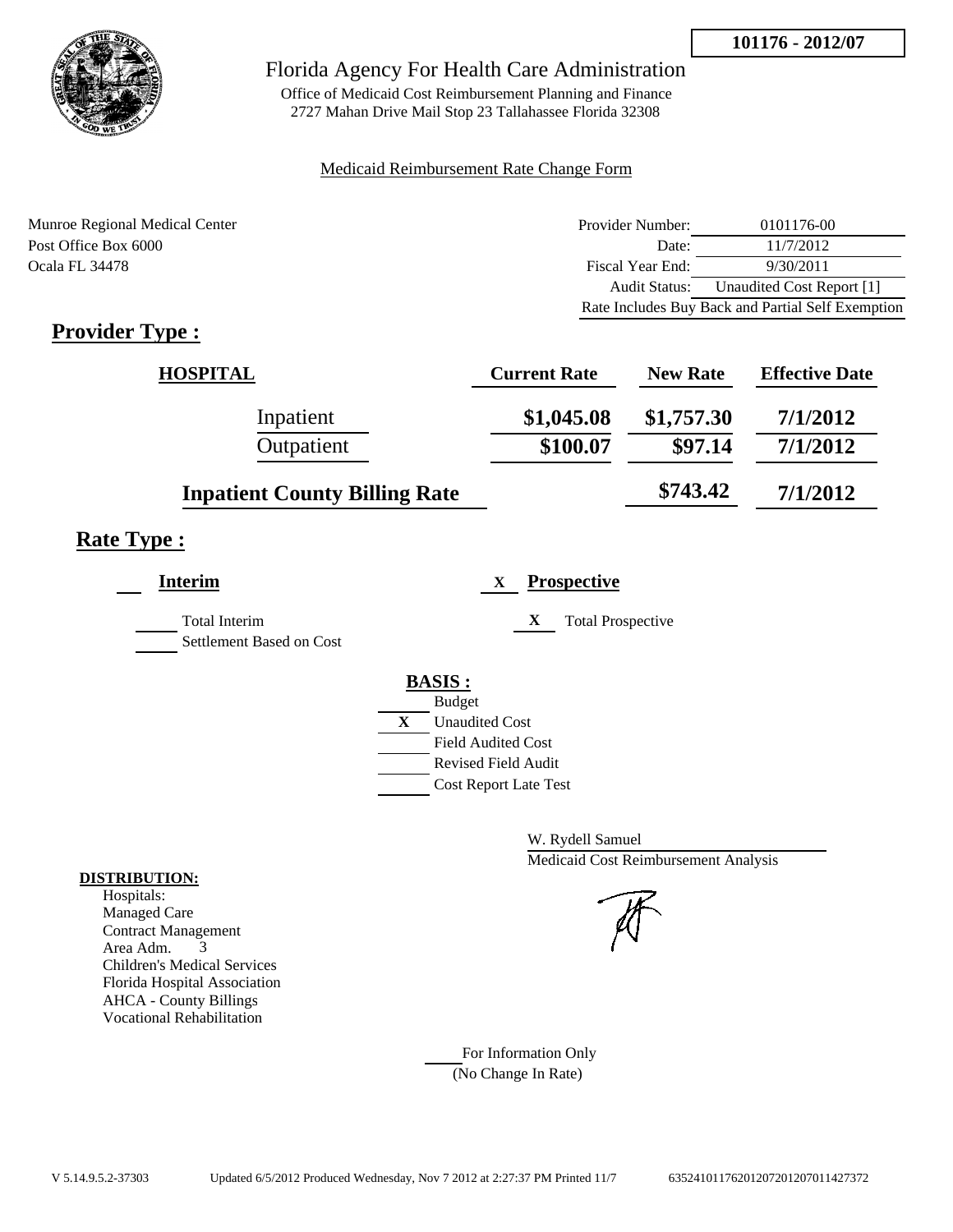101176 - 2012/07

# Florida Agency For Health Care Administration

Office of Medicaid Cost Reimbursement Planning and Finance
2727 Mahan Drive Mail Stop 23 Tallahassee Florida 32308

Medicaid Reimbursement Rate Change Form

Munroe Regional Medical Center
Post Office Box 6000
Ocala FL 34478

| | |
|---|---|
| Provider Number: | 0101176-00 |
| Date: | 11/7/2012 |
| Fiscal Year End: | 9/30/2011 |
| Audit Status: | Unaudited Cost Report [1] |
| Rate Includes Buy Back and Partial Self Exemption | |

## Provider Type :

| HOSPITAL | Current Rate | New Rate | Effective Date |
|---|---|---|---|
| Inpatient | $1,045.08 | $1,757.30 | 7/1/2012 |
| Outpatient | $100.07 | $97.14 | 7/1/2012 |
| Inpatient County Billing Rate | | $743.42 | 7/1/2012 |

## Rate Type :

Interim

- Total Interim
- Settlement Based on Cost

X Prospective

- X Total Prospective

**BASIS :**

- Budget
- X Unaudited Cost
- Field Audited Cost
- Revised Field Audit
- Cost Report Late Test

W. Rydell Samuel
Medicaid Cost Reimbursement Analysis

**DISTRIBUTION:**
Hospitals:
Managed Care
Contract Management
Area Adm. 3
Children's Medical Services
Florida Hospital Association
AHCA - County Billings
Vocational Rehabilitation

For Information Only
(No Change In Rate)

V 5.14.9.5.2-37303 Updated 6/5/2012 Produced Wednesday, Nov 7 2012 at 2:27:37 PM Printed 11/7 635241011762012072012070114273​72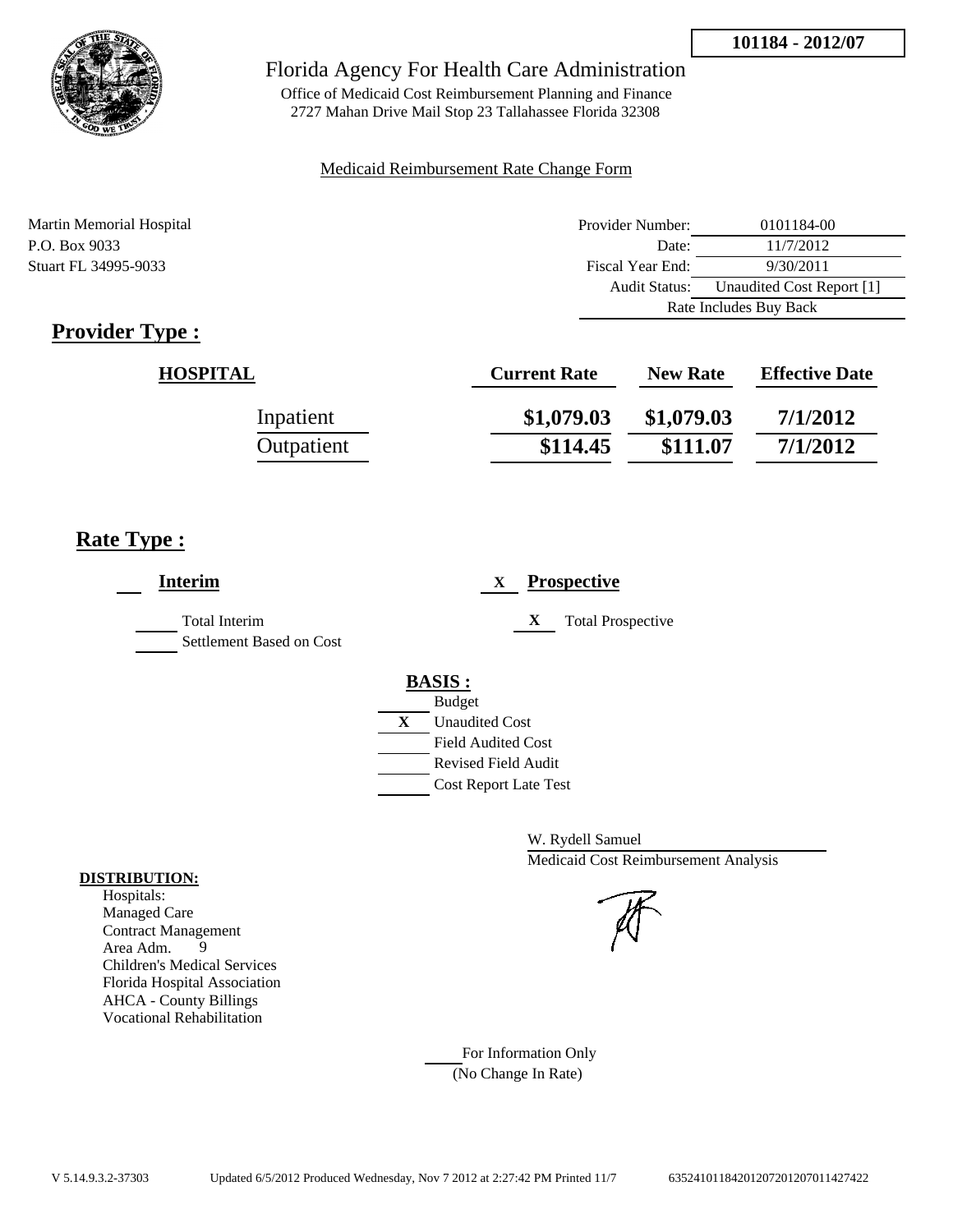101184 - 2012/07

# Florida Agency For Health Care Administration

Office of Medicaid Cost Reimbursement Planning and Finance
2727 Mahan Drive Mail Stop 23 Tallahassee Florida 32308

Medicaid Reimbursement Rate Change Form

Martin Memorial Hospital
P.O. Box 9033
Stuart FL 34995-9033

| | |
|---|---|
| Provider Number: | 0101184-00 |
| Date: | 11/7/2012 |
| Fiscal Year End: | 9/30/2011 |
| Audit Status: | Unaudited Cost Report [1] |
| Rate Includes Buy Back | |

## Provider Type :

| HOSPITAL | Current Rate | New Rate | Effective Date |
|---|---|---|---|
| Inpatient | $1,079.03 | $1,079.03 | 7/1/2012 |
| Outpatient | $114.45 | $111.07 | 7/1/2012 |

## Rate Type :

___ **Interim**

___ Total Interim

___ Settlement Based on Cost

X **Prospective**

X Total Prospective

**BASIS :**

___ Budget

X Unaudited Cost

___ Field Audited Cost

___ Revised Field Audit

___ Cost Report Late Test

W. Rydell Samuel
Medicaid Cost Reimbursement Analysis

**DISTRIBUTION:**
Hospitals:
Managed Care
Contract Management
Area Adm. 9
Children's Medical Services
Florida Hospital Association
AHCA - County Billings
Vocational Rehabilitation

___ For Information Only
(No Change In Rate)

V 5.14.9.3.2-37303 Updated 6/5/2012 Produced Wednesday, Nov 7 2012 at 2:27:42 PM Printed 11/7 635241011842012072012070114274​22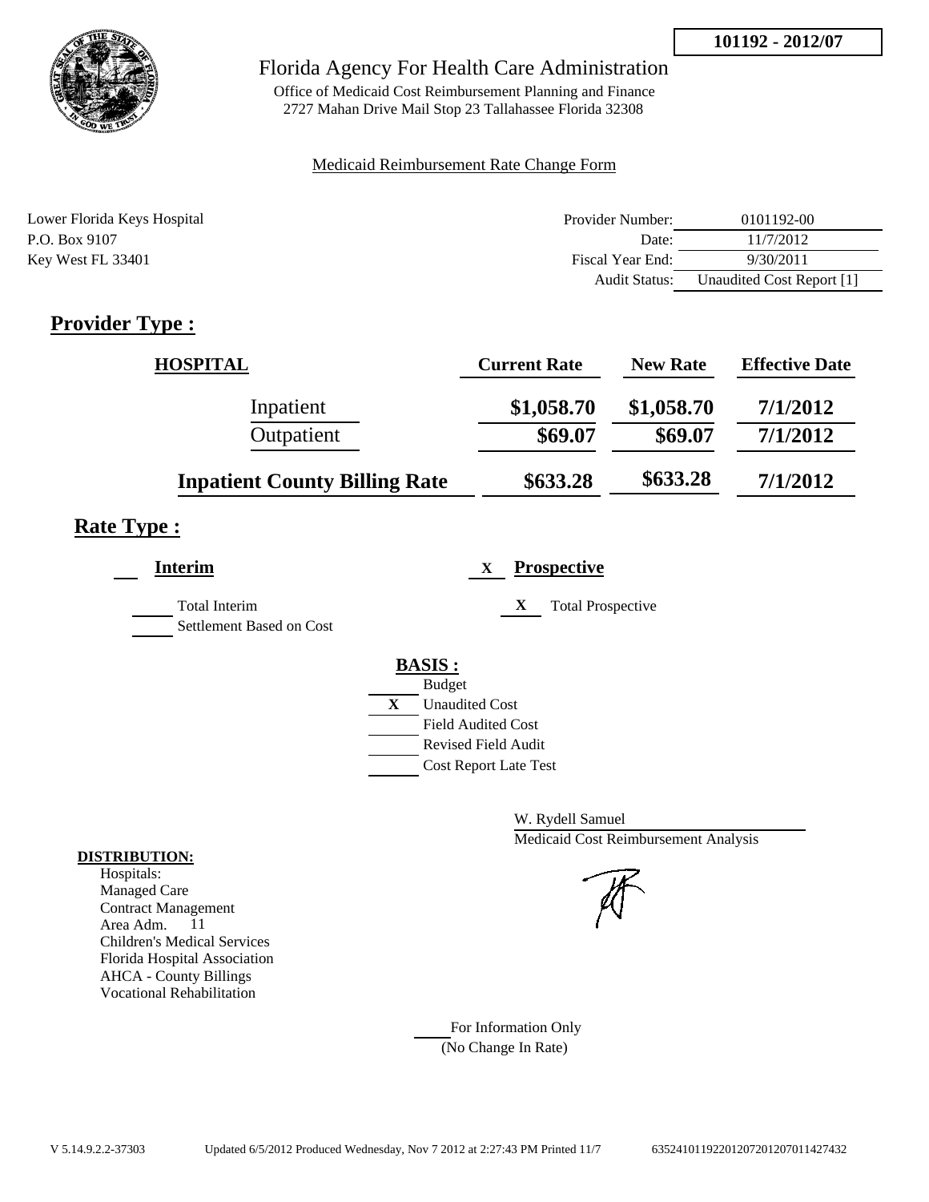**101192 - 2012/07**

Florida Agency For Health Care Administration

Office of Medicaid Cost Reimbursement Planning and Finance
2727 Mahan Drive Mail Stop 23 Tallahassee Florida 32308

Medicaid Reimbursement Rate Change Form

Lower Florida Keys Hospital
P.O. Box 9107
Key West FL 33401

| | |
|---|---|
| Provider Number: | 0101192-00 |
| Date: | 11/7/2012 |
| Fiscal Year End: | 9/30/2011 |
| Audit Status: | Unaudited Cost Report [1] |

## Provider Type :

| HOSPITAL | Current Rate | New Rate | Effective Date |
|---|---|---|---|
| Inpatient | $1,058.70 | $1,058.70 | 7/1/2012 |
| Outpatient | $69.07 | $69.07 | 7/1/2012 |
| **Inpatient County Billing Rate** | **$633.28** | **$633.28** | **7/1/2012** |

## Rate Type :

**Interim**

Total Interim
Settlement Based on Cost

X **Prospective**

X Total Prospective

**BASIS :**

- Budget
- X Unaudited Cost
- Field Audited Cost
- Revised Field Audit
- Cost Report Late Test

W. Rydell Samuel
Medicaid Cost Reimbursement Analysis

**DISTRIBUTION:**
Hospitals:
Managed Care
Contract Management
Area Adm. 11
Children's Medical Services
Florida Hospital Association
AHCA - County Billings
Vocational Rehabilitation

For Information Only
(No Change In Rate)

V 5.14.9.2.2-37303 Updated 6/5/2012 Produced Wednesday, Nov 7 2012 at 2:27:43 PM Printed 11/7 635241011922012072012070114274​32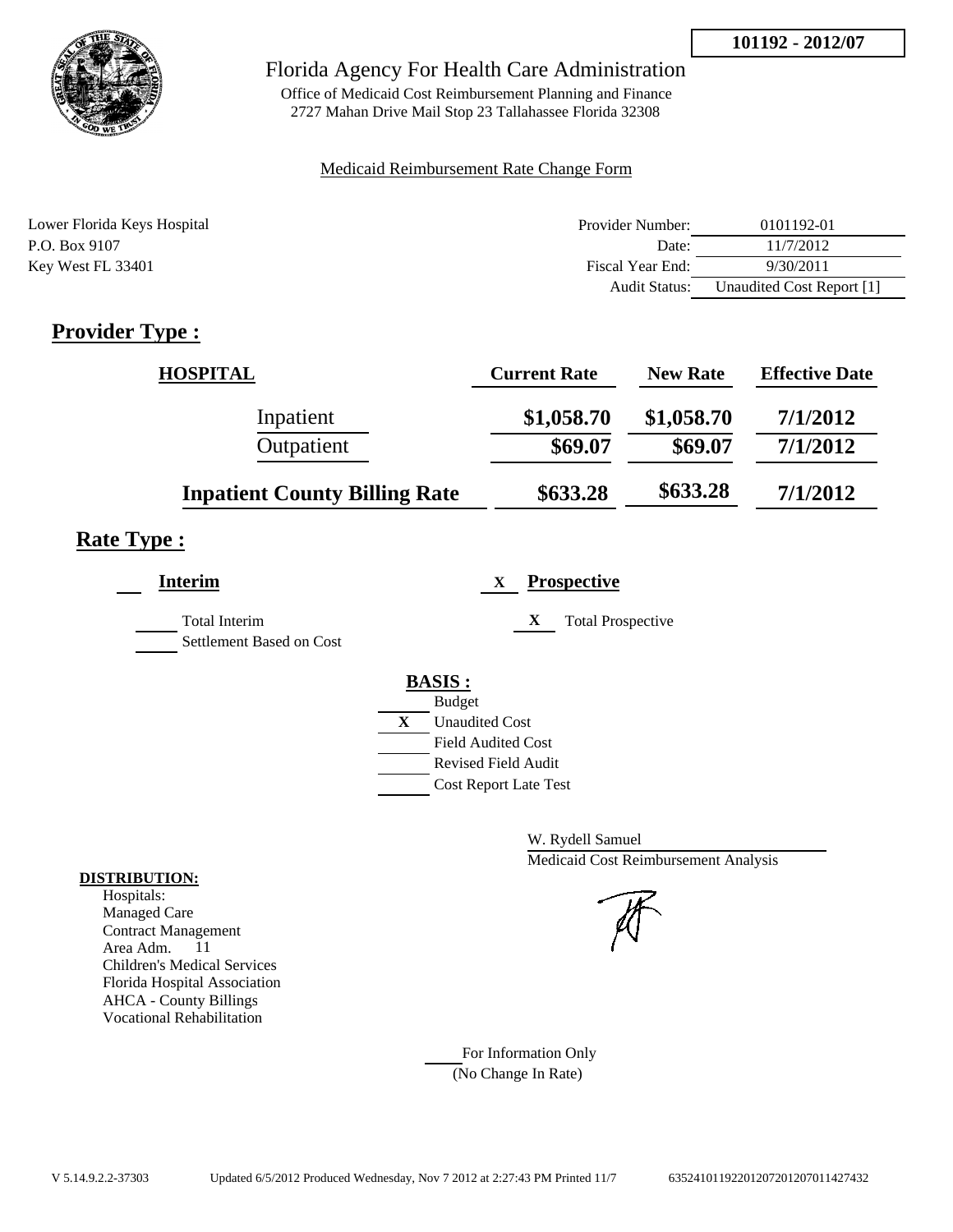101192 - 2012/07

Florida Agency For Health Care Administration

Office of Medicaid Cost Reimbursement Planning and Finance
2727 Mahan Drive Mail Stop 23 Tallahassee Florida 32308

Medicaid Reimbursement Rate Change Form

Lower Florida Keys Hospital
P.O. Box 9107
Key West FL 33401

| | |
|---|---|
| Provider Number: | 0101192-01 |
| Date: | 11/7/2012 |
| Fiscal Year End: | 9/30/2011 |
| Audit Status: | Unaudited Cost Report [1] |

## Provider Type :

| HOSPITAL | Current Rate | New Rate | Effective Date |
|---|---|---|---|
| Inpatient | $1,058.70 | $1,058.70 | 7/1/2012 |
| Outpatient | $69.07 | $69.07 | 7/1/2012 |
| **Inpatient County Billing Rate** | $633.28 | $633.28 | 7/1/2012 |

## Rate Type :

**Interim**

Total Interim
Settlement Based on Cost

X **Prospective**

X Total Prospective

**BASIS :**

- Budget
- X Unaudited Cost
- Field Audited Cost
- Revised Field Audit
- Cost Report Late Test

W. Rydell Samuel
Medicaid Cost Reimbursement Analysis

**DISTRIBUTION:**

Hospitals:
Managed Care
Contract Management
Area Adm. 11
Children's Medical Services
Florida Hospital Association
AHCA - County Billings
Vocational Rehabilitation

For Information Only
(No Change In Rate)

V 5.14.9.2.2-37303 Updated 6/5/2012 Produced Wednesday, Nov 7 2012 at 2:27:43 PM Printed 11/7 635241011922012072012070114274​32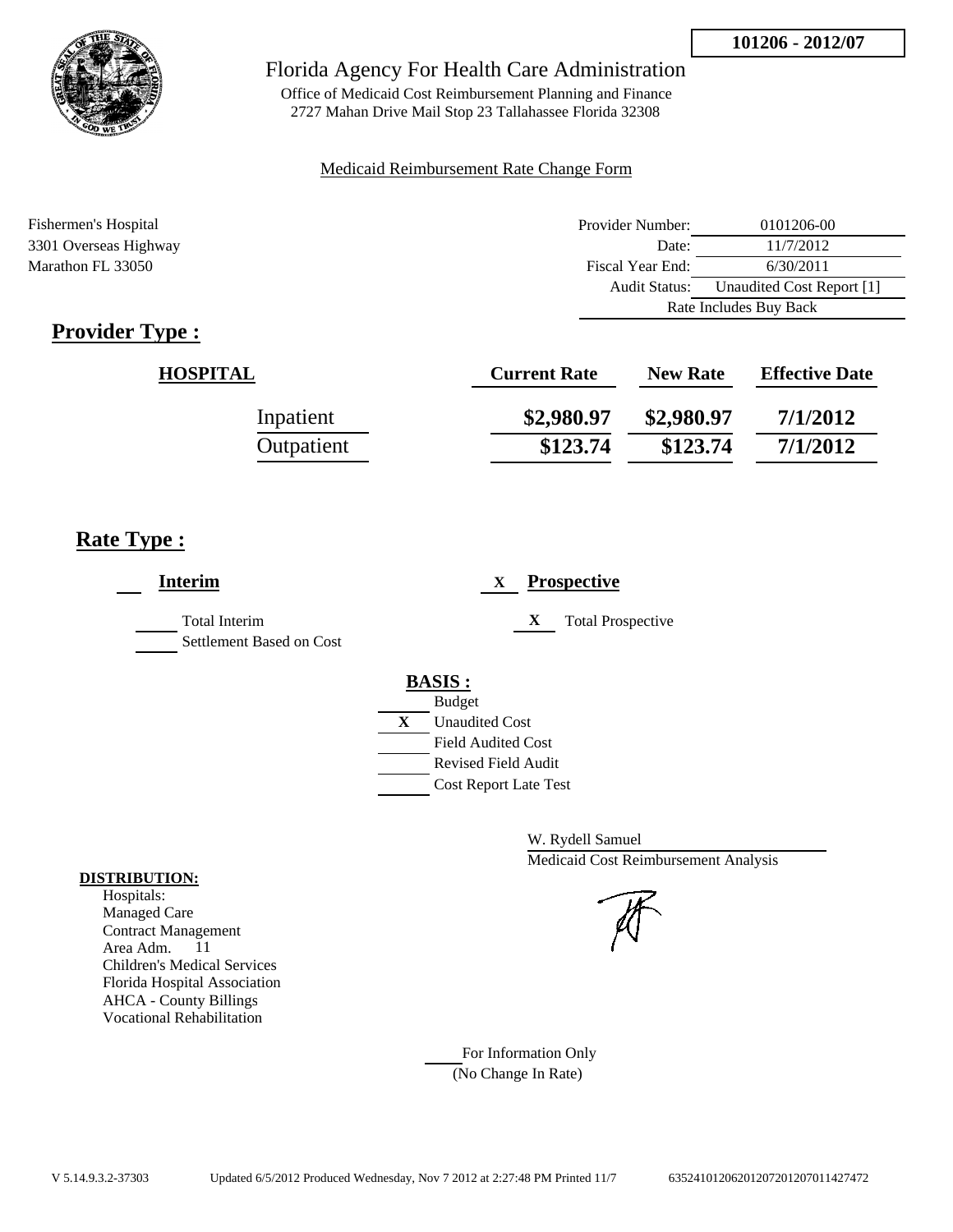**101206 - 2012/07**

# Florida Agency For Health Care Administration

Office of Medicaid Cost Reimbursement Planning and Finance
2727 Mahan Drive Mail Stop 23 Tallahassee Florida 32308

Medicaid Reimbursement Rate Change Form

Fishermen's Hospital
3301 Overseas Highway
Marathon FL 33050

| | |
|---|---|
| Provider Number: | 0101206-00 |
| Date: | 11/7/2012 |
| Fiscal Year End: | 6/30/2011 |
| Audit Status: | Unaudited Cost Report [1] |
| | Rate Includes Buy Back |

## Provider Type :

| HOSPITAL | Current Rate | New Rate | Effective Date |
|---|---|---|---|
| Inpatient | \$2,980.97 | \$2,980.97 | 7/1/2012 |
| Outpatient | \$123.74 | \$123.74 | 7/1/2012 |

## Rate Type :

**Interim**

Total Interim
Settlement Based on Cost

X **Prospective**

X Total Prospective

**BASIS :**

Budget
X Unaudited Cost
Field Audited Cost
Revised Field Audit
Cost Report Late Test

W. Rydell Samuel
Medicaid Cost Reimbursement Analysis

**DISTRIBUTION:**
Hospitals:
Managed Care
Contract Management
Area Adm. 11
Children's Medical Services
Florida Hospital Association
AHCA - County Billings
Vocational Rehabilitation

For Information Only
(No Change In Rate)

V 5.14.9.3.2-37303 Updated 6/5/2012 Produced Wednesday, Nov 7 2012 at 2:27:48 PM Printed 11/7 635241012062012072012070114274​72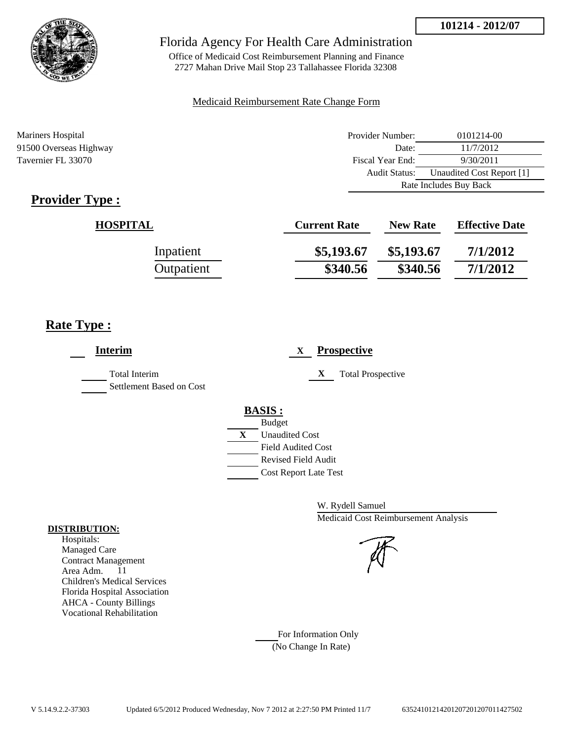**101214 - 2012/07**

# Florida Agency For Health Care Administration

Office of Medicaid Cost Reimbursement Planning and Finance
2727 Mahan Drive Mail Stop 23 Tallahassee Florida 32308

Medicaid Reimbursement Rate Change Form

Mariners Hospital
91500 Overseas Highway
Tavernier FL 33070

| | |
|---|---|
| Provider Number: | 0101214-00 |
| Date: | 11/7/2012 |
| Fiscal Year End: | 9/30/2011 |
| Audit Status: | Unaudited Cost Report [1] |
| Rate Includes Buy Back | |

## Provider Type :

| HOSPITAL | Current Rate | New Rate | Effective Date |
|---|---|---|---|
| Inpatient | $5,193.67 | $5,193.67 | 7/1/2012 |
| Outpatient | $340.56 | $340.56 | 7/1/2012 |

## Rate Type :

___ **Interim**

___ Total Interim
___ Settlement Based on Cost

X **Prospective**

X Total Prospective

**BASIS :**

___ Budget
X Unaudited Cost
___ Field Audited Cost
___ Revised Field Audit
___ Cost Report Late Test

W. Rydell Samuel
Medicaid Cost Reimbursement Analysis

**DISTRIBUTION:**
Hospitals:
Managed Care
Contract Management
Area Adm. 11
Children's Medical Services
Florida Hospital Association
AHCA - County Billings
Vocational Rehabilitation

___ For Information Only
(No Change In Rate)

V 5.14.9.2.2-37303 Updated 6/5/2012 Produced Wednesday, Nov 7 2012 at 2:27:50 PM Printed 11/7 635241012142012072012070114275O2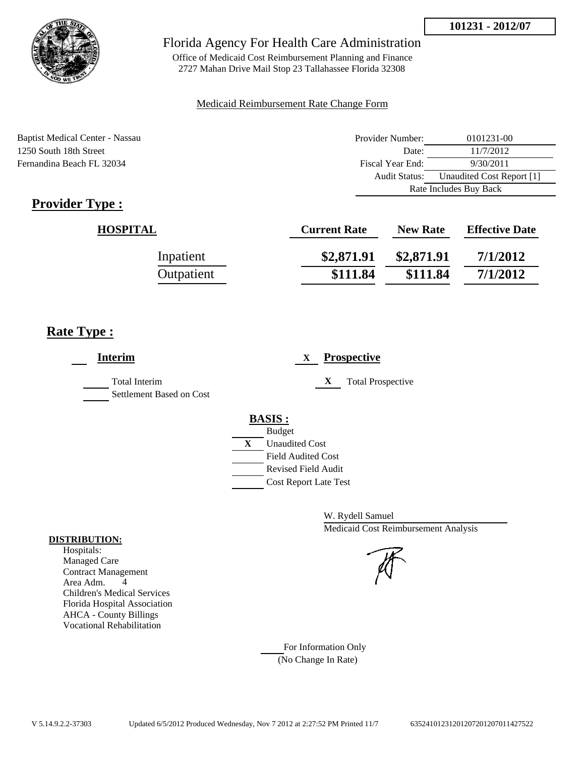101231 - 2012/07

# Florida Agency For Health Care Administration

Office of Medicaid Cost Reimbursement Planning and Finance
2727 Mahan Drive Mail Stop 23 Tallahassee Florida 32308

Medicaid Reimbursement Rate Change Form

Baptist Medical Center - Nassau
1250 South 18th Street
Fernandina Beach FL 32034

| | |
|---|---|
| Provider Number: | 0101231-00 |
| Date: | 11/7/2012 |
| Fiscal Year End: | 9/30/2011 |
| Audit Status: | Unaudited Cost Report [1] |
| Rate Includes Buy Back | |

## Provider Type :

| HOSPITAL | Current Rate | New Rate | Effective Date |
|---|---|---|---|
| Inpatient | $2,871.91 | $2,871.91 | 7/1/2012 |
| Outpatient | $111.84 | $111.84 | 7/1/2012 |

## Rate Type :

___ **Interim**

___ Total Interim
___ Settlement Based on Cost

X **Prospective**

X Total Prospective

**BASIS :**

___ Budget
X Unaudited Cost
___ Field Audited Cost
___ Revised Field Audit
___ Cost Report Late Test

W. Rydell Samuel
Medicaid Cost Reimbursement Analysis

**DISTRIBUTION:**
Hospitals:
Managed Care
Contract Management
Area Adm. 4
Children's Medical Services
Florida Hospital Association
AHCA - County Billings
Vocational Rehabilitation

___ For Information Only
(No Change In Rate)

V 5.14.9.2.2-37303 Updated 6/5/2012 Produced Wednesday, Nov 7 2012 at 2:27:52 PM Printed 11/7 635241012312012072012070114275​22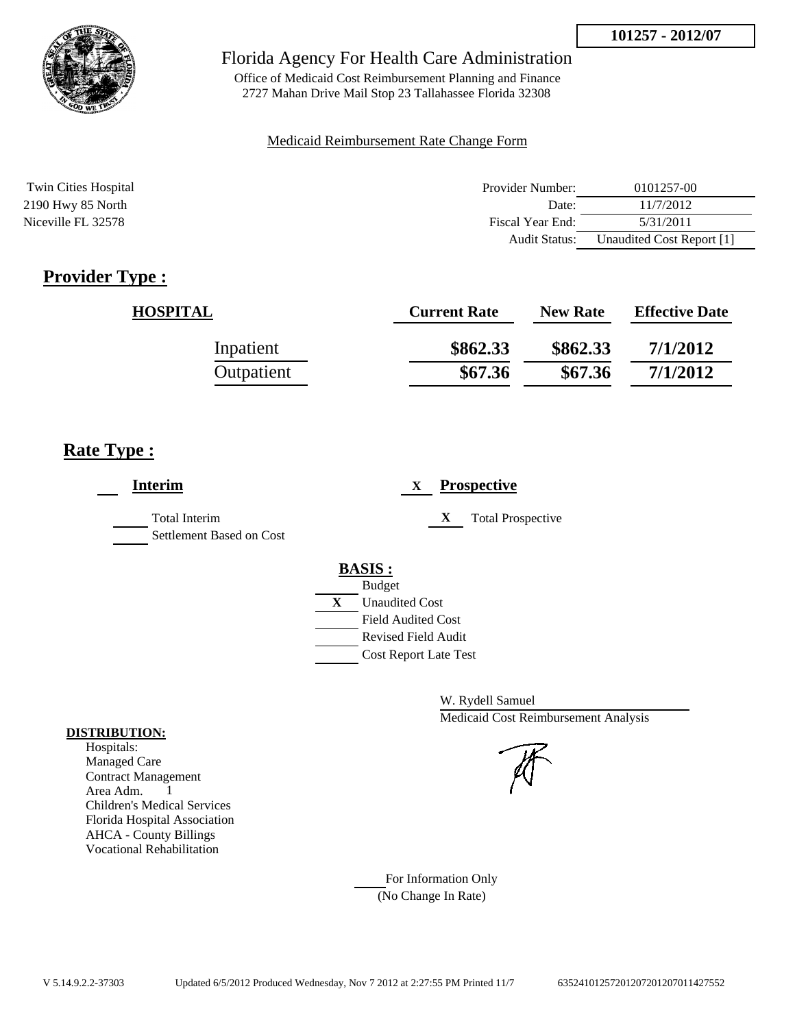101257 - 2012/07

Florida Agency For Health Care Administration

Office of Medicaid Cost Reimbursement Planning and Finance
2727 Mahan Drive Mail Stop 23 Tallahassee Florida 32308

Medicaid Reimbursement Rate Change Form

Twin Cities Hospital
2190 Hwy 85 North
Niceville FL 32578

| | |
|---|---|
| Provider Number: | 0101257-00 |
| Date: | 11/7/2012 |
| Fiscal Year End: | 5/31/2011 |
| Audit Status: | Unaudited Cost Report [1] |

## Provider Type :

| HOSPITAL | Current Rate | New Rate | Effective Date |
|---|---|---|---|
| Inpatient | $862.33 | $862.33 | 7/1/2012 |
| Outpatient | $67.36 | $67.36 | 7/1/2012 |

## Rate Type :

**Interim**

- [ ] Total Interim
- [ ] Settlement Based on Cost

X **Prospective**

- [X] Total Prospective

**BASIS :**

- [ ] Budget
- [X] Unaudited Cost
- [ ] Field Audited Cost
- [ ] Revised Field Audit
- [ ] Cost Report Late Test

W. Rydell Samuel
Medicaid Cost Reimbursement Analysis

**DISTRIBUTION:**
Hospitals:
Managed Care
Contract Management
Area Adm. 1
Children's Medical Services
Florida Hospital Association
AHCA - County Billings
Vocational Rehabilitation

For Information Only
(No Change In Rate)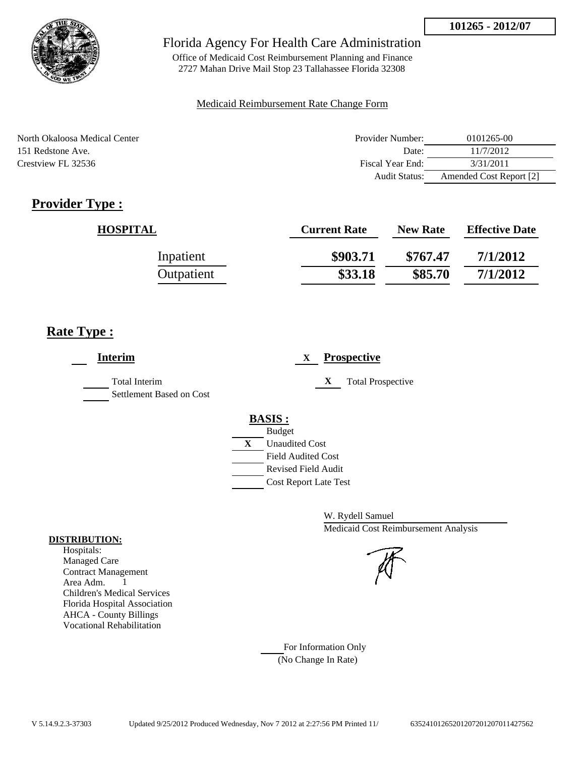**101265 - 2012/07**

# Florida Agency For Health Care Administration

Office of Medicaid Cost Reimbursement Planning and Finance
2727 Mahan Drive Mail Stop 23 Tallahassee Florida 32308

Medicaid Reimbursement Rate Change Form

North Okaloosa Medical Center
151 Redstone Ave.
Crestview FL 32536

| | |
|---|---|
| Provider Number: | 0101265-00 |
| Date: | 11/7/2012 |
| Fiscal Year End: | 3/31/2011 |
| Audit Status: | Amended Cost Report [2] |

## Provider Type :

| HOSPITAL | Current Rate | New Rate | Effective Date |
|---|---|---|---|
| Inpatient | **\$903.71** | **\$767.47** | **7/1/2012** |
| Outpatient | **\$33.18** | **\$85.70** | **7/1/2012** |

## Rate Type :

**Interim**

___ Total Interim
___ Settlement Based on Cost

X **Prospective**

X Total Prospective

**BASIS :**

___ Budget
X Unaudited Cost
___ Field Audited Cost
___ Revised Field Audit
___ Cost Report Late Test

W. Rydell Samuel
Medicaid Cost Reimbursement Analysis

**DISTRIBUTION:**

Hospitals:
Managed Care
Contract Management
Area Adm. 1
Children's Medical Services
Florida Hospital Association
AHCA - County Billings
Vocational Rehabilitation

___ For Information Only
(No Change In Rate)

V 5.14.9.2.3-37303 Updated 9/25/2012 Produced Wednesday, Nov 7 2012 at 2:27:56 PM Printed 11/ 635241012652012072012070114275 62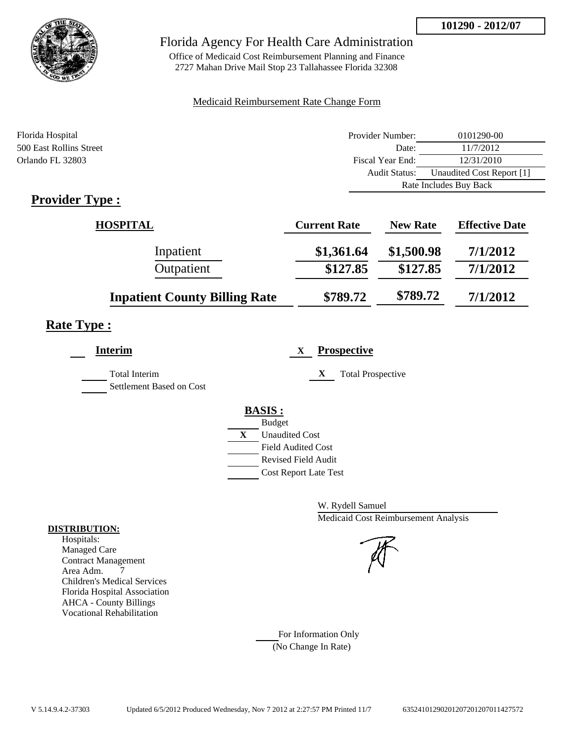**101290 - 2012/07**

# Florida Agency For Health Care Administration

Office of Medicaid Cost Reimbursement Planning and Finance
2727 Mahan Drive Mail Stop 23 Tallahassee Florida 32308

Medicaid Reimbursement Rate Change Form

Florida Hospital
500 East Rollins Street
Orlando FL 32803

| | |
|---|---|
| Provider Number: | 0101290-00 |
| Date: | 11/7/2012 |
| Fiscal Year End: | 12/31/2010 |
| Audit Status: | Unaudited Cost Report [1] |
| | Rate Includes Buy Back |

## Provider Type :

| HOSPITAL | Current Rate | New Rate | Effective Date |
|---|---|---|---|
| Inpatient | $1,361.64 | $1,500.98 | 7/1/2012 |
| Outpatient | $127.85 | $127.85 | 7/1/2012 |
| Inpatient County Billing Rate | $789.72 | $789.72 | 7/1/2012 |

## Rate Type :

___ **Interim**

___ Total Interim
___ Settlement Based on Cost

X **Prospective**

X Total Prospective

**BASIS :**

___ Budget
X Unaudited Cost
___ Field Audited Cost
___ Revised Field Audit
___ Cost Report Late Test

W. Rydell Samuel
Medicaid Cost Reimbursement Analysis

**DISTRIBUTION:**
Hospitals:
Managed Care
Contract Management
Area Adm. 7
Children's Medical Services
Florida Hospital Association
AHCA - County Billings
Vocational Rehabilitation

___ For Information Only
(No Change In Rate)

V 5.14.9.4.2-37303 Updated 6/5/2012 Produced Wednesday, Nov 7 2012 at 2:27:57 PM Printed 11/7 635241012902012072012070114275​72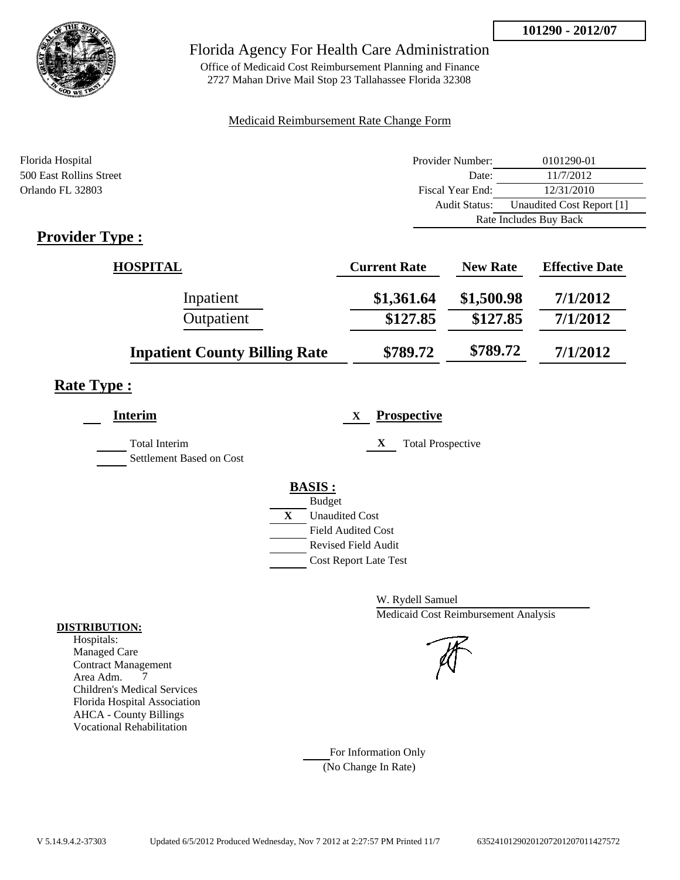**101290 - 2012/07**

# Florida Agency For Health Care Administration

Office of Medicaid Cost Reimbursement Planning and Finance
2727 Mahan Drive Mail Stop 23 Tallahassee Florida 32308

Medicaid Reimbursement Rate Change Form

Florida Hospital
500 East Rollins Street
Orlando FL 32803

| | |
|---|---|
| Provider Number: | 0101290-01 |
| Date: | 11/7/2012 |
| Fiscal Year End: | 12/31/2010 |
| Audit Status: | Unaudited Cost Report [1] |
| | Rate Includes Buy Back |

## Provider Type :

| HOSPITAL | Current Rate | New Rate | Effective Date |
|---|---|---|---|
| Inpatient | $1,361.64 | $1,500.98 | 7/1/2012 |
| Outpatient | $127.85 | $127.85 | 7/1/2012 |
| **Inpatient County Billing Rate** | $789.72 | $789.72 | 7/1/2012 |

## Rate Type :

**Interim**

- Total Interim
- Settlement Based on Cost

X **Prospective**

- X Total Prospective

**BASIS :**

- Budget
- X Unaudited Cost
- Field Audited Cost
- Revised Field Audit
- Cost Report Late Test

W. Rydell Samuel
Medicaid Cost Reimbursement Analysis

**DISTRIBUTION:**

Hospitals:
Managed Care
Contract Management
Area Adm. 7
Children's Medical Services
Florida Hospital Association
AHCA - County Billings
Vocational Rehabilitation

For Information Only
(No Change In Rate)

V 5.14.9.4.2-37303 Updated 6/5/2012 Produced Wednesday, Nov 7 2012 at 2:27:57 PM Printed 11/7 635241012902012072012070114275​72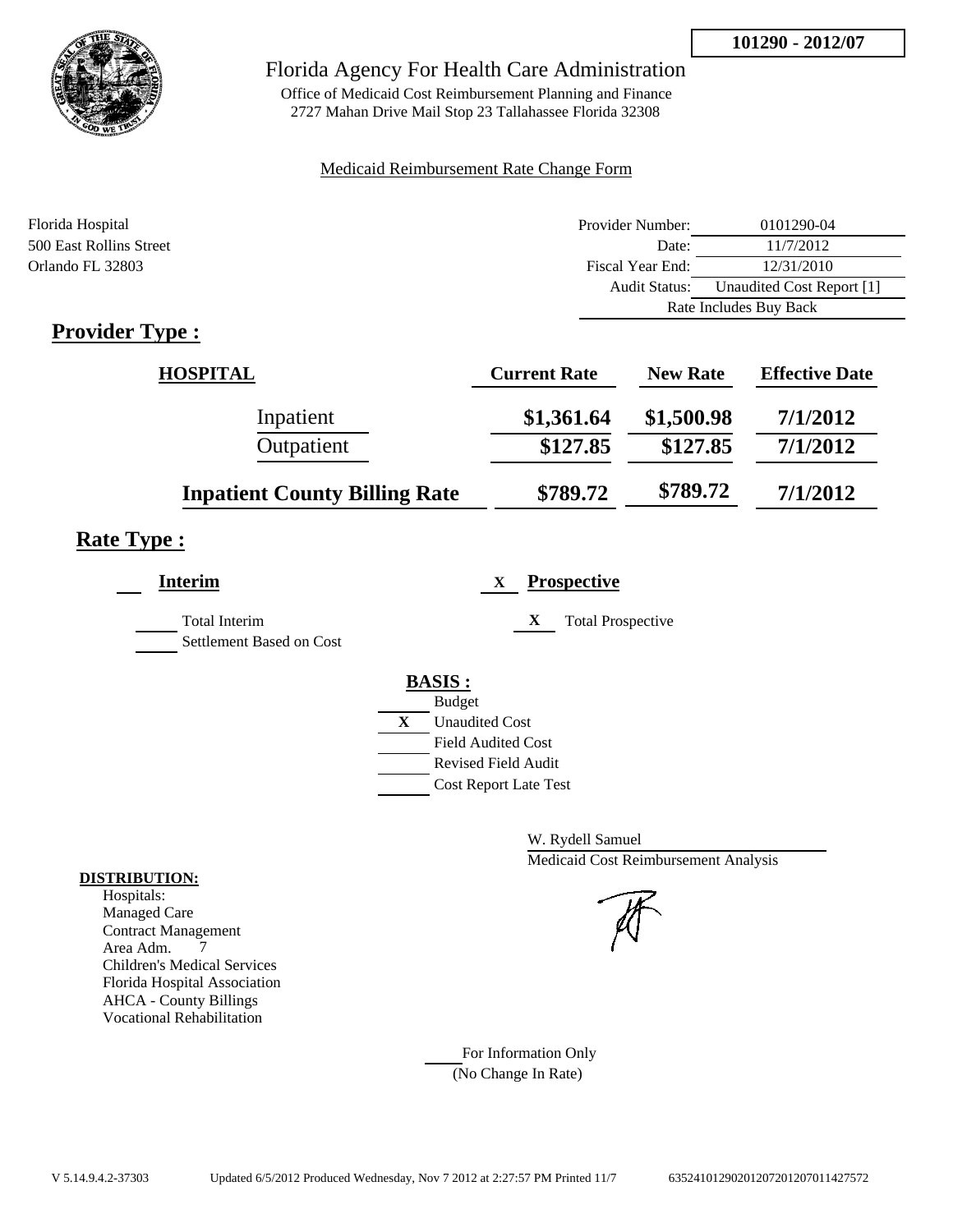**101290 - 2012/07**

# Florida Agency For Health Care Administration

Office of Medicaid Cost Reimbursement Planning and Finance
2727 Mahan Drive Mail Stop 23 Tallahassee Florida 32308

Medicaid Reimbursement Rate Change Form

Florida Hospital
500 East Rollins Street
Orlando FL 32803

| | |
|---|---|
| Provider Number: | 0101290-04 |
| Date: | 11/7/2012 |
| Fiscal Year End: | 12/31/2010 |
| Audit Status: | Unaudited Cost Report [1] |
| | Rate Includes Buy Back |

## Provider Type :

| HOSPITAL | Current Rate | New Rate | Effective Date |
|---|---|---|---|
| Inpatient | $1,361.64 | $1,500.98 | 7/1/2012 |
| Outpatient | $127.85 | $127.85 | 7/1/2012 |
| **Inpatient County Billing Rate** | $789.72 | $789.72 | 7/1/2012 |

## Rate Type :

**Interim**

- [ ] Total Interim
- [ ] Settlement Based on Cost

X **Prospective**

- X Total Prospective

**BASIS :**

- [ ] Budget
- X Unaudited Cost
- [ ] Field Audited Cost
- [ ] Revised Field Audit
- [ ] Cost Report Late Test

W. Rydell Samuel
Medicaid Cost Reimbursement Analysis

**DISTRIBUTION:**

Hospitals:
Managed Care
Contract Management
Area Adm. 7
Children's Medical Services
Florida Hospital Association
AHCA - County Billings
Vocational Rehabilitation

For Information Only
(No Change In Rate)

V 5.14.9.4.2-37303 Updated 6/5/2012 Produced Wednesday, Nov 7 2012 at 2:27:57 PM Printed 11/7 635241012902012072012070114275​72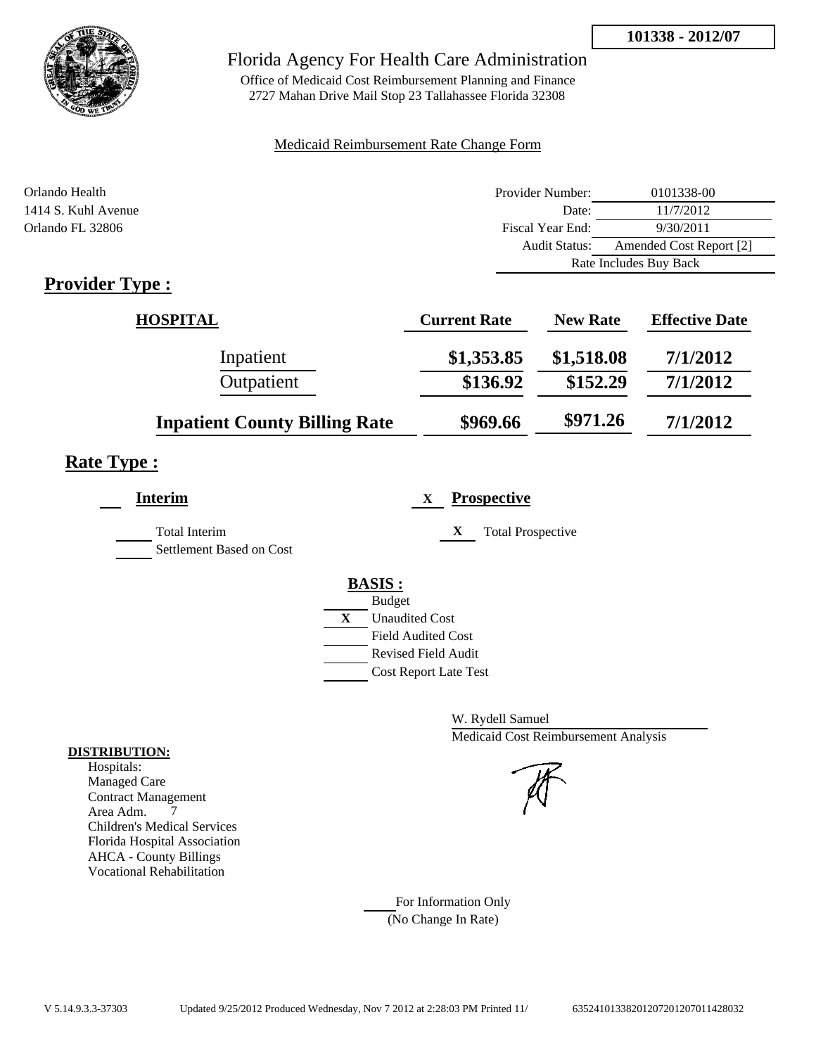**101338 - 2012/07**

# Florida Agency For Health Care Administration

Office of Medicaid Cost Reimbursement Planning and Finance
2727 Mahan Drive Mail Stop 23 Tallahassee Florida 32308

Medicaid Reimbursement Rate Change Form

Orlando Health
1414 S. Kuhl Avenue
Orlando FL 32806

| | |
|---|---|
| Provider Number: | 0101338-00 |
| Date: | 11/7/2012 |
| Fiscal Year End: | 9/30/2011 |
| Audit Status: | Amended Cost Report [2] |
| | Rate Includes Buy Back |

## Provider Type :

| HOSPITAL | Current Rate | New Rate | Effective Date |
|---|---|---|---|
| Inpatient | $1,353.85 | $1,518.08 | 7/1/2012 |
| Outpatient | $136.92 | $152.29 | 7/1/2012 |
| **Inpatient County Billing Rate** | $969.66 | $971.26 | 7/1/2012 |

## Rate Type :

**Interim**

- ___ Total Interim
- ___ Settlement Based on Cost

X **Prospective**

- X Total Prospective

**BASIS :**

- ___ Budget
- X Unaudited Cost
- ___ Field Audited Cost
- ___ Revised Field Audit
- ___ Cost Report Late Test

W. Rydell Samuel
Medicaid Cost Reimbursement Analysis

**DISTRIBUTION:**

Hospitals:
Managed Care
Contract Management
Area Adm. 7
Children's Medical Services
Florida Hospital Association
AHCA - County Billings
Vocational Rehabilitation

___ For Information Only
(No Change In Rate)

V 5.14.9.3.3-37303 Updated 9/25/2012 Produced Wednesday, Nov 7 2012 at 2:28:03 PM Printed 11/ 635241013382012072012070114280032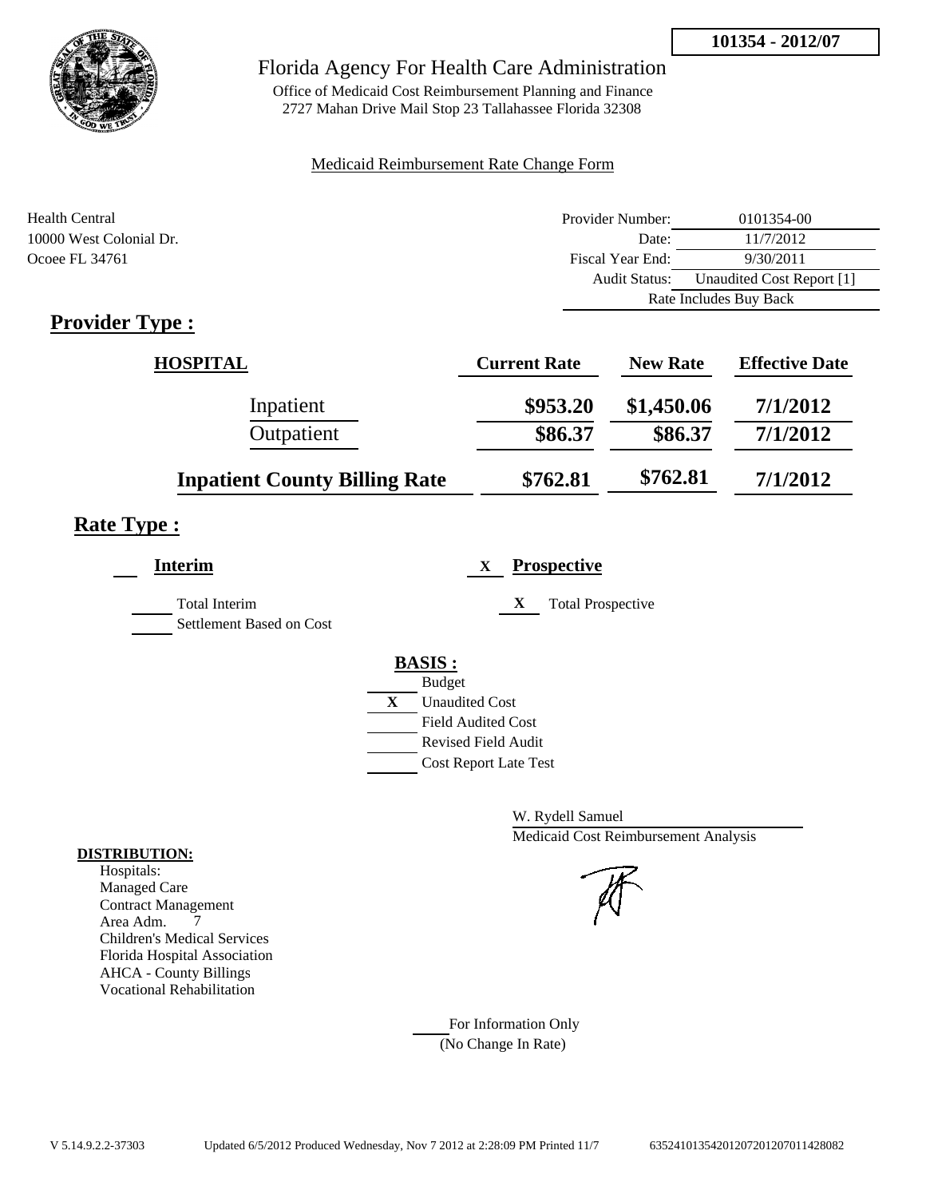**101354 - 2012/07**

# Florida Agency For Health Care Administration

Office of Medicaid Cost Reimbursement Planning and Finance
2727 Mahan Drive Mail Stop 23 Tallahassee Florida 32308

Medicaid Reimbursement Rate Change Form

Health Central
10000 West Colonial Dr.
Ocoee FL 34761

| | |
|---|---|
| Provider Number: | 0101354-00 |
| Date: | 11/7/2012 |
| Fiscal Year End: | 9/30/2011 |
| Audit Status: | Unaudited Cost Report [1] |
| | Rate Includes Buy Back |

## Provider Type :

| HOSPITAL | Current Rate | New Rate | Effective Date |
|---|---|---|---|
| Inpatient | **\$953.20** | **\$1,450.06** | **7/1/2012** |
| Outpatient | **\$86.37** | **\$86.37** | **7/1/2012** |
| **Inpatient County Billing Rate** | **\$762.81** | **\$762.81** | **7/1/2012** |

## Rate Type :

**Interim**

- ___ Total Interim
- ___ Settlement Based on Cost

X **Prospective**

- X Total Prospective

**BASIS :**

- ___ Budget
- X Unaudited Cost
- ___ Field Audited Cost
- ___ Revised Field Audit
- ___ Cost Report Late Test

W. Rydell Samuel
Medicaid Cost Reimbursement Analysis

**DISTRIBUTION:**

Hospitals:
Managed Care
Contract Management
Area Adm. 7
Children's Medical Services
Florida Hospital Association
AHCA - County Billings
Vocational Rehabilitation

___ For Information Only
(No Change In Rate)

V 5.14.9.2.2-37303 Updated 6/5/2012 Produced Wednesday, Nov 7 2012 at 2:28:09 PM Printed 11/7 635241013542012072012070114280​82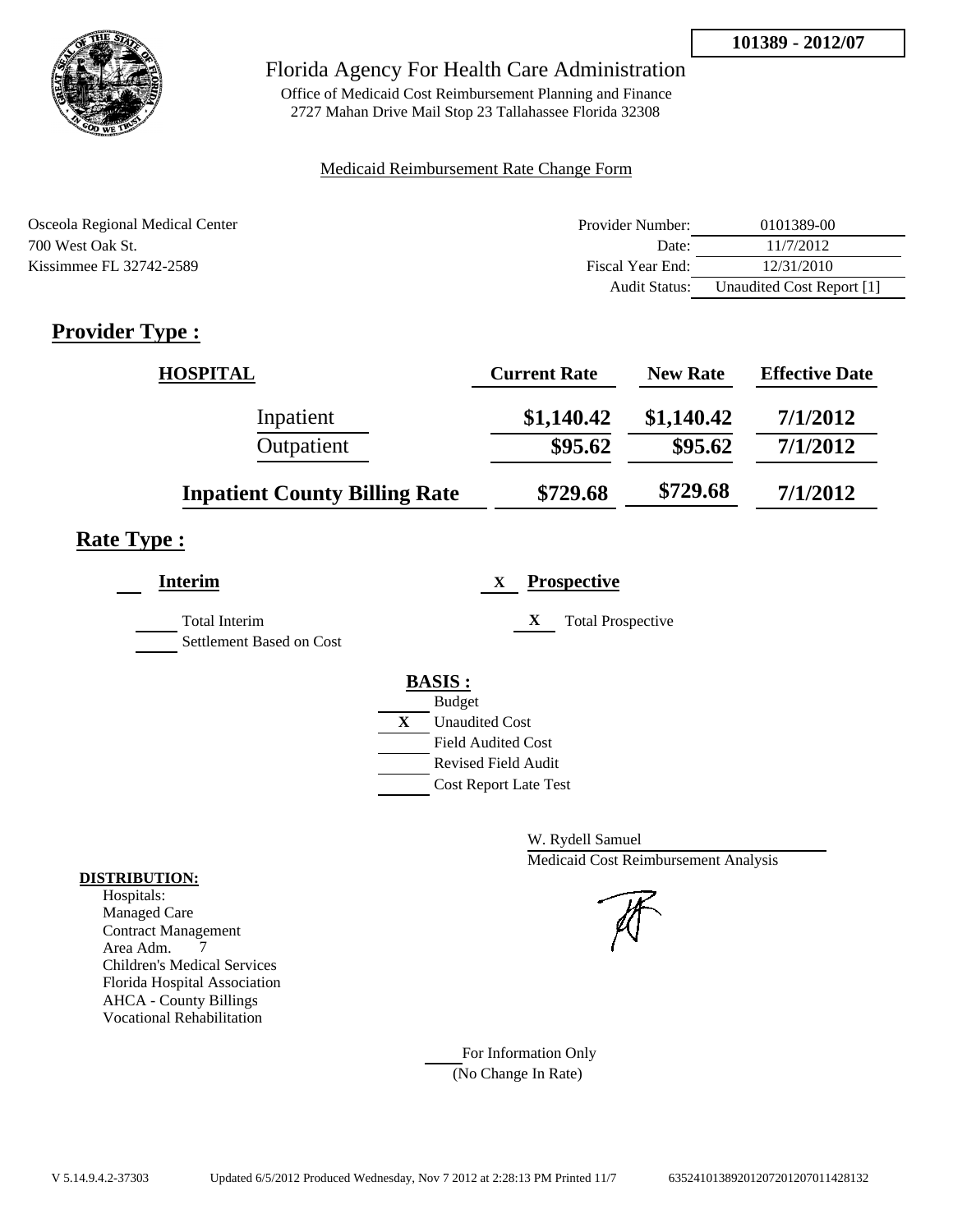**101389 - 2012/07**

Florida Agency For Health Care Administration

Office of Medicaid Cost Reimbursement Planning and Finance
2727 Mahan Drive Mail Stop 23 Tallahassee Florida 32308

Medicaid Reimbursement Rate Change Form

Osceola Regional Medical Center
700 West Oak St.
Kissimmee FL 32742-2589

| | |
|---|---|
| Provider Number: | 0101389-00 |
| Date: | 11/7/2012 |
| Fiscal Year End: | 12/31/2010 |
| Audit Status: | Unaudited Cost Report [1] |

## Provider Type :

| HOSPITAL | Current Rate | New Rate | Effective Date |
|---|---|---|---|
| Inpatient | $1,140.42 | $1,140.42 | 7/1/2012 |
| Outpatient | $95.62 | $95.62 | 7/1/2012 |
| **Inpatient County Billing Rate** | **$729.68** | **$729.68** | **7/1/2012** |

## Rate Type :

**Interim**

Total Interim
Settlement Based on Cost

X **Prospective**

X Total Prospective

**BASIS :**

Budget
X Unaudited Cost
Field Audited Cost
Revised Field Audit
Cost Report Late Test

W. Rydell Samuel
Medicaid Cost Reimbursement Analysis

**DISTRIBUTION:**
Hospitals:
Managed Care
Contract Management
Area Adm. 7
Children's Medical Services
Florida Hospital Association
AHCA - County Billings
Vocational Rehabilitation

For Information Only
(No Change In Rate)

V 5.14.9.4.2-37303 Updated 6/5/2012 Produced Wednesday, Nov 7 2012 at 2:28:13 PM Printed 11/7 635241013892012072012070114281​32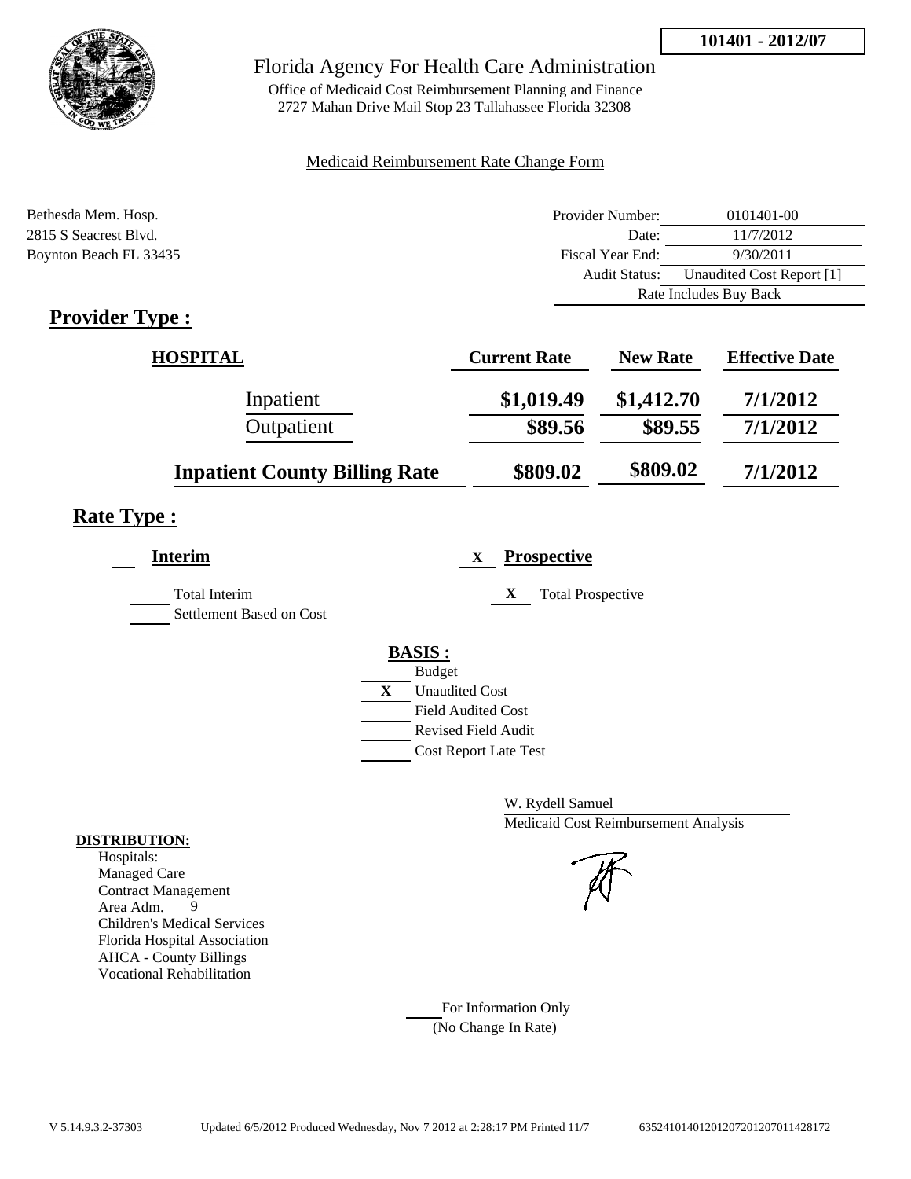**101401 - 2012/07**

# Florida Agency For Health Care Administration

Office of Medicaid Cost Reimbursement Planning and Finance
2727 Mahan Drive Mail Stop 23 Tallahassee Florida 32308

Medicaid Reimbursement Rate Change Form

Bethesda Mem. Hosp.
2815 S Seacrest Blvd.
Boynton Beach FL 33435

| | |
|---|---|
| Provider Number: | 0101401-00 |
| Date: | 11/7/2012 |
| Fiscal Year End: | 9/30/2011 |
| Audit Status: | Unaudited Cost Report [1] |
| Rate Includes Buy Back | |

## Provider Type :

| HOSPITAL | Current Rate | New Rate | Effective Date |
|---|---|---|---|
| Inpatient | $1,019.49 | $1,412.70 | 7/1/2012 |
| Outpatient | $89.56 | $89.55 | 7/1/2012 |
| **Inpatient County Billing Rate** | $809.02 | $809.02 | 7/1/2012 |

## Rate Type :

**Interim**

- Total Interim
- Settlement Based on Cost

X **Prospective**

- X Total Prospective

**BASIS :**

- Budget
- X Unaudited Cost
- Field Audited Cost
- Revised Field Audit
- Cost Report Late Test

W. Rydell Samuel
Medicaid Cost Reimbursement Analysis

**DISTRIBUTION:**
Hospitals:
Managed Care
Contract Management
Area Adm. 9
Children's Medical Services
Florida Hospital Association
AHCA - County Billings
Vocational Rehabilitation

For Information Only
(No Change In Rate)

V 5.14.9.3.2-37303 Updated 6/5/2012 Produced Wednesday, Nov 7 2012 at 2:28:17 PM Printed 11/7 63524101401201207201207011428172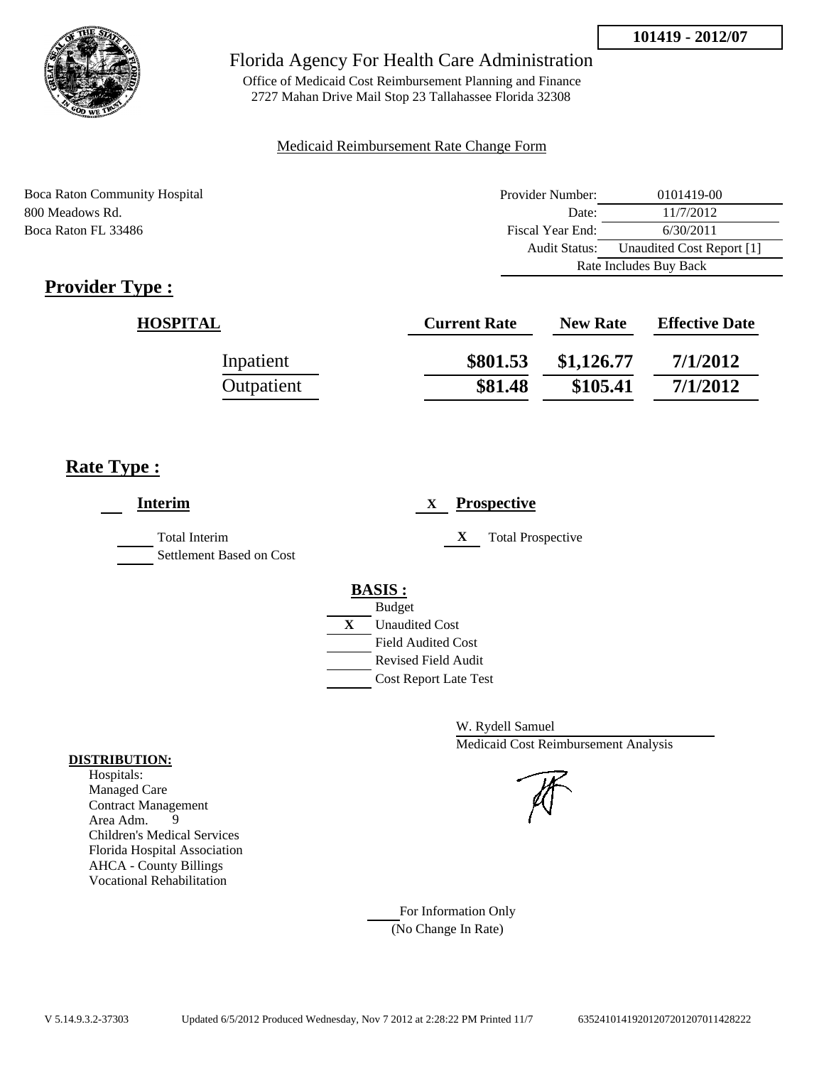101419 - 2012/07

# Florida Agency For Health Care Administration

Office of Medicaid Cost Reimbursement Planning and Finance
2727 Mahan Drive Mail Stop 23 Tallahassee Florida 32308

Medicaid Reimbursement Rate Change Form

Boca Raton Community Hospital
800 Meadows Rd.
Boca Raton FL 33486

| | |
|---|---|
| Provider Number: | 0101419-00 |
| Date: | 11/7/2012 |
| Fiscal Year End: | 6/30/2011 |
| Audit Status: | Unaudited Cost Report [1] |
| Rate Includes Buy Back | |

## Provider Type :

| HOSPITAL | Current Rate | New Rate | Effective Date |
|---|---|---|---|
| Inpatient | $801.53 | $1,126.77 | 7/1/2012 |
| Outpatient | $81.48 | $105.41 | 7/1/2012 |

## Rate Type :

___ **Interim**

___ Total Interim
___ Settlement Based on Cost

X **Prospective**

X Total Prospective

**BASIS :**

___ Budget
X Unaudited Cost
___ Field Audited Cost
___ Revised Field Audit
___ Cost Report Late Test

W. Rydell Samuel
Medicaid Cost Reimbursement Analysis

**DISTRIBUTION:**
Hospitals:
Managed Care
Contract Management
Area Adm. 9
Children's Medical Services
Florida Hospital Association
AHCA - County Billings
Vocational Rehabilitation

___ For Information Only
(No Change In Rate)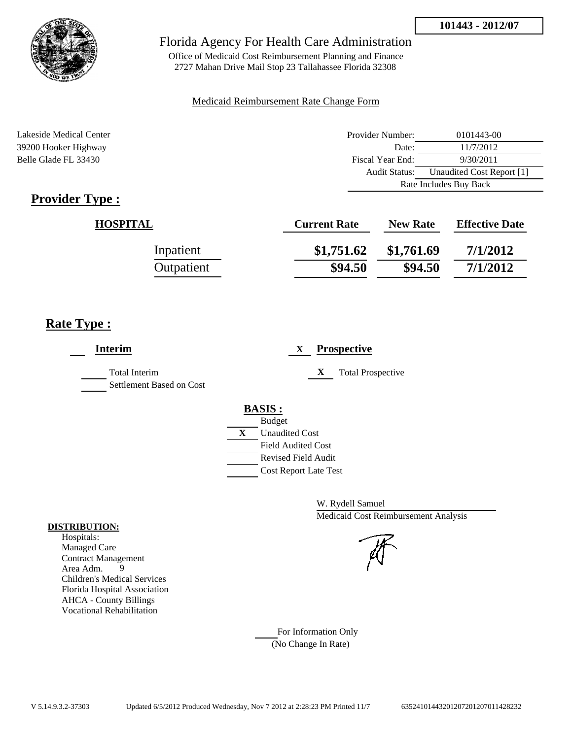**101443 - 2012/07**

# Florida Agency For Health Care Administration

Office of Medicaid Cost Reimbursement Planning and Finance
2727 Mahan Drive Mail Stop 23 Tallahassee Florida 32308

Medicaid Reimbursement Rate Change Form

Lakeside Medical Center
39200 Hooker Highway
Belle Glade FL 33430

| | |
|---|---|
| Provider Number: | 0101443-00 |
| Date: | 11/7/2012 |
| Fiscal Year End: | 9/30/2011 |
| Audit Status: | Unaudited Cost Report [1] |
| Rate Includes Buy Back | |

## Provider Type :

| HOSPITAL | Current Rate | New Rate | Effective Date |
|---|---|---|---|
| Inpatient | $1,751.62 | $1,761.69 | 7/1/2012 |
| Outpatient | $94.50 | $94.50 | 7/1/2012 |

## Rate Type :

**Interim**

Total Interim
Settlement Based on Cost

X **Prospective**

X Total Prospective

**BASIS :**

- Budget
- X Unaudited Cost
- Field Audited Cost
- Revised Field Audit
- Cost Report Late Test

W. Rydell Samuel
Medicaid Cost Reimbursement Analysis

**DISTRIBUTION:**

Hospitals:
Managed Care
Contract Management
Area Adm. 9
Children's Medical Services
Florida Hospital Association
AHCA - County Billings
Vocational Rehabilitation

For Information Only
(No Change In Rate)

V 5.14.9.3.2-37303 Updated 6/5/2012 Produced Wednesday, Nov 7 2012 at 2:28:23 PM Printed 11/7 6352410144320120720120701142 8232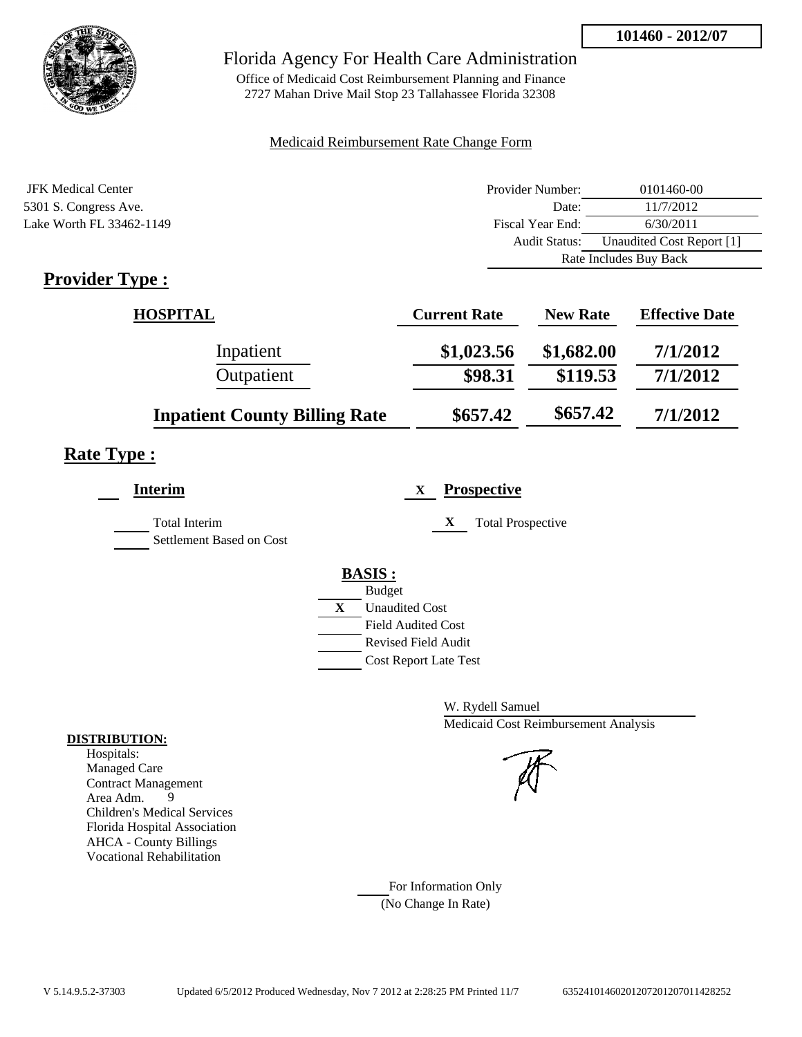101460 - 2012/07

# Florida Agency For Health Care Administration

Office of Medicaid Cost Reimbursement Planning and Finance
2727 Mahan Drive Mail Stop 23 Tallahassee Florida 32308

Medicaid Reimbursement Rate Change Form

JFK Medical Center
5301 S. Congress Ave.
Lake Worth FL 33462-1149

| | |
|---|---|
| Provider Number: | 0101460-00 |
| Date: | 11/7/2012 |
| Fiscal Year End: | 6/30/2011 |
| Audit Status: | Unaudited Cost Report [1] |
| Rate Includes Buy Back | |

## Provider Type :

| HOSPITAL | Current Rate | New Rate | Effective Date |
|---|---|---|---|
| Inpatient | $1,023.56 | $1,682.00 | 7/1/2012 |
| Outpatient | $98.31 | $119.53 | 7/1/2012 |
| **Inpatient County Billing Rate** | $657.42 | $657.42 | 7/1/2012 |

## Rate Type :

**Interim**

___ Total Interim
___ Settlement Based on Cost

X **Prospective**

X Total Prospective

**BASIS :**

___ Budget
X Unaudited Cost
___ Field Audited Cost
___ Revised Field Audit
___ Cost Report Late Test

W. Rydell Samuel
Medicaid Cost Reimbursement Analysis

**DISTRIBUTION:**
Hospitals:
Managed Care
Contract Management
Area Adm. 9
Children's Medical Services
Florida Hospital Association
AHCA - County Billings
Vocational Rehabilitation

___ For Information Only
(No Change In Rate)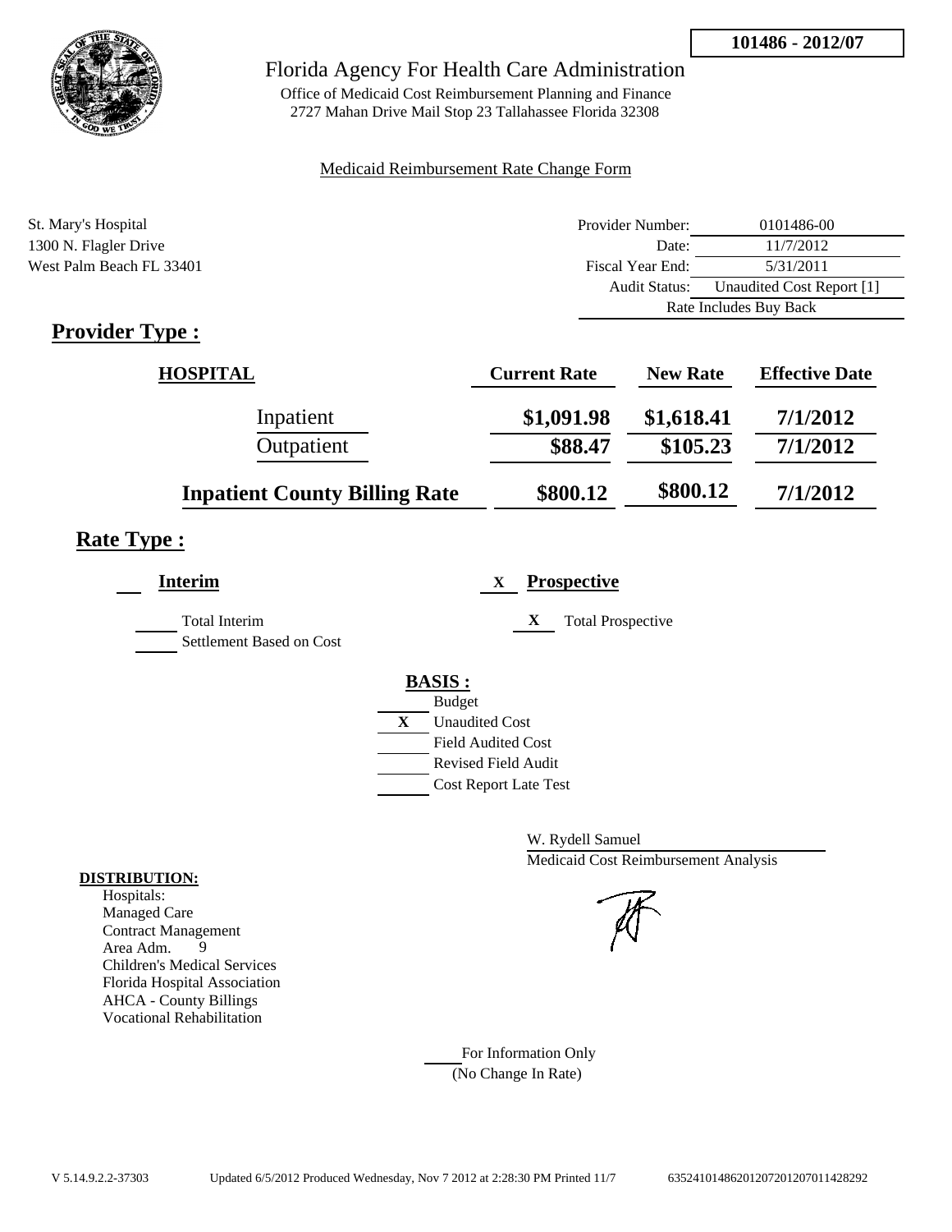**101486 - 2012/07**

# Florida Agency For Health Care Administration

Office of Medicaid Cost Reimbursement Planning and Finance
2727 Mahan Drive Mail Stop 23 Tallahassee Florida 32308

Medicaid Reimbursement Rate Change Form

St. Mary's Hospital
1300 N. Flagler Drive
West Palm Beach FL 33401

| | |
|---|---|
| Provider Number: | 0101486-00 |
| Date: | 11/7/2012 |
| Fiscal Year End: | 5/31/2011 |
| Audit Status: | Unaudited Cost Report [1] |
| Rate Includes Buy Back | |

## Provider Type :

| HOSPITAL | Current Rate | New Rate | Effective Date |
|---|---|---|---|
| Inpatient | $1,091.98 | $1,618.41 | 7/1/2012 |
| Outpatient | $88.47 | $105.23 | 7/1/2012 |
| **Inpatient County Billing Rate** | $800.12 | $800.12 | 7/1/2012 |

## Rate Type :

___ **Interim**

_____ Total Interim
_____ Settlement Based on Cost

X **Prospective**

X Total Prospective

**BASIS :**

_____ Budget
X Unaudited Cost
_____ Field Audited Cost
_____ Revised Field Audit
_____ Cost Report Late Test

W. Rydell Samuel
Medicaid Cost Reimbursement Analysis

**DISTRIBUTION:**
Hospitals:
Managed Care
Contract Management
Area Adm. 9
Children's Medical Services
Florida Hospital Association
AHCA - County Billings
Vocational Rehabilitation

_____ For Information Only
(No Change In Rate)

V 5.14.9.2.2-37303 Updated 6/5/2012 Produced Wednesday, Nov 7 2012 at 2:28:30 PM Printed 11/7 635241014862012072012070114282​92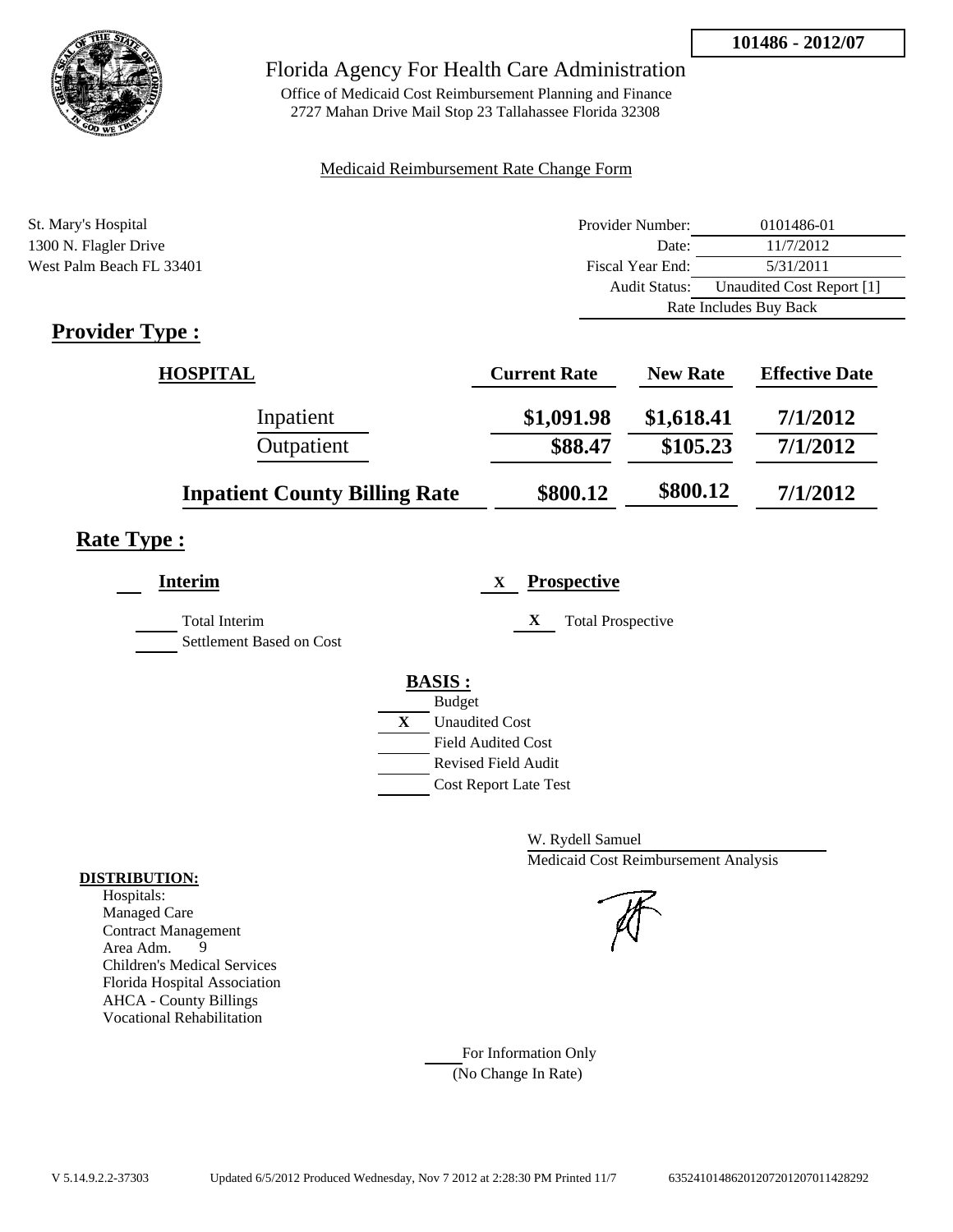**101486 - 2012/07**

# Florida Agency For Health Care Administration

Office of Medicaid Cost Reimbursement Planning and Finance
2727 Mahan Drive Mail Stop 23 Tallahassee Florida 32308

Medicaid Reimbursement Rate Change Form

St. Mary's Hospital
1300 N. Flagler Drive
West Palm Beach FL 33401

| | |
|---|---|
| Provider Number: | 0101486-01 |
| Date: | 11/7/2012 |
| Fiscal Year End: | 5/31/2011 |
| Audit Status: | Unaudited Cost Report [1] |
| | Rate Includes Buy Back |

## Provider Type :

| HOSPITAL | Current Rate | New Rate | Effective Date |
|---|---|---|---|
| Inpatient | $1,091.98 | $1,618.41 | 7/1/2012 |
| Outpatient | $88.47 | $105.23 | 7/1/2012 |
| **Inpatient County Billing Rate** | $800.12 | $800.12 | 7/1/2012 |

## Rate Type :

___ **Interim**

- ___ Total Interim
- ___ Settlement Based on Cost

X **Prospective**

- X Total Prospective

**BASIS :**

- ___ Budget
- X Unaudited Cost
- ___ Field Audited Cost
- ___ Revised Field Audit
- ___ Cost Report Late Test

W. Rydell Samuel
Medicaid Cost Reimbursement Analysis

**DISTRIBUTION:**

Hospitals:
Managed Care
Contract Management
Area Adm. 9
Children's Medical Services
Florida Hospital Association
AHCA - County Billings
Vocational Rehabilitation

___ For Information Only
(No Change In Rate)

V 5.14.9.2.2-37303 Updated 6/5/2012 Produced Wednesday, Nov 7 2012 at 2:28:30 PM Printed 11/7 6352410148620120720120701142829​2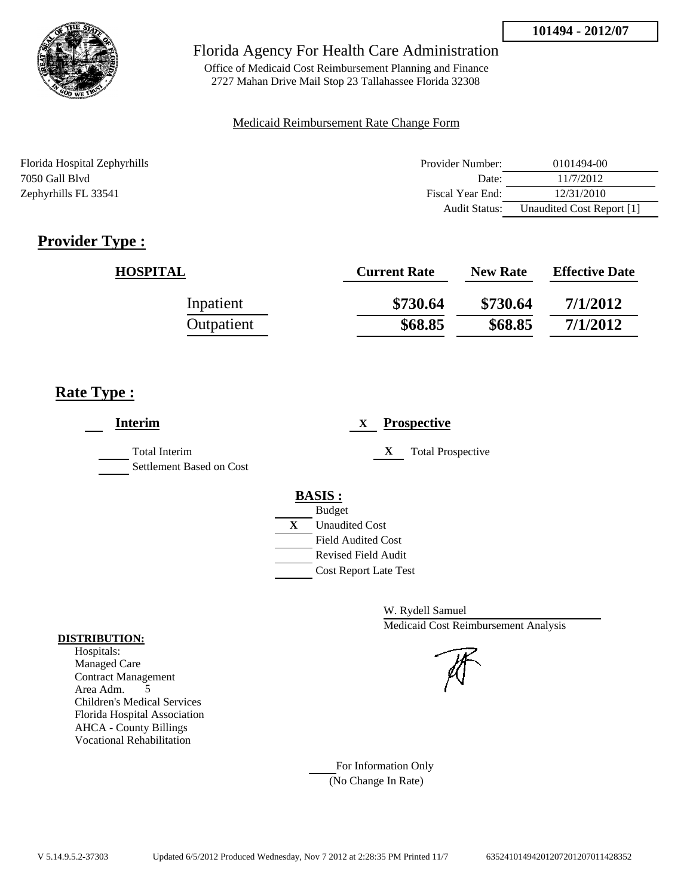**101494 - 2012/07**

Florida Agency For Health Care Administration

Office of Medicaid Cost Reimbursement Planning and Finance
2727 Mahan Drive Mail Stop 23 Tallahassee Florida 32308

Medicaid Reimbursement Rate Change Form

Florida Hospital Zephyrhills
7050 Gall Blvd
Zephyrhills FL 33541

| | |
|---|---|
| Provider Number: | 0101494-00 |
| Date: | 11/7/2012 |
| Fiscal Year End: | 12/31/2010 |
| Audit Status: | Unaudited Cost Report [1] |

## Provider Type :

| HOSPITAL | Current Rate | New Rate | Effective Date |
|---|---|---|---|
| Inpatient | **$730.64** | **$730.64** | **7/1/2012** |
| Outpatient | **$68.85** | **$68.85** | **7/1/2012** |

## Rate Type :

**Interim**

- Total Interim
- Settlement Based on Cost

X **Prospective**

- X Total Prospective

**BASIS :**

- Budget
- X Unaudited Cost
- Field Audited Cost
- Revised Field Audit
- Cost Report Late Test

W. Rydell Samuel
Medicaid Cost Reimbursement Analysis

**DISTRIBUTION:**

Hospitals:
Managed Care
Contract Management
Area Adm. 5
Children's Medical Services
Florida Hospital Association
AHCA - County Billings
Vocational Rehabilitation

For Information Only
(No Change In Rate)

V 5.14.9.5.2-37303 Updated 6/5/2012 Produced Wednesday, Nov 7 2012 at 2:28:35 PM Printed 11/7 635241014942012072012070114283​52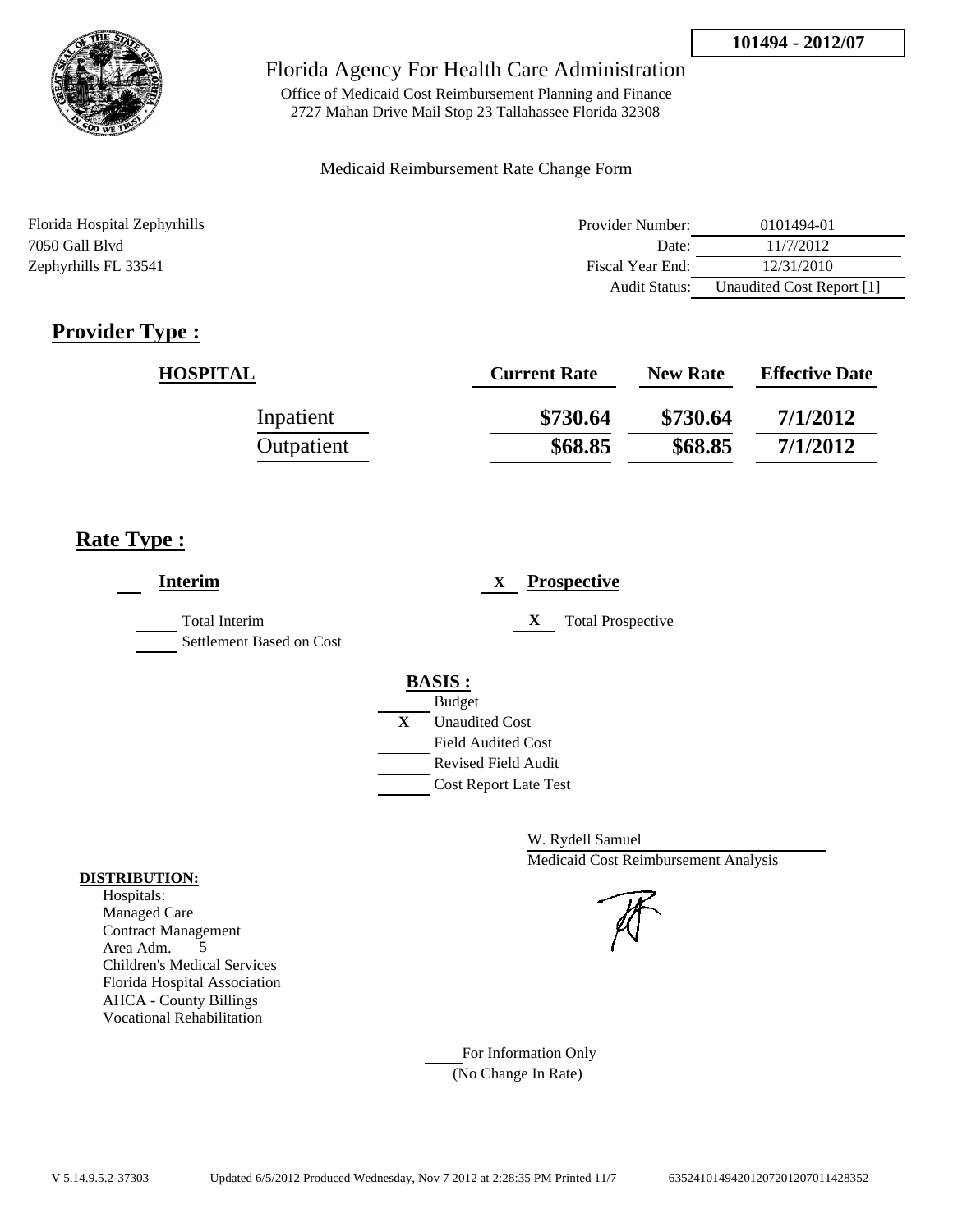101494 - 2012/07

Florida Agency For Health Care Administration

Office of Medicaid Cost Reimbursement Planning and Finance
2727 Mahan Drive Mail Stop 23 Tallahassee Florida 32308

Medicaid Reimbursement Rate Change Form

Florida Hospital Zephyrhills
7050 Gall Blvd
Zephyrhills FL 33541

| | |
|---|---|
| Provider Number: | 0101494-01 |
| Date: | 11/7/2012 |
| Fiscal Year End: | 12/31/2010 |
| Audit Status: | Unaudited Cost Report [1] |

## Provider Type :

| HOSPITAL | Current Rate | New Rate | Effective Date |
|---|---|---|---|
| Inpatient | $730.64 | $730.64 | 7/1/2012 |
| Outpatient | $68.85 | $68.85 | 7/1/2012 |

## Rate Type :

**Interim**

- Total Interim
- Settlement Based on Cost

X **Prospective**

- X Total Prospective

**BASIS :**

- Budget
- X Unaudited Cost
- Field Audited Cost
- Revised Field Audit
- Cost Report Late Test

W. Rydell Samuel
Medicaid Cost Reimbursement Analysis

**DISTRIBUTION:**
Hospitals:
Managed Care
Contract Management
Area Adm. 5
Children's Medical Services
Florida Hospital Association
AHCA - County Billings
Vocational Rehabilitation

For Information Only
(No Change In Rate)

V 5.14.9.5.2-37303 Updated 6/5/2012 Produced Wednesday, Nov 7 2012 at 2:28:35 PM Printed 11/7 63524101494201207201207011428352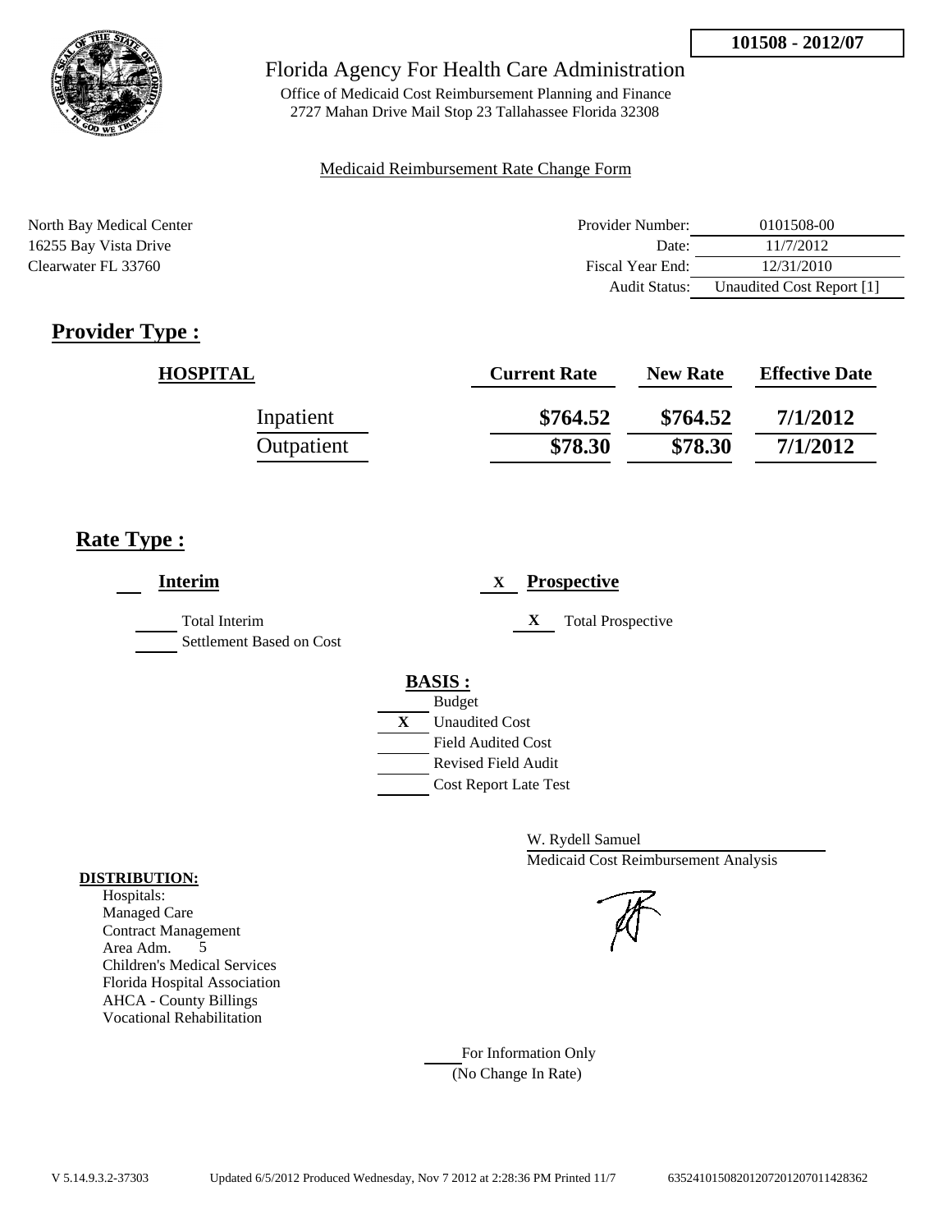**101508 - 2012/07**

Florida Agency For Health Care Administration

Office of Medicaid Cost Reimbursement Planning and Finance
2727 Mahan Drive Mail Stop 23 Tallahassee Florida 32308

Medicaid Reimbursement Rate Change Form

North Bay Medical Center
16255 Bay Vista Drive
Clearwater FL 33760

| | |
|---|---|
| Provider Number: | 0101508-00 |
| Date: | 11/7/2012 |
| Fiscal Year End: | 12/31/2010 |
| Audit Status: | Unaudited Cost Report [1] |

## Provider Type :

| HOSPITAL | Current Rate | New Rate | Effective Date |
|---|---|---|---|
| Inpatient | **$764.52** | **$764.52** | **7/1/2012** |
| Outpatient | **$78.30** | **$78.30** | **7/1/2012** |

## Rate Type :

**Interim**

Total Interim
Settlement Based on Cost

X **Prospective**

X Total Prospective

**BASIS :**

- Budget
- X Unaudited Cost
- Field Audited Cost
- Revised Field Audit
- Cost Report Late Test

W. Rydell Samuel
Medicaid Cost Reimbursement Analysis

**DISTRIBUTION:**

Hospitals:
Managed Care
Contract Management
Area Adm. 5
Children's Medical Services
Florida Hospital Association
AHCA - County Billings
Vocational Rehabilitation

For Information Only
(No Change In Rate)

V 5.14.9.3.2-37303 Updated 6/5/2012 Produced Wednesday, Nov 7 2012 at 2:28:36 PM Printed 11/7 63524101508201207201207011428362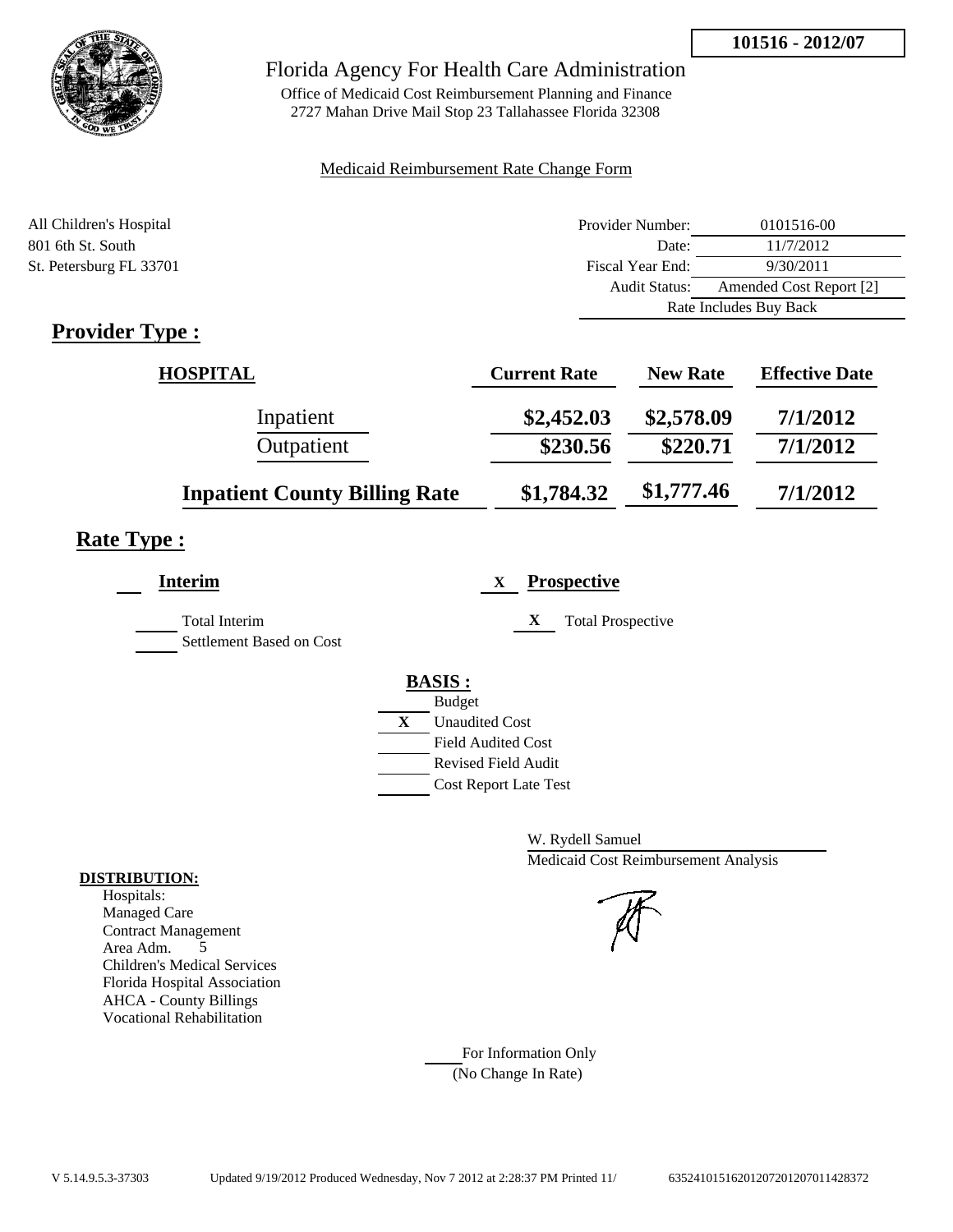**101516 - 2012/07**

# Florida Agency For Health Care Administration

Office of Medicaid Cost Reimbursement Planning and Finance
2727 Mahan Drive Mail Stop 23 Tallahassee Florida 32308

Medicaid Reimbursement Rate Change Form

All Children's Hospital
801 6th St. South
St. Petersburg FL 33701

| | |
|---|---|
| Provider Number: | 0101516-00 |
| Date: | 11/7/2012 |
| Fiscal Year End: | 9/30/2011 |
| Audit Status: | Amended Cost Report [2] |
| | Rate Includes Buy Back |

## Provider Type :

| HOSPITAL | Current Rate | New Rate | Effective Date |
|---|---|---|---|
| Inpatient | $2,452.03 | $2,578.09 | 7/1/2012 |
| Outpatient | $230.56 | $220.71 | 7/1/2012 |
| **Inpatient County Billing Rate** | $1,784.32 | $1,777.46 | 7/1/2012 |

## Rate Type :

**Interim**

- Total Interim
- Settlement Based on Cost

X **Prospective**

- X Total Prospective

**BASIS :**

- Budget
- X Unaudited Cost
- Field Audited Cost
- Revised Field Audit
- Cost Report Late Test

W. Rydell Samuel
Medicaid Cost Reimbursement Analysis

**DISTRIBUTION:**

Hospitals:
Managed Care
Contract Management
Area Adm. 5
Children's Medical Services
Florida Hospital Association
AHCA - County Billings
Vocational Rehabilitation

For Information Only
(No Change In Rate)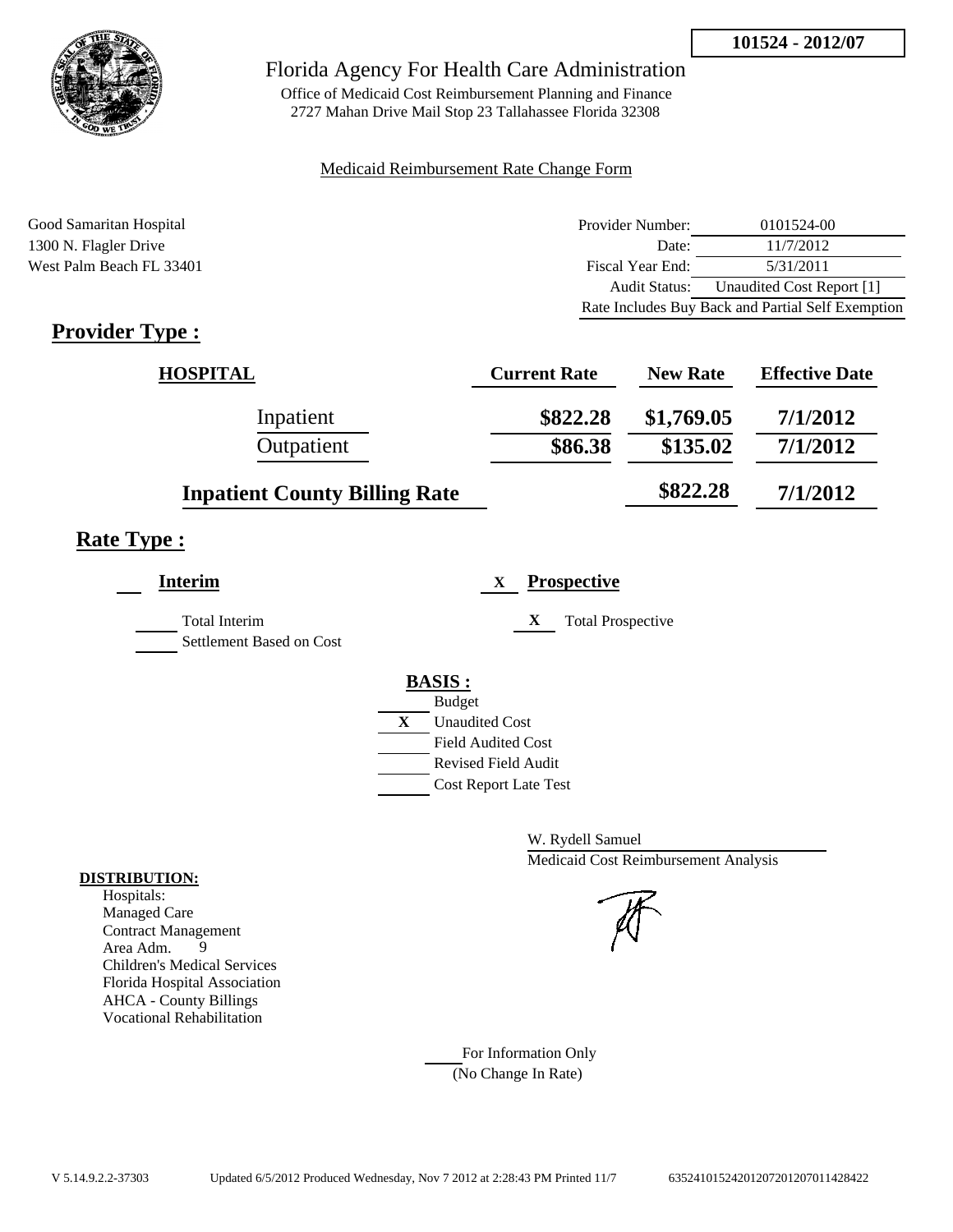101524 - 2012/07

# Florida Agency For Health Care Administration

Office of Medicaid Cost Reimbursement Planning and Finance
2727 Mahan Drive Mail Stop 23 Tallahassee Florida 32308

Medicaid Reimbursement Rate Change Form

Good Samaritan Hospital
1300 N. Flagler Drive
West Palm Beach FL 33401

| | |
|---|---|
| Provider Number: | 0101524-00 |
| Date: | 11/7/2012 |
| Fiscal Year End: | 5/31/2011 |
| Audit Status: | Unaudited Cost Report [1] |
| Rate Includes Buy Back and Partial Self Exemption | |

## Provider Type :

| HOSPITAL | Current Rate | New Rate | Effective Date |
|---|---|---|---|
| Inpatient | $822.28 | $1,769.05 | 7/1/2012 |
| Outpatient | $86.38 | $135.02 | 7/1/2012 |
| Inpatient County Billing Rate | | $822.28 | 7/1/2012 |

## Rate Type :

___ **Interim**

___ Total Interim
___ Settlement Based on Cost

X **Prospective**

X Total Prospective

**BASIS :**

___ Budget
X Unaudited Cost
___ Field Audited Cost
___ Revised Field Audit
___ Cost Report Late Test

W. Rydell Samuel
Medicaid Cost Reimbursement Analysis

**DISTRIBUTION:**
Hospitals:
Managed Care
Contract Management
Area Adm. 9
Children's Medical Services
Florida Hospital Association
AHCA - County Billings
Vocational Rehabilitation

___ For Information Only
(No Change In Rate)

V 5.14.9.2.2-37303 Updated 6/5/2012 Produced Wednesday, Nov 7 2012 at 2:28:43 PM Printed 11/7 6352410152420120720120701142842​2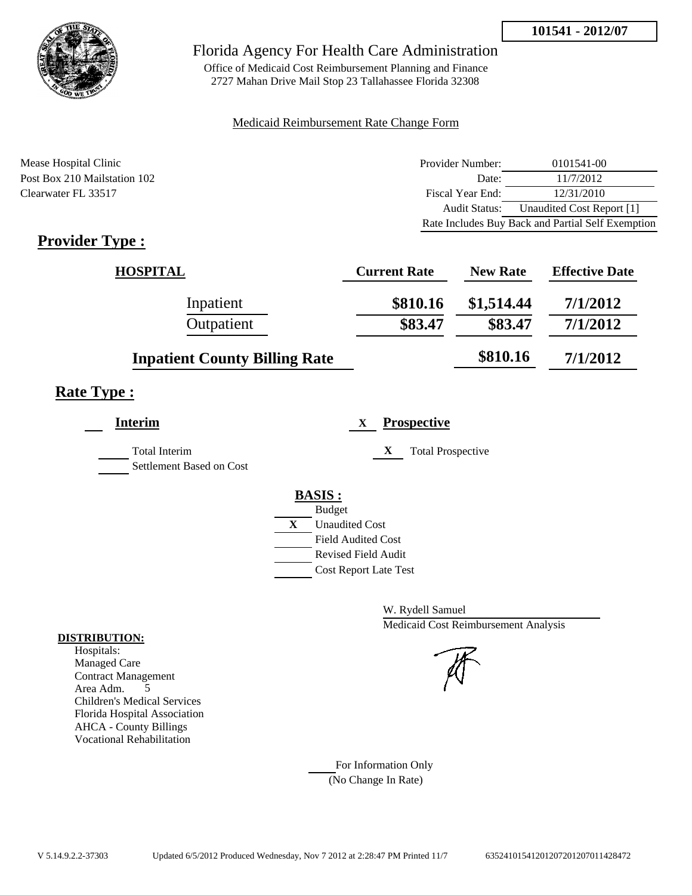**101541 - 2012/07**

# Florida Agency For Health Care Administration

Office of Medicaid Cost Reimbursement Planning and Finance
2727 Mahan Drive Mail Stop 23 Tallahassee Florida 32308

Medicaid Reimbursement Rate Change Form

Mease Hospital Clinic
Post Box 210 Mailstation 102
Clearwater FL 33517

| | |
|---|---|
| Provider Number: | 0101541-00 |
| Date: | 11/7/2012 |
| Fiscal Year End: | 12/31/2010 |
| Audit Status: | Unaudited Cost Report [1] |
| Rate Includes Buy Back and Partial Self Exemption | |

## Provider Type :

| HOSPITAL | Current Rate | New Rate | Effective Date |
|---|---|---|---|
| Inpatient | $810.16 | $1,514.44 | 7/1/2012 |
| Outpatient | $83.47 | $83.47 | 7/1/2012 |
| Inpatient County Billing Rate | | $810.16 | 7/1/2012 |

## Rate Type :

**Interim**

Total Interim
Settlement Based on Cost

X **Prospective**

X Total Prospective

**BASIS :**

- Budget
- X Unaudited Cost
- Field Audited Cost
- Revised Field Audit
- Cost Report Late Test

W. Rydell Samuel
Medicaid Cost Reimbursement Analysis

**DISTRIBUTION:**
Hospitals:
Managed Care
Contract Management
Area Adm. 5
Children's Medical Services
Florida Hospital Association
AHCA - County Billings
Vocational Rehabilitation

For Information Only
(No Change In Rate)

V 5.14.9.2.2-37303 Updated 6/5/2012 Produced Wednesday, Nov 7 2012 at 2:28:47 PM Printed 11/7 635241015412012072012070114284​72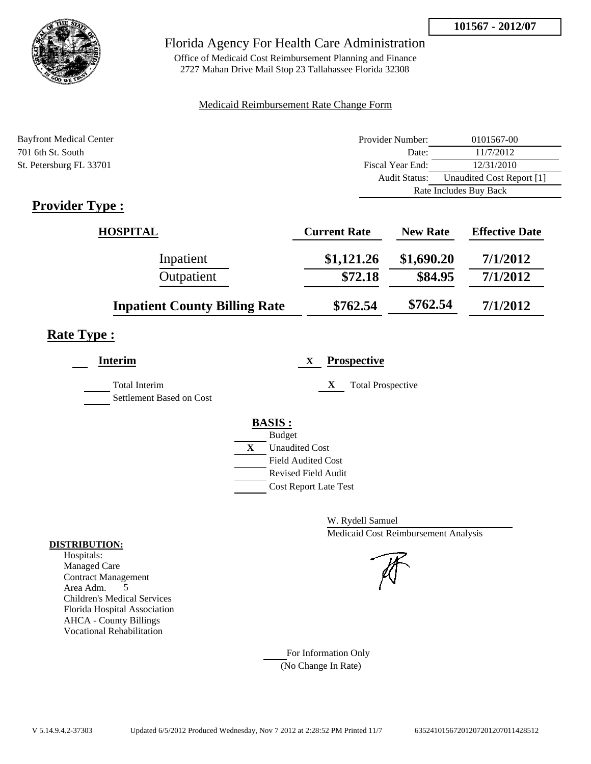**101567 - 2012/07**

# Florida Agency For Health Care Administration

Office of Medicaid Cost Reimbursement Planning and Finance
2727 Mahan Drive Mail Stop 23 Tallahassee Florida 32308

Medicaid Reimbursement Rate Change Form

Bayfront Medical Center
701 6th St. South
St. Petersburg FL 33701

| | |
|---|---|
| Provider Number: | 0101567-00 |
| Date: | 11/7/2012 |
| Fiscal Year End: | 12/31/2010 |
| Audit Status: | Unaudited Cost Report [1] |
| | Rate Includes Buy Back |

## Provider Type :

| HOSPITAL | Current Rate | New Rate | Effective Date |
|---|---|---|---|
| Inpatient | $1,121.26 | $1,690.20 | 7/1/2012 |
| Outpatient | $72.18 | $84.95 | 7/1/2012 |
| **Inpatient County Billing Rate** | $762.54 | $762.54 | 7/1/2012 |

## Rate Type :

**Interim**

- Total Interim
- Settlement Based on Cost

X **Prospective**

- X Total Prospective

**BASIS :**

- Budget
- X Unaudited Cost
- Field Audited Cost
- Revised Field Audit
- Cost Report Late Test

W. Rydell Samuel
Medicaid Cost Reimbursement Analysis

**DISTRIBUTION:**
Hospitals:
Managed Care
Contract Management
Area Adm. 5
Children's Medical Services
Florida Hospital Association
AHCA - County Billings
Vocational Rehabilitation

For Information Only
(No Change In Rate)

V 5.14.9.4.2-37303 Updated 6/5/2012 Produced Wednesday, Nov 7 2012 at 2:28:52 PM Printed 11/7 635241015672012072012070114285l2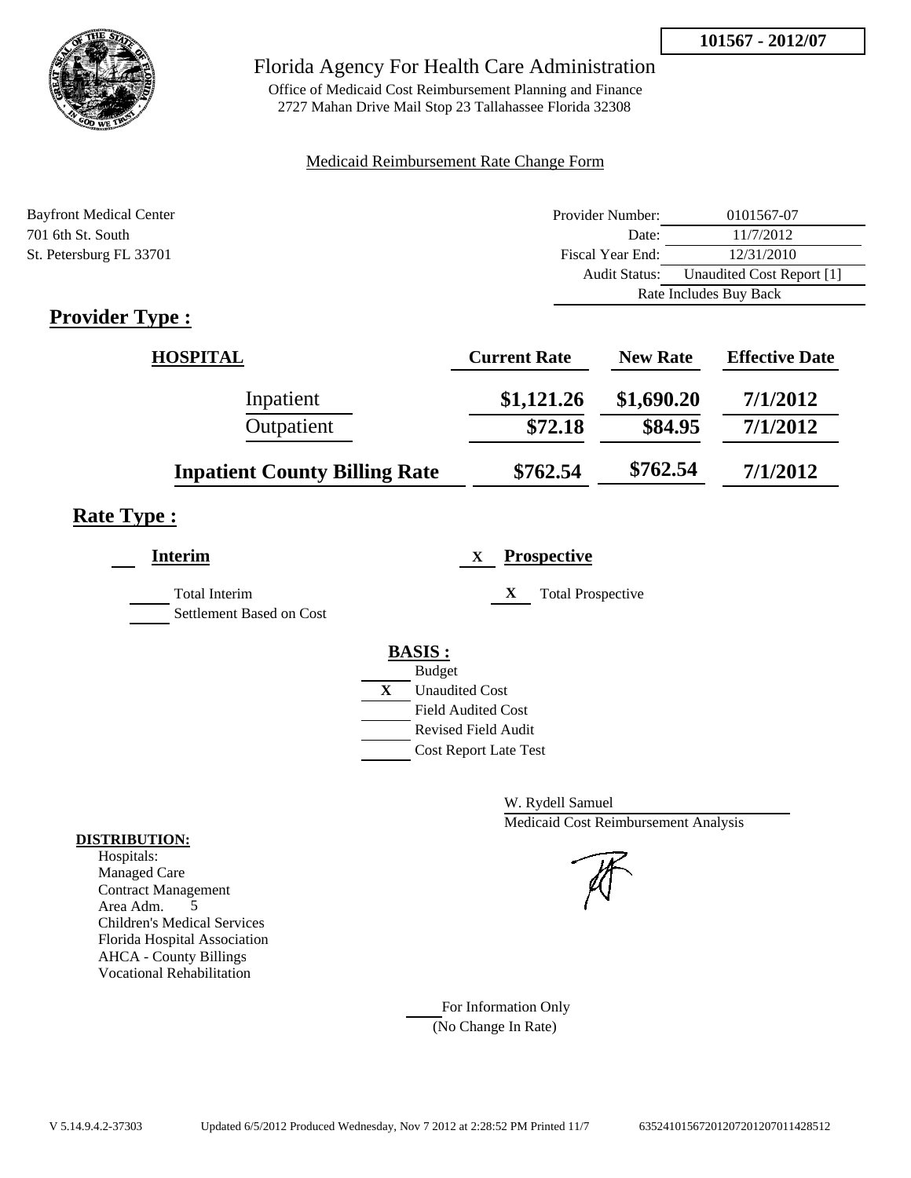101567 - 2012/07

# Florida Agency For Health Care Administration

Office of Medicaid Cost Reimbursement Planning and Finance
2727 Mahan Drive Mail Stop 23 Tallahassee Florida 32308

Medicaid Reimbursement Rate Change Form

Bayfront Medical Center
701 6th St. South
St. Petersburg FL 33701

| | |
|---|---|
| Provider Number: | 0101567-07 |
| Date: | 11/7/2012 |
| Fiscal Year End: | 12/31/2010 |
| Audit Status: | Unaudited Cost Report [1] |
| | Rate Includes Buy Back |

## Provider Type :

| HOSPITAL | Current Rate | New Rate | Effective Date |
|---|---|---|---|
| Inpatient | $1,121.26 | $1,690.20 | 7/1/2012 |
| Outpatient | $72.18 | $84.95 | 7/1/2012 |
| **Inpatient County Billing Rate** | $762.54 | $762.54 | 7/1/2012 |

## Rate Type :

**Interim**

Total Interim
Settlement Based on Cost

X **Prospective**

X Total Prospective

**BASIS :**

- Budget
- X Unaudited Cost
- Field Audited Cost
- Revised Field Audit
- Cost Report Late Test

W. Rydell Samuel
Medicaid Cost Reimbursement Analysis

**DISTRIBUTION:**
Hospitals:
Managed Care
Contract Management
Area Adm. 5
Children's Medical Services
Florida Hospital Association
AHCA - County Billings
Vocational Rehabilitation

For Information Only
(No Change In Rate)

V 5.14.9.4.2-37303 Updated 6/5/2012 Produced Wednesday, Nov 7 2012 at 2:28:52 PM Printed 11/7 63524101567201207201207011428512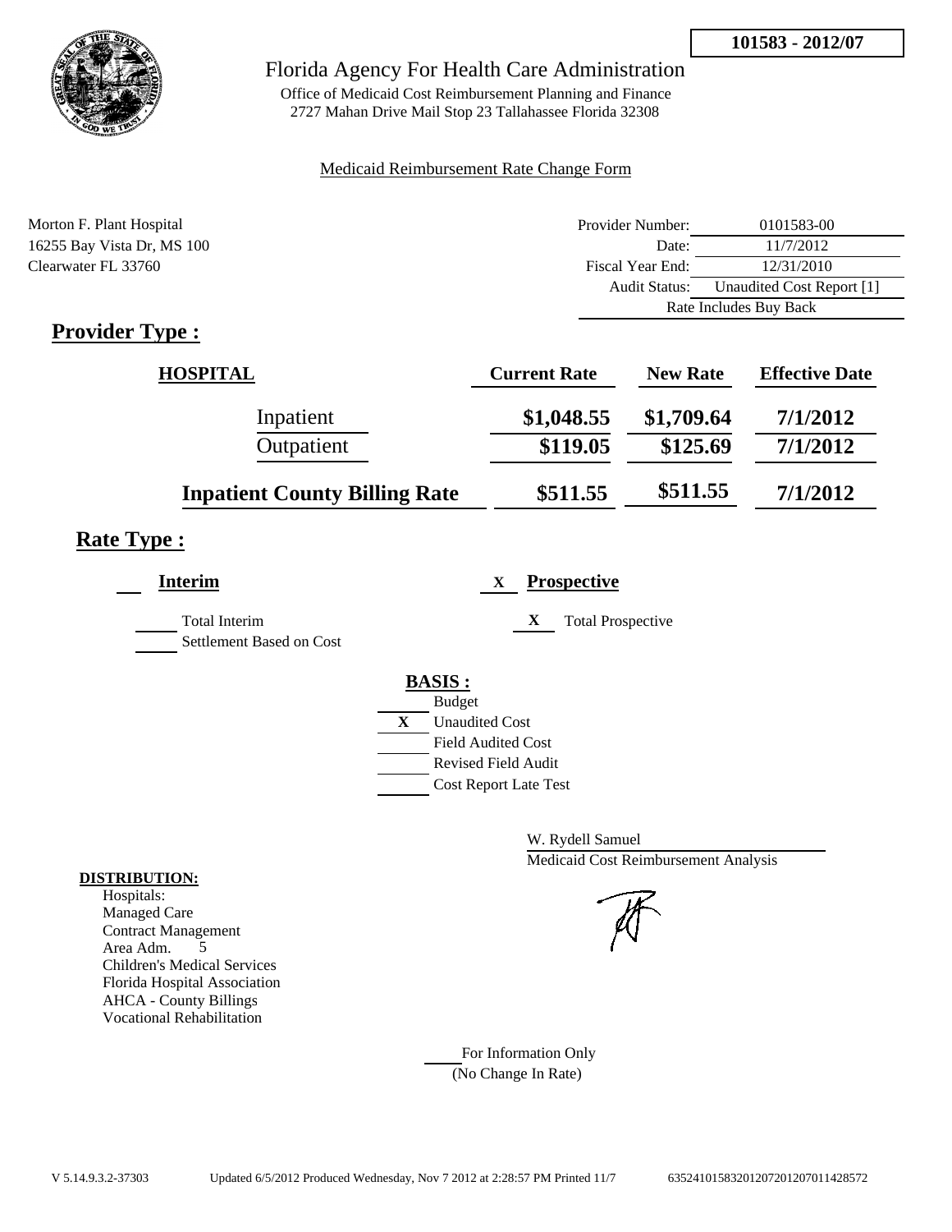**101583 - 2012/07**

# Florida Agency For Health Care Administration

Office of Medicaid Cost Reimbursement Planning and Finance
2727 Mahan Drive Mail Stop 23 Tallahassee Florida 32308

Medicaid Reimbursement Rate Change Form

Morton F. Plant Hospital
16255 Bay Vista Dr, MS 100
Clearwater FL 33760

| | |
|---|---|
| Provider Number: | 0101583-00 |
| Date: | 11/7/2012 |
| Fiscal Year End: | 12/31/2010 |
| Audit Status: | Unaudited Cost Report [1] |
| Rate Includes Buy Back | |

## Provider Type :

| HOSPITAL | Current Rate | New Rate | Effective Date |
|---|---|---|---|
| Inpatient | $1,048.55 | $1,709.64 | 7/1/2012 |
| Outpatient | $119.05 | $125.69 | 7/1/2012 |
| **Inpatient County Billing Rate** | $511.55 | $511.55 | 7/1/2012 |

## Rate Type :

**Interim**

___ Total Interim
___ Settlement Based on Cost

X **Prospective**

X Total Prospective

**BASIS :**

___ Budget
X Unaudited Cost
___ Field Audited Cost
___ Revised Field Audit
___ Cost Report Late Test

W. Rydell Samuel
Medicaid Cost Reimbursement Analysis

**DISTRIBUTION:**
Hospitals:
Managed Care
Contract Management
Area Adm. 5
Children's Medical Services
Florida Hospital Association
AHCA - County Billings
Vocational Rehabilitation

___ For Information Only
(No Change In Rate)

V 5.14.9.3.2-37303 Updated 6/5/2012 Produced Wednesday, Nov 7 2012 at 2:28:57 PM Printed 11/7 635241015832012072012070114285 72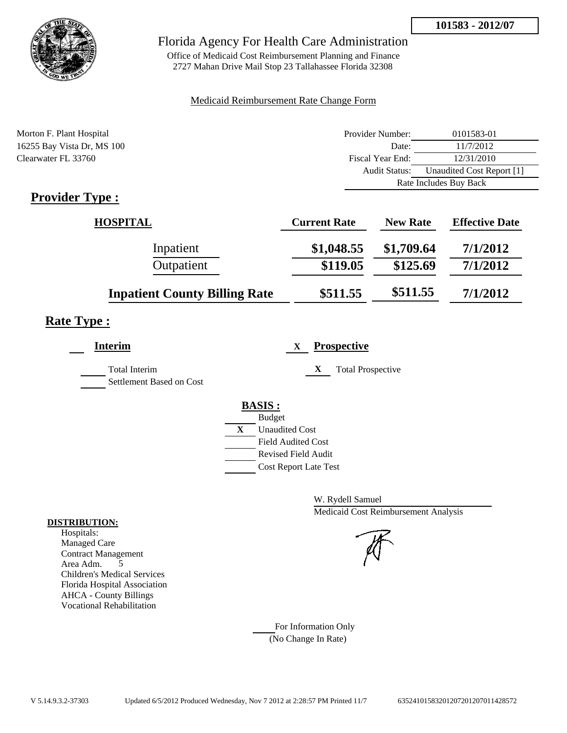**101583 - 2012/07**

# Florida Agency For Health Care Administration

Office of Medicaid Cost Reimbursement Planning and Finance
2727 Mahan Drive Mail Stop 23 Tallahassee Florida 32308

Medicaid Reimbursement Rate Change Form

Morton F. Plant Hospital
16255 Bay Vista Dr, MS 100
Clearwater FL 33760

| | |
|---|---|
| Provider Number: | 0101583-01 |
| Date: | 11/7/2012 |
| Fiscal Year End: | 12/31/2010 |
| Audit Status: | Unaudited Cost Report [1] |
| | Rate Includes Buy Back |

## Provider Type :

| HOSPITAL | Current Rate | New Rate | Effective Date |
|---|---|---|---|
| Inpatient | $1,048.55 | $1,709.64 | 7/1/2012 |
| Outpatient | $119.05 | $125.69 | 7/1/2012 |
| **Inpatient County Billing Rate** | $511.55 | $511.55 | 7/1/2012 |

## Rate Type :

**Interim**

- ___ Total Interim
- ___ Settlement Based on Cost

X **Prospective**

- X Total Prospective

**BASIS :**

- ___ Budget
- X Unaudited Cost
- ___ Field Audited Cost
- ___ Revised Field Audit
- ___ Cost Report Late Test

W. Rydell Samuel
Medicaid Cost Reimbursement Analysis

**DISTRIBUTION:**
Hospitals:
Managed Care
Contract Management
Area Adm. 5
Children's Medical Services
Florida Hospital Association
AHCA - County Billings
Vocational Rehabilitation

___ For Information Only
(No Change In Rate)

V 5.14.9.3.2-37303 Updated 6/5/2012 Produced Wednesday, Nov 7 2012 at 2:28:57 PM Printed 11/7 63524101583201207201207011428572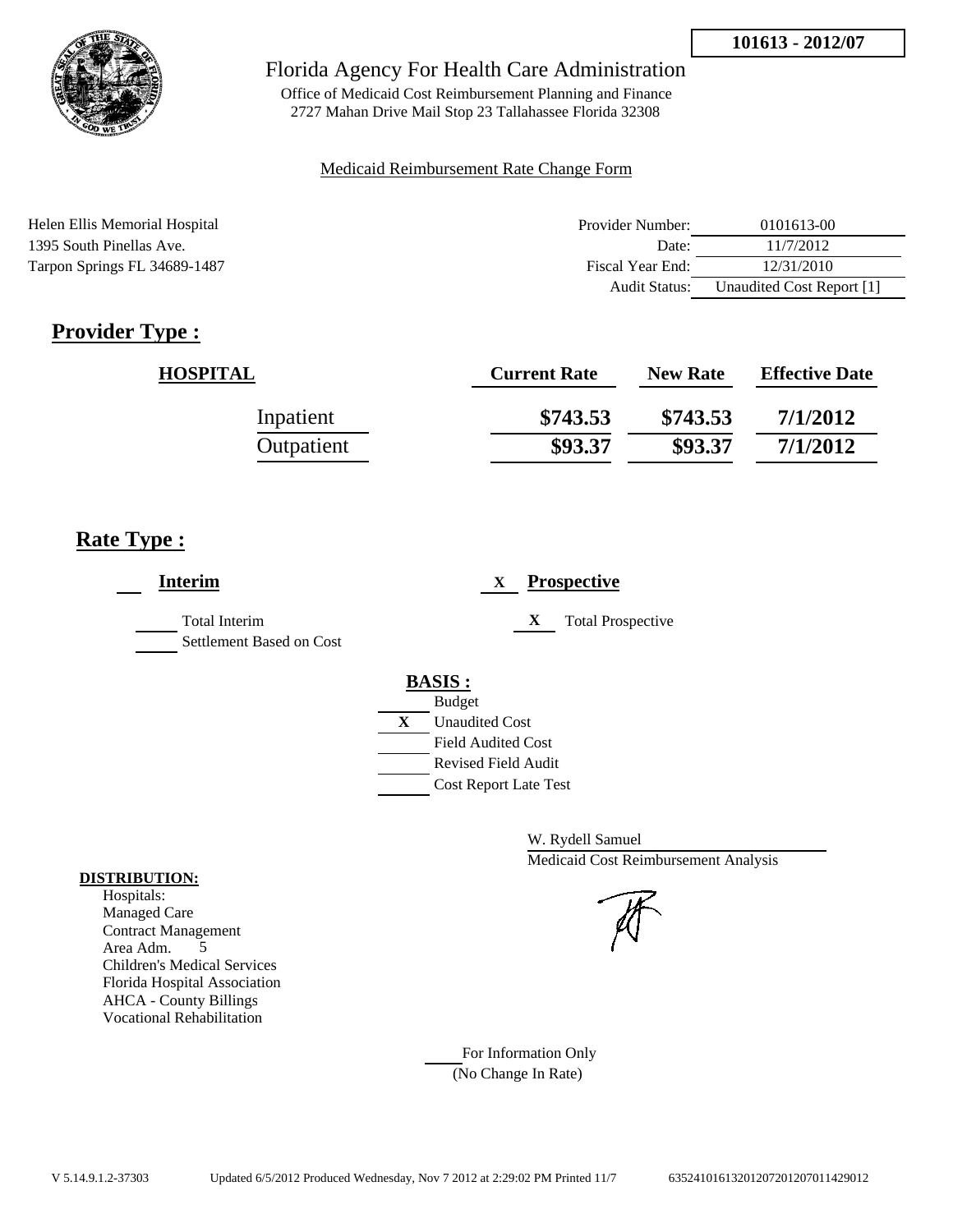**101613 - 2012/07**

Florida Agency For Health Care Administration

Office of Medicaid Cost Reimbursement Planning and Finance
2727 Mahan Drive Mail Stop 23 Tallahassee Florida 32308

Medicaid Reimbursement Rate Change Form

Helen Ellis Memorial Hospital
1395 South Pinellas Ave.
Tarpon Springs FL 34689-1487

| | |
|---|---|
| Provider Number: | 0101613-00 |
| Date: | 11/7/2012 |
| Fiscal Year End: | 12/31/2010 |
| Audit Status: | Unaudited Cost Report [1] |

## Provider Type :

| HOSPITAL | Current Rate | New Rate | Effective Date |
|---|---|---|---|
| Inpatient | **$743.53** | **$743.53** | **7/1/2012** |
| Outpatient | **$93.37** | **$93.37** | **7/1/2012** |

## Rate Type :

**Interim**

- ___ Total Interim
- ___ Settlement Based on Cost

X **Prospective**

- X Total Prospective

**BASIS :**

- ___ Budget
- X Unaudited Cost
- ___ Field Audited Cost
- ___ Revised Field Audit
- ___ Cost Report Late Test

W. Rydell Samuel
Medicaid Cost Reimbursement Analysis

**DISTRIBUTION:**
Hospitals:
Managed Care
Contract Management
Area Adm. 5
Children's Medical Services
Florida Hospital Association
AHCA - County Billings
Vocational Rehabilitation

___ For Information Only
(No Change In Rate)

V 5.14.9.1.2-37303 Updated 6/5/2012 Produced Wednesday, Nov 7 2012 at 2:29:02 PM Printed 11/7 635241016132012072012070114290​12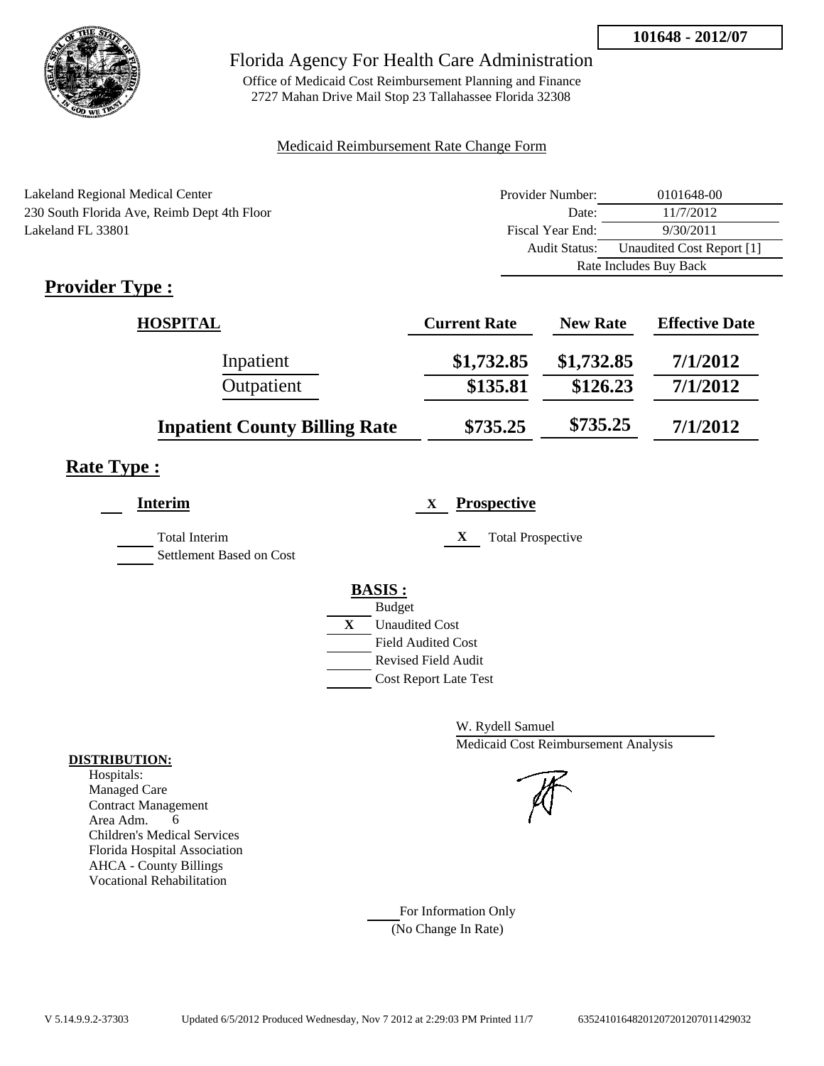**101648 - 2012/07**

Florida Agency For Health Care Administration

Office of Medicaid Cost Reimbursement Planning and Finance
2727 Mahan Drive Mail Stop 23 Tallahassee Florida 32308

Medicaid Reimbursement Rate Change Form

Lakeland Regional Medical Center
230 South Florida Ave, Reimb Dept 4th Floor
Lakeland FL 33801

| | |
|---|---|
| Provider Number: | 0101648-00 |
| Date: | 11/7/2012 |
| Fiscal Year End: | 9/30/2011 |
| Audit Status: | Unaudited Cost Report [1] |
| | Rate Includes Buy Back |

## Provider Type :

| HOSPITAL | Current Rate | New Rate | Effective Date |
|---|---|---|---|
| Inpatient | $1,732.85 | $1,732.85 | 7/1/2012 |
| Outpatient | $135.81 | $126.23 | 7/1/2012 |
| **Inpatient County Billing Rate** | $735.25 | $735.25 | 7/1/2012 |

## Rate Type :

**Interim**

- Total Interim
- Settlement Based on Cost

X **Prospective**

- X Total Prospective

**BASIS :**

- Budget
- X Unaudited Cost
- Field Audited Cost
- Revised Field Audit
- Cost Report Late Test

W. Rydell Samuel
Medicaid Cost Reimbursement Analysis

**DISTRIBUTION:**

Hospitals:
Managed Care
Contract Management
Area Adm. 6
Children's Medical Services
Florida Hospital Association
AHCA - County Billings
Vocational Rehabilitation

For Information Only
(No Change In Rate)

V 5.14.9.9.2-37303 Updated 6/5/2012 Produced Wednesday, Nov 7 2012 at 2:29:03 PM Printed 11/7 635241016482012072012070114290320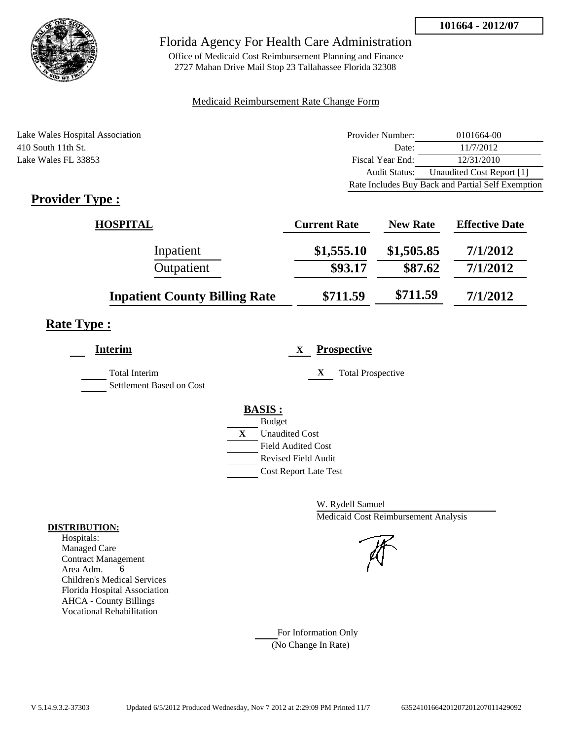**101664 - 2012/07**

Florida Agency For Health Care Administration

Office of Medicaid Cost Reimbursement Planning and Finance
2727 Mahan Drive Mail Stop 23 Tallahassee Florida 32308

Medicaid Reimbursement Rate Change Form

Lake Wales Hospital Association
410 South 11th St.
Lake Wales FL 33853

| | |
|---|---|
| Provider Number: | 0101664-00 |
| Date: | 11/7/2012 |
| Fiscal Year End: | 12/31/2010 |
| Audit Status: | Unaudited Cost Report [1] |
| Rate Includes Buy Back and Partial Self Exemption | |

## Provider Type :

| HOSPITAL | Current Rate | New Rate | Effective Date |
|---|---|---|---|
| Inpatient | $1,555.10 | $1,505.85 | 7/1/2012 |
| Outpatient | $93.17 | $87.62 | 7/1/2012 |
| **Inpatient County Billing Rate** | $711.59 | $711.59 | 7/1/2012 |

## Rate Type :

___ **Interim**

___ Total Interim
___ Settlement Based on Cost

X **Prospective**

X Total Prospective

**BASIS :**

___ Budget
X Unaudited Cost
___ Field Audited Cost
___ Revised Field Audit
___ Cost Report Late Test

W. Rydell Samuel
Medicaid Cost Reimbursement Analysis

**DISTRIBUTION:**

Hospitals:
Managed Care
Contract Management
Area Adm. 6
Children's Medical Services
Florida Hospital Association
AHCA - County Billings
Vocational Rehabilitation

___ For Information Only
(No Change In Rate)

V 5.14.9.3.2-37303 Updated 6/5/2012 Produced Wednesday, Nov 7 2012 at 2:29:09 PM Printed 11/7 635241016642012072012070114290​92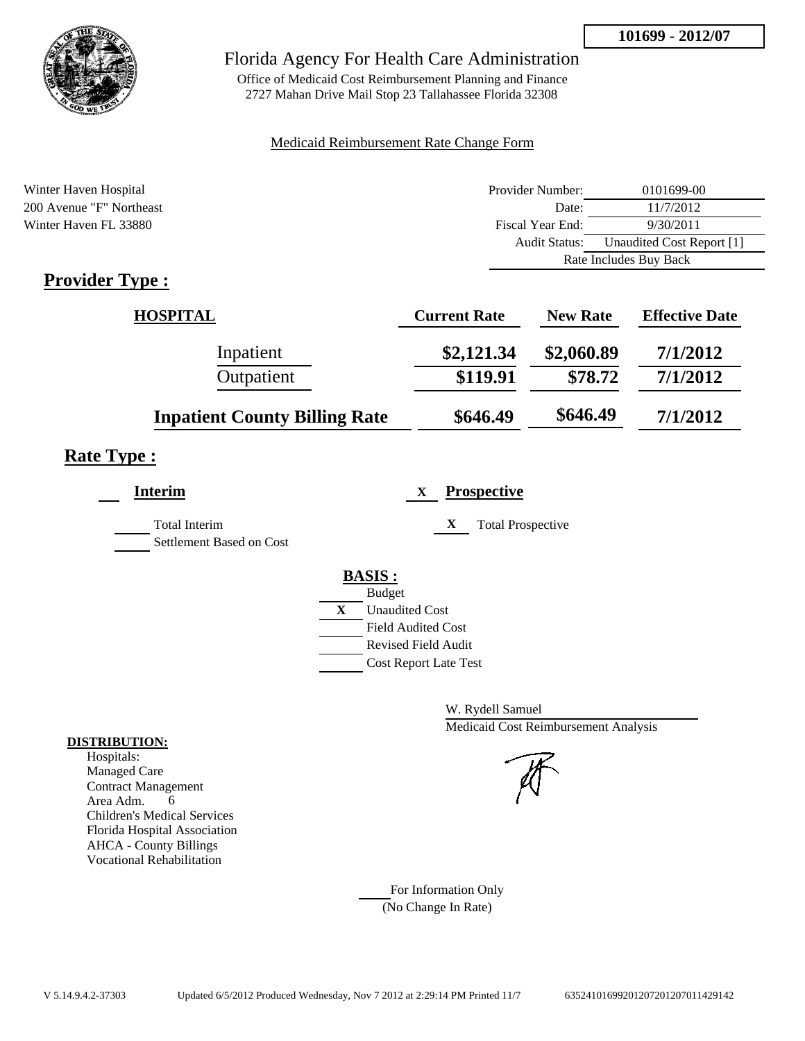101699 - 2012/07

# Florida Agency For Health Care Administration

Office of Medicaid Cost Reimbursement Planning and Finance
2727 Mahan Drive Mail Stop 23 Tallahassee Florida 32308

Medicaid Reimbursement Rate Change Form

Winter Haven Hospital
200 Avenue "F" Northeast
Winter Haven FL 33880

| | |
|---|---|
| Provider Number: | 0101699-00 |
| Date: | 11/7/2012 |
| Fiscal Year End: | 9/30/2011 |
| Audit Status: | Unaudited Cost Report [1] |
| | Rate Includes Buy Back |

## Provider Type :

| HOSPITAL | Current Rate | New Rate | Effective Date |
|---|---|---|---|
| Inpatient | $2,121.34 | $2,060.89 | 7/1/2012 |
| Outpatient | $119.91 | $78.72 | 7/1/2012 |
| **Inpatient County Billing Rate** | $646.49 | $646.49 | 7/1/2012 |

## Rate Type :

**Interim**

- Total Interim
- Settlement Based on Cost

X **Prospective**

- X Total Prospective

**BASIS :**

- Budget
- X Unaudited Cost
- Field Audited Cost
- Revised Field Audit
- Cost Report Late Test

W. Rydell Samuel
Medicaid Cost Reimbursement Analysis

**DISTRIBUTION:**

Hospitals:
Managed Care
Contract Management
Area Adm. 6
Children's Medical Services
Florida Hospital Association
AHCA - County Billings
Vocational Rehabilitation

For Information Only
(No Change In Rate)

V 5.14.9.4.2-37303 Updated 6/5/2012 Produced Wednesday, Nov 7 2012 at 2:29:14 PM Printed 11/7 63524101699201207201207011429142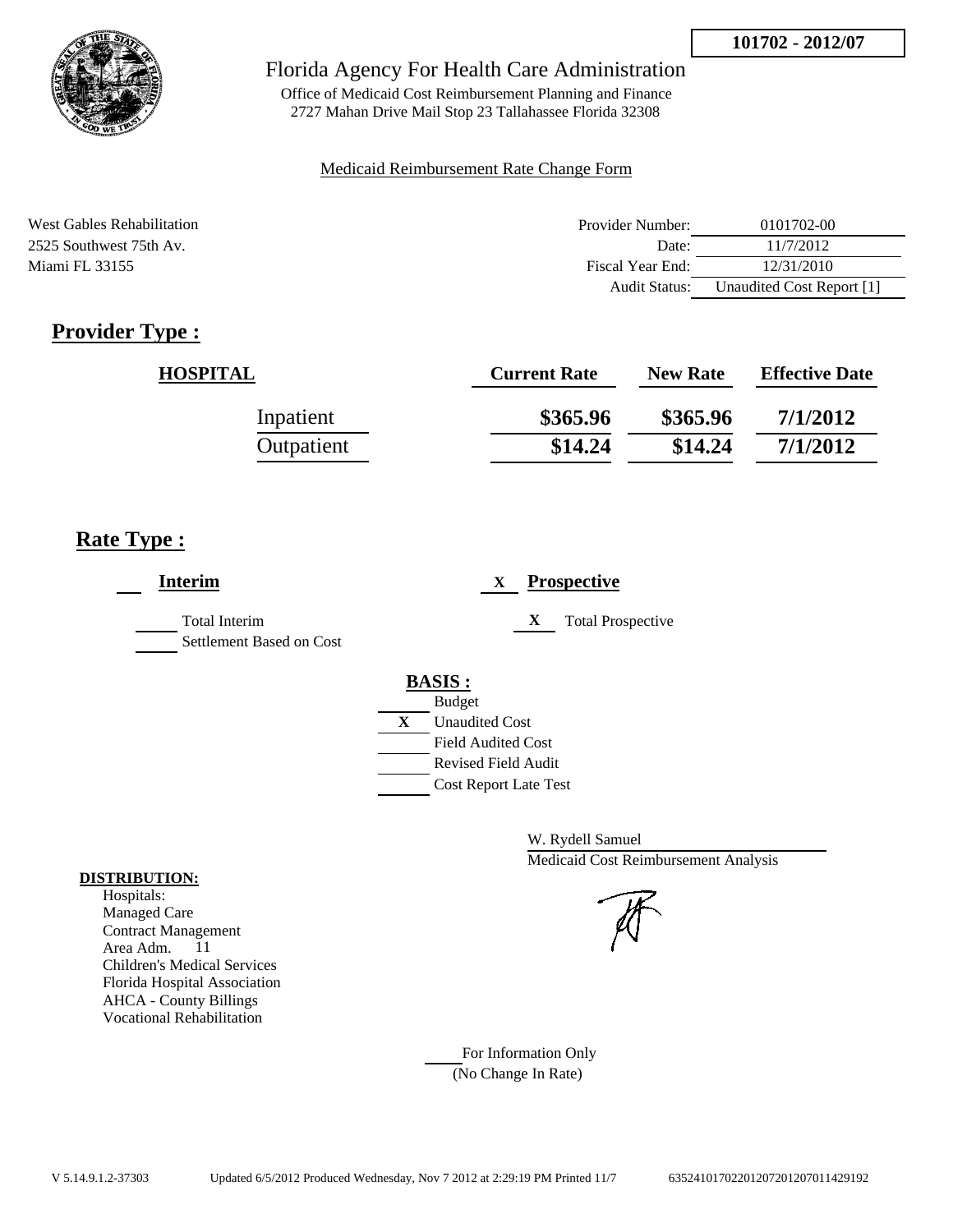**101702 - 2012/07**

Florida Agency For Health Care Administration

Office of Medicaid Cost Reimbursement Planning and Finance
2727 Mahan Drive Mail Stop 23 Tallahassee Florida 32308

Medicaid Reimbursement Rate Change Form

West Gables Rehabilitation
2525 Southwest 75th Av.
Miami FL 33155

| | |
|---|---|
| Provider Number: | 0101702-00 |
| Date: | 11/7/2012 |
| Fiscal Year End: | 12/31/2010 |
| Audit Status: | Unaudited Cost Report [1] |

## Provider Type :

| HOSPITAL | Current Rate | New Rate | Effective Date |
|---|---|---|---|
| Inpatient | **$365.96** | **$365.96** | **7/1/2012** |
| Outpatient | **$14.24** | **$14.24** | **7/1/2012** |

## Rate Type :

**Interim**

- [ ] Total Interim
- [ ] Settlement Based on Cost

X **Prospective**

- X Total Prospective

**BASIS :**

- [ ] Budget
- X Unaudited Cost
- [ ] Field Audited Cost
- [ ] Revised Field Audit
- [ ] Cost Report Late Test

W. Rydell Samuel
Medicaid Cost Reimbursement Analysis

**DISTRIBUTION:**
Hospitals:
Managed Care
Contract Management
Area Adm. 11
Children's Medical Services
Florida Hospital Association
AHCA - County Billings
Vocational Rehabilitation

For Information Only
(No Change In Rate)

V 5.14.9.1.2-37303 Updated 6/5/2012 Produced Wednesday, Nov 7 2012 at 2:29:19 PM Printed 11/7 63524101702201207201207011429192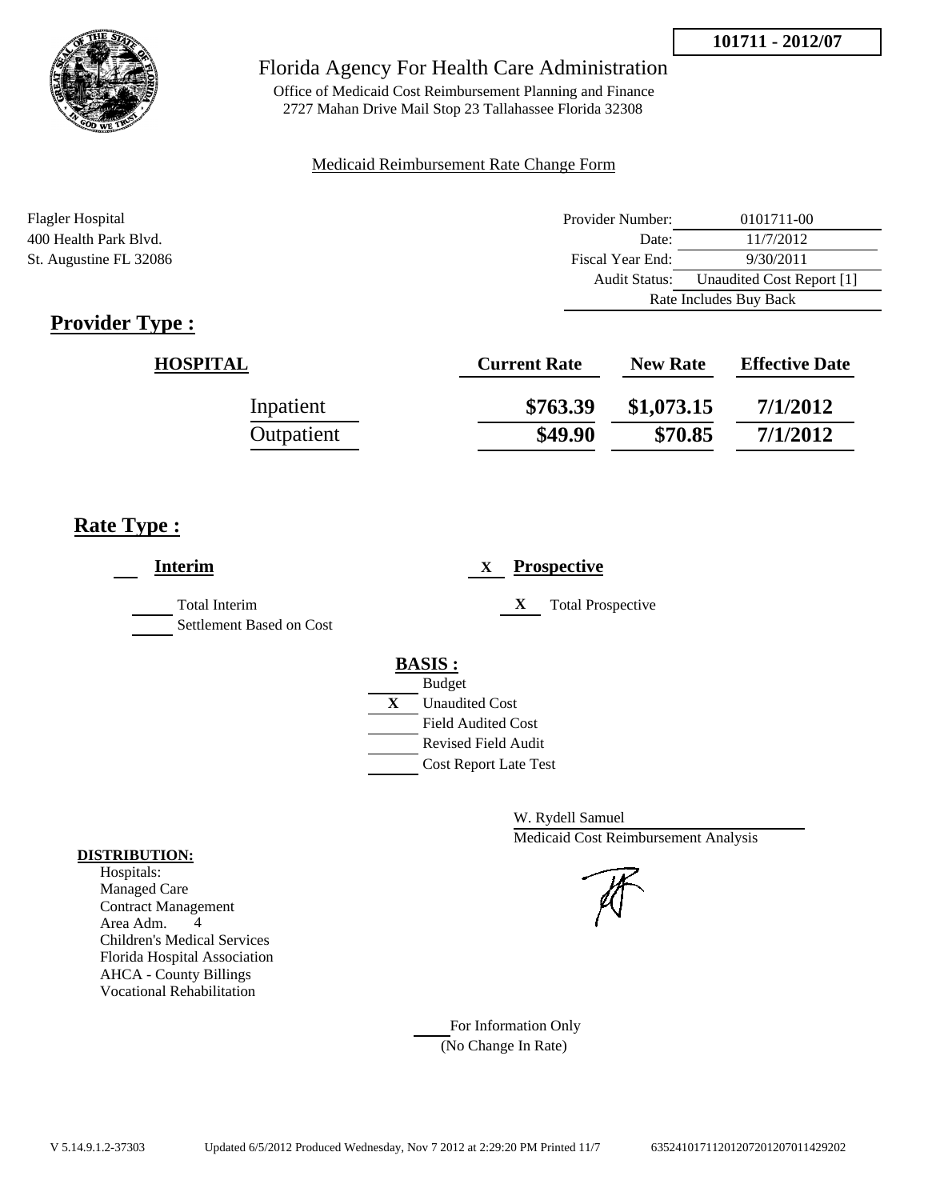**101711 - 2012/07**

# Florida Agency For Health Care Administration

Office of Medicaid Cost Reimbursement Planning and Finance
2727 Mahan Drive Mail Stop 23 Tallahassee Florida 32308

Medicaid Reimbursement Rate Change Form

Flagler Hospital
400 Health Park Blvd.
St. Augustine FL 32086

| | |
|---|---|
| Provider Number: | 0101711-00 |
| Date: | 11/7/2012 |
| Fiscal Year End: | 9/30/2011 |
| Audit Status: | Unaudited Cost Report [1] |
| | Rate Includes Buy Back |

## Provider Type :

| HOSPITAL | Current Rate | New Rate | Effective Date |
|---|---|---|---|
| Inpatient | $763.39 | $1,073.15 | 7/1/2012 |
| Outpatient | $49.90 | $70.85 | 7/1/2012 |

## Rate Type :

___ **Interim**

___ Total Interim
___ Settlement Based on Cost

X **Prospective**

X Total Prospective

**BASIS :**

___ Budget
X Unaudited Cost
___ Field Audited Cost
___ Revised Field Audit
___ Cost Report Late Test

W. Rydell Samuel
Medicaid Cost Reimbursement Analysis

**DISTRIBUTION:**
Hospitals:
Managed Care
Contract Management
Area Adm. 4
Children's Medical Services
Florida Hospital Association
AHCA - County Billings
Vocational Rehabilitation

___ For Information Only
(No Change In Rate)

V 5.14.9.1.2-37303 Updated 6/5/2012 Produced Wednesday, Nov 7 2012 at 2:29:20 PM Printed 11/7 635241017112012072012070114292 02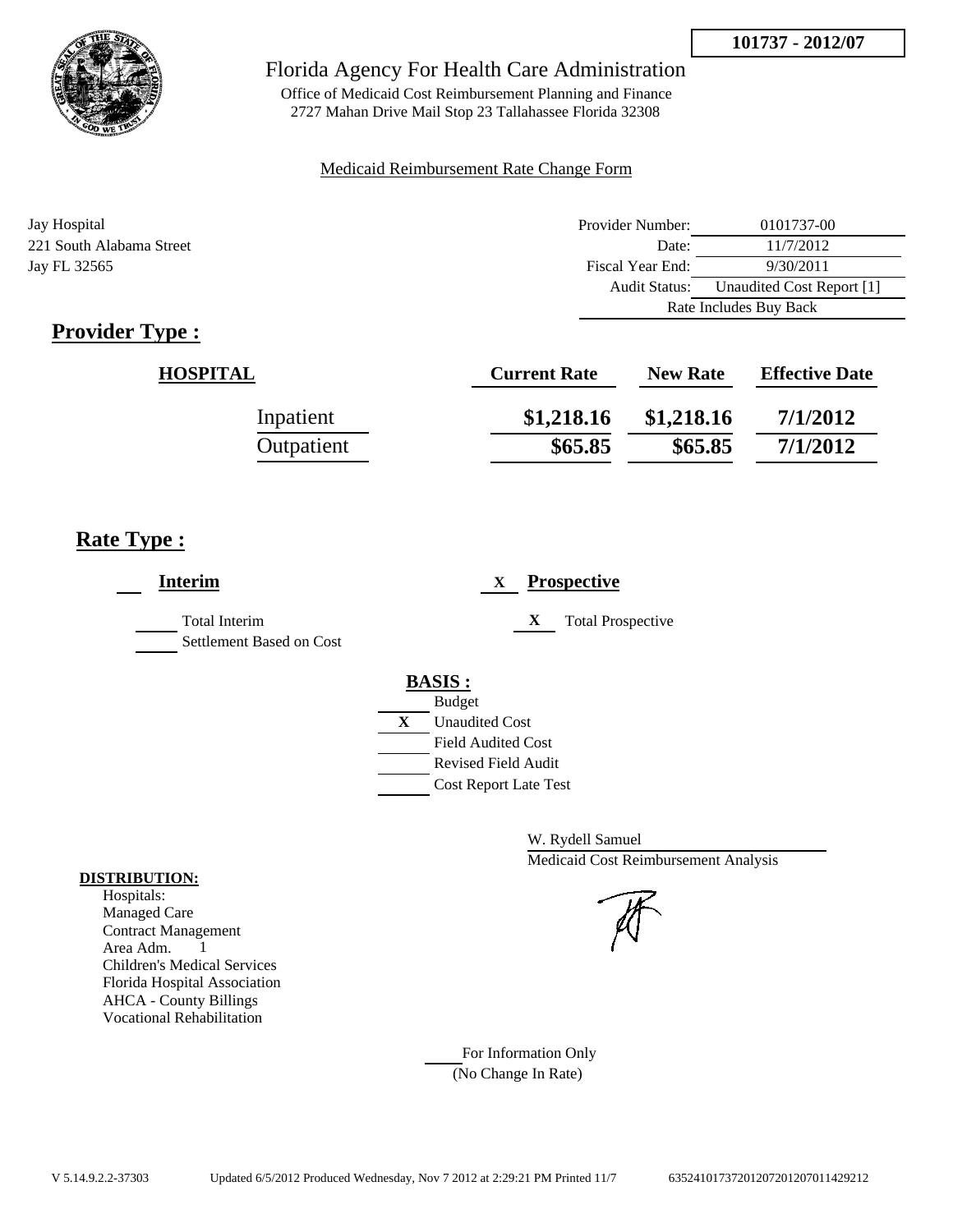**101737 - 2012/07**

# Florida Agency For Health Care Administration

Office of Medicaid Cost Reimbursement Planning and Finance
2727 Mahan Drive Mail Stop 23 Tallahassee Florida 32308

Medicaid Reimbursement Rate Change Form

Jay Hospital
221 South Alabama Street
Jay FL 32565

| | |
|---|---|
| Provider Number: | 0101737-00 |
| Date: | 11/7/2012 |
| Fiscal Year End: | 9/30/2011 |
| Audit Status: | Unaudited Cost Report [1] |
| Rate Includes Buy Back | |

## Provider Type :

| HOSPITAL | Current Rate | New Rate | Effective Date |
|---|---|---|---|
| Inpatient | $1,218.16 | $1,218.16 | 7/1/2012 |
| Outpatient | $65.85 | $65.85 | 7/1/2012 |

## Rate Type :

___ **Interim**

___ Total Interim
___ Settlement Based on Cost

X **Prospective**

X Total Prospective

**BASIS :**

___ Budget
X Unaudited Cost
___ Field Audited Cost
___ Revised Field Audit
___ Cost Report Late Test

W. Rydell Samuel
Medicaid Cost Reimbursement Analysis

**DISTRIBUTION:**
Hospitals:
Managed Care
Contract Management
Area Adm. 1
Children's Medical Services
Florida Hospital Association
AHCA - County Billings
Vocational Rehabilitation

___ For Information Only
(No Change In Rate)

V 5.14.9.2.2-37303 Updated 6/5/2012 Produced Wednesday, Nov 7 2012 at 2:29:21 PM Printed 11/7 635241017372012072012070114292​12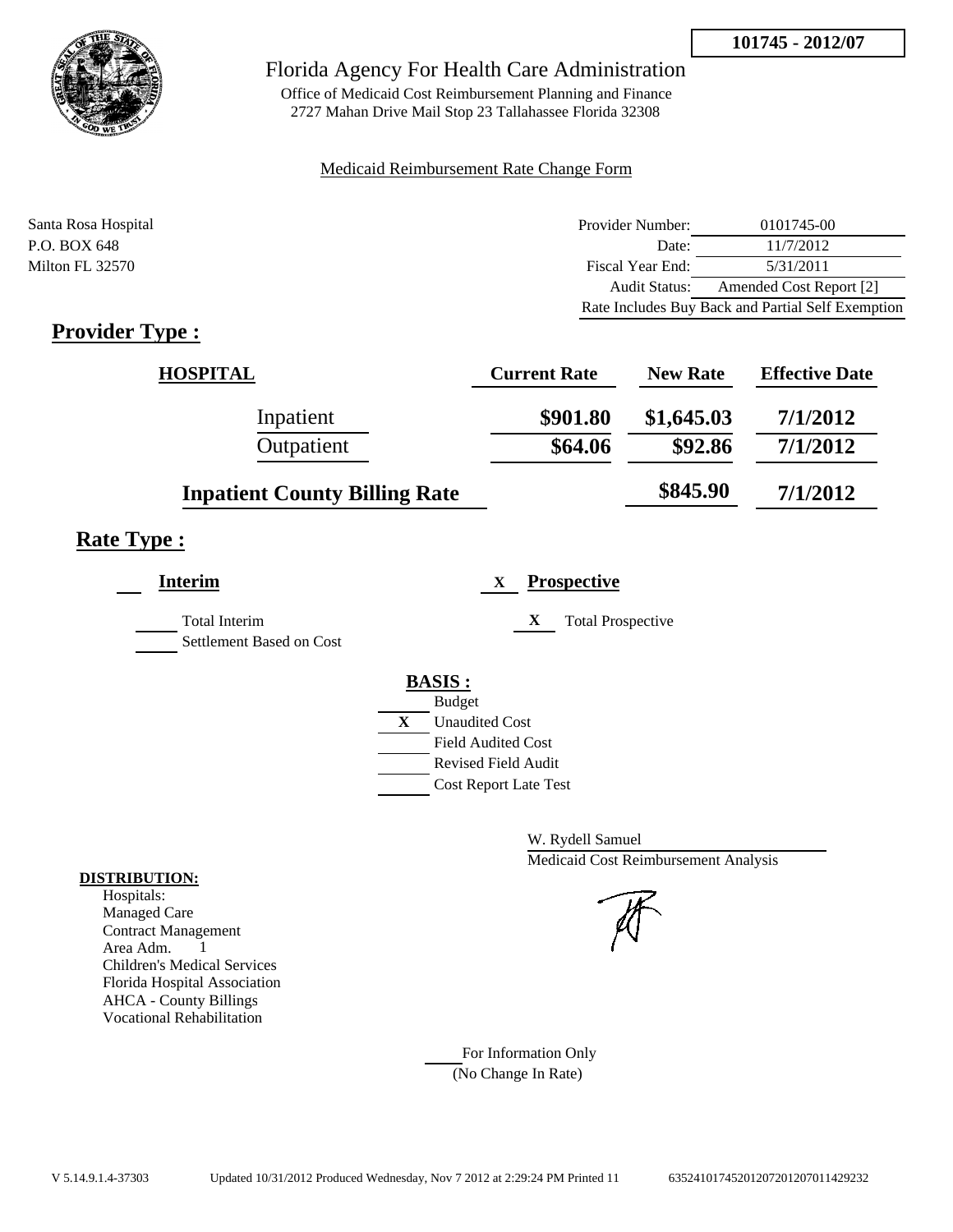**101745 - 2012/07**

# Florida Agency For Health Care Administration

Office of Medicaid Cost Reimbursement Planning and Finance
2727 Mahan Drive Mail Stop 23 Tallahassee Florida 32308

Medicaid Reimbursement Rate Change Form

Santa Rosa Hospital
P.O. BOX 648
Milton FL 32570

| | |
|---|---|
| Provider Number: | 0101745-00 |
| Date: | 11/7/2012 |
| Fiscal Year End: | 5/31/2011 |
| Audit Status: | Amended Cost Report [2] |
| | Rate Includes Buy Back and Partial Self Exemption |

## Provider Type :

| HOSPITAL | Current Rate | New Rate | Effective Date |
|---|---|---|---|
| Inpatient | \$901.80 | \$1,645.03 | 7/1/2012 |
| Outpatient | \$64.06 | \$92.86 | 7/1/2012 |
| Inpatient County Billing Rate | | \$845.90 | 7/1/2012 |

## Rate Type :

___ **Interim**

___ Total Interim
___ Settlement Based on Cost

X **Prospective**

X Total Prospective

**BASIS :**

___ Budget
X Unaudited Cost
___ Field Audited Cost
___ Revised Field Audit
___ Cost Report Late Test

W. Rydell Samuel
Medicaid Cost Reimbursement Analysis

**DISTRIBUTION:**
Hospitals:
Managed Care
Contract Management
Area Adm. 1
Children's Medical Services
Florida Hospital Association
AHCA - County Billings
Vocational Rehabilitation

___ For Information Only
(No Change In Rate)

V 5.14.9.1.4-37303 Updated 10/31/2012 Produced Wednesday, Nov 7 2012 at 2:29:24 PM Printed 11 63524101745201207201207011429232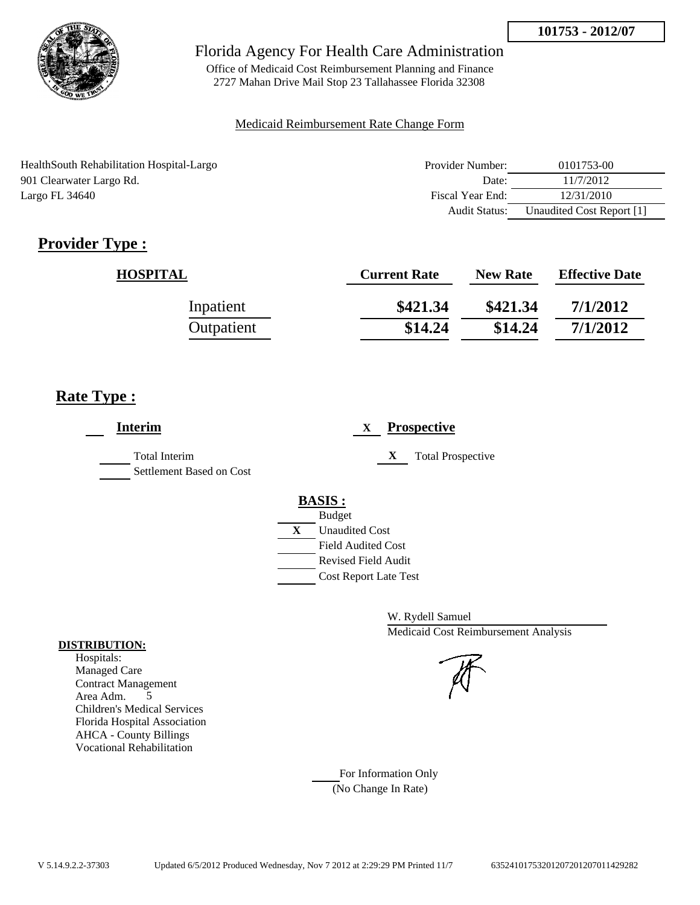101753 - 2012/07

# Florida Agency For Health Care Administration

Office of Medicaid Cost Reimbursement Planning and Finance
2727 Mahan Drive Mail Stop 23 Tallahassee Florida 32308

Medicaid Reimbursement Rate Change Form

HealthSouth Rehabilitation Hospital-Largo
901 Clearwater Largo Rd.
Largo FL 34640

| | |
|---|---|
| Provider Number: | 0101753-00 |
| Date: | 11/7/2012 |
| Fiscal Year End: | 12/31/2010 |
| Audit Status: | Unaudited Cost Report [1] |

## Provider Type :

| HOSPITAL | Current Rate | New Rate | Effective Date |
|---|---|---|---|
| Inpatient | $421.34 | $421.34 | 7/1/2012 |
| Outpatient | $14.24 | $14.24 | 7/1/2012 |

## Rate Type :

___ **Interim**

___ Total Interim
___ Settlement Based on Cost

X **Prospective**

X Total Prospective

**BASIS :**

___ Budget
X Unaudited Cost
___ Field Audited Cost
___ Revised Field Audit
___ Cost Report Late Test

W. Rydell Samuel
Medicaid Cost Reimbursement Analysis

**DISTRIBUTION:**

Hospitals:
Managed Care
Contract Management
Area Adm. 5
Children's Medical Services
Florida Hospital Association
AHCA - County Billings
Vocational Rehabilitation

___ For Information Only
(No Change In Rate)

V 5.14.9.2.2-37303 Updated 6/5/2012 Produced Wednesday, Nov 7 2012 at 2:29:29 PM Printed 11/7 635241017532012072012070114292 82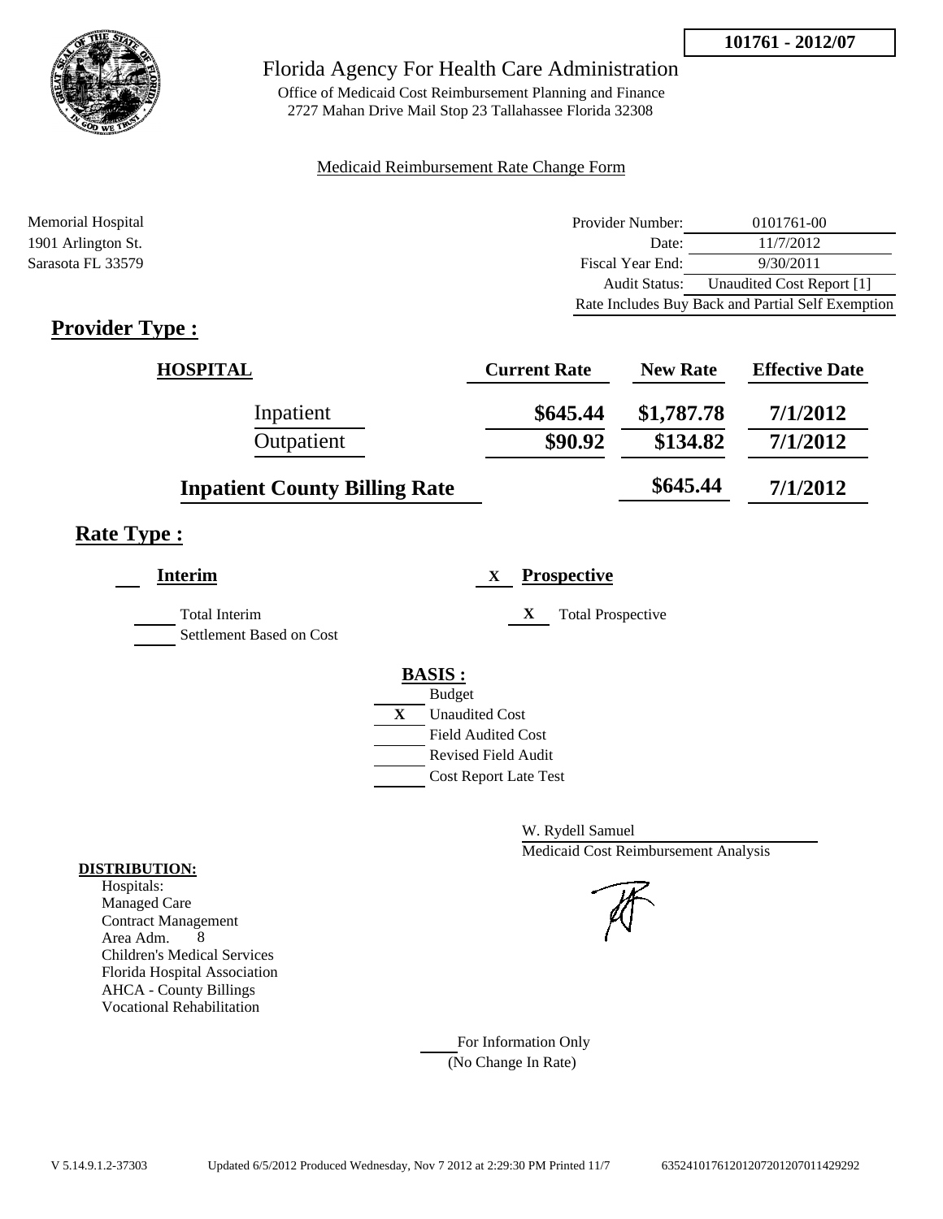**101761 - 2012/07**

# Florida Agency For Health Care Administration

Office of Medicaid Cost Reimbursement Planning and Finance
2727 Mahan Drive Mail Stop 23 Tallahassee Florida 32308

Medicaid Reimbursement Rate Change Form

Memorial Hospital
1901 Arlington St.
Sarasota FL 33579

| | |
|---|---|
| Provider Number: | 0101761-00 |
| Date: | 11/7/2012 |
| Fiscal Year End: | 9/30/2011 |
| Audit Status: | Unaudited Cost Report [1] |
| Rate Includes Buy Back and Partial Self Exemption | |

## Provider Type :

| HOSPITAL | Current Rate | New Rate | Effective Date |
|---|---|---|---|
| Inpatient | $645.44 | $1,787.78 | 7/1/2012 |
| Outpatient | $90.92 | $134.82 | 7/1/2012 |
| Inpatient County Billing Rate | | $645.44 | 7/1/2012 |

## Rate Type :

___ **Interim**

___ Total Interim
___ Settlement Based on Cost

X **Prospective**

X Total Prospective

**BASIS :**
___ Budget
X Unaudited Cost
___ Field Audited Cost
___ Revised Field Audit
___ Cost Report Late Test

W. Rydell Samuel
Medicaid Cost Reimbursement Analysis

**DISTRIBUTION:**
Hospitals:
Managed Care
Contract Management
Area Adm. 8
Children's Medical Services
Florida Hospital Association
AHCA - County Billings
Vocational Rehabilitation

___ For Information Only
(No Change In Rate)

V 5.14.9.1.2-37303 Updated 6/5/2012 Produced Wednesday, Nov 7 2012 at 2:29:30 PM Printed 11/7 635241017612012072012070114292922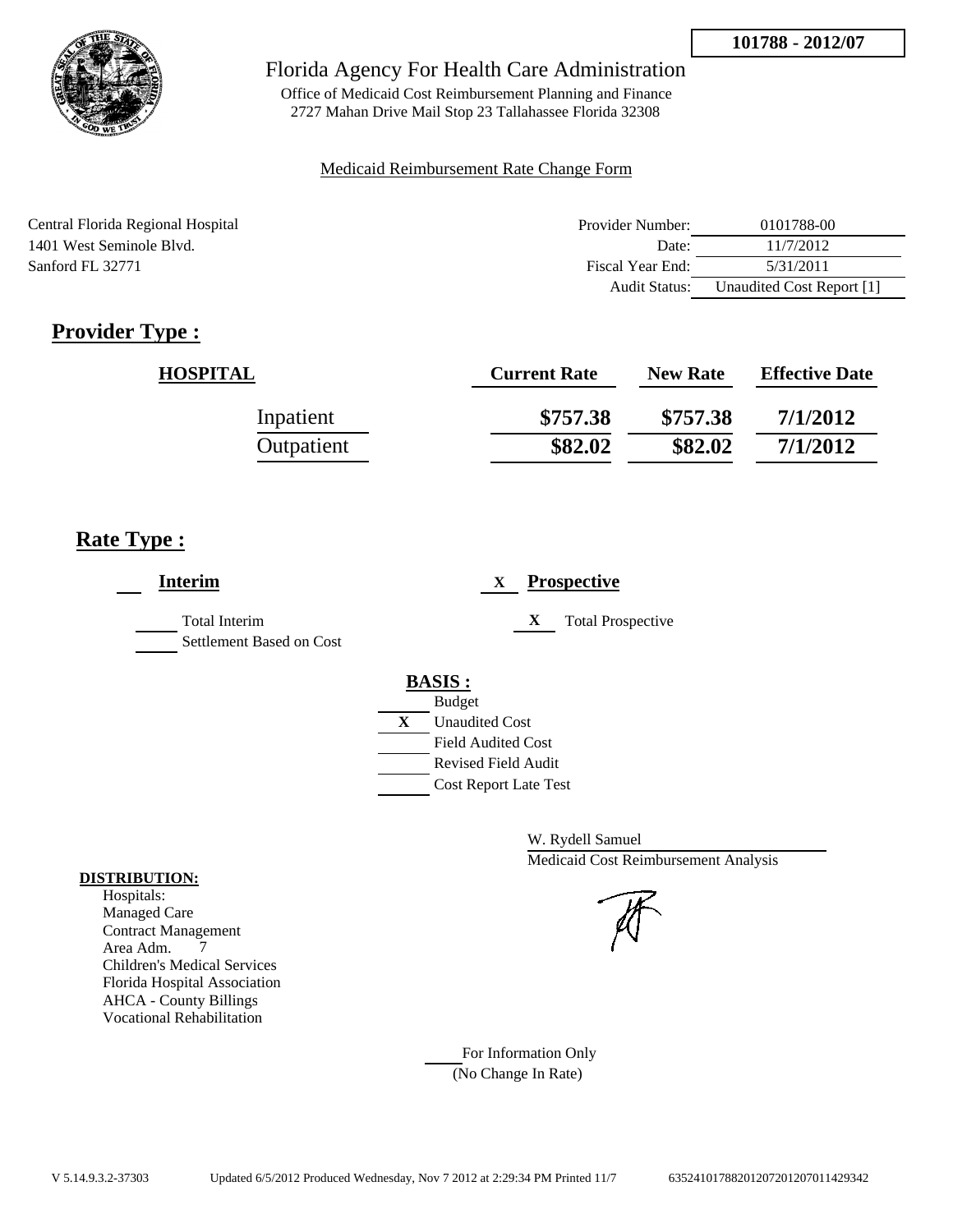101788 - 2012/07

Florida Agency For Health Care Administration

Office of Medicaid Cost Reimbursement Planning and Finance
2727 Mahan Drive Mail Stop 23 Tallahassee Florida 32308

Medicaid Reimbursement Rate Change Form

Central Florida Regional Hospital
1401 West Seminole Blvd.
Sanford FL 32771

| | |
|---|---|
| Provider Number: | 0101788-00 |
| Date: | 11/7/2012 |
| Fiscal Year End: | 5/31/2011 |
| Audit Status: | Unaudited Cost Report [1] |

## Provider Type :

| HOSPITAL | Current Rate | New Rate | Effective Date |
|---|---|---|---|
| Inpatient | $757.38 | $757.38 | 7/1/2012 |
| Outpatient | $82.02 | $82.02 | 7/1/2012 |

## Rate Type :

___ **Interim**

_____ Total Interim
_____ Settlement Based on Cost

X **Prospective**

X Total Prospective

**BASIS :**

- ___ Budget
- X Unaudited Cost
- ___ Field Audited Cost
- ___ Revised Field Audit
- ___ Cost Report Late Test

W. Rydell Samuel
Medicaid Cost Reimbursement Analysis

**DISTRIBUTION:**

Hospitals:
Managed Care
Contract Management
Area Adm. 7
Children's Medical Services
Florida Hospital Association
AHCA - County Billings
Vocational Rehabilitation

___ For Information Only
(No Change In Rate)

V 5.14.9.3.2-37303 Updated 6/5/2012 Produced Wednesday, Nov 7 2012 at 2:29:34 PM Printed 11/7 635241017882012072012070114293​42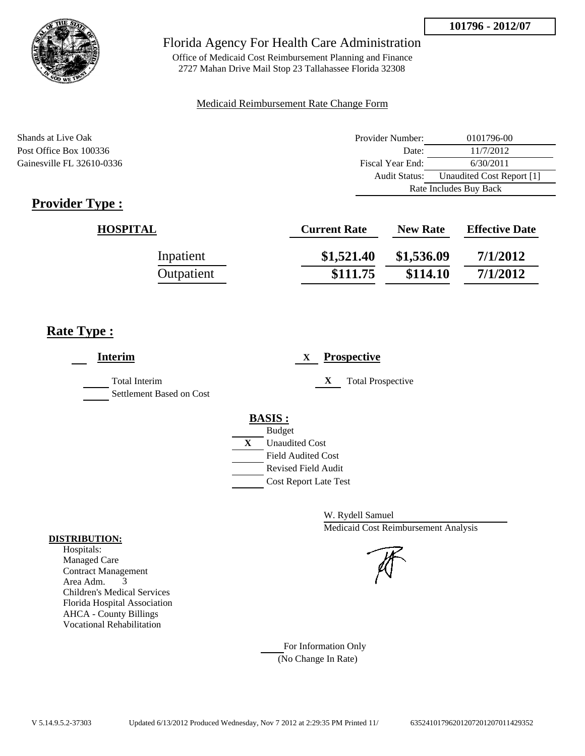**101796 - 2012/07**

# Florida Agency For Health Care Administration

Office of Medicaid Cost Reimbursement Planning and Finance
2727 Mahan Drive Mail Stop 23 Tallahassee Florida 32308

Medicaid Reimbursement Rate Change Form

Shands at Live Oak
Post Office Box 100336
Gainesville FL 32610-0336

| | |
|---|---|
| Provider Number: | 0101796-00 |
| Date: | 11/7/2012 |
| Fiscal Year End: | 6/30/2011 |
| Audit Status: | Unaudited Cost Report [1] |
| Rate Includes Buy Back | |

## Provider Type :

| HOSPITAL | Current Rate | New Rate | Effective Date |
|---|---|---|---|
| Inpatient | $1,521.40 | $1,536.09 | 7/1/2012 |
| Outpatient | $111.75 | $114.10 | 7/1/2012 |

## Rate Type :

___ **Interim**

___ Total Interim
___ Settlement Based on Cost

X **Prospective**

X Total Prospective

**BASIS :**

___ Budget
X Unaudited Cost
___ Field Audited Cost
___ Revised Field Audit
___ Cost Report Late Test

W. Rydell Samuel
Medicaid Cost Reimbursement Analysis

**DISTRIBUTION:**
Hospitals:
Managed Care
Contract Management
Area Adm. 3
Children's Medical Services
Florida Hospital Association
AHCA - County Billings
Vocational Rehabilitation

___ For Information Only
(No Change In Rate)

V 5.14.9.5.2-37303 Updated 6/13/2012 Produced Wednesday, Nov 7 2012 at 2:29:35 PM Printed 11/ 635241017962012072012070114293​52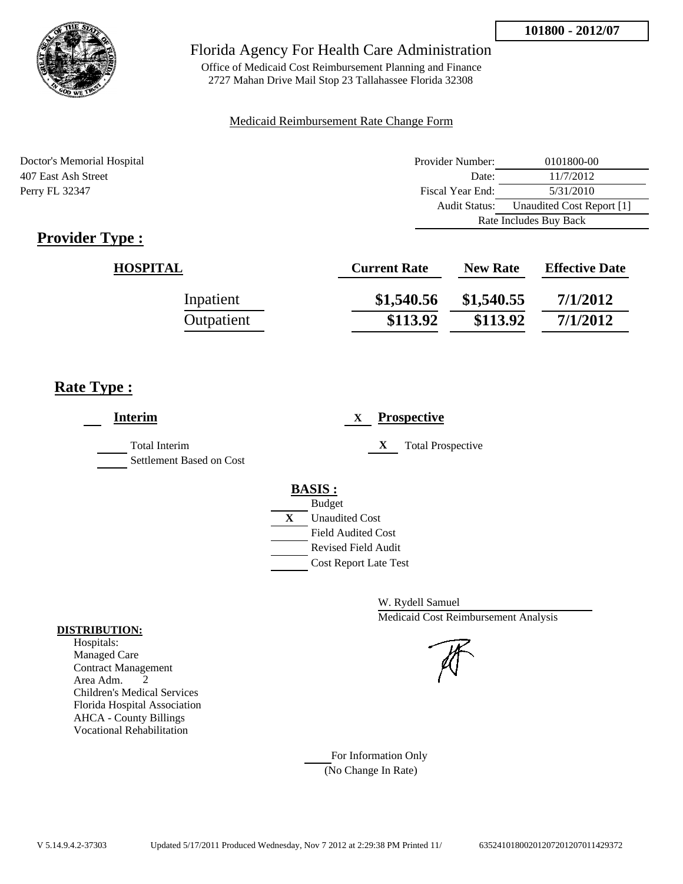**101800 - 2012/07**

# Florida Agency For Health Care Administration

Office of Medicaid Cost Reimbursement Planning and Finance
2727 Mahan Drive Mail Stop 23 Tallahassee Florida 32308

Medicaid Reimbursement Rate Change Form

Doctor's Memorial Hospital
407 East Ash Street
Perry FL 32347

| | |
|---|---|
| Provider Number: | 0101800-00 |
| Date: | 11/7/2012 |
| Fiscal Year End: | 5/31/2010 |
| Audit Status: | Unaudited Cost Report [1] |
| Rate Includes Buy Back | |

## Provider Type :

| HOSPITAL | Current Rate | New Rate | Effective Date |
|---|---|---|---|
| Inpatient | $1,540.56 | $1,540.55 | 7/1/2012 |
| Outpatient | $113.92 | $113.92 | 7/1/2012 |

## Rate Type :

___ **Interim**

___ Total Interim
___ Settlement Based on Cost

X **Prospective**

X Total Prospective

**BASIS :**
___ Budget
X Unaudited Cost
___ Field Audited Cost
___ Revised Field Audit
___ Cost Report Late Test

W. Rydell Samuel
Medicaid Cost Reimbursement Analysis

**DISTRIBUTION:**
Hospitals:
Managed Care
Contract Management
Area Adm. 2
Children's Medical Services
Florida Hospital Association
AHCA - County Billings
Vocational Rehabilitation

___ For Information Only
(No Change In Rate)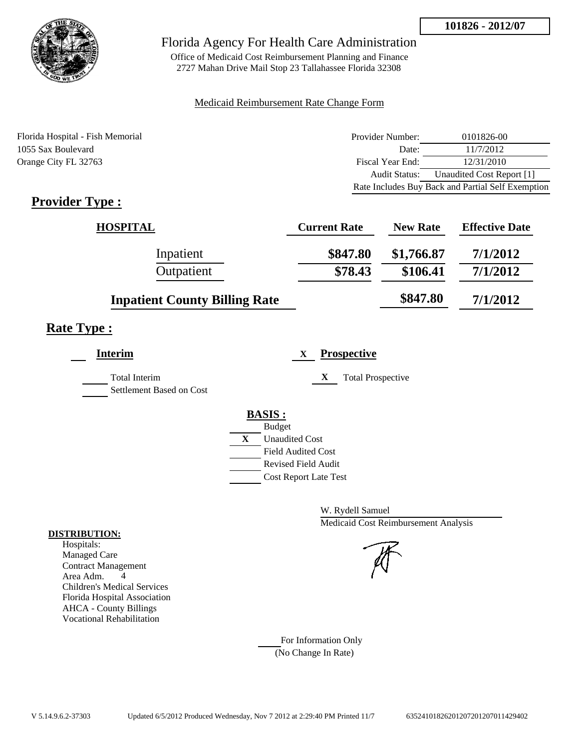101826 - 2012/07

# Florida Agency For Health Care Administration

Office of Medicaid Cost Reimbursement Planning and Finance
2727 Mahan Drive Mail Stop 23 Tallahassee Florida 32308

Medicaid Reimbursement Rate Change Form

Florida Hospital - Fish Memorial
1055 Sax Boulevard
Orange City FL 32763

| | |
|---|---|
| Provider Number: | 0101826-00 |
| Date: | 11/7/2012 |
| Fiscal Year End: | 12/31/2010 |
| Audit Status: | Unaudited Cost Report [1] |
| Rate Includes Buy Back and Partial Self Exemption | |

## Provider Type :

| HOSPITAL | Current Rate | New Rate | Effective Date |
|---|---|---|---|
| Inpatient | $847.80 | $1,766.87 | 7/1/2012 |
| Outpatient | $78.43 | $106.41 | 7/1/2012 |
| Inpatient County Billing Rate | | $847.80 | 7/1/2012 |

## Rate Type :

**Interim**

- Total Interim
- Settlement Based on Cost

X **Prospective**

- X Total Prospective

**BASIS :**

- Budget
- X Unaudited Cost
- Field Audited Cost
- Revised Field Audit
- Cost Report Late Test

W. Rydell Samuel
Medicaid Cost Reimbursement Analysis

**DISTRIBUTION:**
Hospitals:
Managed Care
Contract Management
Area Adm. 4
Children's Medical Services
Florida Hospital Association
AHCA - County Billings
Vocational Rehabilitation

For Information Only
(No Change In Rate)

V 5.14.9.6.2-37303 Updated 6/5/2012 Produced Wednesday, Nov 7 2012 at 2:29:40 PM Printed 11/7 635241018262012072012070114 29402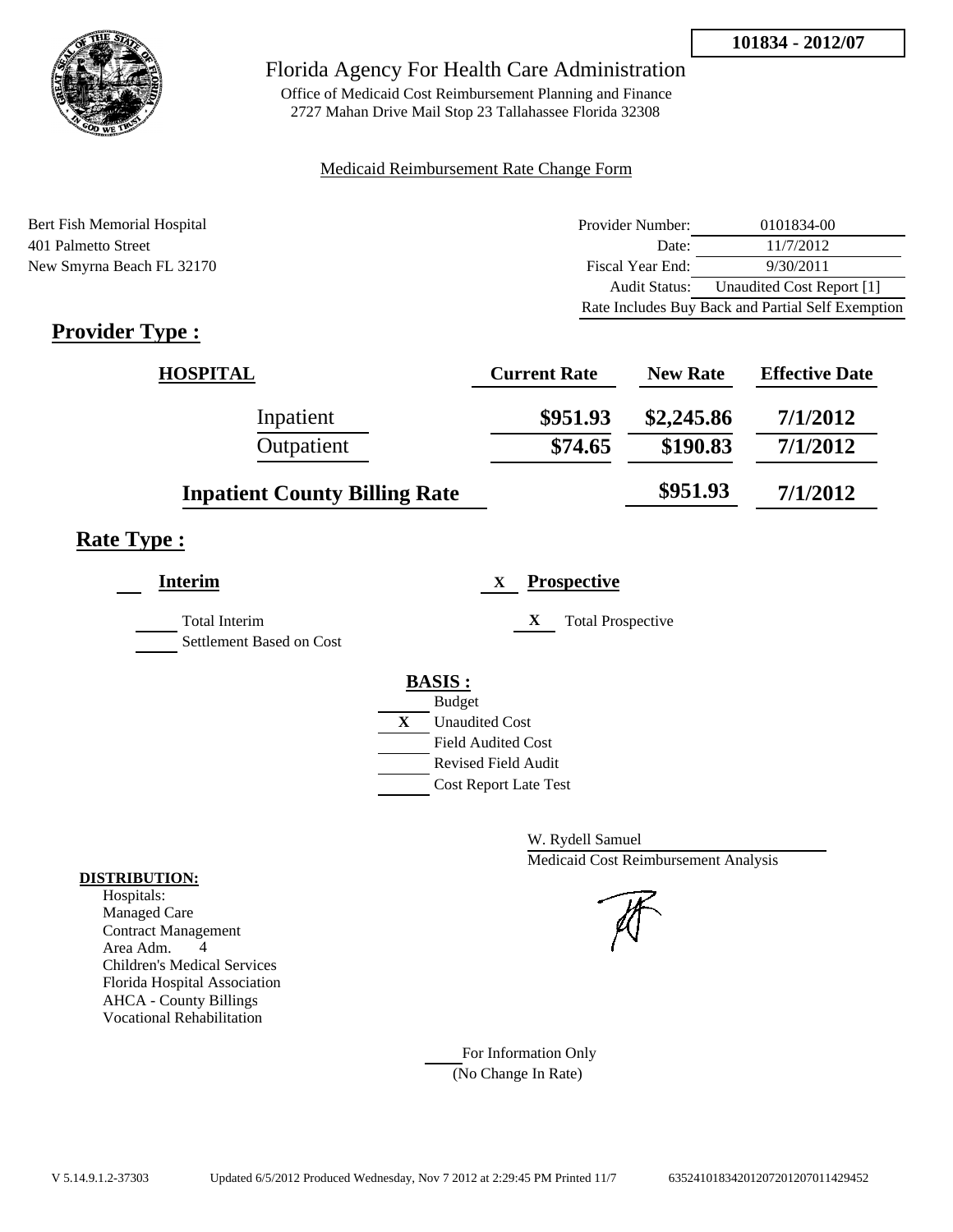**101834 - 2012/07**

# Florida Agency For Health Care Administration

Office of Medicaid Cost Reimbursement Planning and Finance
2727 Mahan Drive Mail Stop 23 Tallahassee Florida 32308

Medicaid Reimbursement Rate Change Form

Bert Fish Memorial Hospital
401 Palmetto Street
New Smyrna Beach FL 32170

| | |
|---|---|
| Provider Number: | 0101834-00 |
| Date: | 11/7/2012 |
| Fiscal Year End: | 9/30/2011 |
| Audit Status: | Unaudited Cost Report [1] |
| Rate Includes Buy Back and Partial Self Exemption | |

## Provider Type :

| HOSPITAL | Current Rate | New Rate | Effective Date |
|---|---|---|---|
| Inpatient | $951.93 | $2,245.86 | 7/1/2012 |
| Outpatient | $74.65 | $190.83 | 7/1/2012 |
| Inpatient County Billing Rate | | $951.93 | 7/1/2012 |

## Rate Type :

**Interim**

___ Total Interim
___ Settlement Based on Cost

X **Prospective**

X Total Prospective

**BASIS :**

___ Budget
X Unaudited Cost
___ Field Audited Cost
___ Revised Field Audit
___ Cost Report Late Test

W. Rydell Samuel
Medicaid Cost Reimbursement Analysis

**DISTRIBUTION:**
Hospitals:
Managed Care
Contract Management
Area Adm. 4
Children's Medical Services
Florida Hospital Association
AHCA - County Billings
Vocational Rehabilitation

___ For Information Only
(No Change In Rate)

V 5.14.9.1.2-37303 Updated 6/5/2012 Produced Wednesday, Nov 7 2012 at 2:29:45 PM Printed 11/7 635241018342012072012070114294​52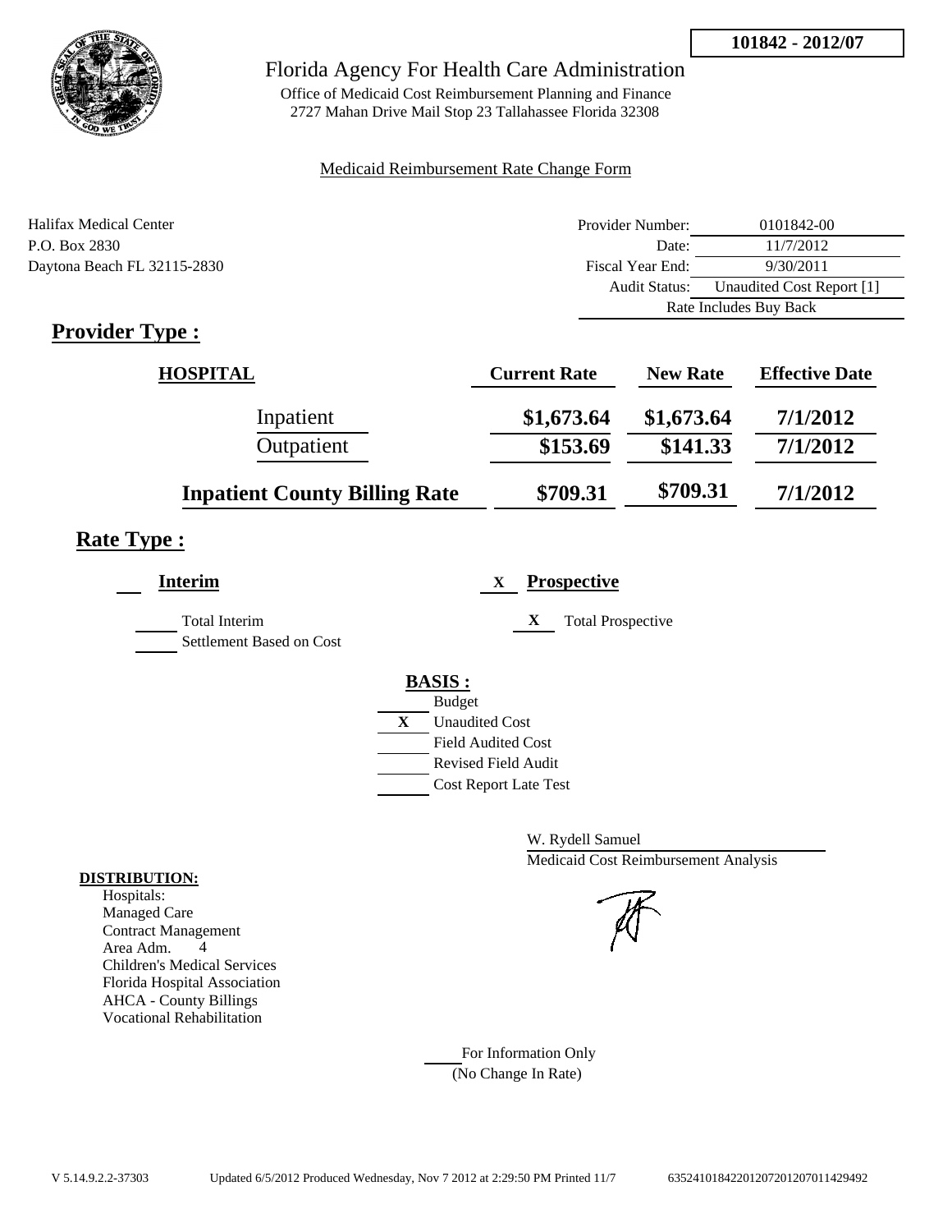**101842 - 2012/07**

# Florida Agency For Health Care Administration

Office of Medicaid Cost Reimbursement Planning and Finance
2727 Mahan Drive Mail Stop 23 Tallahassee Florida 32308

Medicaid Reimbursement Rate Change Form

Halifax Medical Center
P.O. Box 2830
Daytona Beach FL 32115-2830

| | |
|---|---|
| Provider Number: | 0101842-00 |
| Date: | 11/7/2012 |
| Fiscal Year End: | 9/30/2011 |
| Audit Status: | Unaudited Cost Report [1] |
| | Rate Includes Buy Back |

## Provider Type :

| HOSPITAL | Current Rate | New Rate | Effective Date |
|---|---|---|---|
| Inpatient | $1,673.64 | $1,673.64 | 7/1/2012 |
| Outpatient | $153.69 | $141.33 | 7/1/2012 |
| **Inpatient County Billing Rate** | $709.31 | $709.31 | 7/1/2012 |

## Rate Type :

___ **Interim**

___ Total Interim

___ Settlement Based on Cost

X **Prospective**

X Total Prospective

**BASIS :**

___ Budget

X Unaudited Cost

___ Field Audited Cost

___ Revised Field Audit

___ Cost Report Late Test

W. Rydell Samuel
Medicaid Cost Reimbursement Analysis

**DISTRIBUTION:**

Hospitals:
Managed Care
Contract Management
Area Adm. 4
Children's Medical Services
Florida Hospital Association
AHCA - County Billings
Vocational Rehabilitation

___ For Information Only
(No Change In Rate)

V 5.14.9.2.2-37303 Updated 6/5/2012 Produced Wednesday, Nov 7 2012 at 2:29:50 PM Printed 11/7 635241018422012072012070114294​92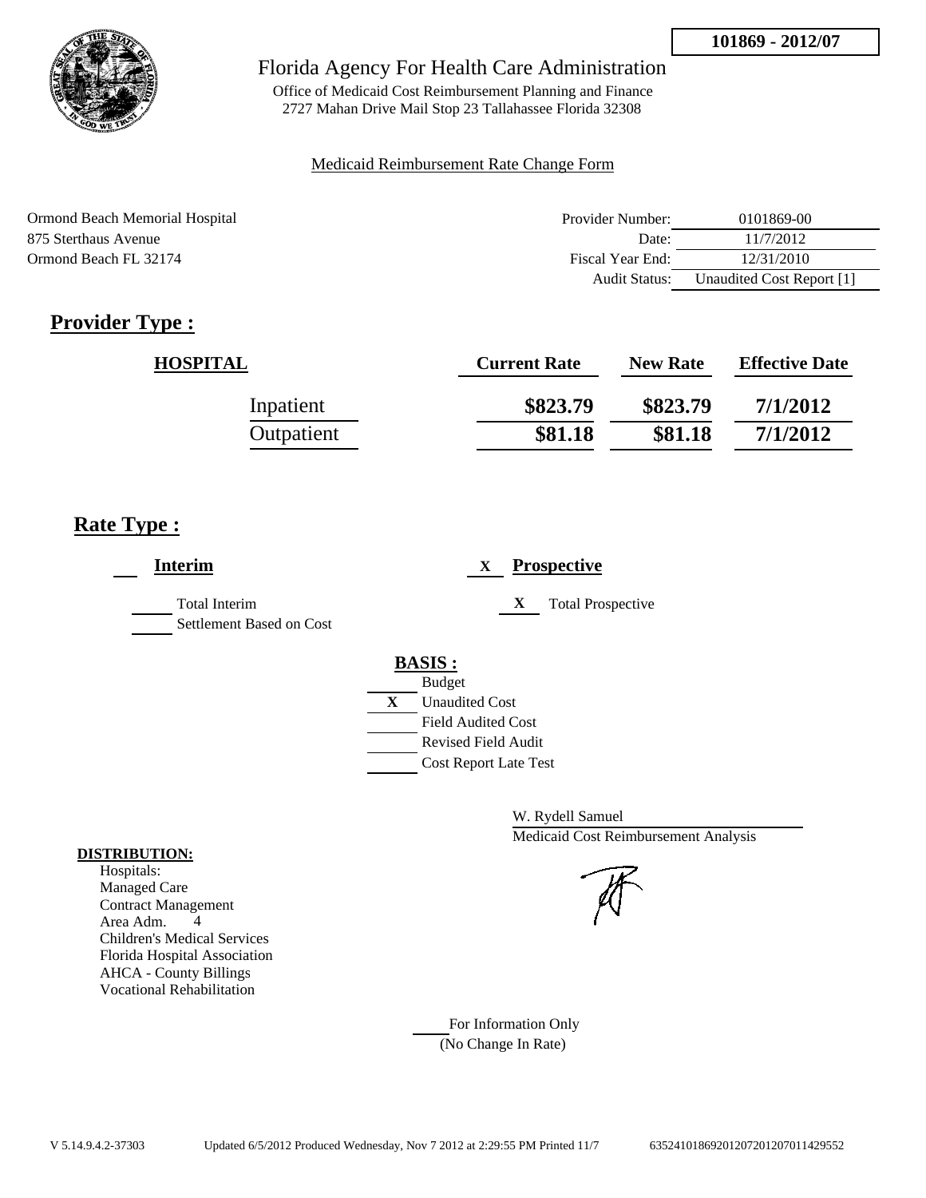**101869 - 2012/07**

# Florida Agency For Health Care Administration

Office of Medicaid Cost Reimbursement Planning and Finance
2727 Mahan Drive Mail Stop 23 Tallahassee Florida 32308

Medicaid Reimbursement Rate Change Form

Ormond Beach Memorial Hospital
875 Sterthaus Avenue
Ormond Beach FL 32174

| | |
|---|---|
| Provider Number: | 0101869-00 |
| Date: | 11/7/2012 |
| Fiscal Year End: | 12/31/2010 |
| Audit Status: | Unaudited Cost Report [1] |

## Provider Type :

| HOSPITAL | Current Rate | New Rate | Effective Date |
|---|---|---|---|
| Inpatient | **\$823.79** | **\$823.79** | **7/1/2012** |
| Outpatient | **\$81.18** | **\$81.18** | **7/1/2012** |

## Rate Type :

**Interim**

- Total Interim
- Settlement Based on Cost

X **Prospective**

- X Total Prospective

**BASIS :**

- Budget
- X Unaudited Cost
- Field Audited Cost
- Revised Field Audit
- Cost Report Late Test

W. Rydell Samuel
Medicaid Cost Reimbursement Analysis

**DISTRIBUTION:**
Hospitals:
Managed Care
Contract Management
Area Adm. 4
Children's Medical Services
Florida Hospital Association
AHCA - County Billings
Vocational Rehabilitation

For Information Only
(No Change In Rate)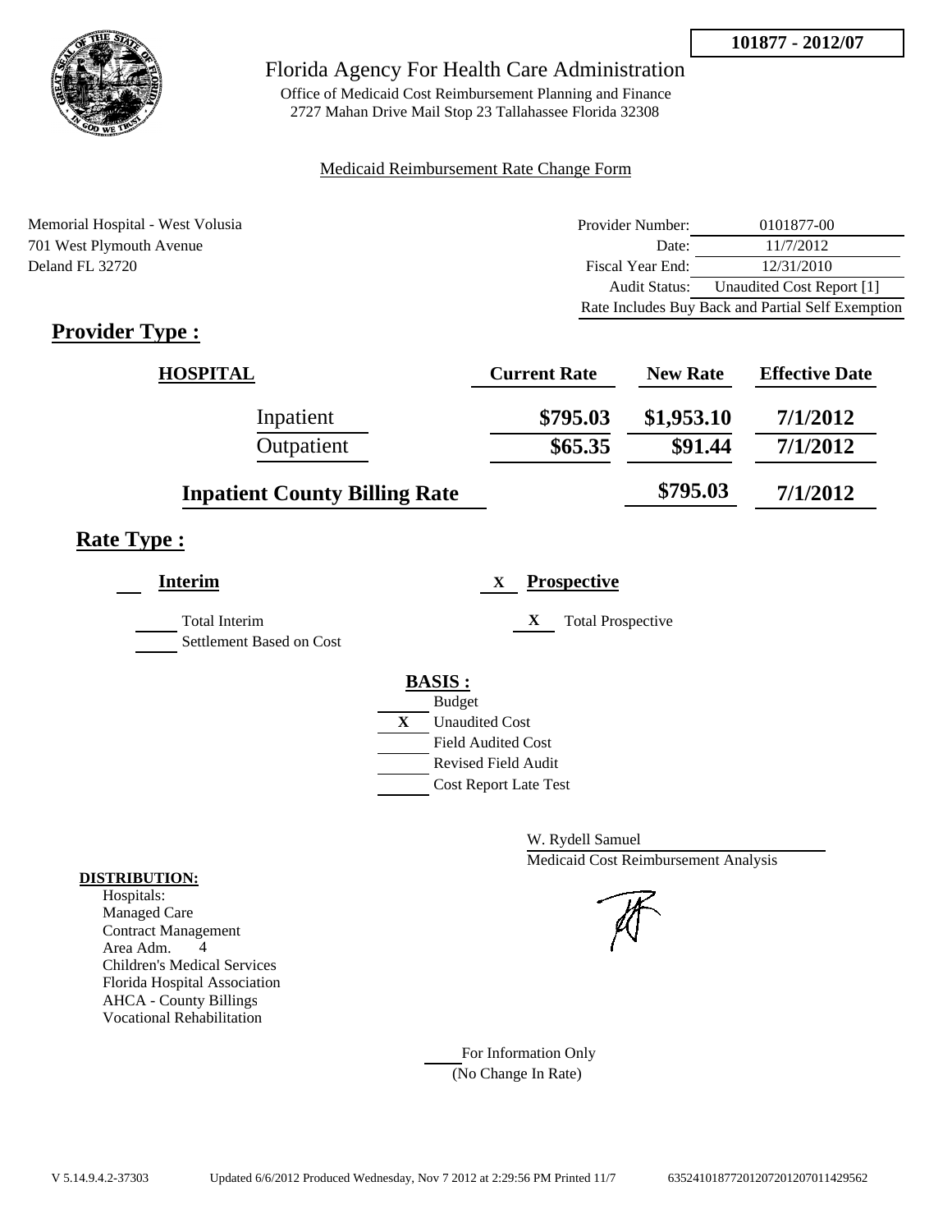**101877 - 2012/07**

Florida Agency For Health Care Administration

Office of Medicaid Cost Reimbursement Planning and Finance
2727 Mahan Drive Mail Stop 23 Tallahassee Florida 32308

Medicaid Reimbursement Rate Change Form

Memorial Hospital - West Volusia
701 West Plymouth Avenue
Deland FL 32720

| | |
|---|---|
| Provider Number: | 0101877-00 |
| Date: | 11/7/2012 |
| Fiscal Year End: | 12/31/2010 |
| Audit Status: | Unaudited Cost Report [1] |
| Rate Includes Buy Back and Partial Self Exemption | |

## Provider Type :

| HOSPITAL | Current Rate | New Rate | Effective Date |
|---|---|---|---|
| Inpatient | $795.03 | $1,953.10 | 7/1/2012 |
| Outpatient | $65.35 | $91.44 | 7/1/2012 |
| **Inpatient County Billing Rate** | | $795.03 | 7/1/2012 |

## Rate Type :

**Interim**

Total Interim
Settlement Based on Cost

X **Prospective**

X Total Prospective

**BASIS :**

- Budget
- X Unaudited Cost
- Field Audited Cost
- Revised Field Audit
- Cost Report Late Test

W. Rydell Samuel
Medicaid Cost Reimbursement Analysis

**DISTRIBUTION:**
Hospitals:
Managed Care
Contract Management
Area Adm. 4
Children's Medical Services
Florida Hospital Association
AHCA - County Billings
Vocational Rehabilitation

For Information Only
(No Change In Rate)

V 5.14.9.4.2-37303 Updated 6/6/2012 Produced Wednesday, Nov 7 2012 at 2:29:56 PM Printed 11/7 635241018772012072012070114295 62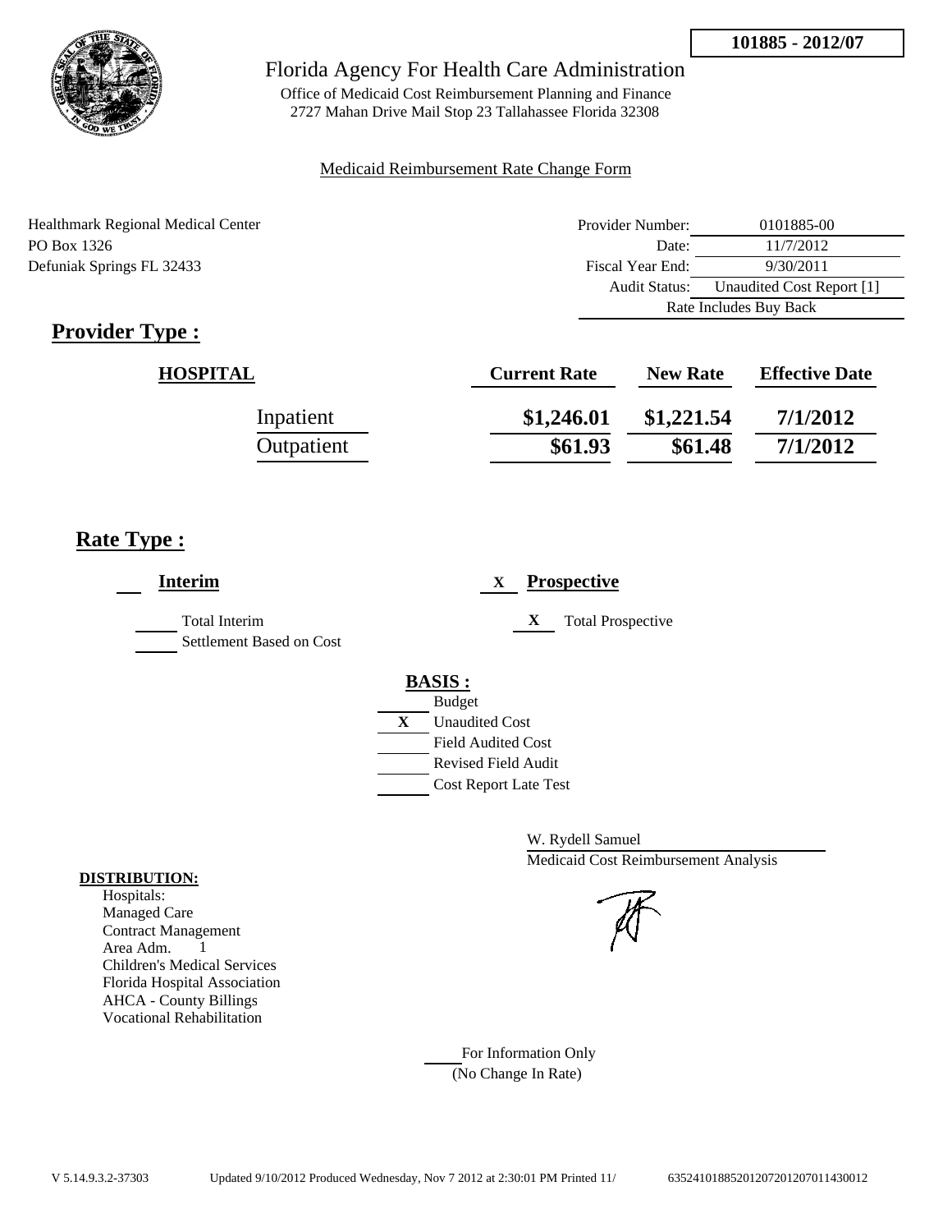101885 - 2012/07

# Florida Agency For Health Care Administration

Office of Medicaid Cost Reimbursement Planning and Finance
2727 Mahan Drive Mail Stop 23 Tallahassee Florida 32308

Medicaid Reimbursement Rate Change Form

Healthmark Regional Medical Center
PO Box 1326
Defuniak Springs FL 32433

| | |
|---|---|
| Provider Number: | 0101885-00 |
| Date: | 11/7/2012 |
| Fiscal Year End: | 9/30/2011 |
| Audit Status: | Unaudited Cost Report [1] |
| | Rate Includes Buy Back |

## Provider Type :

| HOSPITAL | Current Rate | New Rate | Effective Date |
|---|---|---|---|
| Inpatient | $1,246.01 | $1,221.54 | 7/1/2012 |
| Outpatient | $61.93 | $61.48 | 7/1/2012 |

## Rate Type :

___ **Interim**

___ Total Interim
___ Settlement Based on Cost

X **Prospective**

X Total Prospective

**BASIS :**

___ Budget
X Unaudited Cost
___ Field Audited Cost
___ Revised Field Audit
___ Cost Report Late Test

W. Rydell Samuel
Medicaid Cost Reimbursement Analysis

**DISTRIBUTION:**

Hospitals:
Managed Care
Contract Management
Area Adm. 1
Children's Medical Services
Florida Hospital Association
AHCA - County Billings
Vocational Rehabilitation

___ For Information Only
(No Change In Rate)

V 5.14.9.3.2-37303 Updated 9/10/2012 Produced Wednesday, Nov 7 2012 at 2:30:01 PM Printed 11/ 63524101885201207201207011430012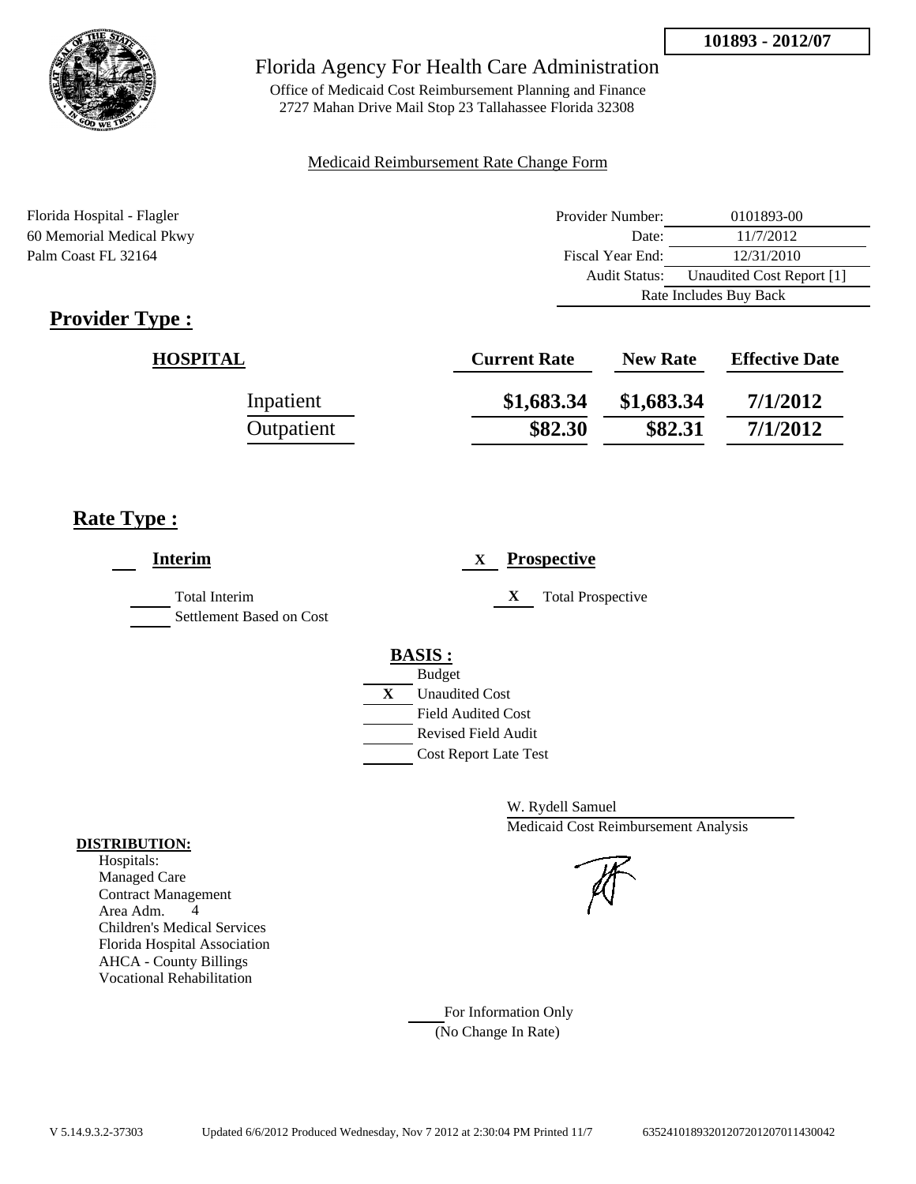**101893 - 2012/07**

# Florida Agency For Health Care Administration

Office of Medicaid Cost Reimbursement Planning and Finance
2727 Mahan Drive Mail Stop 23 Tallahassee Florida 32308

Medicaid Reimbursement Rate Change Form

Florida Hospital - Flagler
60 Memorial Medical Pkwy
Palm Coast FL 32164

| | |
|---|---|
| Provider Number: | 0101893-00 |
| Date: | 11/7/2012 |
| Fiscal Year End: | 12/31/2010 |
| Audit Status: | Unaudited Cost Report [1] |
| | Rate Includes Buy Back |

## Provider Type :

| HOSPITAL | Current Rate | New Rate | Effective Date |
|---|---|---|---|
| Inpatient | $1,683.34 | $1,683.34 | 7/1/2012 |
| Outpatient | $82.30 | $82.31 | 7/1/2012 |

## Rate Type :

___ **Interim**

___ Total Interim
___ Settlement Based on Cost

X **Prospective**

X Total Prospective

**BASIS :**

___ Budget
X Unaudited Cost
___ Field Audited Cost
___ Revised Field Audit
___ Cost Report Late Test

W. Rydell Samuel
Medicaid Cost Reimbursement Analysis

**DISTRIBUTION:**
Hospitals:
Managed Care
Contract Management
Area Adm. 4
Children's Medical Services
Florida Hospital Association
AHCA - County Billings
Vocational Rehabilitation

___ For Information Only
(No Change In Rate)

V 5.14.9.3.2-37303 Updated 6/6/2012 Produced Wednesday, Nov 7 2012 at 2:30:04 PM Printed 11/7 63524101893201207201207011430042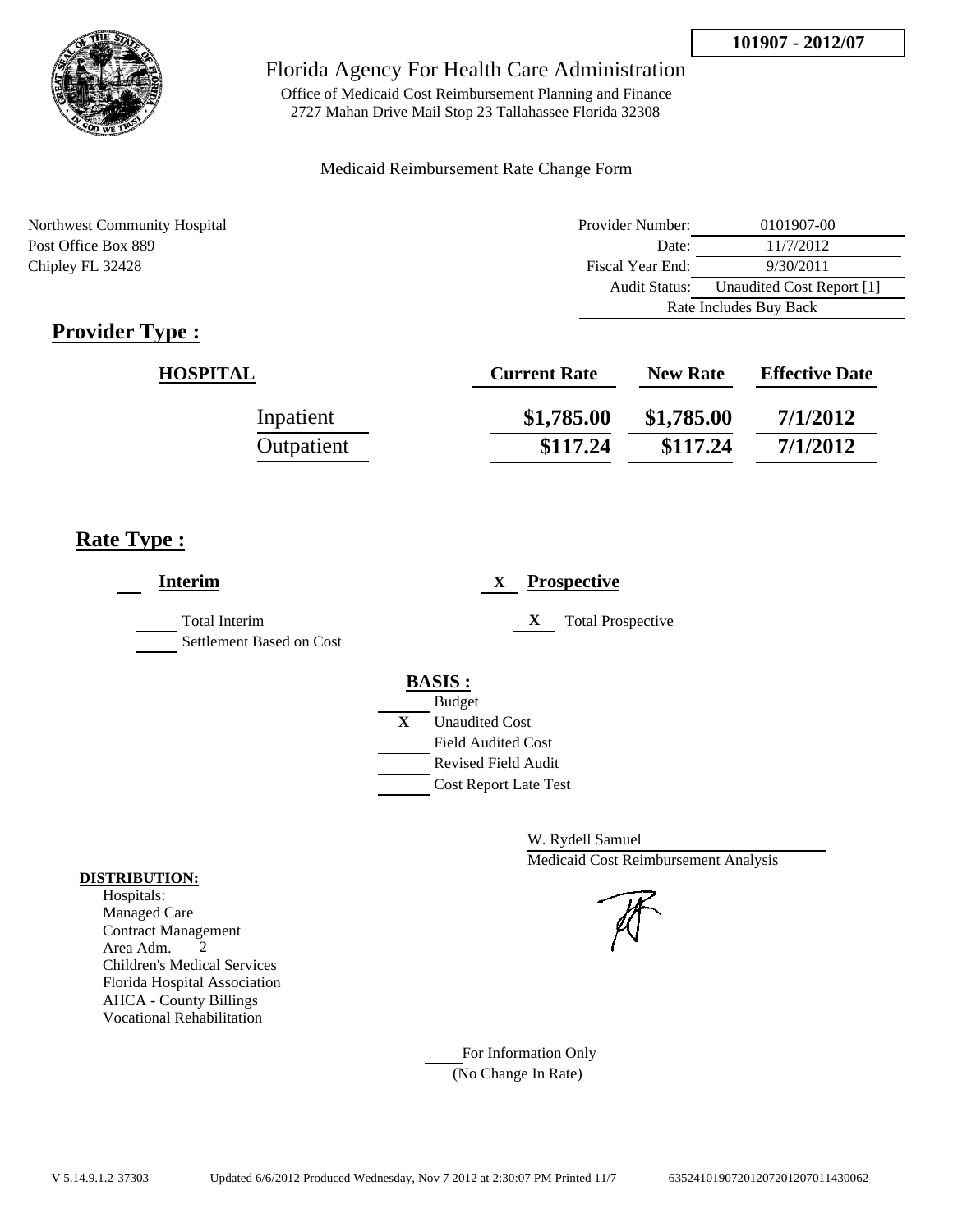**101907 - 2012/07**

# Florida Agency For Health Care Administration

Office of Medicaid Cost Reimbursement Planning and Finance
2727 Mahan Drive Mail Stop 23 Tallahassee Florida 32308

Medicaid Reimbursement Rate Change Form

Northwest Community Hospital
Post Office Box 889
Chipley FL 32428

| | |
|---|---|
| Provider Number: | 0101907-00 |
| Date: | 11/7/2012 |
| Fiscal Year End: | 9/30/2011 |
| Audit Status: | Unaudited Cost Report [1] |
| Rate Includes Buy Back | |

## Provider Type :

| HOSPITAL | Current Rate | New Rate | Effective Date |
|---|---|---|---|
| Inpatient | \$1,785.00 | \$1,785.00 | 7/1/2012 |
| Outpatient | \$117.24 | \$117.24 | 7/1/2012 |

## Rate Type :

___ **Interim**

___ Total Interim
___ Settlement Based on Cost

X **Prospective**

X Total Prospective

**BASIS :**

___ Budget
X Unaudited Cost
___ Field Audited Cost
___ Revised Field Audit
___ Cost Report Late Test

W. Rydell Samuel
Medicaid Cost Reimbursement Analysis

**DISTRIBUTION:**

Hospitals:
Managed Care
Contract Management
Area Adm. 2
Children's Medical Services
Florida Hospital Association
AHCA - County Billings
Vocational Rehabilitation

___ For Information Only
(No Change In Rate)

V 5.14.9.1.2-37303 Updated 6/6/2012 Produced Wednesday, Nov 7 2012 at 2:30:07 PM Printed 11/7 635241019072012072012070114300062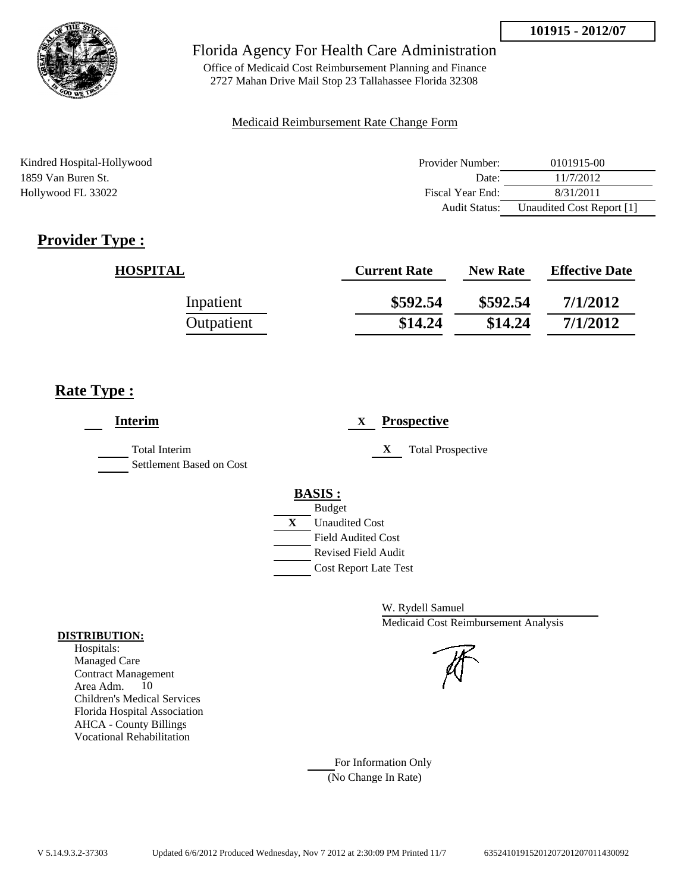101915 - 2012/07

Florida Agency For Health Care Administration

Office of Medicaid Cost Reimbursement Planning and Finance
2727 Mahan Drive Mail Stop 23 Tallahassee Florida 32308

Medicaid Reimbursement Rate Change Form

Kindred Hospital-Hollywood
1859 Van Buren St.
Hollywood FL 33022

| | |
|---|---|
| Provider Number: | 0101915-00 |
| Date: | 11/7/2012 |
| Fiscal Year End: | 8/31/2011 |
| Audit Status: | Unaudited Cost Report [1] |

## Provider Type :

| HOSPITAL | Current Rate | New Rate | Effective Date |
|---|---|---|---|
| Inpatient | $592.54 | $592.54 | 7/1/2012 |
| Outpatient | $14.24 | $14.24 | 7/1/2012 |

## Rate Type :

___ **Interim**

___ Total Interim
___ Settlement Based on Cost

X **Prospective**

X Total Prospective

**BASIS :**

___ Budget
X Unaudited Cost
___ Field Audited Cost
___ Revised Field Audit
___ Cost Report Late Test

W. Rydell Samuel
Medicaid Cost Reimbursement Analysis

**DISTRIBUTION:**

Hospitals:
Managed Care
Contract Management
Area Adm. 10
Children's Medical Services
Florida Hospital Association
AHCA - County Billings
Vocational Rehabilitation

___ For Information Only
(No Change In Rate)

V 5.14.9.3.2-37303 Updated 6/6/2012 Produced Wednesday, Nov 7 2012 at 2:30:09 PM Printed 11/7 635241019152012072012070114300092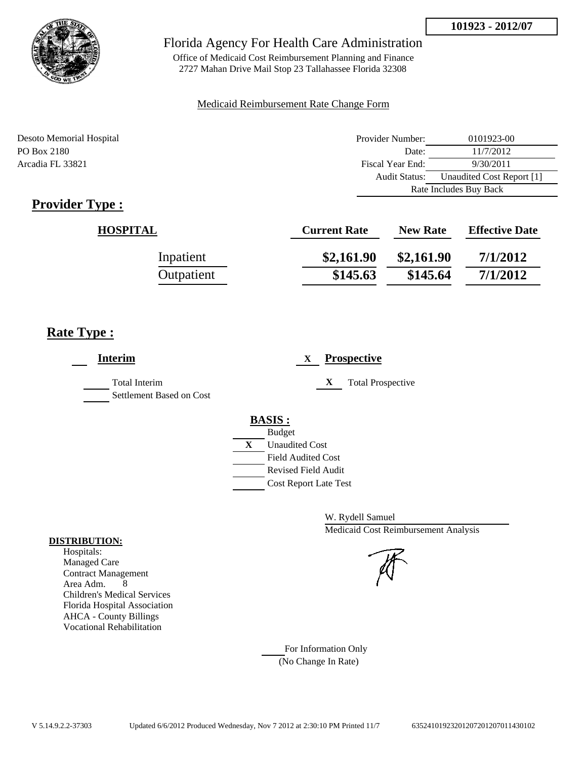**101923 - 2012/07**

# Florida Agency For Health Care Administration

Office of Medicaid Cost Reimbursement Planning and Finance
2727 Mahan Drive Mail Stop 23 Tallahassee Florida 32308

Medicaid Reimbursement Rate Change Form

Desoto Memorial Hospital
PO Box 2180
Arcadia FL 33821

| | |
|---|---|
| Provider Number: | 0101923-00 |
| Date: | 11/7/2012 |
| Fiscal Year End: | 9/30/2011 |
| Audit Status: | Unaudited Cost Report [1] |
| | Rate Includes Buy Back |

## Provider Type :

| HOSPITAL | Current Rate | New Rate | Effective Date |
|---|---|---|---|
| Inpatient | \$2,161.90 | \$2,161.90 | 7/1/2012 |
| Outpatient | \$145.63 | \$145.64 | 7/1/2012 |

## Rate Type :

___ **Interim**

___ Total Interim
___ Settlement Based on Cost

X **Prospective**

X Total Prospective

**BASIS :**

- ___ Budget
- X Unaudited Cost
- ___ Field Audited Cost
- ___ Revised Field Audit
- ___ Cost Report Late Test

W. Rydell Samuel
Medicaid Cost Reimbursement Analysis

**DISTRIBUTION:**

Hospitals:
Managed Care
Contract Management
Area Adm. 8
Children's Medical Services
Florida Hospital Association
AHCA - County Billings
Vocational Rehabilitation

___ For Information Only
(No Change In Rate)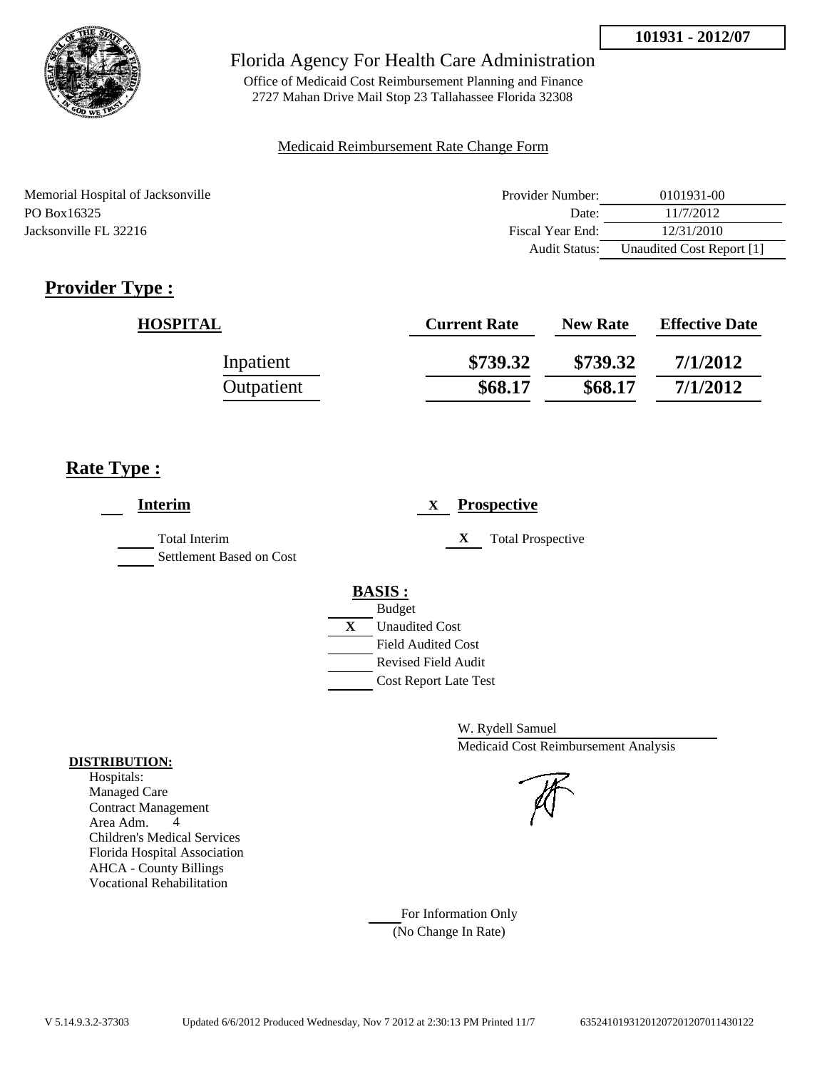**101931 - 2012/07**

Florida Agency For Health Care Administration

Office of Medicaid Cost Reimbursement Planning and Finance
2727 Mahan Drive Mail Stop 23 Tallahassee Florida 32308

Medicaid Reimbursement Rate Change Form

Memorial Hospital of Jacksonville
PO Box16325
Jacksonville FL 32216

| | |
|---|---|
| Provider Number: | 0101931-00 |
| Date: | 11/7/2012 |
| Fiscal Year End: | 12/31/2010 |
| Audit Status: | Unaudited Cost Report [1] |

## Provider Type :

| HOSPITAL | Current Rate | New Rate | Effective Date |
|---|---|---|---|
| Inpatient | $739.32 | $739.32 | 7/1/2012 |
| Outpatient | $68.17 | $68.17 | 7/1/2012 |

## Rate Type :

___ **Interim**

___ Total Interim
___ Settlement Based on Cost

X **Prospective**

X Total Prospective

**BASIS :**

___ Budget
X Unaudited Cost
___ Field Audited Cost
___ Revised Field Audit
___ Cost Report Late Test

W. Rydell Samuel
Medicaid Cost Reimbursement Analysis

**DISTRIBUTION:**

Hospitals:
Managed Care
Contract Management
Area Adm. 4
Children's Medical Services
Florida Hospital Association
AHCA - County Billings
Vocational Rehabilitation

___ For Information Only
(No Change In Rate)

V 5.14.9.3.2-37303 Updated 6/6/2012 Produced Wednesday, Nov 7 2012 at 2:30:13 PM Printed 11/7 635241019312012072012070114430122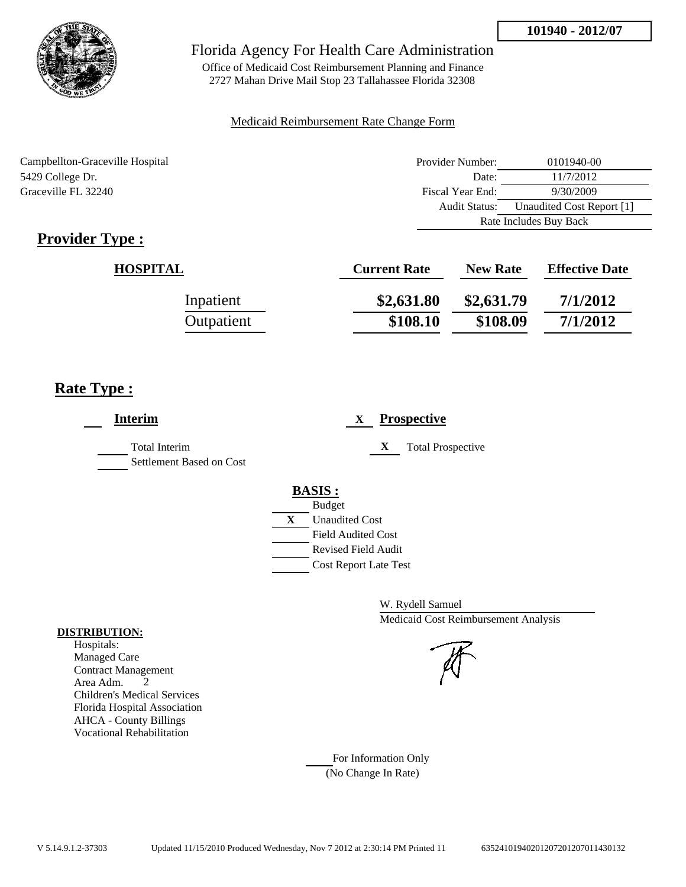**101940 - 2012/07**

# Florida Agency For Health Care Administration

Office of Medicaid Cost Reimbursement Planning and Finance
2727 Mahan Drive Mail Stop 23 Tallahassee Florida 32308

Medicaid Reimbursement Rate Change Form

Campbellton-Graceville Hospital
5429 College Dr.
Graceville FL 32240

| | |
|---|---|
| Provider Number: | 0101940-00 |
| Date: | 11/7/2012 |
| Fiscal Year End: | 9/30/2009 |
| Audit Status: | Unaudited Cost Report [1] |
| | Rate Includes Buy Back |

## Provider Type :

| HOSPITAL | Current Rate | New Rate | Effective Date |
|---|---|---|---|
| Inpatient | $2,631.80 | $2,631.79 | 7/1/2012 |
| Outpatient | $108.10 | $108.09 | 7/1/2012 |

## Rate Type :

___ **Interim**

___ Total Interim
___ Settlement Based on Cost

X **Prospective**

X Total Prospective

**BASIS :**

___ Budget
X Unaudited Cost
___ Field Audited Cost
___ Revised Field Audit
___ Cost Report Late Test

W. Rydell Samuel
Medicaid Cost Reimbursement Analysis

**DISTRIBUTION:**
Hospitals:
Managed Care
Contract Management
Area Adm. 2
Children's Medical Services
Florida Hospital Association
AHCA - County Billings
Vocational Rehabilitation

___ For Information Only
(No Change In Rate)

V 5.14.9.1.2-37303 Updated 11/15/2010 Produced Wednesday, Nov 7 2012 at 2:30:14 PM Printed 11 635241019402012072012070114301 32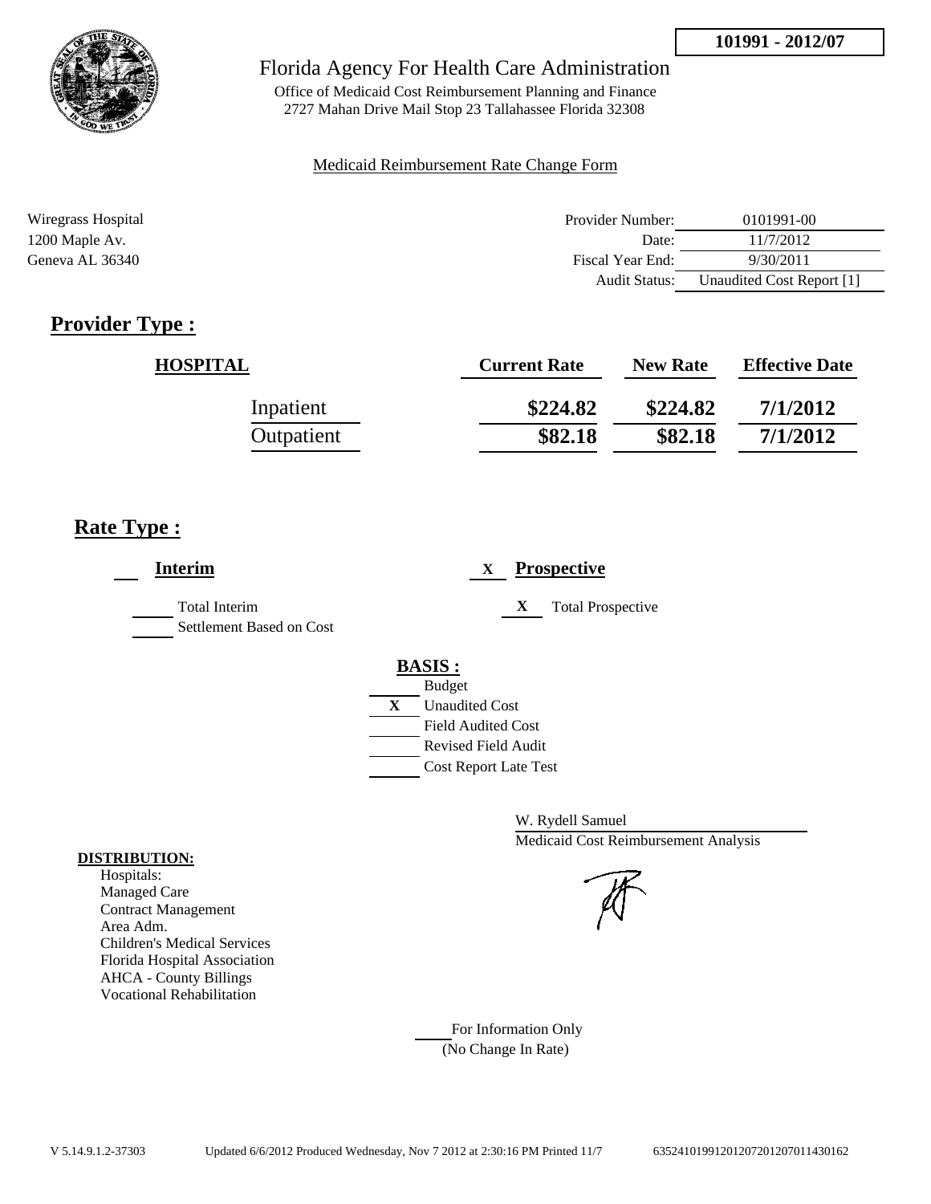**101991 - 2012/07**

Florida Agency For Health Care Administration

Office of Medicaid Cost Reimbursement Planning and Finance
2727 Mahan Drive Mail Stop 23 Tallahassee Florida 32308

Medicaid Reimbursement Rate Change Form

Wiregrass Hospital
1200 Maple Av.
Geneva AL 36340

| | |
|---|---|
| Provider Number: | 0101991-00 |
| Date: | 11/7/2012 |
| Fiscal Year End: | 9/30/2011 |
| Audit Status: | Unaudited Cost Report [1] |

## Provider Type :

| HOSPITAL | Current Rate | New Rate | Effective Date |
|---|---|---|---|
| Inpatient | **$224.82** | **$224.82** | **7/1/2012** |
| Outpatient | **$82.18** | **$82.18** | **7/1/2012** |

## Rate Type :

**Interim**

Total Interim
Settlement Based on Cost

X **Prospective**

X Total Prospective

**BASIS :**

- Budget
- X Unaudited Cost
- Field Audited Cost
- Revised Field Audit
- Cost Report Late Test

W. Rydell Samuel
Medicaid Cost Reimbursement Analysis

**DISTRIBUTION:**
Hospitals:
Managed Care
Contract Management
Area Adm.
Children's Medical Services
Florida Hospital Association
AHCA - County Billings
Vocational Rehabilitation

For Information Only
(No Change In Rate)

V 5.14.9.1.2-37303 Updated 6/6/2012 Produced Wednesday, Nov 7 2012 at 2:30:16 PM Printed 11/7 63524101991201207201207011430162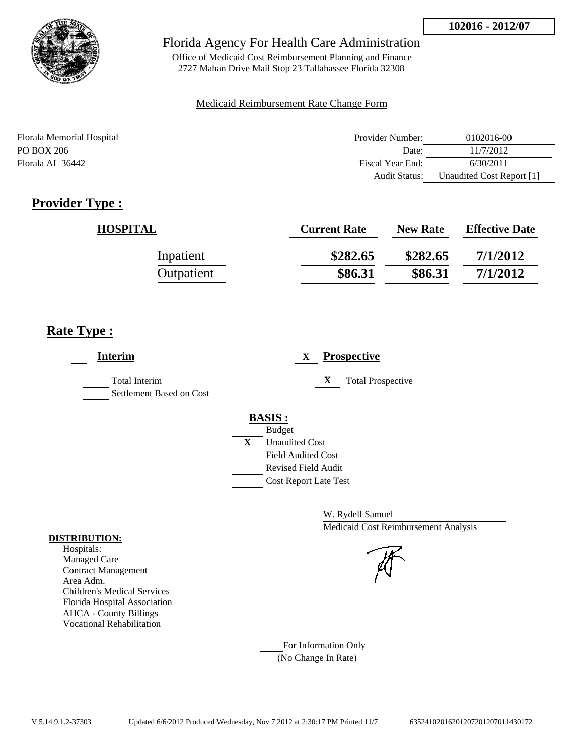**102016 - 2012/07**

# Florida Agency For Health Care Administration

Office of Medicaid Cost Reimbursement Planning and Finance
2727 Mahan Drive Mail Stop 23 Tallahassee Florida 32308

Medicaid Reimbursement Rate Change Form

Florala Memorial Hospital
PO BOX 206
Florala AL 36442

| | |
|---|---|
| Provider Number: | 0102016-00 |
| Date: | 11/7/2012 |
| Fiscal Year End: | 6/30/2011 |
| Audit Status: | Unaudited Cost Report [1] |

## Provider Type :

| HOSPITAL | Current Rate | New Rate | Effective Date |
|---|---|---|---|
| Inpatient | \$282.65 | \$282.65 | 7/1/2012 |
| Outpatient | \$86.31 | \$86.31 | 7/1/2012 |

## Rate Type :

**Interim**

- Total Interim
- Settlement Based on Cost

X **Prospective**

- X Total Prospective

**BASIS :**

- Budget
- X Unaudited Cost
- Field Audited Cost
- Revised Field Audit
- Cost Report Late Test

W. Rydell Samuel
Medicaid Cost Reimbursement Analysis

**DISTRIBUTION:**
Hospitals:
Managed Care
Contract Management
Area Adm.
Children's Medical Services
Florida Hospital Association
AHCA - County Billings
Vocational Rehabilitation

For Information Only
(No Change In Rate)

V 5.14.9.1.2-37303 Updated 6/6/2012 Produced Wednesday, Nov 7 2012 at 2:30:17 PM Printed 11/7 635241020162012072012070114301​72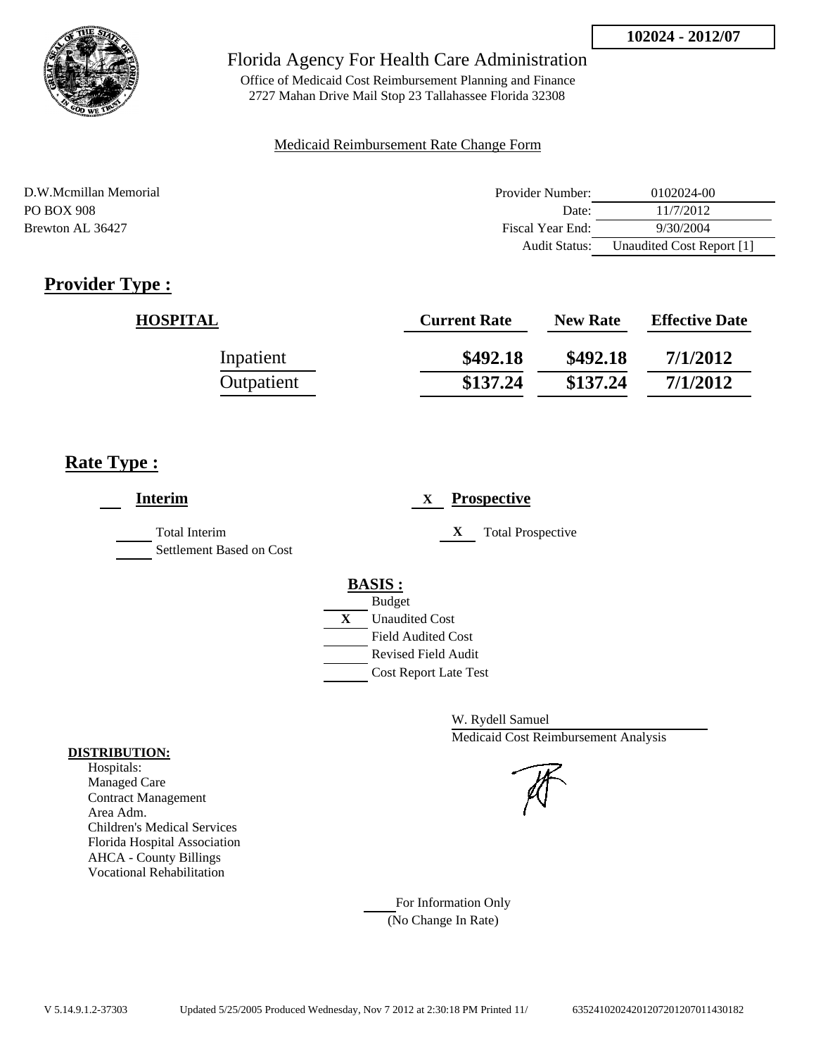**102024 - 2012/07**

# Florida Agency For Health Care Administration

Office of Medicaid Cost Reimbursement Planning and Finance
2727 Mahan Drive Mail Stop 23 Tallahassee Florida 32308

Medicaid Reimbursement Rate Change Form

D.W.Mcmillan Memorial
PO BOX 908
Brewton AL 36427

| | |
|---|---|
| Provider Number: | 0102024-00 |
| Date: | 11/7/2012 |
| Fiscal Year End: | 9/30/2004 |
| Audit Status: | Unaudited Cost Report [1] |

## Provider Type :

| HOSPITAL | Current Rate | New Rate | Effective Date |
|---|---|---|---|
| Inpatient | $492.18 | $492.18 | 7/1/2012 |
| Outpatient | $137.24 | $137.24 | 7/1/2012 |

## Rate Type :

___ **Interim** X **Prospective**

___ Total Interim
___ Settlement Based on Cost

X Total Prospective

**BASIS :**

- ___ Budget
- X Unaudited Cost
- ___ Field Audited Cost
- ___ Revised Field Audit
- ___ Cost Report Late Test

W. Rydell Samuel
Medicaid Cost Reimbursement Analysis

**DISTRIBUTION:**
Hospitals:
Managed Care
Contract Management
Area Adm.
Children's Medical Services
Florida Hospital Association
AHCA - County Billings
Vocational Rehabilitation

___ For Information Only
(No Change In Rate)

V 5.14.9.1.2-37303 Updated 5/25/2005 Produced Wednesday, Nov 7 2012 at 2:30:18 PM Printed 11/ 635241020242012072012070114301​82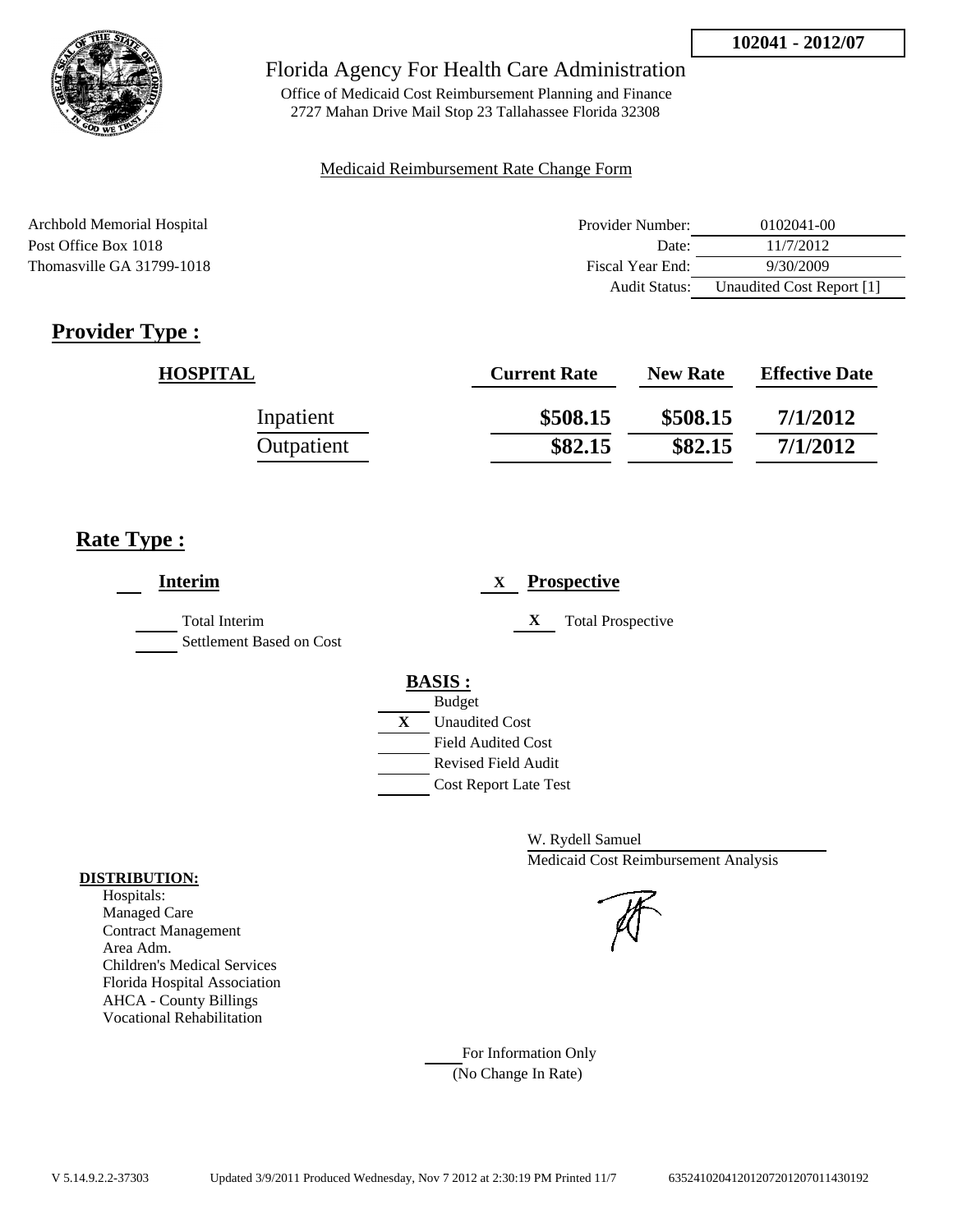102041 - 2012/07

Florida Agency For Health Care Administration

Office of Medicaid Cost Reimbursement Planning and Finance
2727 Mahan Drive Mail Stop 23 Tallahassee Florida 32308

Medicaid Reimbursement Rate Change Form

Archbold Memorial Hospital
Post Office Box 1018
Thomasville GA 31799-1018

| | |
|---|---|
| Provider Number: | 0102041-00 |
| Date: | 11/7/2012 |
| Fiscal Year End: | 9/30/2009 |
| Audit Status: | Unaudited Cost Report [1] |

## Provider Type :

| HOSPITAL | Current Rate | New Rate | Effective Date |
|---|---|---|---|
| Inpatient | \$508.15 | \$508.15 | 7/1/2012 |
| Outpatient | \$82.15 | \$82.15 | 7/1/2012 |

## Rate Type :

___ **Interim**

___ Total Interim
___ Settlement Based on Cost

X **Prospective**

X Total Prospective

**BASIS :**

___ Budget
X Unaudited Cost
___ Field Audited Cost
___ Revised Field Audit
___ Cost Report Late Test

W. Rydell Samuel
Medicaid Cost Reimbursement Analysis

**DISTRIBUTION:**

Hospitals:
Managed Care
Contract Management
Area Adm.
Children's Medical Services
Florida Hospital Association
AHCA - County Billings
Vocational Rehabilitation

___ For Information Only
(No Change In Rate)

V 5.14.9.2.2-37303 Updated 3/9/2011 Produced Wednesday, Nov 7 2012 at 2:30:19 PM Printed 11/7 635241020412012072012070114430192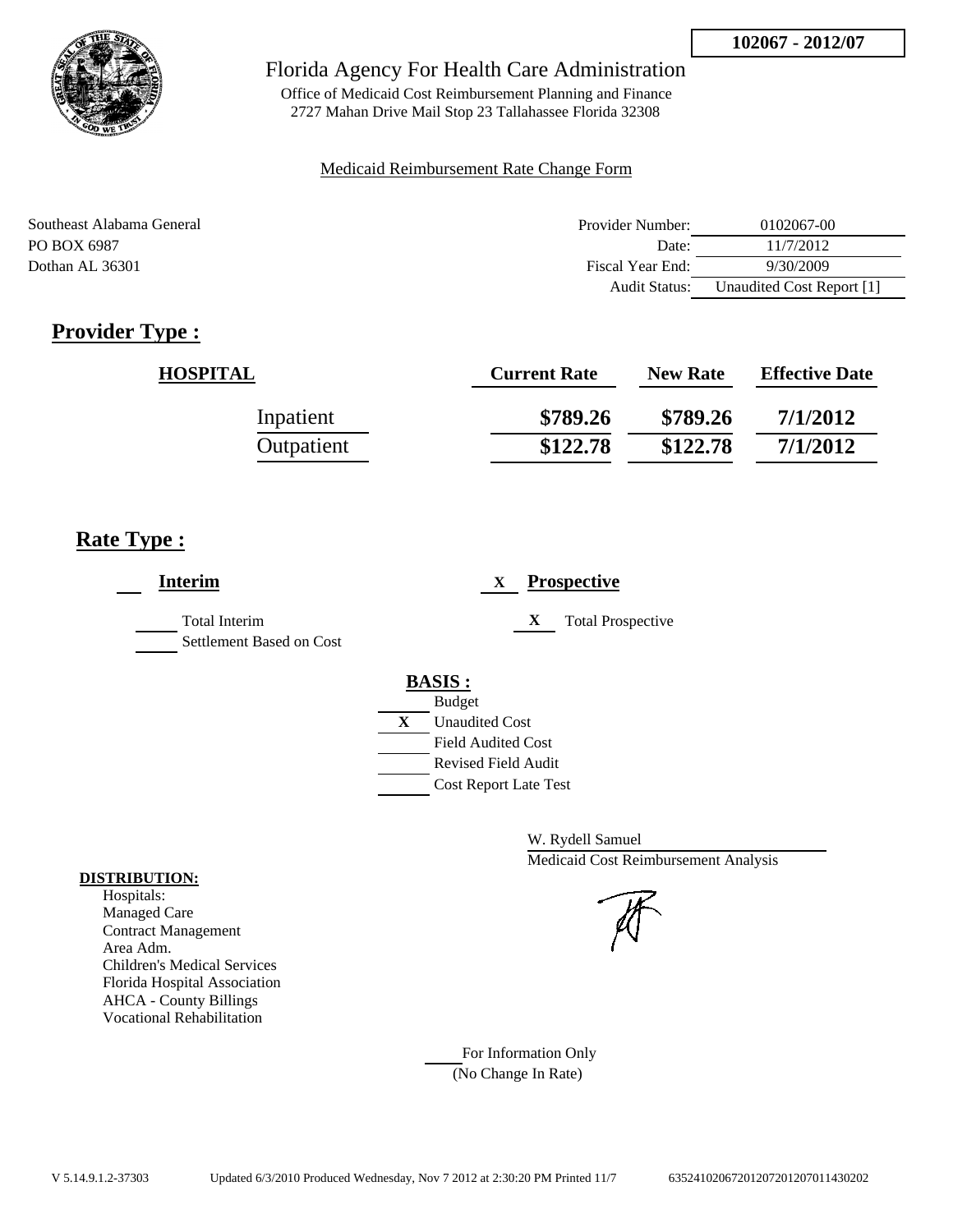**102067 - 2012/07**

# Florida Agency For Health Care Administration

Office of Medicaid Cost Reimbursement Planning and Finance
2727 Mahan Drive Mail Stop 23 Tallahassee Florida 32308

Medicaid Reimbursement Rate Change Form

Southeast Alabama General
PO BOX 6987
Dothan AL 36301

| | |
|---|---|
| Provider Number: | 0102067-00 |
| Date: | 11/7/2012 |
| Fiscal Year End: | 9/30/2009 |
| Audit Status: | Unaudited Cost Report [1] |

## Provider Type :

| HOSPITAL | Current Rate | New Rate | Effective Date |
|---|---|---|---|
| Inpatient | $789.26 | $789.26 | 7/1/2012 |
| Outpatient | $122.78 | $122.78 | 7/1/2012 |

## Rate Type :

___ **Interim**

___ Total Interim
___ Settlement Based on Cost

X **Prospective**

X Total Prospective

**BASIS :**

___ Budget
X Unaudited Cost
___ Field Audited Cost
___ Revised Field Audit
___ Cost Report Late Test

W. Rydell Samuel
Medicaid Cost Reimbursement Analysis

**DISTRIBUTION:**

Hospitals:
Managed Care
Contract Management
Area Adm.
Children's Medical Services
Florida Hospital Association
AHCA - County Billings
Vocational Rehabilitation

___ For Information Only
(No Change In Rate)

V 5.14.9.1.2-37303 Updated 6/3/2010 Produced Wednesday, Nov 7 2012 at 2:30:20 PM Printed 11/7 635241020672012072012070114302002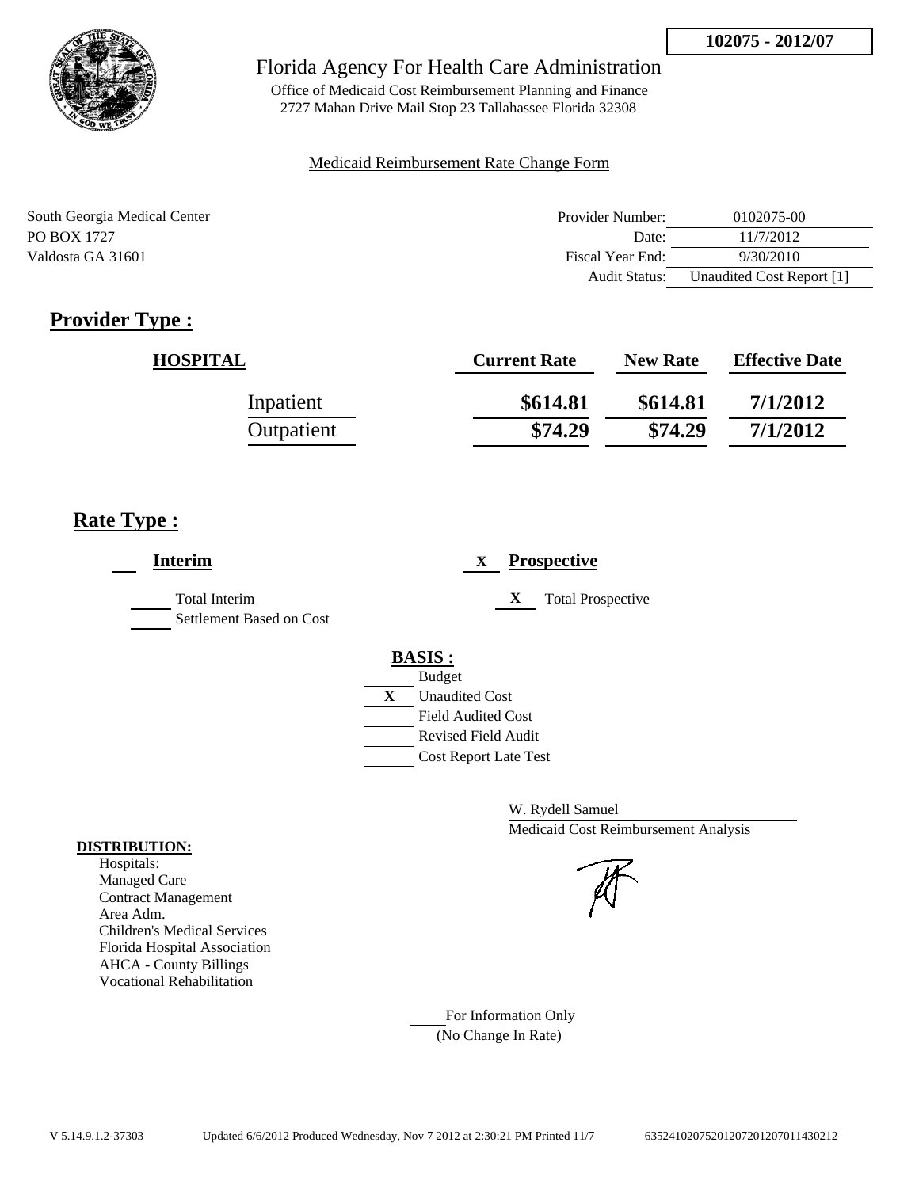102075 - 2012/07

# Florida Agency For Health Care Administration

Office of Medicaid Cost Reimbursement Planning and Finance
2727 Mahan Drive Mail Stop 23 Tallahassee Florida 32308

Medicaid Reimbursement Rate Change Form

South Georgia Medical Center
PO BOX 1727
Valdosta GA 31601

| | |
|---|---|
| Provider Number: | 0102075-00 |
| Date: | 11/7/2012 |
| Fiscal Year End: | 9/30/2010 |
| Audit Status: | Unaudited Cost Report [1] |

## Provider Type :

| HOSPITAL | Current Rate | New Rate | Effective Date |
|---|---|---|---|
| Inpatient | $614.81 | $614.81 | 7/1/2012 |
| Outpatient | $74.29 | $74.29 | 7/1/2012 |

## Rate Type :

___ **Interim**

___ Total Interim
___ Settlement Based on Cost

X **Prospective**

X Total Prospective

**BASIS :**

___ Budget
X Unaudited Cost
___ Field Audited Cost
___ Revised Field Audit
___ Cost Report Late Test

W. Rydell Samuel
Medicaid Cost Reimbursement Analysis

**DISTRIBUTION:**

Hospitals:
Managed Care
Contract Management
Area Adm.
Children's Medical Services
Florida Hospital Association
AHCA - County Billings
Vocational Rehabilitation

___ For Information Only
(No Change In Rate)

V 5.14.9.1.2-37303 Updated 6/6/2012 Produced Wednesday, Nov 7 2012 at 2:30:21 PM Printed 11/7 635241020752012072012070114430212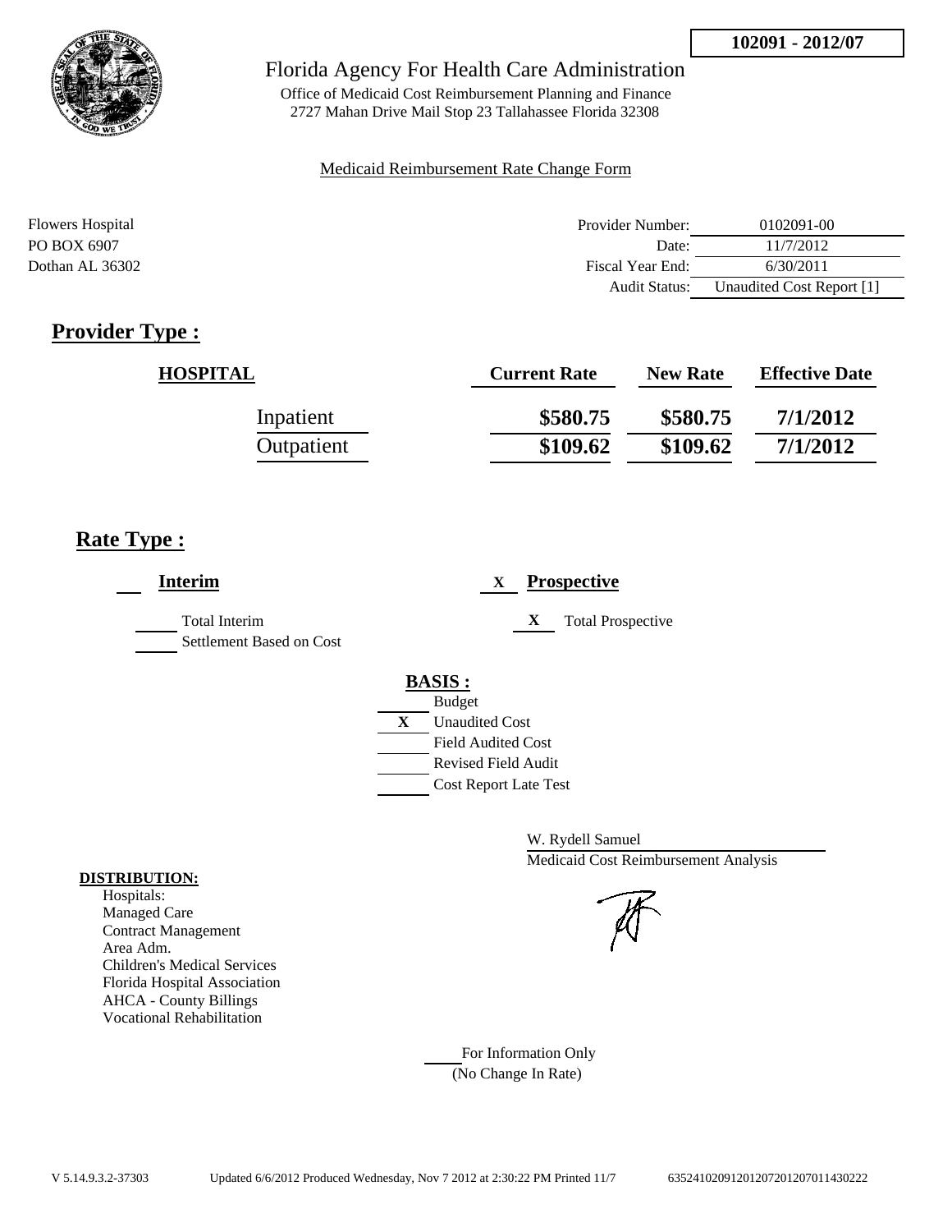102091 - 2012/07

# Florida Agency For Health Care Administration

Office of Medicaid Cost Reimbursement Planning and Finance
2727 Mahan Drive Mail Stop 23 Tallahassee Florida 32308

Medicaid Reimbursement Rate Change Form

Flowers Hospital
PO BOX 6907
Dothan AL 36302

| | |
|---|---|
| Provider Number: | 0102091-00 |
| Date: | 11/7/2012 |
| Fiscal Year End: | 6/30/2011 |
| Audit Status: | Unaudited Cost Report [1] |

## Provider Type :

| HOSPITAL | Current Rate | New Rate | Effective Date |
|---|---|---|---|
| Inpatient | $580.75 | $580.75 | 7/1/2012 |
| Outpatient | $109.62 | $109.62 | 7/1/2012 |

## Rate Type :

___ **Interim**

___ Total Interim

___ Settlement Based on Cost

X **Prospective**

X Total Prospective

**BASIS :**

___ Budget

X Unaudited Cost

___ Field Audited Cost

___ Revised Field Audit

___ Cost Report Late Test

W. Rydell Samuel
Medicaid Cost Reimbursement Analysis

**DISTRIBUTION:**

Hospitals:
Managed Care
Contract Management
Area Adm.
Children's Medical Services
Florida Hospital Association
AHCA - County Billings
Vocational Rehabilitation

___ For Information Only
(No Change In Rate)

V 5.14.9.3.2-37303 Updated 6/6/2012 Produced Wednesday, Nov 7 2012 at 2:30:22 PM Printed 11/7 635241020912012072012070114302222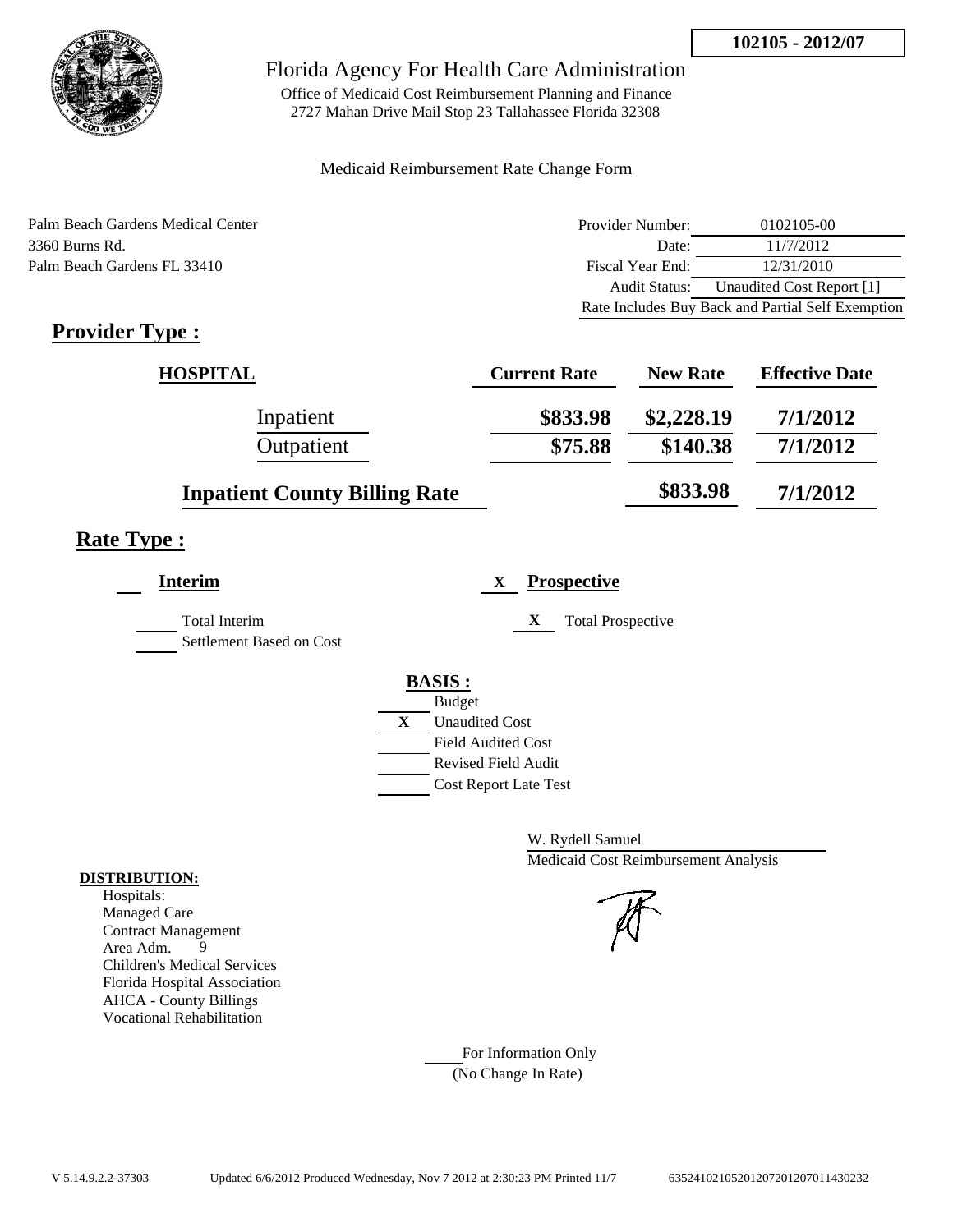**102105 - 2012/07**

# Florida Agency For Health Care Administration

Office of Medicaid Cost Reimbursement Planning and Finance
2727 Mahan Drive Mail Stop 23 Tallahassee Florida 32308

Medicaid Reimbursement Rate Change Form

Palm Beach Gardens Medical Center
3360 Burns Rd.
Palm Beach Gardens FL 33410

| | |
|---|---|
| Provider Number: | 0102105-00 |
| Date: | 11/7/2012 |
| Fiscal Year End: | 12/31/2010 |
| Audit Status: | Unaudited Cost Report [1] |
| Rate Includes Buy Back and Partial Self Exemption | |

## Provider Type :

| HOSPITAL | Current Rate | New Rate | Effective Date |
|---|---|---|---|
| Inpatient | $833.98 | $2,228.19 | 7/1/2012 |
| Outpatient | $75.88 | $140.38 | 7/1/2012 |
| **Inpatient County Billing Rate** | | $833.98 | 7/1/2012 |

## Rate Type :

___ **Interim**

___ Total Interim

___ Settlement Based on Cost

X **Prospective**

X Total Prospective

**BASIS :**

___ Budget
X Unaudited Cost
___ Field Audited Cost
___ Revised Field Audit
___ Cost Report Late Test

W. Rydell Samuel
Medicaid Cost Reimbursement Analysis

**DISTRIBUTION:**
Hospitals:
Managed Care
Contract Management
Area Adm. 9
Children's Medical Services
Florida Hospital Association
AHCA - County Billings
Vocational Rehabilitation

___ For Information Only
(No Change In Rate)

V 5.14.9.2.2-37303 Updated 6/6/2012 Produced Wednesday, Nov 7 2012 at 2:30:23 PM Printed 11/7 635241021052012072012070114302 32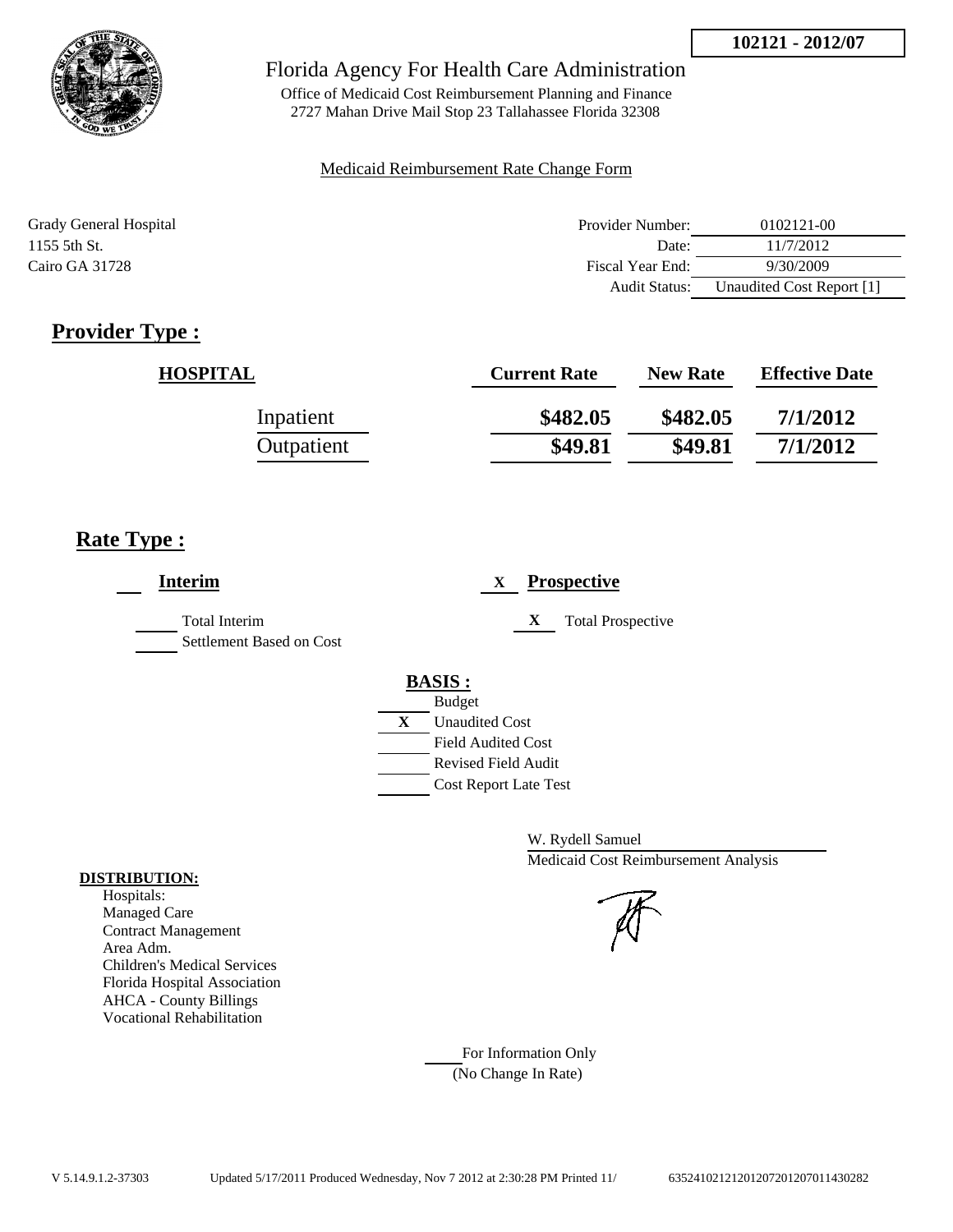**102121 - 2012/07**

Florida Agency For Health Care Administration

Office of Medicaid Cost Reimbursement Planning and Finance
2727 Mahan Drive Mail Stop 23 Tallahassee Florida 32308

Medicaid Reimbursement Rate Change Form

Grady General Hospital
1155 5th St.
Cairo GA 31728

| | |
|---|---|
| Provider Number: | 0102121-00 |
| Date: | 11/7/2012 |
| Fiscal Year End: | 9/30/2009 |
| Audit Status: | Unaudited Cost Report [1] |

## Provider Type :

| HOSPITAL | Current Rate | New Rate | Effective Date |
|---|---|---|---|
| Inpatient | \$482.05 | \$482.05 | 7/1/2012 |
| Outpatient | \$49.81 | \$49.81 | 7/1/2012 |

## Rate Type :

**Interim**

- Total Interim
- Settlement Based on Cost

X **Prospective**

- X Total Prospective

**BASIS :**

- Budget
- X Unaudited Cost
- Field Audited Cost
- Revised Field Audit
- Cost Report Late Test

W. Rydell Samuel
Medicaid Cost Reimbursement Analysis

**DISTRIBUTION:**

Hospitals:
Managed Care
Contract Management
Area Adm.
Children's Medical Services
Florida Hospital Association
AHCA - County Billings
Vocational Rehabilitation

For Information Only
(No Change In Rate)

V 5.14.9.1.2-37303 Updated 5/17/2011 Produced Wednesday, Nov 7 2012 at 2:30:28 PM Printed 11/ 635241021212012072012070114302​82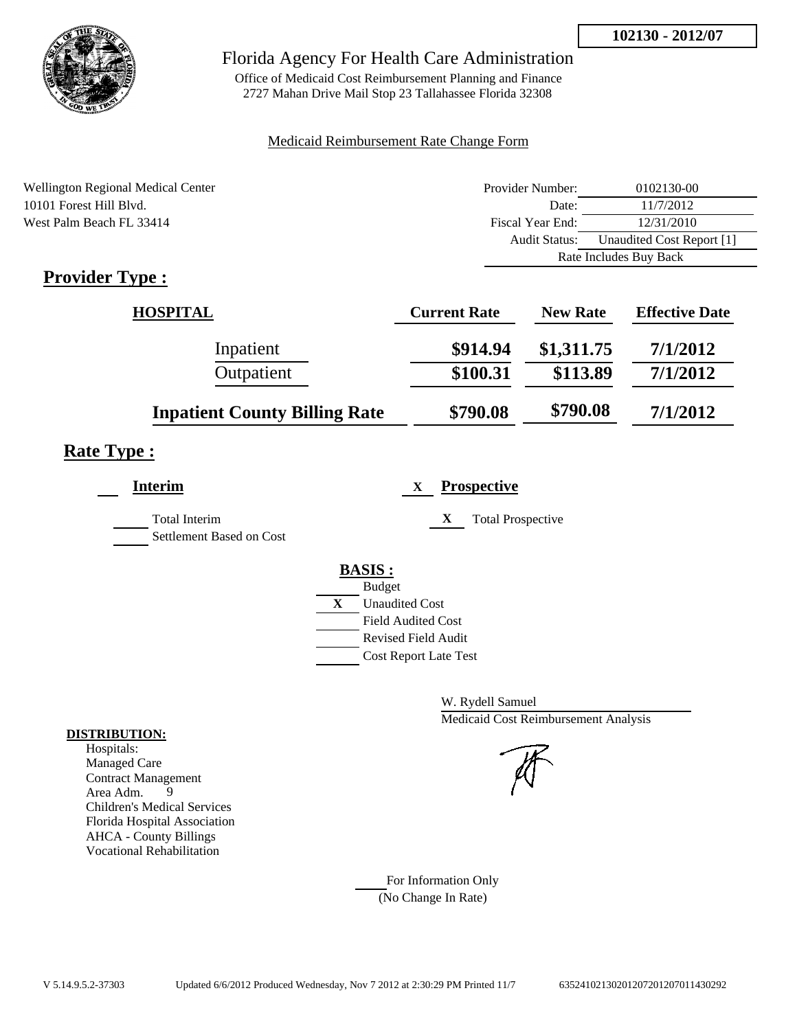**102130 - 2012/07**

# Florida Agency For Health Care Administration

Office of Medicaid Cost Reimbursement Planning and Finance
2727 Mahan Drive Mail Stop 23 Tallahassee Florida 32308

Medicaid Reimbursement Rate Change Form

Wellington Regional Medical Center
10101 Forest Hill Blvd.
West Palm Beach FL 33414

| | |
|---|---|
| Provider Number: | 0102130-00 |
| Date: | 11/7/2012 |
| Fiscal Year End: | 12/31/2010 |
| Audit Status: | Unaudited Cost Report [1] |
| Rate Includes Buy Back | |

## Provider Type :

| HOSPITAL | Current Rate | New Rate | Effective Date |
|---|---|---|---|
| Inpatient | $914.94 | $1,311.75 | 7/1/2012 |
| Outpatient | $100.31 | $113.89 | 7/1/2012 |
| **Inpatient County Billing Rate** | $790.08 | $790.08 | 7/1/2012 |

## Rate Type :

**Interim**

Total Interim

Settlement Based on Cost

X **Prospective**

X Total Prospective

**BASIS :**

Budget

X Unaudited Cost

Field Audited Cost

Revised Field Audit

Cost Report Late Test

W. Rydell Samuel
Medicaid Cost Reimbursement Analysis

**DISTRIBUTION:**
Hospitals:
Managed Care
Contract Management
Area Adm. 9
Children's Medical Services
Florida Hospital Association
AHCA - County Billings
Vocational Rehabilitation

For Information Only
(No Change In Rate)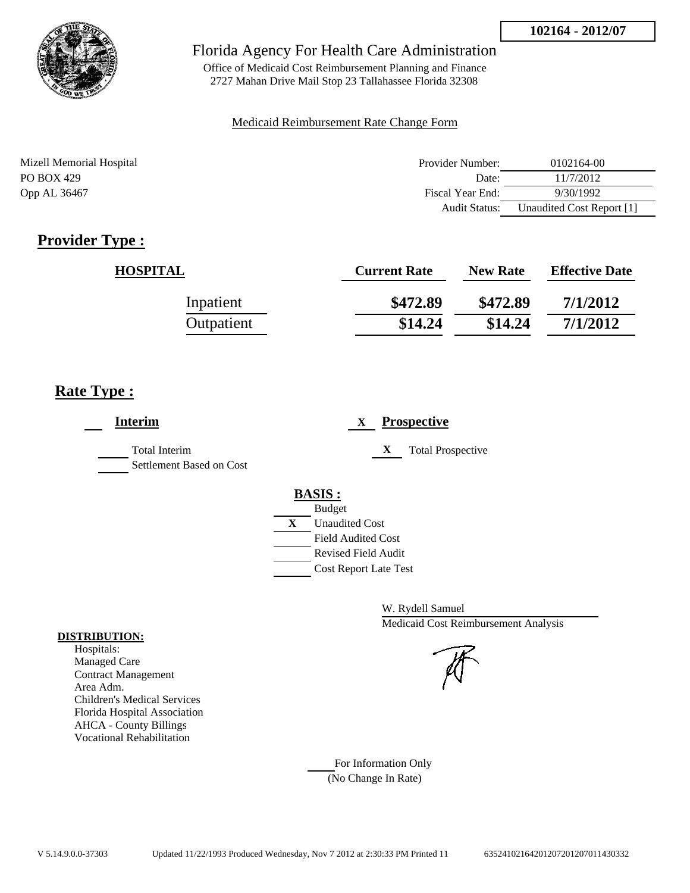102164 - 2012/07

# Florida Agency For Health Care Administration

Office of Medicaid Cost Reimbursement Planning and Finance
2727 Mahan Drive Mail Stop 23 Tallahassee Florida 32308

Medicaid Reimbursement Rate Change Form

Mizell Memorial Hospital
PO BOX 429
Opp AL 36467

| | |
|---|---|
| Provider Number: | 0102164-00 |
| Date: | 11/7/2012 |
| Fiscal Year End: | 9/30/1992 |
| Audit Status: | Unaudited Cost Report [1] |

## Provider Type :

| HOSPITAL | Current Rate | New Rate | Effective Date |
|---|---|---|---|
| Inpatient | \$472.89 | \$472.89 | 7/1/2012 |
| Outpatient | \$14.24 | \$14.24 | 7/1/2012 |

## Rate Type :

**Interim**

Total Interim
Settlement Based on Cost

X **Prospective**

X Total Prospective

**BASIS :**

Budget
X Unaudited Cost
Field Audited Cost
Revised Field Audit
Cost Report Late Test

W. Rydell Samuel
Medicaid Cost Reimbursement Analysis

**DISTRIBUTION:**

Hospitals:
Managed Care
Contract Management
Area Adm.
Children's Medical Services
Florida Hospital Association
AHCA - County Billings
Vocational Rehabilitation

For Information Only
(No Change In Rate)

V 5.14.9.0.0-37303 Updated 11/22/1993 Produced Wednesday, Nov 7 2012 at 2:30:33 PM Printed 11 63524102164201207201207011430332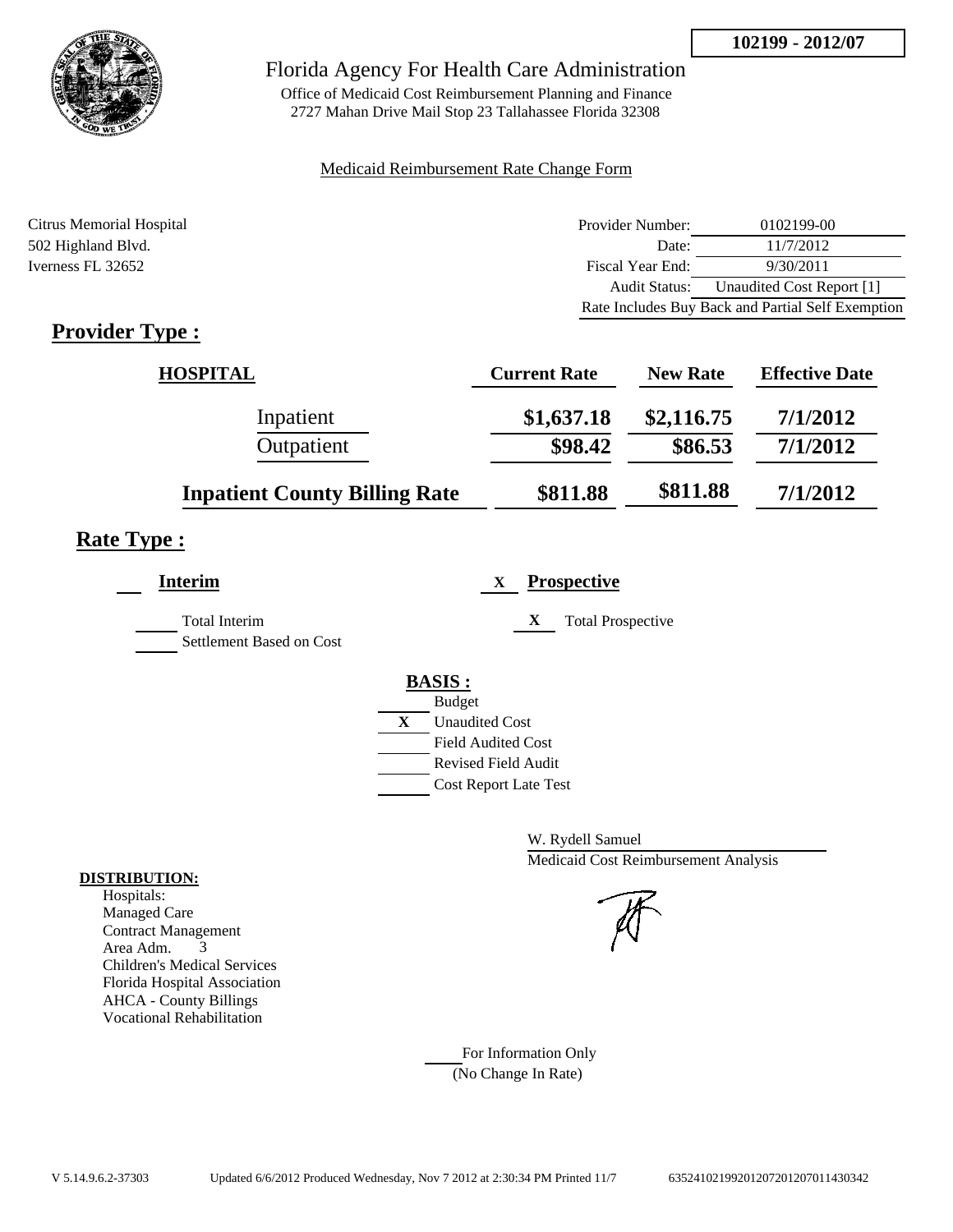**102199 - 2012/07**

# Florida Agency For Health Care Administration

Office of Medicaid Cost Reimbursement Planning and Finance
2727 Mahan Drive Mail Stop 23 Tallahassee Florida 32308

Medicaid Reimbursement Rate Change Form

Citrus Memorial Hospital
502 Highland Blvd.
Iverness FL 32652

| | |
|---|---|
| Provider Number: | 0102199-00 |
| Date: | 11/7/2012 |
| Fiscal Year End: | 9/30/2011 |
| Audit Status: | Unaudited Cost Report [1] |
| Rate Includes Buy Back and Partial Self Exemption | |

## Provider Type :

| HOSPITAL | Current Rate | New Rate | Effective Date |
|---|---|---|---|
| Inpatient | $1,637.18 | $2,116.75 | 7/1/2012 |
| Outpatient | $98.42 | $86.53 | 7/1/2012 |
| **Inpatient County Billing Rate** | $811.88 | $811.88 | 7/1/2012 |

## Rate Type :

**Interim**

Total Interim
Settlement Based on Cost

X **Prospective**

X Total Prospective

**BASIS :**

- Budget
- X Unaudited Cost
- Field Audited Cost
- Revised Field Audit
- Cost Report Late Test

W. Rydell Samuel
Medicaid Cost Reimbursement Analysis

**DISTRIBUTION:**

Hospitals:
Managed Care
Contract Management
Area Adm. 3
Children's Medical Services
Florida Hospital Association
AHCA - County Billings
Vocational Rehabilitation

For Information Only
(No Change In Rate)

V 5.14.9.6.2-37303 Updated 6/6/2012 Produced Wednesday, Nov 7 2012 at 2:30:34 PM Printed 11/7 63524102199201207201207011430342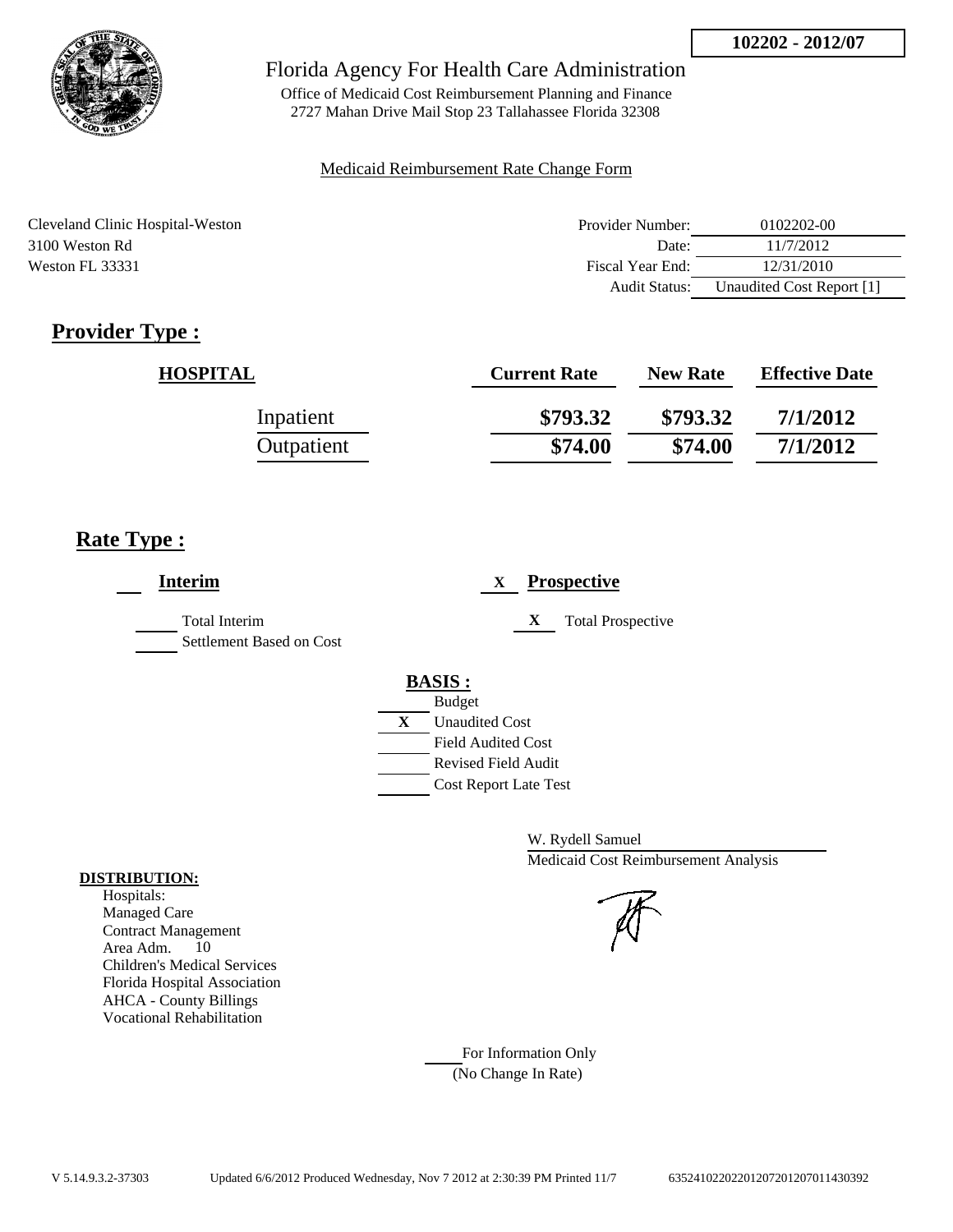102202 - 2012/07

Florida Agency For Health Care Administration

Office of Medicaid Cost Reimbursement Planning and Finance
2727 Mahan Drive Mail Stop 23 Tallahassee Florida 32308

Medicaid Reimbursement Rate Change Form

Cleveland Clinic Hospital-Weston
3100 Weston Rd
Weston FL 33331

| | |
|---|---|
| Provider Number: | 0102202-00 |
| Date: | 11/7/2012 |
| Fiscal Year End: | 12/31/2010 |
| Audit Status: | Unaudited Cost Report [1] |

## Provider Type :

| HOSPITAL | Current Rate | New Rate | Effective Date |
|---|---|---|---|
| Inpatient | $793.32 | $793.32 | 7/1/2012 |
| Outpatient | $74.00 | $74.00 | 7/1/2012 |

## Rate Type :

___ **Interim**

___ Total Interim
___ Settlement Based on Cost

X **Prospective**

X Total Prospective

**BASIS :**

___ Budget
X Unaudited Cost
___ Field Audited Cost
___ Revised Field Audit
___ Cost Report Late Test

W. Rydell Samuel
Medicaid Cost Reimbursement Analysis

**DISTRIBUTION:**

Hospitals:
Managed Care
Contract Management
Area Adm. 10
Children's Medical Services
Florida Hospital Association
AHCA - County Billings
Vocational Rehabilitation

___ For Information Only
(No Change In Rate)

V 5.14.9.3.2-37303 Updated 6/6/2012 Produced Wednesday, Nov 7 2012 at 2:30:39 PM Printed 11/7 635241022022012072012070114430392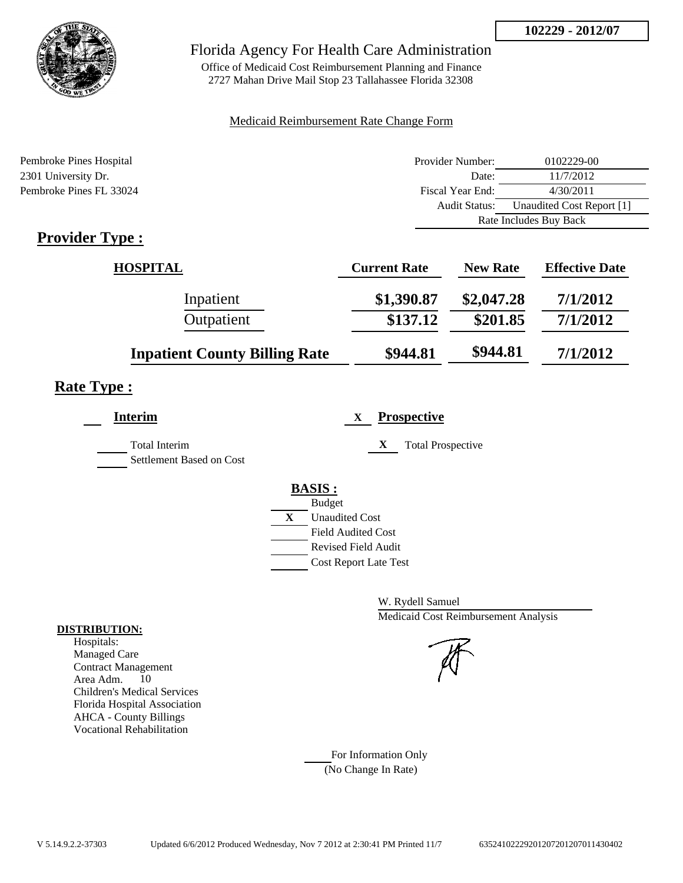**102229 - 2012/07**

# Florida Agency For Health Care Administration

Office of Medicaid Cost Reimbursement Planning and Finance
2727 Mahan Drive Mail Stop 23 Tallahassee Florida 32308

Medicaid Reimbursement Rate Change Form

Pembroke Pines Hospital
2301 University Dr.
Pembroke Pines FL 33024

| | |
|---|---|
| Provider Number: | 0102229-00 |
| Date: | 11/7/2012 |
| Fiscal Year End: | 4/30/2011 |
| Audit Status: | Unaudited Cost Report [1] |
| | Rate Includes Buy Back |

## Provider Type :

| HOSPITAL | Current Rate | New Rate | Effective Date |
|---|---|---|---|
| Inpatient | $1,390.87 | $2,047.28 | 7/1/2012 |
| Outpatient | $137.12 | $201.85 | 7/1/2012 |
| **Inpatient County Billing Rate** | $944.81 | $944.81 | 7/1/2012 |

## Rate Type :

**Interim**

___ Total Interim
___ Settlement Based on Cost

X **Prospective**

X Total Prospective

**BASIS :**

___ Budget
X Unaudited Cost
___ Field Audited Cost
___ Revised Field Audit
___ Cost Report Late Test

W. Rydell Samuel
Medicaid Cost Reimbursement Analysis

**DISTRIBUTION:**
Hospitals:
Managed Care
Contract Management
Area Adm. 10
Children's Medical Services
Florida Hospital Association
AHCA - County Billings
Vocational Rehabilitation

___ For Information Only
(No Change In Rate)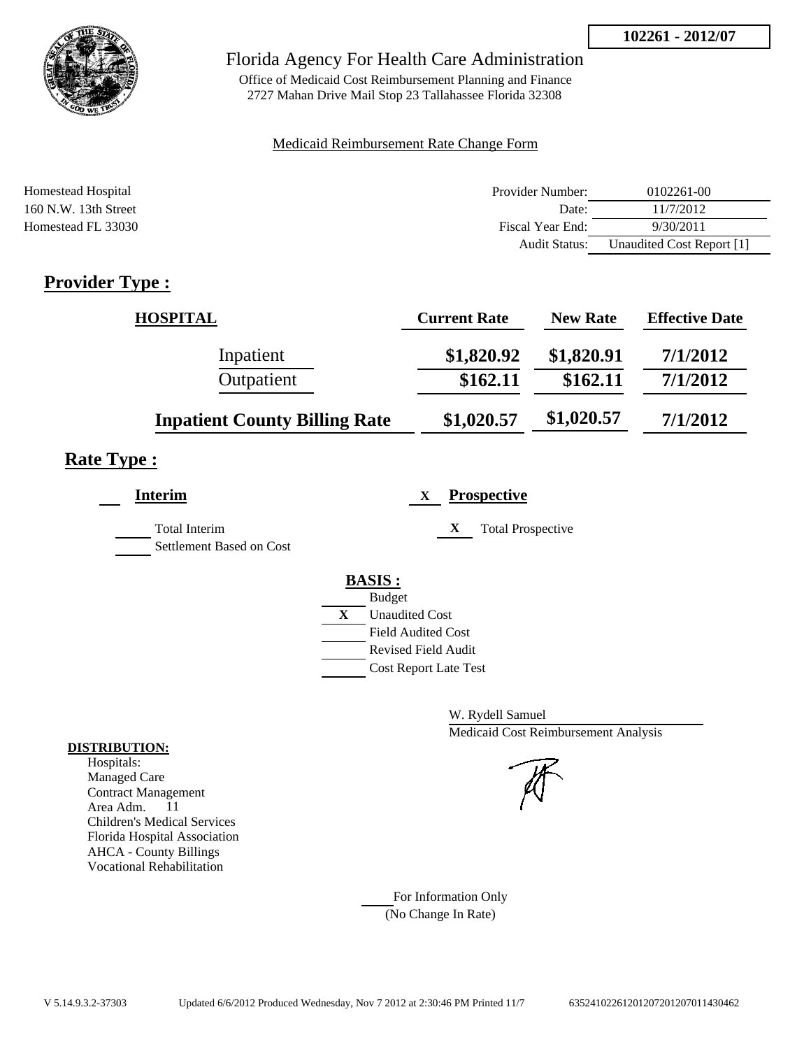**102261 - 2012/07**

# Florida Agency For Health Care Administration

Office of Medicaid Cost Reimbursement Planning and Finance
2727 Mahan Drive Mail Stop 23 Tallahassee Florida 32308

Medicaid Reimbursement Rate Change Form

Homestead Hospital
160 N.W. 13th Street
Homestead FL 33030

| | |
|---|---|
| Provider Number: | 0102261-00 |
| Date: | 11/7/2012 |
| Fiscal Year End: | 9/30/2011 |
| Audit Status: | Unaudited Cost Report [1] |

## Provider Type :

| HOSPITAL | Current Rate | New Rate | Effective Date |
|---|---|---|---|
| Inpatient | $1,820.92 | $1,820.91 | 7/1/2012 |
| Outpatient | $162.11 | $162.11 | 7/1/2012 |
| **Inpatient County Billing Rate** | $1,020.57 | $1,020.57 | 7/1/2012 |

## Rate Type :

___ **Interim** &nbsp;&nbsp;&nbsp; X **Prospective**

___ Total Interim &nbsp;&nbsp;&nbsp; X Total Prospective

___ Settlement Based on Cost

**BASIS :**

- ___ Budget
- X Unaudited Cost
- ___ Field Audited Cost
- ___ Revised Field Audit
- ___ Cost Report Late Test

W. Rydell Samuel
Medicaid Cost Reimbursement Analysis

**DISTRIBUTION:**
Hospitals:
Managed Care
Contract Management
Area Adm. 11
Children's Medical Services
Florida Hospital Association
AHCA - County Billings
Vocational Rehabilitation

___ For Information Only
(No Change In Rate)

V 5.14.9.3.2-37303 &nbsp;&nbsp; Updated 6/6/2012 Produced Wednesday, Nov 7 2012 at 2:30:46 PM Printed 11/7 &nbsp;&nbsp; 635241022612012072012070114304​62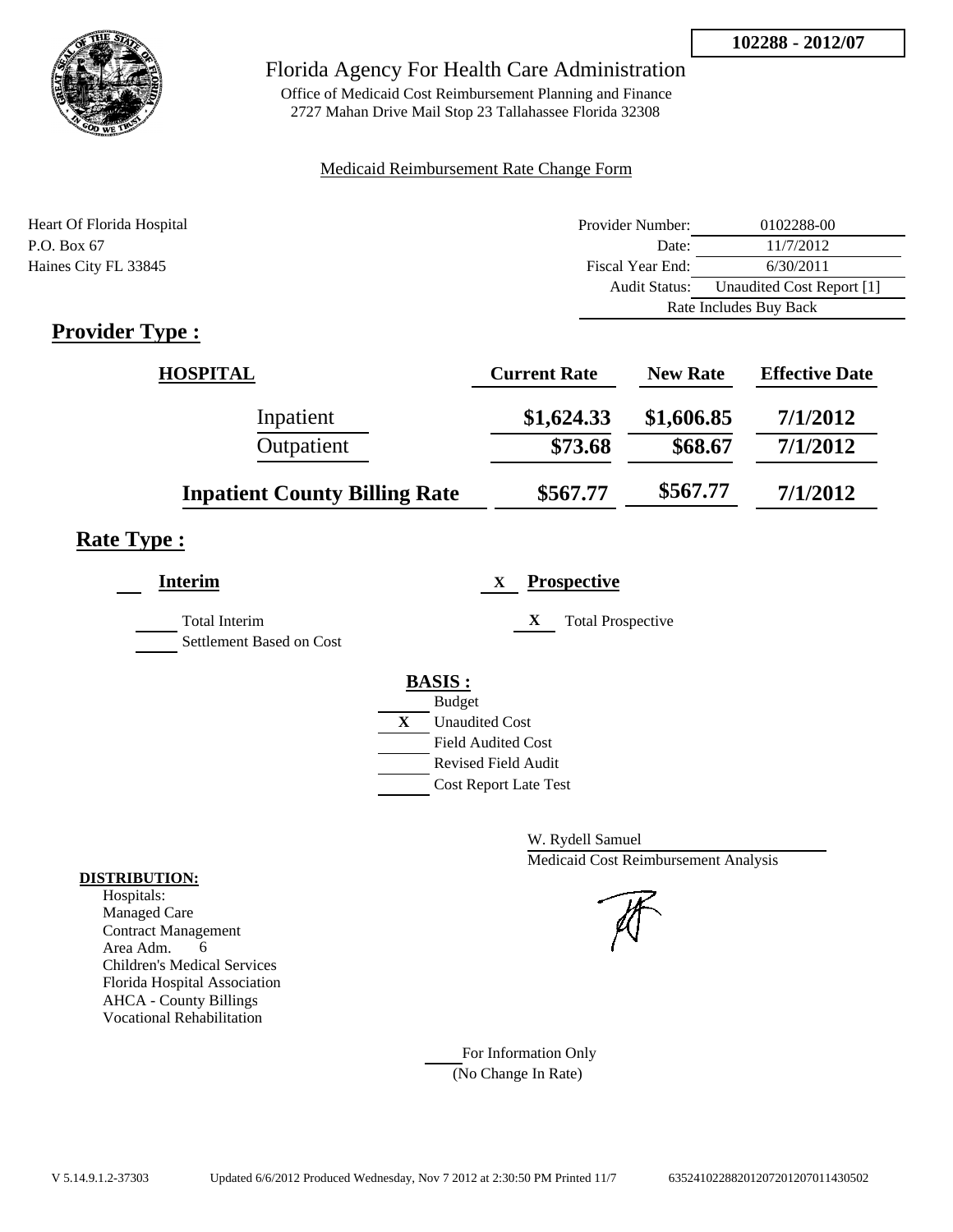**102288 - 2012/07**

# Florida Agency For Health Care Administration

Office of Medicaid Cost Reimbursement Planning and Finance
2727 Mahan Drive Mail Stop 23 Tallahassee Florida 32308

Medicaid Reimbursement Rate Change Form

Heart Of Florida Hospital
P.O. Box 67
Haines City FL 33845

| | |
|---|---|
| Provider Number: | 0102288-00 |
| Date: | 11/7/2012 |
| Fiscal Year End: | 6/30/2011 |
| Audit Status: | Unaudited Cost Report [1] |
| | Rate Includes Buy Back |

## Provider Type :

| HOSPITAL | Current Rate | New Rate | Effective Date |
|---|---|---|---|
| Inpatient | $1,624.33 | $1,606.85 | 7/1/2012 |
| Outpatient | $73.68 | $68.67 | 7/1/2012 |
| **Inpatient County Billing Rate** | $567.77 | $567.77 | 7/1/2012 |

## Rate Type :

**Interim**

___ Total Interim
___ Settlement Based on Cost

X **Prospective**

X Total Prospective

**BASIS :**

___ Budget
X Unaudited Cost
___ Field Audited Cost
___ Revised Field Audit
___ Cost Report Late Test

W. Rydell Samuel
Medicaid Cost Reimbursement Analysis

**DISTRIBUTION:**

Hospitals:
Managed Care
Contract Management
Area Adm. 6
Children's Medical Services
Florida Hospital Association
AHCA - County Billings
Vocational Rehabilitation

___ For Information Only
(No Change In Rate)

V 5.14.9.1.2-37303 Updated 6/6/2012 Produced Wednesday, Nov 7 2012 at 2:30:50 PM Printed 11/7 635241022882012072012070114305O2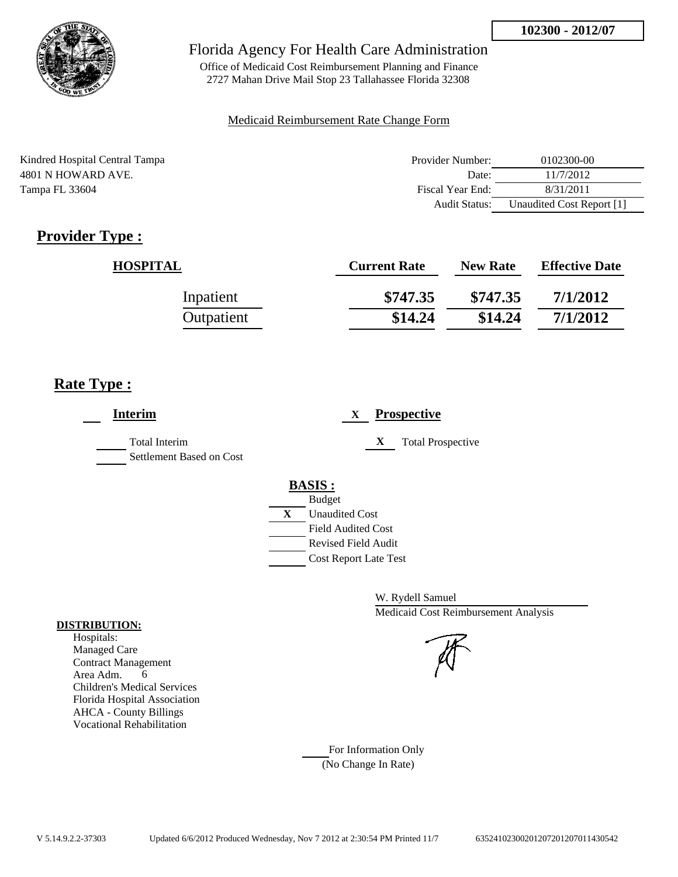**102300 - 2012/07**

Florida Agency For Health Care Administration

Office of Medicaid Cost Reimbursement Planning and Finance
2727 Mahan Drive Mail Stop 23 Tallahassee Florida 32308

Medicaid Reimbursement Rate Change Form

Kindred Hospital Central Tampa
4801 N HOWARD AVE.
Tampa FL 33604

| | |
|---|---|
| Provider Number: | 0102300-00 |
| Date: | 11/7/2012 |
| Fiscal Year End: | 8/31/2011 |
| Audit Status: | Unaudited Cost Report [1] |

## Provider Type :

| HOSPITAL | Current Rate | New Rate | Effective Date |
|---|---|---|---|
| Inpatient | \$747.35 | \$747.35 | 7/1/2012 |
| Outpatient | \$14.24 | \$14.24 | 7/1/2012 |

## Rate Type :

___ **Interim**

___ Total Interim
___ Settlement Based on Cost

X **Prospective**

X Total Prospective

**BASIS :**

___ Budget
X Unaudited Cost
___ Field Audited Cost
___ Revised Field Audit
___ Cost Report Late Test

W. Rydell Samuel
Medicaid Cost Reimbursement Analysis

**DISTRIBUTION:**
Hospitals:
Managed Care
Contract Management
Area Adm. 6
Children's Medical Services
Florida Hospital Association
AHCA - County Billings
Vocational Rehabilitation

___ For Information Only
(No Change In Rate)

V 5.14.9.2.2-37303 Updated 6/6/2012 Produced Wednesday, Nov 7 2012 at 2:30:54 PM Printed 11/7 635241023002012072012070114305 42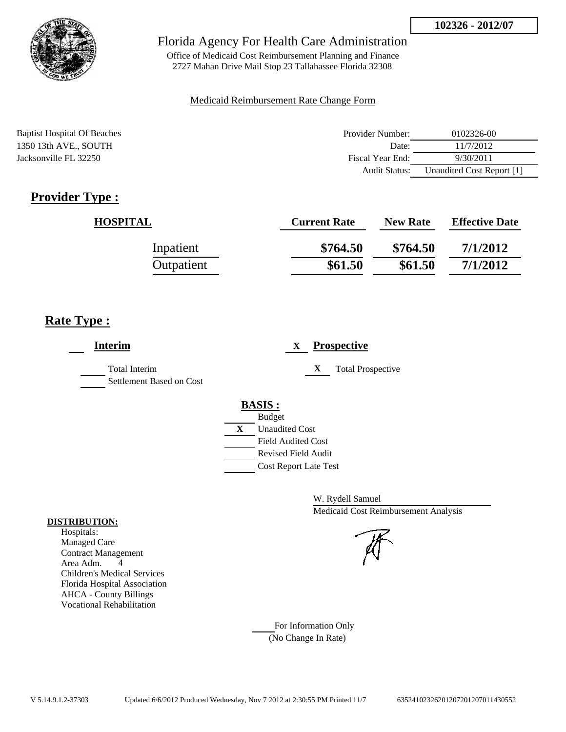102326 - 2012/07

Florida Agency For Health Care Administration

Office of Medicaid Cost Reimbursement Planning and Finance
2727 Mahan Drive Mail Stop 23 Tallahassee Florida 32308

Medicaid Reimbursement Rate Change Form

Baptist Hospital Of Beaches
1350 13th AVE., SOUTH
Jacksonville FL 32250

| | |
|---|---|
| Provider Number: | 0102326-00 |
| Date: | 11/7/2012 |
| Fiscal Year End: | 9/30/2011 |
| Audit Status: | Unaudited Cost Report [1] |

## Provider Type :

| HOSPITAL | Current Rate | New Rate | Effective Date |
|---|---|---|---|
| Inpatient | \$764.50 | \$764.50 | 7/1/2012 |
| Outpatient | \$61.50 | \$61.50 | 7/1/2012 |

## Rate Type :

___ **Interim**

___ Total Interim
___ Settlement Based on Cost

X **Prospective**

X Total Prospective

**BASIS :**

___ Budget
X Unaudited Cost
___ Field Audited Cost
___ Revised Field Audit
___ Cost Report Late Test

W. Rydell Samuel
Medicaid Cost Reimbursement Analysis

**DISTRIBUTION:**
Hospitals:
Managed Care
Contract Management
Area Adm. 4
Children's Medical Services
Florida Hospital Association
AHCA - County Billings
Vocational Rehabilitation

___ For Information Only
(No Change In Rate)

V 5.14.9.1.2-37303 Updated 6/6/2012 Produced Wednesday, Nov 7 2012 at 2:30:55 PM Printed 11/7 635241023262012072012070114305521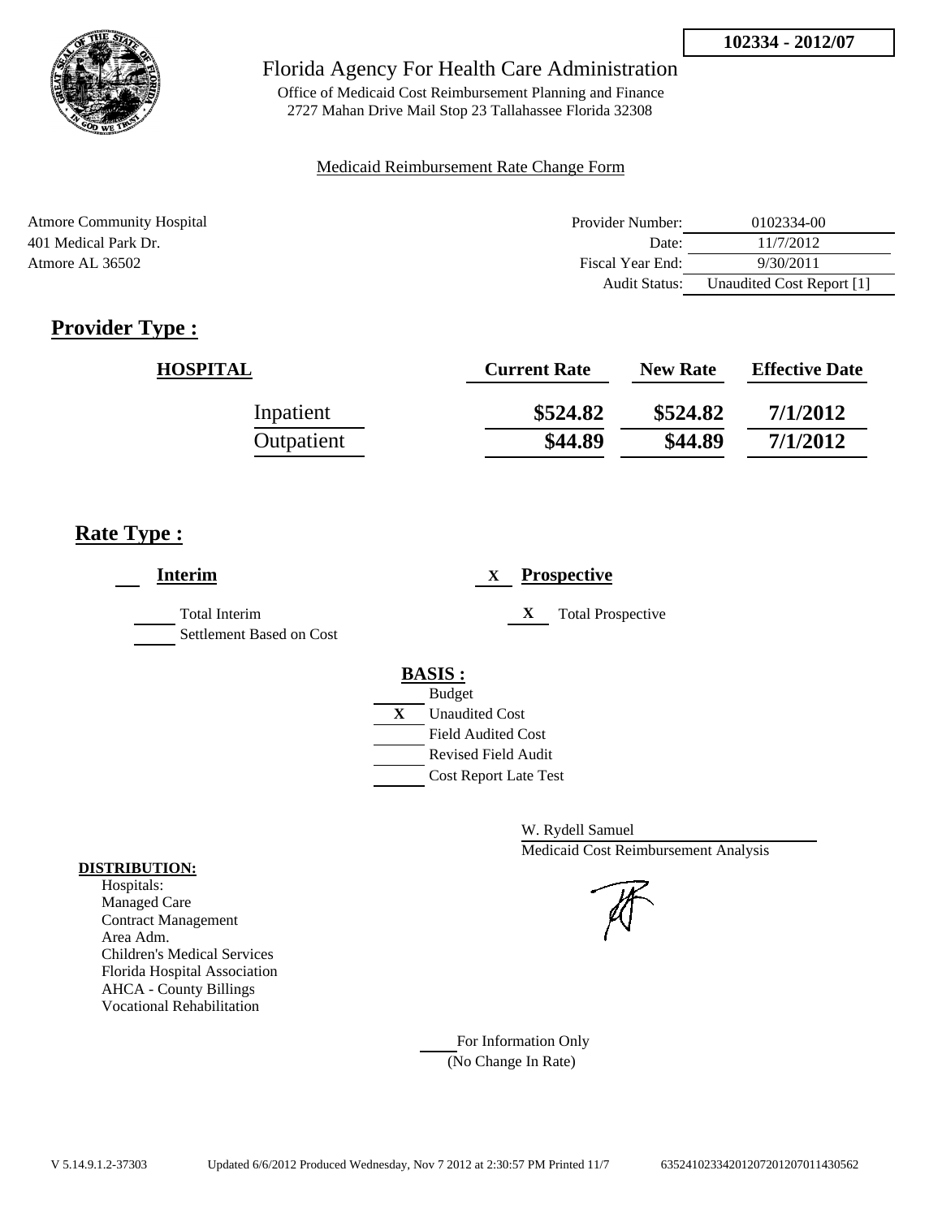102334 - 2012/07

Florida Agency For Health Care Administration

Office of Medicaid Cost Reimbursement Planning and Finance
2727 Mahan Drive Mail Stop 23 Tallahassee Florida 32308

Medicaid Reimbursement Rate Change Form

Atmore Community Hospital
401 Medical Park Dr.
Atmore AL 36502

| | |
|---|---|
| Provider Number: | 0102334-00 |
| Date: | 11/7/2012 |
| Fiscal Year End: | 9/30/2011 |
| Audit Status: | Unaudited Cost Report [1] |

## Provider Type :

| HOSPITAL | Current Rate | New Rate | Effective Date |
|---|---|---|---|
| Inpatient | $524.82 | $524.82 | 7/1/2012 |
| Outpatient | $44.89 | $44.89 | 7/1/2012 |

## Rate Type :

**Interim**

Total Interim
Settlement Based on Cost

X **Prospective**

X Total Prospective

**BASIS :**

Budget
X Unaudited Cost
Field Audited Cost
Revised Field Audit
Cost Report Late Test

W. Rydell Samuel
Medicaid Cost Reimbursement Analysis

**DISTRIBUTION:**
Hospitals:
Managed Care
Contract Management
Area Adm.
Children's Medical Services
Florida Hospital Association
AHCA - County Billings
Vocational Rehabilitation

For Information Only
(No Change In Rate)

V 5.14.9.1.2-37303 Updated 6/6/2012 Produced Wednesday, Nov 7 2012 at 2:30:57 PM Printed 11/7 635241023342012072012070114305​62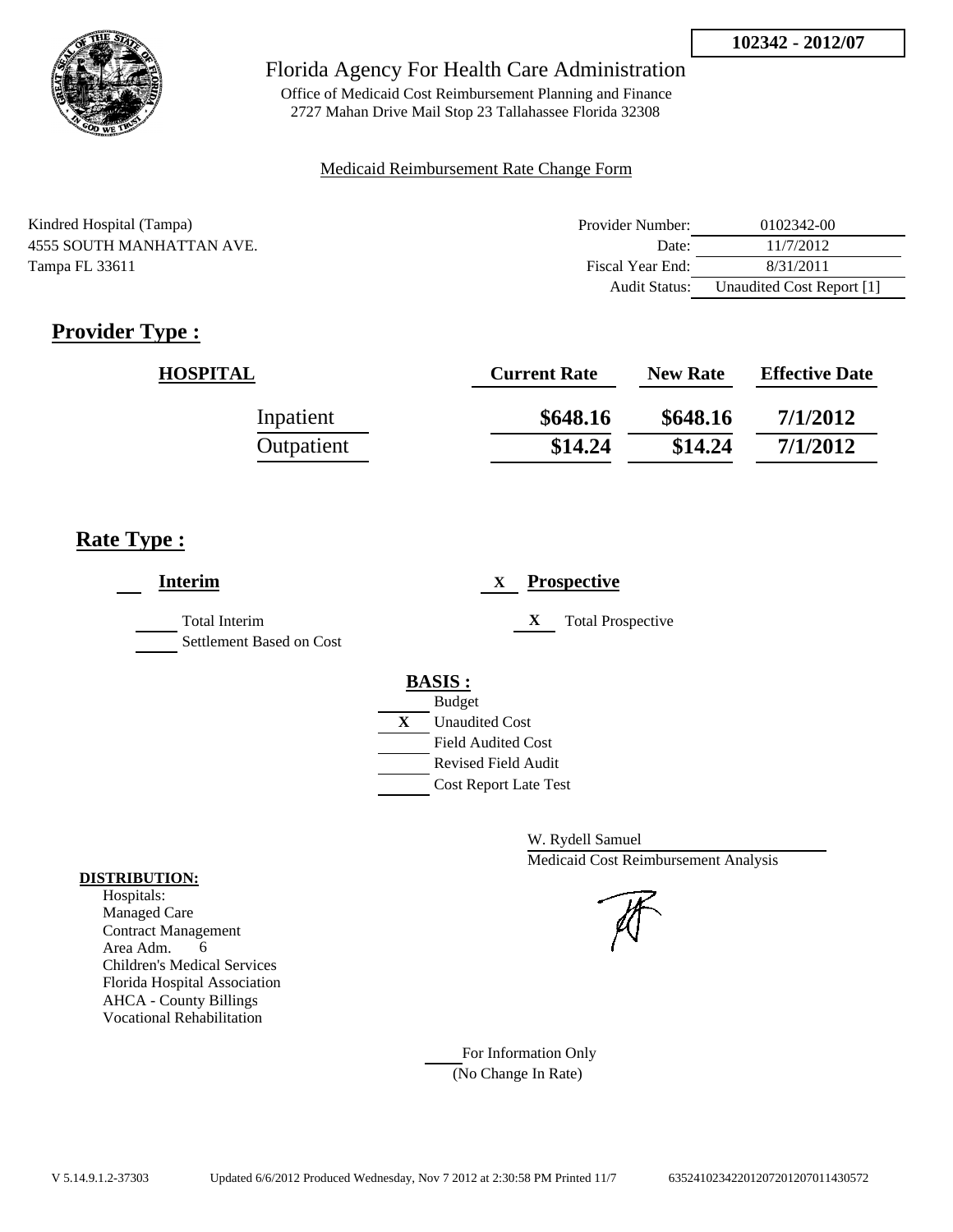**102342 - 2012/07**

Florida Agency For Health Care Administration

Office of Medicaid Cost Reimbursement Planning and Finance
2727 Mahan Drive Mail Stop 23 Tallahassee Florida 32308

Medicaid Reimbursement Rate Change Form

Kindred Hospital (Tampa)
4555 SOUTH MANHATTAN AVE.
Tampa FL 33611

| | |
|---|---|
| Provider Number: | 0102342-00 |
| Date: | 11/7/2012 |
| Fiscal Year End: | 8/31/2011 |
| Audit Status: | Unaudited Cost Report [1] |

## Provider Type :

| HOSPITAL | Current Rate | New Rate | Effective Date |
|---|---|---|---|
| Inpatient | **$648.16** | **$648.16** | **7/1/2012** |
| Outpatient | **$14.24** | **$14.24** | **7/1/2012** |

## Rate Type :

**Interim**

Total Interim
Settlement Based on Cost

X **Prospective**

X Total Prospective

**BASIS :**

- Budget
- X Unaudited Cost
- Field Audited Cost
- Revised Field Audit
- Cost Report Late Test

W. Rydell Samuel
Medicaid Cost Reimbursement Analysis

**DISTRIBUTION:**

Hospitals:
Managed Care
Contract Management
Area Adm. 6
Children's Medical Services
Florida Hospital Association
AHCA - County Billings
Vocational Rehabilitation

For Information Only
(No Change In Rate)

V 5.14.9.1.2-37303 Updated 6/6/2012 Produced Wednesday, Nov 7 2012 at 2:30:58 PM Printed 11/7 635241023422012072012070114305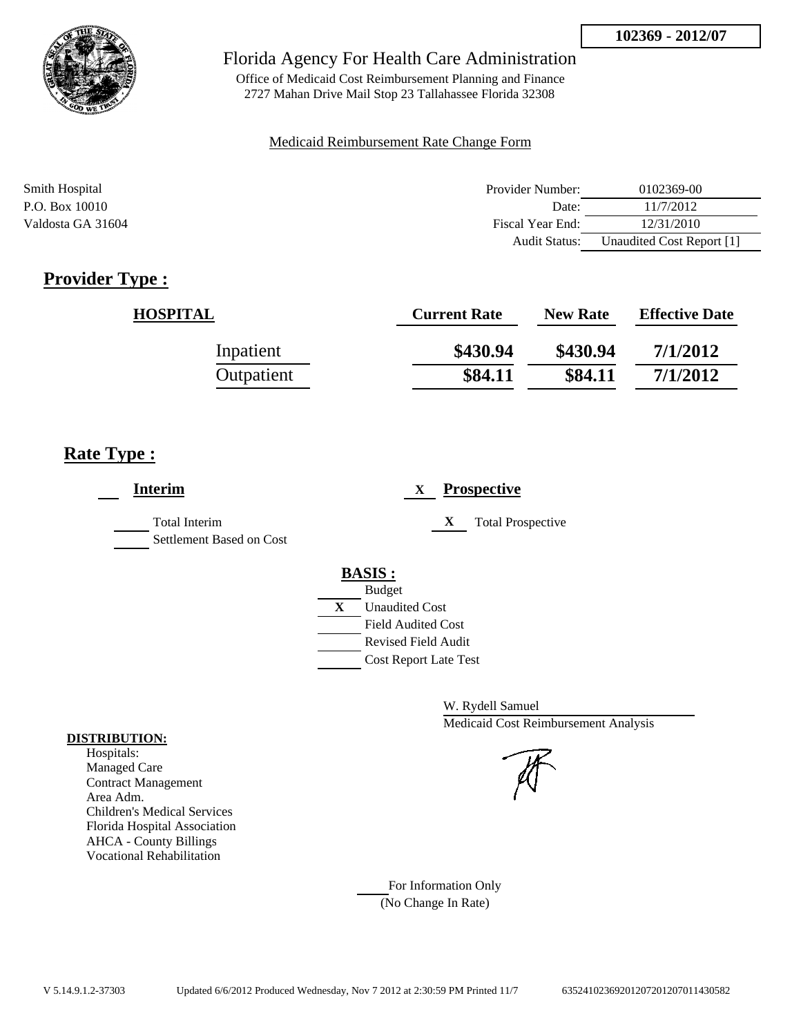**102369 - 2012/07**

# Florida Agency For Health Care Administration

Office of Medicaid Cost Reimbursement Planning and Finance
2727 Mahan Drive Mail Stop 23 Tallahassee Florida 32308

Medicaid Reimbursement Rate Change Form

Smith Hospital
P.O. Box 10010
Valdosta GA 31604

| | |
|---|---|
| Provider Number: | 0102369-00 |
| Date: | 11/7/2012 |
| Fiscal Year End: | 12/31/2010 |
| Audit Status: | Unaudited Cost Report [1] |

## Provider Type :

| HOSPITAL | Current Rate | New Rate | Effective Date |
|---|---|---|---|
| Inpatient | **$430.94** | **$430.94** | **7/1/2012** |
| Outpatient | **$84.11** | **$84.11** | **7/1/2012** |

## Rate Type :

___ **Interim**

___ Total Interim
___ Settlement Based on Cost

X **Prospective**

X Total Prospective

**BASIS :**
___ Budget
X Unaudited Cost
___ Field Audited Cost
___ Revised Field Audit
___ Cost Report Late Test

W. Rydell Samuel
Medicaid Cost Reimbursement Analysis

**DISTRIBUTION:**
Hospitals:
Managed Care
Contract Management
Area Adm.
Children's Medical Services
Florida Hospital Association
AHCA - County Billings
Vocational Rehabilitation

___ For Information Only
(No Change In Rate)

V 5.14.9.1.2-37303 Updated 6/6/2012 Produced Wednesday, Nov 7 2012 at 2:30:59 PM Printed 11/7 635241023692012072012070114305​82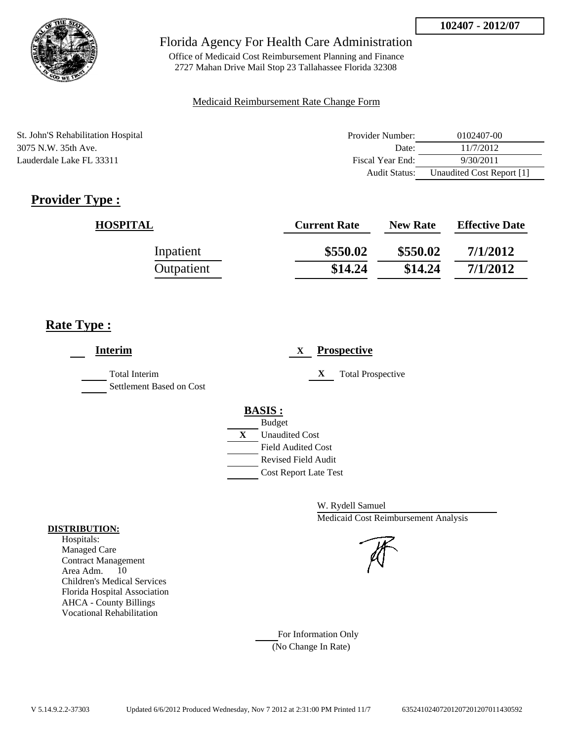102407 - 2012/07

Florida Agency For Health Care Administration

Office of Medicaid Cost Reimbursement Planning and Finance
2727 Mahan Drive Mail Stop 23 Tallahassee Florida 32308

Medicaid Reimbursement Rate Change Form

St. John'S Rehabilitation Hospital
3075 N.W. 35th Ave.
Lauderdale Lake FL 33311

| | |
|---|---|
| Provider Number: | 0102407-00 |
| Date: | 11/7/2012 |
| Fiscal Year End: | 9/30/2011 |
| Audit Status: | Unaudited Cost Report [1] |

## Provider Type :

| HOSPITAL | Current Rate | New Rate | Effective Date |
|---|---|---|---|
| Inpatient | $550.02 | $550.02 | 7/1/2012 |
| Outpatient | $14.24 | $14.24 | 7/1/2012 |

## Rate Type :

___ **Interim** X **Prospective**

___ Total Interim
___ Settlement Based on Cost

X Total Prospective

**BASIS :**
___ Budget
X Unaudited Cost
___ Field Audited Cost
___ Revised Field Audit
___ Cost Report Late Test

W. Rydell Samuel
Medicaid Cost Reimbursement Analysis

**DISTRIBUTION:**
Hospitals:
Managed Care
Contract Management
Area Adm. 10
Children's Medical Services
Florida Hospital Association
AHCA - County Billings
Vocational Rehabilitation

___ For Information Only
(No Change In Rate)

V 5.14.9.2.2-37303 Updated 6/6/2012 Produced Wednesday, Nov 7 2012 at 2:31:00 PM Printed 11/7 635241024072012072012070114305 92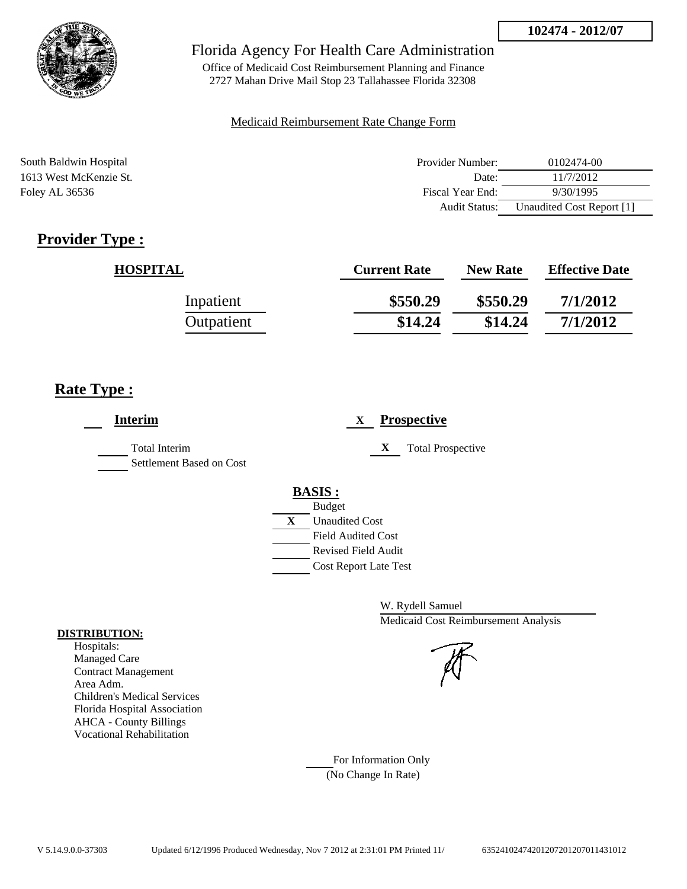**102474 - 2012/07**

# Florida Agency For Health Care Administration

Office of Medicaid Cost Reimbursement Planning and Finance
2727 Mahan Drive Mail Stop 23 Tallahassee Florida 32308

Medicaid Reimbursement Rate Change Form

South Baldwin Hospital
1613 West McKenzie St.
Foley AL 36536

| | |
|---|---|
| Provider Number: | 0102474-00 |
| Date: | 11/7/2012 |
| Fiscal Year End: | 9/30/1995 |
| Audit Status: | Unaudited Cost Report [1] |

## Provider Type :

| HOSPITAL | Current Rate | New Rate | Effective Date |
|---|---|---|---|
| Inpatient | \$550.29 | \$550.29 | 7/1/2012 |
| Outpatient | \$14.24 | \$14.24 | 7/1/2012 |

## Rate Type :

___ **Interim**

___ Total Interim
___ Settlement Based on Cost

X **Prospective**

X Total Prospective

**BASIS :**
___ Budget
X Unaudited Cost
___ Field Audited Cost
___ Revised Field Audit
___ Cost Report Late Test

W. Rydell Samuel
Medicaid Cost Reimbursement Analysis

**DISTRIBUTION:**
Hospitals:
Managed Care
Contract Management
Area Adm.
Children's Medical Services
Florida Hospital Association
AHCA - County Billings
Vocational Rehabilitation

___ For Information Only
(No Change In Rate)

V 5.14.9.0.0-37303 Updated 6/12/1996 Produced Wednesday, Nov 7 2012 at 2:31:01 PM Printed 11/ 635241024742012072012070114310​12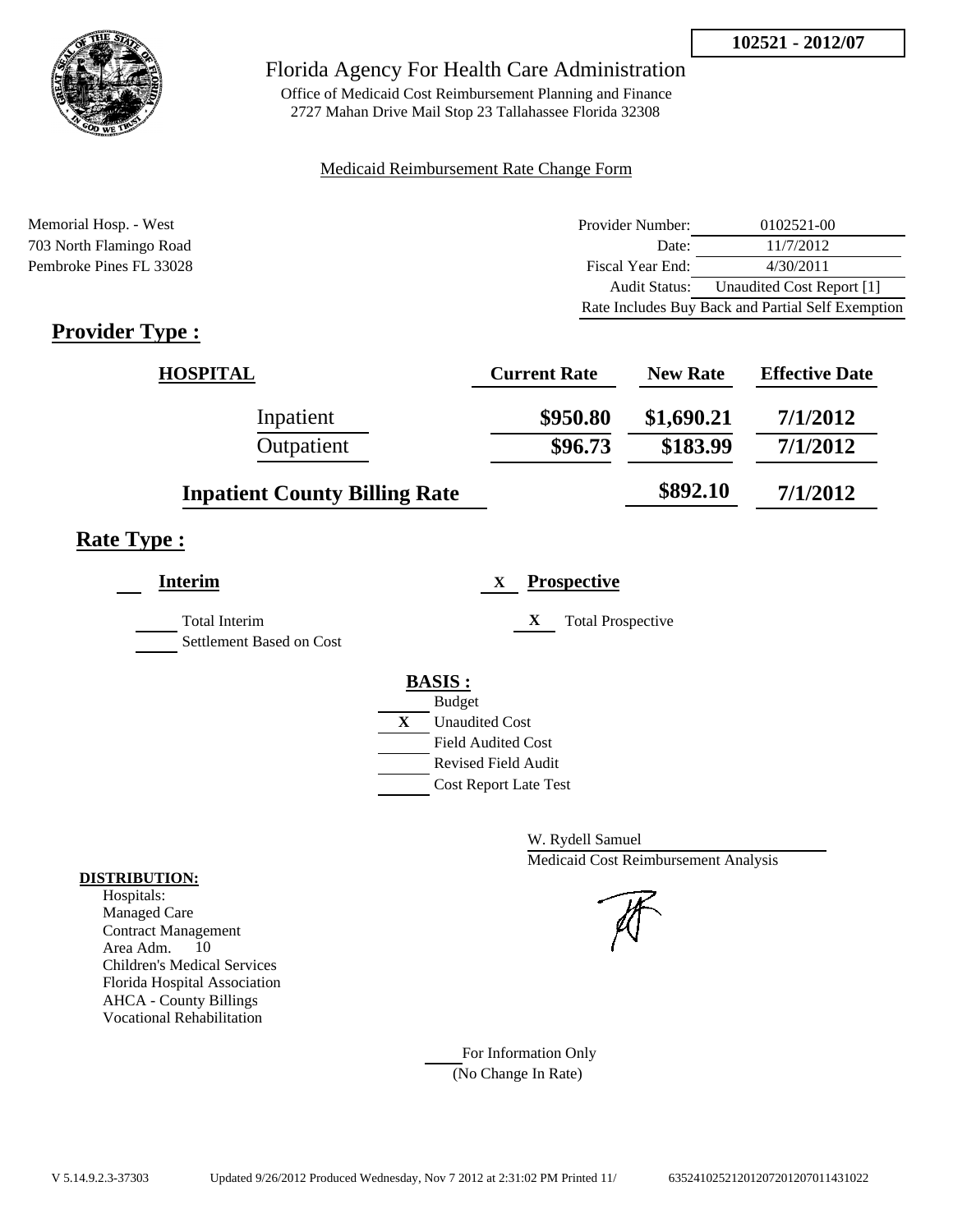102521 - 2012/07

# Florida Agency For Health Care Administration

Office of Medicaid Cost Reimbursement Planning and Finance
2727 Mahan Drive Mail Stop 23 Tallahassee Florida 32308

Medicaid Reimbursement Rate Change Form

Memorial Hosp. - West
703 North Flamingo Road
Pembroke Pines FL 33028

| | |
|---|---|
| Provider Number: | 0102521-00 |
| Date: | 11/7/2012 |
| Fiscal Year End: | 4/30/2011 |
| Audit Status: | Unaudited Cost Report [1] |
| Rate Includes Buy Back and Partial Self Exemption | |

## Provider Type :

| HOSPITAL | Current Rate | New Rate | Effective Date |
|---|---|---|---|
| Inpatient | \$950.80 | \$1,690.21 | 7/1/2012 |
| Outpatient | \$96.73 | \$183.99 | 7/1/2012 |
| Inpatient County Billing Rate | | \$892.10 | 7/1/2012 |

## Rate Type :

**Interim**

___ Total Interim
___ Settlement Based on Cost

X **Prospective**

X Total Prospective

**BASIS :**

___ Budget
X Unaudited Cost
___ Field Audited Cost
___ Revised Field Audit
___ Cost Report Late Test

W. Rydell Samuel
Medicaid Cost Reimbursement Analysis

**DISTRIBUTION:**
Hospitals:
Managed Care
Contract Management
Area Adm. 10
Children's Medical Services
Florida Hospital Association
AHCA - County Billings
Vocational Rehabilitation

___ For Information Only
(No Change In Rate)

V 5.14.9.2.3-37303 Updated 9/26/2012 Produced Wednesday, Nov 7 2012 at 2:31:02 PM Printed 11/ 635241025212012072012070114310 22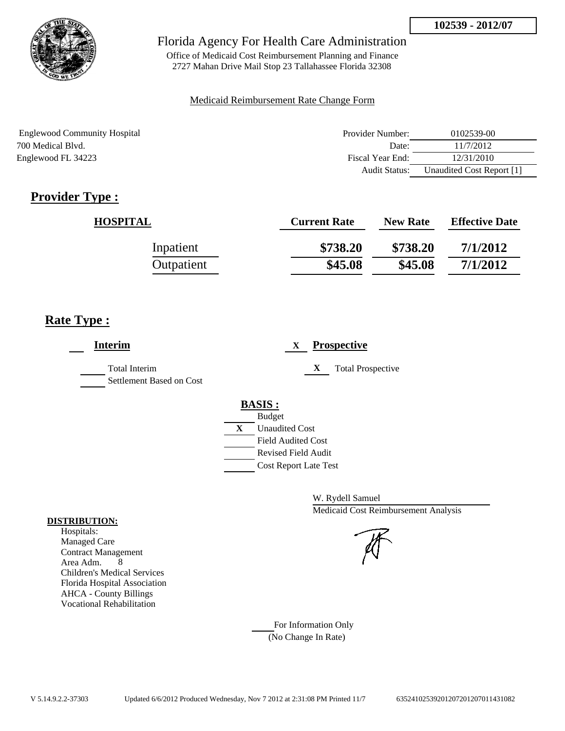**102539 - 2012/07**

# Florida Agency For Health Care Administration

Office of Medicaid Cost Reimbursement Planning and Finance
2727 Mahan Drive Mail Stop 23 Tallahassee Florida 32308

Medicaid Reimbursement Rate Change Form

Englewood Community Hospital
700 Medical Blvd.
Englewood FL 34223

| | |
|---|---|
| Provider Number: | 0102539-00 |
| Date: | 11/7/2012 |
| Fiscal Year End: | 12/31/2010 |
| Audit Status: | Unaudited Cost Report [1] |

## Provider Type :

| HOSPITAL | Current Rate | New Rate | Effective Date |
|---|---|---|---|
| Inpatient | **$738.20** | **$738.20** | **7/1/2012** |
| Outpatient | **$45.08** | **$45.08** | **7/1/2012** |

## Rate Type :

___ **Interim**

___ Total Interim
___ Settlement Based on Cost

X **Prospective**

X Total Prospective

**BASIS :**

___ Budget
X Unaudited Cost
___ Field Audited Cost
___ Revised Field Audit
___ Cost Report Late Test

W. Rydell Samuel
Medicaid Cost Reimbursement Analysis

**DISTRIBUTION:**
Hospitals:
Managed Care
Contract Management
Area Adm. 8
Children's Medical Services
Florida Hospital Association
AHCA - County Billings
Vocational Rehabilitation

___ For Information Only
(No Change In Rate)

V 5.14.9.2.2-37303 Updated 6/6/2012 Produced Wednesday, Nov 7 2012 at 2:31:08 PM Printed 11/7 635241025392012072012070114310​82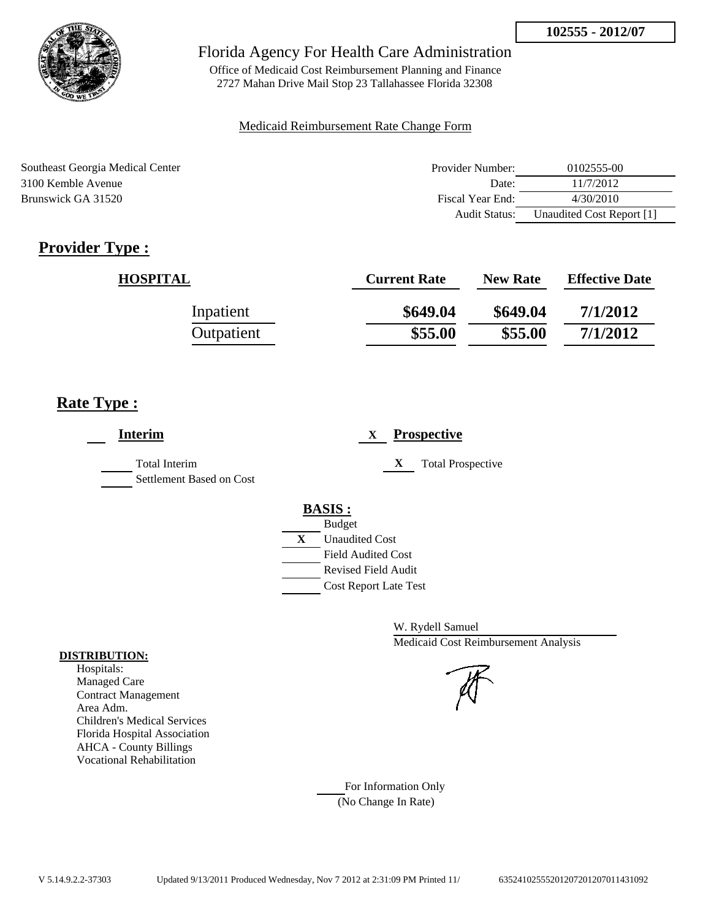102555 - 2012/07

# Florida Agency For Health Care Administration

Office of Medicaid Cost Reimbursement Planning and Finance
2727 Mahan Drive Mail Stop 23 Tallahassee Florida 32308

Medicaid Reimbursement Rate Change Form

Southeast Georgia Medical Center
3100 Kemble Avenue
Brunswick GA 31520

| | |
|---|---|
| Provider Number: | 0102555-00 |
| Date: | 11/7/2012 |
| Fiscal Year End: | 4/30/2010 |
| Audit Status: | Unaudited Cost Report [1] |

## Provider Type :

| HOSPITAL | Current Rate | New Rate | Effective Date |
|---|---|---|---|
| Inpatient | \$649.04 | \$649.04 | 7/1/2012 |
| Outpatient | \$55.00 | \$55.00 | 7/1/2012 |

## Rate Type :

**Interim**

- Total Interim
- Settlement Based on Cost

X **Prospective**

- X Total Prospective

**BASIS :**

- Budget
- X Unaudited Cost
- Field Audited Cost
- Revised Field Audit
- Cost Report Late Test

W. Rydell Samuel
Medicaid Cost Reimbursement Analysis

**DISTRIBUTION:**

Hospitals:
Managed Care
Contract Management
Area Adm.
Children's Medical Services
Florida Hospital Association
AHCA - County Billings
Vocational Rehabilitation

For Information Only
(No Change In Rate)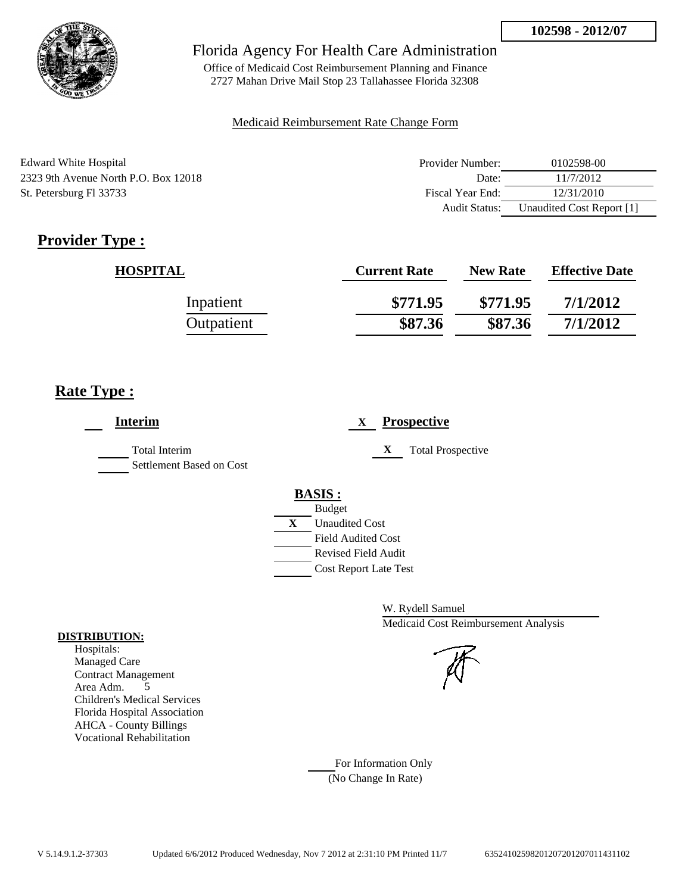102598 - 2012/07

# Florida Agency For Health Care Administration

Office of Medicaid Cost Reimbursement Planning and Finance
2727 Mahan Drive Mail Stop 23 Tallahassee Florida 32308

Medicaid Reimbursement Rate Change Form

Edward White Hospital
2323 9th Avenue North P.O. Box 12018
St. Petersburg Fl 33733

| | |
|---|---|
| Provider Number: | 0102598-00 |
| Date: | 11/7/2012 |
| Fiscal Year End: | 12/31/2010 |
| Audit Status: | Unaudited Cost Report [1] |

## Provider Type :

| HOSPITAL | Current Rate | New Rate | Effective Date |
|---|---|---|---|
| Inpatient | \$771.95 | \$771.95 | 7/1/2012 |
| Outpatient | \$87.36 | \$87.36 | 7/1/2012 |

## Rate Type :

**Interim**

- [ ] Total Interim
- [ ] Settlement Based on Cost

**X Prospective**

- X Total Prospective

**BASIS :**

- [ ] Budget
- X Unaudited Cost
- [ ] Field Audited Cost
- [ ] Revised Field Audit
- [ ] Cost Report Late Test

W. Rydell Samuel
Medicaid Cost Reimbursement Analysis

**DISTRIBUTION:**
Hospitals:
Managed Care
Contract Management
Area Adm. 5
Children's Medical Services
Florida Hospital Association
AHCA - County Billings
Vocational Rehabilitation

For Information Only
(No Change In Rate)

V 5.14.9.1.2-37303 Updated 6/6/2012 Produced Wednesday, Nov 7 2012 at 2:31:10 PM Printed 11/7 635241025982012072012070114311 02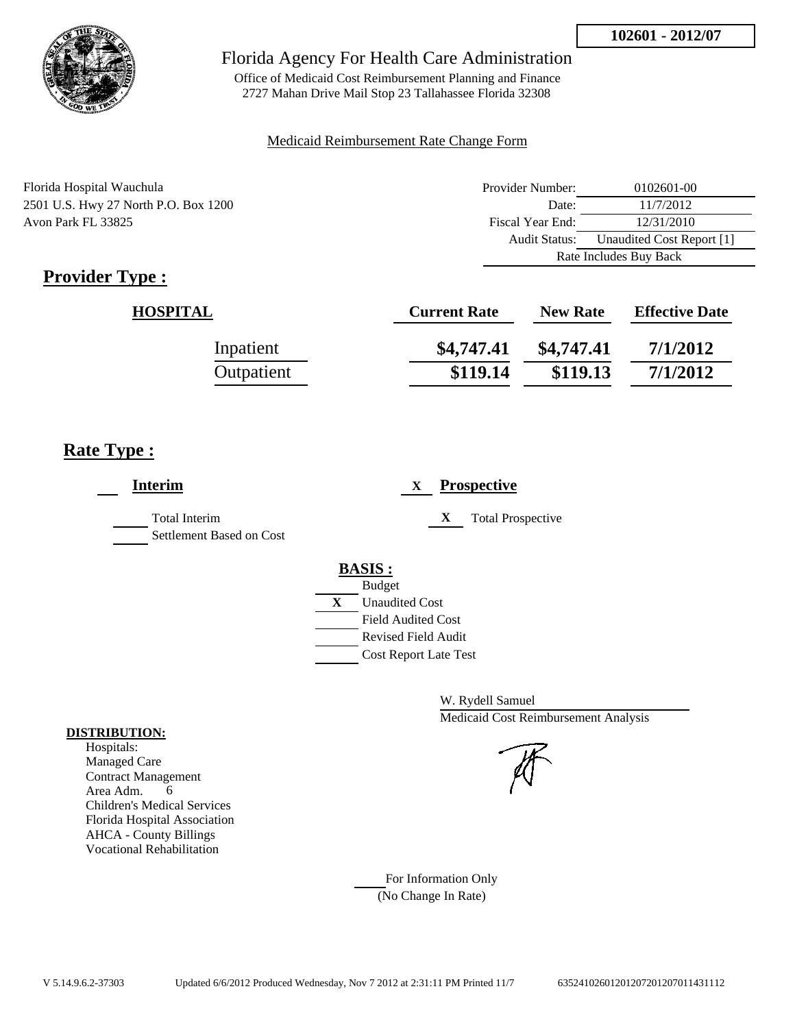**102601 - 2012/07**

Florida Agency For Health Care Administration

Office of Medicaid Cost Reimbursement Planning and Finance
2727 Mahan Drive Mail Stop 23 Tallahassee Florida 32308

Medicaid Reimbursement Rate Change Form

Florida Hospital Wauchula
2501 U.S. Hwy 27 North P.O. Box 1200
Avon Park FL 33825

| | |
|---|---|
| Provider Number: | 0102601-00 |
| Date: | 11/7/2012 |
| Fiscal Year End: | 12/31/2010 |
| Audit Status: | Unaudited Cost Report [1] |
| | Rate Includes Buy Back |

## Provider Type :

| HOSPITAL | Current Rate | New Rate | Effective Date |
|---|---|---|---|
| Inpatient | $4,747.41 | $4,747.41 | 7/1/2012 |
| Outpatient | $119.14 | $119.13 | 7/1/2012 |

## Rate Type :

___ **Interim**

___ Total Interim
___ Settlement Based on Cost

X **Prospective**

X Total Prospective

**BASIS :**

___ Budget
X Unaudited Cost
___ Field Audited Cost
___ Revised Field Audit
___ Cost Report Late Test

W. Rydell Samuel
Medicaid Cost Reimbursement Analysis

**DISTRIBUTION:**
Hospitals:
Managed Care
Contract Management
Area Adm. 6
Children's Medical Services
Florida Hospital Association
AHCA - County Billings
Vocational Rehabilitation

___ For Information Only
(No Change In Rate)

V 5.14.9.6.2-37303 Updated 6/6/2012 Produced Wednesday, Nov 7 2012 at 2:31:11 PM Printed 11/7 635241026012012072012070114311112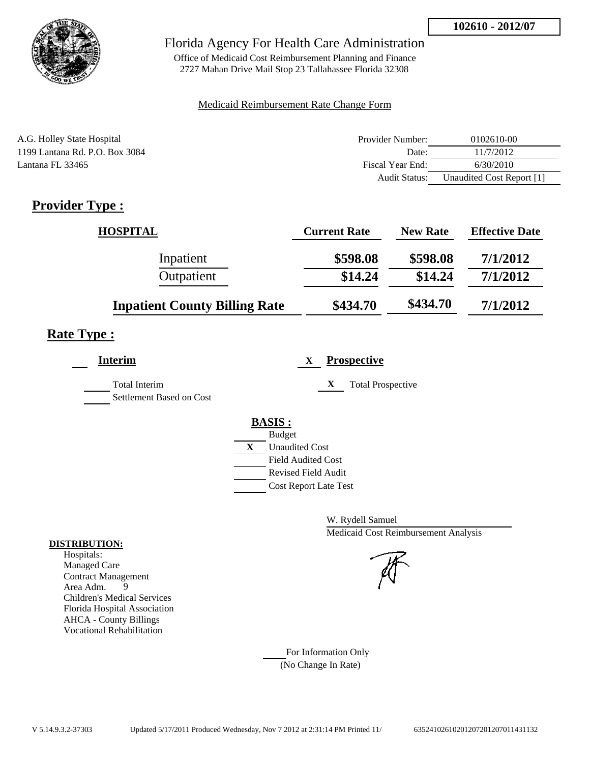**102610 - 2012/07**

# Florida Agency For Health Care Administration

Office of Medicaid Cost Reimbursement Planning and Finance
2727 Mahan Drive Mail Stop 23 Tallahassee Florida 32308

Medicaid Reimbursement Rate Change Form

A.G. Holley State Hospital
1199 Lantana Rd. P.O. Box 3084
Lantana FL 33465

| | |
|---|---|
| Provider Number: | 0102610-00 |
| Date: | 11/7/2012 |
| Fiscal Year End: | 6/30/2010 |
| Audit Status: | Unaudited Cost Report [1] |

## Provider Type :

| HOSPITAL | Current Rate | New Rate | Effective Date |
|---|---|---|---|
| Inpatient | $598.08 | $598.08 | 7/1/2012 |
| Outpatient | $14.24 | $14.24 | 7/1/2012 |
| **Inpatient County Billing Rate** | **$434.70** | **$434.70** | **7/1/2012** |

## Rate Type :

**Interim**

Total Interim
Settlement Based on Cost

X **Prospective**

X Total Prospective

**BASIS :**

- Budget
- X Unaudited Cost
- Field Audited Cost
- Revised Field Audit
- Cost Report Late Test

W. Rydell Samuel
Medicaid Cost Reimbursement Analysis

**DISTRIBUTION:**
Hospitals:
Managed Care
Contract Management
Area Adm. 9
Children's Medical Services
Florida Hospital Association
AHCA - County Billings
Vocational Rehabilitation

For Information Only
(No Change In Rate)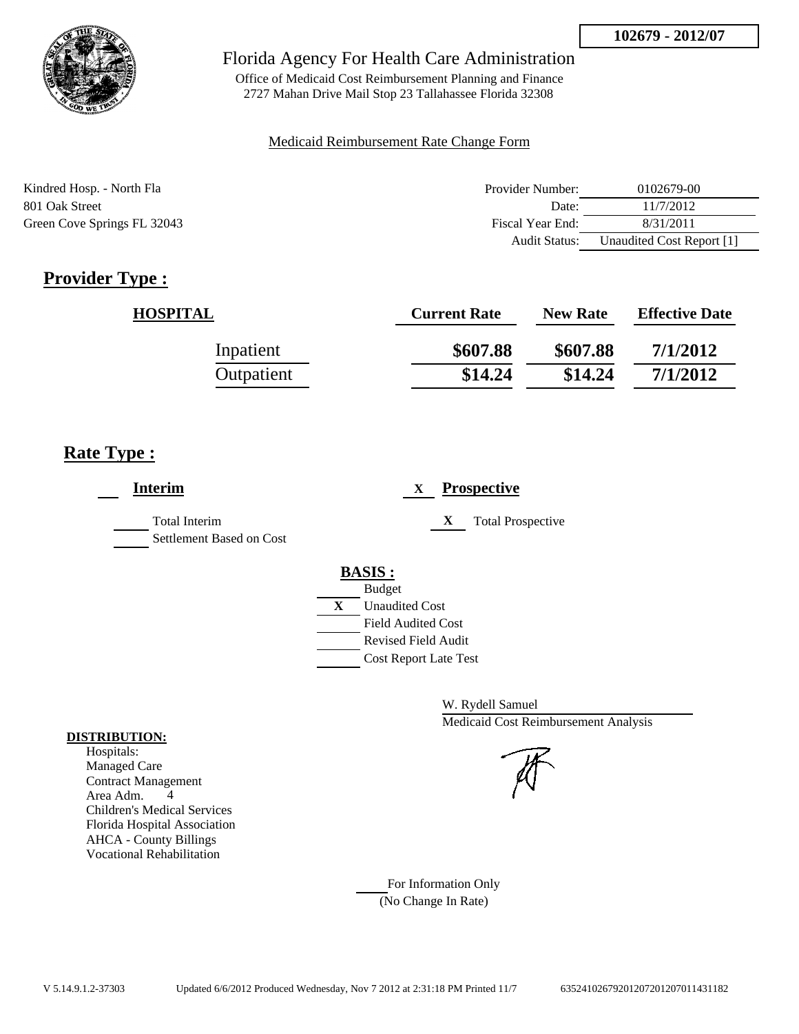**102679 - 2012/07**

Florida Agency For Health Care Administration

Office of Medicaid Cost Reimbursement Planning and Finance
2727 Mahan Drive Mail Stop 23 Tallahassee Florida 32308

Medicaid Reimbursement Rate Change Form

Kindred Hosp. - North Fla
801 Oak Street
Green Cove Springs FL 32043

| | |
|---|---|
| Provider Number: | 0102679-00 |
| Date: | 11/7/2012 |
| Fiscal Year End: | 8/31/2011 |
| Audit Status: | Unaudited Cost Report [1] |

## Provider Type :

| HOSPITAL | Current Rate | New Rate | Effective Date |
|---|---|---|---|
| Inpatient | \$607.88 | \$607.88 | 7/1/2012 |
| Outpatient | \$14.24 | \$14.24 | 7/1/2012 |

## Rate Type :

___ **Interim**

___ Total Interim
___ Settlement Based on Cost

X **Prospective**

X Total Prospective

**BASIS :**

___ Budget
X Unaudited Cost
___ Field Audited Cost
___ Revised Field Audit
___ Cost Report Late Test

W. Rydell Samuel
Medicaid Cost Reimbursement Analysis

**DISTRIBUTION:**

Hospitals:
Managed Care
Contract Management
Area Adm. 4
Children's Medical Services
Florida Hospital Association
AHCA - County Billings
Vocational Rehabilitation

___ For Information Only
(No Change In Rate)

V 5.14.9.1.2-37303 Updated 6/6/2012 Produced Wednesday, Nov 7 2012 at 2:31:18 PM Printed 11/7 635241026792012072012070114311 82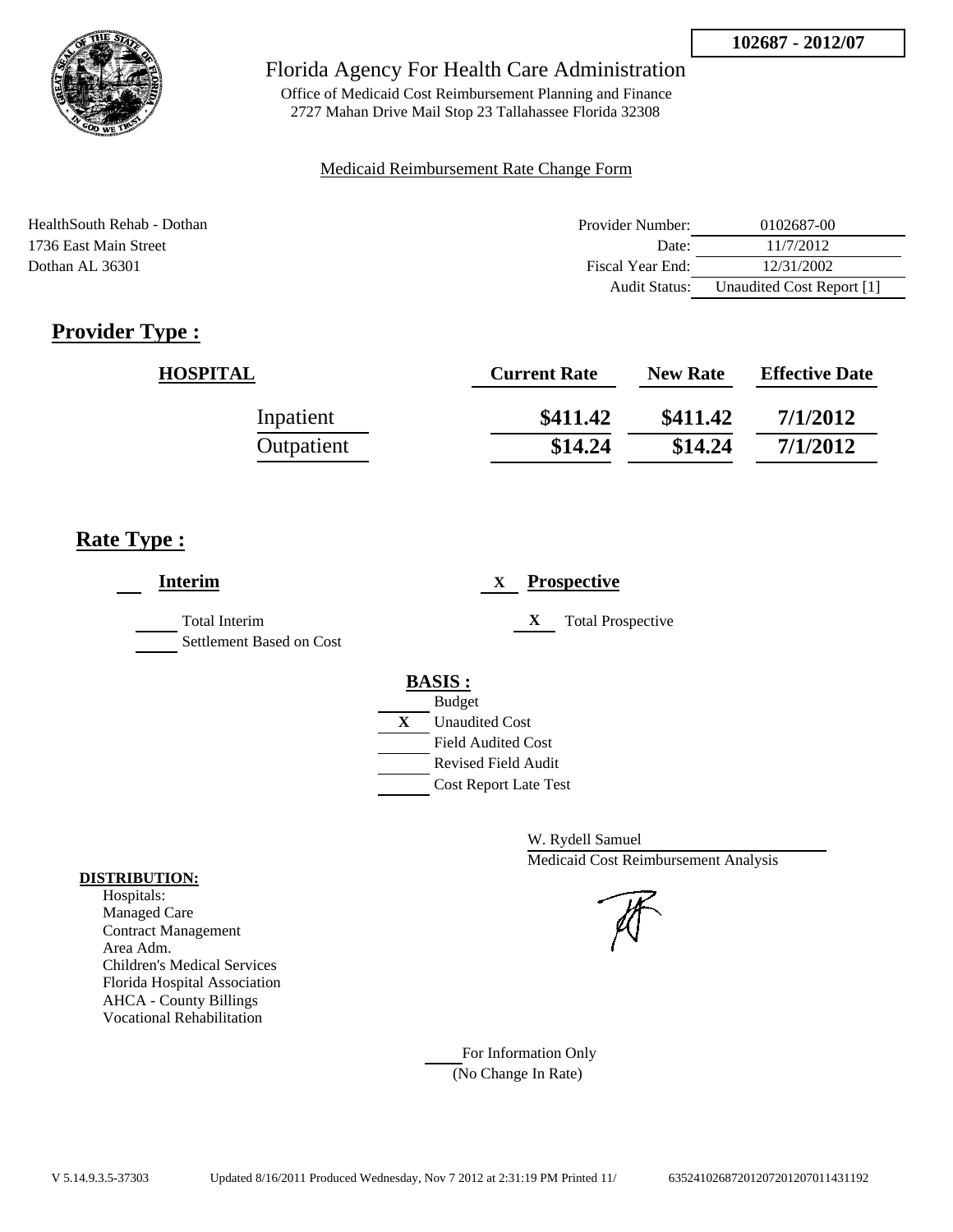102687 - 2012/07

# Florida Agency For Health Care Administration

Office of Medicaid Cost Reimbursement Planning and Finance
2727 Mahan Drive Mail Stop 23 Tallahassee Florida 32308

Medicaid Reimbursement Rate Change Form

HealthSouth Rehab - Dothan
1736 East Main Street
Dothan AL 36301

| | |
|---|---|
| Provider Number: | 0102687-00 |
| Date: | 11/7/2012 |
| Fiscal Year End: | 12/31/2002 |
| Audit Status: | Unaudited Cost Report [1] |

## Provider Type :

| HOSPITAL | Current Rate | New Rate | Effective Date |
|---|---|---|---|
| Inpatient | $411.42 | $411.42 | 7/1/2012 |
| Outpatient | $14.24 | $14.24 | 7/1/2012 |

## Rate Type :

**Interim**

Total Interim
Settlement Based on Cost

X **Prospective**

X Total Prospective

**BASIS :**

- Budget
- X Unaudited Cost
- Field Audited Cost
- Revised Field Audit
- Cost Report Late Test

W. Rydell Samuel
Medicaid Cost Reimbursement Analysis

**DISTRIBUTION:**
Hospitals:
Managed Care
Contract Management
Area Adm.
Children's Medical Services
Florida Hospital Association
AHCA - County Billings
Vocational Rehabilitation

For Information Only
(No Change In Rate)

V 5.14.9.3.5-37303 Updated 8/16/2011 Produced Wednesday, Nov 7 2012 at 2:31:19 PM Printed 11/ 6352410268720120720120701143119​2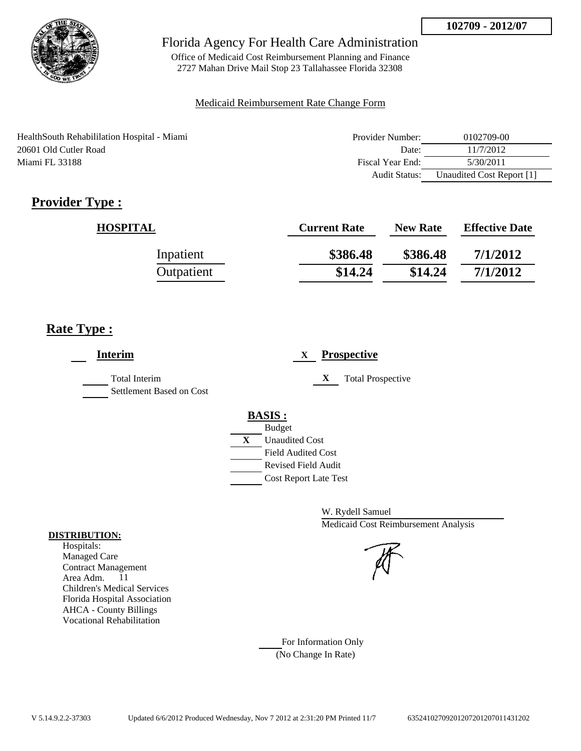**102709 - 2012/07**

Florida Agency For Health Care Administration

Office of Medicaid Cost Reimbursement Planning and Finance
2727 Mahan Drive Mail Stop 23 Tallahassee Florida 32308

Medicaid Reimbursement Rate Change Form

HealthSouth Rehabililation Hospital - Miami
20601 Old Cutler Road
Miami FL 33188

| | |
|---|---|
| Provider Number: | 0102709-00 |
| Date: | 11/7/2012 |
| Fiscal Year End: | 5/30/2011 |
| Audit Status: | Unaudited Cost Report [1] |

## Provider Type :

| HOSPITAL | Current Rate | New Rate | Effective Date |
|---|---|---|---|
| Inpatient | \$386.48 | \$386.48 | 7/1/2012 |
| Outpatient | \$14.24 | \$14.24 | 7/1/2012 |

## Rate Type :

___ **Interim**

___ Total Interim
___ Settlement Based on Cost

X **Prospective**

X Total Prospective

**BASIS :**

___ Budget
X Unaudited Cost
___ Field Audited Cost
___ Revised Field Audit
___ Cost Report Late Test

W. Rydell Samuel
Medicaid Cost Reimbursement Analysis

**DISTRIBUTION:**
Hospitals:
Managed Care
Contract Management
Area Adm. 11
Children's Medical Services
Florida Hospital Association
AHCA - County Billings
Vocational Rehabilitation

___ For Information Only
(No Change In Rate)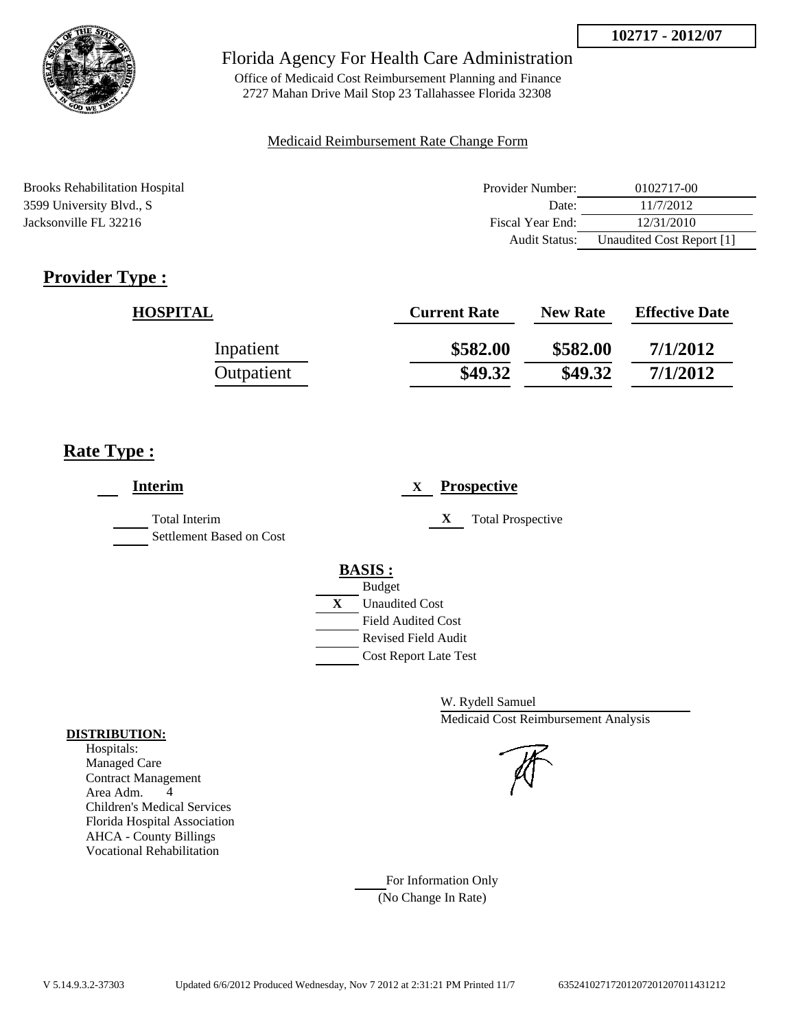102717 - 2012/07

# Florida Agency For Health Care Administration

Office of Medicaid Cost Reimbursement Planning and Finance
2727 Mahan Drive Mail Stop 23 Tallahassee Florida 32308

Medicaid Reimbursement Rate Change Form

Brooks Rehabilitation Hospital
3599 University Blvd., S
Jacksonville FL 32216

| | |
|---|---|
| Provider Number: | 0102717-00 |
| Date: | 11/7/2012 |
| Fiscal Year End: | 12/31/2010 |
| Audit Status: | Unaudited Cost Report [1] |

## Provider Type :

| HOSPITAL | Current Rate | New Rate | Effective Date |
|---|---|---|---|
| Inpatient | \$582.00 | \$582.00 | 7/1/2012 |
| Outpatient | \$49.32 | \$49.32 | 7/1/2012 |

## Rate Type :

**Interim**

___ Total Interim
___ Settlement Based on Cost

X **Prospective**

X Total Prospective

**BASIS :**

___ Budget
X Unaudited Cost
___ Field Audited Cost
___ Revised Field Audit
___ Cost Report Late Test

W. Rydell Samuel
Medicaid Cost Reimbursement Analysis

**DISTRIBUTION:**

Hospitals:
Managed Care
Contract Management
Area Adm. 4
Children's Medical Services
Florida Hospital Association
AHCA - County Billings
Vocational Rehabilitation

___ For Information Only
(No Change In Rate)

V 5.14.9.3.2-37303 Updated 6/6/2012 Produced Wednesday, Nov 7 2012 at 2:31:21 PM Printed 11/7 635241027172012072012070114312 12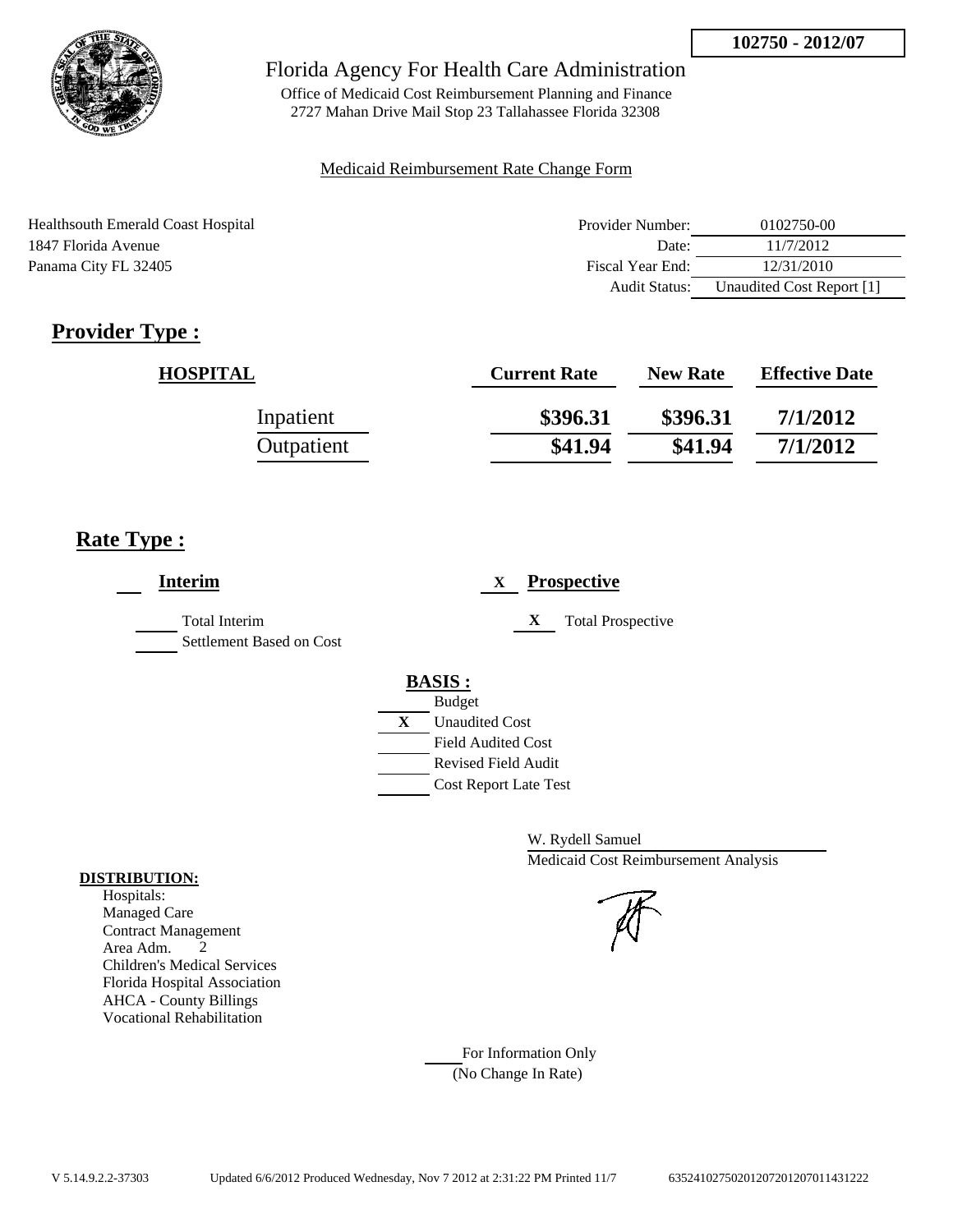102750 - 2012/07

Florida Agency For Health Care Administration

Office of Medicaid Cost Reimbursement Planning and Finance
2727 Mahan Drive Mail Stop 23 Tallahassee Florida 32308

Medicaid Reimbursement Rate Change Form

Healthsouth Emerald Coast Hospital
1847 Florida Avenue
Panama City FL 32405

| | |
|---|---|
| Provider Number: | 0102750-00 |
| Date: | 11/7/2012 |
| Fiscal Year End: | 12/31/2010 |
| Audit Status: | Unaudited Cost Report [1] |

## Provider Type :

| HOSPITAL | Current Rate | New Rate | Effective Date |
|---|---|---|---|
| Inpatient | $396.31 | $396.31 | 7/1/2012 |
| Outpatient | $41.94 | $41.94 | 7/1/2012 |

## Rate Type :

**Interim**

- Total Interim
- Settlement Based on Cost

X **Prospective**

- X Total Prospective

**BASIS :**

- Budget
- X Unaudited Cost
- Field Audited Cost
- Revised Field Audit
- Cost Report Late Test

W. Rydell Samuel
Medicaid Cost Reimbursement Analysis

**DISTRIBUTION:**
Hospitals:
Managed Care
Contract Management
Area Adm. 2
Children's Medical Services
Florida Hospital Association
AHCA - County Billings
Vocational Rehabilitation

For Information Only
(No Change In Rate)

V 5.14.9.2.2-37303 Updated 6/6/2012 Produced Wednesday, Nov 7 2012 at 2:31:22 PM Printed 11/7 635241027502012072012070114312222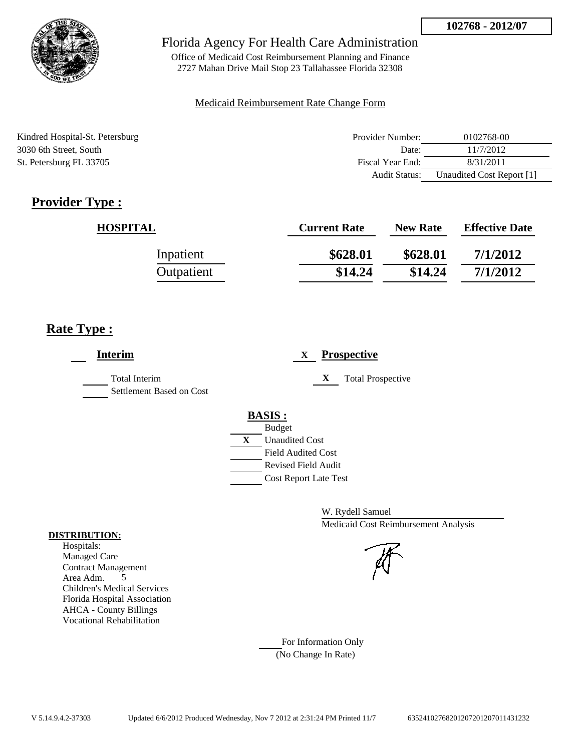102768 - 2012/07

Florida Agency For Health Care Administration

Office of Medicaid Cost Reimbursement Planning and Finance
2727 Mahan Drive Mail Stop 23 Tallahassee Florida 32308

Medicaid Reimbursement Rate Change Form

Kindred Hospital-St. Petersburg
3030 6th Street, South
St. Petersburg FL 33705

| | |
|---|---|
| Provider Number: | 0102768-00 |
| Date: | 11/7/2012 |
| Fiscal Year End: | 8/31/2011 |
| Audit Status: | Unaudited Cost Report [1] |

## Provider Type :

| HOSPITAL | Current Rate | New Rate | Effective Date |
|---|---|---|---|
| Inpatient | \$628.01 | \$628.01 | 7/1/2012 |
| Outpatient | \$14.24 | \$14.24 | 7/1/2012 |

## Rate Type :

**Interim**

Total Interim
Settlement Based on Cost

X **Prospective**

X Total Prospective

**BASIS :**

Budget
X Unaudited Cost
Field Audited Cost
Revised Field Audit
Cost Report Late Test

W. Rydell Samuel
Medicaid Cost Reimbursement Analysis

**DISTRIBUTION:**

Hospitals:
Managed Care
Contract Management
Area Adm. 5
Children's Medical Services
Florida Hospital Association
AHCA - County Billings
Vocational Rehabilitation

For Information Only
(No Change In Rate)

V 5.14.9.4.2-37303 Updated 6/6/2012 Produced Wednesday, Nov 7 2012 at 2:31:24 PM Printed 11/7 63524102768201207201207011431232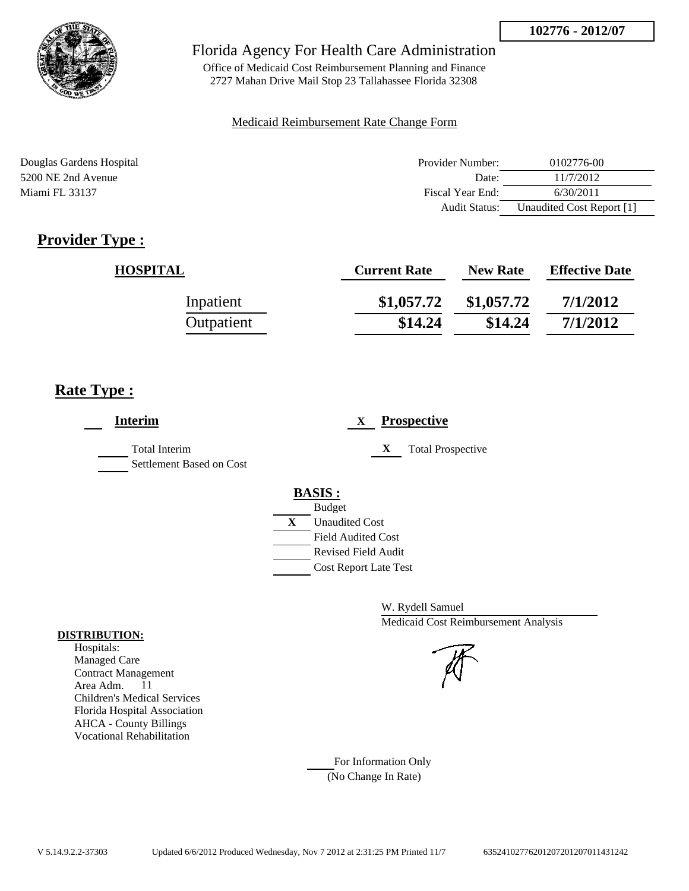**102776 - 2012/07**

# Florida Agency For Health Care Administration

Office of Medicaid Cost Reimbursement Planning and Finance
2727 Mahan Drive Mail Stop 23 Tallahassee Florida 32308

Medicaid Reimbursement Rate Change Form

Douglas Gardens Hospital
5200 NE 2nd Avenue
Miami FL 33137

| | |
|---|---|
| Provider Number: | 0102776-00 |
| Date: | 11/7/2012 |
| Fiscal Year End: | 6/30/2011 |
| Audit Status: | Unaudited Cost Report [1] |

## Provider Type :

| HOSPITAL | Current Rate | New Rate | Effective Date |
|---|---|---|---|
| Inpatient | $1,057.72 | $1,057.72 | 7/1/2012 |
| Outpatient | $14.24 | $14.24 | 7/1/2012 |

## Rate Type :

___ **Interim**

___ Total Interim
___ Settlement Based on Cost

X **Prospective**

X Total Prospective

**BASIS :**

___ Budget
X Unaudited Cost
___ Field Audited Cost
___ Revised Field Audit
___ Cost Report Late Test

W. Rydell Samuel
Medicaid Cost Reimbursement Analysis

**DISTRIBUTION:**

Hospitals:
Managed Care
Contract Management
Area Adm. 11
Children's Medical Services
Florida Hospital Association
AHCA - County Billings
Vocational Rehabilitation

___ For Information Only
(No Change In Rate)

V 5.14.9.2.2-37303 Updated 6/6/2012 Produced Wednesday, Nov 7 2012 at 2:31:25 PM Printed 11/7 6352410277620120720120701143124​2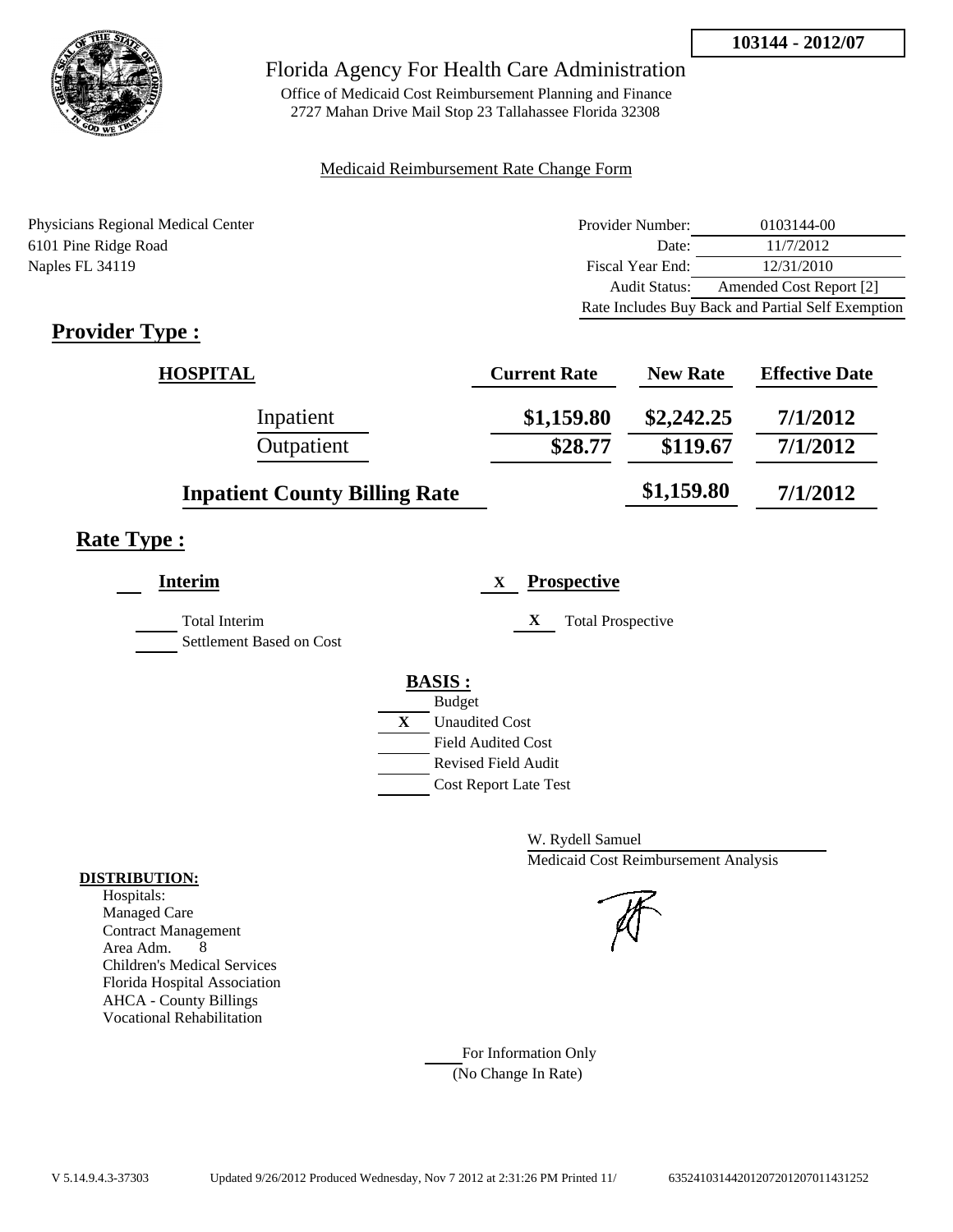**103144 - 2012/07**

# Florida Agency For Health Care Administration

Office of Medicaid Cost Reimbursement Planning and Finance
2727 Mahan Drive Mail Stop 23 Tallahassee Florida 32308

Medicaid Reimbursement Rate Change Form

Physicians Regional Medical Center
6101 Pine Ridge Road
Naples FL 34119

| | |
|---|---|
| Provider Number: | 0103144-00 |
| Date: | 11/7/2012 |
| Fiscal Year End: | 12/31/2010 |
| Audit Status: | Amended Cost Report [2] |
| Rate Includes Buy Back and Partial Self Exemption | |

## Provider Type :

| HOSPITAL | Current Rate | New Rate | Effective Date |
|---|---|---|---|
| Inpatient | $1,159.80 | $2,242.25 | 7/1/2012 |
| Outpatient | $28.77 | $119.67 | 7/1/2012 |
| **Inpatient County Billing Rate** | | $1,159.80 | 7/1/2012 |

## Rate Type :

___ **Interim** X **Prospective**

___ Total Interim
___ Settlement Based on Cost

X Total Prospective

**BASIS :**
___ Budget
X Unaudited Cost
___ Field Audited Cost
___ Revised Field Audit
___ Cost Report Late Test

W. Rydell Samuel
Medicaid Cost Reimbursement Analysis

**DISTRIBUTION:**
Hospitals:
Managed Care
Contract Management
Area Adm. 8
Children's Medical Services
Florida Hospital Association
AHCA - County Billings
Vocational Rehabilitation

___ For Information Only
(No Change In Rate)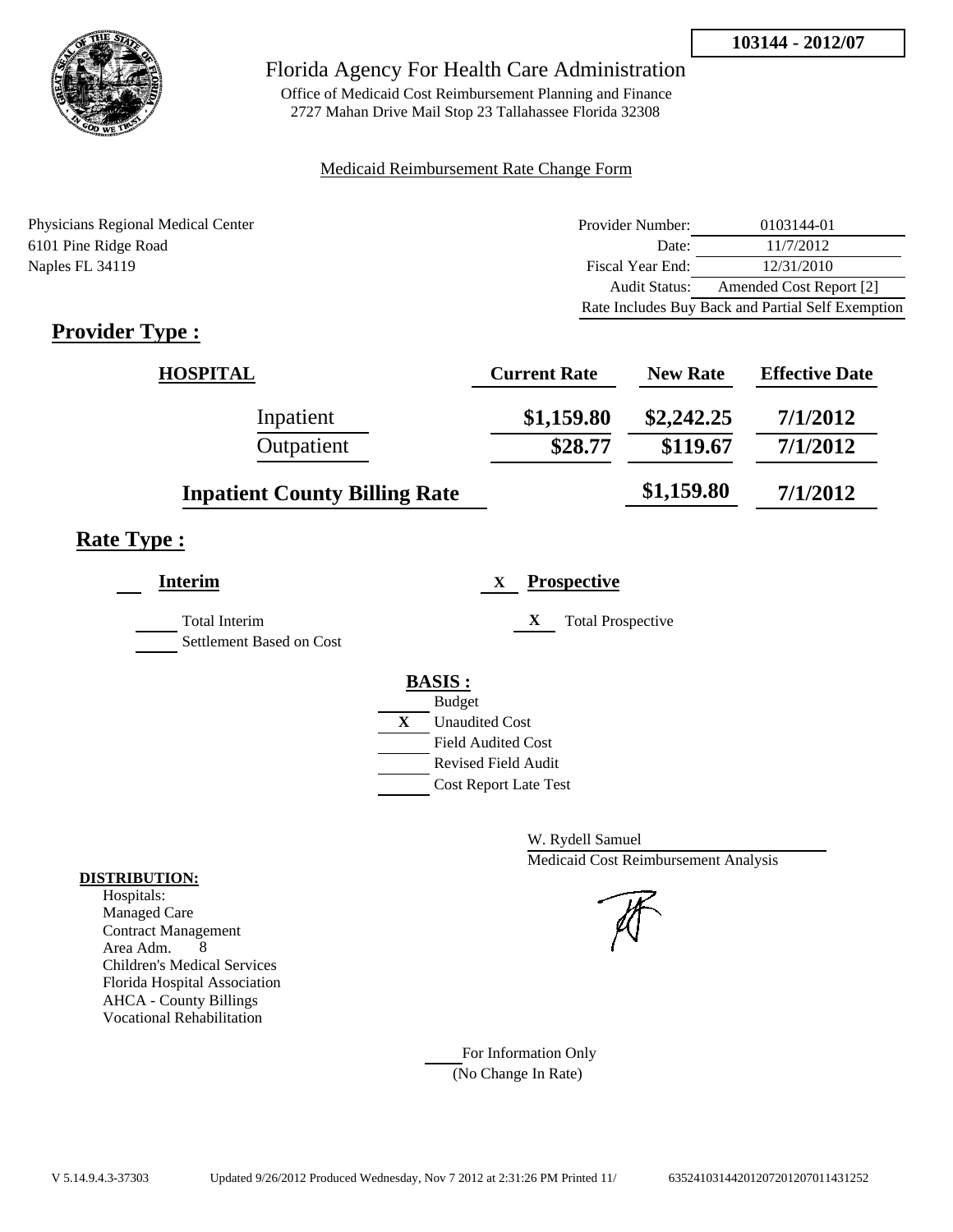**103144 - 2012/07**

# Florida Agency For Health Care Administration

Office of Medicaid Cost Reimbursement Planning and Finance
2727 Mahan Drive Mail Stop 23 Tallahassee Florida 32308

Medicaid Reimbursement Rate Change Form

Physicians Regional Medical Center
6101 Pine Ridge Road
Naples FL 34119

| | |
|---|---|
| Provider Number: | 0103144-01 |
| Date: | 11/7/2012 |
| Fiscal Year End: | 12/31/2010 |
| Audit Status: | Amended Cost Report [2] |
| Rate Includes Buy Back and Partial Self Exemption | |

## Provider Type :

| HOSPITAL | Current Rate | New Rate | Effective Date |
|---|---|---|---|
| Inpatient | $1,159.80 | $2,242.25 | 7/1/2012 |
| Outpatient | $28.77 | $119.67 | 7/1/2012 |
| **Inpatient County Billing Rate** | | $1,159.80 | 7/1/2012 |

## Rate Type :

**Interim**

Total Interim
Settlement Based on Cost

X **Prospective**

X Total Prospective

**BASIS :**

- Budget
- X Unaudited Cost
- Field Audited Cost
- Revised Field Audit
- Cost Report Late Test

W. Rydell Samuel
Medicaid Cost Reimbursement Analysis

**DISTRIBUTION:**
Hospitals:
Managed Care
Contract Management
Area Adm. 8
Children's Medical Services
Florida Hospital Association
AHCA - County Billings
Vocational Rehabilitation

For Information Only
(No Change In Rate)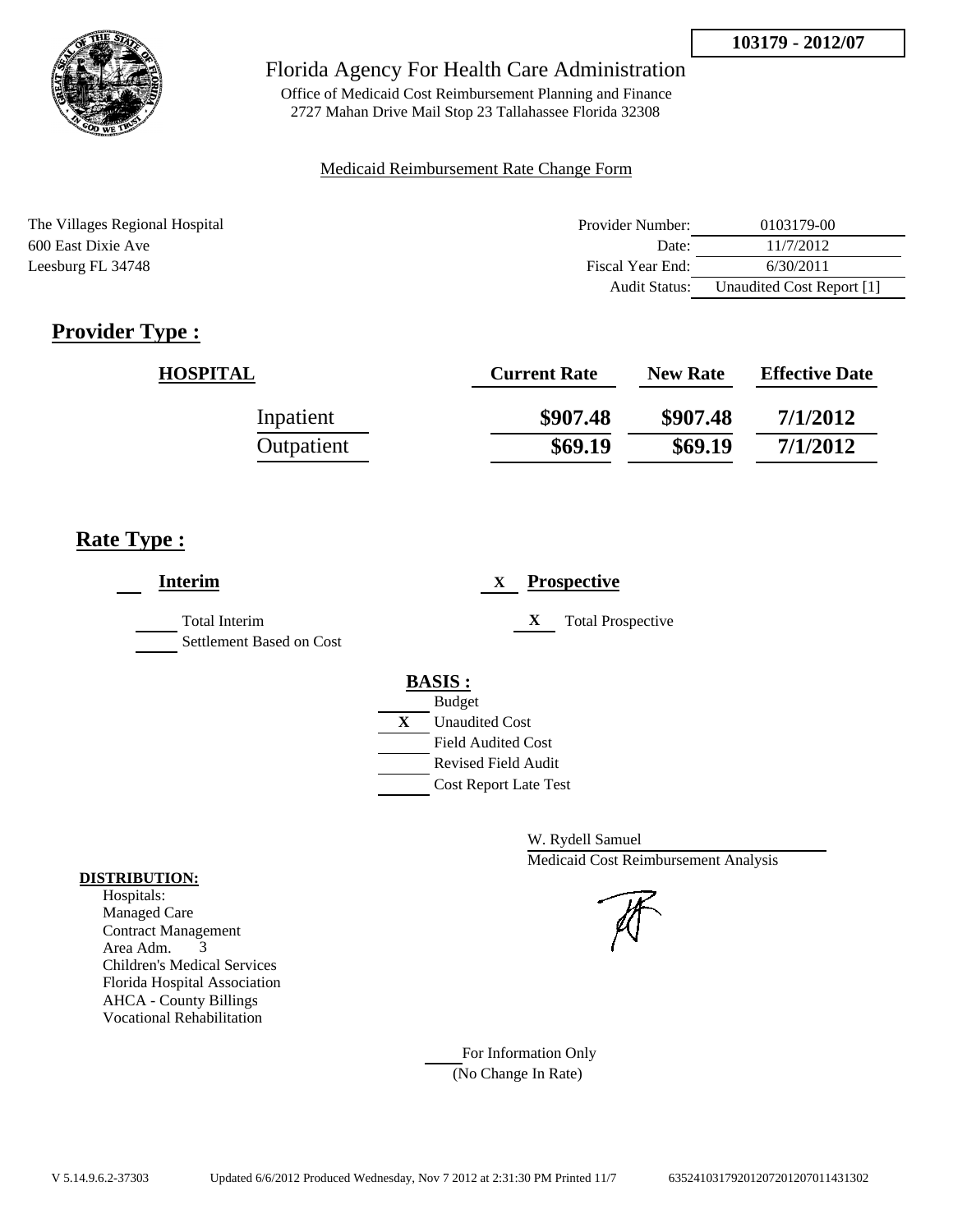**103179 - 2012/07**

# Florida Agency For Health Care Administration

Office of Medicaid Cost Reimbursement Planning and Finance
2727 Mahan Drive Mail Stop 23 Tallahassee Florida 32308

Medicaid Reimbursement Rate Change Form

The Villages Regional Hospital
600 East Dixie Ave
Leesburg FL 34748

| | |
|---|---|
| Provider Number: | 0103179-00 |
| Date: | 11/7/2012 |
| Fiscal Year End: | 6/30/2011 |
| Audit Status: | Unaudited Cost Report [1] |

## Provider Type :

| HOSPITAL | Current Rate | New Rate | Effective Date |
|---|---|---|---|
| Inpatient | \$907.48 | \$907.48 | 7/1/2012 |
| Outpatient | \$69.19 | \$69.19 | 7/1/2012 |

## Rate Type :

___ **Interim**

___ Total Interim

___ Settlement Based on Cost

X **Prospective**

X Total Prospective

**BASIS :**

___ Budget

X Unaudited Cost

___ Field Audited Cost

___ Revised Field Audit

___ Cost Report Late Test

W. Rydell Samuel
Medicaid Cost Reimbursement Analysis

**DISTRIBUTION:**

Hospitals:
Managed Care
Contract Management
Area Adm. 3
Children's Medical Services
Florida Hospital Association
AHCA - County Billings
Vocational Rehabilitation

___ For Information Only
(No Change In Rate)

V 5.14.9.6.2-37303 Updated 6/6/2012 Produced Wednesday, Nov 7 2012 at 2:31:30 PM Printed 11/7 63524103179201207201207011431302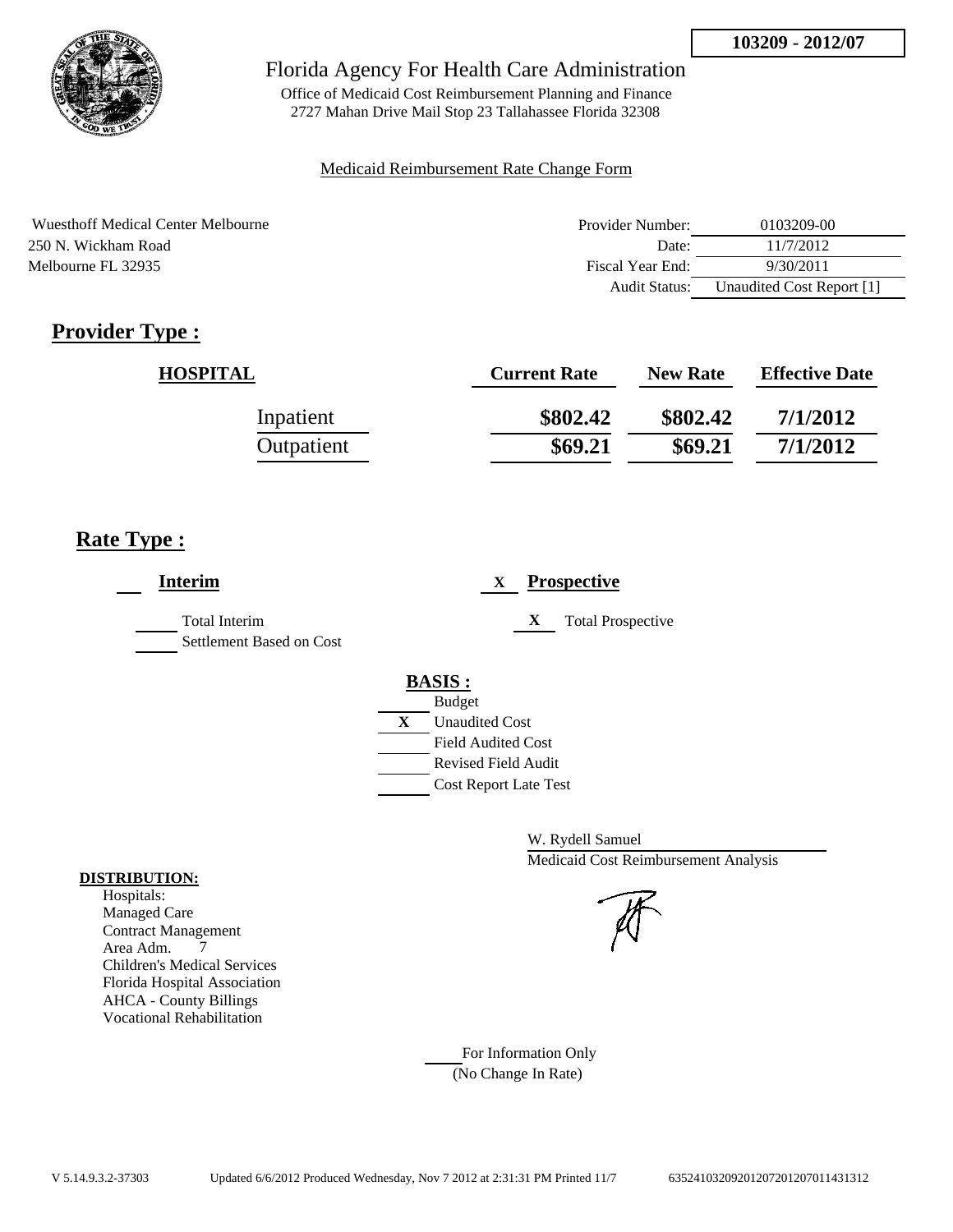**103209 - 2012/07**

Florida Agency For Health Care Administration

Office of Medicaid Cost Reimbursement Planning and Finance
2727 Mahan Drive Mail Stop 23 Tallahassee Florida 32308

Medicaid Reimbursement Rate Change Form

Wuesthoff Medical Center Melbourne
250 N. Wickham Road
Melbourne FL 32935

| | |
|---|---|
| Provider Number: | 0103209-00 |
| Date: | 11/7/2012 |
| Fiscal Year End: | 9/30/2011 |
| Audit Status: | Unaudited Cost Report [1] |

## Provider Type :

| HOSPITAL | Current Rate | New Rate | Effective Date |
|---|---|---|---|
| Inpatient | $802.42 | $802.42 | 7/1/2012 |
| Outpatient | $69.21 | $69.21 | 7/1/2012 |

## Rate Type :

___ **Interim**

___ Total Interim
___ Settlement Based on Cost

X **Prospective**

X Total Prospective

**BASIS :**

___ Budget
X Unaudited Cost
___ Field Audited Cost
___ Revised Field Audit
___ Cost Report Late Test

W. Rydell Samuel
Medicaid Cost Reimbursement Analysis

**DISTRIBUTION:**
Hospitals:
Managed Care
Contract Management
Area Adm. 7
Children's Medical Services
Florida Hospital Association
AHCA - County Billings
Vocational Rehabilitation

___ For Information Only
(No Change In Rate)

V 5.14.9.3.2-37303 Updated 6/6/2012 Produced Wednesday, Nov 7 2012 at 2:31:31 PM Printed 11/7 63524103209201207201207011431312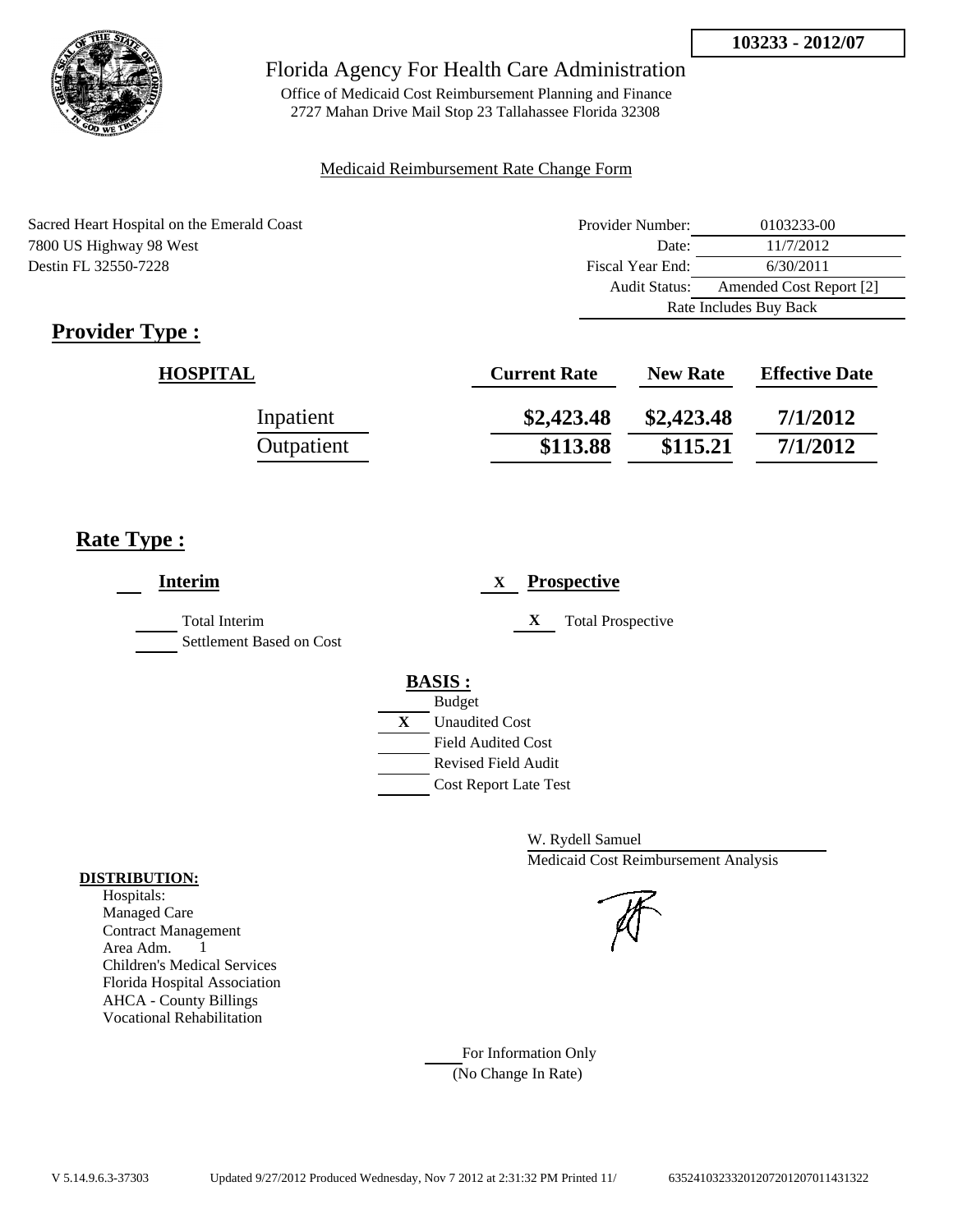**103233 - 2012/07**

# Florida Agency For Health Care Administration

Office of Medicaid Cost Reimbursement Planning and Finance
2727 Mahan Drive Mail Stop 23 Tallahassee Florida 32308

Medicaid Reimbursement Rate Change Form

Sacred Heart Hospital on the Emerald Coast
7800 US Highway 98 West
Destin FL 32550-7228

| | |
|---|---|
| Provider Number: | 0103233-00 |
| Date: | 11/7/2012 |
| Fiscal Year End: | 6/30/2011 |
| Audit Status: | Amended Cost Report [2] |
| | Rate Includes Buy Back |

## Provider Type :

| HOSPITAL | Current Rate | New Rate | Effective Date |
|---|---|---|---|
| Inpatient | $2,423.48 | $2,423.48 | 7/1/2012 |
| Outpatient | $113.88 | $115.21 | 7/1/2012 |

## Rate Type :

___ **Interim**

_____ Total Interim
_____ Settlement Based on Cost

X **Prospective**

X Total Prospective

**BASIS :**

_____ Budget
X Unaudited Cost
_____ Field Audited Cost
_____ Revised Field Audit
_____ Cost Report Late Test

W. Rydell Samuel
Medicaid Cost Reimbursement Analysis

**DISTRIBUTION:**

Hospitals:
Managed Care
Contract Management
Area Adm. 1
Children's Medical Services
Florida Hospital Association
AHCA - County Billings
Vocational Rehabilitation

_____ For Information Only
(No Change In Rate)

V 5.14.9.6.3-37303 Updated 9/27/2012 Produced Wednesday, Nov 7 2012 at 2:31:32 PM Printed 11/ 63524103233201207201207011431322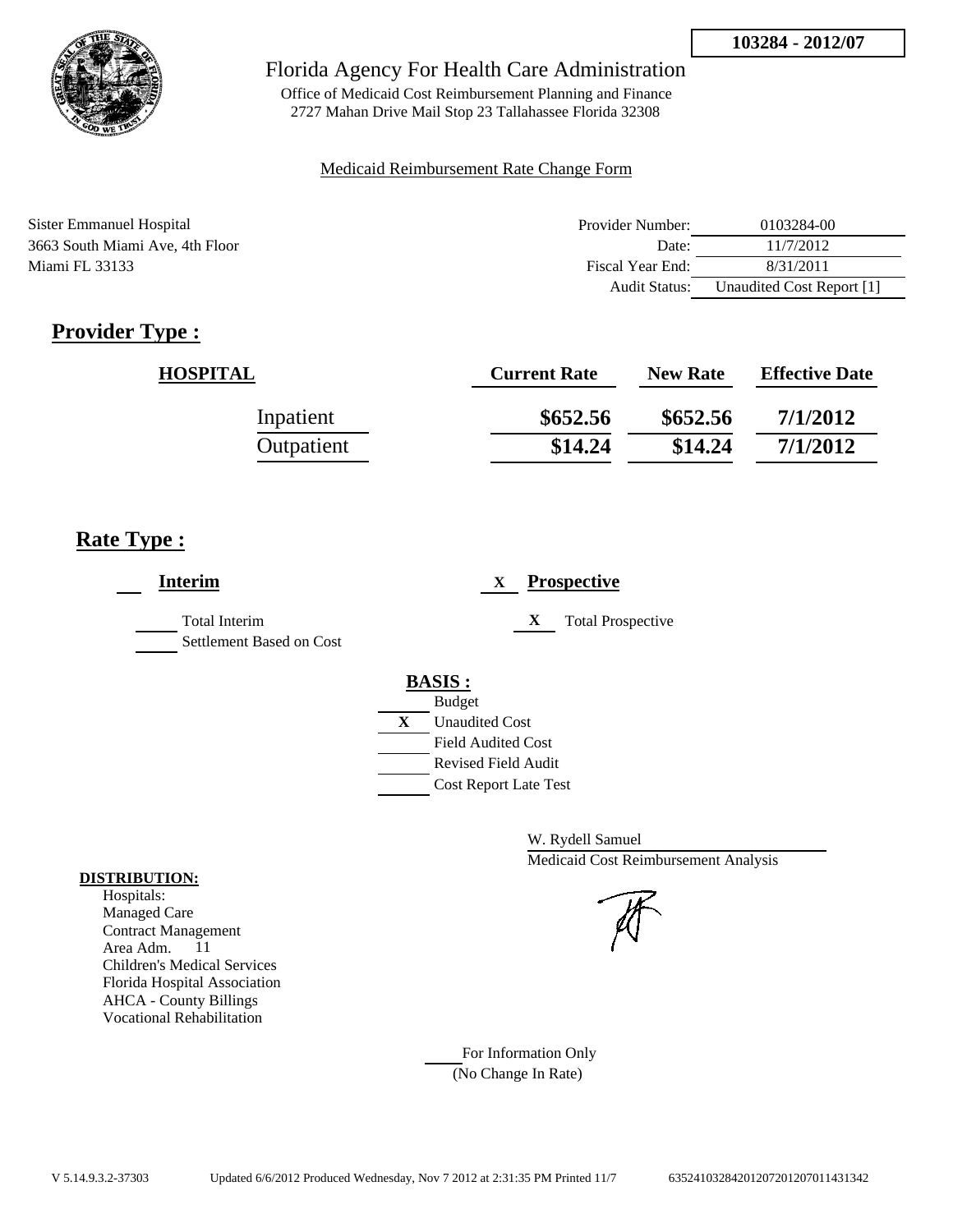103284 - 2012/07

Florida Agency For Health Care Administration

Office of Medicaid Cost Reimbursement Planning and Finance
2727 Mahan Drive Mail Stop 23 Tallahassee Florida 32308

Medicaid Reimbursement Rate Change Form

Sister Emmanuel Hospital
3663 South Miami Ave, 4th Floor
Miami FL 33133

| | |
|---|---|
| Provider Number: | 0103284-00 |
| Date: | 11/7/2012 |
| Fiscal Year End: | 8/31/2011 |
| Audit Status: | Unaudited Cost Report [1] |

## Provider Type :

| HOSPITAL | Current Rate | New Rate | Effective Date |
|---|---|---|---|
| Inpatient | \$652.56 | \$652.56 | 7/1/2012 |
| Outpatient | \$14.24 | \$14.24 | 7/1/2012 |

## Rate Type :

___ **Interim**

___ Total Interim
___ Settlement Based on Cost

X **Prospective**

X Total Prospective

**BASIS :**

___ Budget
X Unaudited Cost
___ Field Audited Cost
___ Revised Field Audit
___ Cost Report Late Test

W. Rydell Samuel
Medicaid Cost Reimbursement Analysis

**DISTRIBUTION:**
Hospitals:
Managed Care
Contract Management
Area Adm. 11
Children's Medical Services
Florida Hospital Association
AHCA - County Billings
Vocational Rehabilitation

___ For Information Only
(No Change In Rate)

V 5.14.9.3.2-37303 Updated 6/6/2012 Produced Wednesday, Nov 7 2012 at 2:31:35 PM Printed 11/7 635241032842012072012070114313​42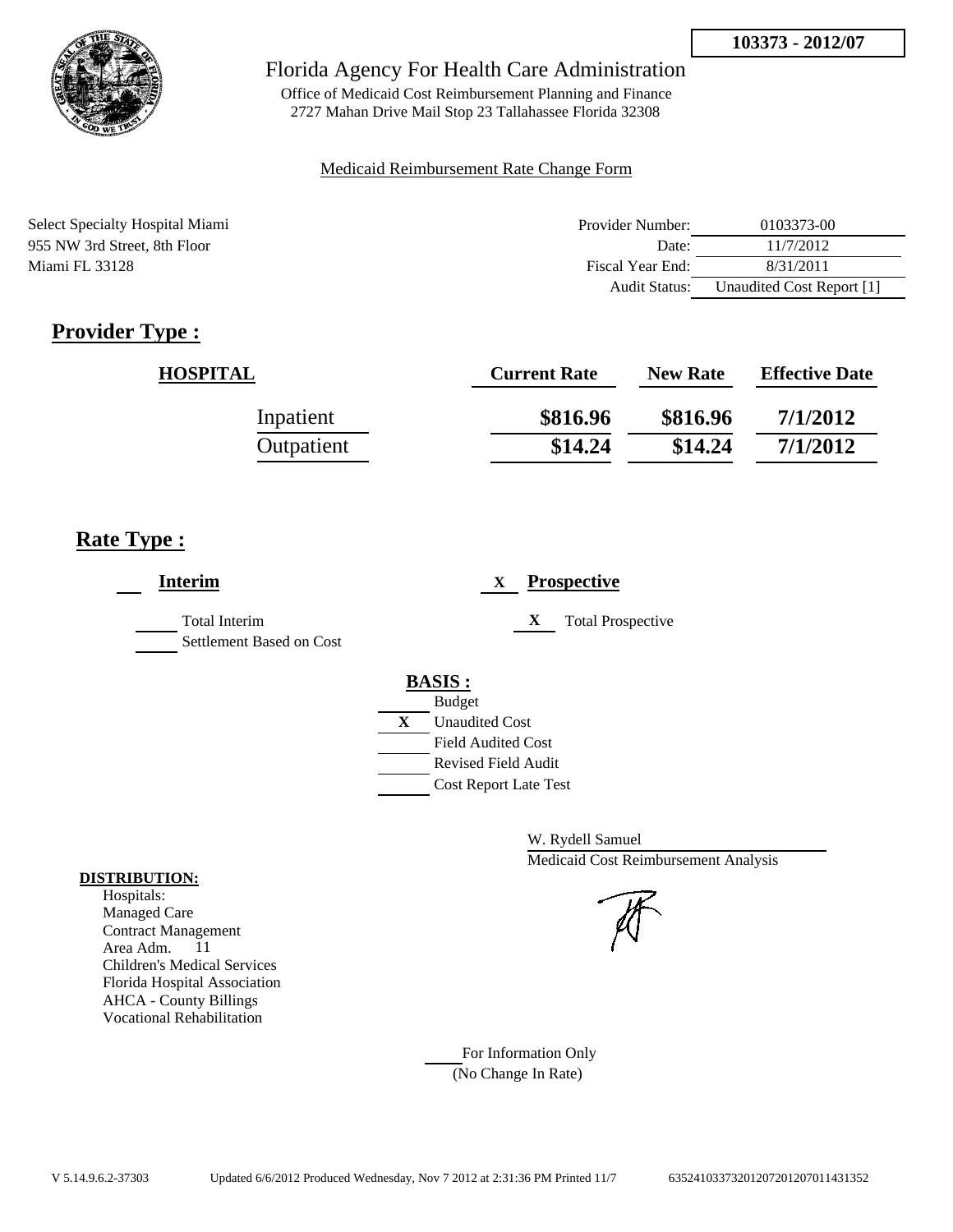**103373 - 2012/07**

Florida Agency For Health Care Administration

Office of Medicaid Cost Reimbursement Planning and Finance
2727 Mahan Drive Mail Stop 23 Tallahassee Florida 32308

Medicaid Reimbursement Rate Change Form

Select Specialty Hospital Miami
955 NW 3rd Street, 8th Floor
Miami FL 33128

| | |
|---|---|
| Provider Number: | 0103373-00 |
| Date: | 11/7/2012 |
| Fiscal Year End: | 8/31/2011 |
| Audit Status: | Unaudited Cost Report [1] |

## Provider Type :

| HOSPITAL | Current Rate | New Rate | Effective Date |
|---|---|---|---|
| Inpatient | **\$816.96** | **\$816.96** | **7/1/2012** |
| Outpatient | **\$14.24** | **\$14.24** | **7/1/2012** |

## Rate Type :

___ **Interim**

___ Total Interim
___ Settlement Based on Cost

X **Prospective**

X Total Prospective

**BASIS :**

___ Budget
X Unaudited Cost
___ Field Audited Cost
___ Revised Field Audit
___ Cost Report Late Test

W. Rydell Samuel
Medicaid Cost Reimbursement Analysis

**DISTRIBUTION:**
Hospitals:
Managed Care
Contract Management
Area Adm. 11
Children's Medical Services
Florida Hospital Association
AHCA - County Billings
Vocational Rehabilitation

___ For Information Only
(No Change In Rate)

V 5.14.9.6.2-37303 Updated 6/6/2012 Produced Wednesday, Nov 7 2012 at 2:31:36 PM Printed 11/7 635241033732012072012070114313152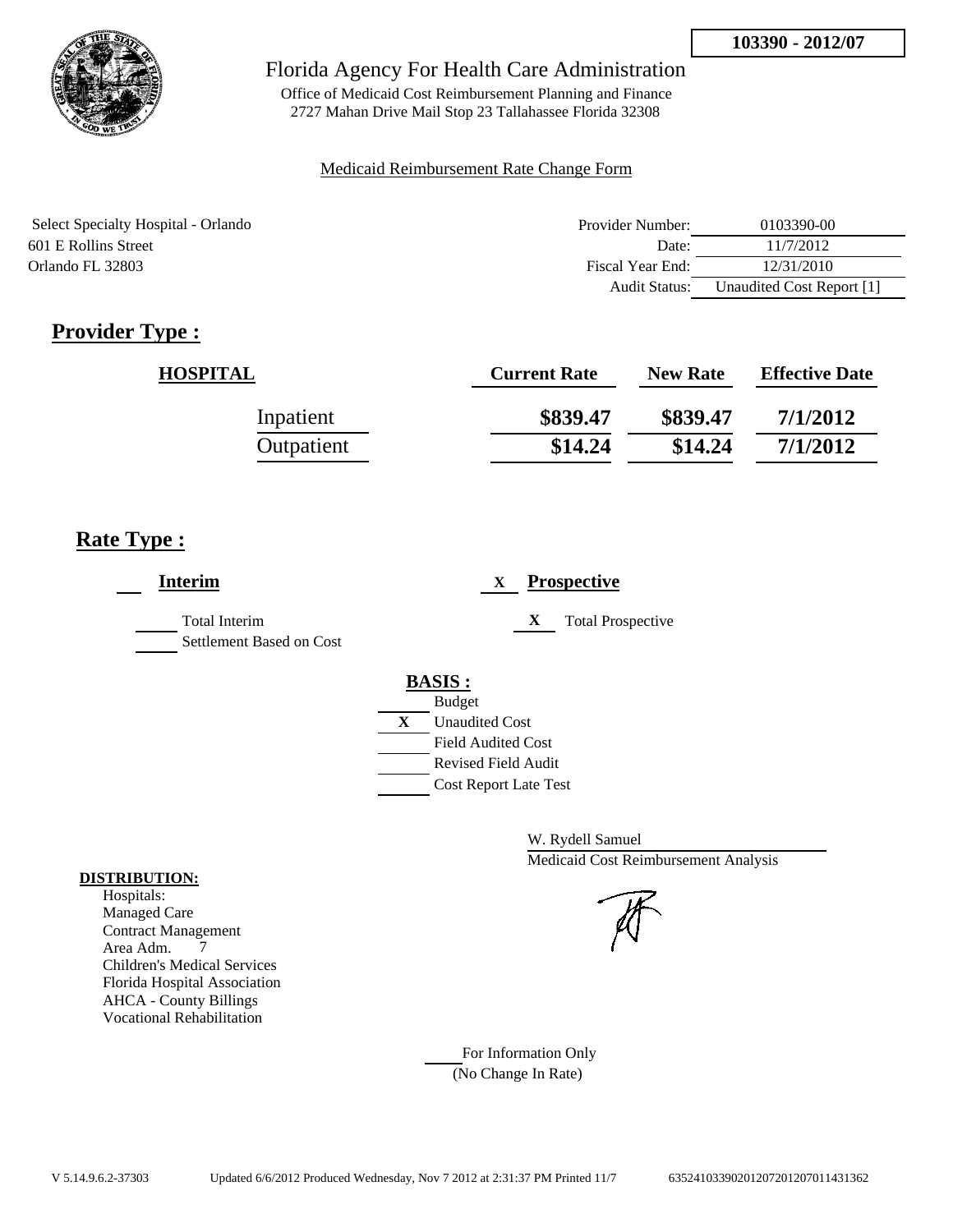**103390 - 2012/07**

Florida Agency For Health Care Administration

Office of Medicaid Cost Reimbursement Planning and Finance
2727 Mahan Drive Mail Stop 23 Tallahassee Florida 32308

Medicaid Reimbursement Rate Change Form

Select Specialty Hospital - Orlando
601 E Rollins Street
Orlando FL 32803

| | |
|---|---|
| Provider Number: | 0103390-00 |
| Date: | 11/7/2012 |
| Fiscal Year End: | 12/31/2010 |
| Audit Status: | Unaudited Cost Report [1] |

## Provider Type :

| HOSPITAL | Current Rate | New Rate | Effective Date |
|---|---|---|---|
| Inpatient | $839.47 | $839.47 | 7/1/2012 |
| Outpatient | $14.24 | $14.24 | 7/1/2012 |

## Rate Type :

___ **Interim**

- ___ Total Interim
- ___ Settlement Based on Cost

X **Prospective**

- X Total Prospective

**BASIS :**

- ___ Budget
- X Unaudited Cost
- ___ Field Audited Cost
- ___ Revised Field Audit
- ___ Cost Report Late Test

W. Rydell Samuel
Medicaid Cost Reimbursement Analysis

**DISTRIBUTION:**

Hospitals:
Managed Care
Contract Management
Area Adm. 7
Children's Medical Services
Florida Hospital Association
AHCA - County Billings
Vocational Rehabilitation

___ For Information Only
(No Change In Rate)

V 5.14.9.6.2-37303 Updated 6/6/2012 Produced Wednesday, Nov 7 2012 at 2:31:37 PM Printed 11/7 635241033902012072012070114313​62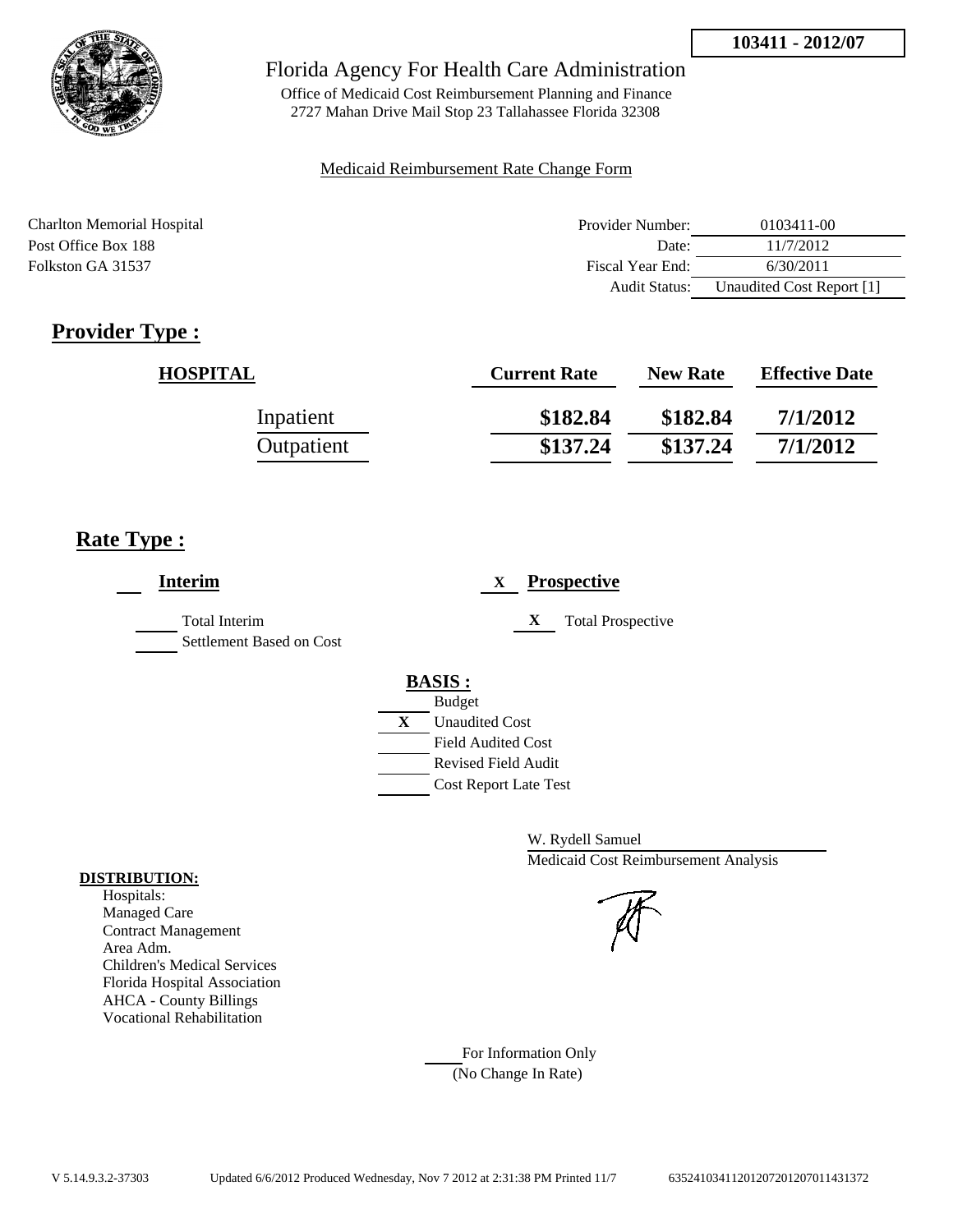**103411 - 2012/07**

# Florida Agency For Health Care Administration

Office of Medicaid Cost Reimbursement Planning and Finance
2727 Mahan Drive Mail Stop 23 Tallahassee Florida 32308

Medicaid Reimbursement Rate Change Form

Charlton Memorial Hospital
Post Office Box 188
Folkston GA 31537

| | |
|---|---|
| Provider Number: | 0103411-00 |
| Date: | 11/7/2012 |
| Fiscal Year End: | 6/30/2011 |
| Audit Status: | Unaudited Cost Report [1] |

## Provider Type :

| HOSPITAL | Current Rate | New Rate | Effective Date |
|---|---|---|---|
| Inpatient | $182.84 | $182.84 | 7/1/2012 |
| Outpatient | $137.24 | $137.24 | 7/1/2012 |

## Rate Type :

___ **Interim**

___ Total Interim
___ Settlement Based on Cost

X **Prospective**

X Total Prospective

**BASIS :**

___ Budget
X Unaudited Cost
___ Field Audited Cost
___ Revised Field Audit
___ Cost Report Late Test

W. Rydell Samuel
Medicaid Cost Reimbursement Analysis

**DISTRIBUTION:**
Hospitals:
Managed Care
Contract Management
Area Adm.
Children's Medical Services
Florida Hospital Association
AHCA - County Billings
Vocational Rehabilitation

___ For Information Only
(No Change In Rate)

V 5.14.9.3.2-37303 Updated 6/6/2012 Produced Wednesday, Nov 7 2012 at 2:31:38 PM Printed 11/7 635241034112012072012070114313​72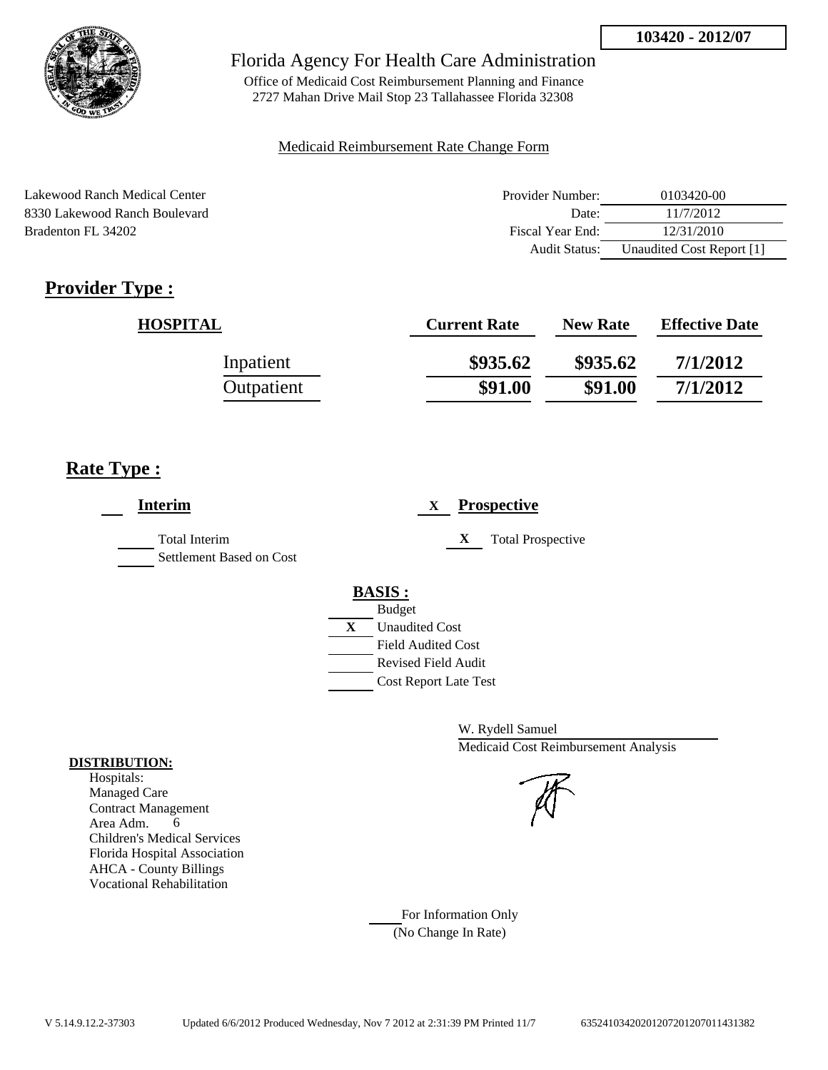103420 - 2012/07

Florida Agency For Health Care Administration

Office of Medicaid Cost Reimbursement Planning and Finance
2727 Mahan Drive Mail Stop 23 Tallahassee Florida 32308

Medicaid Reimbursement Rate Change Form

Lakewood Ranch Medical Center
8330 Lakewood Ranch Boulevard
Bradenton FL 34202

| | |
|---|---|
| Provider Number: | 0103420-00 |
| Date: | 11/7/2012 |
| Fiscal Year End: | 12/31/2010 |
| Audit Status: | Unaudited Cost Report [1] |

## Provider Type :

| HOSPITAL | Current Rate | New Rate | Effective Date |
|---|---|---|---|
| Inpatient | $935.62 | $935.62 | 7/1/2012 |
| Outpatient | $91.00 | $91.00 | 7/1/2012 |

## Rate Type :

___ **Interim**

_____ Total Interim
_____ Settlement Based on Cost

X **Prospective**

X Total Prospective

**BASIS :**

_____ Budget
X Unaudited Cost
_____ Field Audited Cost
_____ Revised Field Audit
_____ Cost Report Late Test

W. Rydell Samuel
Medicaid Cost Reimbursement Analysis

**DISTRIBUTION:**
Hospitals:
Managed Care
Contract Management
Area Adm. 6
Children's Medical Services
Florida Hospital Association
AHCA - County Billings
Vocational Rehabilitation

_____ For Information Only
(No Change In Rate)

V 5.14.9.12.2-37303 Updated 6/6/2012 Produced Wednesday, Nov 7 2012 at 2:31:39 PM Printed 11/7 635241034202012072012070114313 82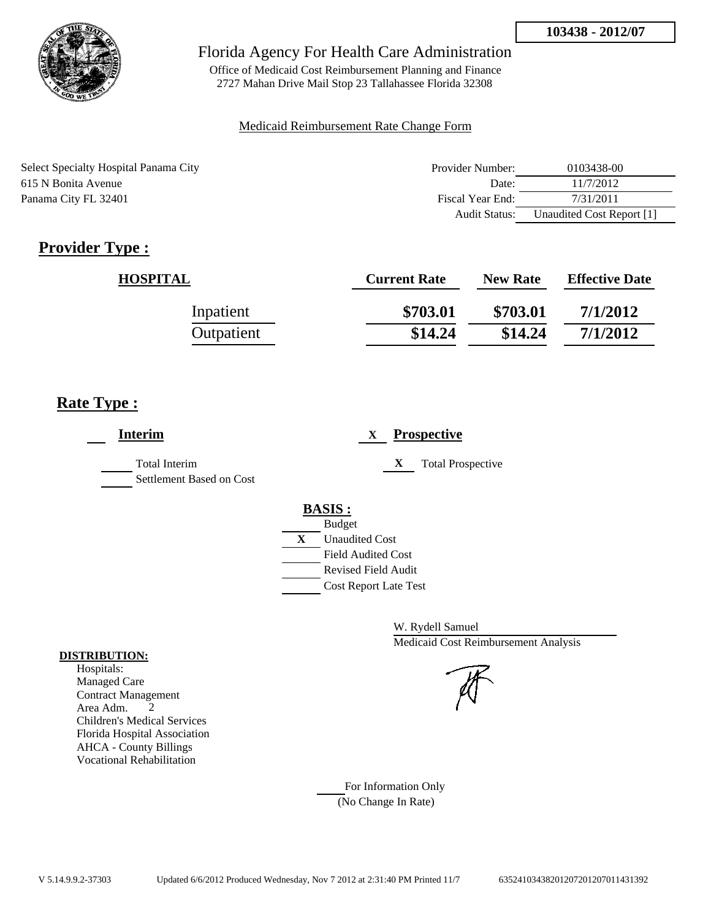**103438 - 2012/07**

Florida Agency For Health Care Administration

Office of Medicaid Cost Reimbursement Planning and Finance
2727 Mahan Drive Mail Stop 23 Tallahassee Florida 32308

Medicaid Reimbursement Rate Change Form

Select Specialty Hospital Panama City
615 N Bonita Avenue
Panama City FL 32401

| | |
|---|---|
| Provider Number: | 0103438-00 |
| Date: | 11/7/2012 |
| Fiscal Year End: | 7/31/2011 |
| Audit Status: | Unaudited Cost Report [1] |

## Provider Type :

| HOSPITAL | Current Rate | New Rate | Effective Date |
|---|---|---|---|
| Inpatient | $703.01 | $703.01 | 7/1/2012 |
| Outpatient | $14.24 | $14.24 | 7/1/2012 |

## Rate Type :

___ **Interim**

___ Total Interim
___ Settlement Based on Cost

X **Prospective**

X Total Prospective

**BASIS :**

___ Budget
X Unaudited Cost
___ Field Audited Cost
___ Revised Field Audit
___ Cost Report Late Test

W. Rydell Samuel
Medicaid Cost Reimbursement Analysis

**DISTRIBUTION:**

Hospitals:
Managed Care
Contract Management
Area Adm. 2
Children's Medical Services
Florida Hospital Association
AHCA - County Billings
Vocational Rehabilitation

___ For Information Only
(No Change In Rate)

V 5.14.9.9.2-37303 Updated 6/6/2012 Produced Wednesday, Nov 7 2012 at 2:31:40 PM Printed 11/7 6352410343820120720120701143139​2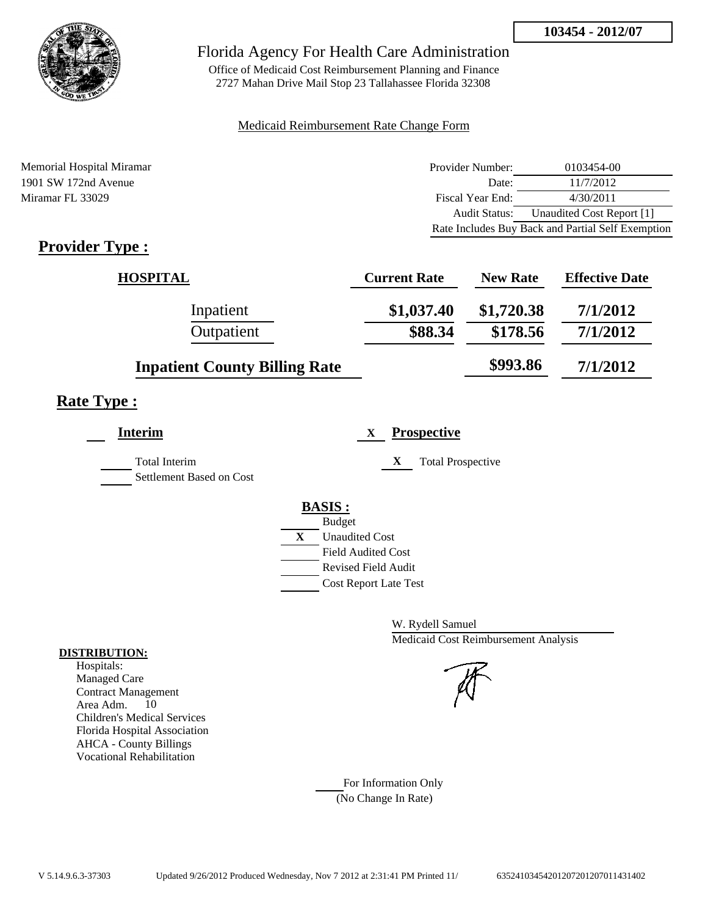**103454 - 2012/07**

# Florida Agency For Health Care Administration

Office of Medicaid Cost Reimbursement Planning and Finance
2727 Mahan Drive Mail Stop 23 Tallahassee Florida 32308

Medicaid Reimbursement Rate Change Form

Memorial Hospital Miramar
1901 SW 172nd Avenue
Miramar FL 33029

| | |
|---|---|
| Provider Number: | 0103454-00 |
| Date: | 11/7/2012 |
| Fiscal Year End: | 4/30/2011 |
| Audit Status: | Unaudited Cost Report [1] |
| | Rate Includes Buy Back and Partial Self Exemption |

## Provider Type :

| HOSPITAL | Current Rate | New Rate | Effective Date |
|---|---|---|---|
| Inpatient | $1,037.40 | $1,720.38 | 7/1/2012 |
| Outpatient | $88.34 | $178.56 | 7/1/2012 |
| **Inpatient County Billing Rate** | | $993.86 | 7/1/2012 |

## Rate Type :

**Interim** 

- [ ] Total Interim
- [ ] Settlement Based on Cost

X **Prospective**

- X Total Prospective

**BASIS :**

- [ ] Budget
- X Unaudited Cost
- [ ] Field Audited Cost
- [ ] Revised Field Audit
- [ ] Cost Report Late Test

W. Rydell Samuel
Medicaid Cost Reimbursement Analysis

**DISTRIBUTION:**
Hospitals:
Managed Care
Contract Management
Area Adm. 10
Children's Medical Services
Florida Hospital Association
AHCA - County Billings
Vocational Rehabilitation

____ For Information Only
(No Change In Rate)

V 5.14.9.6.3-37303 Updated 9/26/2012 Produced Wednesday, Nov 7 2012 at 2:31:41 PM Printed 11/ 635241034542012072012070114314​02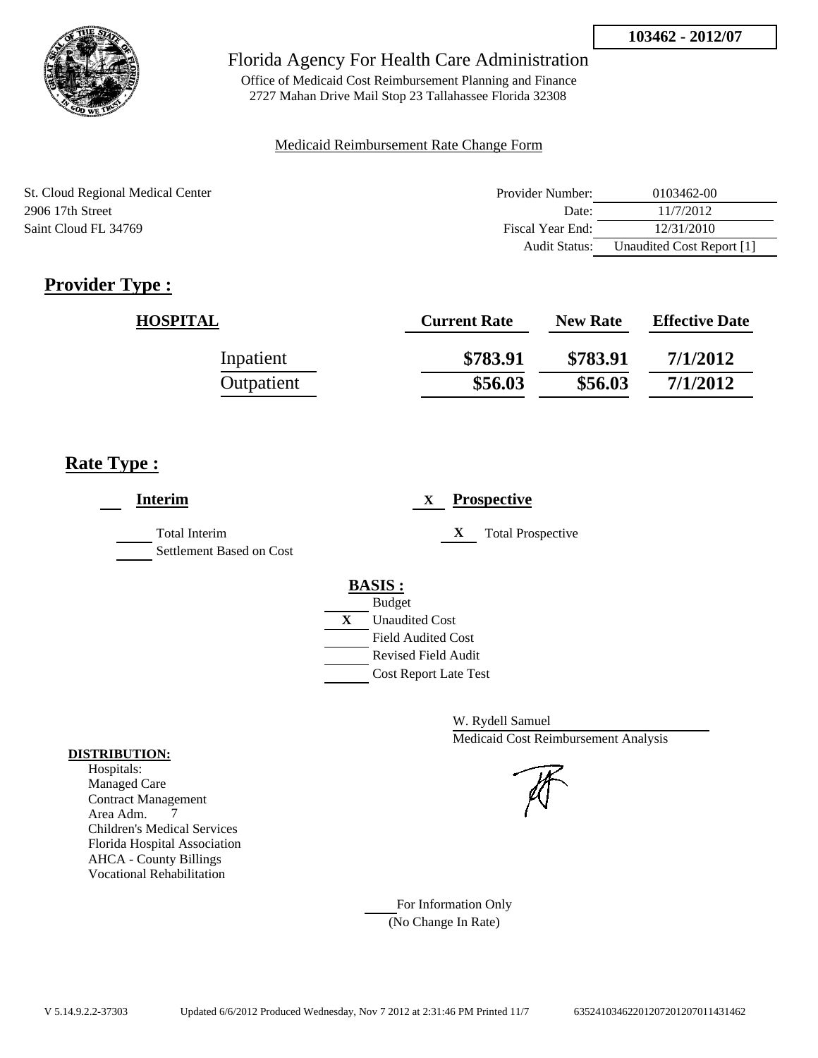103462 - 2012/07

Florida Agency For Health Care Administration

Office of Medicaid Cost Reimbursement Planning and Finance
2727 Mahan Drive Mail Stop 23 Tallahassee Florida 32308

Medicaid Reimbursement Rate Change Form

St. Cloud Regional Medical Center
2906 17th Street
Saint Cloud FL 34769

| | |
|---|---|
| Provider Number: | 0103462-00 |
| Date: | 11/7/2012 |
| Fiscal Year End: | 12/31/2010 |
| Audit Status: | Unaudited Cost Report [1] |

## Provider Type :

| HOSPITAL | Current Rate | New Rate | Effective Date |
|---|---|---|---|
| Inpatient | $783.91 | $783.91 | 7/1/2012 |
| Outpatient | $56.03 | $56.03 | 7/1/2012 |

## Rate Type :

___ **Interim**

___ Total Interim
___ Settlement Based on Cost

X **Prospective**

X Total Prospective

**BASIS :**

___ Budget
X Unaudited Cost
___ Field Audited Cost
___ Revised Field Audit
___ Cost Report Late Test

W. Rydell Samuel
Medicaid Cost Reimbursement Analysis

**DISTRIBUTION:**
Hospitals:
Managed Care
Contract Management
Area Adm. 7
Children's Medical Services
Florida Hospital Association
AHCA - County Billings
Vocational Rehabilitation

___ For Information Only
(No Change In Rate)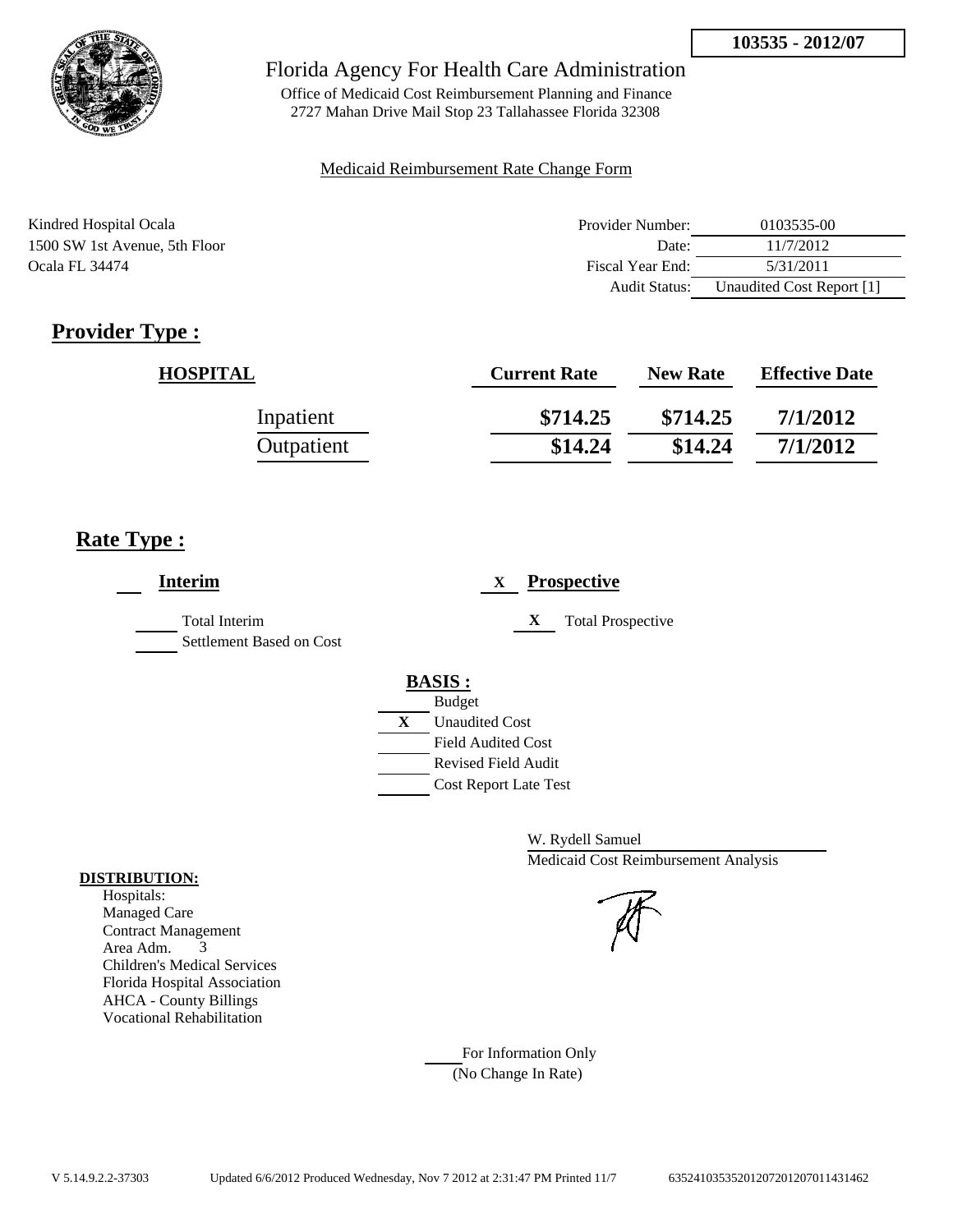103535 - 2012/07

Florida Agency For Health Care Administration

Office of Medicaid Cost Reimbursement Planning and Finance
2727 Mahan Drive Mail Stop 23 Tallahassee Florida 32308

Medicaid Reimbursement Rate Change Form

Kindred Hospital Ocala
1500 SW 1st Avenue, 5th Floor
Ocala FL 34474

| | |
|---|---|
| Provider Number: | 0103535-00 |
| Date: | 11/7/2012 |
| Fiscal Year End: | 5/31/2011 |
| Audit Status: | Unaudited Cost Report [1] |

## Provider Type :

| HOSPITAL | Current Rate | New Rate | Effective Date |
|---|---|---|---|
| Inpatient | \$714.25 | \$714.25 | 7/1/2012 |
| Outpatient | \$14.24 | \$14.24 | 7/1/2012 |

## Rate Type :

___ **Interim**

___ Total Interim
___ Settlement Based on Cost

X **Prospective**

X Total Prospective

**BASIS :**

___ Budget
X Unaudited Cost
___ Field Audited Cost
___ Revised Field Audit
___ Cost Report Late Test

W. Rydell Samuel
Medicaid Cost Reimbursement Analysis

**DISTRIBUTION:**

Hospitals:
Managed Care
Contract Management
Area Adm. 3
Children's Medical Services
Florida Hospital Association
AHCA - County Billings
Vocational Rehabilitation

___ For Information Only
(No Change In Rate)

V 5.14.9.2.2-37303 Updated 6/6/2012 Produced Wednesday, Nov 7 2012 at 2:31:47 PM Printed 11/7 635241035352012072012070114314​62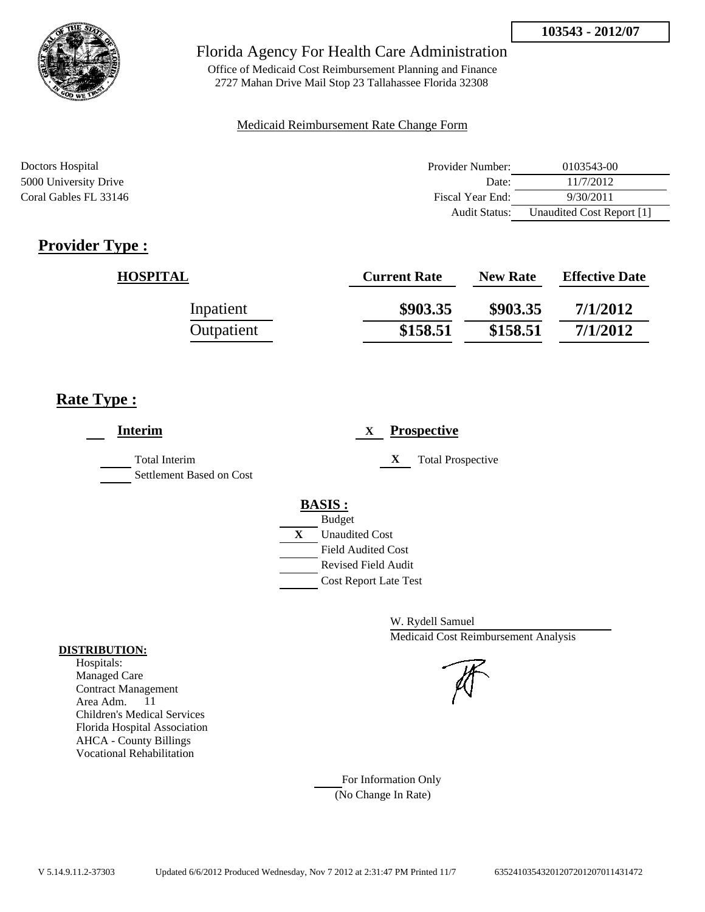**103543 - 2012/07**

Florida Agency For Health Care Administration

Office of Medicaid Cost Reimbursement Planning and Finance
2727 Mahan Drive Mail Stop 23 Tallahassee Florida 32308

Medicaid Reimbursement Rate Change Form

Doctors Hospital
5000 University Drive
Coral Gables FL 33146

| | |
|---|---|
| Provider Number: | 0103543-00 |
| Date: | 11/7/2012 |
| Fiscal Year End: | 9/30/2011 |
| Audit Status: | Unaudited Cost Report [1] |

## Provider Type :

| HOSPITAL | Current Rate | New Rate | Effective Date |
|---|---|---|---|
| Inpatient | $903.35 | $903.35 | 7/1/2012 |
| Outpatient | $158.51 | $158.51 | 7/1/2012 |

## Rate Type :

___ **Interim**

___ Total Interim
___ Settlement Based on Cost

X **Prospective**

X Total Prospective

**BASIS :**

___ Budget
X Unaudited Cost
___ Field Audited Cost
___ Revised Field Audit
___ Cost Report Late Test

W. Rydell Samuel
Medicaid Cost Reimbursement Analysis

**DISTRIBUTION:**

Hospitals:
Managed Care
Contract Management
Area Adm. 11
Children's Medical Services
Florida Hospital Association
AHCA - County Billings
Vocational Rehabilitation

___ For Information Only
(No Change In Rate)

V 5.14.9.11.2-37303 Updated 6/6/2012 Produced Wednesday, Nov 7 2012 at 2:31:47 PM Printed 11/7 635241035432012072012070114314​72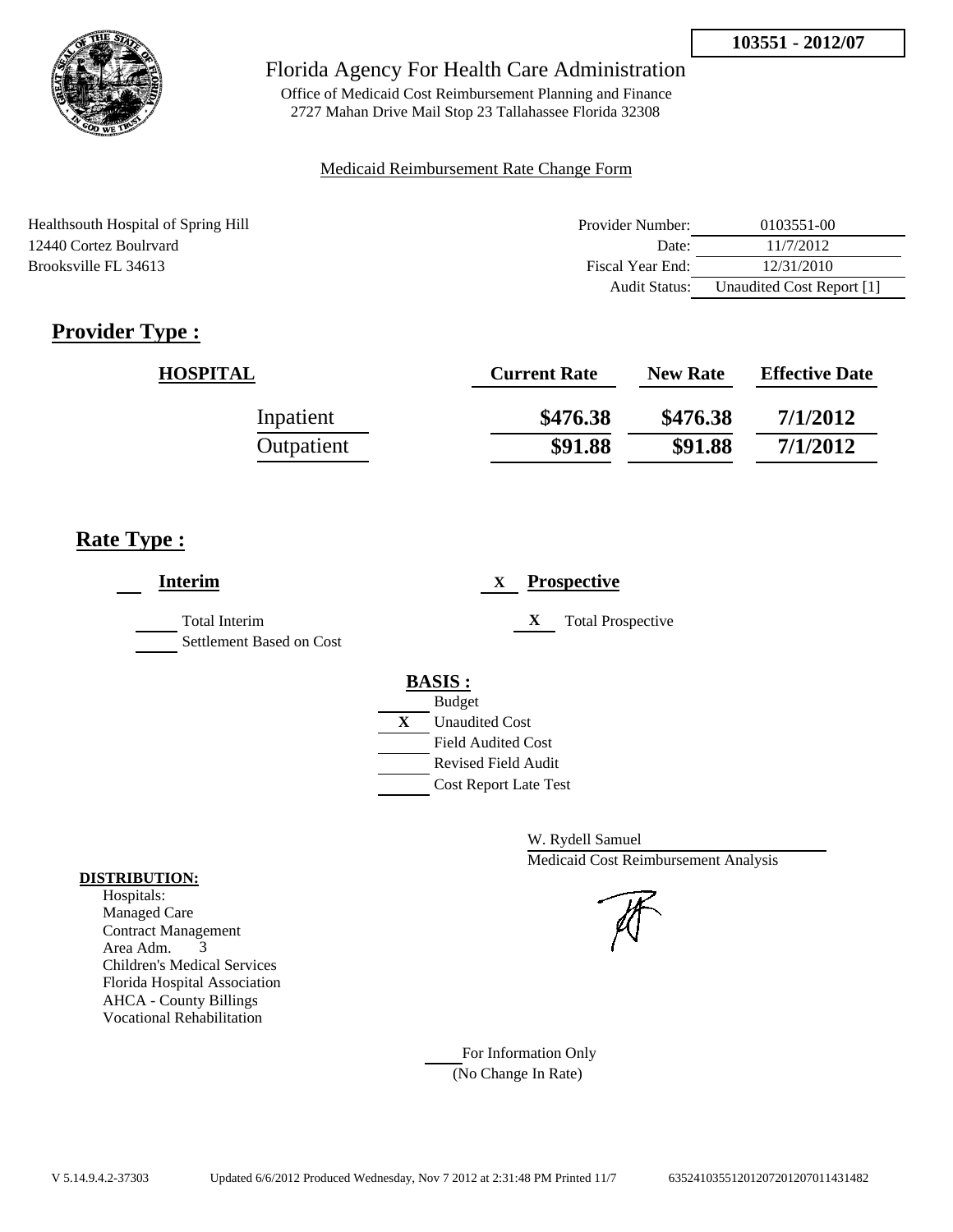103551 - 2012/07

Florida Agency For Health Care Administration

Office of Medicaid Cost Reimbursement Planning and Finance
2727 Mahan Drive Mail Stop 23 Tallahassee Florida 32308

Medicaid Reimbursement Rate Change Form

Healthsouth Hospital of Spring Hill
12440 Cortez Boulrvard
Brooksville FL 34613

| | |
|---|---|
| Provider Number: | 0103551-00 |
| Date: | 11/7/2012 |
| Fiscal Year End: | 12/31/2010 |
| Audit Status: | Unaudited Cost Report [1] |

## Provider Type :

| HOSPITAL | Current Rate | New Rate | Effective Date |
|---|---|---|---|
| Inpatient | $476.38 | $476.38 | 7/1/2012 |
| Outpatient | $91.88 | $91.88 | 7/1/2012 |

## Rate Type :

___ **Interim**

___ Total Interim
___ Settlement Based on Cost

X **Prospective**

X Total Prospective

**BASIS :**

___ Budget
X Unaudited Cost
___ Field Audited Cost
___ Revised Field Audit
___ Cost Report Late Test

W. Rydell Samuel
Medicaid Cost Reimbursement Analysis

**DISTRIBUTION:**

Hospitals:
Managed Care
Contract Management
Area Adm. 3
Children's Medical Services
Florida Hospital Association
AHCA - County Billings
Vocational Rehabilitation

___ For Information Only
(No Change In Rate)

V 5.14.9.4.2-37303 Updated 6/6/2012 Produced Wednesday, Nov 7 2012 at 2:31:48 PM Printed 11/7 635241035512012072012070114314 82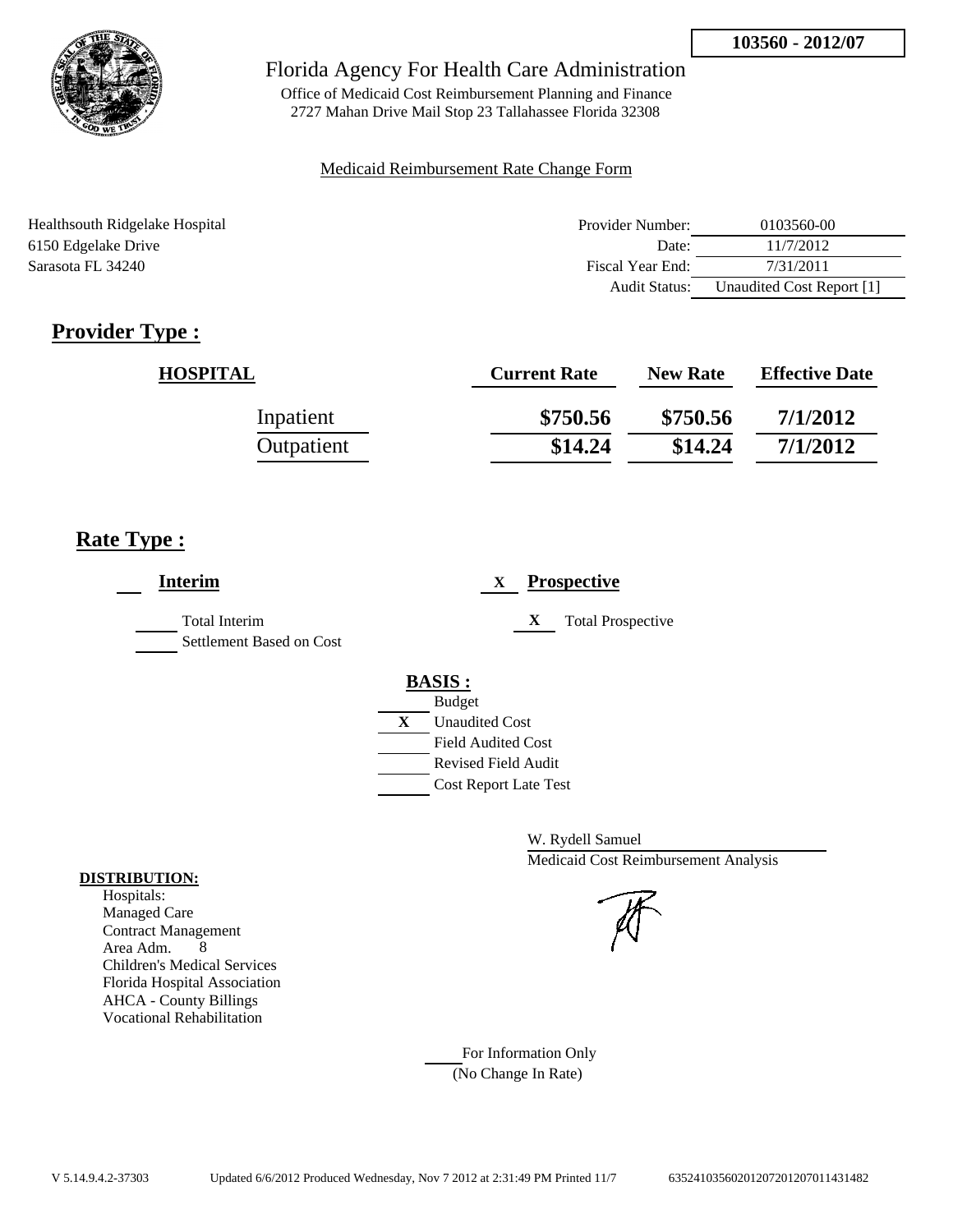103560 - 2012/07

# Florida Agency For Health Care Administration

Office of Medicaid Cost Reimbursement Planning and Finance
2727 Mahan Drive Mail Stop 23 Tallahassee Florida 32308

Medicaid Reimbursement Rate Change Form

Healthsouth Ridgelake Hospital
6150 Edgelake Drive
Sarasota FL 34240

| | |
|---|---|
| Provider Number: | 0103560-00 |
| Date: | 11/7/2012 |
| Fiscal Year End: | 7/31/2011 |
| Audit Status: | Unaudited Cost Report [1] |

## Provider Type :

| HOSPITAL | Current Rate | New Rate | Effective Date |
|---|---|---|---|
| Inpatient | $750.56 | $750.56 | 7/1/2012 |
| Outpatient | $14.24 | $14.24 | 7/1/2012 |

## Rate Type :

**Interim**

Total Interim
Settlement Based on Cost

X **Prospective**

X Total Prospective

**BASIS :**

Budget
X Unaudited Cost
Field Audited Cost
Revised Field Audit
Cost Report Late Test

W. Rydell Samuel
Medicaid Cost Reimbursement Analysis

**DISTRIBUTION:**
Hospitals:
Managed Care
Contract Management
Area Adm. 8
Children's Medical Services
Florida Hospital Association
AHCA - County Billings
Vocational Rehabilitation

For Information Only
(No Change In Rate)

V 5.14.9.4.2-37303 Updated 6/6/2012 Produced Wednesday, Nov 7 2012 at 2:31:49 PM Printed 11/7 6352410356020120720120701143​1482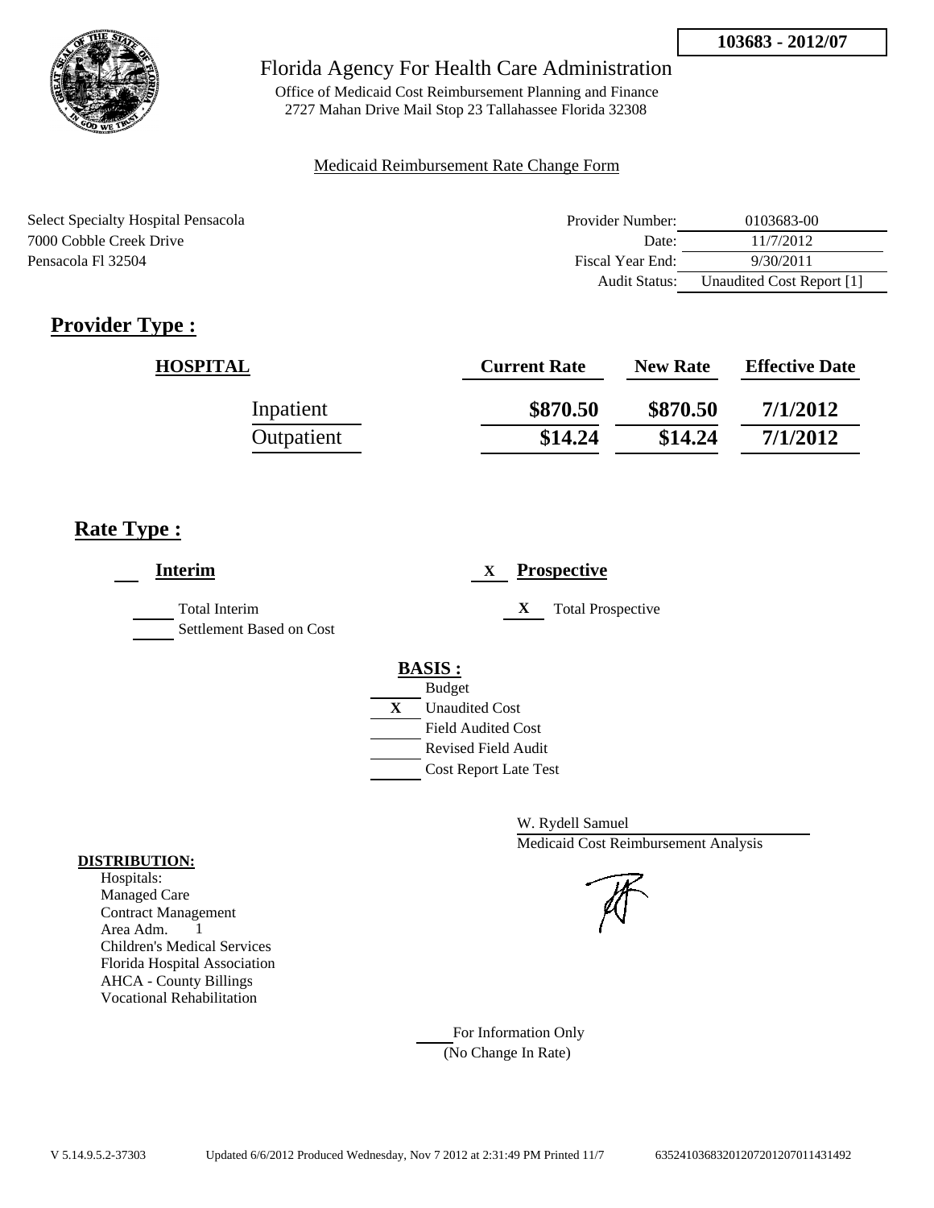**103683 - 2012/07**

Florida Agency For Health Care Administration

Office of Medicaid Cost Reimbursement Planning and Finance
2727 Mahan Drive Mail Stop 23 Tallahassee Florida 32308

Medicaid Reimbursement Rate Change Form

Select Specialty Hospital Pensacola
7000 Cobble Creek Drive
Pensacola Fl 32504

| | |
|---|---|
| Provider Number: | 0103683-00 |
| Date: | 11/7/2012 |
| Fiscal Year End: | 9/30/2011 |
| Audit Status: | Unaudited Cost Report [1] |

## Provider Type :

| HOSPITAL | Current Rate | New Rate | Effective Date |
|---|---|---|---|
| Inpatient | **\$870.50** | **\$870.50** | **7/1/2012** |
| Outpatient | **\$14.24** | **\$14.24** | **7/1/2012** |

## Rate Type :

___ **Interim**

___ Total Interim
___ Settlement Based on Cost

X **Prospective**

X Total Prospective

**BASIS :**

___ Budget
X Unaudited Cost
___ Field Audited Cost
___ Revised Field Audit
___ Cost Report Late Test

W. Rydell Samuel
Medicaid Cost Reimbursement Analysis

**DISTRIBUTION:**
Hospitals:
Managed Care
Contract Management
Area Adm. 1
Children's Medical Services
Florida Hospital Association
AHCA - County Billings
Vocational Rehabilitation

___ For Information Only
(No Change In Rate)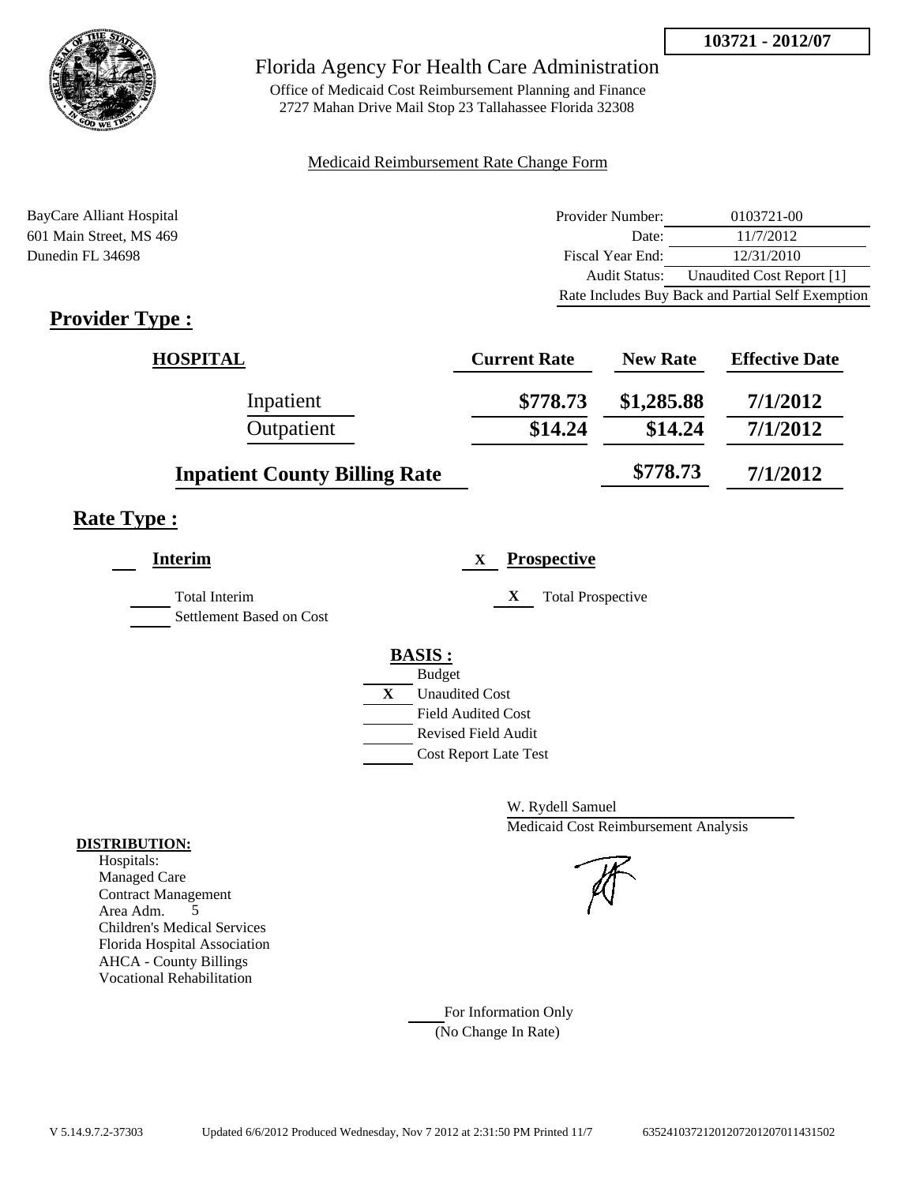103721 - 2012/07

# Florida Agency For Health Care Administration

Office of Medicaid Cost Reimbursement Planning and Finance
2727 Mahan Drive Mail Stop 23 Tallahassee Florida 32308

Medicaid Reimbursement Rate Change Form

BayCare Alliant Hospital
601 Main Street, MS 469
Dunedin FL 34698

| | |
|---|---|
| Provider Number: | 0103721-00 |
| Date: | 11/7/2012 |
| Fiscal Year End: | 12/31/2010 |
| Audit Status: | Unaudited Cost Report [1] |
| | Rate Includes Buy Back and Partial Self Exemption |

## Provider Type :

| HOSPITAL | Current Rate | New Rate | Effective Date |
|---|---|---|---|
| Inpatient | $778.73 | $1,285.88 | 7/1/2012 |
| Outpatient | $14.24 | $14.24 | 7/1/2012 |
| **Inpatient County Billing Rate** | | $778.73 | 7/1/2012 |

## Rate Type :

**Interim**

___ Total Interim
___ Settlement Based on Cost

X **Prospective**

X Total Prospective

**BASIS :**

___ Budget
X Unaudited Cost
___ Field Audited Cost
___ Revised Field Audit
___ Cost Report Late Test

W. Rydell Samuel
Medicaid Cost Reimbursement Analysis

**DISTRIBUTION:**
Hospitals:
Managed Care
Contract Management
Area Adm. 5
Children's Medical Services
Florida Hospital Association
AHCA - County Billings
Vocational Rehabilitation

___ For Information Only
(No Change In Rate)

V 5.14.9.7.2-37303 Updated 6/6/2012 Produced Wednesday, Nov 7 2012 at 2:31:50 PM Printed 11/7 635241037212012072012070114315O2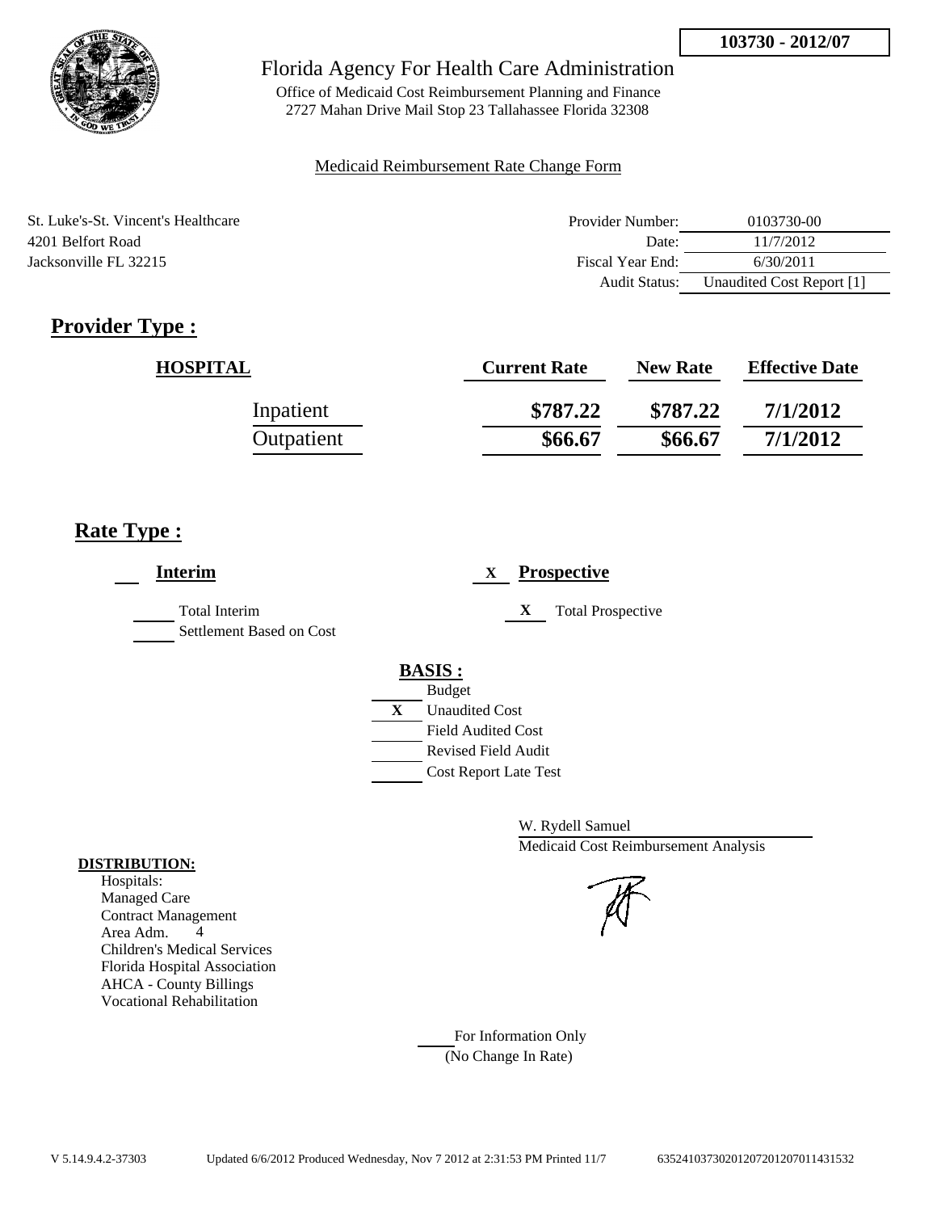103730 - 2012/07

# Florida Agency For Health Care Administration

Office of Medicaid Cost Reimbursement Planning and Finance
2727 Mahan Drive Mail Stop 23 Tallahassee Florida 32308

Medicaid Reimbursement Rate Change Form

St. Luke's-St. Vincent's Healthcare
4201 Belfort Road
Jacksonville FL 32215

| | |
|---|---|
| Provider Number: | 0103730-00 |
| Date: | 11/7/2012 |
| Fiscal Year End: | 6/30/2011 |
| Audit Status: | Unaudited Cost Report [1] |

## Provider Type :

| HOSPITAL | Current Rate | New Rate | Effective Date |
|---|---|---|---|
| Inpatient | $787.22 | $787.22 | 7/1/2012 |
| Outpatient | $66.67 | $66.67 | 7/1/2012 |

## Rate Type :

___ **Interim**

___ Total Interim
___ Settlement Based on Cost

X **Prospective**

X Total Prospective

**BASIS :**

___ Budget
X Unaudited Cost
___ Field Audited Cost
___ Revised Field Audit
___ Cost Report Late Test

W. Rydell Samuel
Medicaid Cost Reimbursement Analysis

**DISTRIBUTION:**
Hospitals:
Managed Care
Contract Management
Area Adm. 4
Children's Medical Services
Florida Hospital Association
AHCA - County Billings
Vocational Rehabilitation

___ For Information Only
(No Change In Rate)

V 5.14.9.4.2-37303 Updated 6/6/2012 Produced Wednesday, Nov 7 2012 at 2:31:53 PM Printed 11/7 635241037302012072012070114315322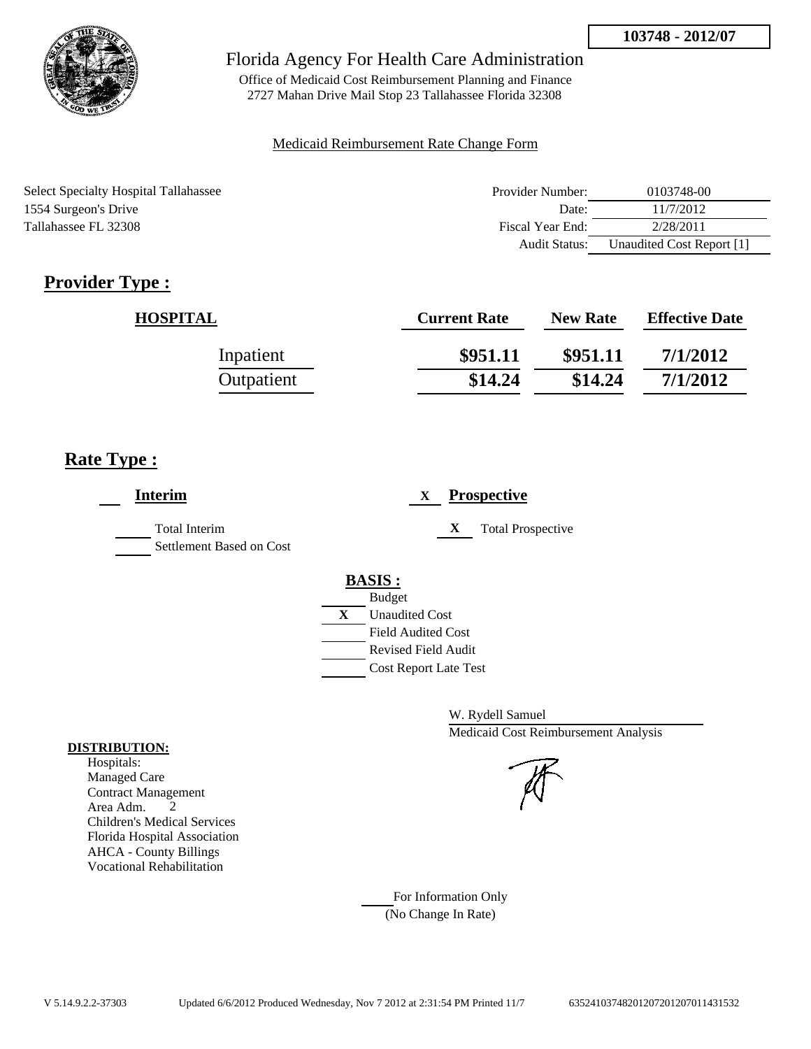**103748 - 2012/07**

# Florida Agency For Health Care Administration

Office of Medicaid Cost Reimbursement Planning and Finance
2727 Mahan Drive Mail Stop 23 Tallahassee Florida 32308

Medicaid Reimbursement Rate Change Form

Select Specialty Hospital Tallahassee
1554 Surgeon's Drive
Tallahassee FL 32308

| | |
|---|---|
| Provider Number: | 0103748-00 |
| Date: | 11/7/2012 |
| Fiscal Year End: | 2/28/2011 |
| Audit Status: | Unaudited Cost Report [1] |

## Provider Type :

| HOSPITAL | Current Rate | New Rate | Effective Date |
|---|---|---|---|
| Inpatient | $951.11 | $951.11 | 7/1/2012 |
| Outpatient | $14.24 | $14.24 | 7/1/2012 |

## Rate Type :

___ **Interim**

- ___ Total Interim
- ___ Settlement Based on Cost

X **Prospective**

- X Total Prospective

**BASIS :**

- ___ Budget
- X Unaudited Cost
- ___ Field Audited Cost
- ___ Revised Field Audit
- ___ Cost Report Late Test

W. Rydell Samuel
Medicaid Cost Reimbursement Analysis

**DISTRIBUTION:**
Hospitals:
Managed Care
Contract Management
Area Adm. 2
Children's Medical Services
Florida Hospital Association
AHCA - County Billings
Vocational Rehabilitation

___ For Information Only
(No Change In Rate)

V 5.14.9.2.2-37303 Updated 6/6/2012 Produced Wednesday, Nov 7 2012 at 2:31:54 PM Printed 11/7 635241037482012072012070114315​32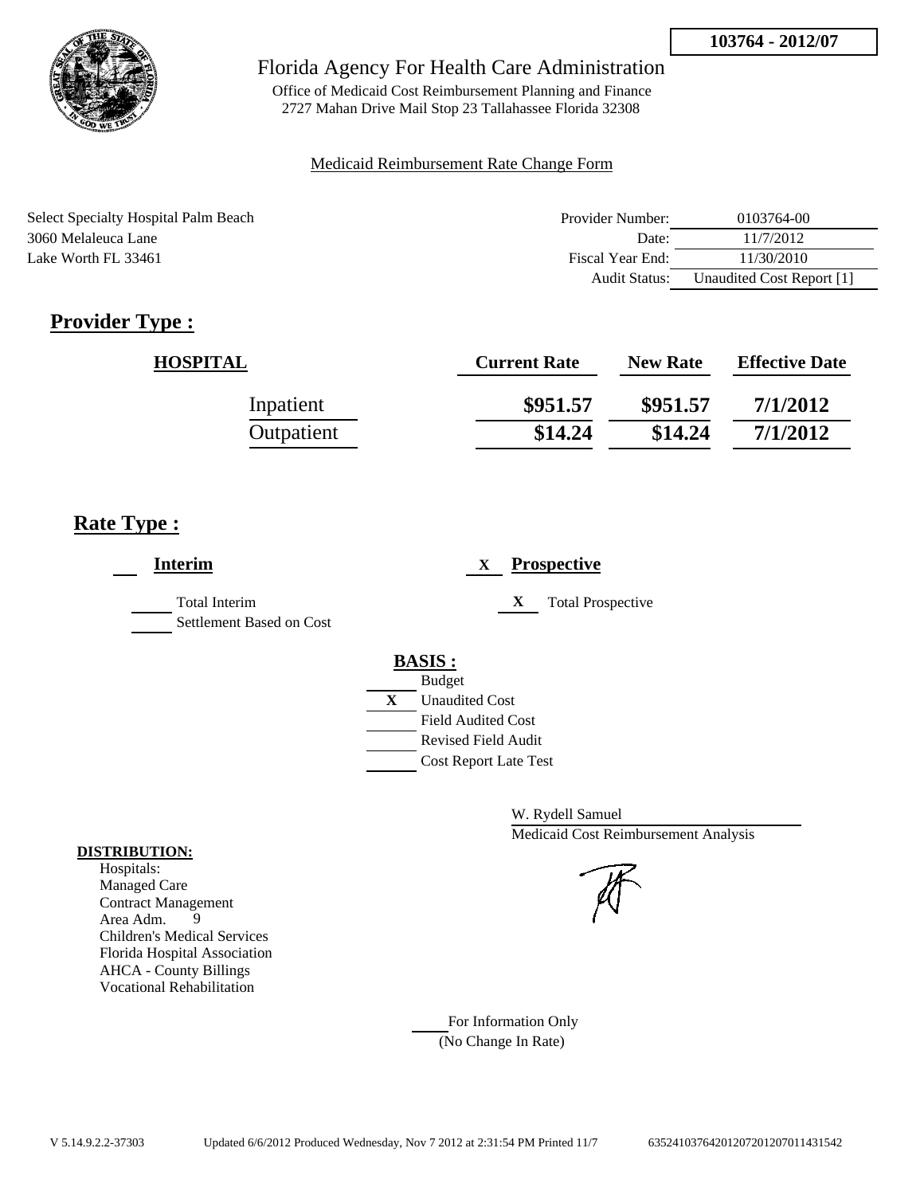**103764 - 2012/07**

Florida Agency For Health Care Administration

Office of Medicaid Cost Reimbursement Planning and Finance
2727 Mahan Drive Mail Stop 23 Tallahassee Florida 32308

Medicaid Reimbursement Rate Change Form

Select Specialty Hospital Palm Beach
3060 Melaleuca Lane
Lake Worth FL 33461

| | |
|---|---|
| Provider Number: | 0103764-00 |
| Date: | 11/7/2012 |
| Fiscal Year End: | 11/30/2010 |
| Audit Status: | Unaudited Cost Report [1] |

## Provider Type :

| HOSPITAL | Current Rate | New Rate | Effective Date |
|---|---|---|---|
| Inpatient | $951.57 | $951.57 | 7/1/2012 |
| Outpatient | $14.24 | $14.24 | 7/1/2012 |

## Rate Type :

___ **Interim**

___ Total Interim
___ Settlement Based on Cost

X **Prospective**

X Total Prospective

**BASIS :**

___ Budget
X Unaudited Cost
___ Field Audited Cost
___ Revised Field Audit
___ Cost Report Late Test

W. Rydell Samuel
Medicaid Cost Reimbursement Analysis

**DISTRIBUTION:**

Hospitals:
Managed Care
Contract Management
Area Adm. 9
Children's Medical Services
Florida Hospital Association
AHCA - County Billings
Vocational Rehabilitation

___ For Information Only
(No Change In Rate)

V 5.14.9.2.2-37303 Updated 6/6/2012 Produced Wednesday, Nov 7 2012 at 2:31:54 PM Printed 11/7 635241037642012072012070114315 42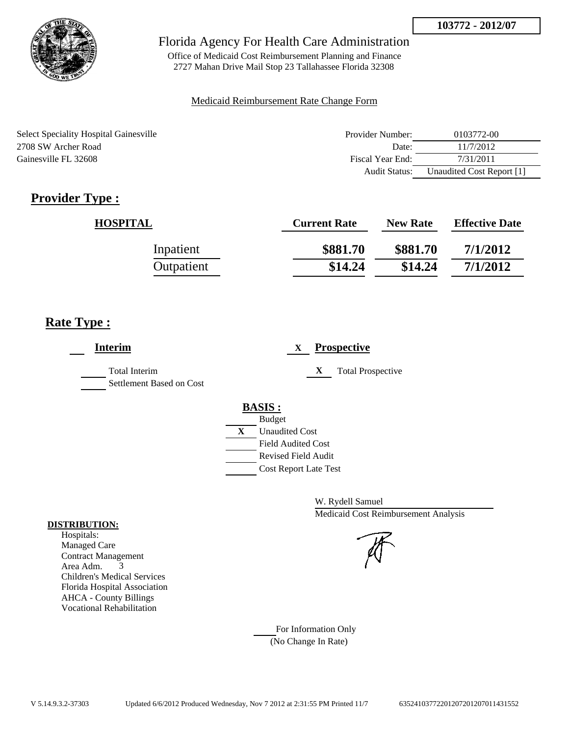**103772 - 2012/07**

Florida Agency For Health Care Administration

Office of Medicaid Cost Reimbursement Planning and Finance
2727 Mahan Drive Mail Stop 23 Tallahassee Florida 32308

Medicaid Reimbursement Rate Change Form

Select Speciality Hospital Gainesville
2708 SW Archer Road
Gainesville FL 32608

| | |
|---|---|
| Provider Number: | 0103772-00 |
| Date: | 11/7/2012 |
| Fiscal Year End: | 7/31/2011 |
| Audit Status: | Unaudited Cost Report [1] |

## Provider Type :

| HOSPITAL | Current Rate | New Rate | Effective Date |
|---|---|---|---|
| Inpatient | **\$881.70** | **\$881.70** | **7/1/2012** |
| Outpatient | **\$14.24** | **\$14.24** | **7/1/2012** |

## Rate Type :

**Interim**

- Total Interim
- Settlement Based on Cost

X **Prospective**

- X Total Prospective

**BASIS :**

- Budget
- X Unaudited Cost
- Field Audited Cost
- Revised Field Audit
- Cost Report Late Test

W. Rydell Samuel
Medicaid Cost Reimbursement Analysis

**DISTRIBUTION:**

Hospitals:
Managed Care
Contract Management
Area Adm. 3
Children's Medical Services
Florida Hospital Association
AHCA - County Billings
Vocational Rehabilitation

For Information Only
(No Change In Rate)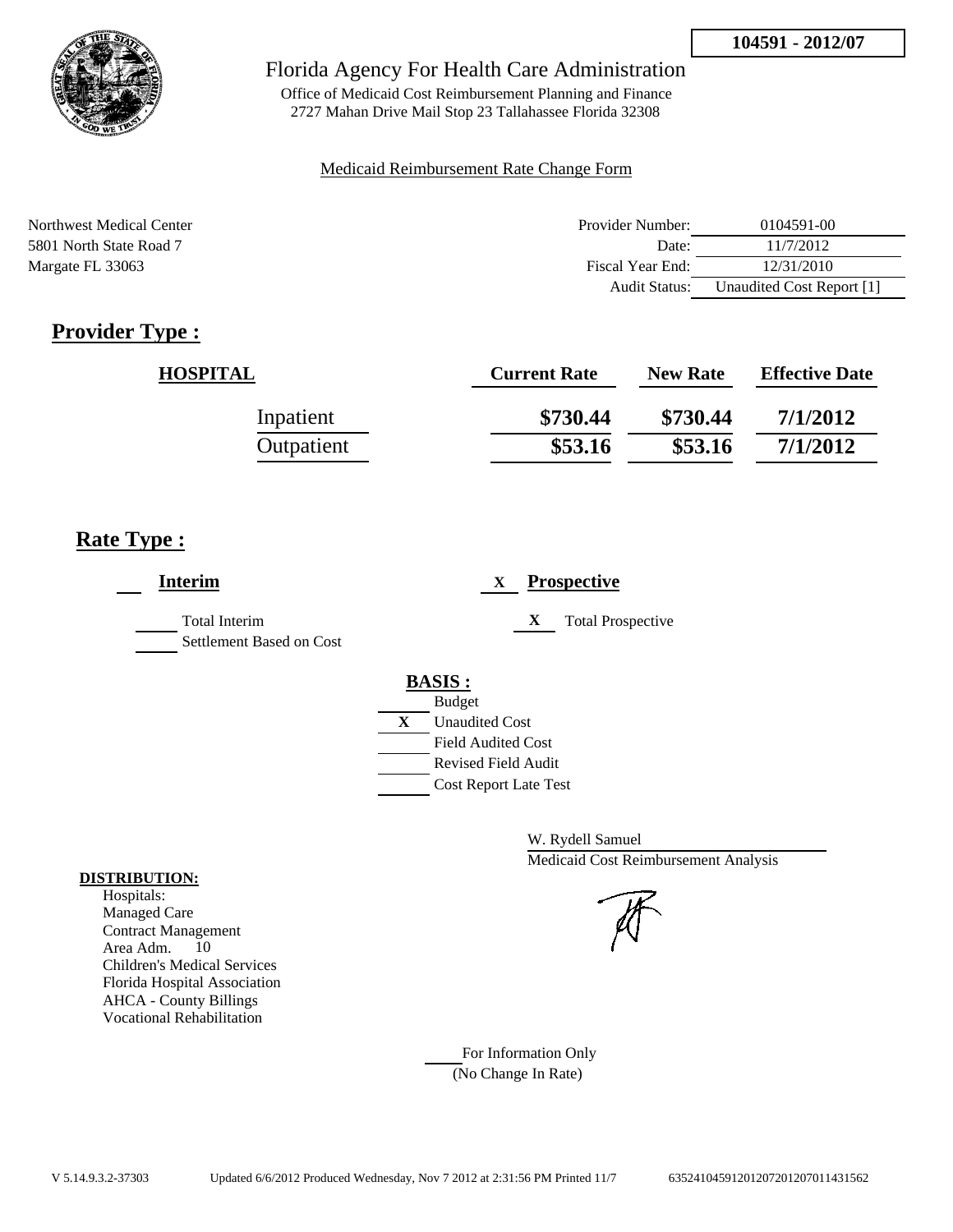**104591 - 2012/07**

# Florida Agency For Health Care Administration

Office of Medicaid Cost Reimbursement Planning and Finance
2727 Mahan Drive Mail Stop 23 Tallahassee Florida 32308

Medicaid Reimbursement Rate Change Form

Northwest Medical Center
5801 North State Road 7
Margate FL 33063

| | |
|---|---|
| Provider Number: | 0104591-00 |
| Date: | 11/7/2012 |
| Fiscal Year End: | 12/31/2010 |
| Audit Status: | Unaudited Cost Report [1] |

## Provider Type :

| HOSPITAL | Current Rate | New Rate | Effective Date |
|---|---|---|---|
| Inpatient | $730.44 | $730.44 | 7/1/2012 |
| Outpatient | $53.16 | $53.16 | 7/1/2012 |

## Rate Type :

**Interim**

- Total Interim
- Settlement Based on Cost

X **Prospective**

- X Total Prospective

**BASIS :**

- Budget
- X Unaudited Cost
- Field Audited Cost
- Revised Field Audit
- Cost Report Late Test

W. Rydell Samuel
Medicaid Cost Reimbursement Analysis

**DISTRIBUTION:**

Hospitals:
Managed Care
Contract Management
Area Adm. 10
Children's Medical Services
Florida Hospital Association
AHCA - County Billings
Vocational Rehabilitation

For Information Only
(No Change In Rate)

V 5.14.9.3.2-37303 Updated 6/6/2012 Produced Wednesday, Nov 7 2012 at 2:31:56 PM Printed 11/7 635241045912012072012070114315​62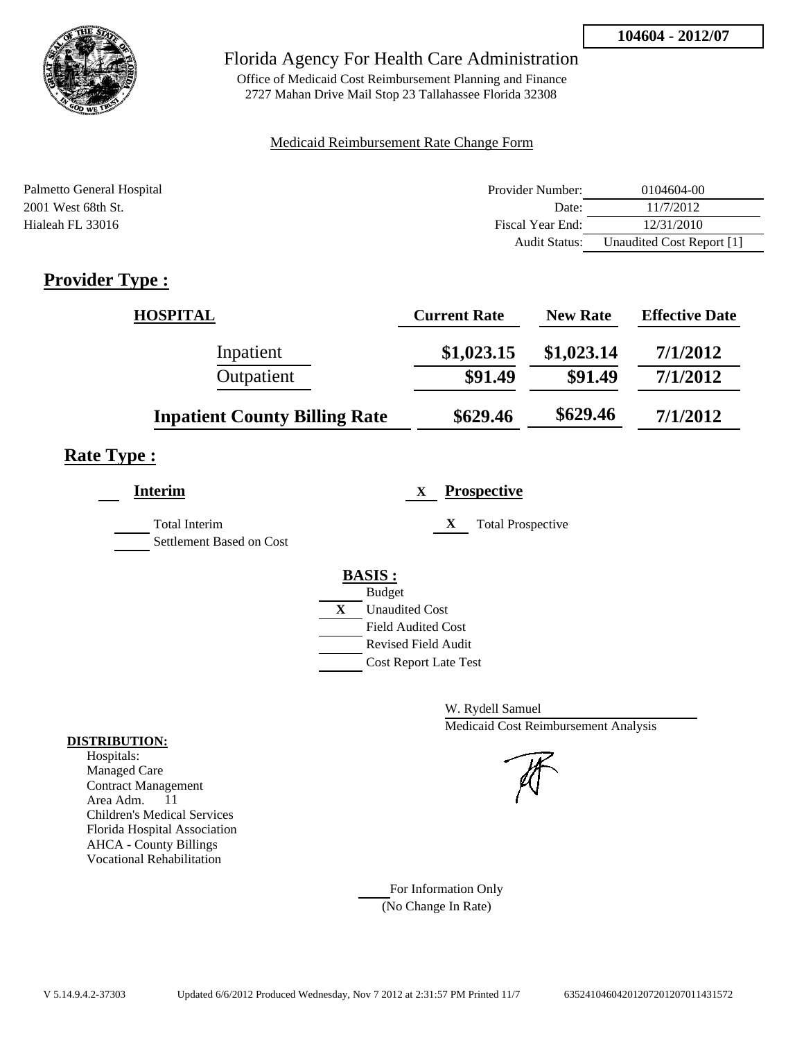**104604 - 2012/07**

# Florida Agency For Health Care Administration

Office of Medicaid Cost Reimbursement Planning and Finance
2727 Mahan Drive Mail Stop 23 Tallahassee Florida 32308

Medicaid Reimbursement Rate Change Form

Palmetto General Hospital
2001 West 68th St.
Hialeah FL 33016

| | |
|---|---|
| Provider Number: | 0104604-00 |
| Date: | 11/7/2012 |
| Fiscal Year End: | 12/31/2010 |
| Audit Status: | Unaudited Cost Report [1] |

## Provider Type :

| HOSPITAL | Current Rate | New Rate | Effective Date |
|---|---|---|---|
| Inpatient | $1,023.15 | $1,023.14 | 7/1/2012 |
| Outpatient | $91.49 | $91.49 | 7/1/2012 |
| **Inpatient County Billing Rate** | $629.46 | $629.46 | 7/1/2012 |

## Rate Type :

___ **Interim**

___ Total Interim
___ Settlement Based on Cost

X **Prospective**

X Total Prospective

**BASIS :**

___ Budget
X Unaudited Cost
___ Field Audited Cost
___ Revised Field Audit
___ Cost Report Late Test

W. Rydell Samuel
Medicaid Cost Reimbursement Analysis

**DISTRIBUTION:**
Hospitals:
Managed Care
Contract Management
Area Adm. 11
Children's Medical Services
Florida Hospital Association
AHCA - County Billings
Vocational Rehabilitation

___ For Information Only
(No Change In Rate)

V 5.14.9.4.2-37303 Updated 6/6/2012 Produced Wednesday, Nov 7 2012 at 2:31:57 PM Printed 11/7 63524104604201207201207011431572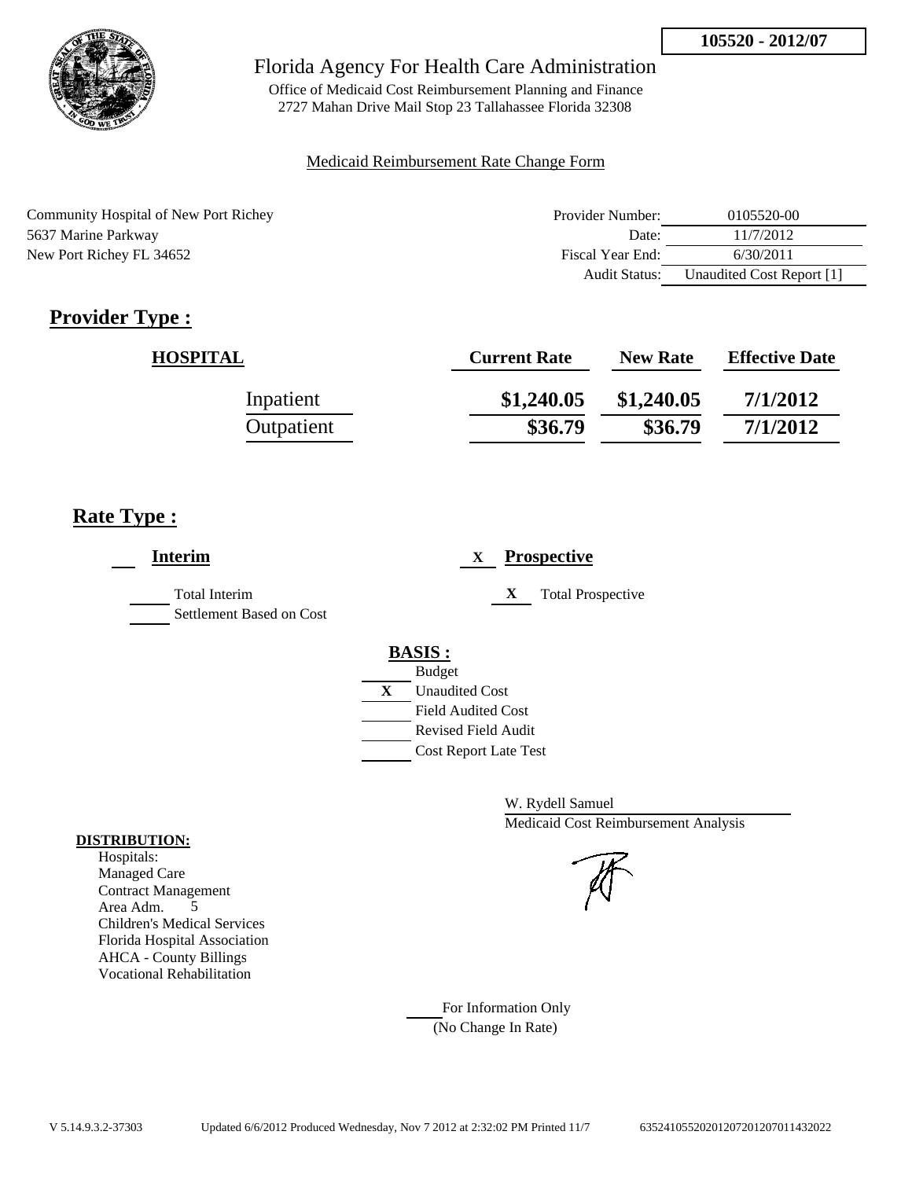105520 - 2012/07

# Florida Agency For Health Care Administration

Office of Medicaid Cost Reimbursement Planning and Finance
2727 Mahan Drive Mail Stop 23 Tallahassee Florida 32308

Medicaid Reimbursement Rate Change Form

Community Hospital of New Port Richey
5637 Marine Parkway
New Port Richey FL 34652

| | |
|---|---|
| Provider Number: | 0105520-00 |
| Date: | 11/7/2012 |
| Fiscal Year End: | 6/30/2011 |
| Audit Status: | Unaudited Cost Report [1] |

## Provider Type :

| HOSPITAL | Current Rate | New Rate | Effective Date |
|---|---|---|---|
| Inpatient | $1,240.05 | $1,240.05 | 7/1/2012 |
| Outpatient | $36.79 | $36.79 | 7/1/2012 |

## Rate Type :

___ **Interim**

___ Total Interim
___ Settlement Based on Cost

X **Prospective**

X Total Prospective

**BASIS :**

___ Budget
X Unaudited Cost
___ Field Audited Cost
___ Revised Field Audit
___ Cost Report Late Test

W. Rydell Samuel
Medicaid Cost Reimbursement Analysis

**DISTRIBUTION:**
Hospitals:
Managed Care
Contract Management
Area Adm. 5
Children's Medical Services
Florida Hospital Association
AHCA - County Billings
Vocational Rehabilitation

___ For Information Only
(No Change In Rate)

V 5.14.9.3.2-37303 Updated 6/6/2012 Produced Wednesday, Nov 7 2012 at 2:32:02 PM Printed 11/7 635241055202012072012070114320022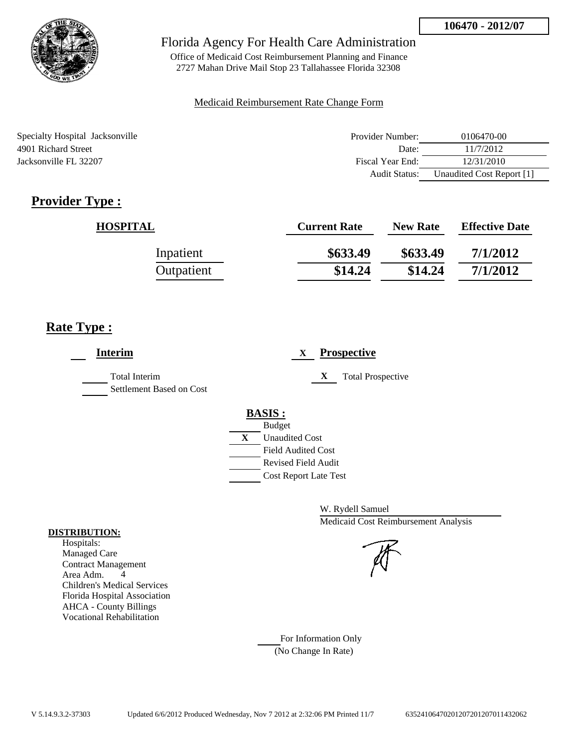**106470 - 2012/07**

Florida Agency For Health Care Administration

Office of Medicaid Cost Reimbursement Planning and Finance
2727 Mahan Drive Mail Stop 23 Tallahassee Florida 32308

Medicaid Reimbursement Rate Change Form

Specialty Hospital Jacksonville
4901 Richard Street
Jacksonville FL 32207

| | |
|---|---|
| Provider Number: | 0106470-00 |
| Date: | 11/7/2012 |
| Fiscal Year End: | 12/31/2010 |
| Audit Status: | Unaudited Cost Report [1] |

## Provider Type :

| HOSPITAL | Current Rate | New Rate | Effective Date |
|---|---|---|---|
| Inpatient | \$633.49 | \$633.49 | 7/1/2012 |
| Outpatient | \$14.24 | \$14.24 | 7/1/2012 |

## Rate Type :

___ **Interim**

___ Total Interim
___ Settlement Based on Cost

X **Prospective**

X Total Prospective

**BASIS :**
___ Budget
X Unaudited Cost
___ Field Audited Cost
___ Revised Field Audit
___ Cost Report Late Test

W. Rydell Samuel
Medicaid Cost Reimbursement Analysis

**DISTRIBUTION:**
Hospitals:
Managed Care
Contract Management
Area Adm. 4
Children's Medical Services
Florida Hospital Association
AHCA - County Billings
Vocational Rehabilitation

___ For Information Only
(No Change In Rate)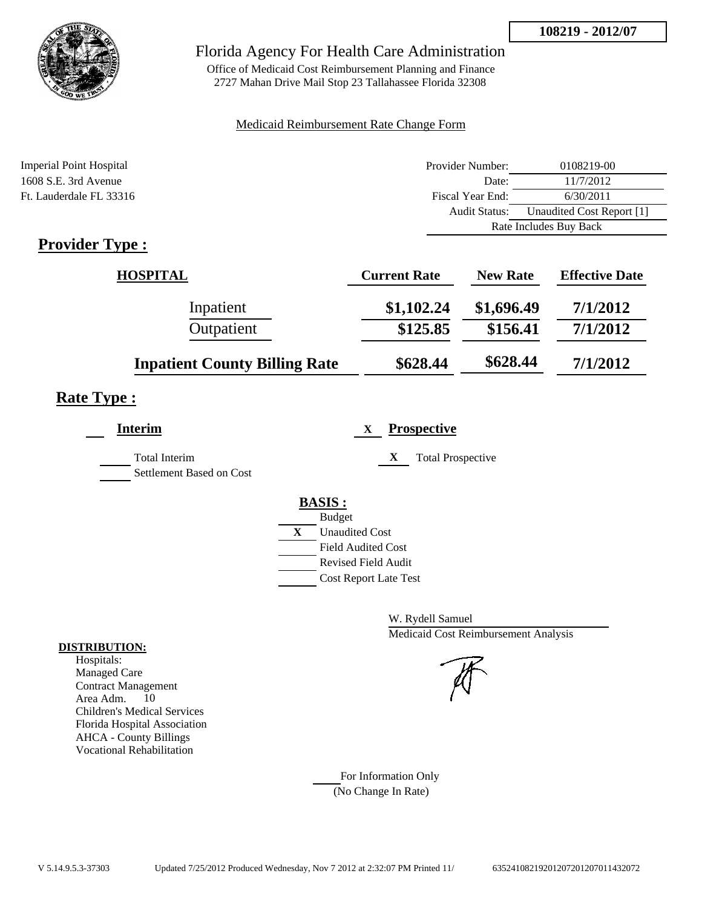**108219 - 2012/07**

# Florida Agency For Health Care Administration

Office of Medicaid Cost Reimbursement Planning and Finance
2727 Mahan Drive Mail Stop 23 Tallahassee Florida 32308

Medicaid Reimbursement Rate Change Form

Imperial Point Hospital
1608 S.E. 3rd Avenue
Ft. Lauderdale FL 33316

| | |
|---|---|
| Provider Number: | 0108219-00 |
| Date: | 11/7/2012 |
| Fiscal Year End: | 6/30/2011 |
| Audit Status: | Unaudited Cost Report [1] |
| | Rate Includes Buy Back |

## Provider Type :

| HOSPITAL | Current Rate | New Rate | Effective Date |
|---|---|---|---|
| Inpatient | $1,102.24 | $1,696.49 | 7/1/2012 |
| Outpatient | $125.85 | $156.41 | 7/1/2012 |
| **Inpatient County Billing Rate** | $628.44 | $628.44 | 7/1/2012 |

## Rate Type :

**Interim**

- Total Interim
- Settlement Based on Cost

X **Prospective**

- X Total Prospective

**BASIS :**

- Budget
- X Unaudited Cost
- Field Audited Cost
- Revised Field Audit
- Cost Report Late Test

W. Rydell Samuel
Medicaid Cost Reimbursement Analysis

**DISTRIBUTION:**
Hospitals:
Managed Care
Contract Management
Area Adm. 10
Children's Medical Services
Florida Hospital Association
AHCA - County Billings
Vocational Rehabilitation

For Information Only
(No Change In Rate)

V 5.14.9.5.3-37303 Updated 7/25/2012 Produced Wednesday, Nov 7 2012 at 2:32:07 PM Printed 11/ 635241082192012072012070114320​72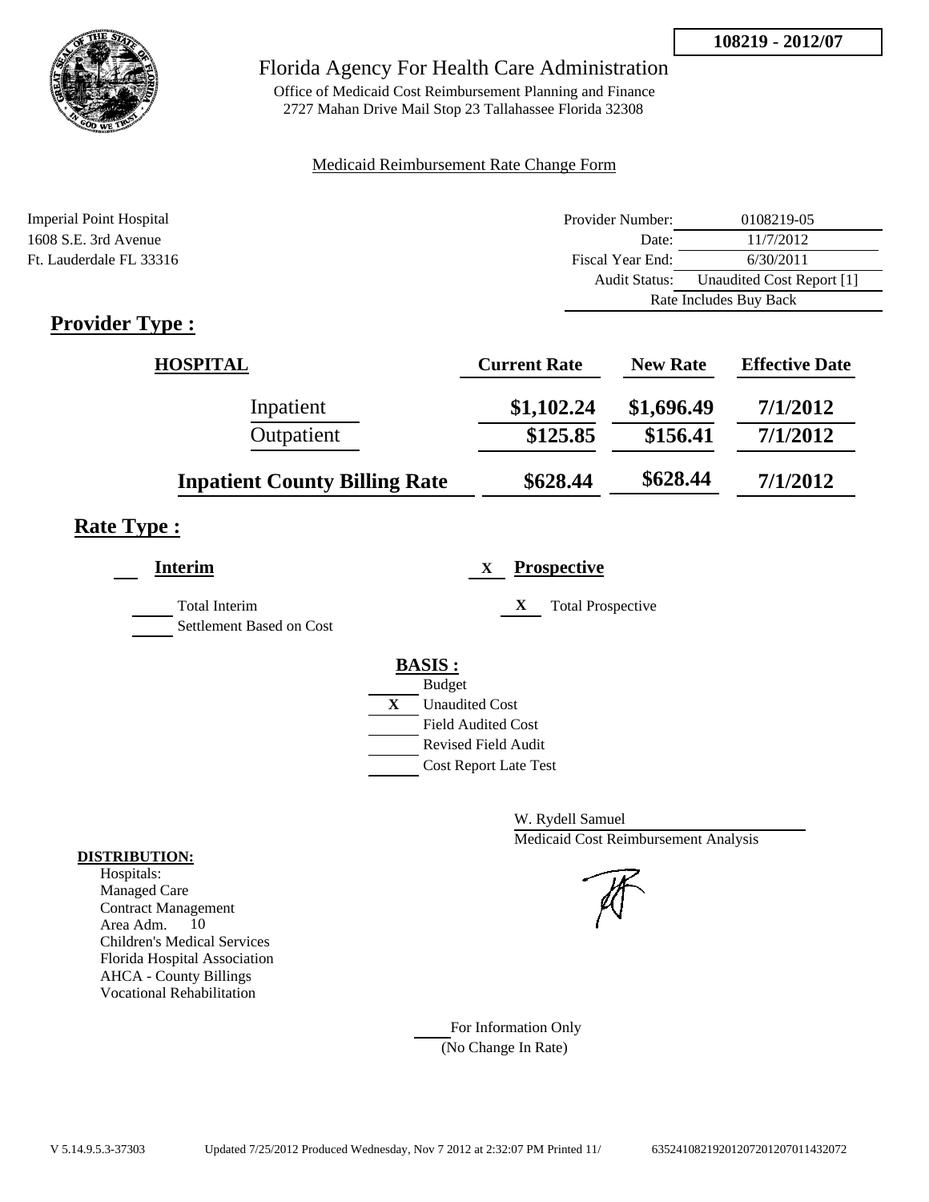**108219 - 2012/07**

# Florida Agency For Health Care Administration

Office of Medicaid Cost Reimbursement Planning and Finance
2727 Mahan Drive Mail Stop 23 Tallahassee Florida 32308

Medicaid Reimbursement Rate Change Form

Imperial Point Hospital
1608 S.E. 3rd Avenue
Ft. Lauderdale FL 33316

| | |
|---|---|
| Provider Number: | 0108219-05 |
| Date: | 11/7/2012 |
| Fiscal Year End: | 6/30/2011 |
| Audit Status: | Unaudited Cost Report [1] |
| | Rate Includes Buy Back |

## Provider Type :

| HOSPITAL | Current Rate | New Rate | Effective Date |
|---|---|---|---|
| Inpatient | $1,102.24 | $1,696.49 | 7/1/2012 |
| Outpatient | $125.85 | $156.41 | 7/1/2012 |
| **Inpatient County Billing Rate** | $628.44 | $628.44 | 7/1/2012 |

## Rate Type :

___ **Interim** — ___ Total Interim; ___ Settlement Based on Cost

X **Prospective** — X Total Prospective

**BASIS :**
- ___ Budget
- X Unaudited Cost
- ___ Field Audited Cost
- ___ Revised Field Audit
- ___ Cost Report Late Test

W. Rydell Samuel
Medicaid Cost Reimbursement Analysis

**DISTRIBUTION:**
Hospitals:
Managed Care
Contract Management
Area Adm. 10
Children's Medical Services
Florida Hospital Association
AHCA - County Billings
Vocational Rehabilitation

___ For Information Only
(No Change In Rate)

V 5.14.9.5.3-37303 Updated 7/25/2012 Produced Wednesday, Nov 7 2012 at 2:32:07 PM Printed 11/ 63524108219201207201207011432072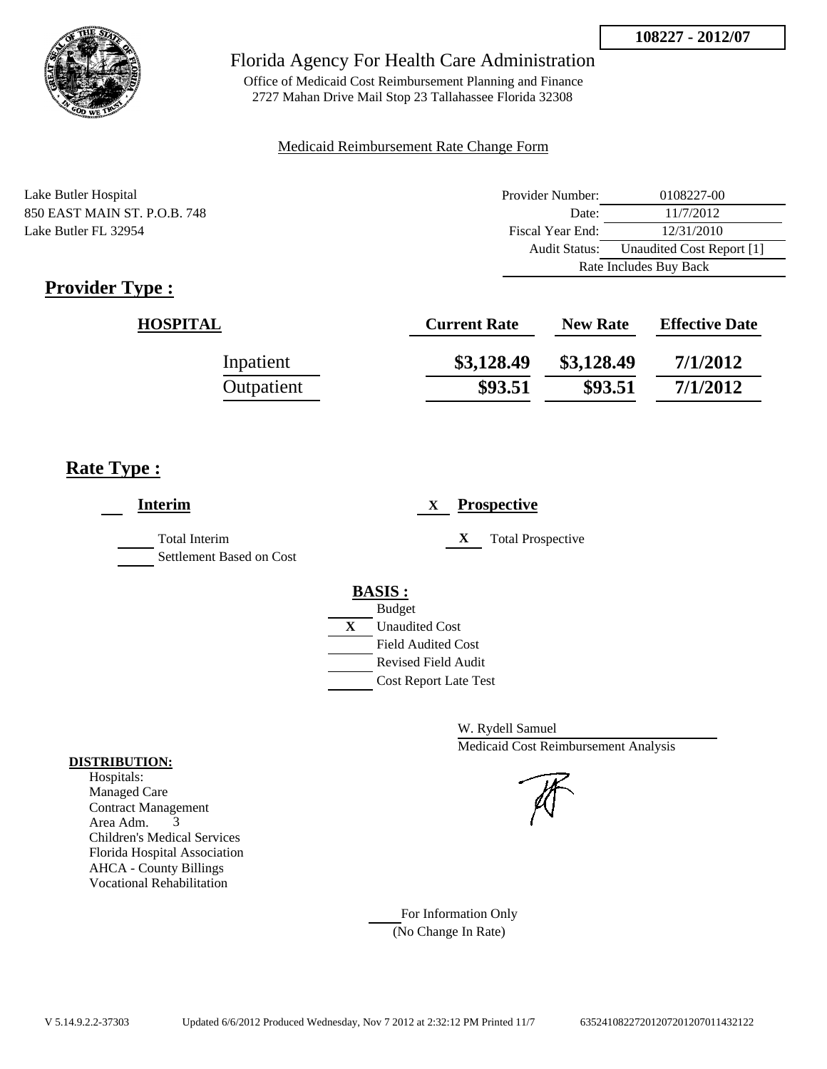**108227 - 2012/07**

# Florida Agency For Health Care Administration

Office of Medicaid Cost Reimbursement Planning and Finance
2727 Mahan Drive Mail Stop 23 Tallahassee Florida 32308

Medicaid Reimbursement Rate Change Form

Lake Butler Hospital
850 EAST MAIN ST. P.O.B. 748
Lake Butler FL 32954

| | |
|---|---|
| Provider Number: | 0108227-00 |
| Date: | 11/7/2012 |
| Fiscal Year End: | 12/31/2010 |
| Audit Status: | Unaudited Cost Report [1] |
| | Rate Includes Buy Back |

## Provider Type :

| HOSPITAL | Current Rate | New Rate | Effective Date |
|---|---|---|---|
| Inpatient | $3,128.49 | $3,128.49 | 7/1/2012 |
| Outpatient | $93.51 | $93.51 | 7/1/2012 |

## Rate Type :

___ **Interim**

___ Total Interim
___ Settlement Based on Cost

X **Prospective**

X Total Prospective

**BASIS :**
___ Budget
X Unaudited Cost
___ Field Audited Cost
___ Revised Field Audit
___ Cost Report Late Test

W. Rydell Samuel
Medicaid Cost Reimbursement Analysis

**DISTRIBUTION:**
Hospitals:
Managed Care
Contract Management
Area Adm. 3
Children's Medical Services
Florida Hospital Association
AHCA - County Billings
Vocational Rehabilitation

___ For Information Only
(No Change In Rate)

V 5.14.9.2.2-37303 Updated 6/6/2012 Produced Wednesday, Nov 7 2012 at 2:32:12 PM Printed 11/7 635241082272012072012070114321​22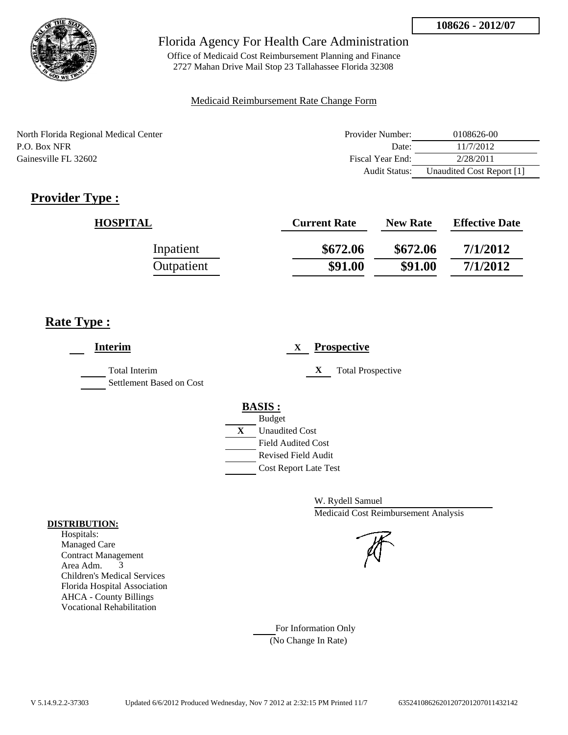**108626 - 2012/07**

Florida Agency For Health Care Administration

Office of Medicaid Cost Reimbursement Planning and Finance
2727 Mahan Drive Mail Stop 23 Tallahassee Florida 32308

Medicaid Reimbursement Rate Change Form

North Florida Regional Medical Center
P.O. Box NFR
Gainesville FL 32602

| | |
|---|---|
| Provider Number: | 0108626-00 |
| Date: | 11/7/2012 |
| Fiscal Year End: | 2/28/2011 |
| Audit Status: | Unaudited Cost Report [1] |

## Provider Type :

| HOSPITAL | Current Rate | New Rate | Effective Date |
|---|---|---|---|
| Inpatient | $672.06 | $672.06 | 7/1/2012 |
| Outpatient | $91.00 | $91.00 | 7/1/2012 |

## Rate Type :

___ **Interim**

___ Total Interim
___ Settlement Based on Cost

X **Prospective**

X Total Prospective

**BASIS :**

___ Budget
X Unaudited Cost
___ Field Audited Cost
___ Revised Field Audit
___ Cost Report Late Test

W. Rydell Samuel
Medicaid Cost Reimbursement Analysis

**DISTRIBUTION:**

Hospitals:
Managed Care
Contract Management
Area Adm. 3
Children's Medical Services
Florida Hospital Association
AHCA - County Billings
Vocational Rehabilitation

___ For Information Only
(No Change In Rate)

V 5.14.9.2.2-37303 Updated 6/6/2012 Produced Wednesday, Nov 7 2012 at 2:32:15 PM Printed 11/7 6352410862620120720120701143214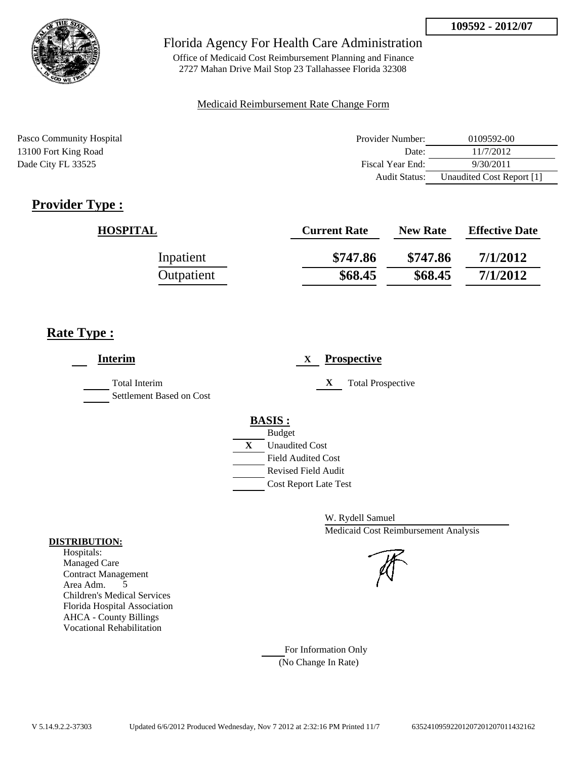**109592 - 2012/07**

Florida Agency For Health Care Administration

Office of Medicaid Cost Reimbursement Planning and Finance
2727 Mahan Drive Mail Stop 23 Tallahassee Florida 32308

Medicaid Reimbursement Rate Change Form

Pasco Community Hospital
13100 Fort King Road
Dade City FL 33525

| | |
|---|---|
| Provider Number: | 0109592-00 |
| Date: | 11/7/2012 |
| Fiscal Year End: | 9/30/2011 |
| Audit Status: | Unaudited Cost Report [1] |

## Provider Type :

| HOSPITAL | Current Rate | New Rate | Effective Date |
|---|---|---|---|
| Inpatient | $747.86 | $747.86 | 7/1/2012 |
| Outpatient | $68.45 | $68.45 | 7/1/2012 |

## Rate Type :

___ **Interim**

___ Total Interim
___ Settlement Based on Cost

X **Prospective**

X Total Prospective

**BASIS :**

___ Budget
X Unaudited Cost
___ Field Audited Cost
___ Revised Field Audit
___ Cost Report Late Test

W. Rydell Samuel
Medicaid Cost Reimbursement Analysis

**DISTRIBUTION:**
Hospitals:
Managed Care
Contract Management
Area Adm. 5
Children's Medical Services
Florida Hospital Association
AHCA - County Billings
Vocational Rehabilitation

___ For Information Only
(No Change In Rate)

V 5.14.9.2.2-37303 Updated 6/6/2012 Produced Wednesday, Nov 7 2012 at 2:32:16 PM Printed 11/7 635241095922012072012070114321 62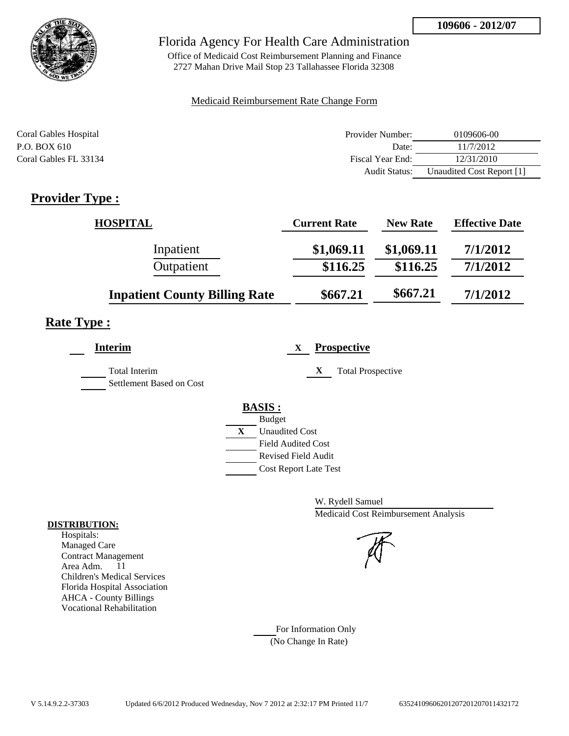**109606 - 2012/07**

# Florida Agency For Health Care Administration

Office of Medicaid Cost Reimbursement Planning and Finance
2727 Mahan Drive Mail Stop 23 Tallahassee Florida 32308

Medicaid Reimbursement Rate Change Form

Coral Gables Hospital
P.O. BOX 610
Coral Gables FL 33134

| | |
|---|---|
| Provider Number: | 0109606-00 |
| Date: | 11/7/2012 |
| Fiscal Year End: | 12/31/2010 |
| Audit Status: | Unaudited Cost Report [1] |

## Provider Type :

| HOSPITAL | Current Rate | New Rate | Effective Date |
|---|---|---|---|
| Inpatient | $1,069.11 | $1,069.11 | 7/1/2012 |
| Outpatient | $116.25 | $116.25 | 7/1/2012 |
| **Inpatient County Billing Rate** | **$667.21** | **$667.21** | **7/1/2012** |

## Rate Type :

**Interim**

- Total Interim
- Settlement Based on Cost

X **Prospective**

- X Total Prospective

**BASIS :**

- Budget
- X Unaudited Cost
- Field Audited Cost
- Revised Field Audit
- Cost Report Late Test

W. Rydell Samuel
Medicaid Cost Reimbursement Analysis

**DISTRIBUTION:**
Hospitals:
Managed Care
Contract Management
Area Adm. 11
Children's Medical Services
Florida Hospital Association
AHCA - County Billings
Vocational Rehabilitation

For Information Only
(No Change In Rate)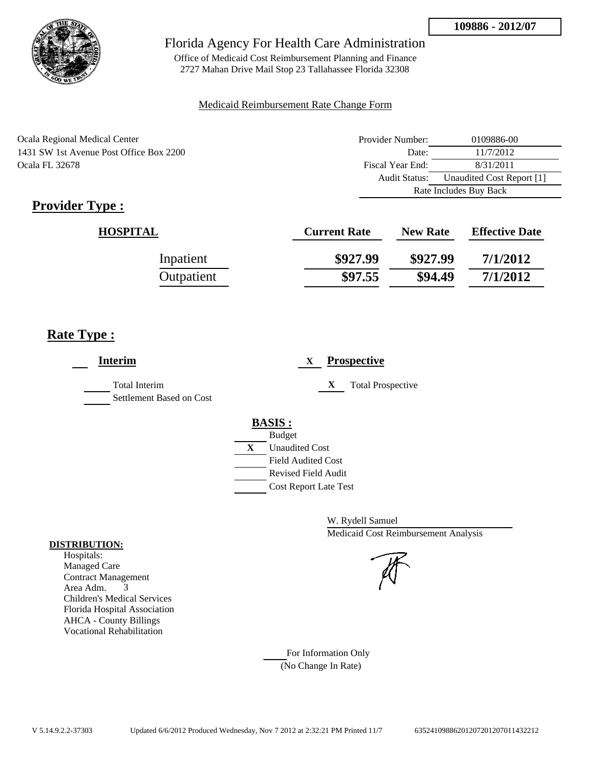**109886 - 2012/07**

# Florida Agency For Health Care Administration

Office of Medicaid Cost Reimbursement Planning and Finance
2727 Mahan Drive Mail Stop 23 Tallahassee Florida 32308

Medicaid Reimbursement Rate Change Form

Ocala Regional Medical Center
1431 SW 1st Avenue Post Office Box 2200
Ocala FL 32678

| | |
|---|---|
| Provider Number: | 0109886-00 |
| Date: | 11/7/2012 |
| Fiscal Year End: | 8/31/2011 |
| Audit Status: | Unaudited Cost Report [1] |
| | Rate Includes Buy Back |

## Provider Type :

| HOSPITAL | Current Rate | New Rate | Effective Date |
|---|---|---|---|
| Inpatient | $927.99 | $927.99 | 7/1/2012 |
| Outpatient | $97.55 | $94.49 | 7/1/2012 |

## Rate Type :

**Interim**

- Total Interim
- Settlement Based on Cost

X **Prospective**

- X Total Prospective

**BASIS :**

- Budget
- X Unaudited Cost
- Field Audited Cost
- Revised Field Audit
- Cost Report Late Test

W. Rydell Samuel
Medicaid Cost Reimbursement Analysis

**DISTRIBUTION:**

Hospitals:
Managed Care
Contract Management
Area Adm. 3
Children's Medical Services
Florida Hospital Association
AHCA - County Billings
Vocational Rehabilitation

For Information Only
(No Change In Rate)

V 5.14.9.2.2-37303 Updated 6/6/2012 Produced Wednesday, Nov 7 2012 at 2:32:21 PM Printed 11/7 635241098862012072012070114322​12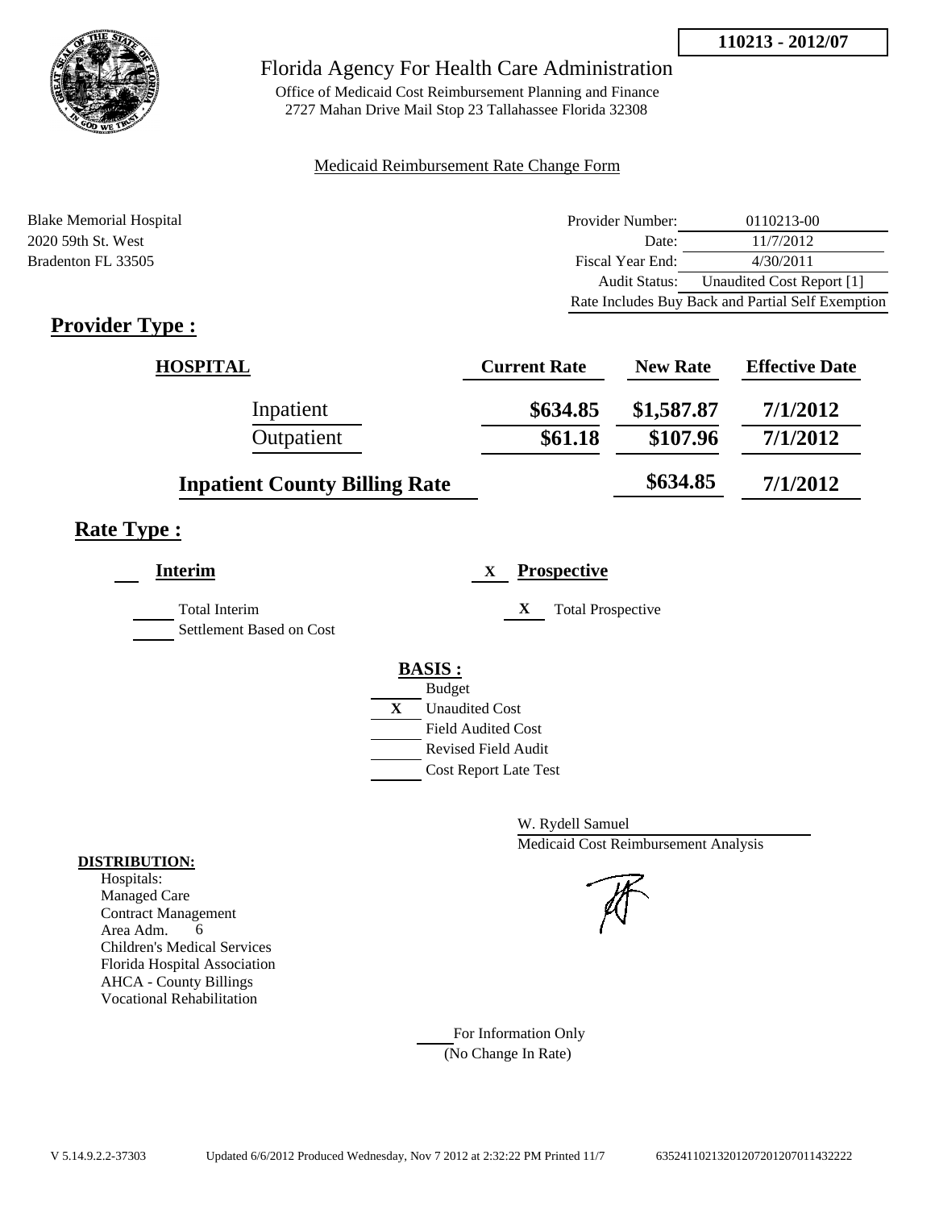**110213 - 2012/07**

# Florida Agency For Health Care Administration

Office of Medicaid Cost Reimbursement Planning and Finance
2727 Mahan Drive Mail Stop 23 Tallahassee Florida 32308

Medicaid Reimbursement Rate Change Form

Blake Memorial Hospital
2020 59th St. West
Bradenton FL 33505

| | |
|---|---|
| Provider Number: | 0110213-00 |
| Date: | 11/7/2012 |
| Fiscal Year End: | 4/30/2011 |
| Audit Status: | Unaudited Cost Report [1] |
| Rate Includes Buy Back and Partial Self Exemption | |

## Provider Type :

| HOSPITAL | Current Rate | New Rate | Effective Date |
|---|---|---|---|
| Inpatient | **\$634.85** | **\$1,587.87** | **7/1/2012** |
| Outpatient | **\$61.18** | **\$107.96** | **7/1/2012** |
| **Inpatient County Billing Rate** | | **\$634.85** | **7/1/2012** |

## Rate Type :

**Interim**

- ___ Total Interim
- ___ Settlement Based on Cost

X **Prospective**

- X Total Prospective

**BASIS :**

- ___ Budget
- X Unaudited Cost
- ___ Field Audited Cost
- ___ Revised Field Audit
- ___ Cost Report Late Test

W. Rydell Samuel
Medicaid Cost Reimbursement Analysis

**DISTRIBUTION:**

Hospitals:
Managed Care
Contract Management
Area Adm. 6
Children's Medical Services
Florida Hospital Association
AHCA - County Billings
Vocational Rehabilitation

___ For Information Only
(No Change In Rate)

V 5.14.9.2.2-37303 Updated 6/6/2012 Produced Wednesday, Nov 7 2012 at 2:32:22 PM Printed 11/7 635241102132012072012070114322222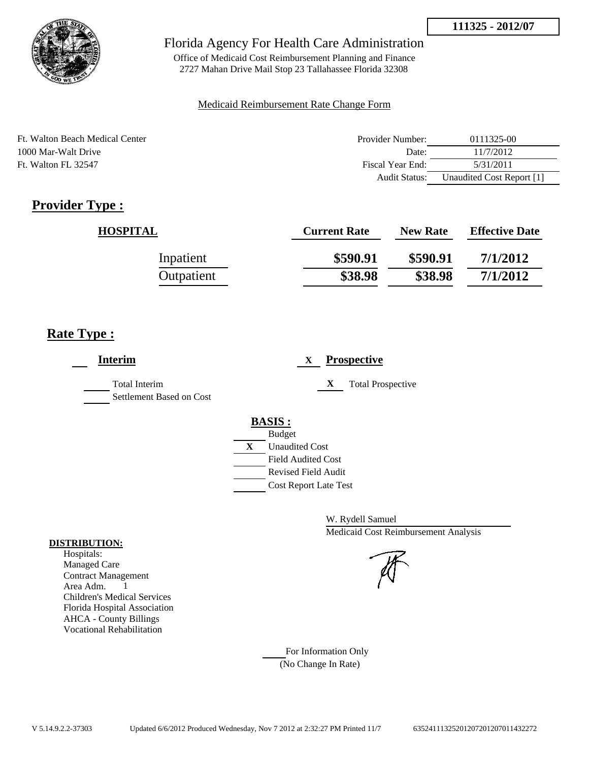111325 - 2012/07

Florida Agency For Health Care Administration

Office of Medicaid Cost Reimbursement Planning and Finance
2727 Mahan Drive Mail Stop 23 Tallahassee Florida 32308

Medicaid Reimbursement Rate Change Form

Ft. Walton Beach Medical Center
1000 Mar-Walt Drive
Ft. Walton FL 32547

| | |
|---|---|
| Provider Number: | 0111325-00 |
| Date: | 11/7/2012 |
| Fiscal Year End: | 5/31/2011 |
| Audit Status: | Unaudited Cost Report [1] |

## Provider Type :

| HOSPITAL | Current Rate | New Rate | Effective Date |
|---|---|---|---|
| Inpatient | \$590.91 | \$590.91 | 7/1/2012 |
| Outpatient | \$38.98 | \$38.98 | 7/1/2012 |

## Rate Type :

**Interim**

___ Total Interim
___ Settlement Based on Cost

X **Prospective**

X Total Prospective

**BASIS :**

___ Budget
X Unaudited Cost
___ Field Audited Cost
___ Revised Field Audit
___ Cost Report Late Test

W. Rydell Samuel
Medicaid Cost Reimbursement Analysis

**DISTRIBUTION:**

Hospitals:
Managed Care
Contract Management
Area Adm. 1
Children's Medical Services
Florida Hospital Association
AHCA - County Billings
Vocational Rehabilitation

___ For Information Only
(No Change In Rate)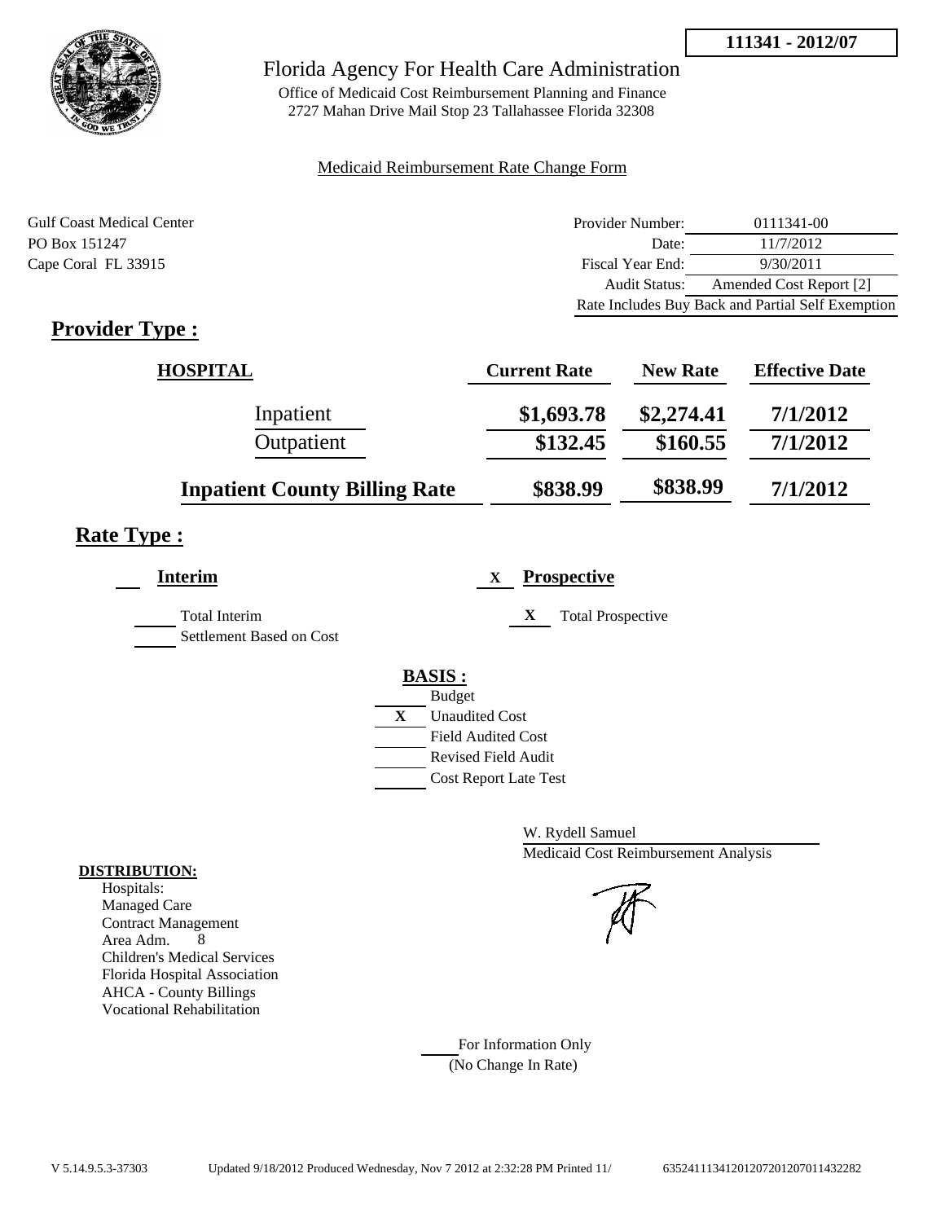**111341 - 2012/07**

# Florida Agency For Health Care Administration

Office of Medicaid Cost Reimbursement Planning and Finance
2727 Mahan Drive Mail Stop 23 Tallahassee Florida 32308

Medicaid Reimbursement Rate Change Form

Gulf Coast Medical Center
PO Box 151247
Cape Coral FL 33915

| | |
|---|---|
| Provider Number: | 0111341-00 |
| Date: | 11/7/2012 |
| Fiscal Year End: | 9/30/2011 |
| Audit Status: | Amended Cost Report [2] |
| | Rate Includes Buy Back and Partial Self Exemption |

## Provider Type :

| HOSPITAL | Current Rate | New Rate | Effective Date |
|---|---|---|---|
| Inpatient | $1,693.78 | $2,274.41 | 7/1/2012 |
| Outpatient | $132.45 | $160.55 | 7/1/2012 |
| **Inpatient County Billing Rate** | $838.99 | $838.99 | 7/1/2012 |

## Rate Type :

**Interim**

- Total Interim
- Settlement Based on Cost

X **Prospective**

- X Total Prospective

**BASIS :**

- Budget
- X Unaudited Cost
- Field Audited Cost
- Revised Field Audit
- Cost Report Late Test

W. Rydell Samuel
Medicaid Cost Reimbursement Analysis

**DISTRIBUTION:**

Hospitals:
Managed Care
Contract Management
Area Adm. 8
Children's Medical Services
Florida Hospital Association
AHCA - County Billings
Vocational Rehabilitation

For Information Only
(No Change In Rate)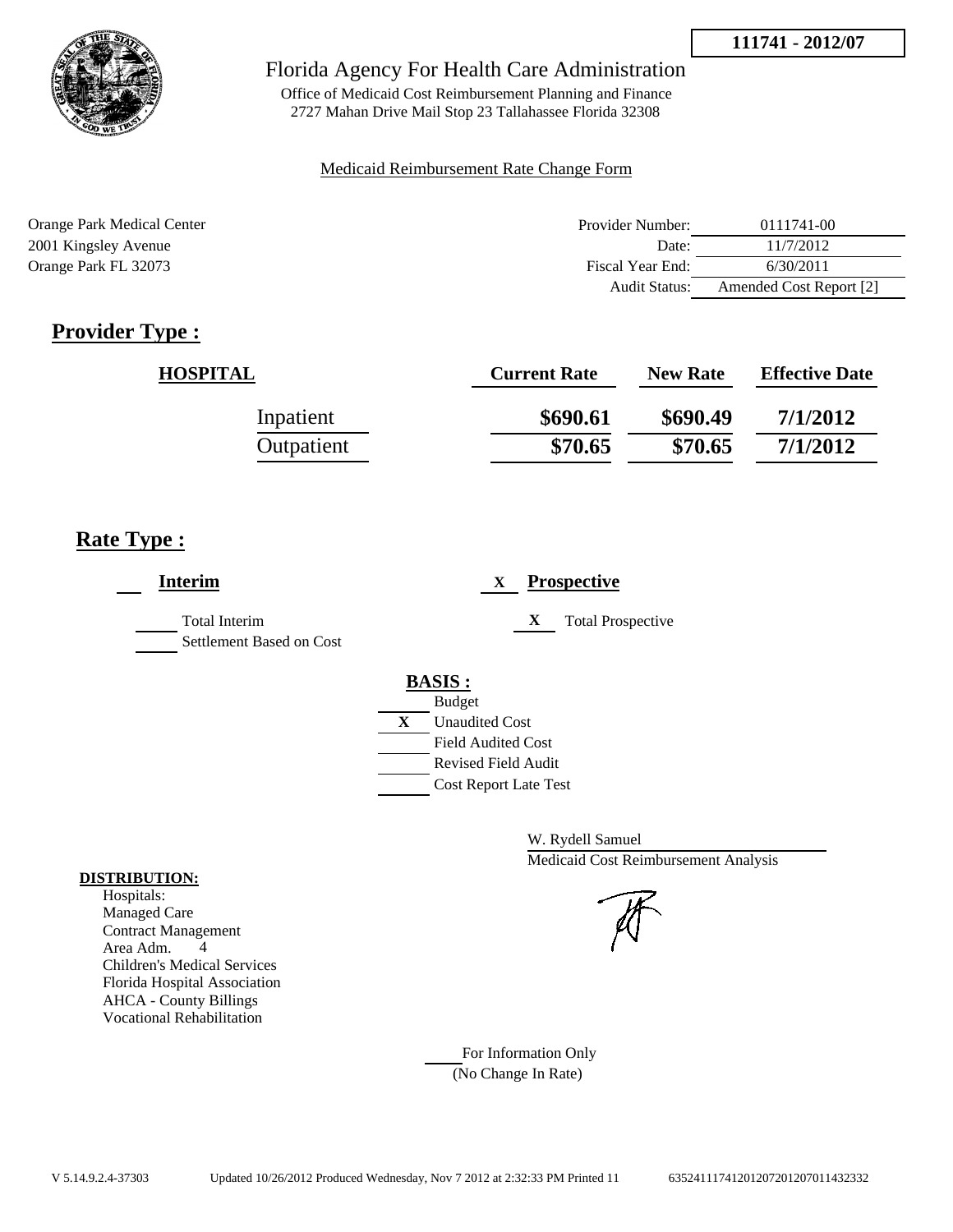**111741 - 2012/07**

# Florida Agency For Health Care Administration

Office of Medicaid Cost Reimbursement Planning and Finance
2727 Mahan Drive Mail Stop 23 Tallahassee Florida 32308

Medicaid Reimbursement Rate Change Form

Orange Park Medical Center
2001 Kingsley Avenue
Orange Park FL 32073

| | |
|---|---|
| Provider Number: | 0111741-00 |
| Date: | 11/7/2012 |
| Fiscal Year End: | 6/30/2011 |
| Audit Status: | Amended Cost Report [2] |

## Provider Type :

| HOSPITAL | Current Rate | New Rate | Effective Date |
|---|---|---|---|
| Inpatient | \$690.61 | \$690.49 | 7/1/2012 |
| Outpatient | \$70.65 | \$70.65 | 7/1/2012 |

## Rate Type :

___ **Interim**

_____ Total Interim
_____ Settlement Based on Cost

X **Prospective**

X Total Prospective

**BASIS :**

_____ Budget
X Unaudited Cost
_____ Field Audited Cost
_____ Revised Field Audit
_____ Cost Report Late Test

W. Rydell Samuel
Medicaid Cost Reimbursement Analysis

**DISTRIBUTION:**
Hospitals:
Managed Care
Contract Management
Area Adm. 4
Children's Medical Services
Florida Hospital Association
AHCA - County Billings
Vocational Rehabilitation

_____ For Information Only
(No Change In Rate)

V 5.14.9.2.4-37303 Updated 10/26/2012 Produced Wednesday, Nov 7 2012 at 2:32:33 PM Printed 11 63524111741201207201207011432332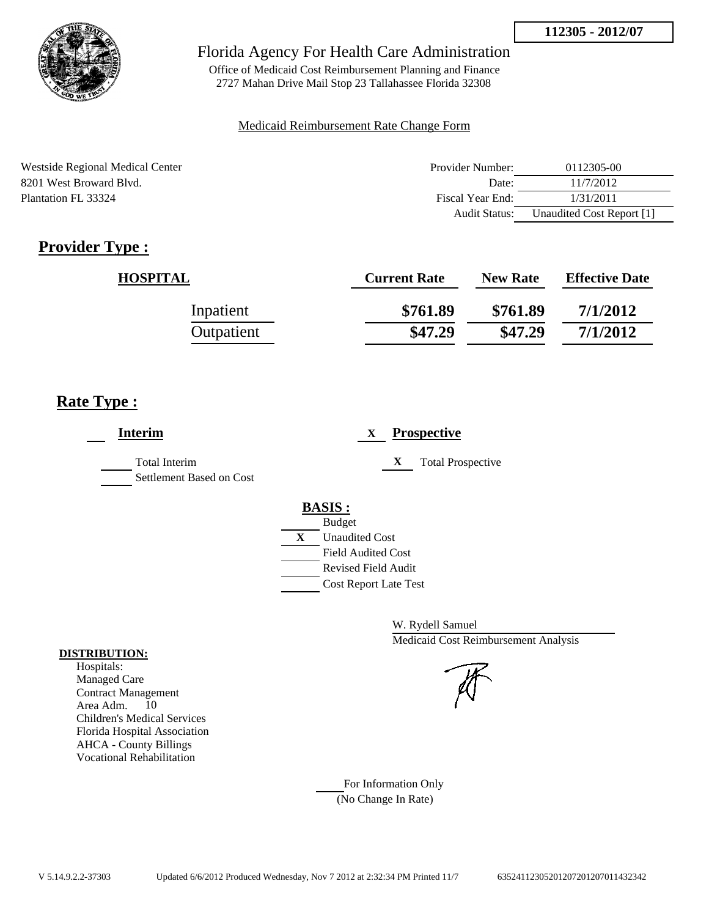**112305 - 2012/07**

Florida Agency For Health Care Administration

Office of Medicaid Cost Reimbursement Planning and Finance
2727 Mahan Drive Mail Stop 23 Tallahassee Florida 32308

Medicaid Reimbursement Rate Change Form

Westside Regional Medical Center
8201 West Broward Blvd.
Plantation FL 33324

| | |
|---|---|
| Provider Number: | 0112305-00 |
| Date: | 11/7/2012 |
| Fiscal Year End: | 1/31/2011 |
| Audit Status: | Unaudited Cost Report [1] |

## Provider Type :

| HOSPITAL | Current Rate | New Rate | Effective Date |
|---|---|---|---|
| Inpatient | $761.89 | $761.89 | 7/1/2012 |
| Outpatient | $47.29 | $47.29 | 7/1/2012 |

## Rate Type :

___ **Interim**

___ Total Interim
___ Settlement Based on Cost

X **Prospective**

X Total Prospective

**BASIS :**

___ Budget
X Unaudited Cost
___ Field Audited Cost
___ Revised Field Audit
___ Cost Report Late Test

W. Rydell Samuel
Medicaid Cost Reimbursement Analysis

**DISTRIBUTION:**
Hospitals:
Managed Care
Contract Management
Area Adm. 10
Children's Medical Services
Florida Hospital Association
AHCA - County Billings
Vocational Rehabilitation

___ For Information Only
(No Change In Rate)

V 5.14.9.2.2-37303 Updated 6/6/2012 Produced Wednesday, Nov 7 2012 at 2:32:34 PM Printed 11/7 635241123052012072012070114323422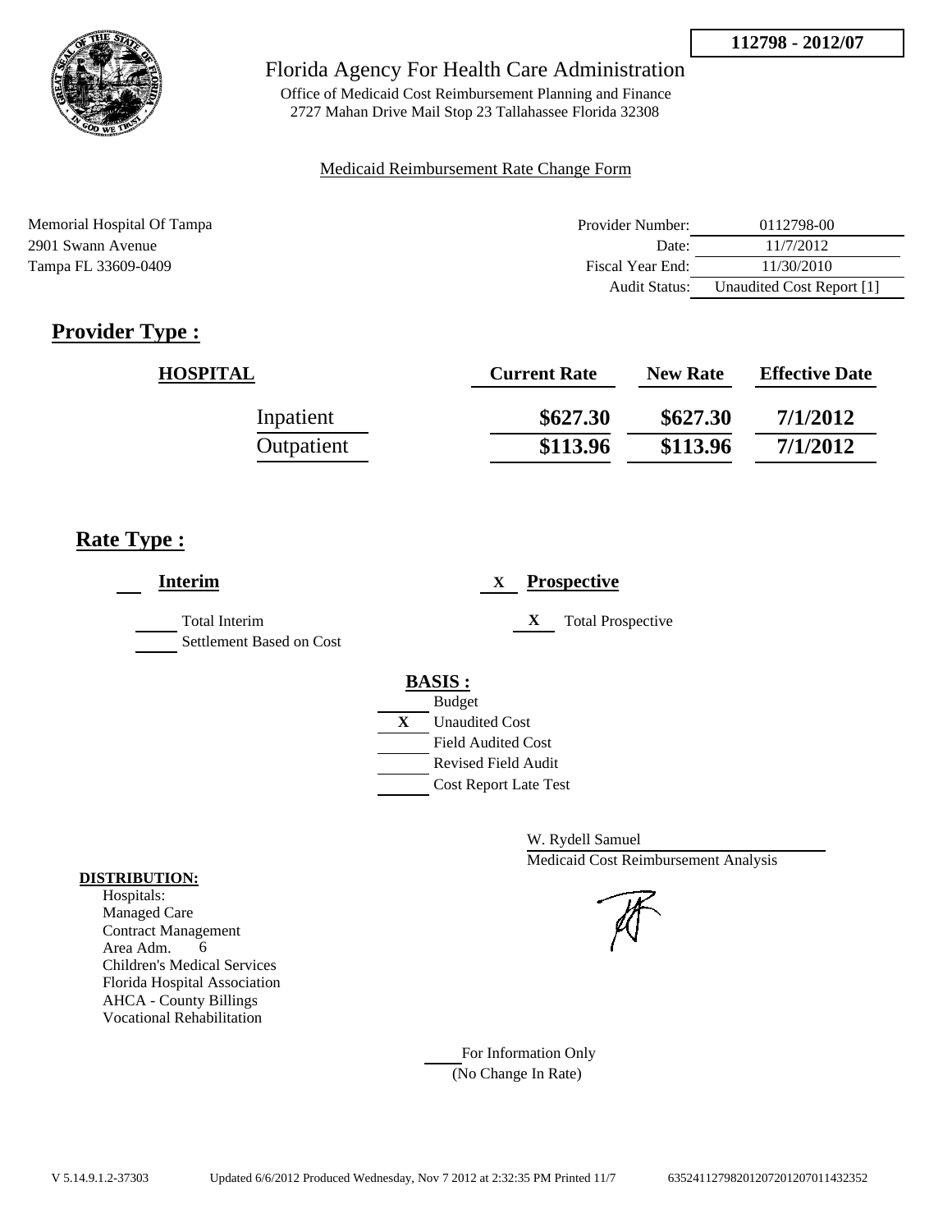**112798 - 2012/07**

# Florida Agency For Health Care Administration

Office of Medicaid Cost Reimbursement Planning and Finance
2727 Mahan Drive Mail Stop 23 Tallahassee Florida 32308

Medicaid Reimbursement Rate Change Form

Memorial Hospital Of Tampa
2901 Swann Avenue
Tampa FL 33609-0409

| | |
|---|---|
| Provider Number: | 0112798-00 |
| Date: | 11/7/2012 |
| Fiscal Year End: | 11/30/2010 |
| Audit Status: | Unaudited Cost Report [1] |

## Provider Type :

| HOSPITAL | Current Rate | New Rate | Effective Date |
|---|---|---|---|
| Inpatient | $627.30 | $627.30 | 7/1/2012 |
| Outpatient | $113.96 | $113.96 | 7/1/2012 |

## Rate Type :

**Interim**

- Total Interim
- Settlement Based on Cost

X **Prospective**

- X Total Prospective

**BASIS :**

- Budget
- X Unaudited Cost
- Field Audited Cost
- Revised Field Audit
- Cost Report Late Test

W. Rydell Samuel
Medicaid Cost Reimbursement Analysis

**DISTRIBUTION:**
Hospitals:
Managed Care
Contract Management
Area Adm. 6
Children's Medical Services
Florida Hospital Association
AHCA - County Billings
Vocational Rehabilitation

For Information Only
(No Change In Rate)

V 5.14.9.1.2-37303 Updated 6/6/2012 Produced Wednesday, Nov 7 2012 at 2:32:35 PM Printed 11/7 635241127982012072012070114323 52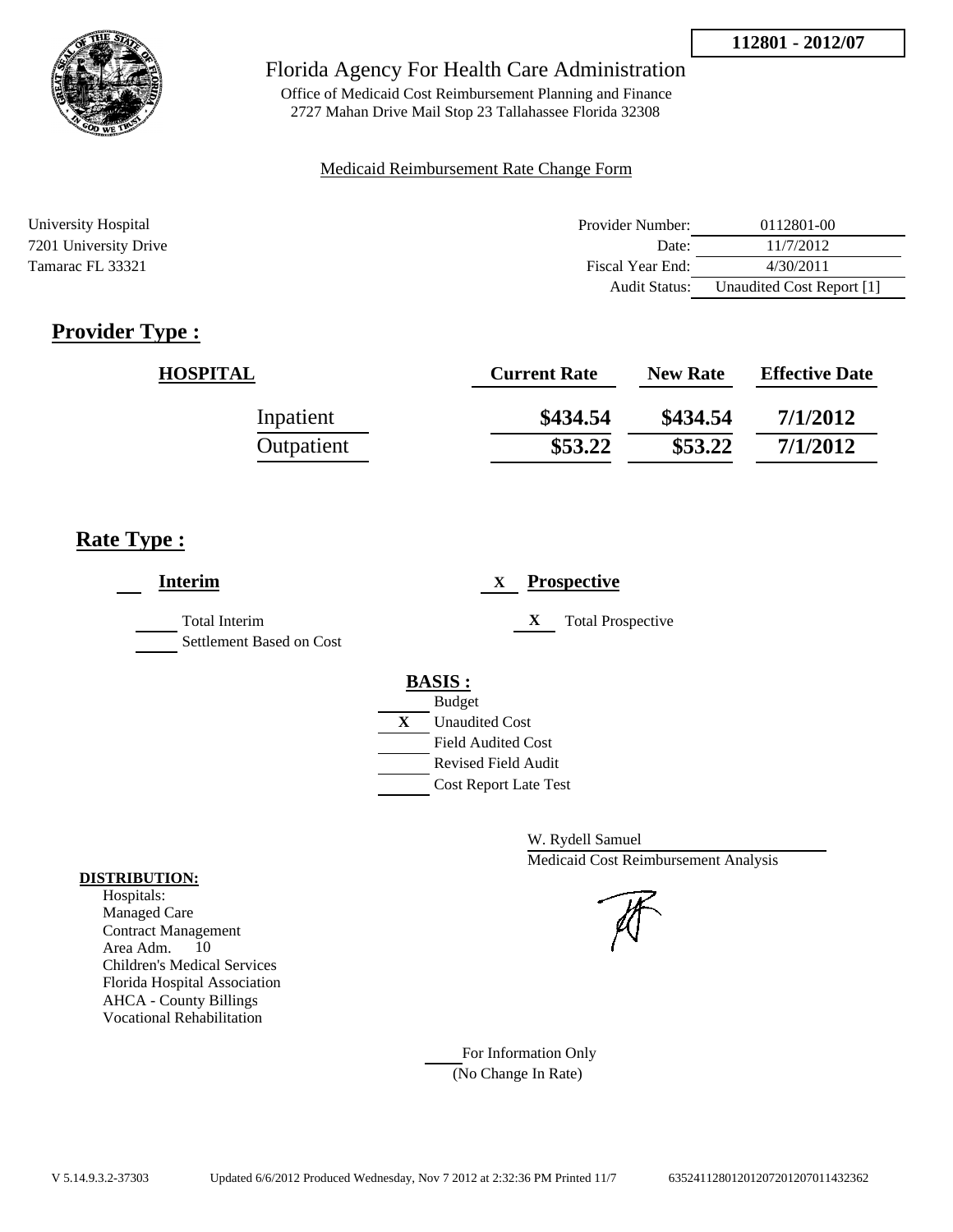112801 - 2012/07

# Florida Agency For Health Care Administration

Office of Medicaid Cost Reimbursement Planning and Finance
2727 Mahan Drive Mail Stop 23 Tallahassee Florida 32308

Medicaid Reimbursement Rate Change Form

University Hospital
7201 University Drive
Tamarac FL 33321

| | |
|---|---|
| Provider Number: | 0112801-00 |
| Date: | 11/7/2012 |
| Fiscal Year End: | 4/30/2011 |
| Audit Status: | Unaudited Cost Report [1] |

## Provider Type :

| HOSPITAL | Current Rate | New Rate | Effective Date |
|---|---|---|---|
| Inpatient | $434.54 | $434.54 | 7/1/2012 |
| Outpatient | $53.22 | $53.22 | 7/1/2012 |

## Rate Type :

___ **Interim**

___ Total Interim
___ Settlement Based on Cost

X **Prospective**

X Total Prospective

**BASIS :**

___ Budget
X Unaudited Cost
___ Field Audited Cost
___ Revised Field Audit
___ Cost Report Late Test

W. Rydell Samuel
Medicaid Cost Reimbursement Analysis

**DISTRIBUTION:**
Hospitals:
Managed Care
Contract Management
Area Adm. 10
Children's Medical Services
Florida Hospital Association
AHCA - County Billings
Vocational Rehabilitation

___ For Information Only
(No Change In Rate)

V 5.14.9.3.2-37303 Updated 6/6/2012 Produced Wednesday, Nov 7 2012 at 2:32:36 PM Printed 11/7 635241128012012072012070114323​62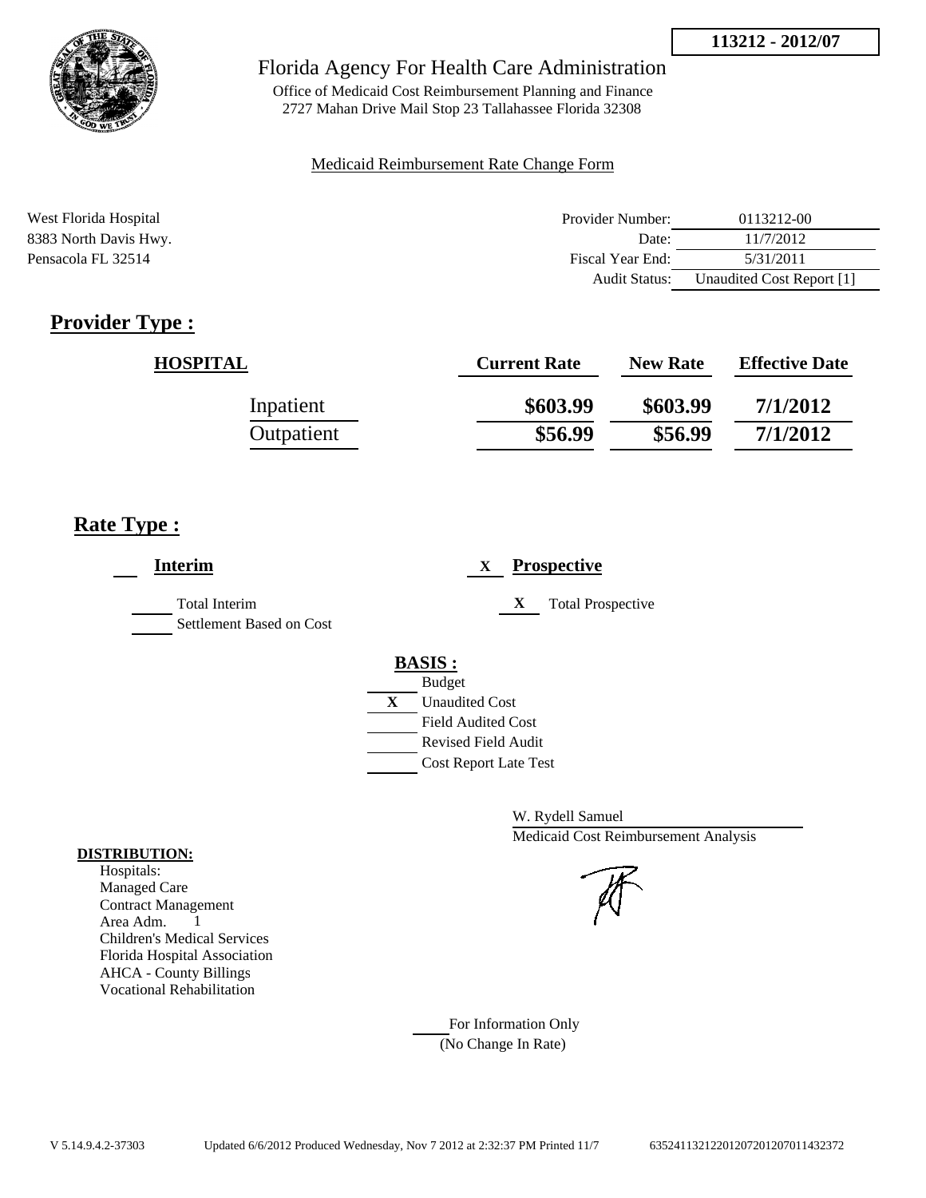**113212 - 2012/07**

# Florida Agency For Health Care Administration

Office of Medicaid Cost Reimbursement Planning and Finance
2727 Mahan Drive Mail Stop 23 Tallahassee Florida 32308

Medicaid Reimbursement Rate Change Form

West Florida Hospital
8383 North Davis Hwy.
Pensacola FL 32514

| | |
|---|---|
| Provider Number: | 0113212-00 |
| Date: | 11/7/2012 |
| Fiscal Year End: | 5/31/2011 |
| Audit Status: | Unaudited Cost Report [1] |

## Provider Type :

| HOSPITAL | Current Rate | New Rate | Effective Date |
|---|---|---|---|
| Inpatient | **\$603.99** | **\$603.99** | **7/1/2012** |
| Outpatient | **\$56.99** | **\$56.99** | **7/1/2012** |

## Rate Type :

**Interim**

Total Interim
Settlement Based on Cost

X **Prospective**

X Total Prospective

**BASIS :**

Budget
X Unaudited Cost
Field Audited Cost
Revised Field Audit
Cost Report Late Test

W. Rydell Samuel
Medicaid Cost Reimbursement Analysis

**DISTRIBUTION:**
Hospitals:
Managed Care
Contract Management
Area Adm. 1
Children's Medical Services
Florida Hospital Association
AHCA - County Billings
Vocational Rehabilitation

For Information Only
(No Change In Rate)

V 5.14.9.4.2-37303 Updated 6/6/2012 Produced Wednesday, Nov 7 2012 at 2:32:37 PM Printed 11/7 635241132122012072012070114323 72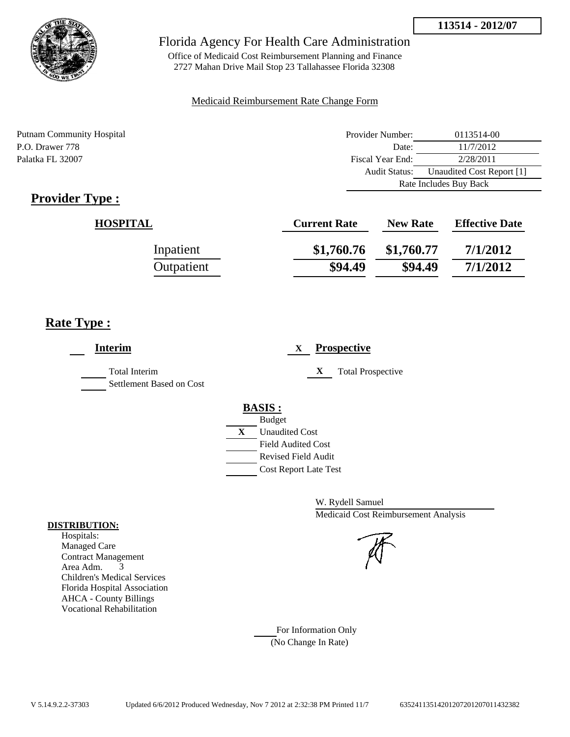113514 - 2012/07

# Florida Agency For Health Care Administration

Office of Medicaid Cost Reimbursement Planning and Finance
2727 Mahan Drive Mail Stop 23 Tallahassee Florida 32308

Medicaid Reimbursement Rate Change Form

Putnam Community Hospital
P.O. Drawer 778
Palatka FL 32007

| | |
|---|---|
| Provider Number: | 0113514-00 |
| Date: | 11/7/2012 |
| Fiscal Year End: | 2/28/2011 |
| Audit Status: | Unaudited Cost Report [1] |
| | Rate Includes Buy Back |

## Provider Type :

| HOSPITAL | Current Rate | New Rate | Effective Date |
|---|---|---|---|
| Inpatient | $1,760.76 | $1,760.77 | 7/1/2012 |
| Outpatient | $94.49 | $94.49 | 7/1/2012 |

## Rate Type :

**Interim**

- [ ] Total Interim
- [ ] Settlement Based on Cost

X **Prospective**

- [X] Total Prospective

**BASIS :**

- [ ] Budget
- [X] Unaudited Cost
- [ ] Field Audited Cost
- [ ] Revised Field Audit
- [ ] Cost Report Late Test

W. Rydell Samuel
Medicaid Cost Reimbursement Analysis

**DISTRIBUTION:**

Hospitals:
Managed Care
Contract Management
Area Adm. 3
Children's Medical Services
Florida Hospital Association
AHCA - County Billings
Vocational Rehabilitation

For Information Only
(No Change In Rate)

V 5.14.9.2.2-37303 Updated 6/6/2012 Produced Wednesday, Nov 7 2012 at 2:32:38 PM Printed 11/7 63524113514201207201207011432382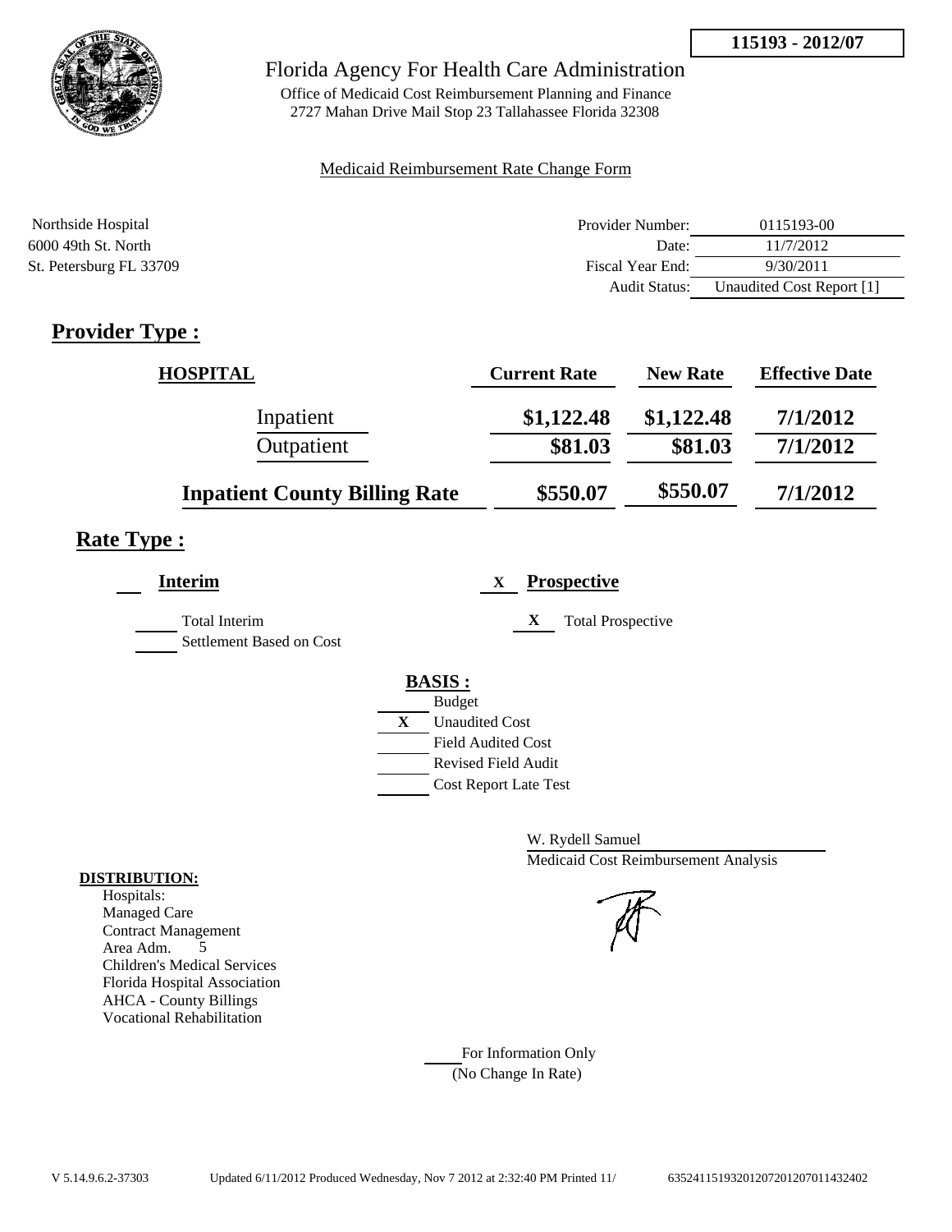**115193 - 2012/07**

# Florida Agency For Health Care Administration

Office of Medicaid Cost Reimbursement Planning and Finance
2727 Mahan Drive Mail Stop 23 Tallahassee Florida 32308

Medicaid Reimbursement Rate Change Form

Northside Hospital
6000 49th St. North
St. Petersburg FL 33709

| | |
|---|---|
| Provider Number: | 0115193-00 |
| Date: | 11/7/2012 |
| Fiscal Year End: | 9/30/2011 |
| Audit Status: | Unaudited Cost Report [1] |

## Provider Type :

| HOSPITAL | Current Rate | New Rate | Effective Date |
|---|---|---|---|
| Inpatient | $1,122.48 | $1,122.48 | 7/1/2012 |
| Outpatient | $81.03 | $81.03 | 7/1/2012 |
| **Inpatient County Billing Rate** | $550.07 | $550.07 | 7/1/2012 |

## Rate Type :

___ **Interim**
- ___ Total Interim
- ___ Settlement Based on Cost

X **Prospective**
- X Total Prospective

**BASIS :**
- ___ Budget
- X Unaudited Cost
- ___ Field Audited Cost
- ___ Revised Field Audit
- ___ Cost Report Late Test

W. Rydell Samuel
Medicaid Cost Reimbursement Analysis

**DISTRIBUTION:**
Hospitals:
Managed Care
Contract Management
Area Adm. 5
Children's Medical Services
Florida Hospital Association
AHCA - County Billings
Vocational Rehabilitation

___ For Information Only
(No Change In Rate)

V 5.14.9.6.2-37303 Updated 6/11/2012 Produced Wednesday, Nov 7 2012 at 2:32:40 PM Printed 11/ 635241151932012072012070114324002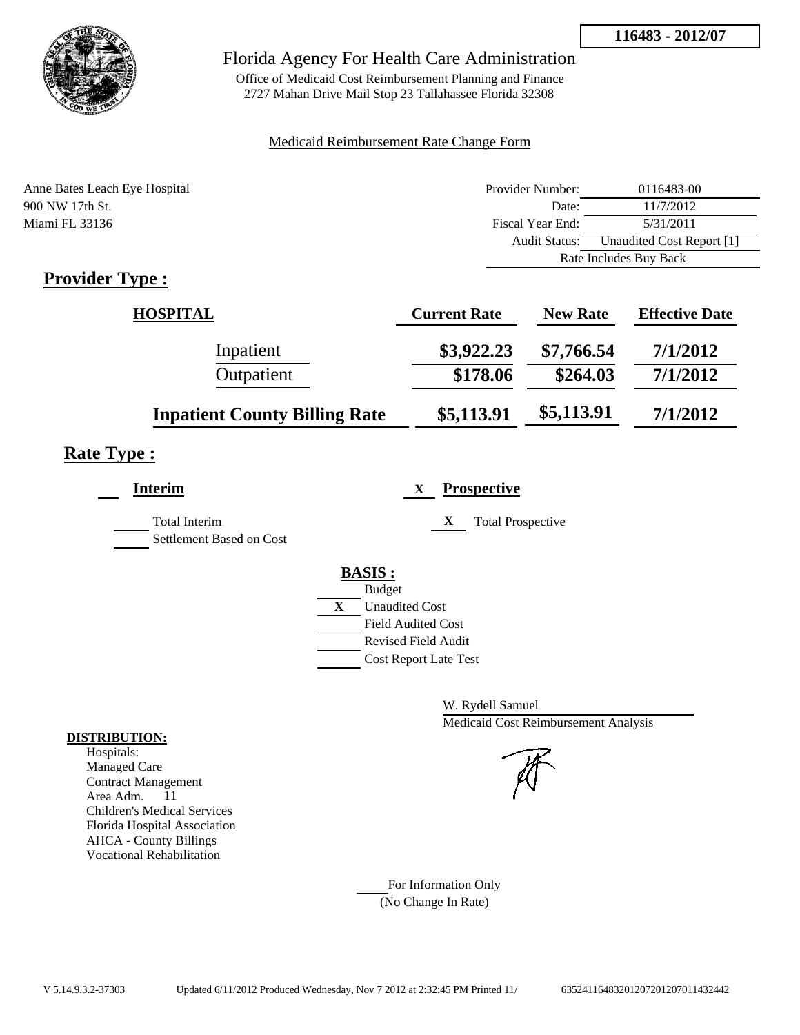116483 - 2012/07

# Florida Agency For Health Care Administration

Office of Medicaid Cost Reimbursement Planning and Finance
2727 Mahan Drive Mail Stop 23 Tallahassee Florida 32308

Medicaid Reimbursement Rate Change Form

Anne Bates Leach Eye Hospital
900 NW 17th St.
Miami FL 33136

| | |
|---|---|
| Provider Number: | 0116483-00 |
| Date: | 11/7/2012 |
| Fiscal Year End: | 5/31/2011 |
| Audit Status: | Unaudited Cost Report [1] |
| Rate Includes Buy Back | |

## Provider Type :

| HOSPITAL | Current Rate | New Rate | Effective Date |
|---|---|---|---|
| Inpatient | $3,922.23 | $7,766.54 | 7/1/2012 |
| Outpatient | $178.06 | $264.03 | 7/1/2012 |
| **Inpatient County Billing Rate** | $5,113.91 | $5,113.91 | 7/1/2012 |

## Rate Type :

___ **Interim**

___ Total Interim
___ Settlement Based on Cost

X **Prospective**

X Total Prospective

**BASIS :**

___ Budget
X Unaudited Cost
___ Field Audited Cost
___ Revised Field Audit
___ Cost Report Late Test

W. Rydell Samuel
Medicaid Cost Reimbursement Analysis

**DISTRIBUTION:**
Hospitals:
Managed Care
Contract Management
Area Adm. 11
Children's Medical Services
Florida Hospital Association
AHCA - County Billings
Vocational Rehabilitation

___ For Information Only
(No Change In Rate)

V 5.14.9.3.2-37303 Updated 6/11/2012 Produced Wednesday, Nov 7 2012 at 2:32:45 PM Printed 11/ 6352411648320120720120701143244​2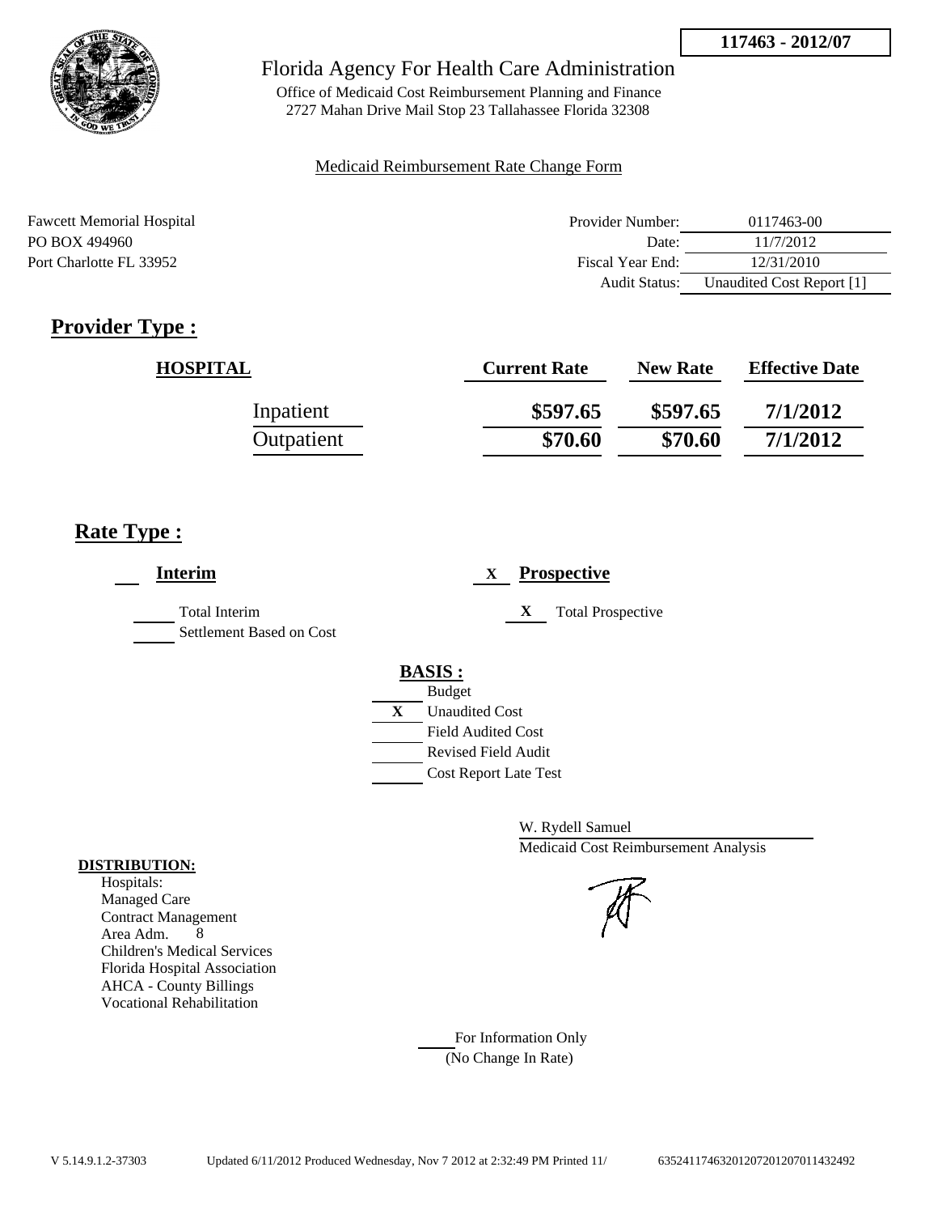**117463 - 2012/07**

# Florida Agency For Health Care Administration

Office of Medicaid Cost Reimbursement Planning and Finance
2727 Mahan Drive Mail Stop 23 Tallahassee Florida 32308

Medicaid Reimbursement Rate Change Form

Fawcett Memorial Hospital
PO BOX 494960
Port Charlotte FL 33952

| | |
|---|---|
| Provider Number: | 0117463-00 |
| Date: | 11/7/2012 |
| Fiscal Year End: | 12/31/2010 |
| Audit Status: | Unaudited Cost Report [1] |

## Provider Type :

| HOSPITAL | Current Rate | New Rate | Effective Date |
|---|---|---|---|
| Inpatient | $597.65 | $597.65 | 7/1/2012 |
| Outpatient | $70.60 | $70.60 | 7/1/2012 |

## Rate Type :

___ **Interim**

___ Total Interim
___ Settlement Based on Cost

X **Prospective**

X Total Prospective

**BASIS :**

___ Budget
X Unaudited Cost
___ Field Audited Cost
___ Revised Field Audit
___ Cost Report Late Test

W. Rydell Samuel
Medicaid Cost Reimbursement Analysis

**DISTRIBUTION:**
Hospitals:
Managed Care
Contract Management
Area Adm. 8
Children's Medical Services
Florida Hospital Association
AHCA - County Billings
Vocational Rehabilitation

___ For Information Only
(No Change In Rate)

V 5.14.9.1.2-37303 Updated 6/11/2012 Produced Wednesday, Nov 7 2012 at 2:32:49 PM Printed 11/ 635241174632012072012070114 32492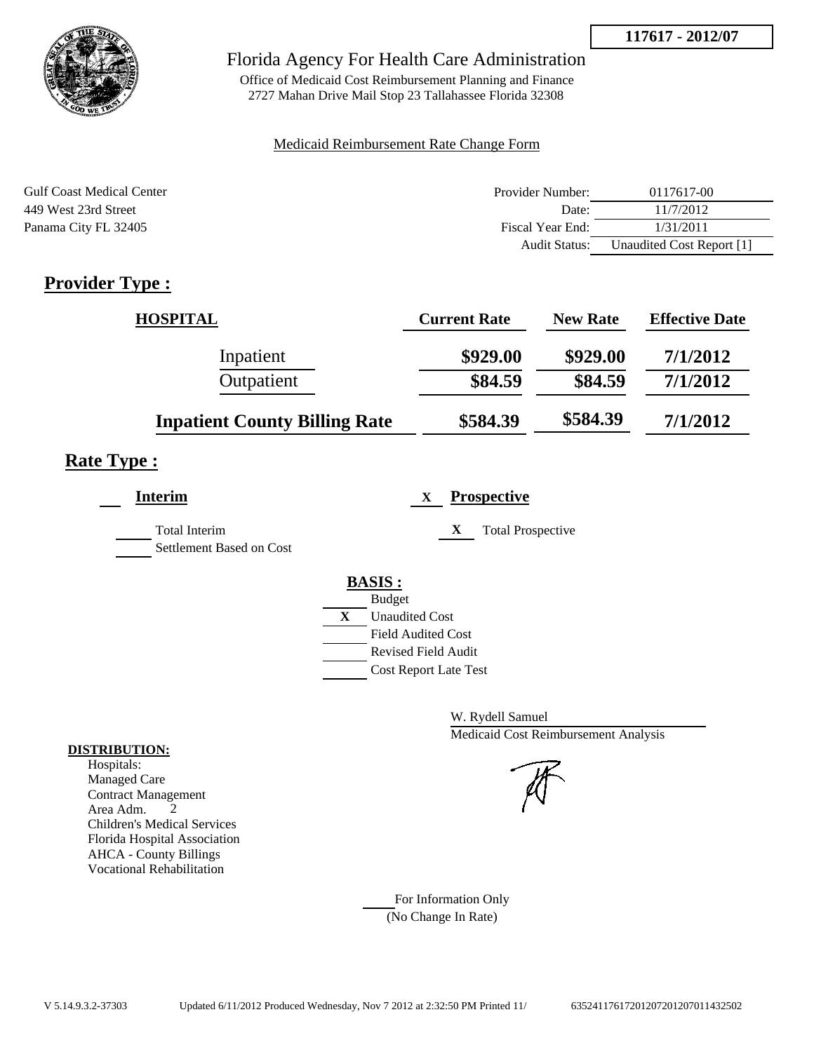**117617 - 2012/07**

Florida Agency For Health Care Administration

Office of Medicaid Cost Reimbursement Planning and Finance
2727 Mahan Drive Mail Stop 23 Tallahassee Florida 32308

Medicaid Reimbursement Rate Change Form

Gulf Coast Medical Center
449 West 23rd Street
Panama City FL 32405

| | |
|---|---|
| Provider Number: | 0117617-00 |
| Date: | 11/7/2012 |
| Fiscal Year End: | 1/31/2011 |
| Audit Status: | Unaudited Cost Report [1] |

## Provider Type :

| HOSPITAL | Current Rate | New Rate | Effective Date |
|---|---|---|---|
| Inpatient | $929.00 | $929.00 | 7/1/2012 |
| Outpatient | $84.59 | $84.59 | 7/1/2012 |
| **Inpatient County Billing Rate** | $584.39 | $584.39 | 7/1/2012 |

## Rate Type :

**Interim**

- ___ Total Interim
- ___ Settlement Based on Cost

X **Prospective**

- X Total Prospective

**BASIS :**

- ___ Budget
- X Unaudited Cost
- ___ Field Audited Cost
- ___ Revised Field Audit
- ___ Cost Report Late Test

W. Rydell Samuel
Medicaid Cost Reimbursement Analysis

**DISTRIBUTION:**

Hospitals:
Managed Care
Contract Management
Area Adm. 2
Children's Medical Services
Florida Hospital Association
AHCA - County Billings
Vocational Rehabilitation

___ For Information Only
(No Change In Rate)

V 5.14.9.3.2-37303 Updated 6/11/2012 Produced Wednesday, Nov 7 2012 at 2:32:50 PM Printed 11/ 635241176172012072012070114325​02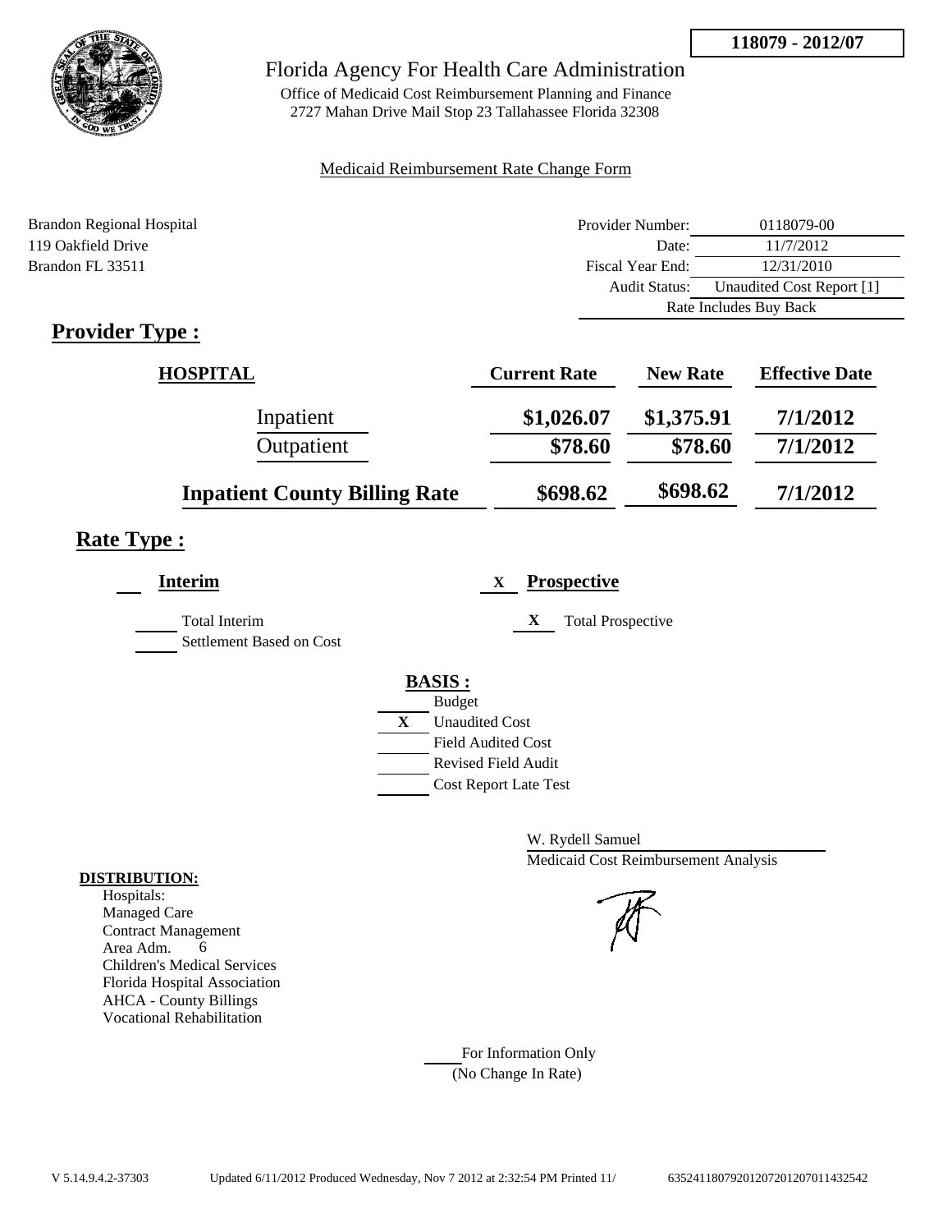118079 - 2012/07

# Florida Agency For Health Care Administration

Office of Medicaid Cost Reimbursement Planning and Finance
2727 Mahan Drive Mail Stop 23 Tallahassee Florida 32308

Medicaid Reimbursement Rate Change Form

Brandon Regional Hospital
119 Oakfield Drive
Brandon FL 33511

| | |
|---|---|
| Provider Number: | 0118079-00 |
| Date: | 11/7/2012 |
| Fiscal Year End: | 12/31/2010 |
| Audit Status: | Unaudited Cost Report [1] |
| | Rate Includes Buy Back |

## Provider Type :

| HOSPITAL | Current Rate | New Rate | Effective Date |
|---|---|---|---|
| Inpatient | $1,026.07 | $1,375.91 | 7/1/2012 |
| Outpatient | $78.60 | $78.60 | 7/1/2012 |
| **Inpatient County Billing Rate** | $698.62 | $698.62 | 7/1/2012 |

## Rate Type :

___ **Interim**

___ Total Interim
___ Settlement Based on Cost

X **Prospective**

X Total Prospective

**BASIS :**

___ Budget
X Unaudited Cost
___ Field Audited Cost
___ Revised Field Audit
___ Cost Report Late Test

W. Rydell Samuel
Medicaid Cost Reimbursement Analysis

**DISTRIBUTION:**

Hospitals:
Managed Care
Contract Management
Area Adm. 6
Children's Medical Services
Florida Hospital Association
AHCA - County Billings
Vocational Rehabilitation

___ For Information Only
(No Change In Rate)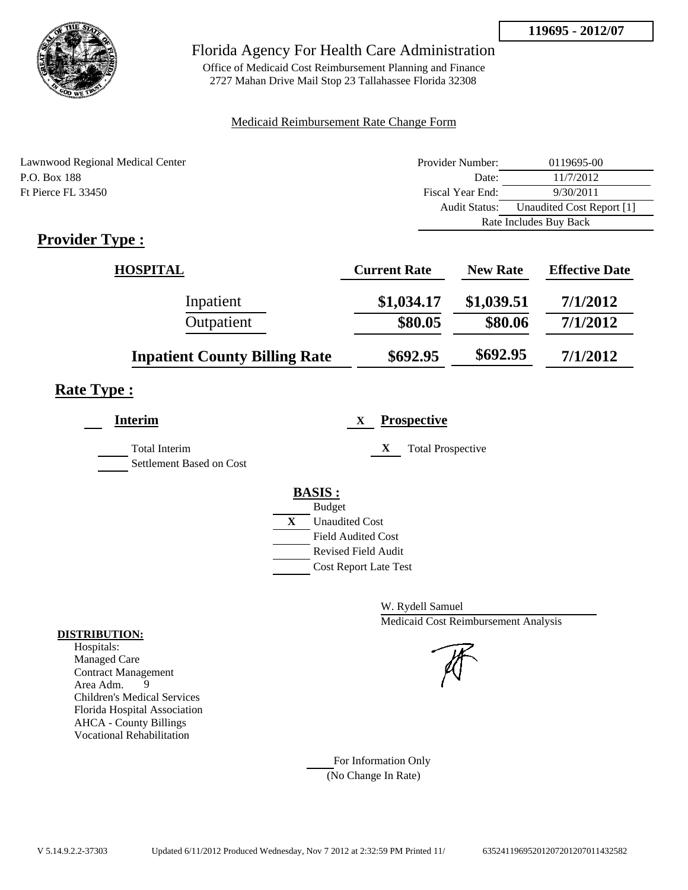119695 - 2012/07

# Florida Agency For Health Care Administration

Office of Medicaid Cost Reimbursement Planning and Finance
2727 Mahan Drive Mail Stop 23 Tallahassee Florida 32308

Medicaid Reimbursement Rate Change Form

Lawnwood Regional Medical Center
P.O. Box 188
Ft Pierce FL 33450

| | |
|---|---|
| Provider Number: | 0119695-00 |
| Date: | 11/7/2012 |
| Fiscal Year End: | 9/30/2011 |
| Audit Status: | Unaudited Cost Report [1] |
| Rate Includes Buy Back | |

## Provider Type :

| HOSPITAL | Current Rate | New Rate | Effective Date |
|---|---|---|---|
| Inpatient | $1,034.17 | $1,039.51 | 7/1/2012 |
| Outpatient | $80.05 | $80.06 | 7/1/2012 |
| **Inpatient County Billing Rate** | $692.95 | $692.95 | 7/1/2012 |

## Rate Type :

**Interim**

- Total Interim
- Settlement Based on Cost

X **Prospective**

- X Total Prospective

**BASIS :**

- Budget
- X Unaudited Cost
- Field Audited Cost
- Revised Field Audit
- Cost Report Late Test

W. Rydell Samuel
Medicaid Cost Reimbursement Analysis

**DISTRIBUTION:**
Hospitals:
Managed Care
Contract Management
Area Adm. 9
Children's Medical Services
Florida Hospital Association
AHCA - County Billings
Vocational Rehabilitation

For Information Only
(No Change In Rate)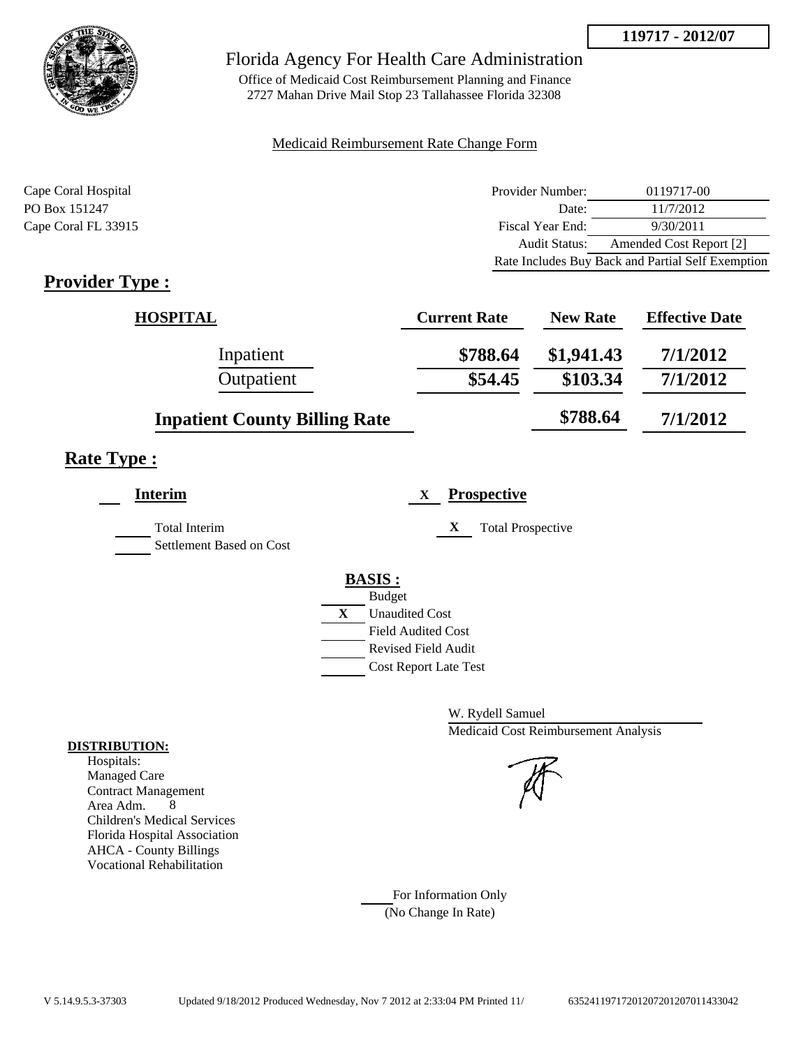**119717 - 2012/07**

# Florida Agency For Health Care Administration

Office of Medicaid Cost Reimbursement Planning and Finance
2727 Mahan Drive Mail Stop 23 Tallahassee Florida 32308

Medicaid Reimbursement Rate Change Form

Cape Coral Hospital
PO Box 151247
Cape Coral FL 33915

| | |
|---|---|
| Provider Number: | 0119717-00 |
| Date: | 11/7/2012 |
| Fiscal Year End: | 9/30/2011 |
| Audit Status: | Amended Cost Report [2] |
| Rate Includes Buy Back and Partial Self Exemption | |

## Provider Type :

| HOSPITAL | Current Rate | New Rate | Effective Date |
|---|---|---|---|
| Inpatient | \$788.64 | \$1,941.43 | 7/1/2012 |
| Outpatient | \$54.45 | \$103.34 | 7/1/2012 |
| **Inpatient County Billing Rate** | | \$788.64 | 7/1/2012 |

## Rate Type :

**Interim**

- Total Interim
- Settlement Based on Cost

X **Prospective**

- X Total Prospective

**BASIS :**

- Budget
- X Unaudited Cost
- Field Audited Cost
- Revised Field Audit
- Cost Report Late Test

W. Rydell Samuel
Medicaid Cost Reimbursement Analysis

**DISTRIBUTION:**
Hospitals:
Managed Care
Contract Management
Area Adm. 8
Children's Medical Services
Florida Hospital Association
AHCA - County Billings
Vocational Rehabilitation

For Information Only
(No Change In Rate)

V 5.14.9.5.3-37303 Updated 9/18/2012 Produced Wednesday, Nov 7 2012 at 2:33:04 PM Printed 11/ 635241197172012072012070114330​42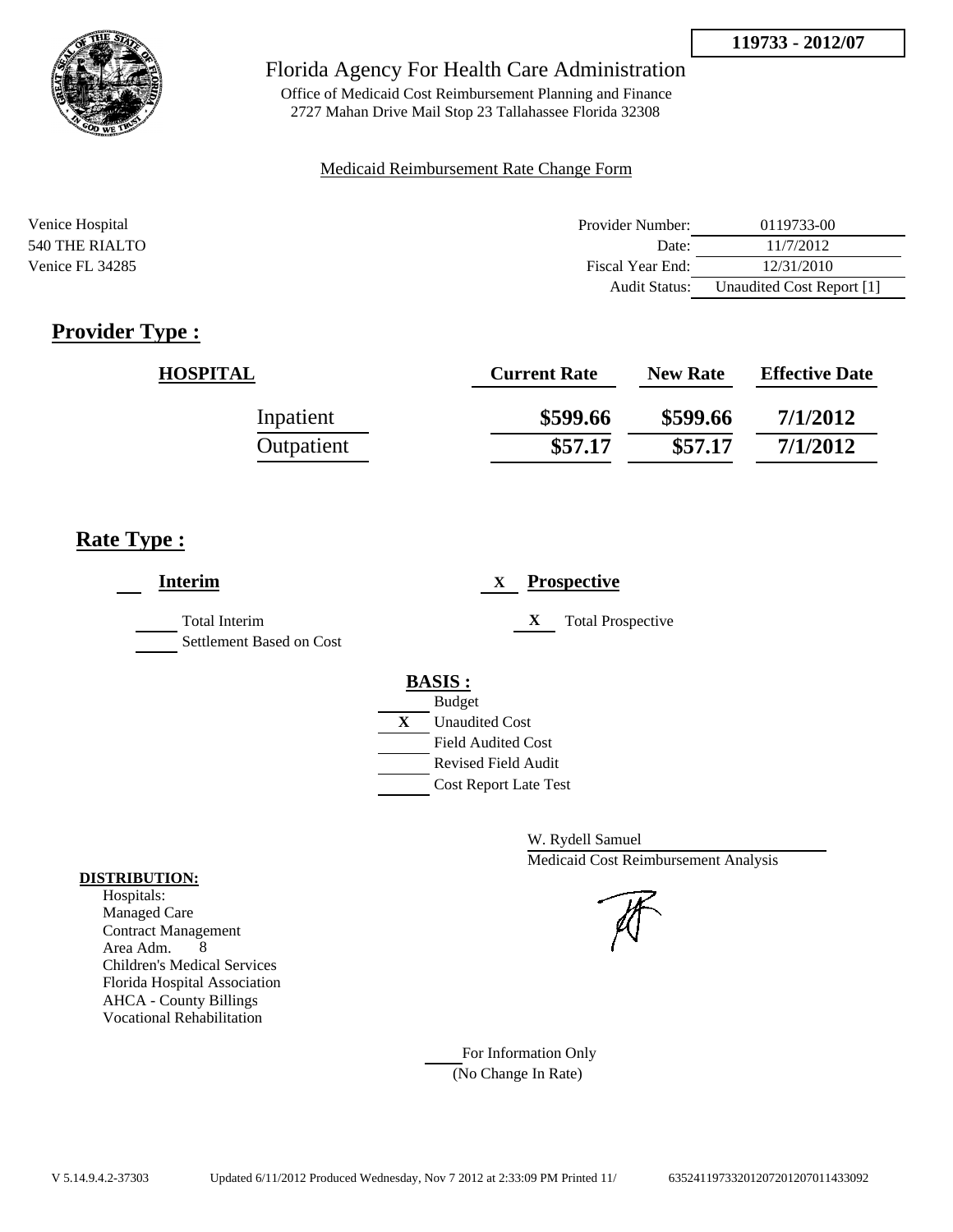119733 - 2012/07

# Florida Agency For Health Care Administration

Office of Medicaid Cost Reimbursement Planning and Finance
2727 Mahan Drive Mail Stop 23 Tallahassee Florida 32308

Medicaid Reimbursement Rate Change Form

Venice Hospital
540 THE RIALTO
Venice FL 34285

| | |
|---|---|
| Provider Number: | 0119733-00 |
| Date: | 11/7/2012 |
| Fiscal Year End: | 12/31/2010 |
| Audit Status: | Unaudited Cost Report [1] |

## Provider Type :

| HOSPITAL | Current Rate | New Rate | Effective Date |
|---|---|---|---|
| Inpatient | $599.66 | $599.66 | 7/1/2012 |
| Outpatient | $57.17 | $57.17 | 7/1/2012 |

## Rate Type :

**Interim**

Total Interim
Settlement Based on Cost

X **Prospective**

X Total Prospective

**BASIS :**
- Budget
- X Unaudited Cost
- Field Audited Cost
- Revised Field Audit
- Cost Report Late Test

W. Rydell Samuel
Medicaid Cost Reimbursement Analysis

**DISTRIBUTION:**
Hospitals:
Managed Care
Contract Management
Area Adm. 8
Children's Medical Services
Florida Hospital Association
AHCA - County Billings
Vocational Rehabilitation

For Information Only
(No Change In Rate)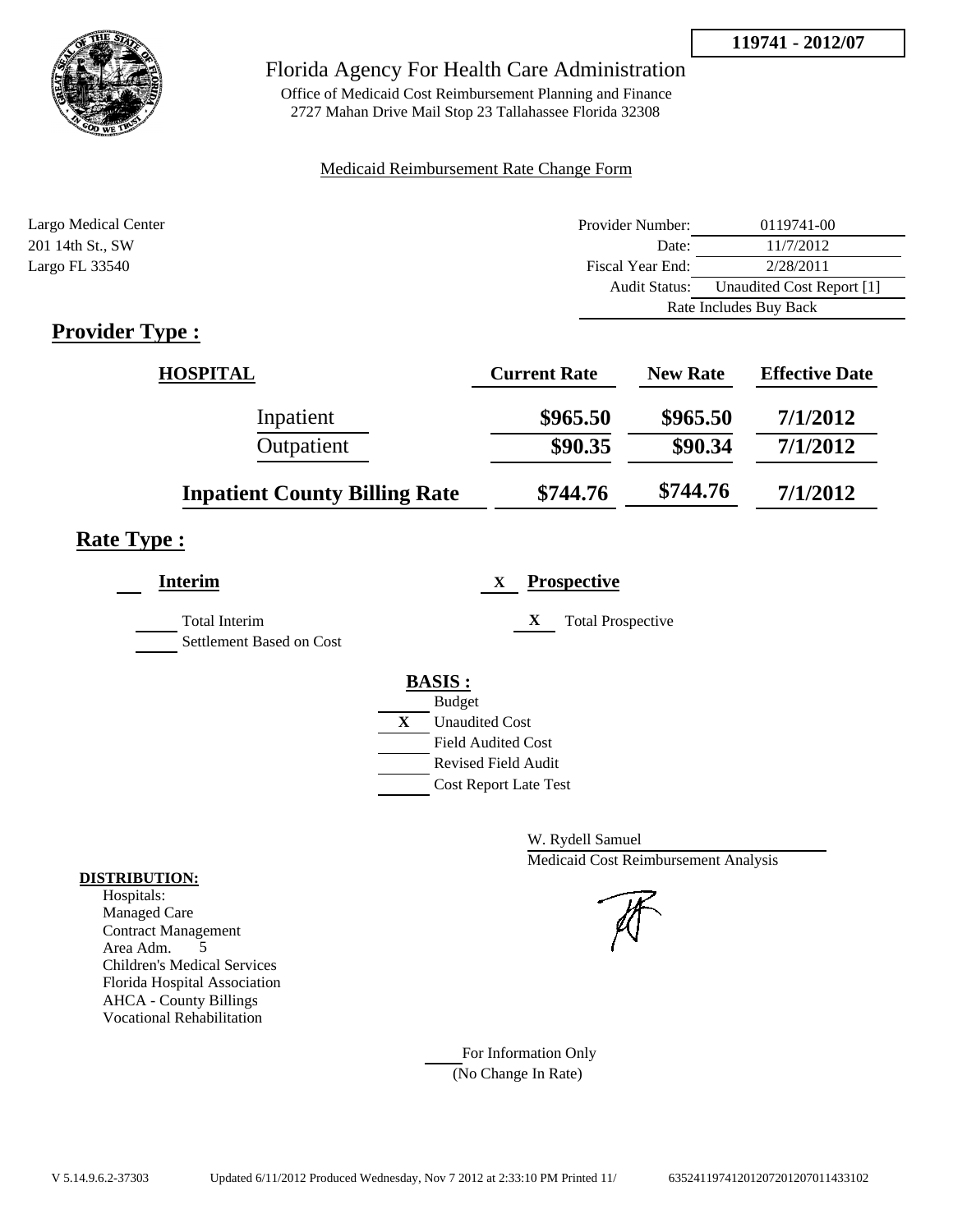**119741 - 2012/07**

# Florida Agency For Health Care Administration

Office of Medicaid Cost Reimbursement Planning and Finance
2727 Mahan Drive Mail Stop 23 Tallahassee Florida 32308

Medicaid Reimbursement Rate Change Form

Largo Medical Center
201 14th St., SW
Largo FL 33540

| | |
|---|---|
| Provider Number: | 0119741-00 |
| Date: | 11/7/2012 |
| Fiscal Year End: | 2/28/2011 |
| Audit Status: | Unaudited Cost Report [1] |
| | Rate Includes Buy Back |

## Provider Type :

| HOSPITAL | Current Rate | New Rate | Effective Date |
|---|---|---|---|
| Inpatient | $965.50 | $965.50 | 7/1/2012 |
| Outpatient | $90.35 | $90.34 | 7/1/2012 |
| Inpatient County Billing Rate | $744.76 | $744.76 | 7/1/2012 |

## Rate Type :

**Interim**

Total Interim
Settlement Based on Cost

X **Prospective**

X Total Prospective

**BASIS :**

Budget
X Unaudited Cost
Field Audited Cost
Revised Field Audit
Cost Report Late Test

W. Rydell Samuel
Medicaid Cost Reimbursement Analysis

**DISTRIBUTION:**
Hospitals:
Managed Care
Contract Management
Area Adm. 5
Children's Medical Services
Florida Hospital Association
AHCA - County Billings
Vocational Rehabilitation

For Information Only
(No Change In Rate)

V 5.14.9.6.2-37303 Updated 6/11/2012 Produced Wednesday, Nov 7 2012 at 2:33:10 PM Printed 11/ 635241197412012072012070114331O2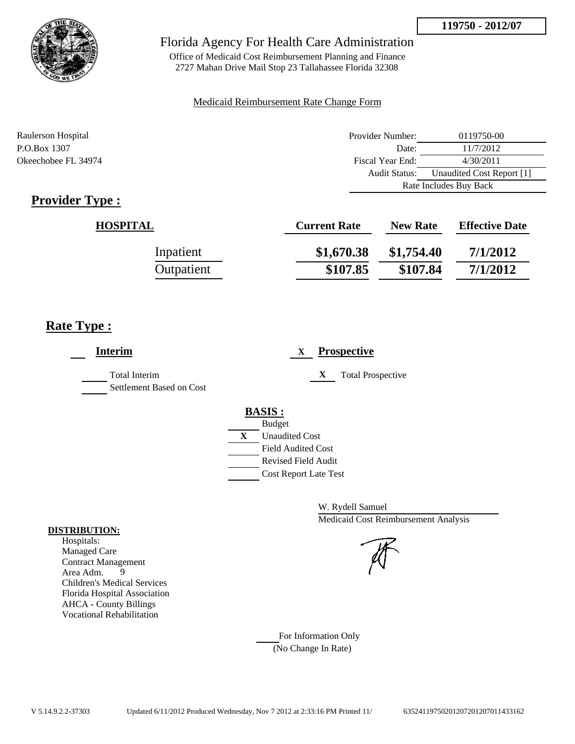**119750 - 2012/07**

Florida Agency For Health Care Administration

Office of Medicaid Cost Reimbursement Planning and Finance
2727 Mahan Drive Mail Stop 23 Tallahassee Florida 32308

Medicaid Reimbursement Rate Change Form

Raulerson Hospital
P.O.Box 1307
Okeechobee FL 34974

| | |
|---|---|
| Provider Number: | 0119750-00 |
| Date: | 11/7/2012 |
| Fiscal Year End: | 4/30/2011 |
| Audit Status: | Unaudited Cost Report [1] |
| Rate Includes Buy Back | |

## Provider Type :

| HOSPITAL | Current Rate | New Rate | Effective Date |
|---|---|---|---|
| Inpatient | $1,670.38 | $1,754.40 | 7/1/2012 |
| Outpatient | $107.85 | $107.84 | 7/1/2012 |

## Rate Type :

___ **Interim**

___ Total Interim
___ Settlement Based on Cost

X **Prospective**

X Total Prospective

**BASIS :**

- ___ Budget
- X Unaudited Cost
- ___ Field Audited Cost
- ___ Revised Field Audit
- ___ Cost Report Late Test

W. Rydell Samuel
Medicaid Cost Reimbursement Analysis

**DISTRIBUTION:**

Hospitals:
Managed Care
Contract Management
Area Adm. 9
Children's Medical Services
Florida Hospital Association
AHCA - County Billings
Vocational Rehabilitation

___ For Information Only
(No Change In Rate)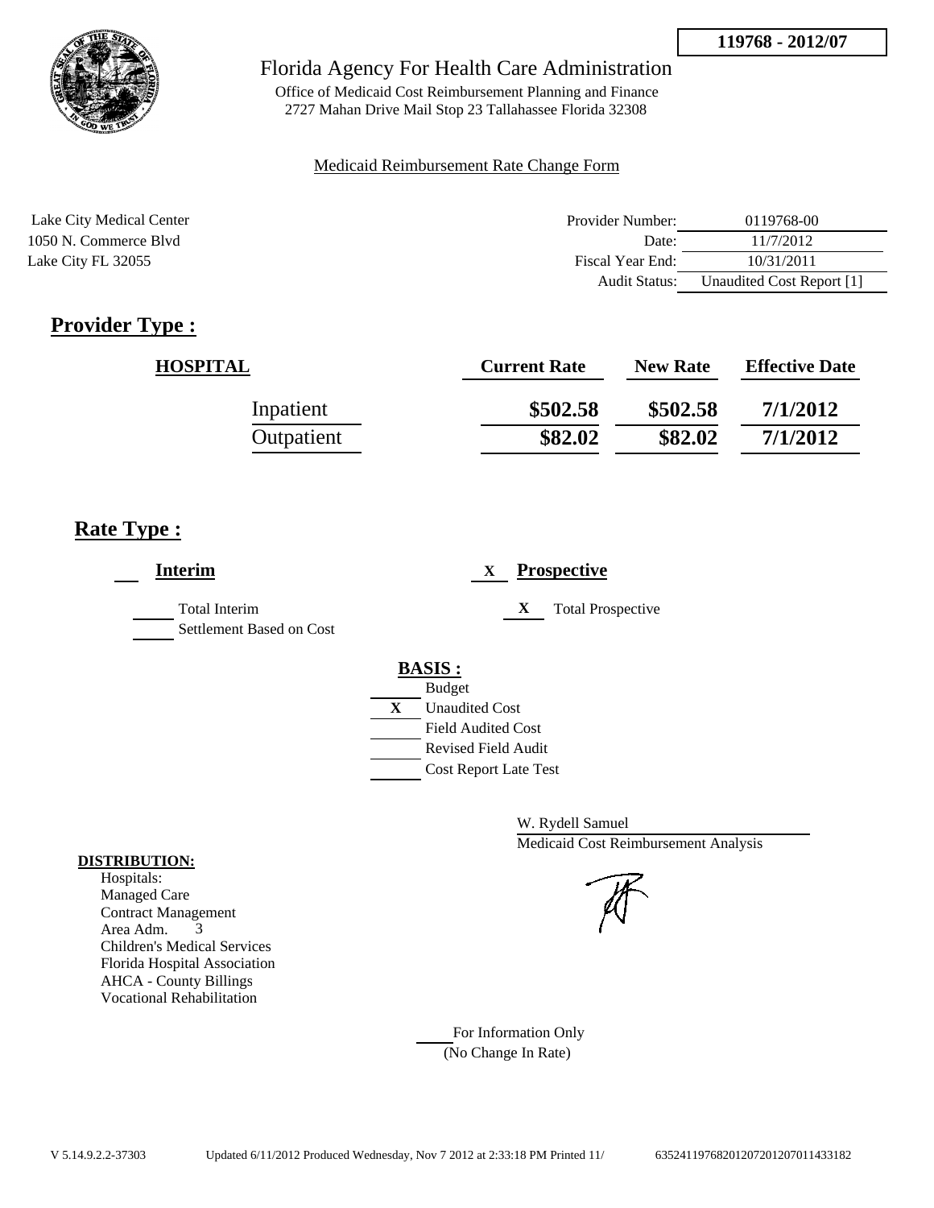119768 - 2012/07

# Florida Agency For Health Care Administration

Office of Medicaid Cost Reimbursement Planning and Finance
2727 Mahan Drive Mail Stop 23 Tallahassee Florida 32308

Medicaid Reimbursement Rate Change Form

Lake City Medical Center
1050 N. Commerce Blvd
Lake City FL 32055

| | |
|---|---|
| Provider Number: | 0119768-00 |
| Date: | 11/7/2012 |
| Fiscal Year End: | 10/31/2011 |
| Audit Status: | Unaudited Cost Report [1] |

## Provider Type :

| HOSPITAL | Current Rate | New Rate | Effective Date |
|---|---|---|---|
| Inpatient | **\$502.58** | **\$502.58** | **7/1/2012** |
| Outpatient | **\$82.02** | **\$82.02** | **7/1/2012** |

## Rate Type :

**Interim**

- Total Interim
- Settlement Based on Cost

X **Prospective**

- X Total Prospective

**BASIS :**

- Budget
- X Unaudited Cost
- Field Audited Cost
- Revised Field Audit
- Cost Report Late Test

W. Rydell Samuel
Medicaid Cost Reimbursement Analysis

**DISTRIBUTION:**

Hospitals:
Managed Care
Contract Management
Area Adm. 3
Children's Medical Services
Florida Hospital Association
AHCA - County Billings
Vocational Rehabilitation

For Information Only
(No Change In Rate)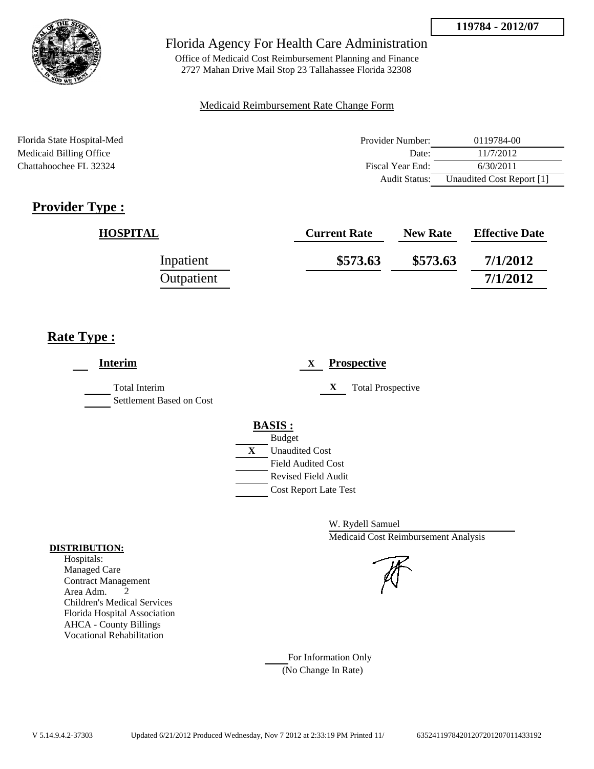**119784 - 2012/07**

Florida Agency For Health Care Administration

Office of Medicaid Cost Reimbursement Planning and Finance
2727 Mahan Drive Mail Stop 23 Tallahassee Florida 32308

Medicaid Reimbursement Rate Change Form

Florida State Hospital-Med
Medicaid Billing Office
Chattahoochee FL 32324

| | |
|---|---|
| Provider Number: | 0119784-00 |
| Date: | 11/7/2012 |
| Fiscal Year End: | 6/30/2011 |
| Audit Status: | Unaudited Cost Report [1] |

## Provider Type :

| HOSPITAL | Current Rate | New Rate | Effective Date |
|---|---|---|---|
| Inpatient | \$573.63 | \$573.63 | 7/1/2012 |
| Outpatient | | | 7/1/2012 |

## Rate Type :

___ **Interim**

___ Total Interim
___ Settlement Based on Cost

X **Prospective**

X Total Prospective

**BASIS :**

___ Budget
X Unaudited Cost
___ Field Audited Cost
___ Revised Field Audit
___ Cost Report Late Test

W. Rydell Samuel
Medicaid Cost Reimbursement Analysis

**DISTRIBUTION:**

Hospitals:
Managed Care
Contract Management
Area Adm. 2
Children's Medical Services
Florida Hospital Association
AHCA - County Billings
Vocational Rehabilitation

___ For Information Only
(No Change In Rate)

V 5.14.9.4.2-37303 Updated 6/21/2012 Produced Wednesday, Nov 7 2012 at 2:33:19 PM Printed 11/ 635241197842012072012070114331​92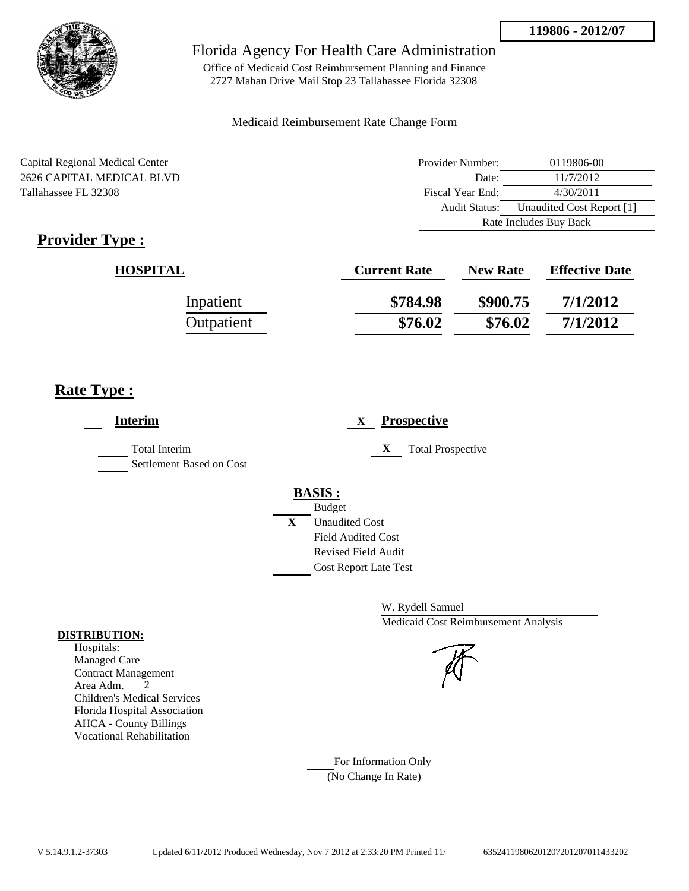**119806 - 2012/07**

Florida Agency For Health Care Administration

Office of Medicaid Cost Reimbursement Planning and Finance
2727 Mahan Drive Mail Stop 23 Tallahassee Florida 32308

Medicaid Reimbursement Rate Change Form

Capital Regional Medical Center
2626 CAPITAL MEDICAL BLVD
Tallahassee FL 32308

| | |
|---|---|
| Provider Number: | 0119806-00 |
| Date: | 11/7/2012 |
| Fiscal Year End: | 4/30/2011 |
| Audit Status: | Unaudited Cost Report [1] |
| Rate Includes Buy Back | |

## Provider Type :

| HOSPITAL | Current Rate | New Rate | Effective Date |
|---|---|---|---|
| Inpatient | \$784.98 | \$900.75 | 7/1/2012 |
| Outpatient | \$76.02 | \$76.02 | 7/1/2012 |

## Rate Type :

**Interim**

Total Interim
Settlement Based on Cost

X **Prospective**

X Total Prospective

**BASIS :**

Budget
X Unaudited Cost
Field Audited Cost
Revised Field Audit
Cost Report Late Test

W. Rydell Samuel
Medicaid Cost Reimbursement Analysis

**DISTRIBUTION:**
Hospitals:
Managed Care
Contract Management
Area Adm. 2
Children's Medical Services
Florida Hospital Association
AHCA - County Billings
Vocational Rehabilitation

For Information Only
(No Change In Rate)

V 5.14.9.1.2-37303 Updated 6/11/2012 Produced Wednesday, Nov 7 2012 at 2:33:20 PM Printed 11/ 635241198062012072012070114332​02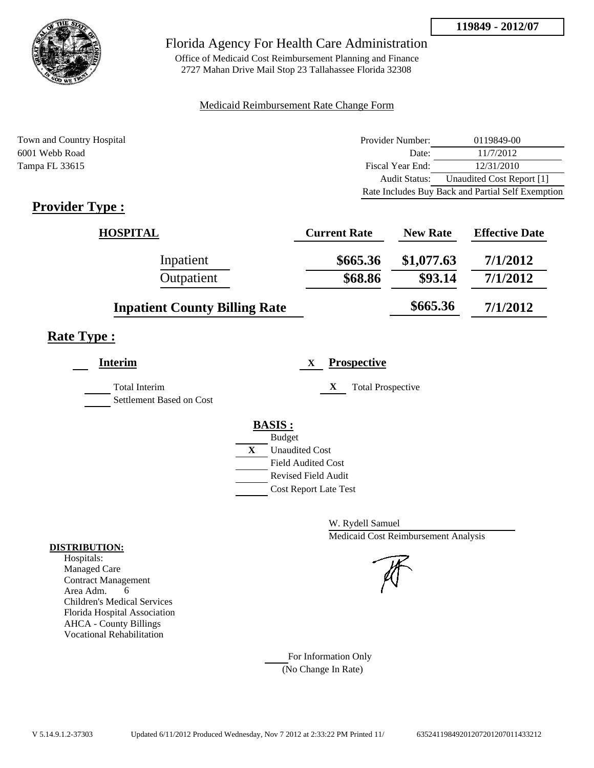**119849 - 2012/07**

# Florida Agency For Health Care Administration

Office of Medicaid Cost Reimbursement Planning and Finance
2727 Mahan Drive Mail Stop 23 Tallahassee Florida 32308

Medicaid Reimbursement Rate Change Form

Town and Country Hospital
6001 Webb Road
Tampa FL 33615

| | |
|---|---|
| Provider Number: | 0119849-00 |
| Date: | 11/7/2012 |
| Fiscal Year End: | 12/31/2010 |
| Audit Status: | Unaudited Cost Report [1] |
| Rate Includes Buy Back and Partial Self Exemption | |

## Provider Type :

| HOSPITAL | Current Rate | New Rate | Effective Date |
|---|---|---|---|
| Inpatient | $665.36 | $1,077.63 | 7/1/2012 |
| Outpatient | $68.86 | $93.14 | 7/1/2012 |
| Inpatient County Billing Rate | | $665.36 | 7/1/2012 |

## Rate Type :

**Interim**

___ Total Interim
___ Settlement Based on Cost

X **Prospective**

X Total Prospective

**BASIS :**

___ Budget
X Unaudited Cost
___ Field Audited Cost
___ Revised Field Audit
___ Cost Report Late Test

W. Rydell Samuel
Medicaid Cost Reimbursement Analysis

**DISTRIBUTION:**
Hospitals:
Managed Care
Contract Management
Area Adm. 6
Children's Medical Services
Florida Hospital Association
AHCA - County Billings
Vocational Rehabilitation

___ For Information Only
(No Change In Rate)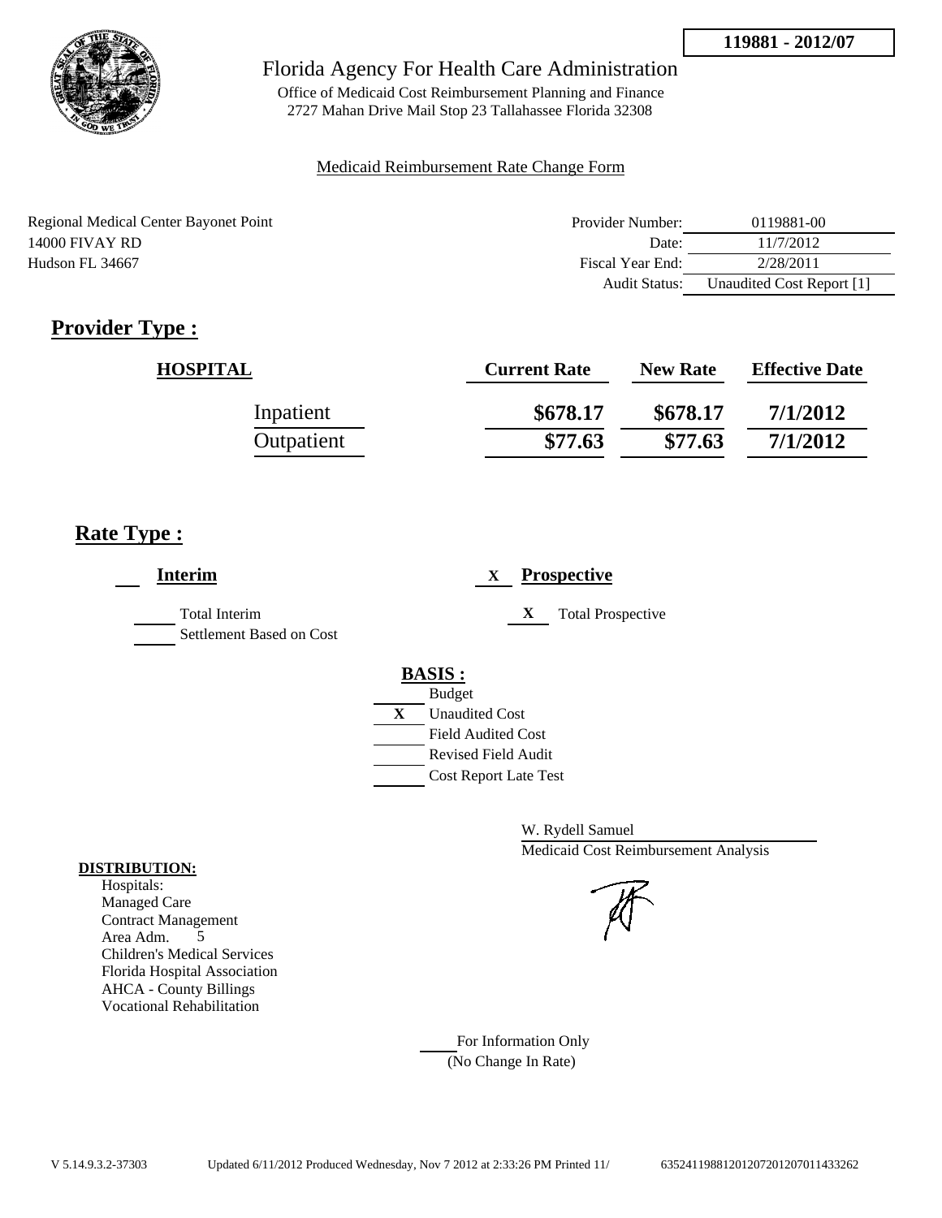**119881 - 2012/07**

Florida Agency For Health Care Administration

Office of Medicaid Cost Reimbursement Planning and Finance
2727 Mahan Drive Mail Stop 23 Tallahassee Florida 32308

Medicaid Reimbursement Rate Change Form

Regional Medical Center Bayonet Point
14000 FIVAY RD
Hudson FL 34667

| | |
|---|---|
| Provider Number: | 0119881-00 |
| Date: | 11/7/2012 |
| Fiscal Year End: | 2/28/2011 |
| Audit Status: | Unaudited Cost Report [1] |

## Provider Type :

| HOSPITAL | Current Rate | New Rate | Effective Date |
|---|---|---|---|
| Inpatient | \$678.17 | \$678.17 | 7/1/2012 |
| Outpatient | \$77.63 | \$77.63 | 7/1/2012 |

## Rate Type :

**Interim**

Total Interim
Settlement Based on Cost

X **Prospective**

X Total Prospective

**BASIS :**

- Budget
- X Unaudited Cost
- Field Audited Cost
- Revised Field Audit
- Cost Report Late Test

W. Rydell Samuel
Medicaid Cost Reimbursement Analysis

**DISTRIBUTION:**

Hospitals:
Managed Care
Contract Management
Area Adm. 5
Children's Medical Services
Florida Hospital Association
AHCA - County Billings
Vocational Rehabilitation

For Information Only
(No Change In Rate)

V 5.14.9.3.2-37303 Updated 6/11/2012 Produced Wednesday, Nov 7 2012 at 2:33:26 PM Printed 11/ 635241198812012072012070114332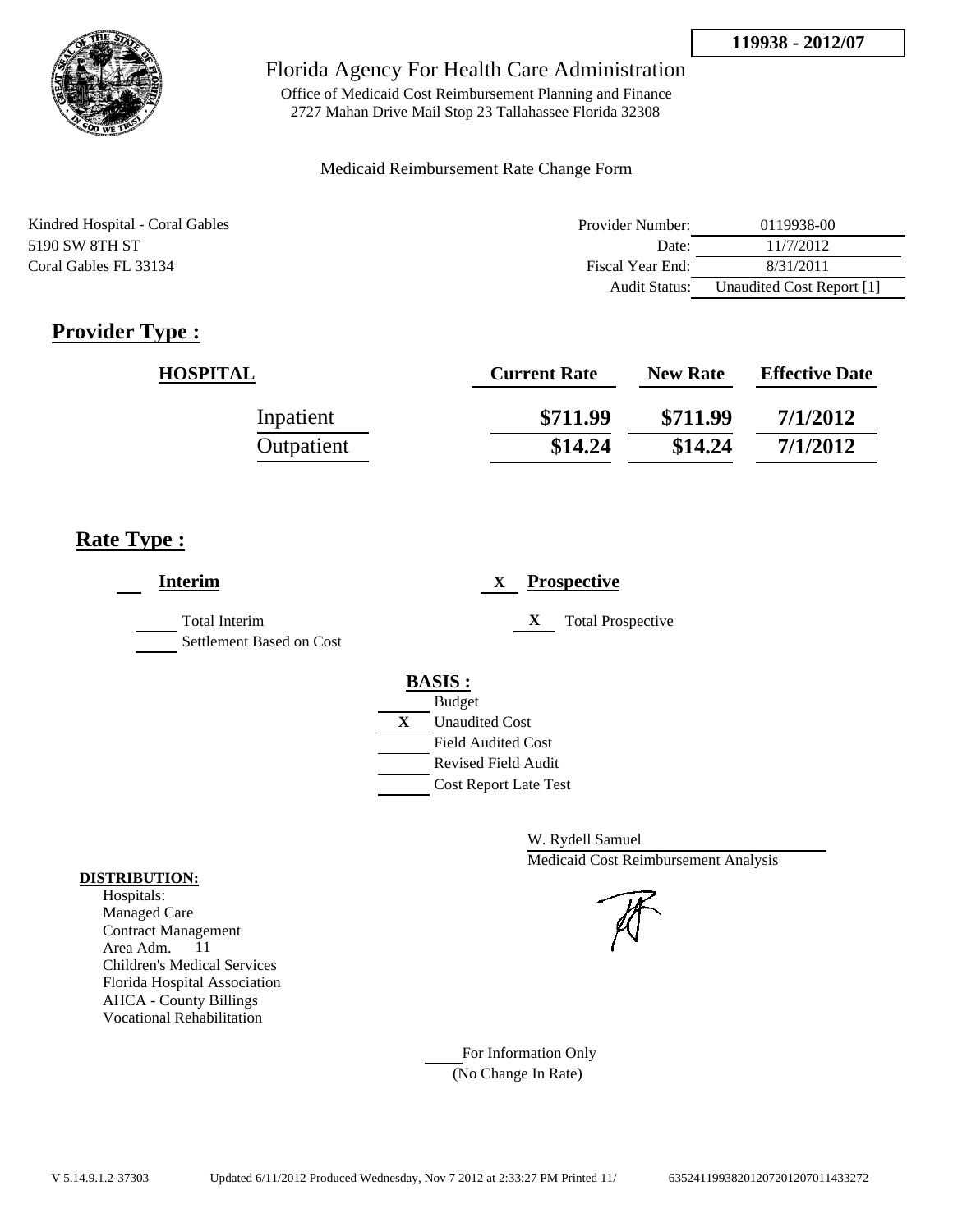119938 - 2012/07

# Florida Agency For Health Care Administration

Office of Medicaid Cost Reimbursement Planning and Finance
2727 Mahan Drive Mail Stop 23 Tallahassee Florida 32308

Medicaid Reimbursement Rate Change Form

Kindred Hospital - Coral Gables
5190 SW 8TH ST
Coral Gables FL 33134

| | |
|---|---|
| Provider Number: | 0119938-00 |
| Date: | 11/7/2012 |
| Fiscal Year End: | 8/31/2011 |
| Audit Status: | Unaudited Cost Report [1] |

## Provider Type :

| HOSPITAL | Current Rate | New Rate | Effective Date |
|---|---|---|---|
| Inpatient | $711.99 | $711.99 | 7/1/2012 |
| Outpatient | $14.24 | $14.24 | 7/1/2012 |

## Rate Type :

___ **Interim**

___ Total Interim
___ Settlement Based on Cost

X **Prospective**

X Total Prospective

**BASIS :**

___ Budget
X Unaudited Cost
___ Field Audited Cost
___ Revised Field Audit
___ Cost Report Late Test

W. Rydell Samuel
Medicaid Cost Reimbursement Analysis

**DISTRIBUTION:**
Hospitals:
Managed Care
Contract Management
Area Adm. 11
Children's Medical Services
Florida Hospital Association
AHCA - County Billings
Vocational Rehabilitation

___ For Information Only
(No Change In Rate)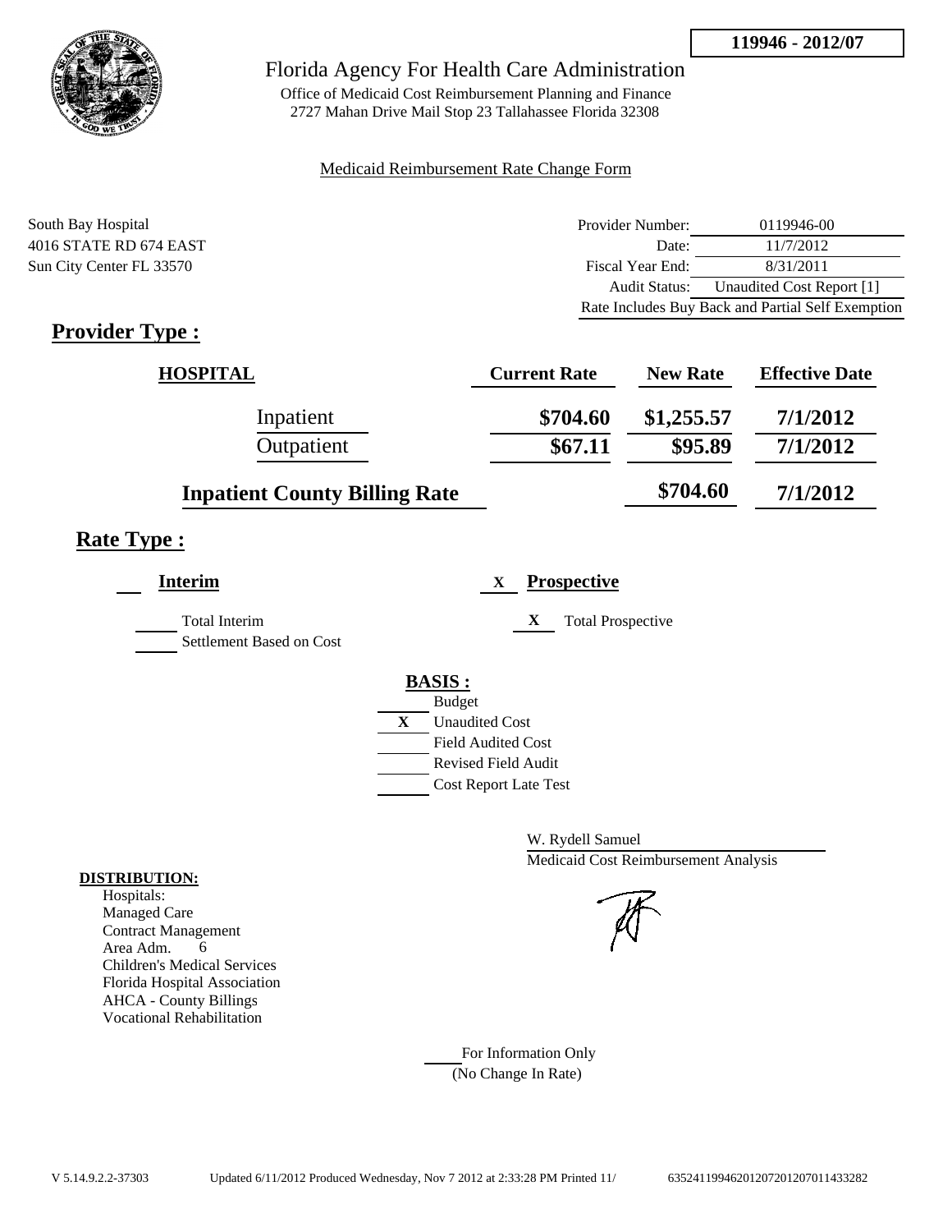**119946 - 2012/07**

# Florida Agency For Health Care Administration

Office of Medicaid Cost Reimbursement Planning and Finance
2727 Mahan Drive Mail Stop 23 Tallahassee Florida 32308

Medicaid Reimbursement Rate Change Form

South Bay Hospital
4016 STATE RD 674 EAST
Sun City Center FL 33570

| | |
|---|---|
| Provider Number: | 0119946-00 |
| Date: | 11/7/2012 |
| Fiscal Year End: | 8/31/2011 |
| Audit Status: | Unaudited Cost Report [1] |
| Rate Includes Buy Back and Partial Self Exemption | |

## Provider Type :

| HOSPITAL | Current Rate | New Rate | Effective Date |
|---|---|---|---|
| Inpatient | $704.60 | $1,255.57 | 7/1/2012 |
| Outpatient | $67.11 | $95.89 | 7/1/2012 |
| Inpatient County Billing Rate | | $704.60 | 7/1/2012 |

## Rate Type :

___ **Interim**

___ Total Interim
___ Settlement Based on Cost

X **Prospective**

X Total Prospective

**BASIS :**

___ Budget
X Unaudited Cost
___ Field Audited Cost
___ Revised Field Audit
___ Cost Report Late Test

W. Rydell Samuel
Medicaid Cost Reimbursement Analysis

**DISTRIBUTION:**
Hospitals:
Managed Care
Contract Management
Area Adm. 6
Children's Medical Services
Florida Hospital Association
AHCA - County Billings
Vocational Rehabilitation

___ For Information Only
(No Change In Rate)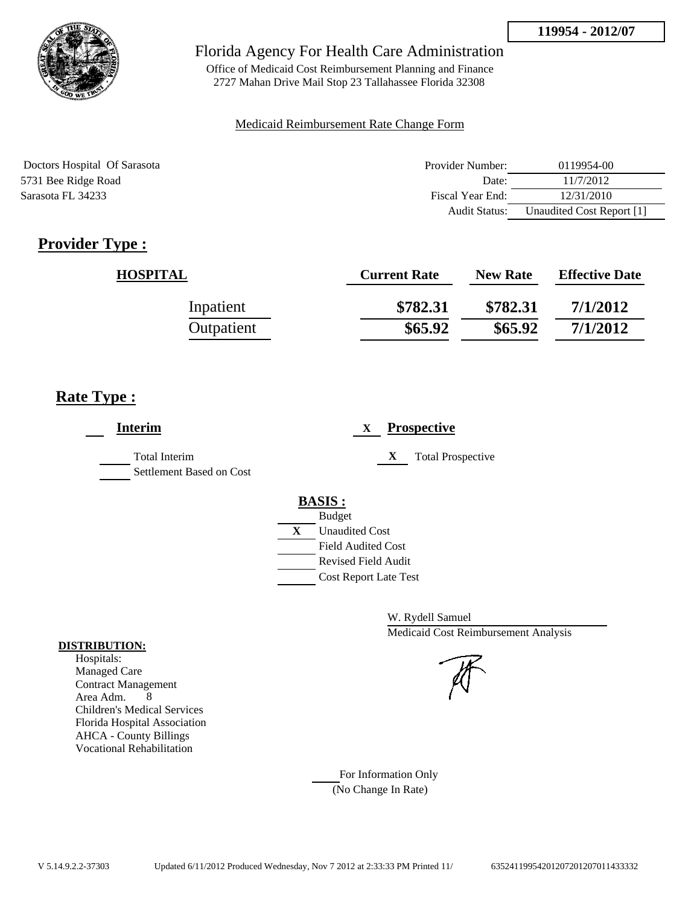**119954 - 2012/07**

# Florida Agency For Health Care Administration

Office of Medicaid Cost Reimbursement Planning and Finance
2727 Mahan Drive Mail Stop 23 Tallahassee Florida 32308

Medicaid Reimbursement Rate Change Form

Doctors Hospital Of Sarasota
5731 Bee Ridge Road
Sarasota FL 34233

| | |
|---|---|
| Provider Number: | 0119954-00 |
| Date: | 11/7/2012 |
| Fiscal Year End: | 12/31/2010 |
| Audit Status: | Unaudited Cost Report [1] |

## Provider Type :

| HOSPITAL | Current Rate | New Rate | Effective Date |
|---|---|---|---|
| Inpatient | $782.31 | $782.31 | 7/1/2012 |
| Outpatient | $65.92 | $65.92 | 7/1/2012 |

## Rate Type :

**Interim**

Total Interim
Settlement Based on Cost

X **Prospective**

X Total Prospective

**BASIS :**

Budget
X Unaudited Cost
Field Audited Cost
Revised Field Audit
Cost Report Late Test

W. Rydell Samuel
Medicaid Cost Reimbursement Analysis

**DISTRIBUTION:**

Hospitals:
Managed Care
Contract Management
Area Adm. 8
Children's Medical Services
Florida Hospital Association
AHCA - County Billings
Vocational Rehabilitation

For Information Only
(No Change In Rate)

V 5.14.9.2.2-37303 Updated 6/11/2012 Produced Wednesday, Nov 7 2012 at 2:33:33 PM Printed 11/ 6352411995420120720120701143333 2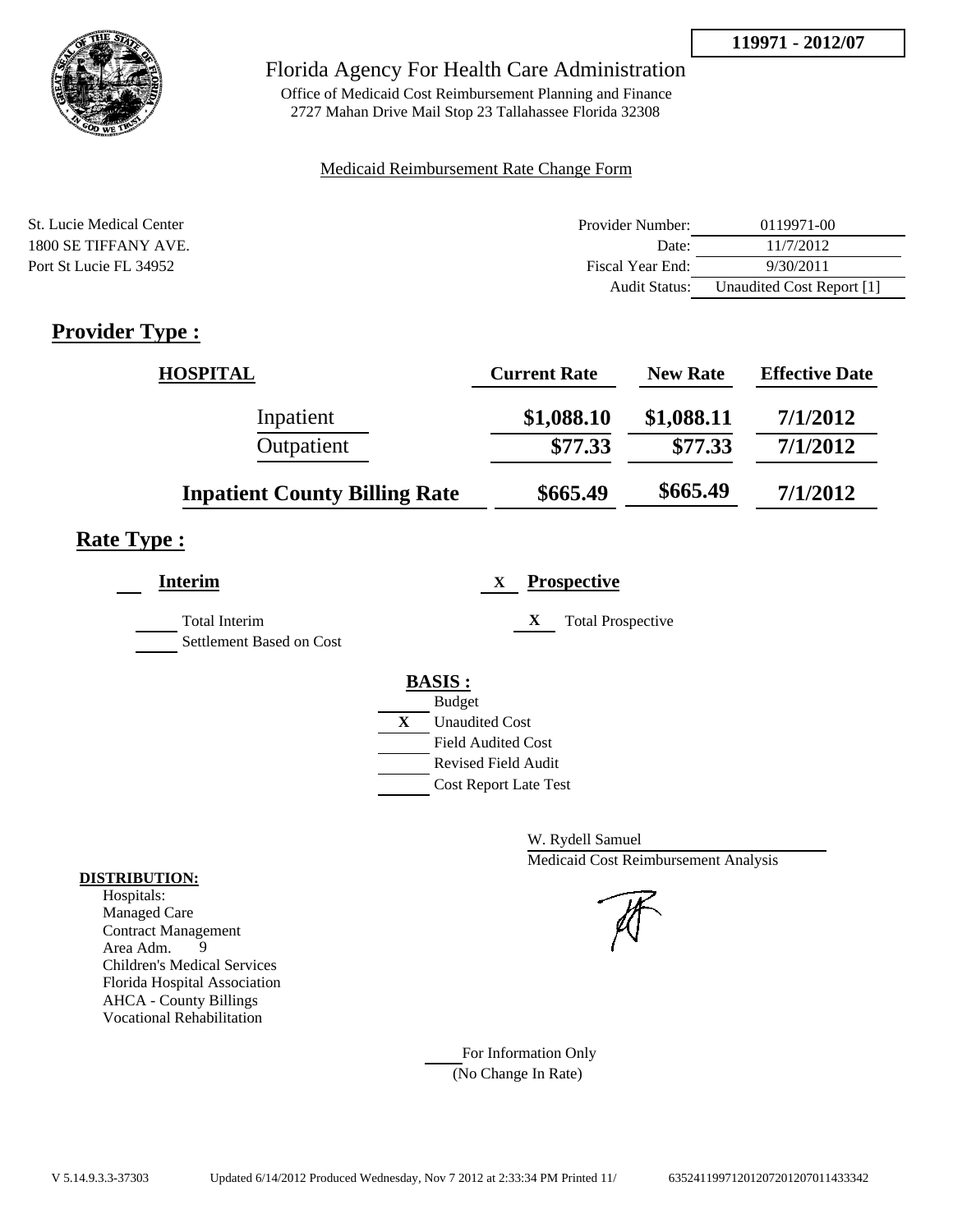**119971 - 2012/07**

# Florida Agency For Health Care Administration

Office of Medicaid Cost Reimbursement Planning and Finance
2727 Mahan Drive Mail Stop 23 Tallahassee Florida 32308

Medicaid Reimbursement Rate Change Form

St. Lucie Medical Center
1800 SE TIFFANY AVE.
Port St Lucie FL 34952

| | |
|---|---|
| Provider Number: | 0119971-00 |
| Date: | 11/7/2012 |
| Fiscal Year End: | 9/30/2011 |
| Audit Status: | Unaudited Cost Report [1] |

## Provider Type :

| HOSPITAL | Current Rate | New Rate | Effective Date |
|---|---|---|---|
| Inpatient | \$1,088.10 | \$1,088.11 | 7/1/2012 |
| Outpatient | \$77.33 | \$77.33 | 7/1/2012 |
| **Inpatient County Billing Rate** | \$665.49 | \$665.49 | 7/1/2012 |

## Rate Type :

___ **Interim**

___ Total Interim
___ Settlement Based on Cost

X **Prospective**

X Total Prospective

**BASIS :**

___ Budget
X Unaudited Cost
___ Field Audited Cost
___ Revised Field Audit
___ Cost Report Late Test

W. Rydell Samuel
Medicaid Cost Reimbursement Analysis

**DISTRIBUTION:**
Hospitals:
Managed Care
Contract Management
Area Adm. 9
Children's Medical Services
Florida Hospital Association
AHCA - County Billings
Vocational Rehabilitation

___ For Information Only
(No Change In Rate)

V 5.14.9.3.3-37303 Updated 6/14/2012 Produced Wednesday, Nov 7 2012 at 2:33:34 PM Printed 11/ 63524119971201207201207011433342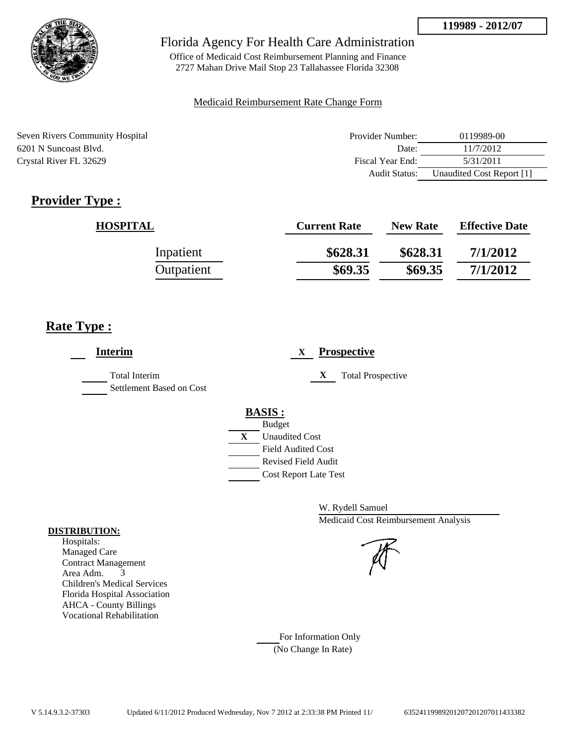**119989 - 2012/07**

# Florida Agency For Health Care Administration

Office of Medicaid Cost Reimbursement Planning and Finance
2727 Mahan Drive Mail Stop 23 Tallahassee Florida 32308

Medicaid Reimbursement Rate Change Form

Seven Rivers Community Hospital
6201 N Suncoast Blvd.
Crystal River FL 32629

| | |
|---|---|
| Provider Number: | 0119989-00 |
| Date: | 11/7/2012 |
| Fiscal Year End: | 5/31/2011 |
| Audit Status: | Unaudited Cost Report [1] |

## Provider Type :

| HOSPITAL | Current Rate | New Rate | Effective Date |
|---|---|---|---|
| Inpatient | **$628.31** | **$628.31** | **7/1/2012** |
| Outpatient | **$69.35** | **$69.35** | **7/1/2012** |

## Rate Type :

**Interim**

___ Total Interim
___ Settlement Based on Cost

X **Prospective**

X Total Prospective

**BASIS :**

___ Budget
X Unaudited Cost
___ Field Audited Cost
___ Revised Field Audit
___ Cost Report Late Test

W. Rydell Samuel
Medicaid Cost Reimbursement Analysis

**DISTRIBUTION:**
Hospitals:
Managed Care
Contract Management
Area Adm. 3
Children's Medical Services
Florida Hospital Association
AHCA - County Billings
Vocational Rehabilitation

___ For Information Only
(No Change In Rate)

V 5.14.9.3.2-37303 Updated 6/11/2012 Produced Wednesday, Nov 7 2012 at 2:33:38 PM Printed 11/ 635241199892012072012070114333382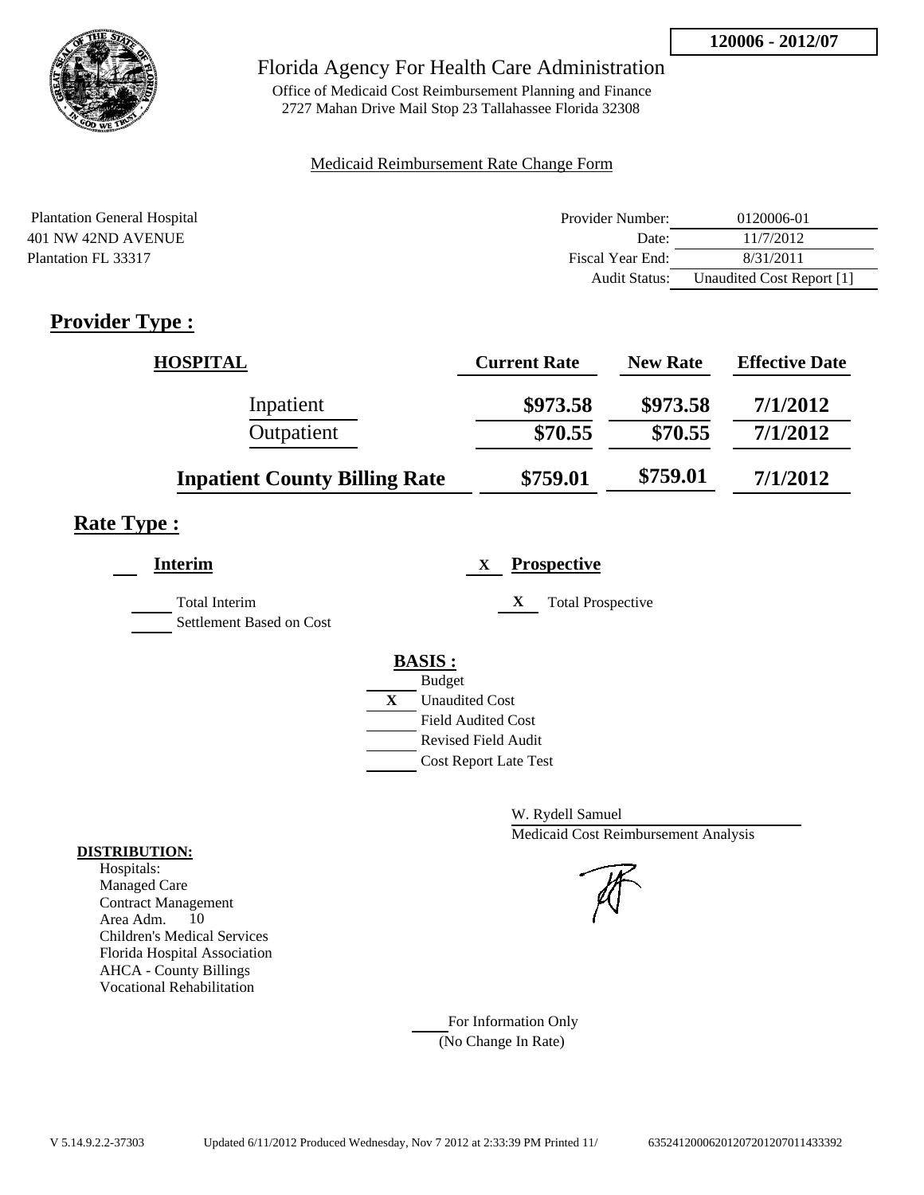**120006 - 2012/07**

# Florida Agency For Health Care Administration

Office of Medicaid Cost Reimbursement Planning and Finance
2727 Mahan Drive Mail Stop 23 Tallahassee Florida 32308

Medicaid Reimbursement Rate Change Form

Plantation General Hospital
401 NW 42ND AVENUE
Plantation FL 33317

| | |
|---|---|
| Provider Number: | 0120006-01 |
| Date: | 11/7/2012 |
| Fiscal Year End: | 8/31/2011 |
| Audit Status: | Unaudited Cost Report [1] |

## Provider Type :

| HOSPITAL | Current Rate | New Rate | Effective Date |
|---|---|---|---|
| Inpatient | \$973.58 | \$973.58 | 7/1/2012 |
| Outpatient | \$70.55 | \$70.55 | 7/1/2012 |
| **Inpatient County Billing Rate** | \$759.01 | \$759.01 | 7/1/2012 |

## Rate Type :

___ **Interim**

___ Total Interim
___ Settlement Based on Cost

X **Prospective**

X Total Prospective

**BASIS :**

___ Budget
X Unaudited Cost
___ Field Audited Cost
___ Revised Field Audit
___ Cost Report Late Test

W. Rydell Samuel
Medicaid Cost Reimbursement Analysis

**DISTRIBUTION:**

Hospitals:
Managed Care
Contract Management
Area Adm. 10
Children's Medical Services
Florida Hospital Association
AHCA - County Billings
Vocational Rehabilitation

___ For Information Only
(No Change In Rate)

V 5.14.9.2.2-37303 Updated 6/11/2012 Produced Wednesday, Nov 7 2012 at 2:33:39 PM Printed 11/ 635241200062012072012070114333392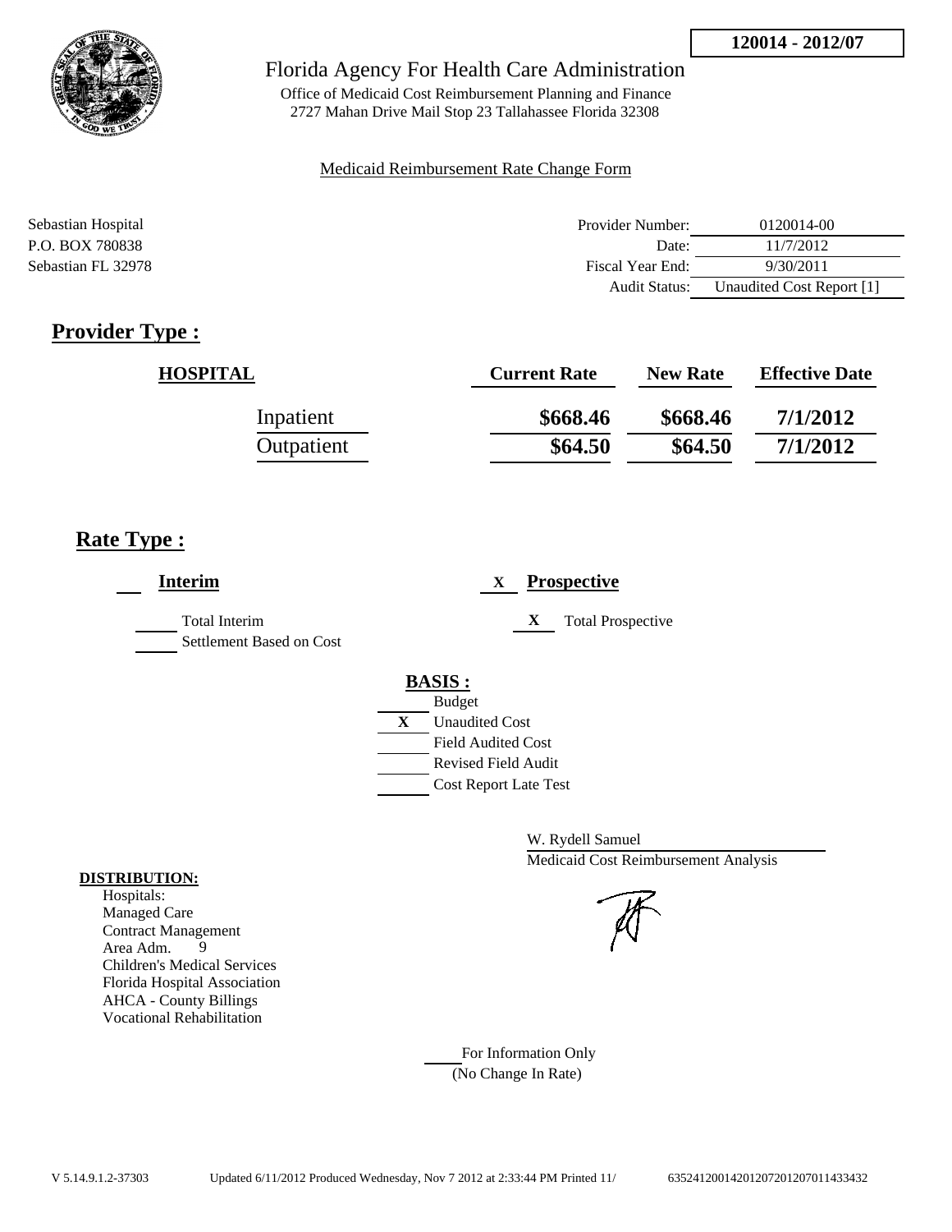**120014 - 2012/07**

# Florida Agency For Health Care Administration

Office of Medicaid Cost Reimbursement Planning and Finance
2727 Mahan Drive Mail Stop 23 Tallahassee Florida 32308

Medicaid Reimbursement Rate Change Form

Sebastian Hospital
P.O. BOX 780838
Sebastian FL 32978

| | |
|---|---|
| Provider Number: | 0120014-00 |
| Date: | 11/7/2012 |
| Fiscal Year End: | 9/30/2011 |
| Audit Status: | Unaudited Cost Report [1] |

## Provider Type :

| HOSPITAL | Current Rate | New Rate | Effective Date |
|---|---|---|---|
| Inpatient | $668.46 | $668.46 | 7/1/2012 |
| Outpatient | $64.50 | $64.50 | 7/1/2012 |

## Rate Type :

___ **Interim**

___ Total Interim
___ Settlement Based on Cost

X **Prospective**

X Total Prospective

**BASIS :**

___ Budget
X Unaudited Cost
___ Field Audited Cost
___ Revised Field Audit
___ Cost Report Late Test

W. Rydell Samuel
Medicaid Cost Reimbursement Analysis

**DISTRIBUTION:**
Hospitals:
Managed Care
Contract Management
Area Adm. 9
Children's Medical Services
Florida Hospital Association
AHCA - County Billings
Vocational Rehabilitation

___ For Information Only
(No Change In Rate)

V 5.14.9.1.2-37303 Updated 6/11/2012 Produced Wednesday, Nov 7 2012 at 2:33:44 PM Printed 11/ 635241200142012072012070114334 32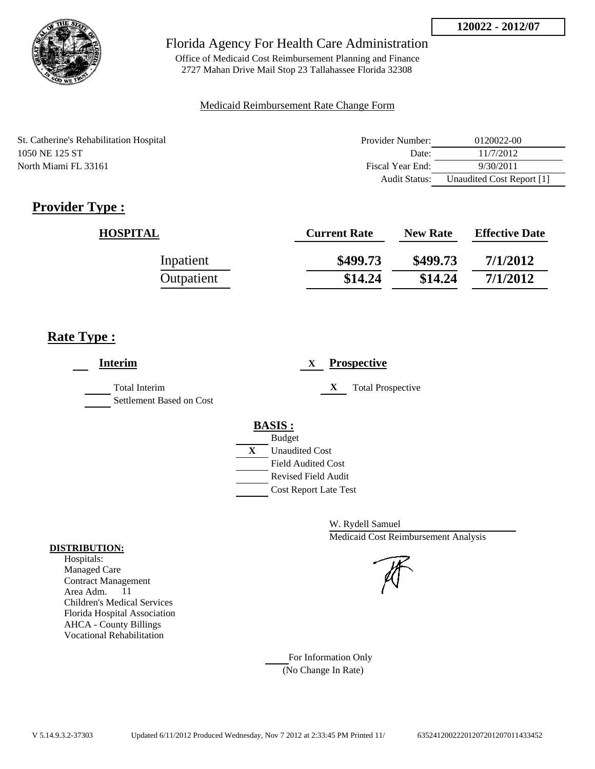120022 - 2012/07

Florida Agency For Health Care Administration

Office of Medicaid Cost Reimbursement Planning and Finance
2727 Mahan Drive Mail Stop 23 Tallahassee Florida 32308

Medicaid Reimbursement Rate Change Form

St. Catherine's Rehabilitation Hospital
1050 NE 125 ST
North Miami FL 33161

| | |
|---|---|
| Provider Number: | 0120022-00 |
| Date: | 11/7/2012 |
| Fiscal Year End: | 9/30/2011 |
| Audit Status: | Unaudited Cost Report [1] |

## Provider Type :

| HOSPITAL | Current Rate | New Rate | Effective Date |
|---|---|---|---|
| Inpatient | $499.73 | $499.73 | 7/1/2012 |
| Outpatient | $14.24 | $14.24 | 7/1/2012 |

## Rate Type :

___ **Interim**

___ Total Interim
___ Settlement Based on Cost

X **Prospective**

X Total Prospective

**BASIS :**

___ Budget
X Unaudited Cost
___ Field Audited Cost
___ Revised Field Audit
___ Cost Report Late Test

W. Rydell Samuel
Medicaid Cost Reimbursement Analysis

**DISTRIBUTION:**
Hospitals:
Managed Care
Contract Management
Area Adm. 11
Children's Medical Services
Florida Hospital Association
AHCA - County Billings
Vocational Rehabilitation

___ For Information Only
(No Change In Rate)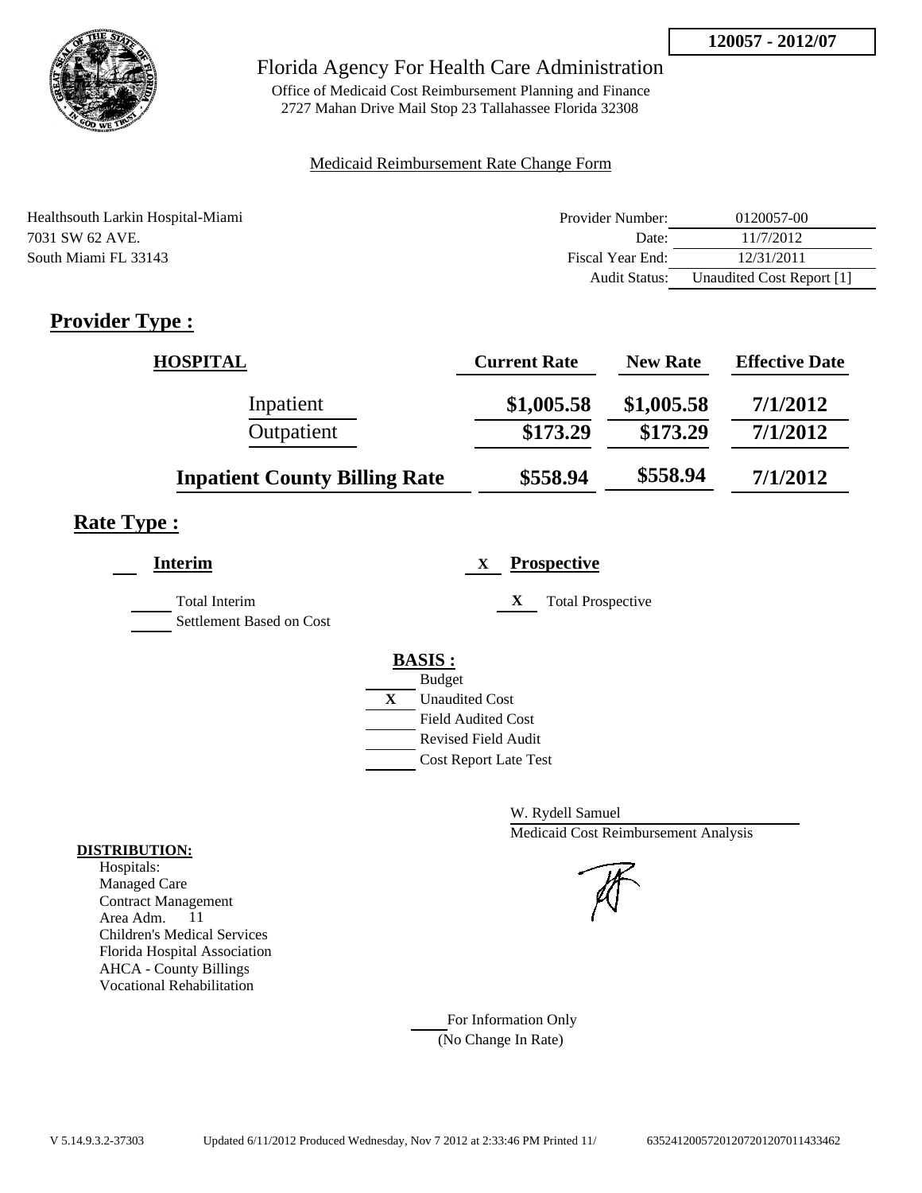**120057 - 2012/07**

# Florida Agency For Health Care Administration

Office of Medicaid Cost Reimbursement Planning and Finance
2727 Mahan Drive Mail Stop 23 Tallahassee Florida 32308

Medicaid Reimbursement Rate Change Form

Healthsouth Larkin Hospital-Miami
7031 SW 62 AVE.
South Miami FL 33143

| | |
|---|---|
| Provider Number: | 0120057-00 |
| Date: | 11/7/2012 |
| Fiscal Year End: | 12/31/2011 |
| Audit Status: | Unaudited Cost Report [1] |

## Provider Type :

| HOSPITAL | Current Rate | New Rate | Effective Date |
|---|---|---|---|
| Inpatient | $1,005.58 | $1,005.58 | 7/1/2012 |
| Outpatient | $173.29 | $173.29 | 7/1/2012 |
| **Inpatient County Billing Rate** | **$558.94** | **$558.94** | **7/1/2012** |

## Rate Type :

**Interim**

Total Interim
Settlement Based on Cost

X **Prospective**

X Total Prospective

**BASIS :**

- Budget
- X Unaudited Cost
- Field Audited Cost
- Revised Field Audit
- Cost Report Late Test

W. Rydell Samuel
Medicaid Cost Reimbursement Analysis

**DISTRIBUTION:**
Hospitals:
Managed Care
Contract Management
Area Adm. 11
Children's Medical Services
Florida Hospital Association
AHCA - County Billings
Vocational Rehabilitation

For Information Only
(No Change In Rate)

V 5.14.9.3.2-37303 Updated 6/11/2012 Produced Wednesday, Nov 7 2012 at 2:33:46 PM Printed 11/ 635241200572012072012070114334​62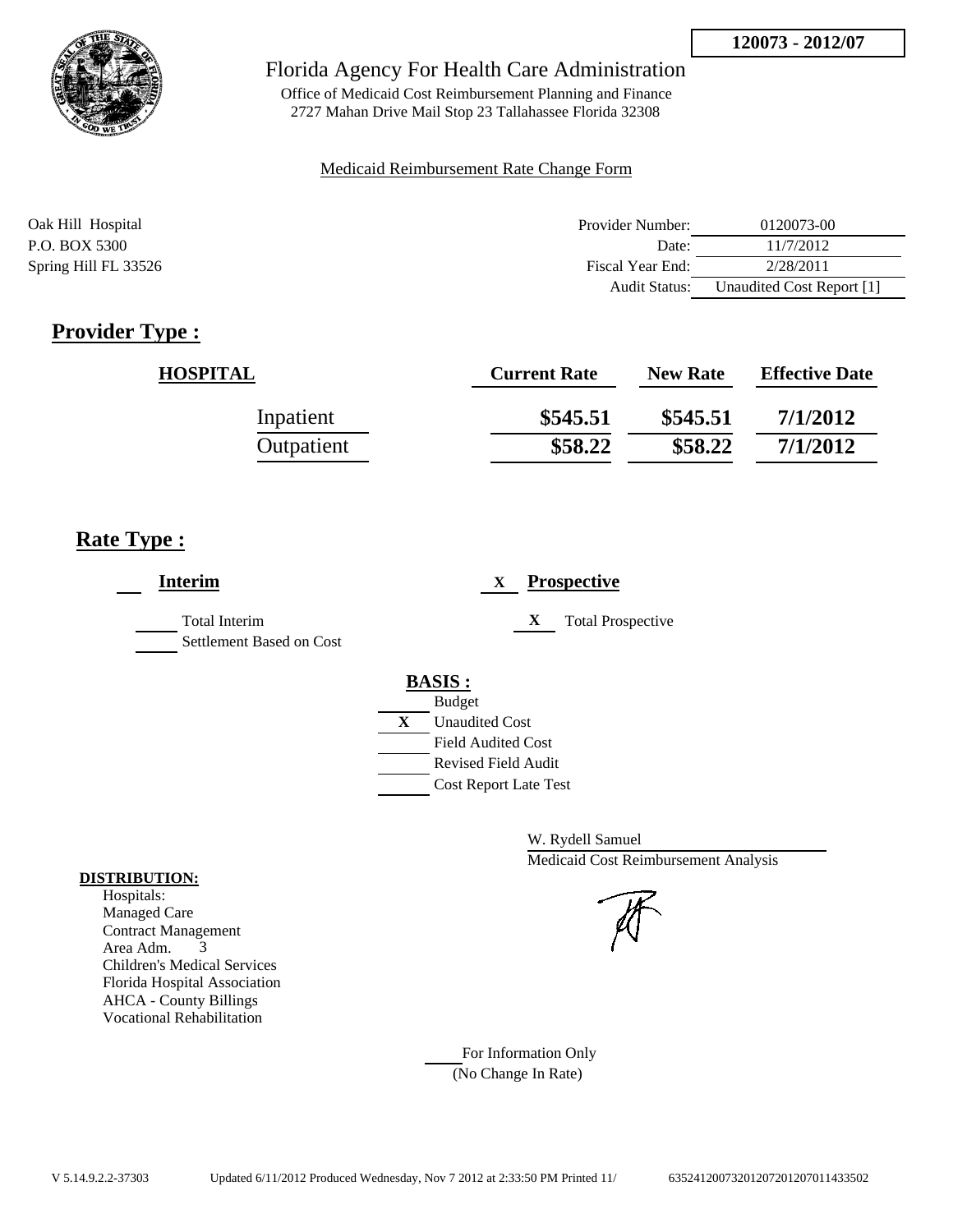**120073 - 2012/07**

Florida Agency For Health Care Administration

Office of Medicaid Cost Reimbursement Planning and Finance
2727 Mahan Drive Mail Stop 23 Tallahassee Florida 32308

Medicaid Reimbursement Rate Change Form

Oak Hill Hospital
P.O. BOX 5300
Spring Hill FL 33526

| | |
|---|---|
| Provider Number: | 0120073-00 |
| Date: | 11/7/2012 |
| Fiscal Year End: | 2/28/2011 |
| Audit Status: | Unaudited Cost Report [1] |

## Provider Type :

| HOSPITAL | Current Rate | New Rate | Effective Date |
|---|---|---|---|
| Inpatient | $545.51 | $545.51 | 7/1/2012 |
| Outpatient | $58.22 | $58.22 | 7/1/2012 |

## Rate Type :

**Interim**

Total Interim
Settlement Based on Cost

X **Prospective**

X Total Prospective

**BASIS :**

- Budget
- X Unaudited Cost
- Field Audited Cost
- Revised Field Audit
- Cost Report Late Test

W. Rydell Samuel
Medicaid Cost Reimbursement Analysis

**DISTRIBUTION:**

Hospitals:
Managed Care
Contract Management
Area Adm. 3
Children's Medical Services
Florida Hospital Association
AHCA - County Billings
Vocational Rehabilitation

For Information Only
(No Change In Rate)

V 5.14.9.2.2-37303 Updated 6/11/2012 Produced Wednesday, Nov 7 2012 at 2:33:50 PM Printed 11/ 635241200732012072012070114335O2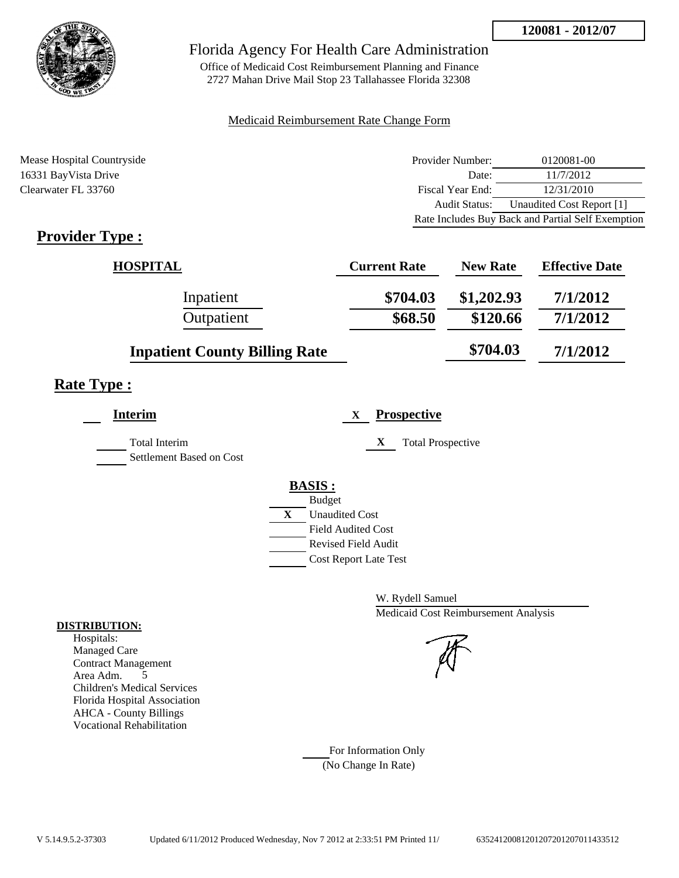**120081 - 2012/07**

# Florida Agency For Health Care Administration

Office of Medicaid Cost Reimbursement Planning and Finance
2727 Mahan Drive Mail Stop 23 Tallahassee Florida 32308

Medicaid Reimbursement Rate Change Form

Mease Hospital Countryside
16331 BayVista Drive
Clearwater FL 33760

| | |
|---|---|
| Provider Number: | 0120081-00 |
| Date: | 11/7/2012 |
| Fiscal Year End: | 12/31/2010 |
| Audit Status: | Unaudited Cost Report [1] |
| Rate Includes Buy Back and Partial Self Exemption | |

## Provider Type :

| HOSPITAL | Current Rate | New Rate | Effective Date |
|---|---|---|---|
| Inpatient | $704.03 | $1,202.93 | 7/1/2012 |
| Outpatient | $68.50 | $120.66 | 7/1/2012 |
| Inpatient County Billing Rate | | $704.03 | 7/1/2012 |

## Rate Type :

**Interim**

- Total Interim
- Settlement Based on Cost

X **Prospective**

- X Total Prospective

**BASIS :**

- Budget
- X Unaudited Cost
- Field Audited Cost
- Revised Field Audit
- Cost Report Late Test

W. Rydell Samuel
Medicaid Cost Reimbursement Analysis

**DISTRIBUTION:**
Hospitals:
Managed Care
Contract Management
Area Adm. 5
Children's Medical Services
Florida Hospital Association
AHCA - County Billings
Vocational Rehabilitation

For Information Only
(No Change In Rate)

V 5.14.9.5.2-37303 Updated 6/11/2012 Produced Wednesday, Nov 7 2012 at 2:33:51 PM Printed 11/ 635241200812012072012070114335 12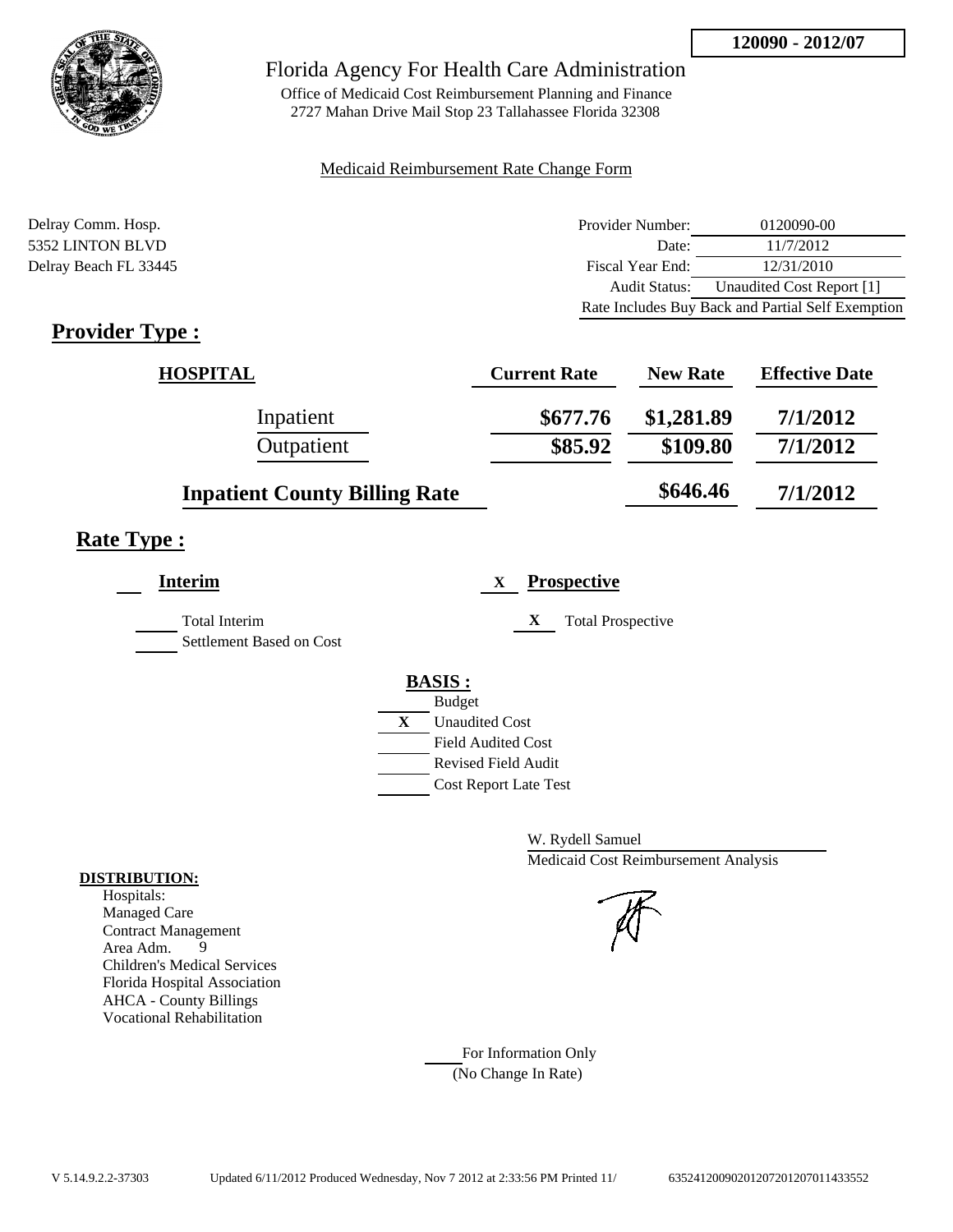**120090 - 2012/07**

# Florida Agency For Health Care Administration

Office of Medicaid Cost Reimbursement Planning and Finance
2727 Mahan Drive Mail Stop 23 Tallahassee Florida 32308

Medicaid Reimbursement Rate Change Form

Delray Comm. Hosp.
5352 LINTON BLVD
Delray Beach FL 33445

| | |
|---|---|
| Provider Number: | 0120090-00 |
| Date: | 11/7/2012 |
| Fiscal Year End: | 12/31/2010 |
| Audit Status: | Unaudited Cost Report [1] |
| Rate Includes Buy Back and Partial Self Exemption | |

## Provider Type :

| HOSPITAL | Current Rate | New Rate | Effective Date |
|---|---|---|---|
| Inpatient | \$677.76 | \$1,281.89 | 7/1/2012 |
| Outpatient | \$85.92 | \$109.80 | 7/1/2012 |
| Inpatient County Billing Rate | | \$646.46 | 7/1/2012 |

## Rate Type :

__ **Interim**

___ Total Interim
___ Settlement Based on Cost

X **Prospective**

X Total Prospective

**BASIS :**

___ Budget
X Unaudited Cost
___ Field Audited Cost
___ Revised Field Audit
___ Cost Report Late Test

W. Rydell Samuel
Medicaid Cost Reimbursement Analysis

**DISTRIBUTION:**
Hospitals:
Managed Care
Contract Management
Area Adm. 9
Children's Medical Services
Florida Hospital Association
AHCA - County Billings
Vocational Rehabilitation

___ For Information Only
(No Change In Rate)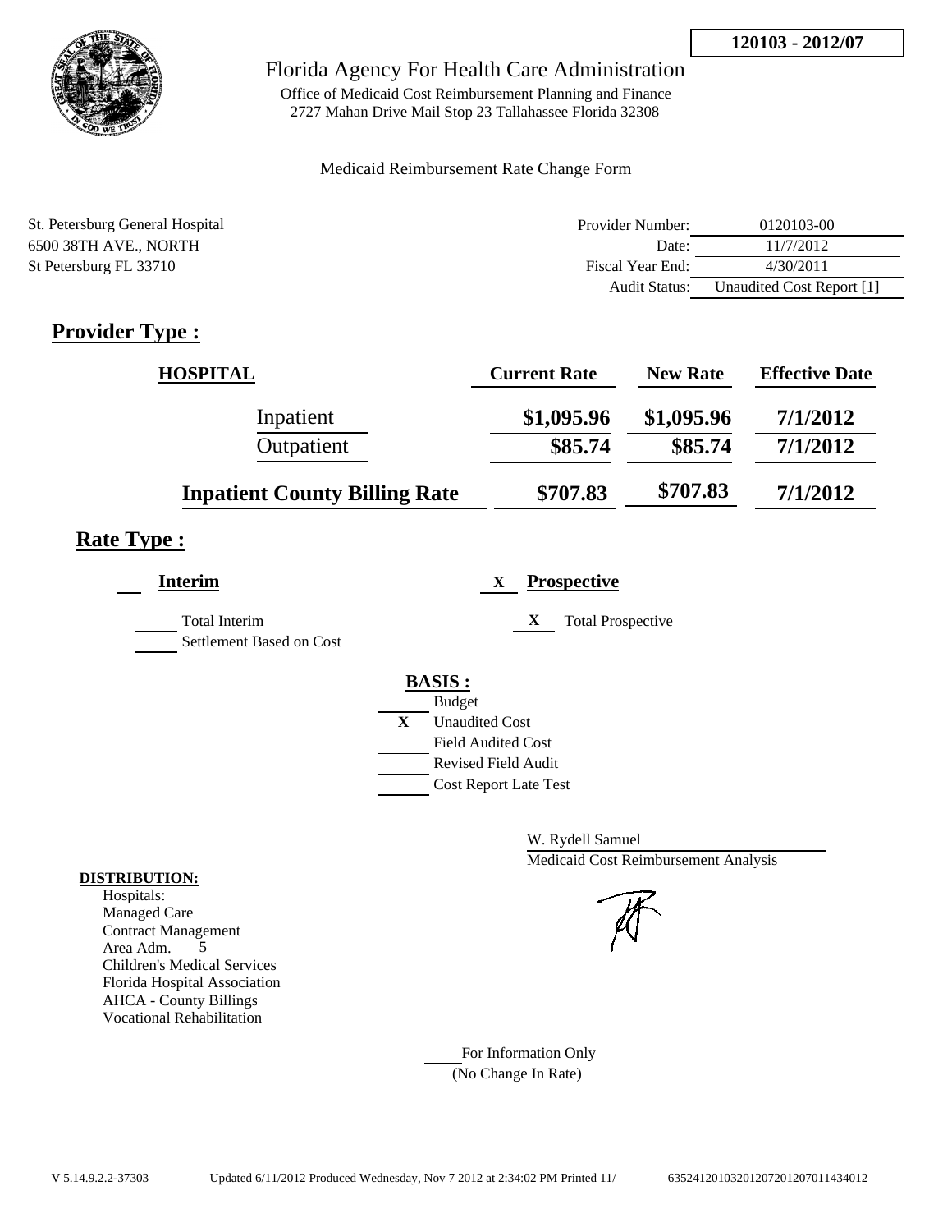**120103 - 2012/07**

Florida Agency For Health Care Administration

Office of Medicaid Cost Reimbursement Planning and Finance
2727 Mahan Drive Mail Stop 23 Tallahassee Florida 32308

Medicaid Reimbursement Rate Change Form

St. Petersburg General Hospital
6500 38TH AVE., NORTH
St Petersburg FL 33710

| | |
|---|---|
| Provider Number: | 0120103-00 |
| Date: | 11/7/2012 |
| Fiscal Year End: | 4/30/2011 |
| Audit Status: | Unaudited Cost Report [1] |

## Provider Type :

| HOSPITAL | Current Rate | New Rate | Effective Date |
|---|---|---|---|
| Inpatient | $1,095.96 | $1,095.96 | 7/1/2012 |
| Outpatient | $85.74 | $85.74 | 7/1/2012 |
| **Inpatient County Billing Rate** | $707.83 | $707.83 | 7/1/2012 |

## Rate Type :

**Interim**

- [ ] Total Interim
- [ ] Settlement Based on Cost

X **Prospective**

- X Total Prospective

**BASIS :**

- [ ] Budget
- X Unaudited Cost
- [ ] Field Audited Cost
- [ ] Revised Field Audit
- [ ] Cost Report Late Test

W. Rydell Samuel
Medicaid Cost Reimbursement Analysis

**DISTRIBUTION:**

Hospitals:
Managed Care
Contract Management
Area Adm. 5
Children's Medical Services
Florida Hospital Association
AHCA - County Billings
Vocational Rehabilitation

For Information Only
(No Change In Rate)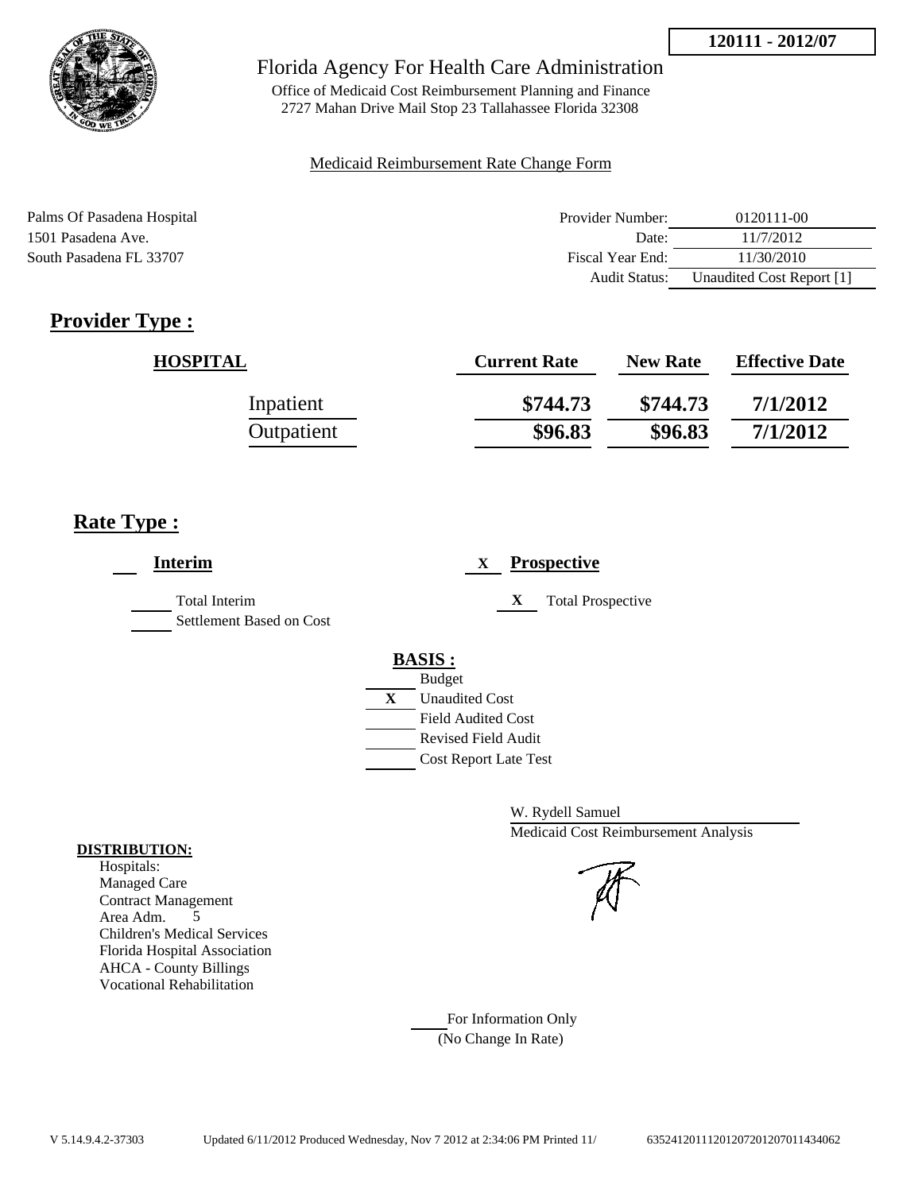120111 - 2012/07

# Florida Agency For Health Care Administration

Office of Medicaid Cost Reimbursement Planning and Finance
2727 Mahan Drive Mail Stop 23 Tallahassee Florida 32308

Medicaid Reimbursement Rate Change Form

Palms Of Pasadena Hospital
1501 Pasadena Ave.
South Pasadena FL 33707

| | |
|---|---|
| Provider Number: | 0120111-00 |
| Date: | 11/7/2012 |
| Fiscal Year End: | 11/30/2010 |
| Audit Status: | Unaudited Cost Report [1] |

## Provider Type :

| HOSPITAL | Current Rate | New Rate | Effective Date |
|---|---|---|---|
| Inpatient | $744.73 | $744.73 | 7/1/2012 |
| Outpatient | $96.83 | $96.83 | 7/1/2012 |

## Rate Type :

___ **Interim**

___ Total Interim
___ Settlement Based on Cost

X **Prospective**

X Total Prospective

**BASIS :**

___ Budget
X Unaudited Cost
___ Field Audited Cost
___ Revised Field Audit
___ Cost Report Late Test

W. Rydell Samuel
Medicaid Cost Reimbursement Analysis

**DISTRIBUTION:**
Hospitals:
Managed Care
Contract Management
Area Adm. 5
Children's Medical Services
Florida Hospital Association
AHCA - County Billings
Vocational Rehabilitation

___ For Information Only
(No Change In Rate)

V 5.14.9.4.2-37303 Updated 6/11/2012 Produced Wednesday, Nov 7 2012 at 2:34:06 PM Printed 11/ 635241201112012072012070114340​62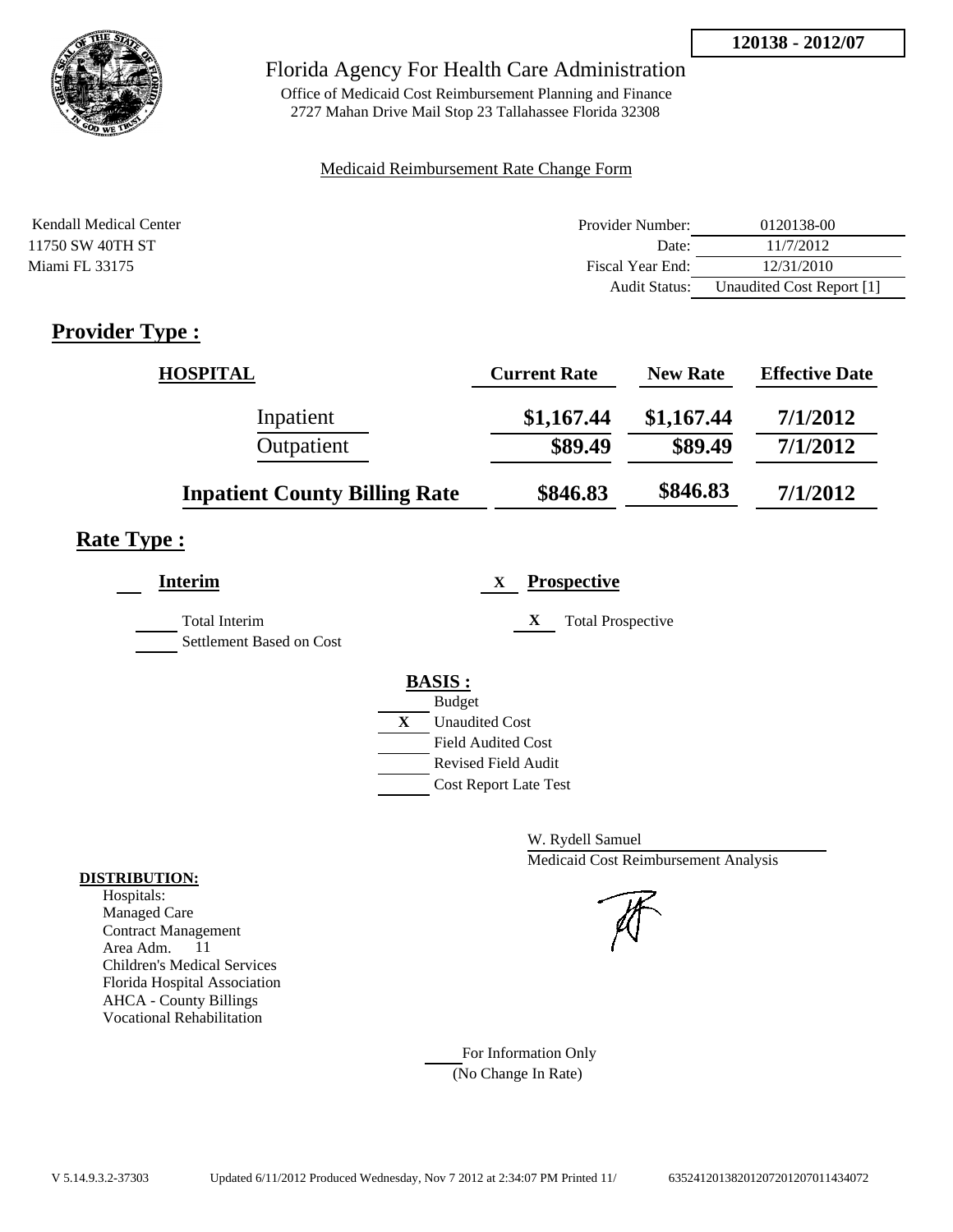**120138 - 2012/07**

Florida Agency For Health Care Administration

Office of Medicaid Cost Reimbursement Planning and Finance
2727 Mahan Drive Mail Stop 23 Tallahassee Florida 32308

Medicaid Reimbursement Rate Change Form

Kendall Medical Center
11750 SW 40TH ST
Miami FL 33175

| | |
|---|---|
| Provider Number: | 0120138-00 |
| Date: | 11/7/2012 |
| Fiscal Year End: | 12/31/2010 |
| Audit Status: | Unaudited Cost Report [1] |

## Provider Type :

| HOSPITAL | Current Rate | New Rate | Effective Date |
|---|---|---|---|
| Inpatient | $1,167.44 | $1,167.44 | 7/1/2012 |
| Outpatient | $89.49 | $89.49 | 7/1/2012 |
| **Inpatient County Billing Rate** | **$846.83** | **$846.83** | **7/1/2012** |

## Rate Type :

**Interim**

Total Interim
Settlement Based on Cost

X **Prospective**

X Total Prospective

**BASIS :**

Budget
X Unaudited Cost
Field Audited Cost
Revised Field Audit
Cost Report Late Test

W. Rydell Samuel
Medicaid Cost Reimbursement Analysis

**DISTRIBUTION:**

Hospitals:
Managed Care
Contract Management
Area Adm. 11
Children's Medical Services
Florida Hospital Association
AHCA - County Billings
Vocational Rehabilitation

For Information Only
(No Change In Rate)

V 5.14.9.3.2-37303 Updated 6/11/2012 Produced Wednesday, Nov 7 2012 at 2:34:07 PM Printed 11/ 635241201382012072012070114340​72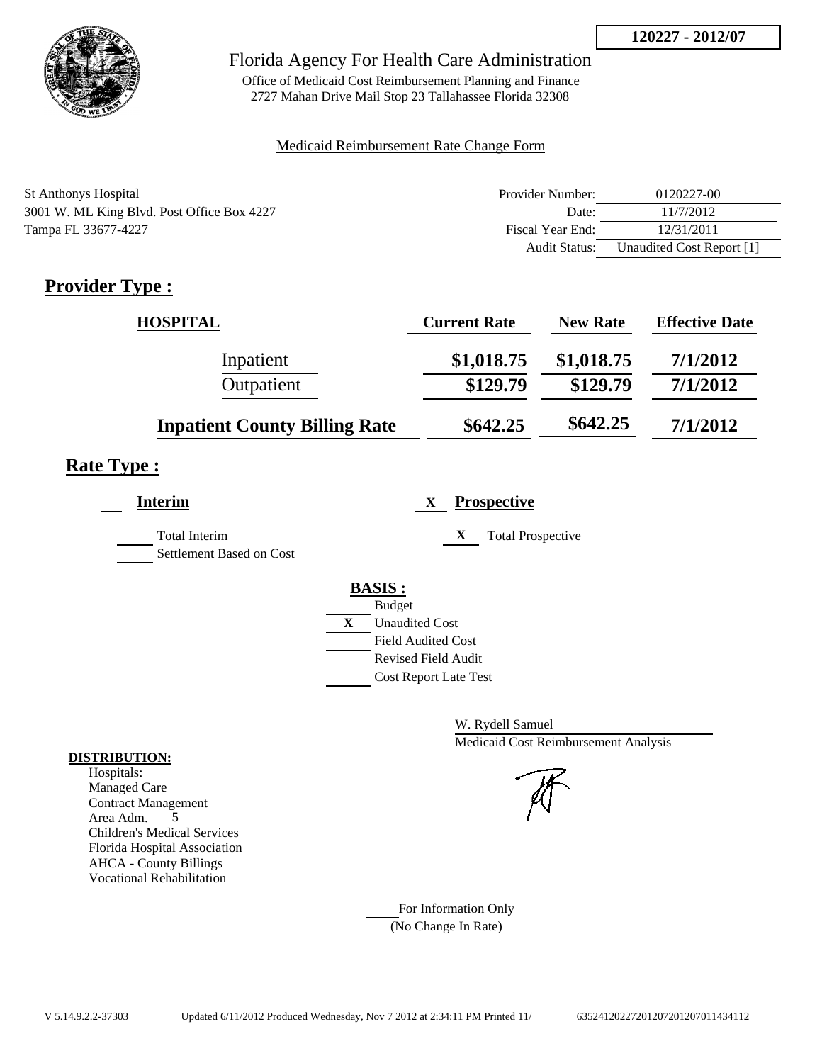**120227 - 2012/07**

# Florida Agency For Health Care Administration

Office of Medicaid Cost Reimbursement Planning and Finance
2727 Mahan Drive Mail Stop 23 Tallahassee Florida 32308

Medicaid Reimbursement Rate Change Form

St Anthonys Hospital
3001 W. ML King Blvd. Post Office Box 4227
Tampa FL 33677-4227

| | |
|---|---|
| Provider Number: | 0120227-00 |
| Date: | 11/7/2012 |
| Fiscal Year End: | 12/31/2011 |
| Audit Status: | Unaudited Cost Report [1] |

## Provider Type :

| HOSPITAL | Current Rate | New Rate | Effective Date |
|---|---|---|---|
| Inpatient | $1,018.75 | $1,018.75 | 7/1/2012 |
| Outpatient | $129.79 | $129.79 | 7/1/2012 |
| **Inpatient County Billing Rate** | $642.25 | $642.25 | 7/1/2012 |

## Rate Type :

___ **Interim**

___ Total Interim

___ Settlement Based on Cost

X **Prospective**

X Total Prospective

**BASIS :**

___ Budget

X Unaudited Cost

___ Field Audited Cost

___ Revised Field Audit

___ Cost Report Late Test

W. Rydell Samuel
Medicaid Cost Reimbursement Analysis

**DISTRIBUTION:**

Hospitals:
Managed Care
Contract Management
Area Adm. 5
Children's Medical Services
Florida Hospital Association
AHCA - County Billings
Vocational Rehabilitation

___ For Information Only
(No Change In Rate)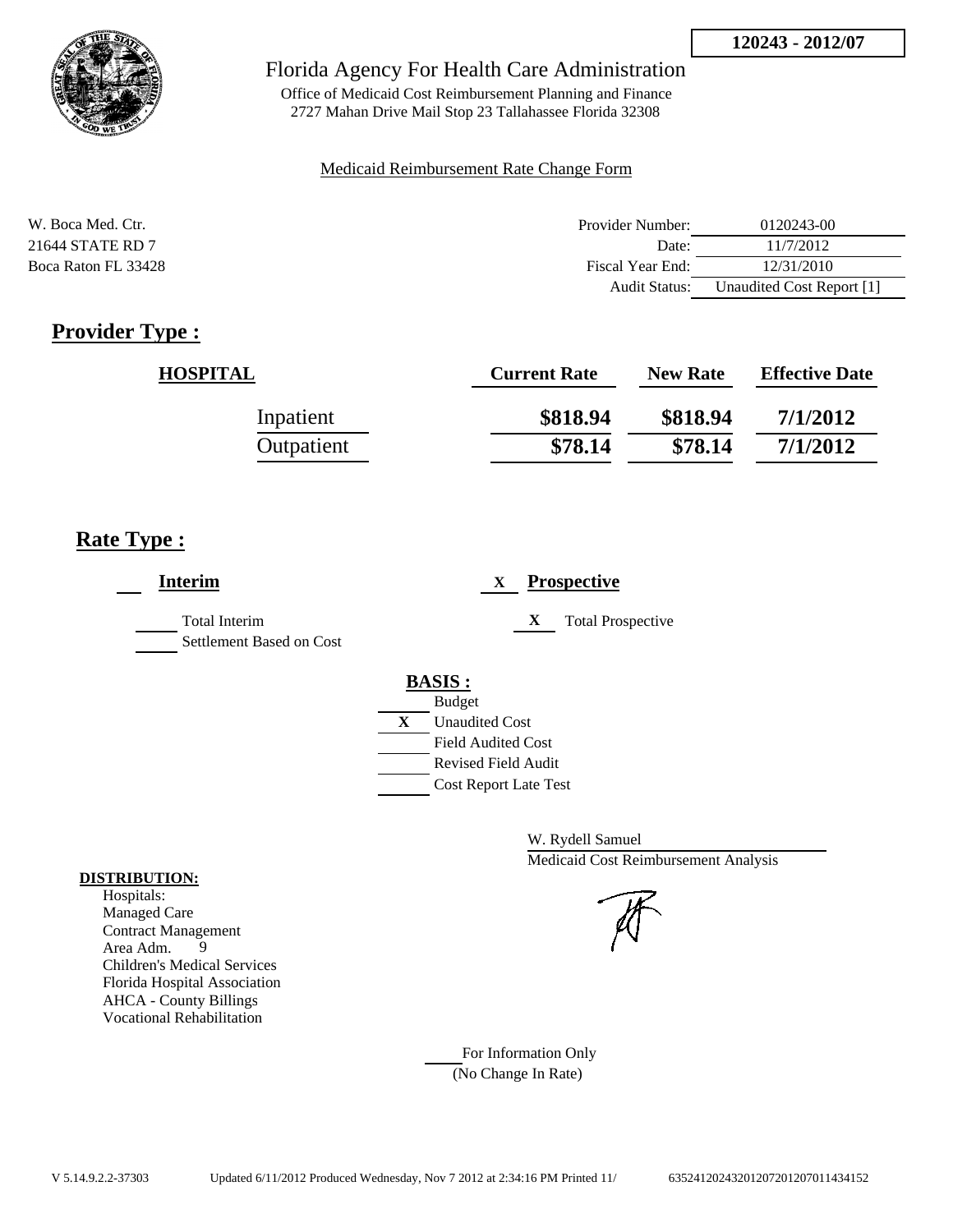120243 - 2012/07

# Florida Agency For Health Care Administration

Office of Medicaid Cost Reimbursement Planning and Finance
2727 Mahan Drive Mail Stop 23 Tallahassee Florida 32308

Medicaid Reimbursement Rate Change Form

W. Boca Med. Ctr.
21644 STATE RD 7
Boca Raton FL 33428

| | |
|---|---|
| Provider Number: | 0120243-00 |
| Date: | 11/7/2012 |
| Fiscal Year End: | 12/31/2010 |
| Audit Status: | Unaudited Cost Report [1] |

## Provider Type :

| HOSPITAL | Current Rate | New Rate | Effective Date |
|---|---|---|---|
| Inpatient | \$818.94 | \$818.94 | 7/1/2012 |
| Outpatient | \$78.14 | \$78.14 | 7/1/2012 |

## Rate Type :

___ **Interim**

___ Total Interim
___ Settlement Based on Cost

X **Prospective**

X Total Prospective

**BASIS :**

___ Budget
X Unaudited Cost
___ Field Audited Cost
___ Revised Field Audit
___ Cost Report Late Test

W. Rydell Samuel
Medicaid Cost Reimbursement Analysis

**DISTRIBUTION:**
Hospitals:
Managed Care
Contract Management
Area Adm. 9
Children's Medical Services
Florida Hospital Association
AHCA - County Billings
Vocational Rehabilitation

___ For Information Only
(No Change In Rate)

V 5.14.9.2.2-37303 Updated 6/11/2012 Produced Wednesday, Nov 7 2012 at 2:34:16 PM Printed 11/ 635241202432012072012070114341​52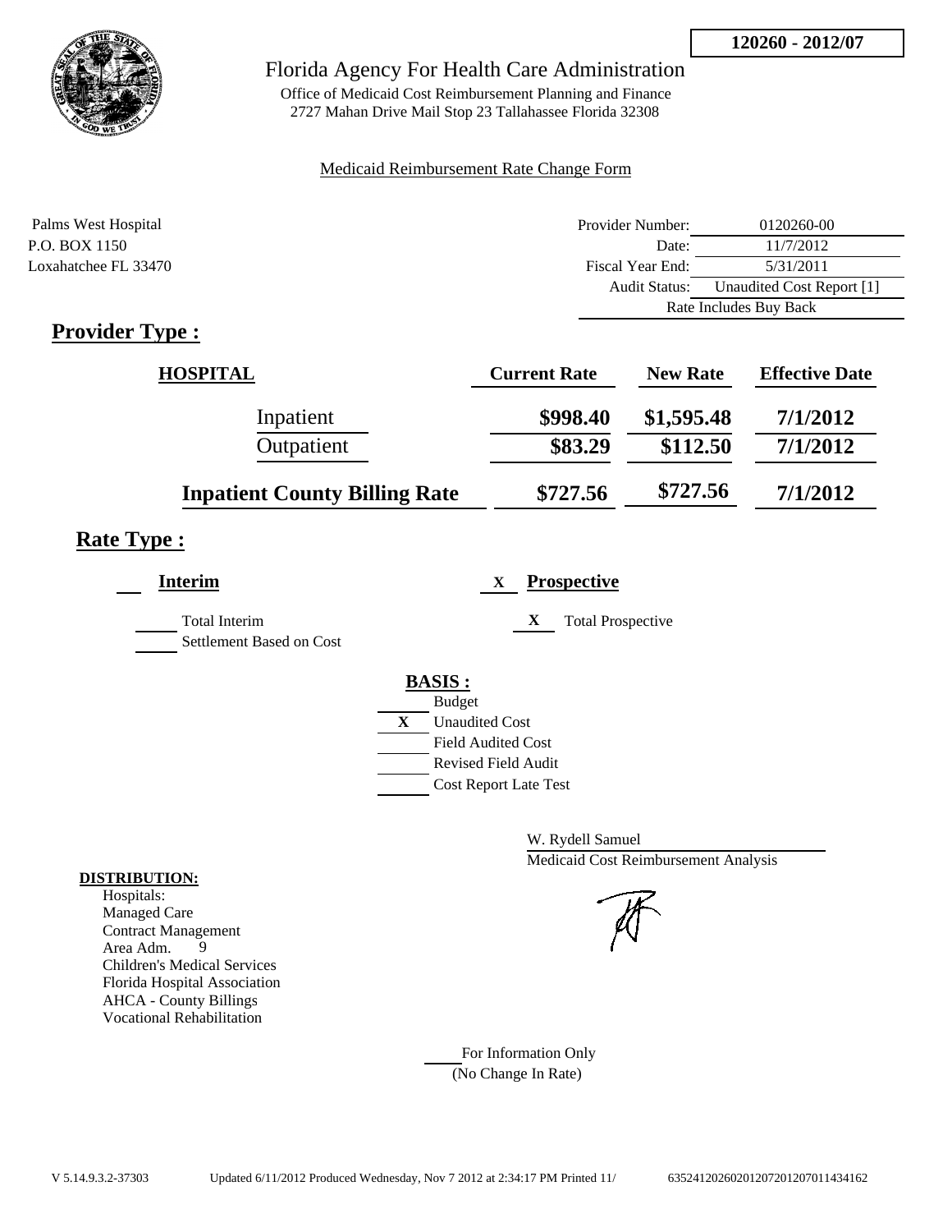**120260 - 2012/07**

Florida Agency For Health Care Administration

Office of Medicaid Cost Reimbursement Planning and Finance
2727 Mahan Drive Mail Stop 23 Tallahassee Florida 32308

Medicaid Reimbursement Rate Change Form

Palms West Hospital
P.O. BOX 1150
Loxahatchee FL 33470

| | |
|---|---|
| Provider Number: | 0120260-00 |
| Date: | 11/7/2012 |
| Fiscal Year End: | 5/31/2011 |
| Audit Status: | Unaudited Cost Report [1] |
| | Rate Includes Buy Back |

## Provider Type :

| HOSPITAL | Current Rate | New Rate | Effective Date |
|---|---|---|---|
| Inpatient | \$998.40 | \$1,595.48 | 7/1/2012 |
| Outpatient | \$83.29 | \$112.50 | 7/1/2012 |
| Inpatient County Billing Rate | \$727.56 | \$727.56 | 7/1/2012 |

## Rate Type :

**Interim**

- Total Interim
- Settlement Based on Cost

X **Prospective**

- X Total Prospective

**BASIS :**

- Budget
- X Unaudited Cost
- Field Audited Cost
- Revised Field Audit
- Cost Report Late Test

W. Rydell Samuel
Medicaid Cost Reimbursement Analysis

**DISTRIBUTION:**

Hospitals:
Managed Care
Contract Management
Area Adm. 9
Children's Medical Services
Florida Hospital Association
AHCA - County Billings
Vocational Rehabilitation

For Information Only
(No Change In Rate)

V 5.14.9.3.2-37303 Updated 6/11/2012 Produced Wednesday, Nov 7 2012 at 2:34:17 PM Printed 11/ 635241202602012072012070114341​62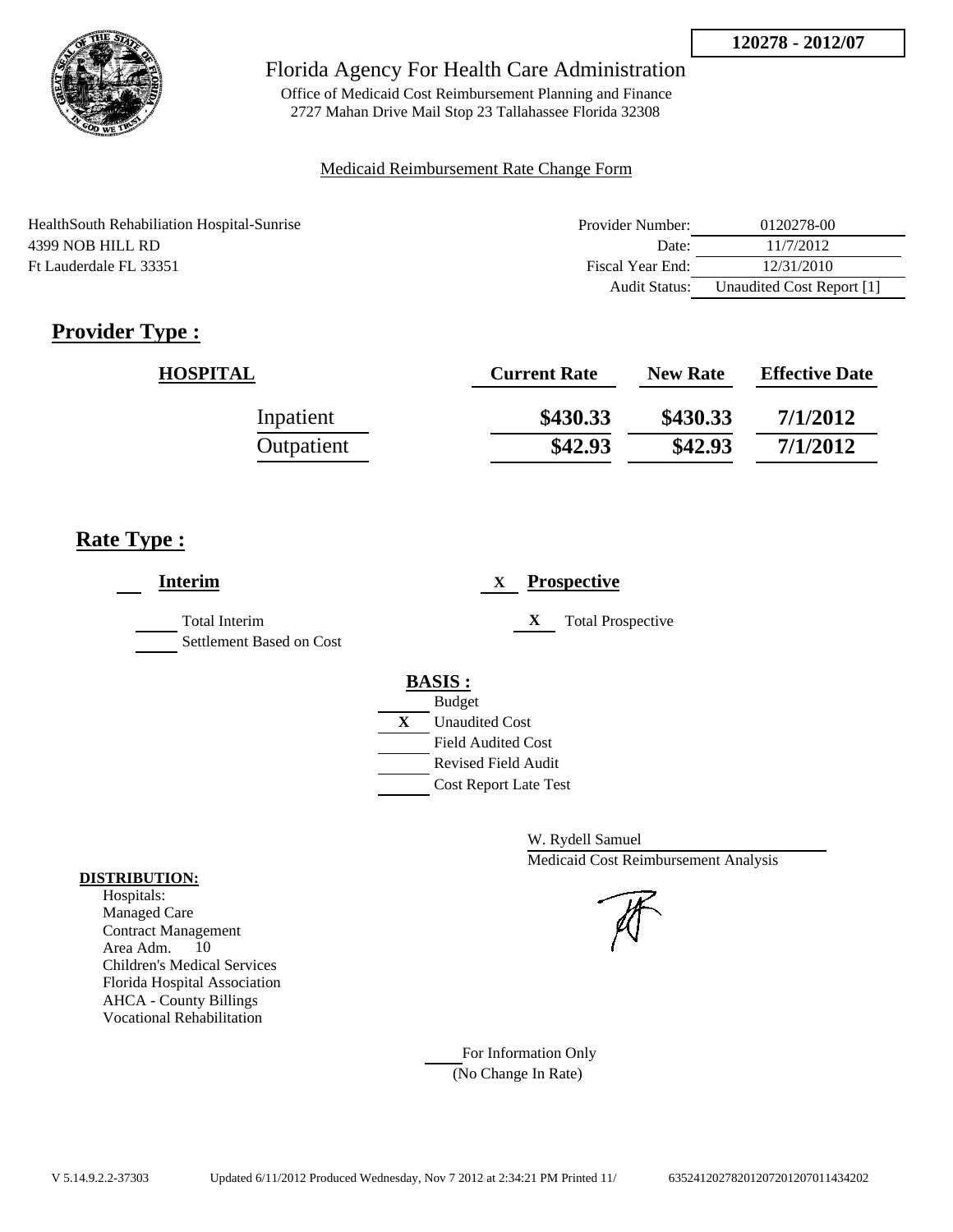**120278 - 2012/07**

Florida Agency For Health Care Administration

Office of Medicaid Cost Reimbursement Planning and Finance
2727 Mahan Drive Mail Stop 23 Tallahassee Florida 32308

Medicaid Reimbursement Rate Change Form

HealthSouth Rehabiliation Hospital-Sunrise
4399 NOB HILL RD
Ft Lauderdale FL 33351

| | |
|---|---|
| Provider Number: | 0120278-00 |
| Date: | 11/7/2012 |
| Fiscal Year End: | 12/31/2010 |
| Audit Status: | Unaudited Cost Report [1] |

## Provider Type :

| HOSPITAL | Current Rate | New Rate | Effective Date |
|---|---|---|---|
| Inpatient | $430.33 | $430.33 | 7/1/2012 |
| Outpatient | $42.93 | $42.93 | 7/1/2012 |

## Rate Type :

___ **Interim**

___ Total Interim
___ Settlement Based on Cost

X **Prospective**

X Total Prospective

**BASIS :**
___ Budget
X Unaudited Cost
___ Field Audited Cost
___ Revised Field Audit
___ Cost Report Late Test

W. Rydell Samuel
Medicaid Cost Reimbursement Analysis

**DISTRIBUTION:**
Hospitals:
Managed Care
Contract Management
Area Adm. 10
Children's Medical Services
Florida Hospital Association
AHCA - County Billings
Vocational Rehabilitation

___ For Information Only
(No Change In Rate)

V 5.14.9.2.2-37303 Updated 6/11/2012 Produced Wednesday, Nov 7 2012 at 2:34:21 PM Printed 11/ 635241202782012072012070114342O2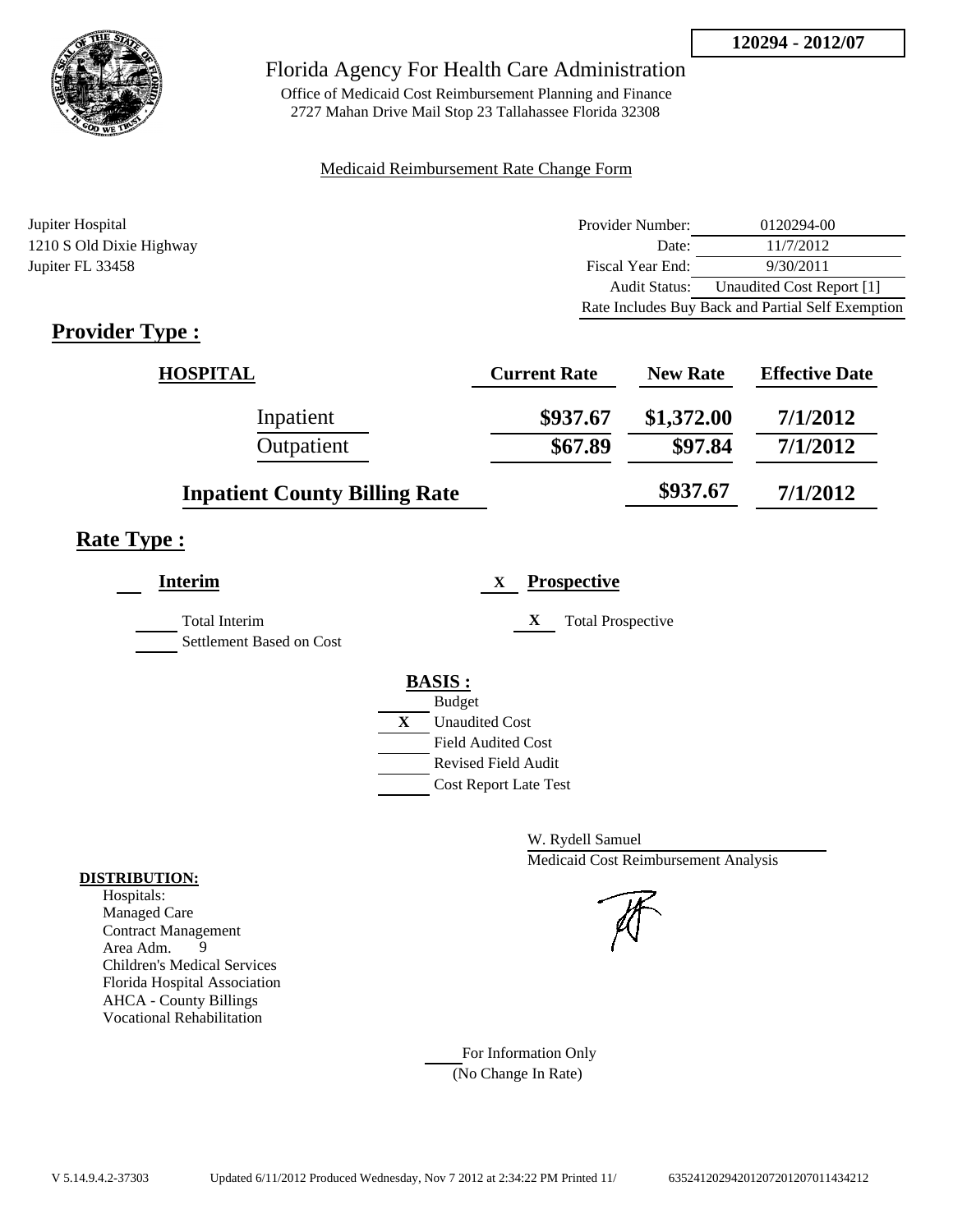120294 - 2012/07

# Florida Agency For Health Care Administration

Office of Medicaid Cost Reimbursement Planning and Finance
2727 Mahan Drive Mail Stop 23 Tallahassee Florida 32308

Medicaid Reimbursement Rate Change Form

Jupiter Hospital
1210 S Old Dixie Highway
Jupiter FL 33458

| | |
|---|---|
| Provider Number: | 0120294-00 |
| Date: | 11/7/2012 |
| Fiscal Year End: | 9/30/2011 |
| Audit Status: | Unaudited Cost Report [1] |
| Rate Includes Buy Back and Partial Self Exemption | |

## Provider Type :

| HOSPITAL | Current Rate | New Rate | Effective Date |
|---|---|---|---|
| Inpatient | $937.67 | $1,372.00 | 7/1/2012 |
| Outpatient | $67.89 | $97.84 | 7/1/2012 |
| Inpatient County Billing Rate | | $937.67 | 7/1/2012 |

## Rate Type :

**Interim**

\_\_\_ Total Interim
\_\_\_ Settlement Based on Cost

X **Prospective**

X Total Prospective

**BASIS :**

- \_\_\_ Budget
- X Unaudited Cost
- \_\_\_ Field Audited Cost
- \_\_\_ Revised Field Audit
- \_\_\_ Cost Report Late Test

W. Rydell Samuel
Medicaid Cost Reimbursement Analysis

**DISTRIBUTION:**

Hospitals:
Managed Care
Contract Management
Area Adm. 9
Children's Medical Services
Florida Hospital Association
AHCA - County Billings
Vocational Rehabilitation

\_\_\_ For Information Only
(No Change In Rate)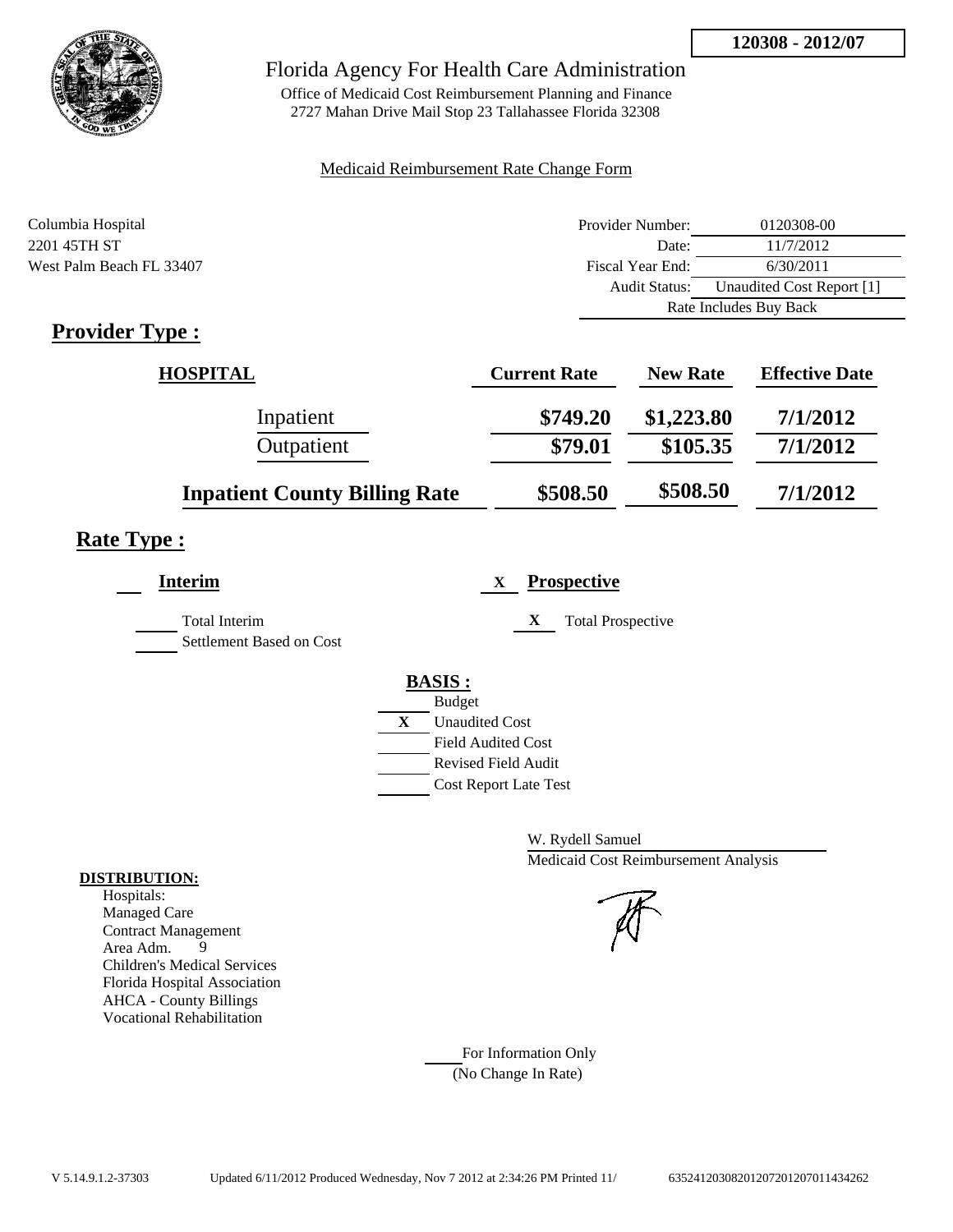**120308 - 2012/07**

# Florida Agency For Health Care Administration

Office of Medicaid Cost Reimbursement Planning and Finance
2727 Mahan Drive Mail Stop 23 Tallahassee Florida 32308

Medicaid Reimbursement Rate Change Form

Columbia Hospital
2201 45TH ST
West Palm Beach FL 33407

| | |
|---|---|
| Provider Number: | 0120308-00 |
| Date: | 11/7/2012 |
| Fiscal Year End: | 6/30/2011 |
| Audit Status: | Unaudited Cost Report [1] |
| | Rate Includes Buy Back |

## Provider Type :

| HOSPITAL | Current Rate | New Rate | Effective Date |
|---|---|---|---|
| Inpatient | $749.20 | $1,223.80 | 7/1/2012 |
| Outpatient | $79.01 | $105.35 | 7/1/2012 |
| **Inpatient County Billing Rate** | $508.50 | $508.50 | 7/1/2012 |

## Rate Type :

**Interim**

- Total Interim
- Settlement Based on Cost

X **Prospective**

- X Total Prospective

**BASIS :**

- Budget
- X Unaudited Cost
- Field Audited Cost
- Revised Field Audit
- Cost Report Late Test

W. Rydell Samuel
Medicaid Cost Reimbursement Analysis

**DISTRIBUTION:**
Hospitals:
Managed Care
Contract Management
Area Adm. 9
Children's Medical Services
Florida Hospital Association
AHCA - County Billings
Vocational Rehabilitation

For Information Only
(No Change In Rate)

V 5.14.9.1.2-37303 Updated 6/11/2012 Produced Wednesday, Nov 7 2012 at 2:34:26 PM Printed 11/ 635241203082012072012070114342​62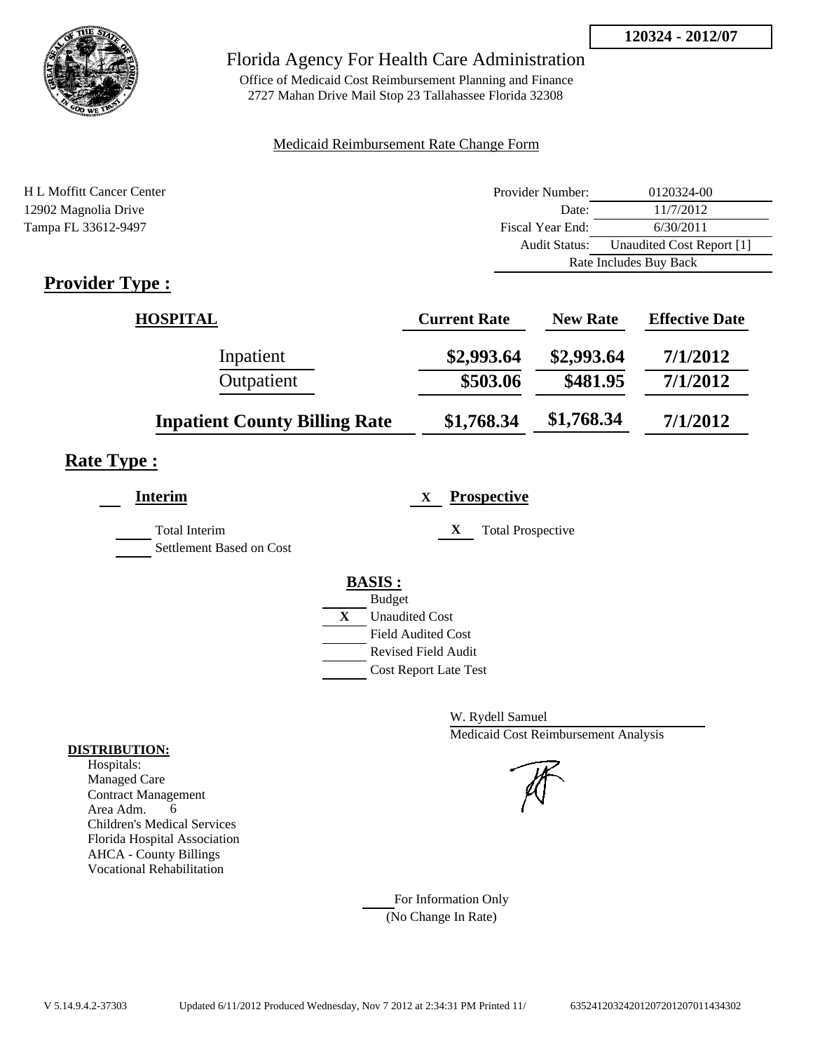**120324 - 2012/07**

# Florida Agency For Health Care Administration

Office of Medicaid Cost Reimbursement Planning and Finance
2727 Mahan Drive Mail Stop 23 Tallahassee Florida 32308

Medicaid Reimbursement Rate Change Form

H L Moffitt Cancer Center
12902 Magnolia Drive
Tampa FL 33612-9497

| | |
|---|---|
| Provider Number: | 0120324-00 |
| Date: | 11/7/2012 |
| Fiscal Year End: | 6/30/2011 |
| Audit Status: | Unaudited Cost Report [1] |
| | Rate Includes Buy Back |

## Provider Type :

| HOSPITAL | Current Rate | New Rate | Effective Date |
|---|---|---|---|
| Inpatient | $2,993.64 | $2,993.64 | 7/1/2012 |
| Outpatient | $503.06 | $481.95 | 7/1/2012 |
| **Inpatient County Billing Rate** | $1,768.34 | $1,768.34 | 7/1/2012 |

## Rate Type :

**Interim**

- Total Interim
- Settlement Based on Cost

X **Prospective**

- X Total Prospective

**BASIS :**

- Budget
- X Unaudited Cost
- Field Audited Cost
- Revised Field Audit
- Cost Report Late Test

W. Rydell Samuel
Medicaid Cost Reimbursement Analysis

**DISTRIBUTION:**
Hospitals:
Managed Care
Contract Management
Area Adm. 6
Children's Medical Services
Florida Hospital Association
AHCA - County Billings
Vocational Rehabilitation

For Information Only
(No Change In Rate)

V 5.14.9.4.2-37303 Updated 6/11/2012 Produced Wednesday, Nov 7 2012 at 2:34:31 PM Printed 11/ 635241203242012072012070114343O2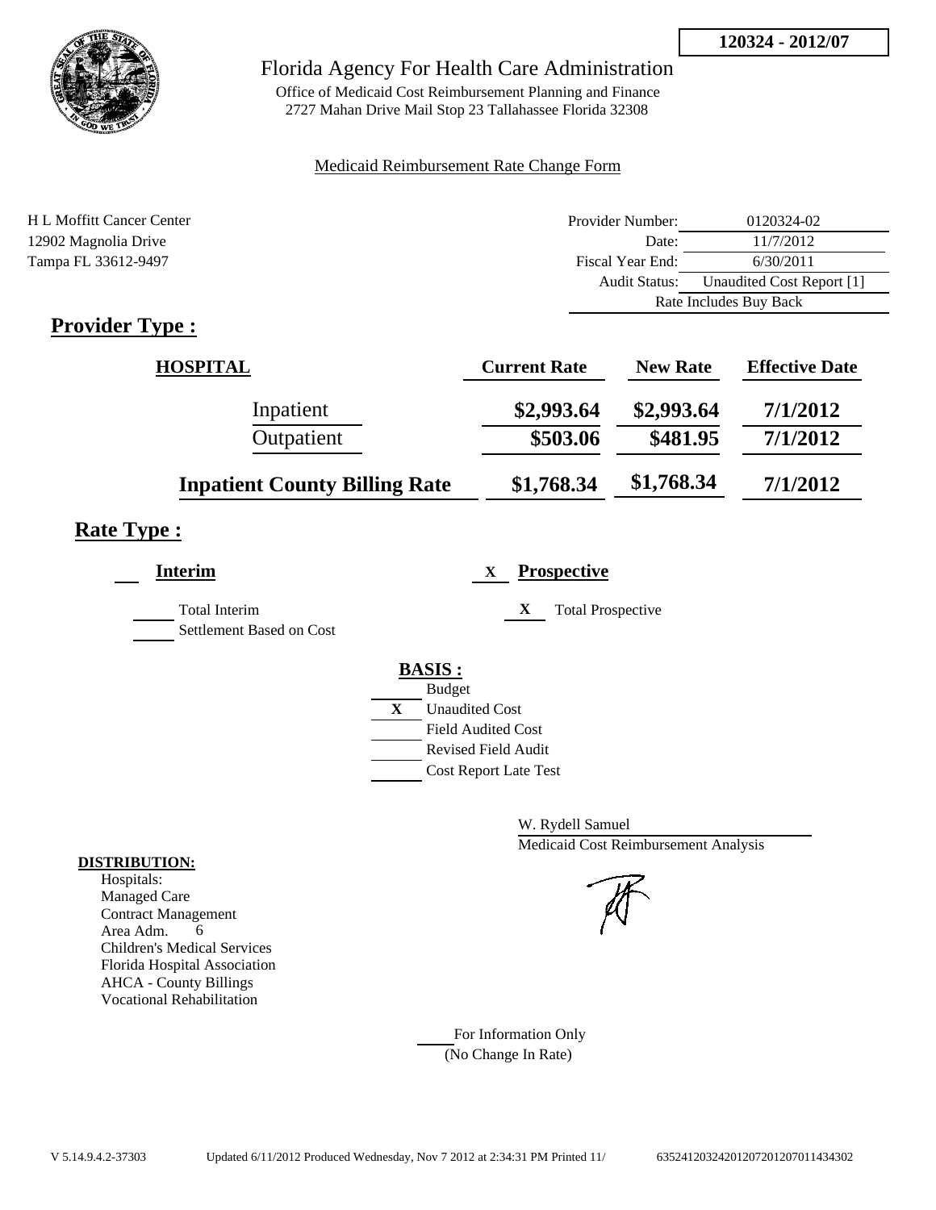**120324 - 2012/07**

# Florida Agency For Health Care Administration

Office of Medicaid Cost Reimbursement Planning and Finance
2727 Mahan Drive Mail Stop 23 Tallahassee Florida 32308

Medicaid Reimbursement Rate Change Form

H L Moffitt Cancer Center
12902 Magnolia Drive
Tampa FL 33612-9497

| | |
|---|---|
| Provider Number: | 0120324-02 |
| Date: | 11/7/2012 |
| Fiscal Year End: | 6/30/2011 |
| Audit Status: | Unaudited Cost Report [1] |
| Rate Includes Buy Back | |

## Provider Type :

| HOSPITAL | Current Rate | New Rate | Effective Date |
|---|---|---|---|
| Inpatient | $2,993.64 | $2,993.64 | 7/1/2012 |
| Outpatient | $503.06 | $481.95 | 7/1/2012 |
| **Inpatient County Billing Rate** | $1,768.34 | $1,768.34 | 7/1/2012 |

## Rate Type :

**Interim**

- [ ] Total Interim
- [ ] Settlement Based on Cost

X **Prospective**

- [X] Total Prospective

**BASIS :**

- [ ] Budget
- [X] Unaudited Cost
- [ ] Field Audited Cost
- [ ] Revised Field Audit
- [ ] Cost Report Late Test

W. Rydell Samuel
Medicaid Cost Reimbursement Analysis

**DISTRIBUTION:**

Hospitals:
Managed Care
Contract Management
Area Adm. 6
Children's Medical Services
Florida Hospital Association
AHCA - County Billings
Vocational Rehabilitation

For Information Only
(No Change In Rate)

V 5.14.9.4.2-37303 Updated 6/11/2012 Produced Wednesday, Nov 7 2012 at 2:34:31 PM Printed 11/ 635241203242012072012070114343 02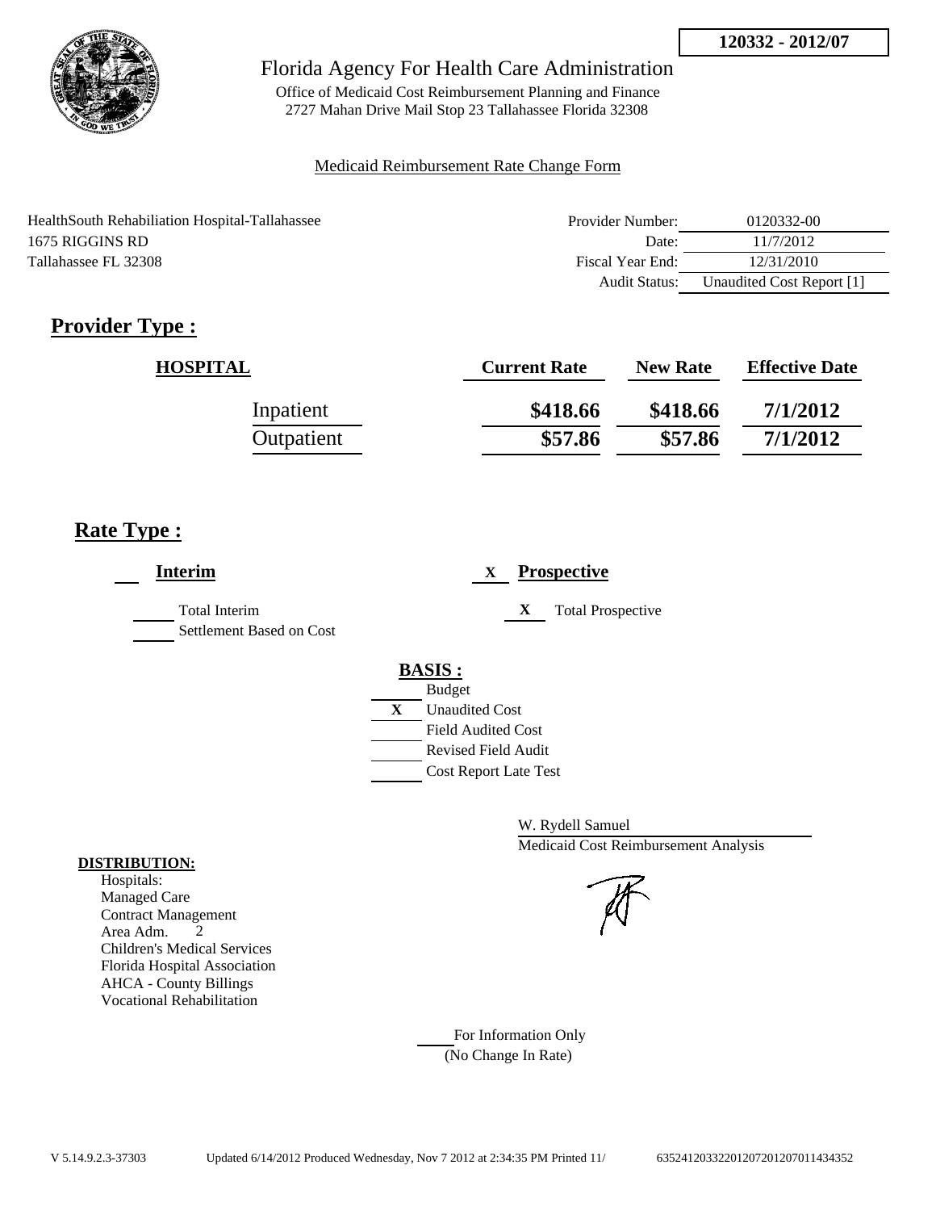**120332 - 2012/07**

# Florida Agency For Health Care Administration

Office of Medicaid Cost Reimbursement Planning and Finance
2727 Mahan Drive Mail Stop 23 Tallahassee Florida 32308

Medicaid Reimbursement Rate Change Form

HealthSouth Rehabiliation Hospital-Tallahassee
1675 RIGGINS RD
Tallahassee FL 32308

| | |
|---|---|
| Provider Number: | 0120332-00 |
| Date: | 11/7/2012 |
| Fiscal Year End: | 12/31/2010 |
| Audit Status: | Unaudited Cost Report [1] |

## Provider Type :

| HOSPITAL | Current Rate | New Rate | Effective Date |
|---|---|---|---|
| Inpatient | $418.66 | $418.66 | 7/1/2012 |
| Outpatient | $57.86 | $57.86 | 7/1/2012 |

## Rate Type :

___ **Interim**

___ Total Interim
___ Settlement Based on Cost

X **Prospective**

X Total Prospective

**BASIS :**

___ Budget
X Unaudited Cost
___ Field Audited Cost
___ Revised Field Audit
___ Cost Report Late Test

W. Rydell Samuel
Medicaid Cost Reimbursement Analysis

**DISTRIBUTION:**
Hospitals:
Managed Care
Contract Management
Area Adm. 2
Children's Medical Services
Florida Hospital Association
AHCA - County Billings
Vocational Rehabilitation

___ For Information Only
(No Change In Rate)

V 5.14.9.2.3-37303 Updated 6/14/2012 Produced Wednesday, Nov 7 2012 at 2:34:35 PM Printed 11/ 635241203322012072012070114343 52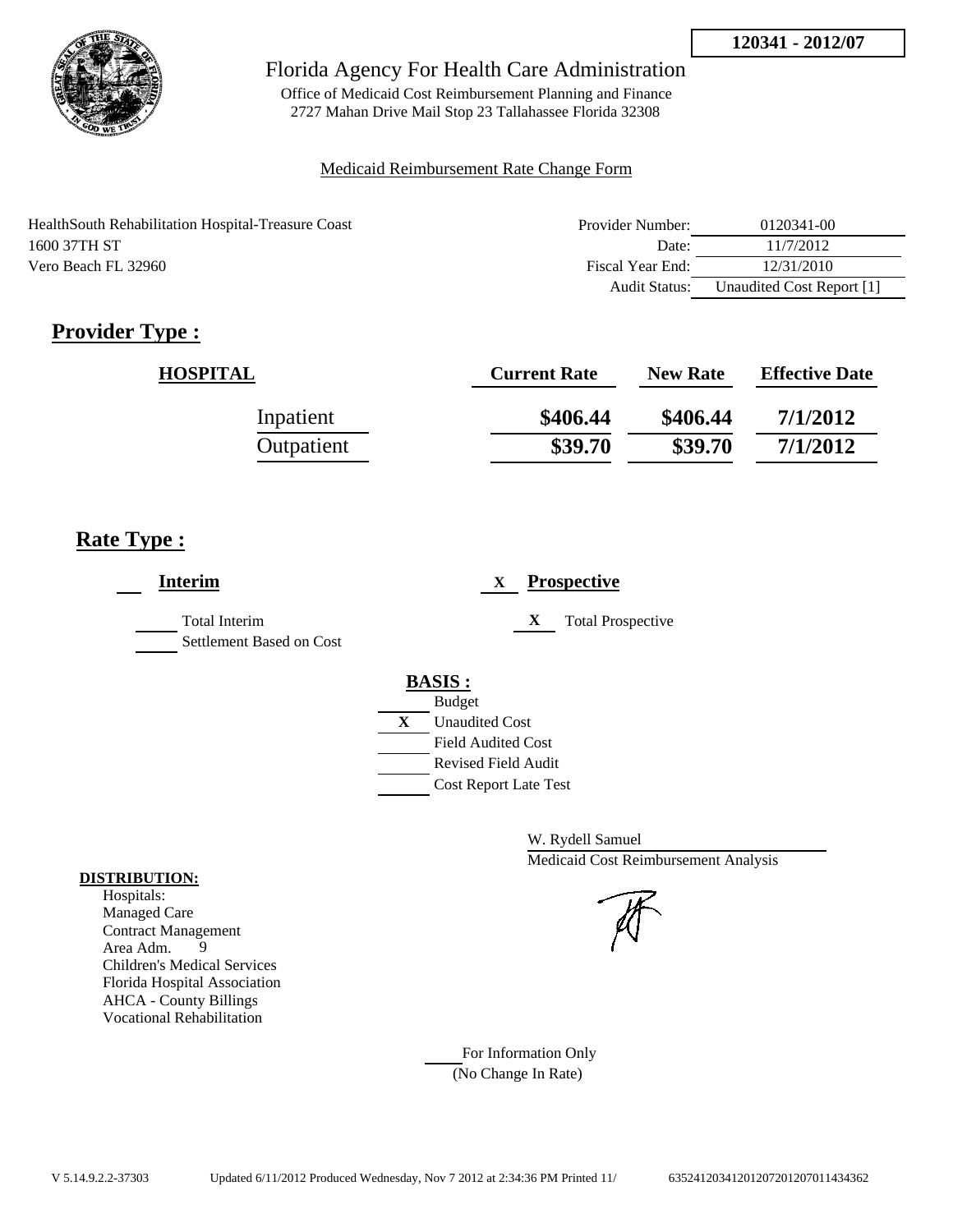**120341 - 2012/07**

# Florida Agency For Health Care Administration

Office of Medicaid Cost Reimbursement Planning and Finance
2727 Mahan Drive Mail Stop 23 Tallahassee Florida 32308

Medicaid Reimbursement Rate Change Form

HealthSouth Rehabilitation Hospital-Treasure Coast
1600 37TH ST
Vero Beach FL 32960

| | |
|---|---|
| Provider Number: | 0120341-00 |
| Date: | 11/7/2012 |
| Fiscal Year End: | 12/31/2010 |
| Audit Status: | Unaudited Cost Report [1] |

## Provider Type :

| HOSPITAL | Current Rate | New Rate | Effective Date |
|---|---|---|---|
| Inpatient | $406.44 | $406.44 | 7/1/2012 |
| Outpatient | $39.70 | $39.70 | 7/1/2012 |

## Rate Type :

___ **Interim**

_____ Total Interim
_____ Settlement Based on Cost

X **Prospective**

X Total Prospective

**BASIS :**

_____ Budget
X Unaudited Cost
_____ Field Audited Cost
_____ Revised Field Audit
_____ Cost Report Late Test

W. Rydell Samuel
Medicaid Cost Reimbursement Analysis

**DISTRIBUTION:**

Hospitals:
Managed Care
Contract Management
Area Adm. 9
Children's Medical Services
Florida Hospital Association
AHCA - County Billings
Vocational Rehabilitation

_____ For Information Only
(No Change In Rate)

V 5.14.9.2.2-37303 Updated 6/11/2012 Produced Wednesday, Nov 7 2012 at 2:34:36 PM Printed 11/ 635241203412012072012070114343 62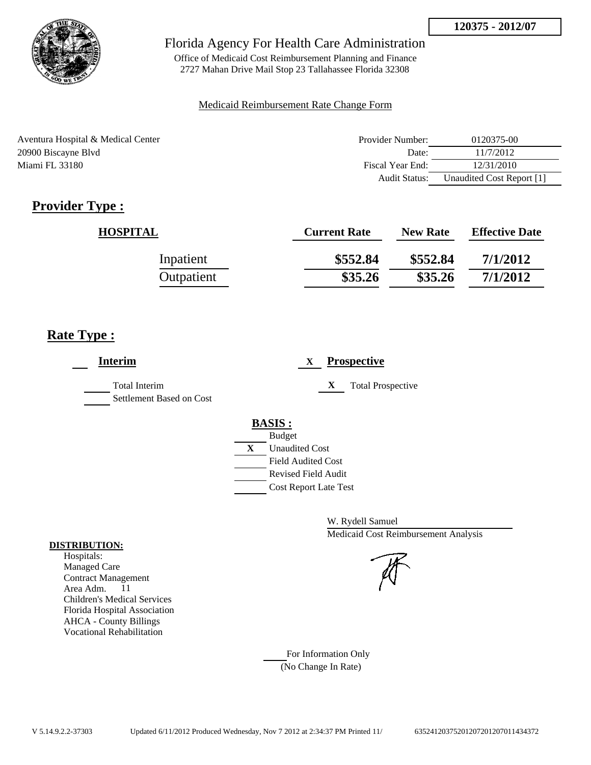**120375 - 2012/07**

# Florida Agency For Health Care Administration

Office of Medicaid Cost Reimbursement Planning and Finance
2727 Mahan Drive Mail Stop 23 Tallahassee Florida 32308

Medicaid Reimbursement Rate Change Form

Aventura Hospital & Medical Center
20900 Biscayne Blvd
Miami FL 33180

| | |
|---|---|
| Provider Number: | 0120375-00 |
| Date: | 11/7/2012 |
| Fiscal Year End: | 12/31/2010 |
| Audit Status: | Unaudited Cost Report [1] |

## Provider Type :

| HOSPITAL | Current Rate | New Rate | Effective Date |
|---|---|---|---|
| Inpatient | \$552.84 | \$552.84 | 7/1/2012 |
| Outpatient | \$35.26 | \$35.26 | 7/1/2012 |

## Rate Type :

___ **Interim**

___ Total Interim
___ Settlement Based on Cost

X **Prospective**

X Total Prospective

**BASIS :**

___ Budget
X Unaudited Cost
___ Field Audited Cost
___ Revised Field Audit
___ Cost Report Late Test

W. Rydell Samuel
Medicaid Cost Reimbursement Analysis

**DISTRIBUTION:**

Hospitals:
Managed Care
Contract Management
Area Adm. 11
Children's Medical Services
Florida Hospital Association
AHCA - County Billings
Vocational Rehabilitation

___ For Information Only
(No Change In Rate)

V 5.14.9.2.2-37303 Updated 6/11/2012 Produced Wednesday, Nov 7 2012 at 2:34:37 PM Printed 11/ 635241203752012072012070114343372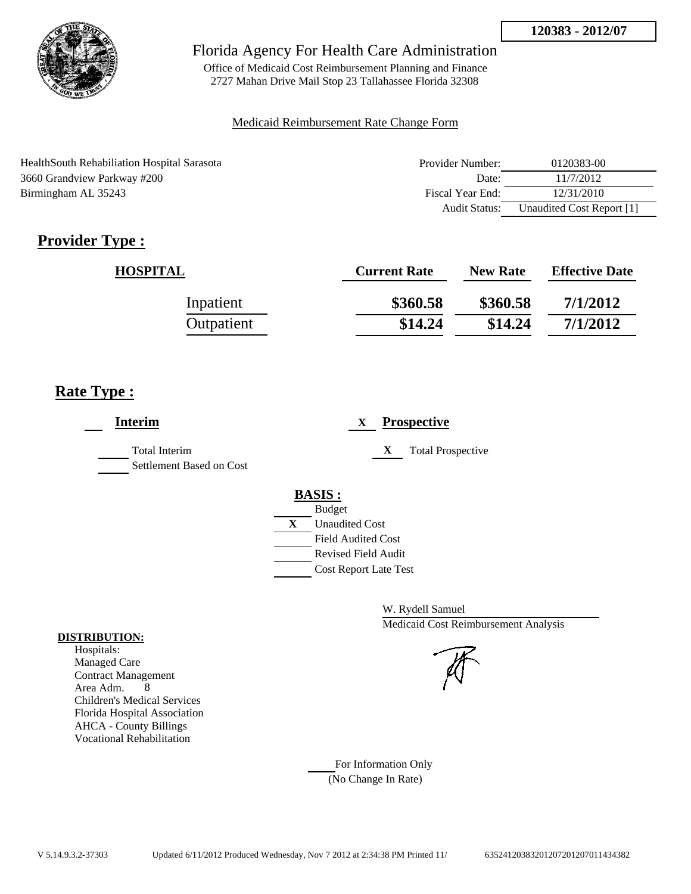**120383 - 2012/07**

# Florida Agency For Health Care Administration

Office of Medicaid Cost Reimbursement Planning and Finance
2727 Mahan Drive Mail Stop 23 Tallahassee Florida 32308

Medicaid Reimbursement Rate Change Form

HealthSouth Rehabiliation Hospital Sarasota
3660 Grandview Parkway #200
Birmingham AL 35243

| | |
|---|---|
| Provider Number: | 0120383-00 |
| Date: | 11/7/2012 |
| Fiscal Year End: | 12/31/2010 |
| Audit Status: | Unaudited Cost Report [1] |

## Provider Type :

| HOSPITAL | Current Rate | New Rate | Effective Date |
|---|---|---|---|
| Inpatient | **$360.58** | **$360.58** | **7/1/2012** |
| Outpatient | **$14.24** | **$14.24** | **7/1/2012** |

## Rate Type :

**Interim**

- Total Interim
- Settlement Based on Cost

X **Prospective**

- X Total Prospective

**BASIS :**

- Budget
- X Unaudited Cost
- Field Audited Cost
- Revised Field Audit
- Cost Report Late Test

W. Rydell Samuel
Medicaid Cost Reimbursement Analysis

**DISTRIBUTION:**
Hospitals:
Managed Care
Contract Management
Area Adm. 8
Children's Medical Services
Florida Hospital Association
AHCA - County Billings
Vocational Rehabilitation

For Information Only
(No Change In Rate)

V 5.14.9.3.2-37303 Updated 6/11/2012 Produced Wednesday, Nov 7 2012 at 2:34:38 PM Printed 11/ 635241203832012072012070114343 82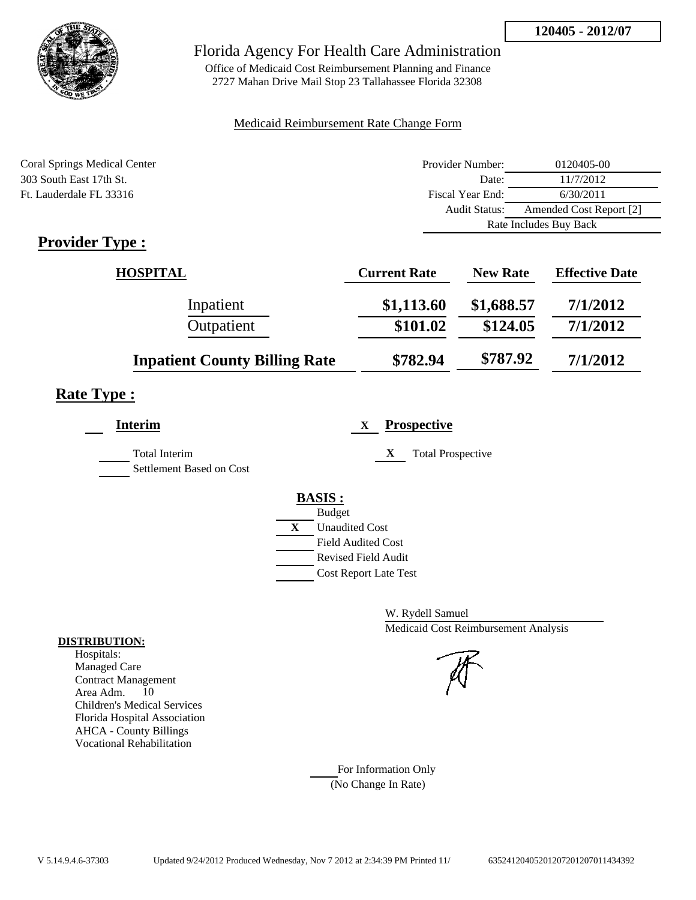**120405 - 2012/07**

# Florida Agency For Health Care Administration

Office of Medicaid Cost Reimbursement Planning and Finance
2727 Mahan Drive Mail Stop 23 Tallahassee Florida 32308

Medicaid Reimbursement Rate Change Form

Coral Springs Medical Center
303 South East 17th St.
Ft. Lauderdale FL 33316

| | |
|---|---|
| Provider Number: | 0120405-00 |
| Date: | 11/7/2012 |
| Fiscal Year End: | 6/30/2011 |
| Audit Status: | Amended Cost Report [2] |
| | Rate Includes Buy Back |

## Provider Type :

| HOSPITAL | Current Rate | New Rate | Effective Date |
|---|---|---|---|
| Inpatient | $1,113.60 | $1,688.57 | 7/1/2012 |
| Outpatient | $101.02 | $124.05 | 7/1/2012 |
| **Inpatient County Billing Rate** | $782.94 | $787.92 | 7/1/2012 |

## Rate Type :

**Interim**

- Total Interim
- Settlement Based on Cost

X **Prospective**

- X Total Prospective

**BASIS :**

- Budget
- X Unaudited Cost
- Field Audited Cost
- Revised Field Audit
- Cost Report Late Test

W. Rydell Samuel
Medicaid Cost Reimbursement Analysis

**DISTRIBUTION:**
Hospitals:
Managed Care
Contract Management
Area Adm. 10
Children's Medical Services
Florida Hospital Association
AHCA - County Billings
Vocational Rehabilitation

For Information Only
(No Change In Rate)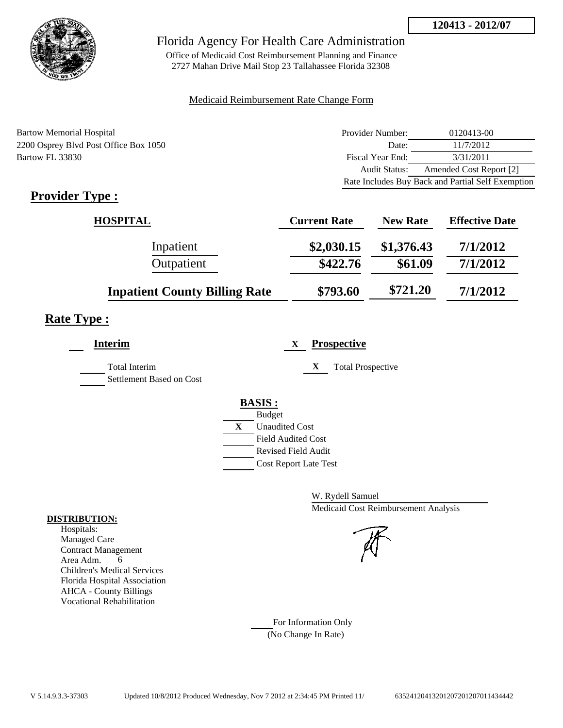**120413 - 2012/07**

Florida Agency For Health Care Administration

Office of Medicaid Cost Reimbursement Planning and Finance
2727 Mahan Drive Mail Stop 23 Tallahassee Florida 32308

Medicaid Reimbursement Rate Change Form

Bartow Memorial Hospital
2200 Osprey Blvd Post Office Box 1050
Bartow FL 33830

| | |
|---|---|
| Provider Number: | 0120413-00 |
| Date: | 11/7/2012 |
| Fiscal Year End: | 3/31/2011 |
| Audit Status: | Amended Cost Report [2] |
| Rate Includes Buy Back and Partial Self Exemption | |

## Provider Type :

| HOSPITAL | Current Rate | New Rate | Effective Date |
|---|---|---|---|
| Inpatient | $2,030.15 | $1,376.43 | 7/1/2012 |
| Outpatient | $422.76 | $61.09 | 7/1/2012 |
| **Inpatient County Billing Rate** | **$793.60** | **$721.20** | **7/1/2012** |

## Rate Type :

**Interim**

- Total Interim
- Settlement Based on Cost

X **Prospective**

- X Total Prospective

**BASIS :**

- Budget
- X Unaudited Cost
- Field Audited Cost
- Revised Field Audit
- Cost Report Late Test

W. Rydell Samuel
Medicaid Cost Reimbursement Analysis

**DISTRIBUTION:**
Hospitals:
Managed Care
Contract Management
Area Adm. 6
Children's Medical Services
Florida Hospital Association
AHCA - County Billings
Vocational Rehabilitation

For Information Only
(No Change In Rate)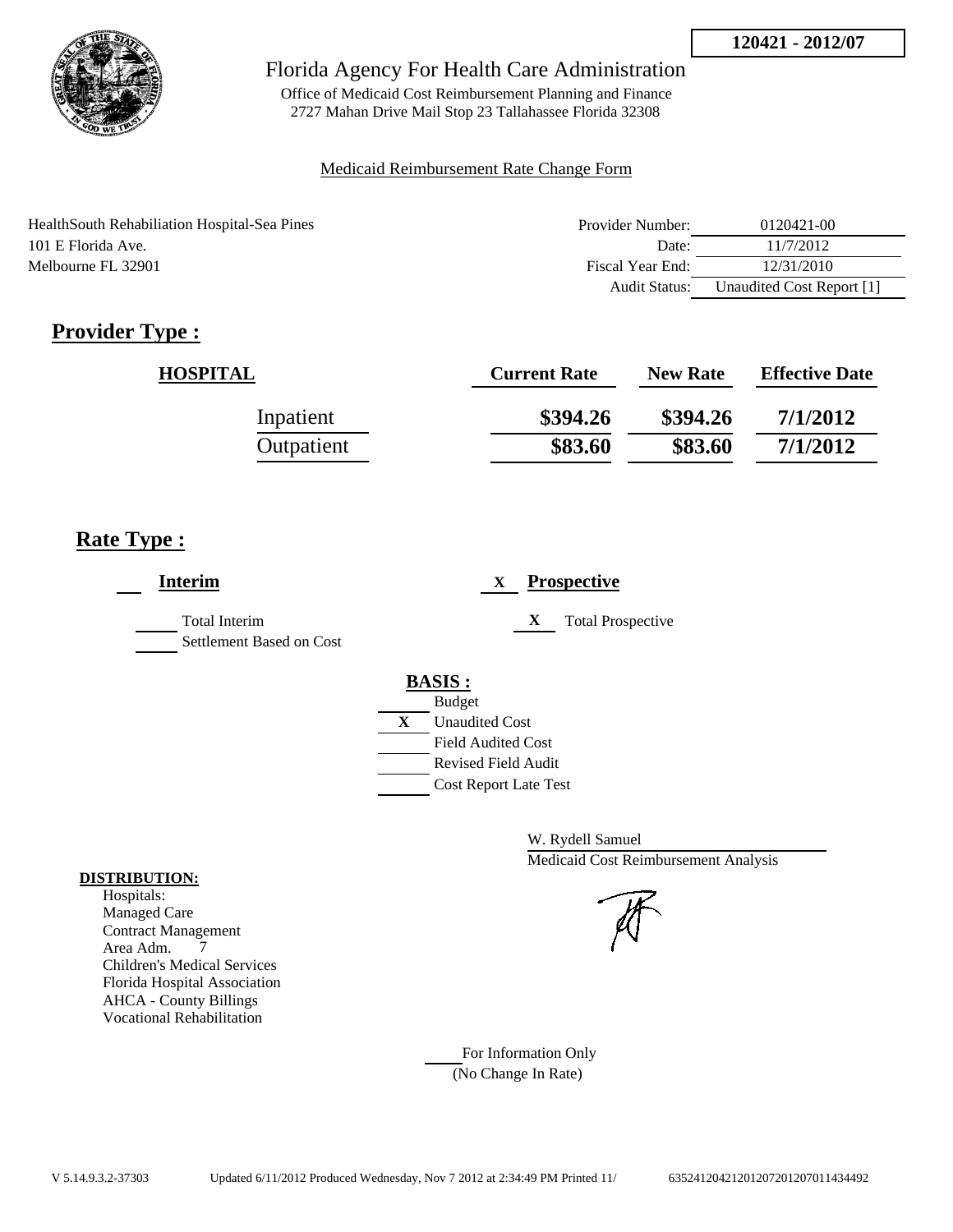**120421 - 2012/07**

Florida Agency For Health Care Administration

Office of Medicaid Cost Reimbursement Planning and Finance
2727 Mahan Drive Mail Stop 23 Tallahassee Florida 32308

Medicaid Reimbursement Rate Change Form

HealthSouth Rehabiliation Hospital-Sea Pines
101 E Florida Ave.
Melbourne FL 32901

| | |
|---|---|
| Provider Number: | 0120421-00 |
| Date: | 11/7/2012 |
| Fiscal Year End: | 12/31/2010 |
| Audit Status: | Unaudited Cost Report [1] |

## Provider Type :

| HOSPITAL | Current Rate | New Rate | Effective Date |
|---|---|---|---|
| Inpatient | \$394.26 | \$394.26 | 7/1/2012 |
| Outpatient | \$83.60 | \$83.60 | 7/1/2012 |

## Rate Type :

___ **Interim**

___ Total Interim
___ Settlement Based on Cost

X **Prospective**

X Total Prospective

**BASIS :**

___ Budget
X Unaudited Cost
___ Field Audited Cost
___ Revised Field Audit
___ Cost Report Late Test

W. Rydell Samuel
Medicaid Cost Reimbursement Analysis

**DISTRIBUTION:**
Hospitals:
Managed Care
Contract Management
Area Adm. 7
Children's Medical Services
Florida Hospital Association
AHCA - County Billings
Vocational Rehabilitation

___ For Information Only
(No Change In Rate)

V 5.14.9.3.2-37303 Updated 6/11/2012 Produced Wednesday, Nov 7 2012 at 2:34:49 PM Printed 11/ 635241204212012072012070114344492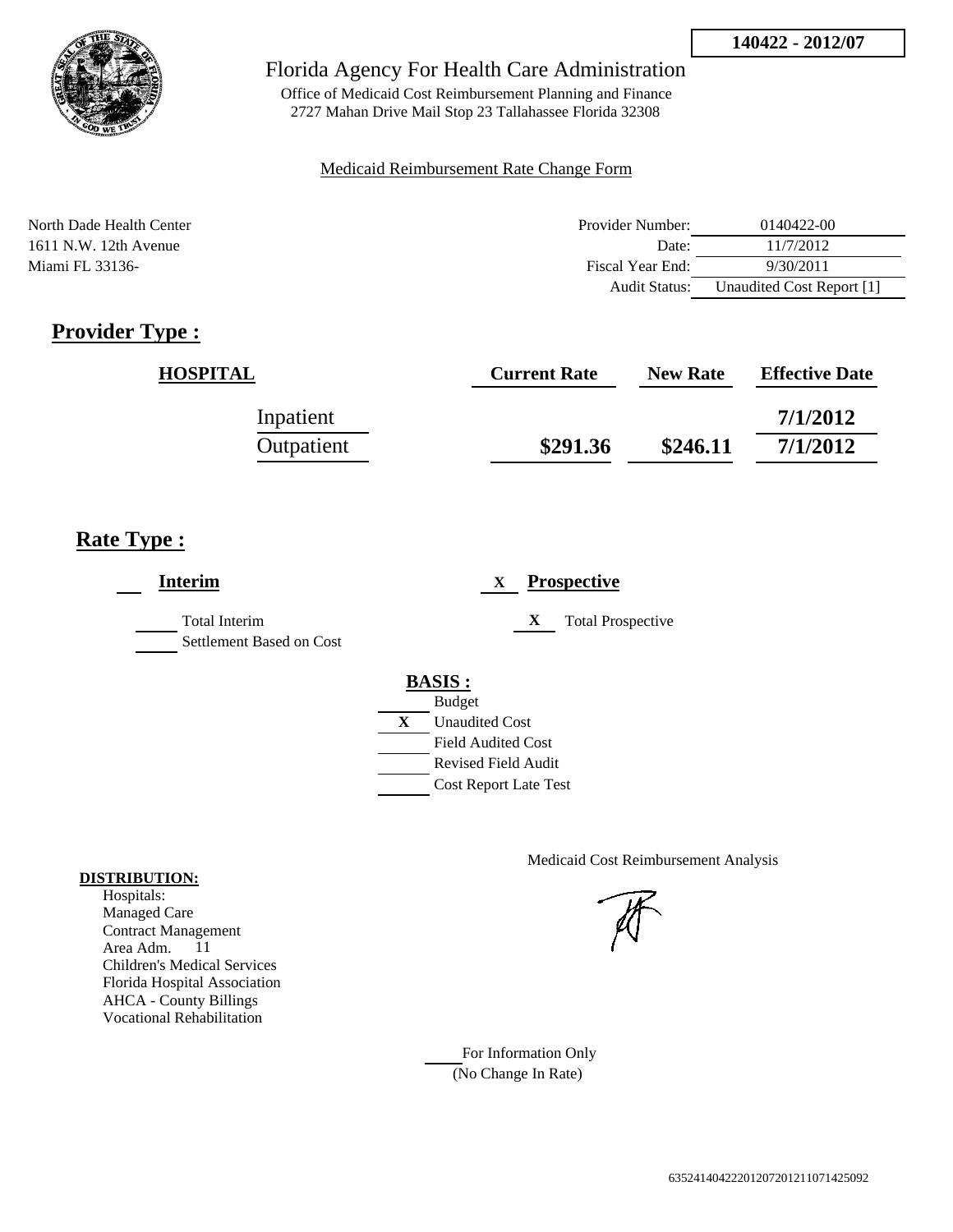**140422 - 2012/07**

# Florida Agency For Health Care Administration

Office of Medicaid Cost Reimbursement Planning and Finance
2727 Mahan Drive Mail Stop 23 Tallahassee Florida 32308

Medicaid Reimbursement Rate Change Form

North Dade Health Center
1611 N.W. 12th Avenue
Miami FL 33136-

| | |
|---|---|
| Provider Number: | 0140422-00 |
| Date: | 11/7/2012 |
| Fiscal Year End: | 9/30/2011 |
| Audit Status: | Unaudited Cost Report [1] |

## Provider Type :

| HOSPITAL | Current Rate | New Rate | Effective Date |
|---|---|---|---|
| Inpatient | | | 7/1/2012 |
| Outpatient | $291.36 | $246.11 | 7/1/2012 |

## Rate Type :

**Interim**

- Total Interim
- Settlement Based on Cost

X **Prospective**

- X Total Prospective

**BASIS :**

- Budget
- X Unaudited Cost
- Field Audited Cost
- Revised Field Audit
- Cost Report Late Test

**DISTRIBUTION:**

Hospitals:
Managed Care
Contract Management
Area Adm. 11
Children's Medical Services
Florida Hospital Association
AHCA - County Billings
Vocational Rehabilitation

Medicaid Cost Reimbursement Analysis

For Information Only
(No Change In Rate)

635241404222012072012110714250​92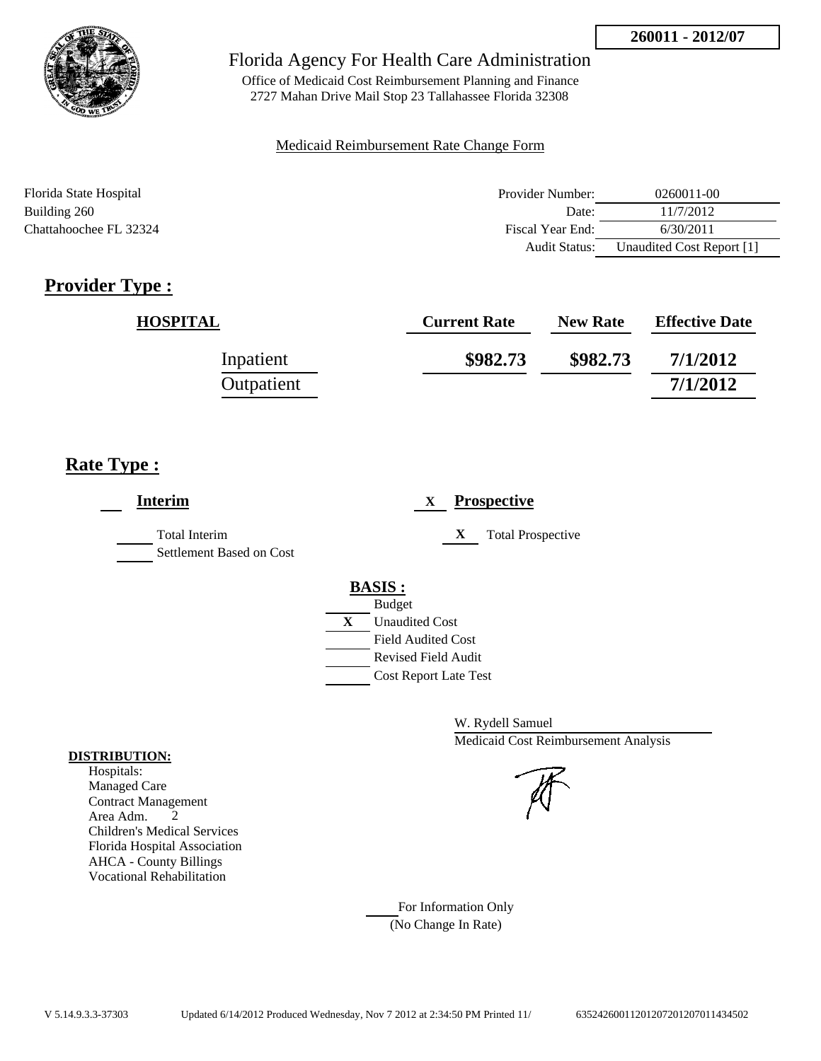**260011 - 2012/07**

# Florida Agency For Health Care Administration

Office of Medicaid Cost Reimbursement Planning and Finance
2727 Mahan Drive Mail Stop 23 Tallahassee Florida 32308

Medicaid Reimbursement Rate Change Form

Florida State Hospital
Building 260
Chattahoochee FL 32324

| | |
|---|---|
| Provider Number: | 0260011-00 |
| Date: | 11/7/2012 |
| Fiscal Year End: | 6/30/2011 |
| Audit Status: | Unaudited Cost Report [1] |

## Provider Type :

| HOSPITAL | Current Rate | New Rate | Effective Date |
|---|---|---|---|
| Inpatient | $982.73 | $982.73 | 7/1/2012 |
| Outpatient | | | 7/1/2012 |

## Rate Type :

**Interim**

- [ ] Total Interim
- [ ] Settlement Based on Cost

X **Prospective**

- X Total Prospective

**BASIS :**

- [ ] Budget
- X Unaudited Cost
- [ ] Field Audited Cost
- [ ] Revised Field Audit
- [ ] Cost Report Late Test

W. Rydell Samuel
Medicaid Cost Reimbursement Analysis

**DISTRIBUTION:**
Hospitals:
Managed Care
Contract Management
Area Adm. 2
Children's Medical Services
Florida Hospital Association
AHCA - County Billings
Vocational Rehabilitation

For Information Only
(No Change In Rate)

V 5.14.9.3.3-37303 Updated 6/14/2012 Produced Wednesday, Nov 7 2012 at 2:34:50 PM Printed 11/ 635242600112012072012070114345​02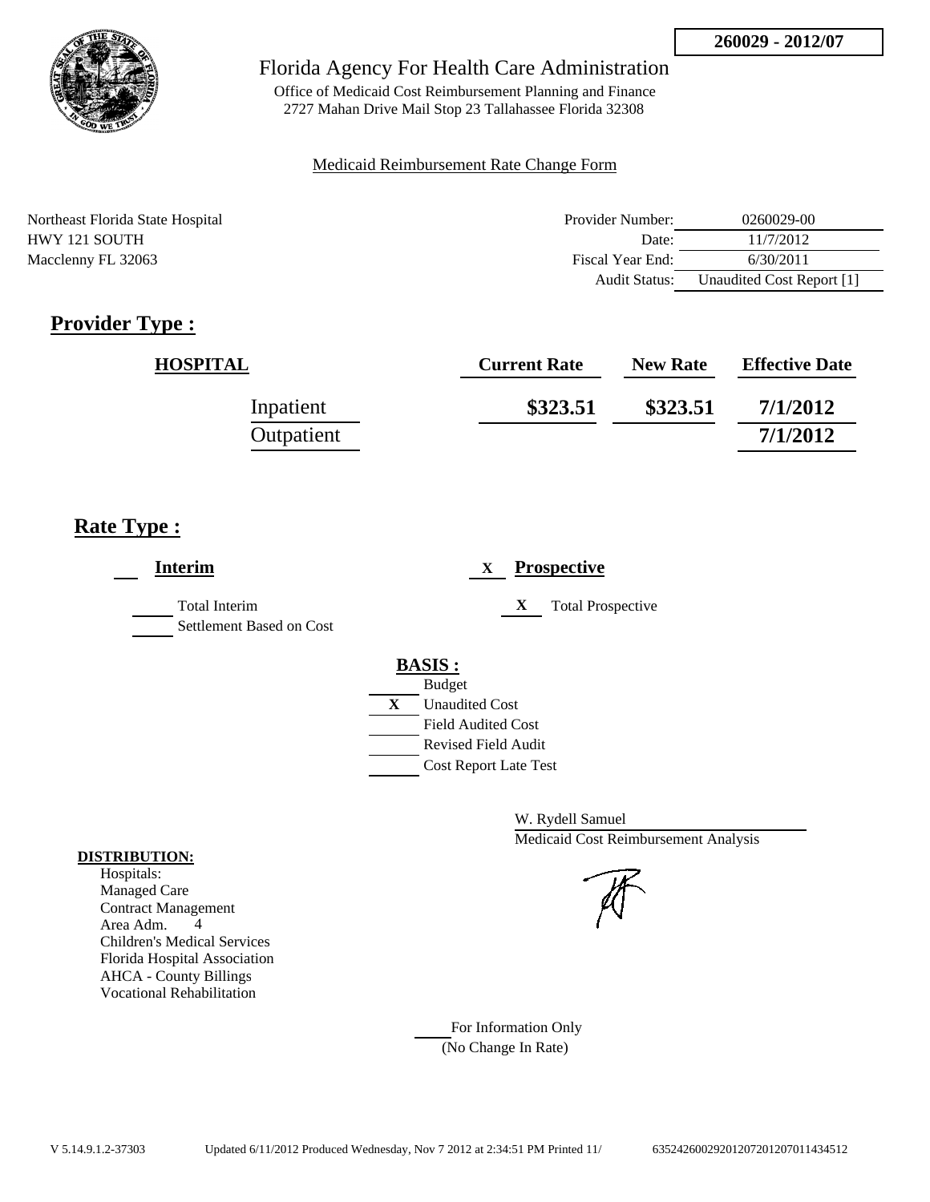260029 - 2012/07

# Florida Agency For Health Care Administration

Office of Medicaid Cost Reimbursement Planning and Finance
2727 Mahan Drive Mail Stop 23 Tallahassee Florida 32308

Medicaid Reimbursement Rate Change Form

Northeast Florida State Hospital
HWY 121 SOUTH
Macclenny FL 32063

| | |
|---|---|
| Provider Number: | 0260029-00 |
| Date: | 11/7/2012 |
| Fiscal Year End: | 6/30/2011 |
| Audit Status: | Unaudited Cost Report [1] |

## Provider Type :

| HOSPITAL | Current Rate | New Rate | Effective Date |
|---|---|---|---|
| Inpatient | \$323.51 | \$323.51 | 7/1/2012 |
| Outpatient | | | 7/1/2012 |

## Rate Type :

Interim

- Total Interim
- Settlement Based on Cost

X Prospective

- X Total Prospective

**BASIS :**

- Budget
- X Unaudited Cost
- Field Audited Cost
- Revised Field Audit
- Cost Report Late Test

W. Rydell Samuel
Medicaid Cost Reimbursement Analysis

**DISTRIBUTION:**
Hospitals:
Managed Care
Contract Management
Area Adm. 4
Children's Medical Services
Florida Hospital Association
AHCA - County Billings
Vocational Rehabilitation

For Information Only
(No Change In Rate)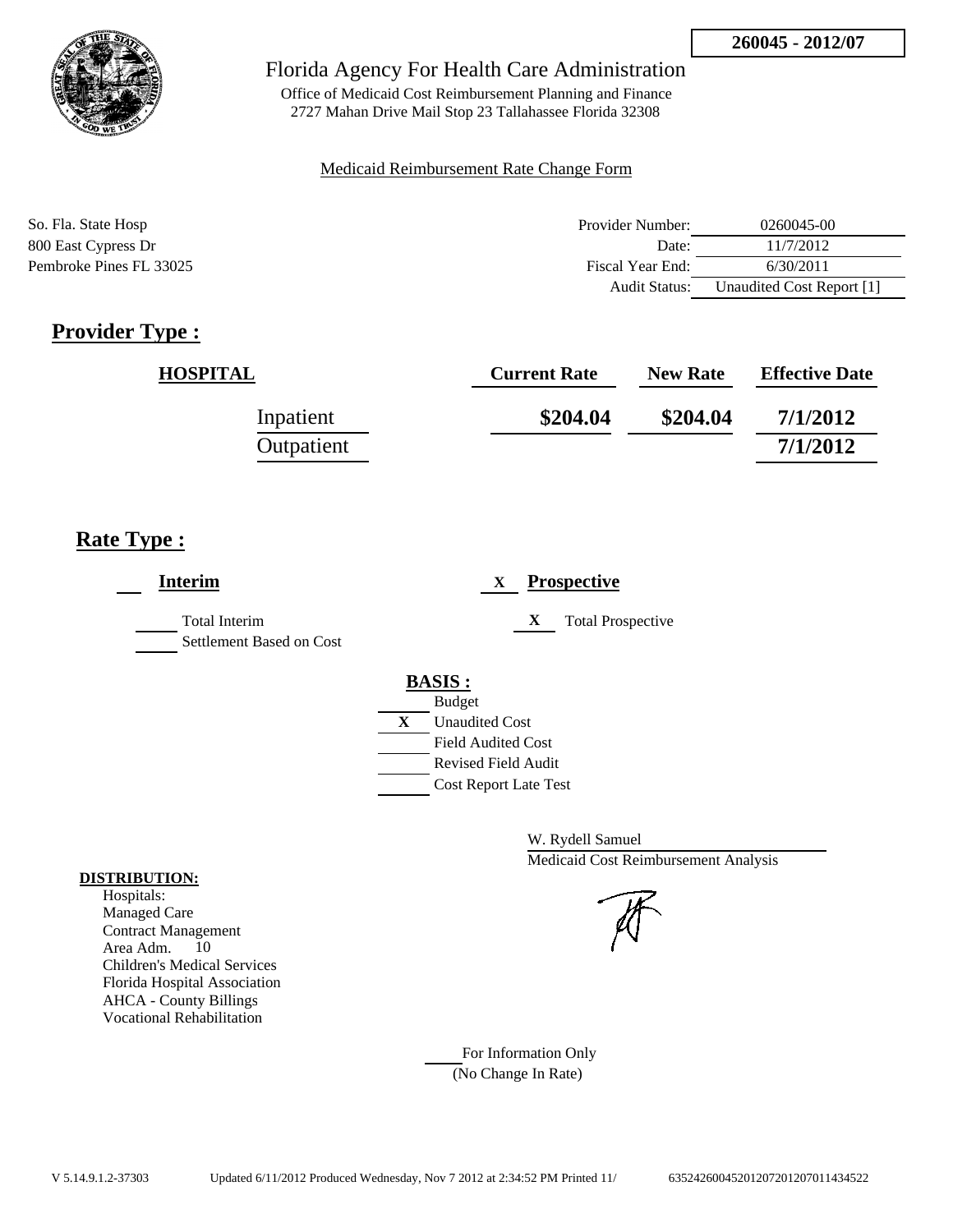**260045 - 2012/07**

Florida Agency For Health Care Administration

Office of Medicaid Cost Reimbursement Planning and Finance
2727 Mahan Drive Mail Stop 23 Tallahassee Florida 32308

Medicaid Reimbursement Rate Change Form

So. Fla. State Hosp
800 East Cypress Dr
Pembroke Pines FL 33025

| | |
|---|---|
| Provider Number: | 0260045-00 |
| Date: | 11/7/2012 |
| Fiscal Year End: | 6/30/2011 |
| Audit Status: | Unaudited Cost Report [1] |

## Provider Type :

| HOSPITAL | Current Rate | New Rate | Effective Date |
|---|---|---|---|
| Inpatient | $204.04 | $204.04 | 7/1/2012 |
| Outpatient | | | 7/1/2012 |

## Rate Type :

___ **Interim**

_____ Total Interim
_____ Settlement Based on Cost

X **Prospective**

X Total Prospective

**BASIS :**

_____ Budget
X Unaudited Cost
_____ Field Audited Cost
_____ Revised Field Audit
_____ Cost Report Late Test

W. Rydell Samuel
Medicaid Cost Reimbursement Analysis

**DISTRIBUTION:**
Hospitals:
Managed Care
Contract Management
Area Adm. 10
Children's Medical Services
Florida Hospital Association
AHCA - County Billings
Vocational Rehabilitation

_____ For Information Only
(No Change In Rate)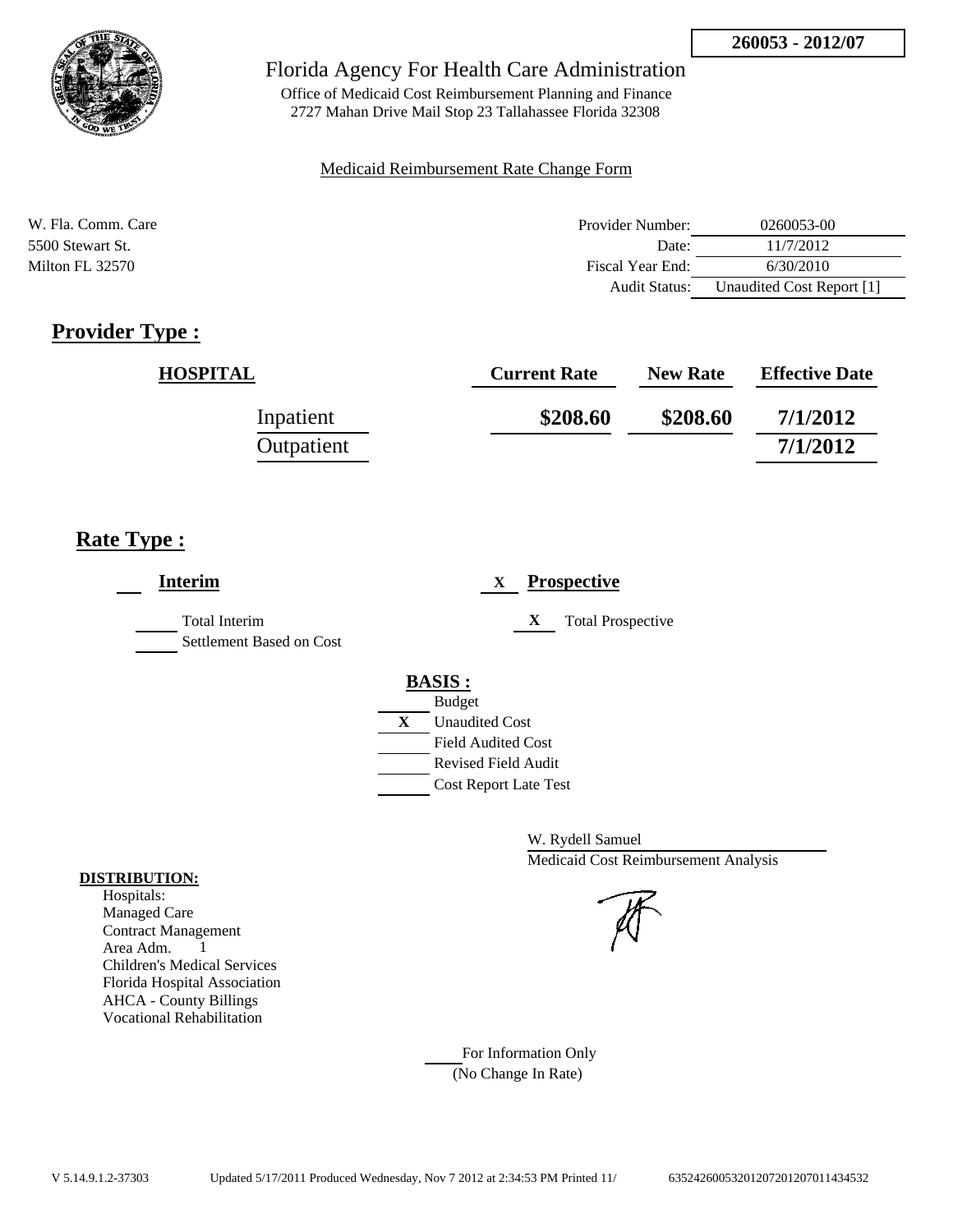260053 - 2012/07

Florida Agency For Health Care Administration

Office of Medicaid Cost Reimbursement Planning and Finance
2727 Mahan Drive Mail Stop 23 Tallahassee Florida 32308

Medicaid Reimbursement Rate Change Form

W. Fla. Comm. Care
5500 Stewart St.
Milton FL 32570

| | |
|---|---|
| Provider Number: | 0260053-00 |
| Date: | 11/7/2012 |
| Fiscal Year End: | 6/30/2010 |
| Audit Status: | Unaudited Cost Report [1] |

## Provider Type :

| HOSPITAL | Current Rate | New Rate | Effective Date |
|---|---|---|---|
| Inpatient | $208.60 | $208.60 | 7/1/2012 |
| Outpatient | | | 7/1/2012 |

## Rate Type :

___ **Interim**

___ Total Interim
___ Settlement Based on Cost

X **Prospective**

X Total Prospective

**BASIS :**

___ Budget
X Unaudited Cost
___ Field Audited Cost
___ Revised Field Audit
___ Cost Report Late Test

W. Rydell Samuel
Medicaid Cost Reimbursement Analysis

**DISTRIBUTION:**
Hospitals:
Managed Care
Contract Management
Area Adm. 1
Children's Medical Services
Florida Hospital Association
AHCA - County Billings
Vocational Rehabilitation

___ For Information Only
(No Change In Rate)

V 5.14.9.1.2-37303 Updated 5/17/2011 Produced Wednesday, Nov 7 2012 at 2:34:53 PM Printed 11/ 635242600532012072012070114345 32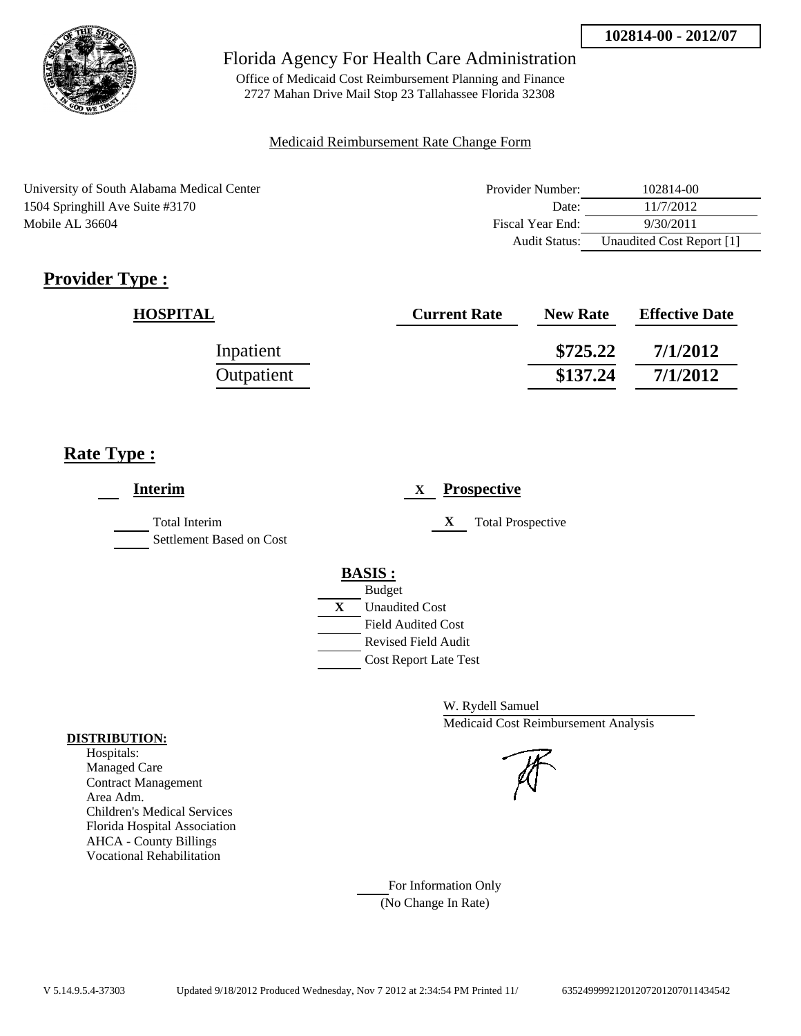102814-00 - 2012/07

Florida Agency For Health Care Administration

Office of Medicaid Cost Reimbursement Planning and Finance
2727 Mahan Drive Mail Stop 23 Tallahassee Florida 32308

Medicaid Reimbursement Rate Change Form

University of South Alabama Medical Center
1504 Springhill Ave Suite #3170
Mobile AL 36604

| | |
|---|---|
| Provider Number: | 102814-00 |
| Date: | 11/7/2012 |
| Fiscal Year End: | 9/30/2011 |
| Audit Status: | Unaudited Cost Report [1] |

## Provider Type :

| HOSPITAL | Current Rate | New Rate | Effective Date |
|---|---|---|---|
| Inpatient | | $725.22 | 7/1/2012 |
| Outpatient | | $137.24 | 7/1/2012 |

## Rate Type :

___ **Interim**

___ Total Interim
___ Settlement Based on Cost

X **Prospective**

X Total Prospective

**BASIS :**

___ Budget
X Unaudited Cost
___ Field Audited Cost
___ Revised Field Audit
___ Cost Report Late Test

W. Rydell Samuel
Medicaid Cost Reimbursement Analysis

**DISTRIBUTION:**

Hospitals:
Managed Care
Contract Management
Area Adm.
Children's Medical Services
Florida Hospital Association
AHCA - County Billings
Vocational Rehabilitation

___ For Information Only
(No Change In Rate)

V 5.14.9.5.4-37303 Updated 9/18/2012 Produced Wednesday, Nov 7 2012 at 2:34:54 PM Printed 11/ 6352499992120120720120701434542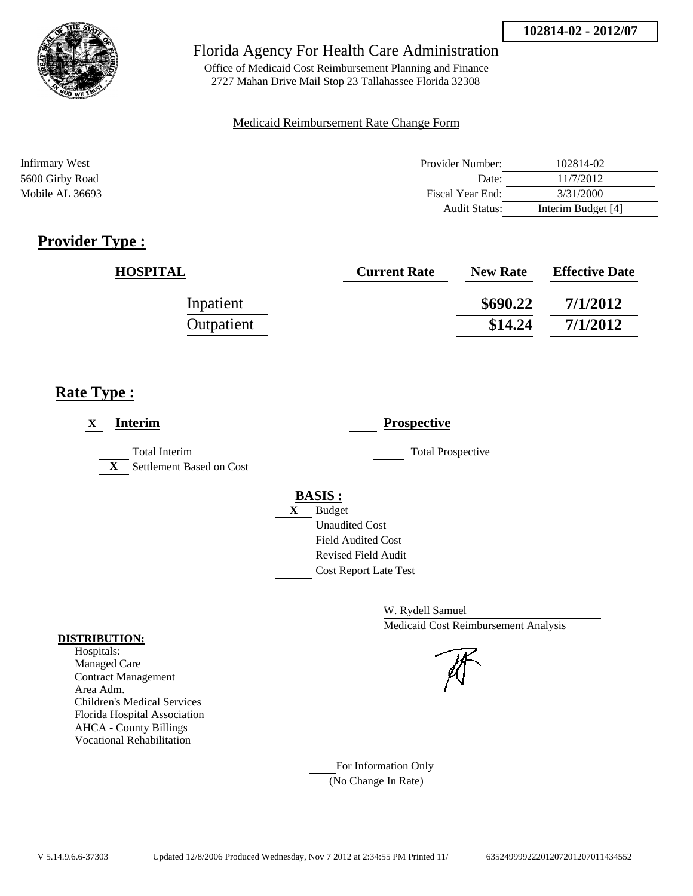**102814-02 - 2012/07**

Florida Agency For Health Care Administration

Office of Medicaid Cost Reimbursement Planning and Finance
2727 Mahan Drive Mail Stop 23 Tallahassee Florida 32308

Medicaid Reimbursement Rate Change Form

Infirmary West
5600 Girby Road
Mobile AL 36693

| | |
|---|---|
| Provider Number: | 102814-02 |
| Date: | 11/7/2012 |
| Fiscal Year End: | 3/31/2000 |
| Audit Status: | Interim Budget [4] |

## Provider Type :

| HOSPITAL | Current Rate | New Rate | Effective Date |
|---|---|---|---|
| Inpatient | | $690.22 | 7/1/2012 |
| Outpatient | | $14.24 | 7/1/2012 |

## Rate Type :

X **Interim**

___ Total Interim

X Settlement Based on Cost

___ **Prospective**

___ Total Prospective

**BASIS :**

X Budget

___ Unaudited Cost

___ Field Audited Cost

___ Revised Field Audit

___ Cost Report Late Test

W. Rydell Samuel
Medicaid Cost Reimbursement Analysis

**DISTRIBUTION:**
Hospitals:
Managed Care
Contract Management
Area Adm.
Children's Medical Services
Florida Hospital Association
AHCA - County Billings
Vocational Rehabilitation

___ For Information Only
(No Change In Rate)

V 5.14.9.6.6-37303 Updated 12/8/2006 Produced Wednesday, Nov 7 2012 at 2:34:55 PM Printed 11/ 635249999222012072012070114345552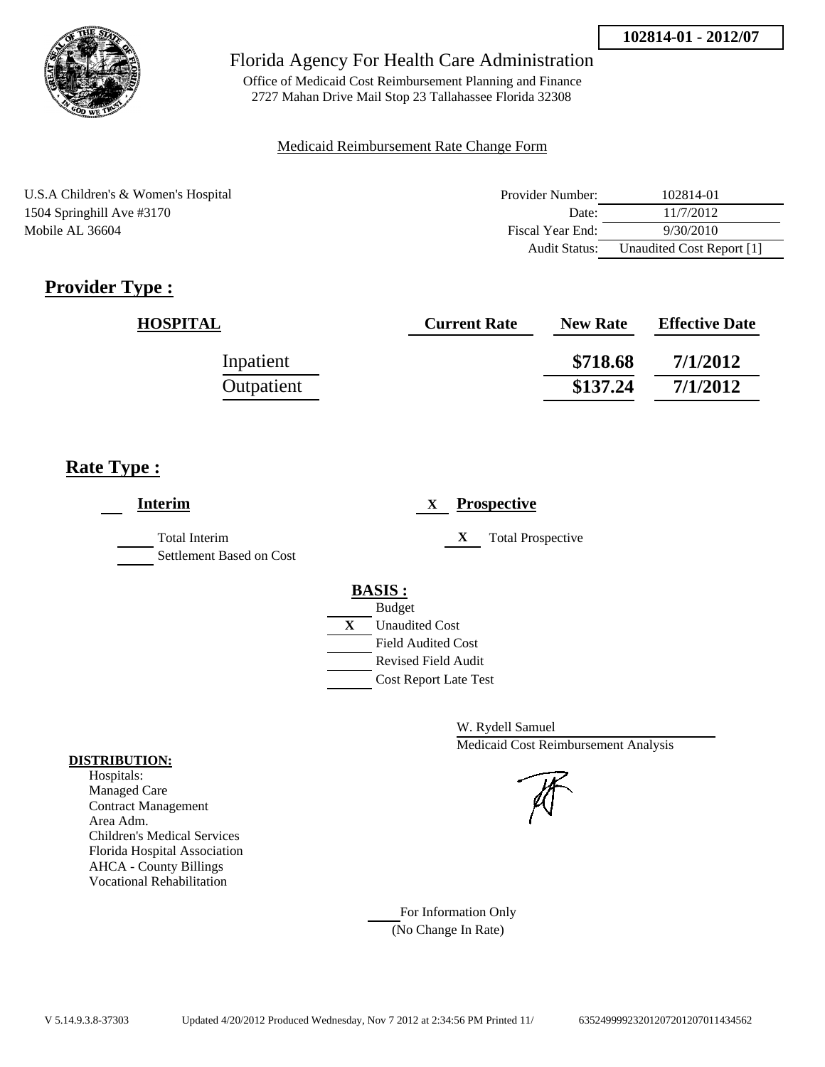102814-01 - 2012/07

# Florida Agency For Health Care Administration

Office of Medicaid Cost Reimbursement Planning and Finance
2727 Mahan Drive Mail Stop 23 Tallahassee Florida 32308

Medicaid Reimbursement Rate Change Form

U.S.A Children's & Women's Hospital
1504 Springhill Ave #3170
Mobile AL 36604

| | |
|---|---|
| Provider Number: | 102814-01 |
| Date: | 11/7/2012 |
| Fiscal Year End: | 9/30/2010 |
| Audit Status: | Unaudited Cost Report [1] |

## Provider Type :

| HOSPITAL | Current Rate | New Rate | Effective Date |
|---|---|---|---|
| Inpatient | | $718.68 | 7/1/2012 |
| Outpatient | | $137.24 | 7/1/2012 |

## Rate Type :

___ **Interim**

_____ Total Interim
_____ Settlement Based on Cost

X **Prospective**

X Total Prospective

**BASIS :**

_____ Budget
X Unaudited Cost
_____ Field Audited Cost
_____ Revised Field Audit
_____ Cost Report Late Test

W. Rydell Samuel
Medicaid Cost Reimbursement Analysis

**DISTRIBUTION:**
Hospitals:
Managed Care
Contract Management
Area Adm.
Children's Medical Services
Florida Hospital Association
AHCA - County Billings
Vocational Rehabilitation

_____ For Information Only
(No Change In Rate)

V 5.14.9.3.8-37303 Updated 4/20/2012 Produced Wednesday, Nov 7 2012 at 2:34:56 PM Printed 11/ 635249999232012072012070114345 62